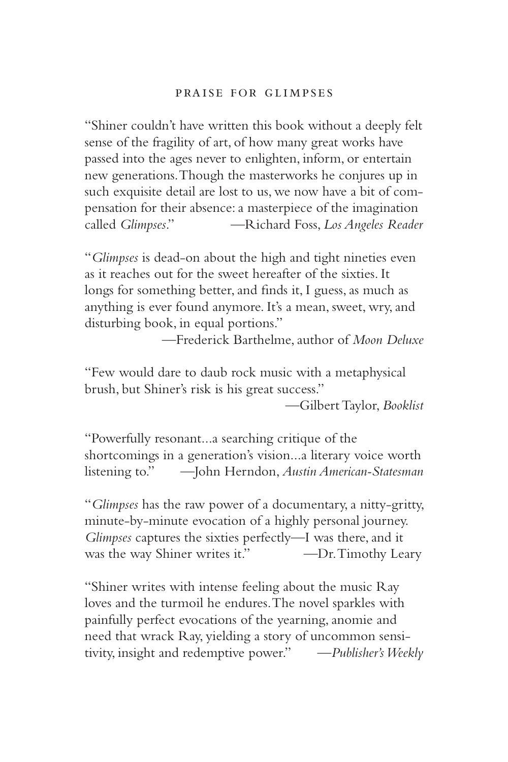## PRAISE FOR GLIMPSES

"Shiner couldn't have written this book without a deeply felt sense of the fragility of art, of how many great works have passed into the ages never to enlighten, inform, or entertain new generations. Though the masterworks he conjures up in such exquisite detail are lost to us, we now have a bit of compensation for their absence: a masterpiece of the imagination called *Glimpses*." —Richard Foss, *Los Angeles Reader*

"*Glimpses* is dead-on about the high and tight nineties even as it reaches out for the sweet hereafter of the sixties. It longs for something better, and finds it, I guess, as much as anything is ever found anymore. It's a mean, sweet, wry, and disturbing book, in equal portions."
—Frederick Barthelme, author of *Moon Deluxe*

"Few would dare to daub rock music with a metaphysical brush, but Shiner's risk is his great success."
—Gilbert Taylor, *Booklist*

"Powerfully resonant...a searching critique of the shortcomings in a generation's vision...a literary voice worth listening to." —John Herndon, *Austin American-Statesman*

"*Glimpses* has the raw power of a documentary, a nitty-gritty, minute-by-minute evocation of a highly personal journey. *Glimpses* captures the sixties perfectly—I was there, and it was the way Shiner writes it." —Dr. Timothy Leary

"Shiner writes with intense feeling about the music Ray loves and the turmoil he endures. The novel sparkles with painfully perfect evocations of the yearning, anomie and need that wrack Ray, yielding a story of uncommon sensitivity, insight and redemptive power." —*Publisher's Weekly*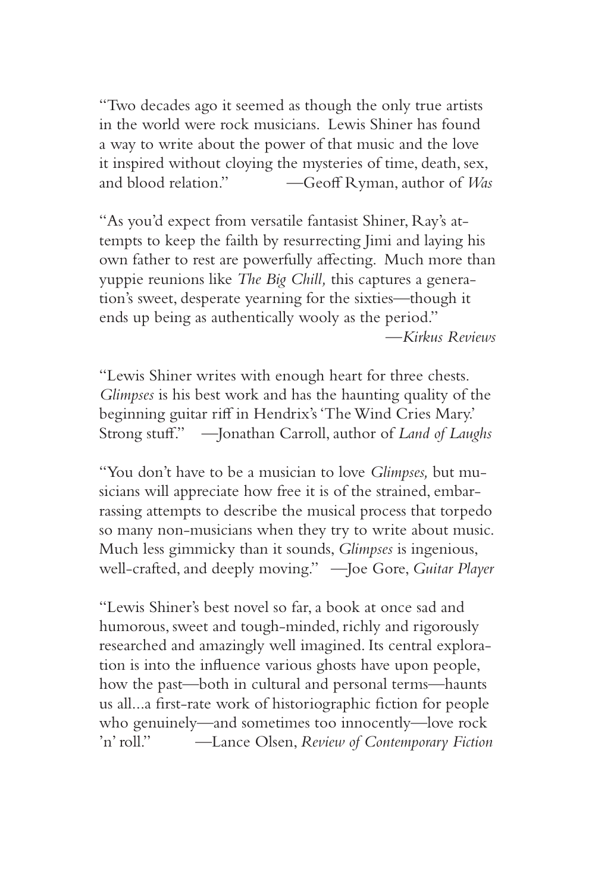"Two decades ago it seemed as though the only true artists in the world were rock musicians. Lewis Shiner has found a way to write about the power of that music and the love it inspired without cloying the mysteries of time, death, sex, and blood relation." —Geoff Ryman, author of *Was*

"As you'd expect from versatile fantasist Shiner, Ray's attempts to keep the faith by resurrecting Jimi and laying his own father to rest are powerfully affecting. Much more than yuppie reunions like *The Big Chill,* this captures a generation's sweet, desperate yearning for the sixties—though it ends up being as authentically wooly as the period."
—*Kirkus Reviews*

"Lewis Shiner writes with enough heart for three chests. *Glimpses* is his best work and has the haunting quality of the beginning guitar riff in Hendrix's 'The Wind Cries Mary.' Strong stuff." —Jonathan Carroll, author of *Land of Laughs*

"You don't have to be a musician to love *Glimpses,* but musicians will appreciate how free it is of the strained, embarrassing attempts to describe the musical process that torpedo so many non-musicians when they try to write about music. Much less gimmicky than it sounds, *Glimpses* is ingenious, well-crafted, and deeply moving." —Joe Gore, *Guitar Player*

"Lewis Shiner's best novel so far, a book at once sad and humorous, sweet and tough-minded, richly and rigorously researched and amazingly well imagined. Its central exploration is into the influence various ghosts have upon people, how the past—both in cultural and personal terms—haunts us all...a first-rate work of historiographic fiction for people who genuinely—and sometimes too innocently—love rock 'n' roll." —Lance Olsen, *Review of Contemporary Fiction*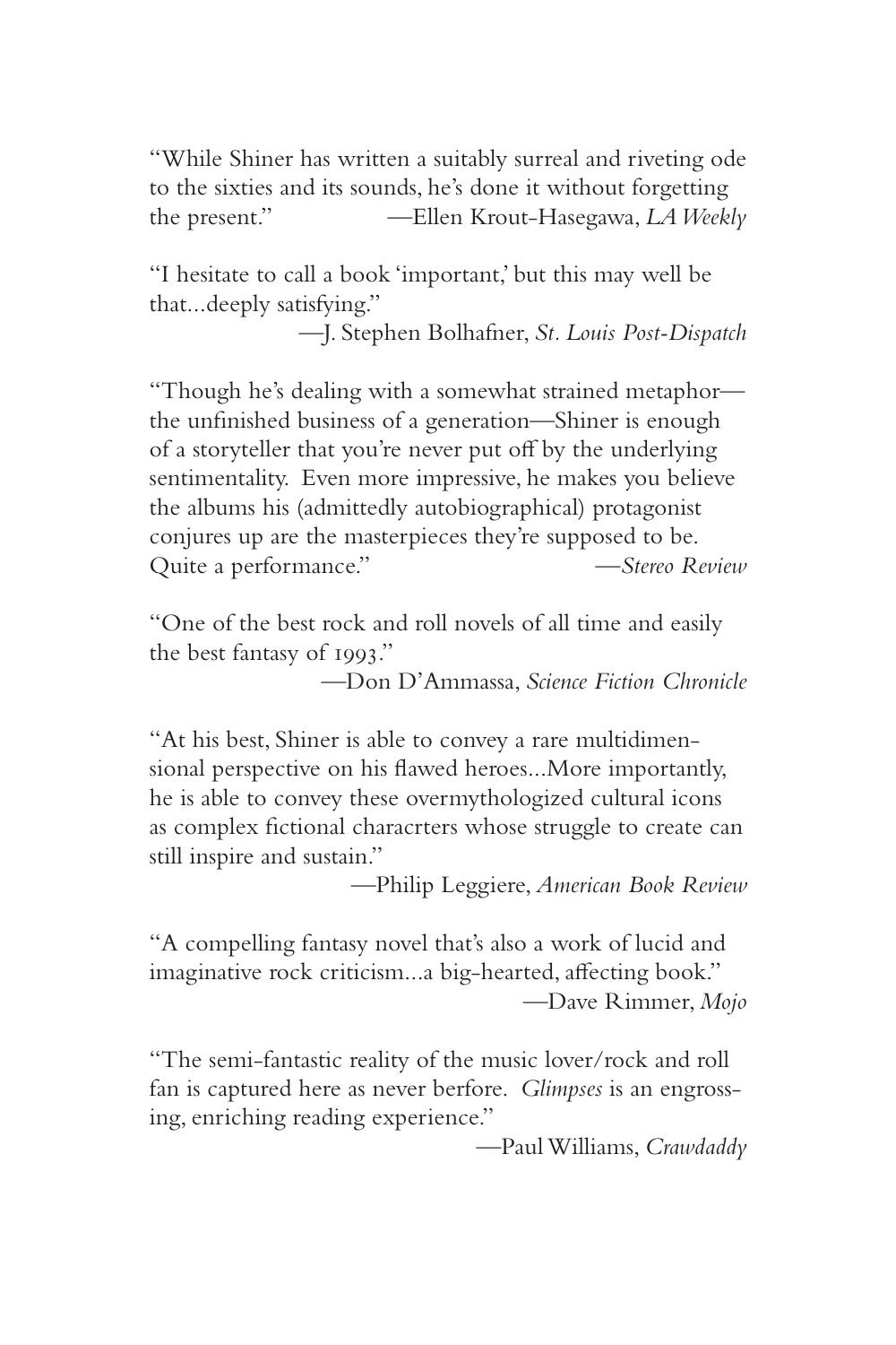"While Shiner has written a suitably surreal and riveting ode to the sixties and its sounds, he's done it without forgetting the present." —Ellen Krout-Hasegawa, *LA Weekly*

"I hesitate to call a book 'important,' but this may well be that...deeply satisfying."

—J. Stephen Bolhafner, *St. Louis Post-Dispatch*

"Though he's dealing with a somewhat strained metaphor—the unfinished business of a generation—Shiner is enough of a storyteller that you're never put off by the underlying sentimentality. Even more impressive, he makes you believe the albums his (admittedly autobiographical) protagonist conjures up are the masterpieces they're supposed to be. Quite a performance." —*Stereo Review*

"One of the best rock and roll novels of all time and easily the best fantasy of 1993."

—Don D'Ammassa, *Science Fiction Chronicle*

"At his best, Shiner is able to convey a rare multidimensional perspective on his flawed heroes...More importantly, he is able to convey these overmythologized cultural icons as complex fictional characrters whose struggle to create can still inspire and sustain."

—Philip Leggiere, *American Book Review*

"A compelling fantasy novel that's also a work of lucid and imaginative rock criticism...a big-hearted, affecting book."

—Dave Rimmer, *Mojo*

"The semi-fantastic reality of the music lover/rock and roll fan is captured here as never berfore. *Glimpses* is an engrossing, enriching reading experience."

—Paul Williams, *Crawdaddy*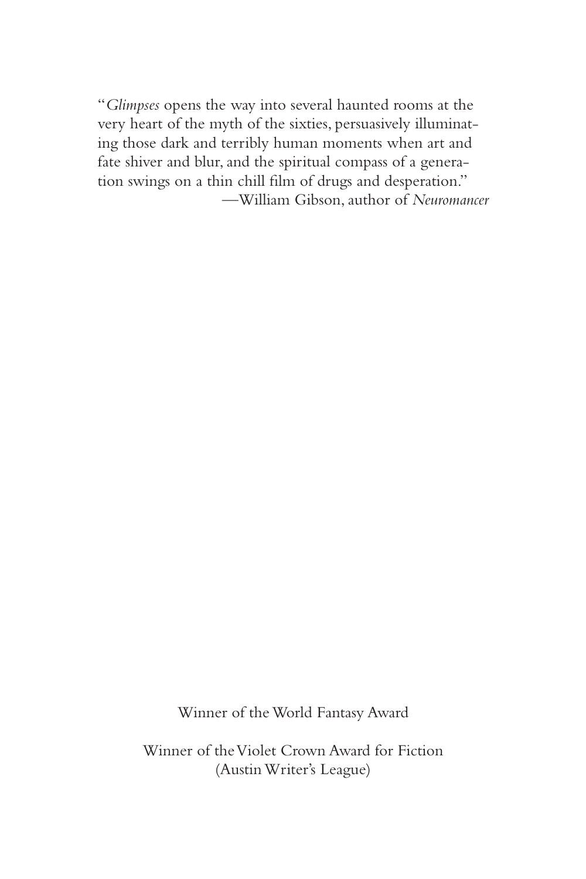"*Glimpses* opens the way into several haunted rooms at the very heart of the myth of the sixties, persuasively illuminating those dark and terribly human moments when art and fate shiver and blur, and the spiritual compass of a generation swings on a thin chill film of drugs and desperation."

—William Gibson, author of *Neuromancer*

Winner of the World Fantasy Award

Winner of the Violet Crown Award for Fiction
(Austin Writer's League)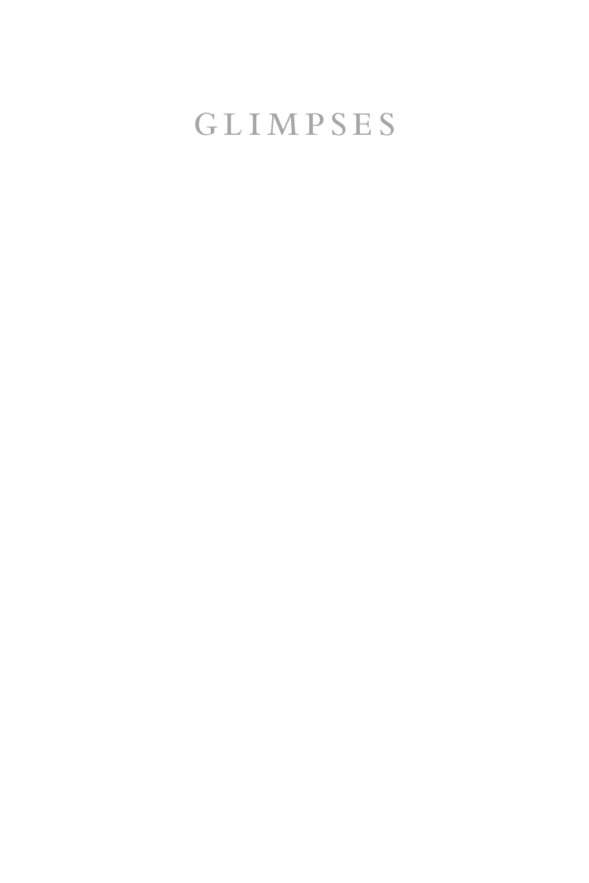# GLIMPSES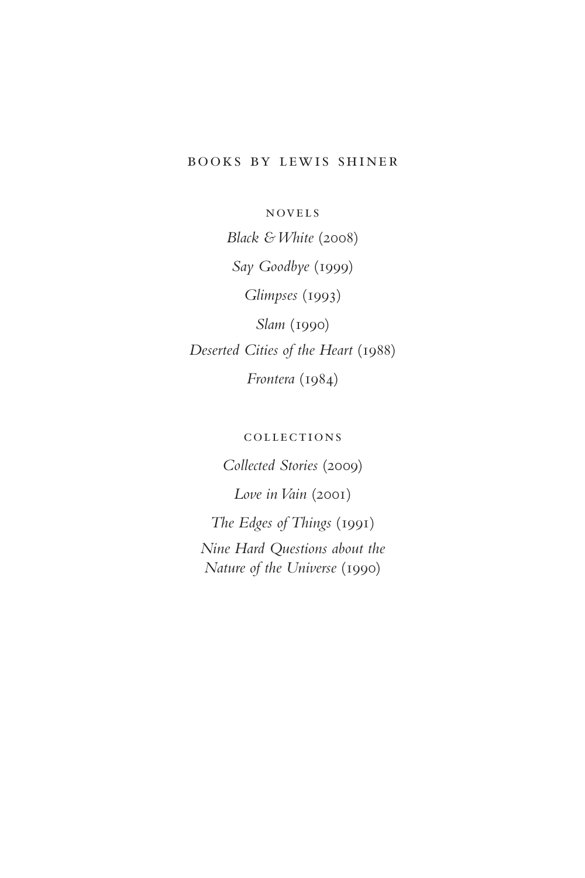# BOOKS BY LEWIS SHINER

## NOVELS

*Black & White* (2008)

*Say Goodbye* (1999)

*Glimpses* (1993)

*Slam* (1990)

*Deserted Cities of the Heart* (1988)

*Frontera* (1984)

## COLLECTIONS

*Collected Stories* (2009)

*Love in Vain* (2001)

*The Edges of Things* (1991)

*Nine Hard Questions about the Nature of the Universe* (1990)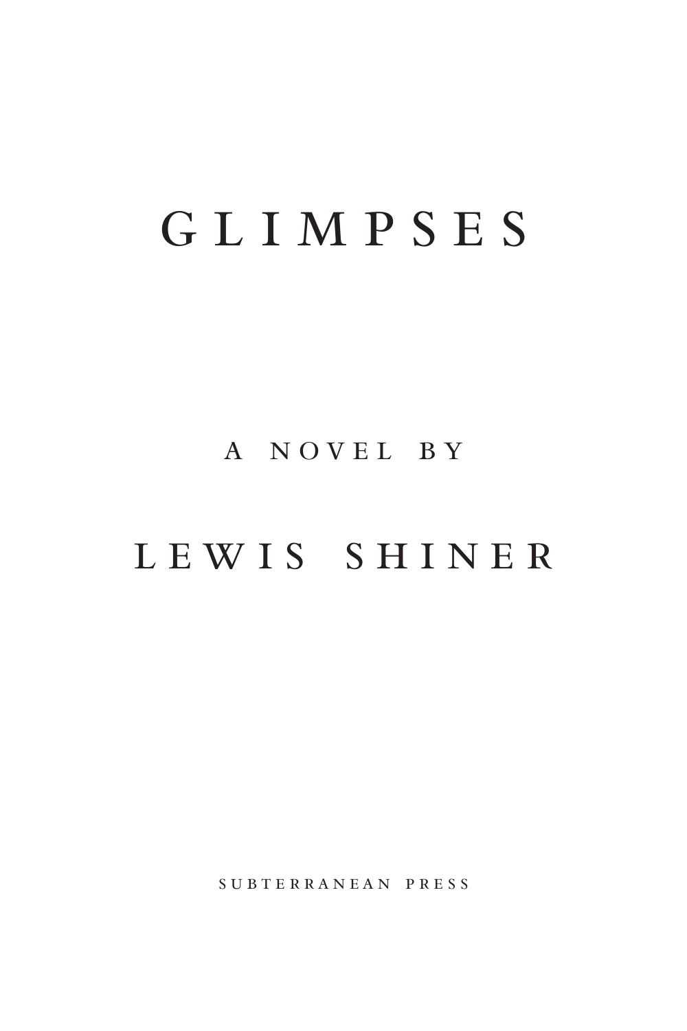# GLIMPSES

A NOVEL BY

LEWIS SHINER

SUBTERRANEAN PRESS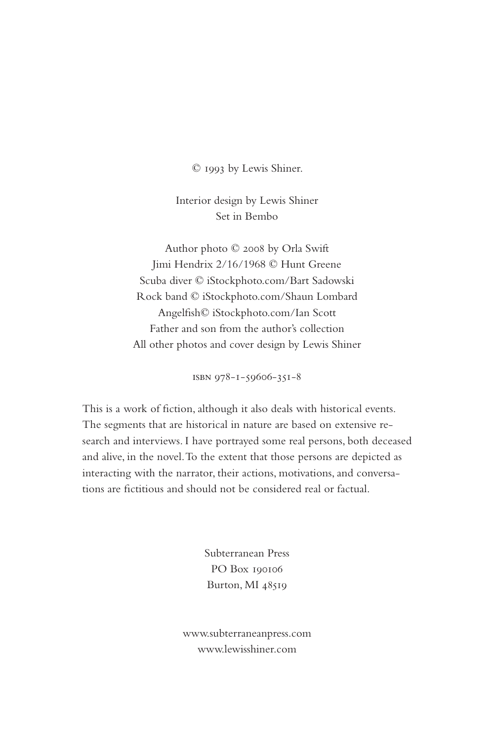© 1993 by Lewis Shiner.

Interior design by Lewis Shiner
Set in Bembo

Author photo © 2008 by Orla Swift
Jimi Hendrix 2/16/1968 © Hunt Greene
Scuba diver © iStockphoto.com/Bart Sadowski
Rock band © iStockphoto.com/Shaun Lombard
Angelfish© iStockphoto.com/Ian Scott
Father and son from the author's collection
All other photos and cover design by Lewis Shiner

ISBN 978-1-59606-351-8

This is a work of fiction, although it also deals with historical events. The segments that are historical in nature are based on extensive research and interviews. I have portrayed some real persons, both deceased and alive, in the novel. To the extent that those persons are depicted as interacting with the narrator, their actions, motivations, and conversations are fictitious and should not be considered real or factual.

Subterranean Press
PO Box 190106
Burton, MI 48519

www.subterraneanpress.com
www.lewisshiner.com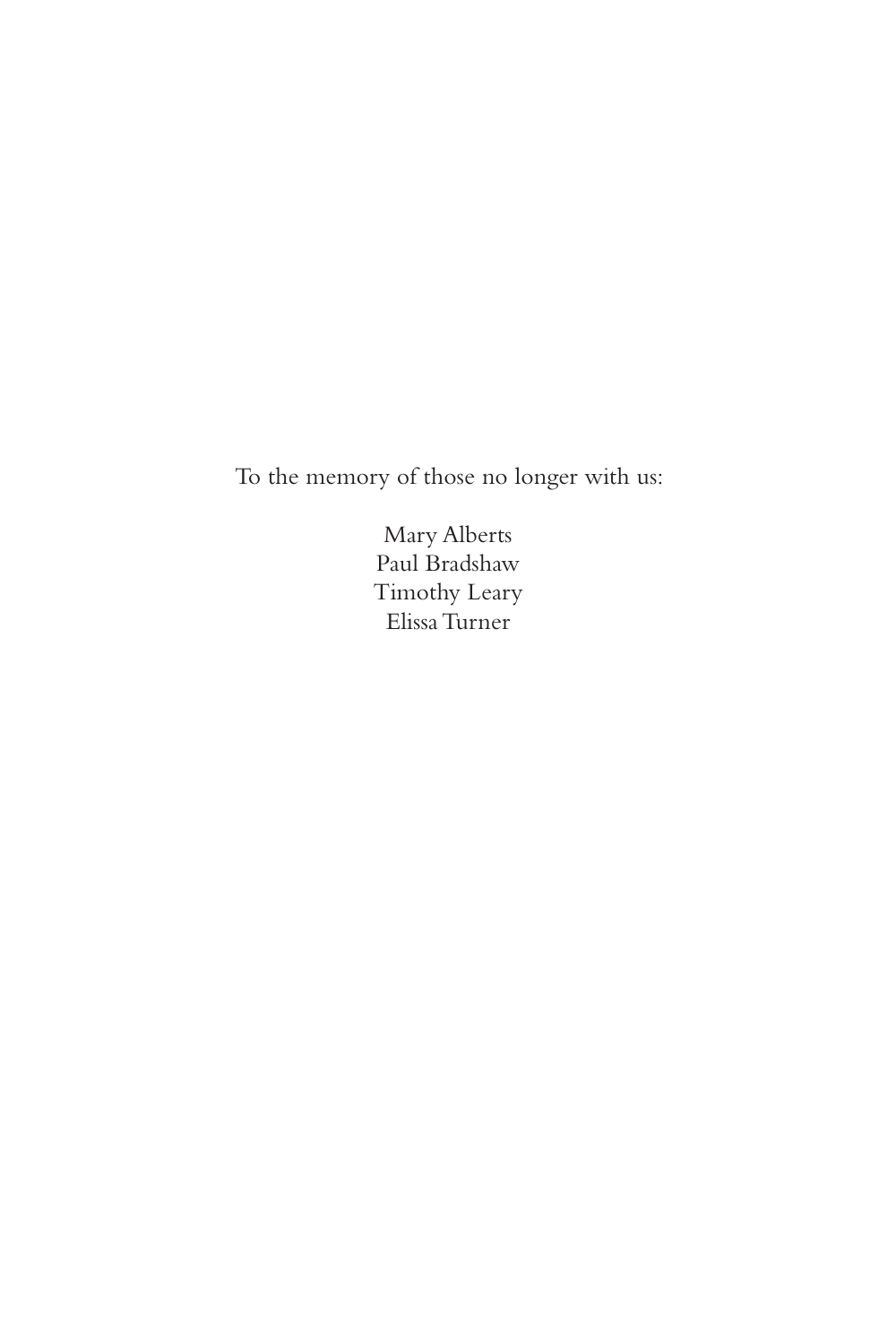To the memory of those no longer with us:

Mary Alberts
Paul Bradshaw
Timothy Leary
Elissa Turner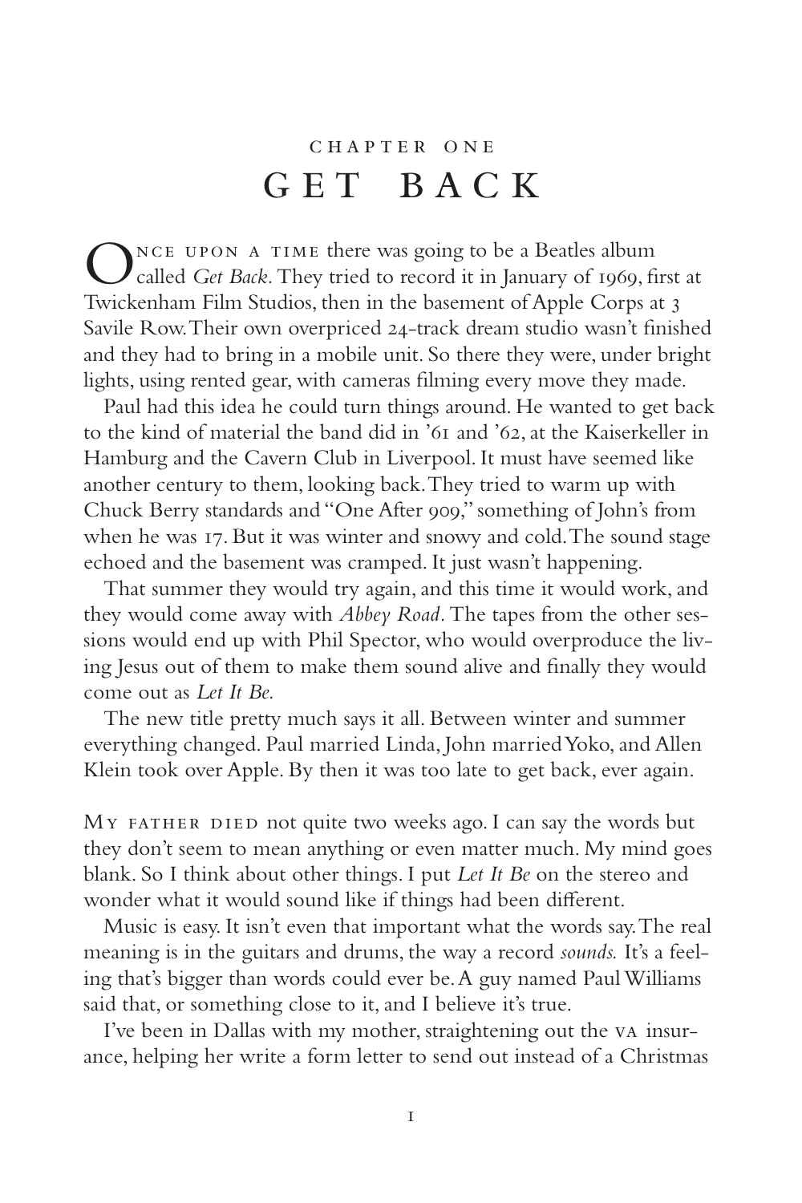# CHAPTER ONE
# GET BACK

ONCE UPON A TIME there was going to be a Beatles album called *Get Back*. They tried to record it in January of 1969, first at Twickenham Film Studios, then in the basement of Apple Corps at 3 Savile Row. Their own overpriced 24-track dream studio wasn't finished and they had to bring in a mobile unit. So there they were, under bright lights, using rented gear, with cameras filming every move they made.

Paul had this idea he could turn things around. He wanted to get back to the kind of material the band did in '61 and '62, at the Kaiserkeller in Hamburg and the Cavern Club in Liverpool. It must have seemed like another century to them, looking back. They tried to warm up with Chuck Berry standards and "One After 909," something of John's from when he was 17. But it was winter and snowy and cold. The sound stage echoed and the basement was cramped. It just wasn't happening.

That summer they would try again, and this time it would work, and they would come away with *Abbey Road*. The tapes from the other sessions would end up with Phil Spector, who would overproduce the living Jesus out of them to make them sound alive and finally they would come out as *Let It Be*.

The new title pretty much says it all. Between winter and summer everything changed. Paul married Linda, John married Yoko, and Allen Klein took over Apple. By then it was too late to get back, ever again.

MY FATHER DIED not quite two weeks ago. I can say the words but they don't seem to mean anything or even matter much. My mind goes blank. So I think about other things. I put *Let It Be* on the stereo and wonder what it would sound like if things had been different.

Music is easy. It isn't even that important what the words say. The real meaning is in the guitars and drums, the way a record *sounds.* It's a feeling that's bigger than words could ever be. A guy named Paul Williams said that, or something close to it, and I believe it's true.

I've been in Dallas with my mother, straightening out the VA insurance, helping her write a form letter to send out instead of a Christmas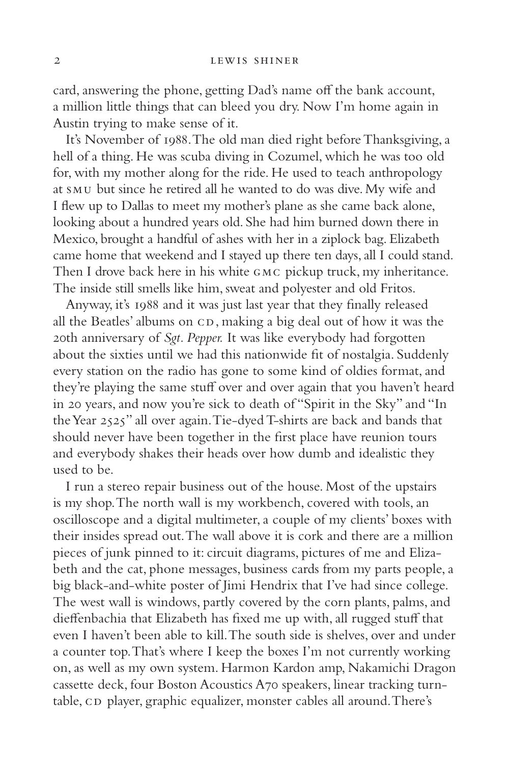card, answering the phone, getting Dad's name off the bank account, a million little things that can bleed you dry. Now I'm home again in Austin trying to make sense of it.

It's November of 1988. The old man died right before Thanksgiving, a hell of a thing. He was scuba diving in Cozumel, which he was too old for, with my mother along for the ride. He used to teach anthropology at SMU but since he retired all he wanted to do was dive. My wife and I flew up to Dallas to meet my mother's plane as she came back alone, looking about a hundred years old. She had him burned down there in Mexico, brought a handful of ashes with her in a ziplock bag. Elizabeth came home that weekend and I stayed up there ten days, all I could stand. Then I drove back here in his white GMC pickup truck, my inheritance. The inside still smells like him, sweat and polyester and old Fritos.

Anyway, it's 1988 and it was just last year that they finally released all the Beatles' albums on CD, making a big deal out of how it was the 20th anniversary of *Sgt. Pepper.* It was like everybody had forgotten about the sixties until we had this nationwide fit of nostalgia. Suddenly every station on the radio has gone to some kind of oldies format, and they're playing the same stuff over and over again that you haven't heard in 20 years, and now you're sick to death of "Spirit in the Sky" and "In the Year 2525" all over again. Tie-dyed T-shirts are back and bands that should never have been together in the first place have reunion tours and everybody shakes their heads over how dumb and idealistic they used to be.

I run a stereo repair business out of the house. Most of the upstairs is my shop. The north wall is my workbench, covered with tools, an oscilloscope and a digital multimeter, a couple of my clients' boxes with their insides spread out. The wall above it is cork and there are a million pieces of junk pinned to it: circuit diagrams, pictures of me and Elizabeth and the cat, phone messages, business cards from my parts people, a big black-and-white poster of Jimi Hendrix that I've had since college. The west wall is windows, partly covered by the corn plants, palms, and dieffenbachia that Elizabeth has fixed me up with, all rugged stuff that even I haven't been able to kill. The south side is shelves, over and under a counter top. That's where I keep the boxes I'm not currently working on, as well as my own system. Harmon Kardon amp, Nakamichi Dragon cassette deck, four Boston Acoustics A70 speakers, linear tracking turntable, CD player, graphic equalizer, monster cables all around. There's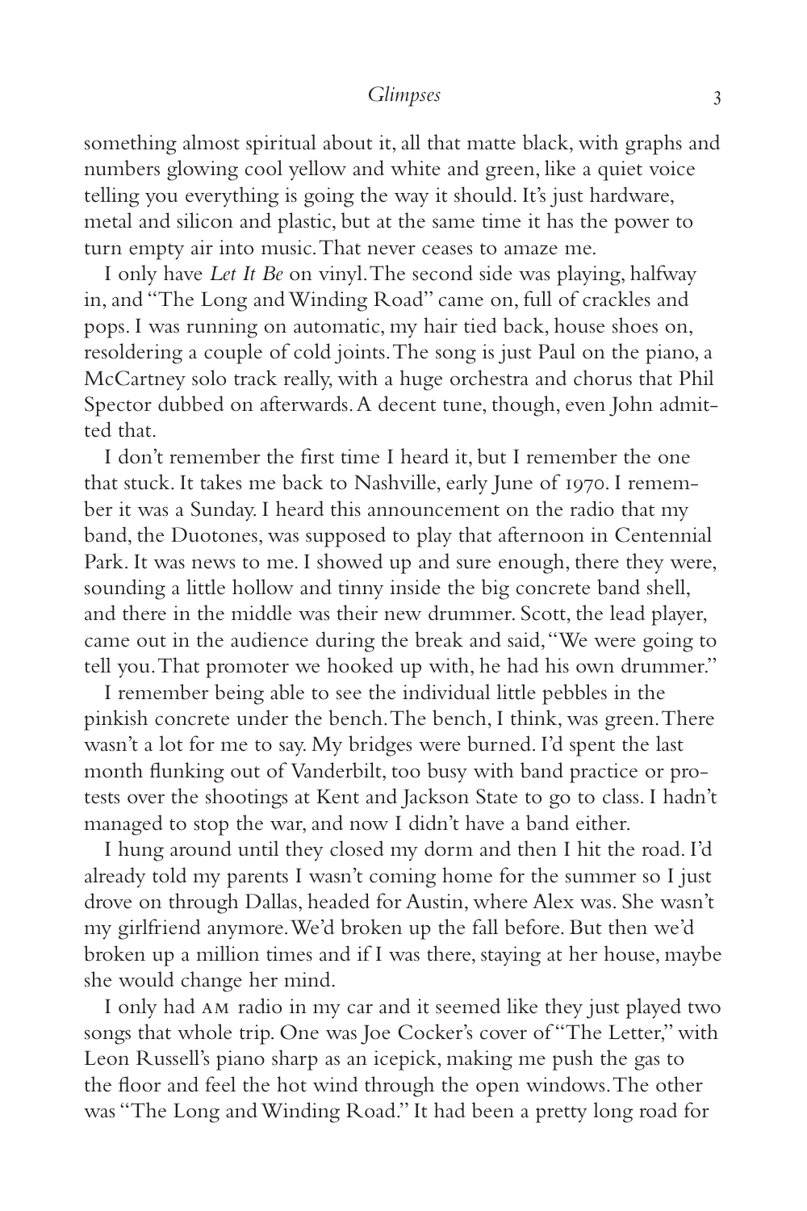something almost spiritual about it, all that matte black, with graphs and numbers glowing cool yellow and white and green, like a quiet voice telling you everything is going the way it should. It's just hardware, metal and silicon and plastic, but at the same time it has the power to turn empty air into music. That never ceases to amaze me.

I only have *Let It Be* on vinyl. The second side was playing, halfway in, and "The Long and Winding Road" came on, full of crackles and pops. I was running on automatic, my hair tied back, house shoes on, resoldering a couple of cold joints. The song is just Paul on the piano, a McCartney solo track really, with a huge orchestra and chorus that Phil Spector dubbed on afterwards. A decent tune, though, even John admitted that.

I don't remember the first time I heard it, but I remember the one that stuck. It takes me back to Nashville, early June of 1970. I remember it was a Sunday. I heard this announcement on the radio that my band, the Duotones, was supposed to play that afternoon in Centennial Park. It was news to me. I showed up and sure enough, there they were, sounding a little hollow and tinny inside the big concrete band shell, and there in the middle was their new drummer. Scott, the lead player, came out in the audience during the break and said, "We were going to tell you. That promoter we hooked up with, he had his own drummer."

I remember being able to see the individual little pebbles in the pinkish concrete under the bench. The bench, I think, was green. There wasn't a lot for me to say. My bridges were burned. I'd spent the last month flunking out of Vanderbilt, too busy with band practice or protests over the shootings at Kent and Jackson State to go to class. I hadn't managed to stop the war, and now I didn't have a band either.

I hung around until they closed my dorm and then I hit the road. I'd already told my parents I wasn't coming home for the summer so I just drove on through Dallas, headed for Austin, where Alex was. She wasn't my girlfriend anymore. We'd broken up the fall before. But then we'd broken up a million times and if I was there, staying at her house, maybe she would change her mind.

I only had AM radio in my car and it seemed like they just played two songs that whole trip. One was Joe Cocker's cover of "The Letter," with Leon Russell's piano sharp as an icepick, making me push the gas to the floor and feel the hot wind through the open windows. The other was "The Long and Winding Road." It had been a pretty long road for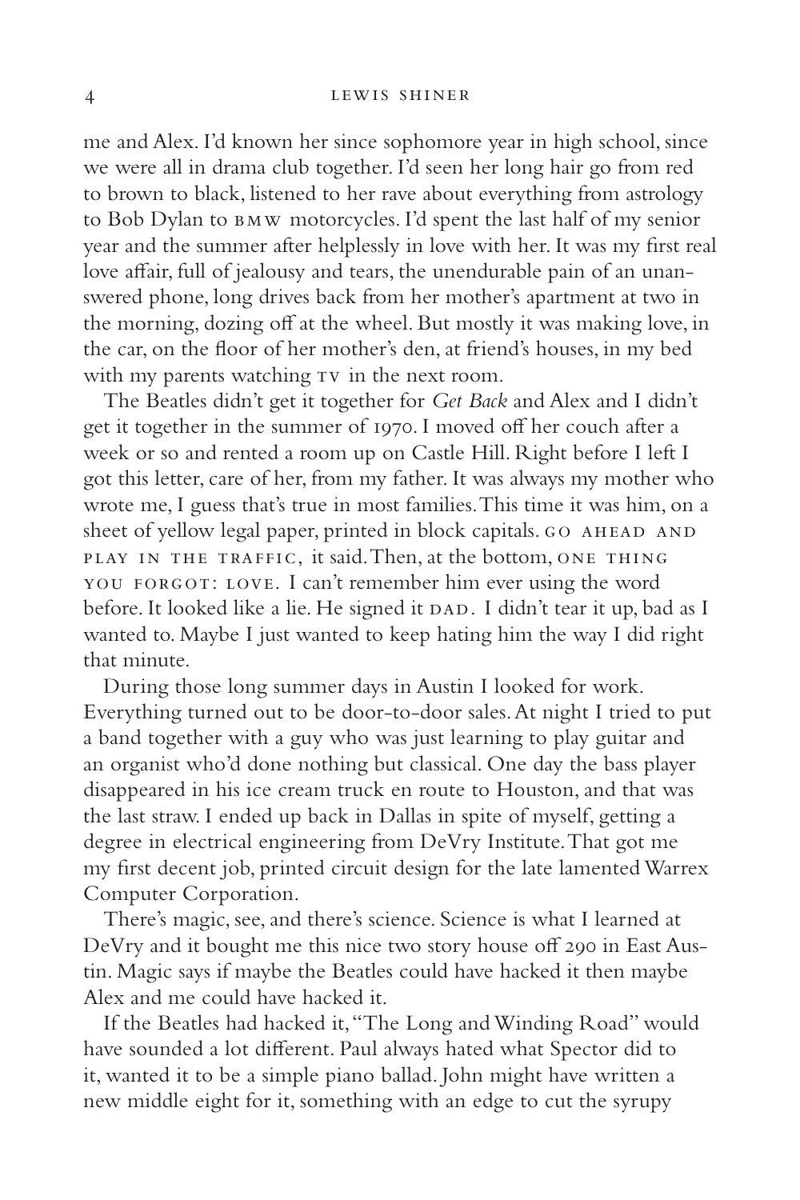me and Alex. I'd known her since sophomore year in high school, since we were all in drama club together. I'd seen her long hair go from red to brown to black, listened to her rave about everything from astrology to Bob Dylan to BMW motorcycles. I'd spent the last half of my senior year and the summer after helplessly in love with her. It was my first real love affair, full of jealousy and tears, the unendurable pain of an unanswered phone, long drives back from her mother's apartment at two in the morning, dozing off at the wheel. But mostly it was making love, in the car, on the floor of her mother's den, at friend's houses, in my bed with my parents watching TV in the next room.

The Beatles didn't get it together for *Get Back* and Alex and I didn't get it together in the summer of 1970. I moved off her couch after a week or so and rented a room up on Castle Hill. Right before I left I got this letter, care of her, from my father. It was always my mother who wrote me, I guess that's true in most families. This time it was him, on a sheet of yellow legal paper, printed in block capitals. GO AHEAD AND PLAY IN THE TRAFFIC, it said. Then, at the bottom, ONE THING YOU FORGOT: LOVE. I can't remember him ever using the word before. It looked like a lie. He signed it DAD. I didn't tear it up, bad as I wanted to. Maybe I just wanted to keep hating him the way I did right that minute.

During those long summer days in Austin I looked for work. Everything turned out to be door-to-door sales. At night I tried to put a band together with a guy who was just learning to play guitar and an organist who'd done nothing but classical. One day the bass player disappeared in his ice cream truck en route to Houston, and that was the last straw. I ended up back in Dallas in spite of myself, getting a degree in electrical engineering from DeVry Institute. That got me my first decent job, printed circuit design for the late lamented Warrex Computer Corporation.

There's magic, see, and there's science. Science is what I learned at DeVry and it bought me this nice two story house off 290 in East Austin. Magic says if maybe the Beatles could have hacked it then maybe Alex and me could have hacked it.

If the Beatles had hacked it, "The Long and Winding Road" would have sounded a lot different. Paul always hated what Spector did to it, wanted it to be a simple piano ballad. John might have written a new middle eight for it, something with an edge to cut the syrupy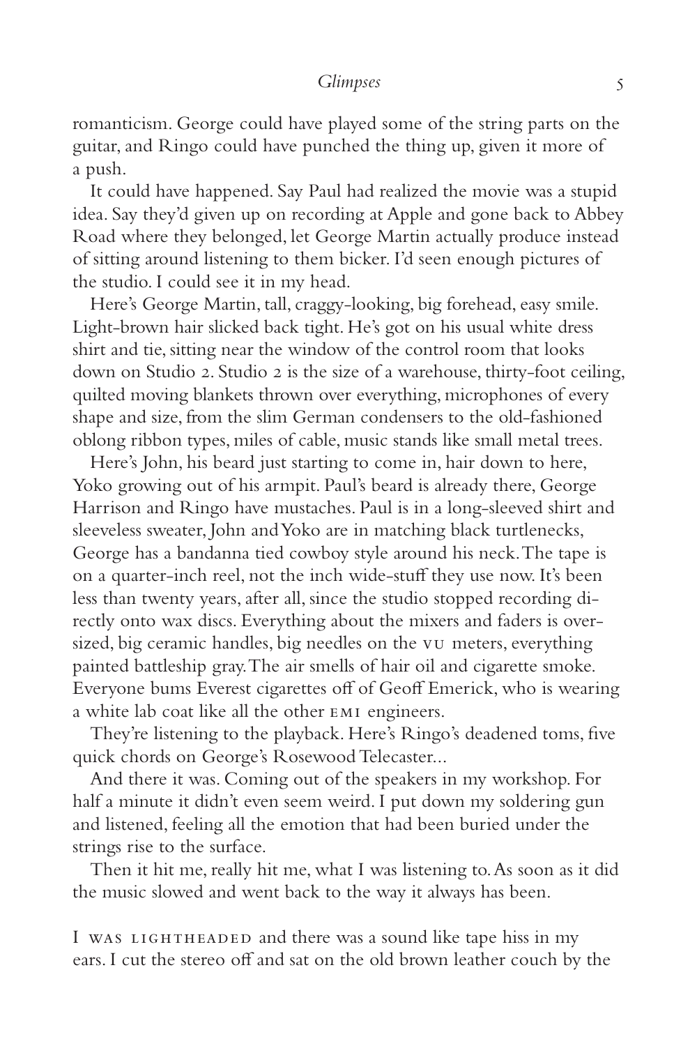romanticism. George could have played some of the string parts on the guitar, and Ringo could have punched the thing up, given it more of a push.

It could have happened. Say Paul had realized the movie was a stupid idea. Say they'd given up on recording at Apple and gone back to Abbey Road where they belonged, let George Martin actually produce instead of sitting around listening to them bicker. I'd seen enough pictures of the studio. I could see it in my head.

Here's George Martin, tall, craggy-looking, big forehead, easy smile. Light-brown hair slicked back tight. He's got on his usual white dress shirt and tie, sitting near the window of the control room that looks down on Studio 2. Studio 2 is the size of a warehouse, thirty-foot ceiling, quilted moving blankets thrown over everything, microphones of every shape and size, from the slim German condensers to the old-fashioned oblong ribbon types, miles of cable, music stands like small metal trees.

Here's John, his beard just starting to come in, hair down to here, Yoko growing out of his armpit. Paul's beard is already there, George Harrison and Ringo have mustaches. Paul is in a long-sleeved shirt and sleeveless sweater, John and Yoko are in matching black turtlenecks, George has a bandanna tied cowboy style around his neck. The tape is on a quarter-inch reel, not the inch wide-stuff they use now. It's been less than twenty years, after all, since the studio stopped recording directly onto wax discs. Everything about the mixers and faders is oversized, big ceramic handles, big needles on the VU meters, everything painted battleship gray. The air smells of hair oil and cigarette smoke. Everyone bums Everest cigarettes off of Geoff Emerick, who is wearing a white lab coat like all the other EMI engineers.

They're listening to the playback. Here's Ringo's deadened toms, five quick chords on George's Rosewood Telecaster...

And there it was. Coming out of the speakers in my workshop. For half a minute it didn't even seem weird. I put down my soldering gun and listened, feeling all the emotion that had been buried under the strings rise to the surface.

Then it hit me, really hit me, what I was listening to. As soon as it did the music slowed and went back to the way it always has been.

I WAS LIGHTHEADED and there was a sound like tape hiss in my ears. I cut the stereo off and sat on the old brown leather couch by the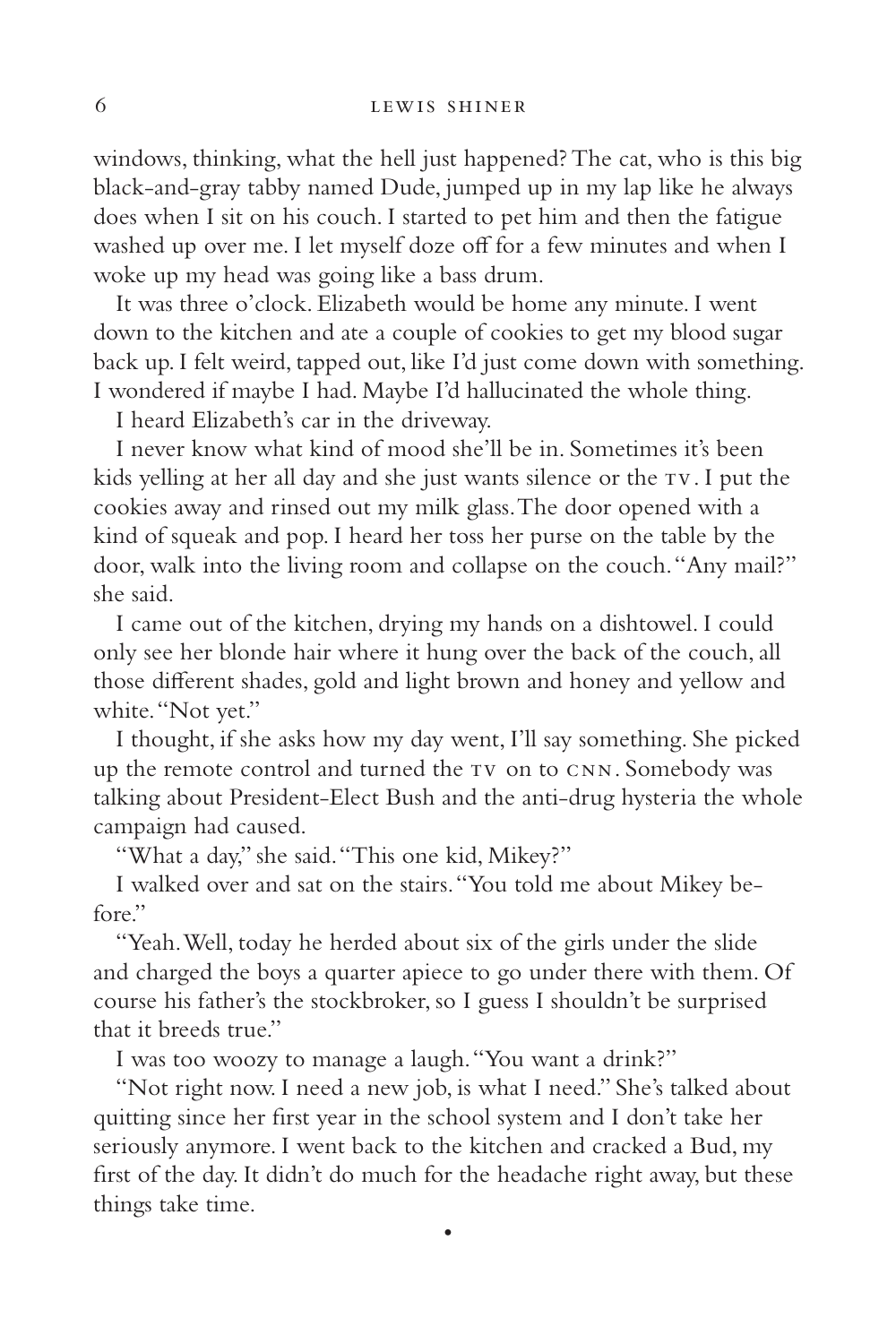windows, thinking, what the hell just happened? The cat, who is this big black-and-gray tabby named Dude, jumped up in my lap like he always does when I sit on his couch. I started to pet him and then the fatigue washed up over me. I let myself doze off for a few minutes and when I woke up my head was going like a bass drum.

It was three o'clock. Elizabeth would be home any minute. I went down to the kitchen and ate a couple of cookies to get my blood sugar back up. I felt weird, tapped out, like I'd just come down with something. I wondered if maybe I had. Maybe I'd hallucinated the whole thing.

I heard Elizabeth's car in the driveway.

I never know what kind of mood she'll be in. Sometimes it's been kids yelling at her all day and she just wants silence or the TV. I put the cookies away and rinsed out my milk glass. The door opened with a kind of squeak and pop. I heard her toss her purse on the table by the door, walk into the living room and collapse on the couch. "Any mail?" she said.

I came out of the kitchen, drying my hands on a dishtowel. I could only see her blonde hair where it hung over the back of the couch, all those different shades, gold and light brown and honey and yellow and white. "Not yet."

I thought, if she asks how my day went, I'll say something. She picked up the remote control and turned the TV on to CNN. Somebody was talking about President-Elect Bush and the anti-drug hysteria the whole campaign had caused.

"What a day," she said. "This one kid, Mikey?"

I walked over and sat on the stairs. "You told me about Mikey before."

"Yeah. Well, today he herded about six of the girls under the slide and charged the boys a quarter apiece to go under there with them. Of course his father's the stockbroker, so I guess I shouldn't be surprised that it breeds true."

I was too woozy to manage a laugh. "You want a drink?"

"Not right now. I need a new job, is what I need." She's talked about quitting since her first year in the school system and I don't take her seriously anymore. I went back to the kitchen and cracked a Bud, my first of the day. It didn't do much for the headache right away, but these things take time.

•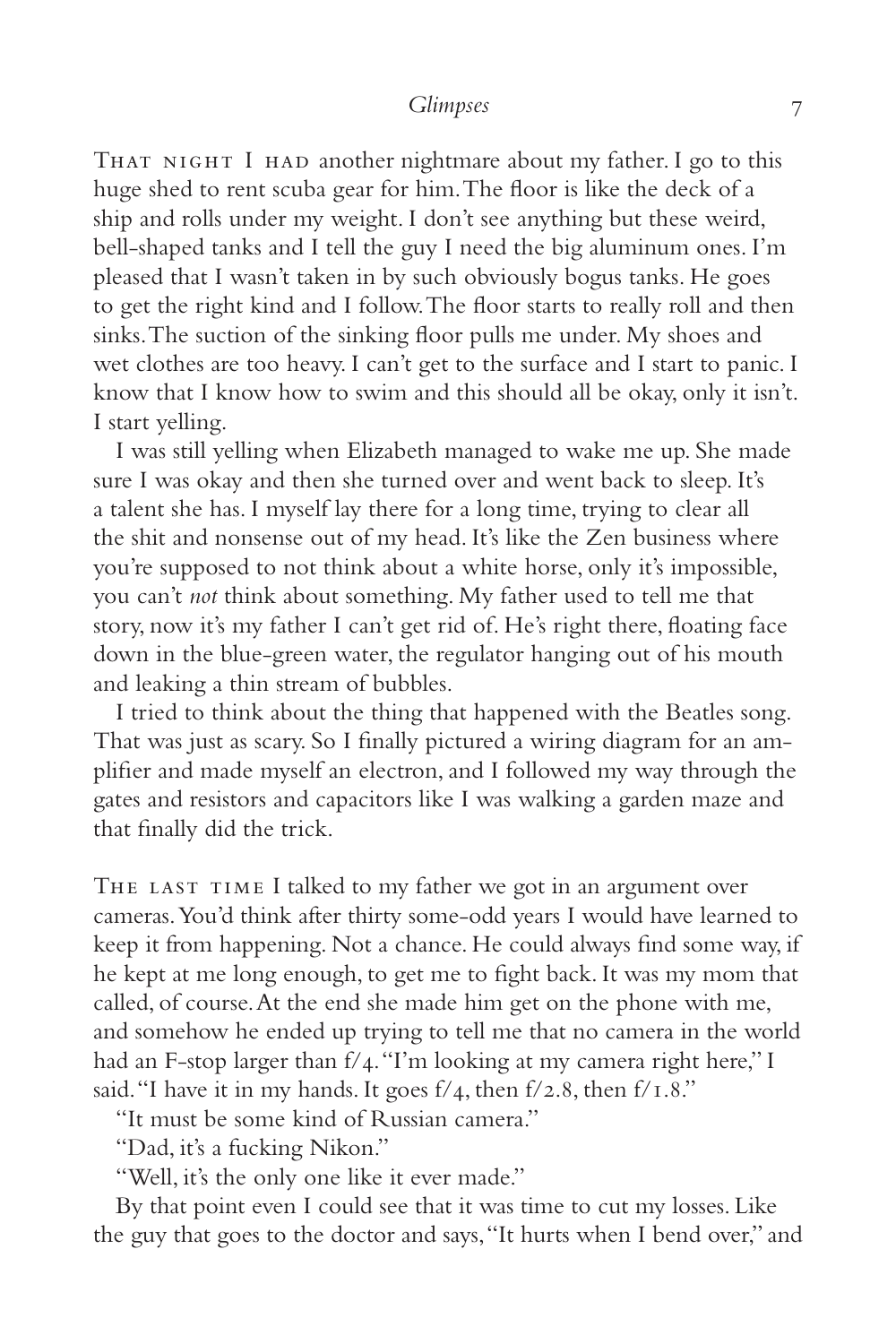That night I had another nightmare about my father. I go to this huge shed to rent scuba gear for him. The floor is like the deck of a ship and rolls under my weight. I don't see anything but these weird, bell-shaped tanks and I tell the guy I need the big aluminum ones. I'm pleased that I wasn't taken in by such obviously bogus tanks. He goes to get the right kind and I follow. The floor starts to really roll and then sinks. The suction of the sinking floor pulls me under. My shoes and wet clothes are too heavy. I can't get to the surface and I start to panic. I know that I know how to swim and this should all be okay, only it isn't. I start yelling.

I was still yelling when Elizabeth managed to wake me up. She made sure I was okay and then she turned over and went back to sleep. It's a talent she has. I myself lay there for a long time, trying to clear all the shit and nonsense out of my head. It's like the Zen business where you're supposed to not think about a white horse, only it's impossible, you can't *not* think about something. My father used to tell me that story, now it's my father I can't get rid of. He's right there, floating face down in the blue-green water, the regulator hanging out of his mouth and leaking a thin stream of bubbles.

I tried to think about the thing that happened with the Beatles song. That was just as scary. So I finally pictured a wiring diagram for an amplifier and made myself an electron, and I followed my way through the gates and resistors and capacitors like I was walking a garden maze and that finally did the trick.

The last time I talked to my father we got in an argument over cameras. You'd think after thirty some-odd years I would have learned to keep it from happening. Not a chance. He could always find some way, if he kept at me long enough, to get me to fight back. It was my mom that called, of course. At the end she made him get on the phone with me, and somehow he ended up trying to tell me that no camera in the world had an F-stop larger than f/4. "I'm looking at my camera right here," I said. "I have it in my hands. It goes f/4, then f/2.8, then f/1.8."

"It must be some kind of Russian camera."

"Dad, it's a fucking Nikon."

"Well, it's the only one like it ever made."

By that point even I could see that it was time to cut my losses. Like the guy that goes to the doctor and says, "It hurts when I bend over," and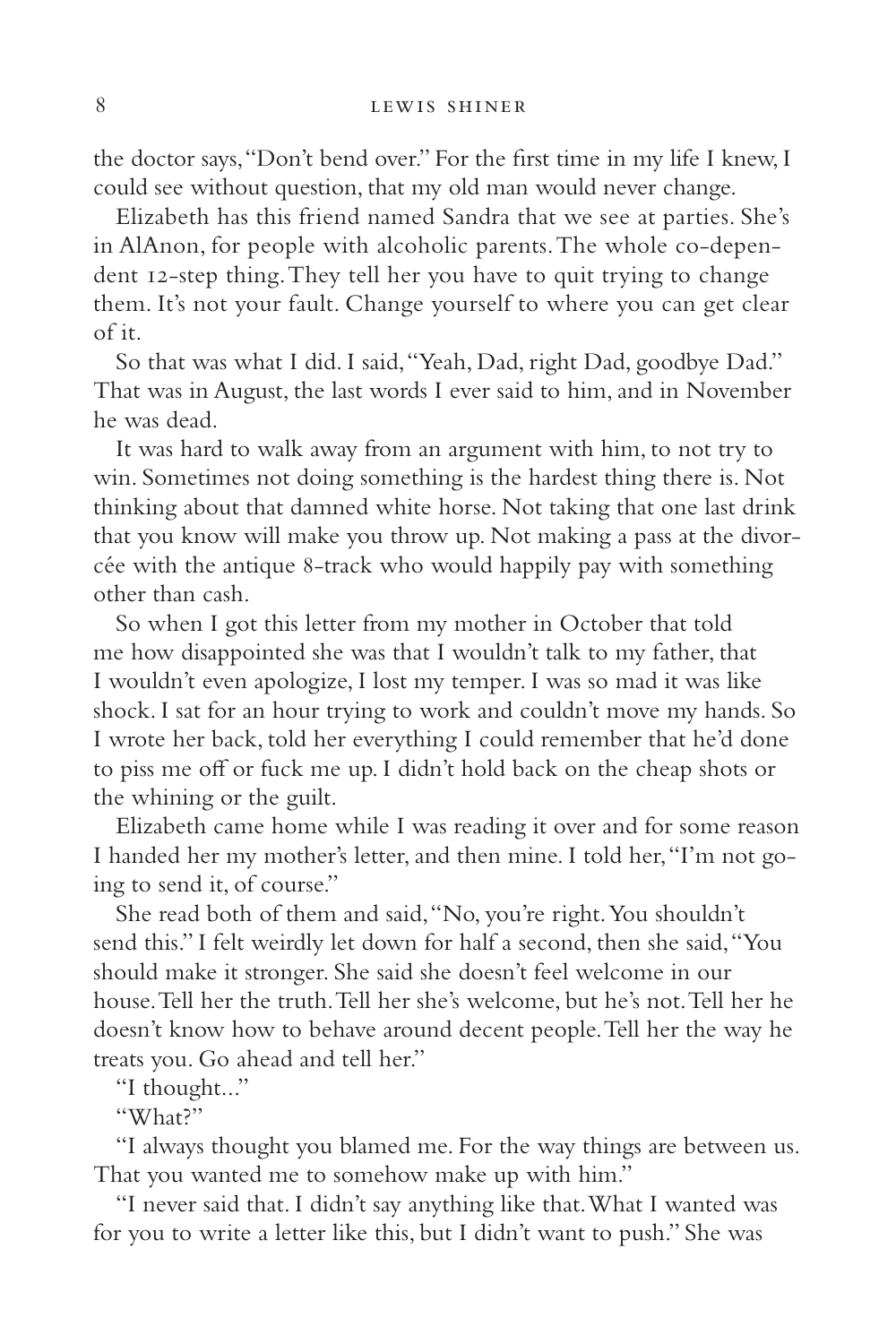the doctor says, "Don't bend over." For the first time in my life I knew, I could see without question, that my old man would never change.

Elizabeth has this friend named Sandra that we see at parties. She's in AlAnon, for people with alcoholic parents. The whole co-dependent 12-step thing. They tell her you have to quit trying to change them. It's not your fault. Change yourself to where you can get clear of it.

So that was what I did. I said, "Yeah, Dad, right Dad, goodbye Dad." That was in August, the last words I ever said to him, and in November he was dead.

It was hard to walk away from an argument with him, to not try to win. Sometimes not doing something is the hardest thing there is. Not thinking about that damned white horse. Not taking that one last drink that you know will make you throw up. Not making a pass at the divorcée with the antique 8-track who would happily pay with something other than cash.

So when I got this letter from my mother in October that told me how disappointed she was that I wouldn't talk to my father, that I wouldn't even apologize, I lost my temper. I was so mad it was like shock. I sat for an hour trying to work and couldn't move my hands. So I wrote her back, told her everything I could remember that he'd done to piss me off or fuck me up. I didn't hold back on the cheap shots or the whining or the guilt.

Elizabeth came home while I was reading it over and for some reason I handed her my mother's letter, and then mine. I told her, "I'm not going to send it, of course."

She read both of them and said, "No, you're right. You shouldn't send this." I felt weirdly let down for half a second, then she said, "You should make it stronger. She said she doesn't feel welcome in our house. Tell her the truth. Tell her she's welcome, but he's not. Tell her he doesn't know how to behave around decent people. Tell her the way he treats you. Go ahead and tell her."

"I thought..."

"What?"

"I always thought you blamed me. For the way things are between us. That you wanted me to somehow make up with him."

"I never said that. I didn't say anything like that. What I wanted was for you to write a letter like this, but I didn't want to push." She was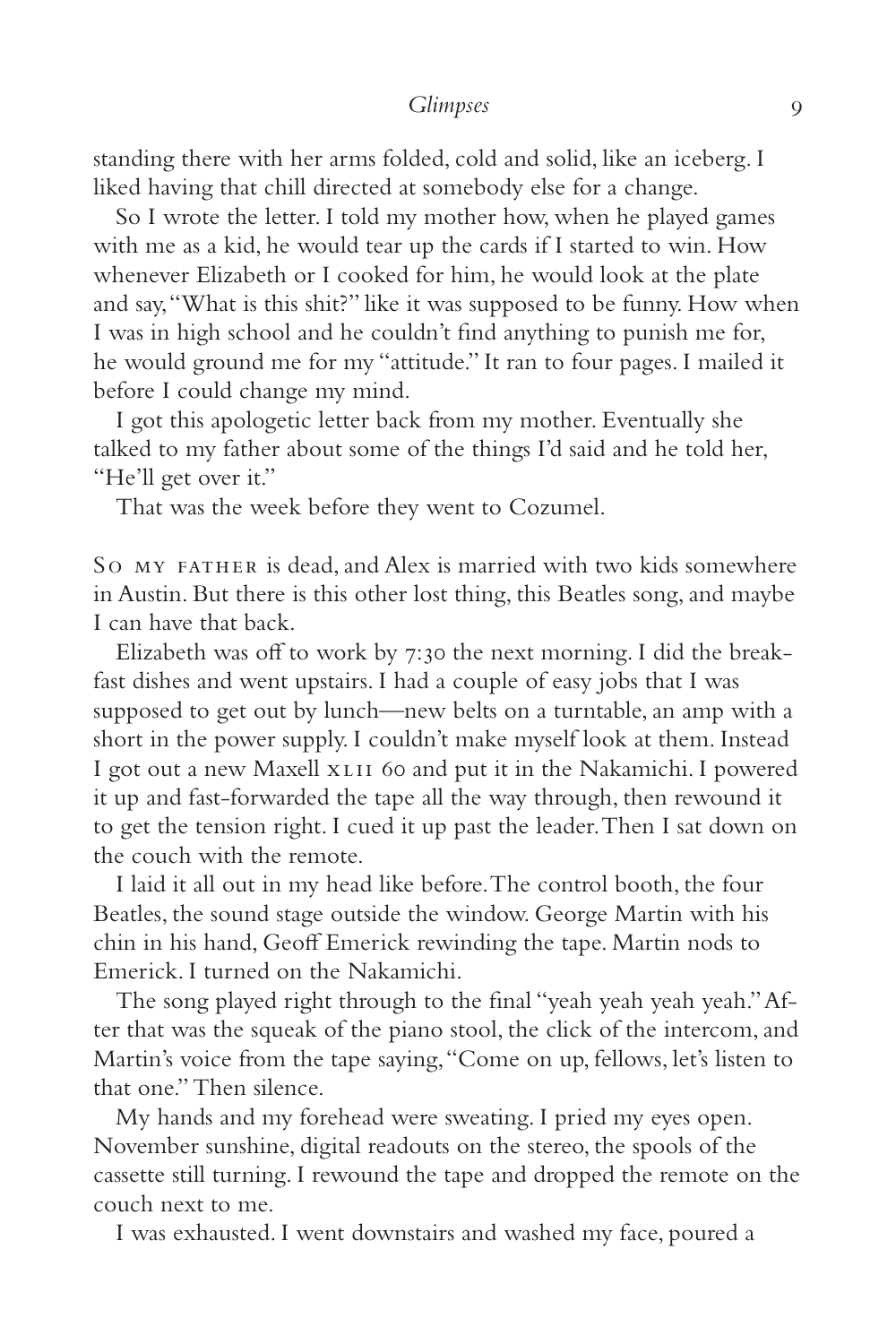standing there with her arms folded, cold and solid, like an iceberg. I liked having that chill directed at somebody else for a change.

So I wrote the letter. I told my mother how, when he played games with me as a kid, he would tear up the cards if I started to win. How whenever Elizabeth or I cooked for him, he would look at the plate and say, "What is this shit?" like it was supposed to be funny. How when I was in high school and he couldn't find anything to punish me for, he would ground me for my "attitude." It ran to four pages. I mailed it before I could change my mind.

I got this apologetic letter back from my mother. Eventually she talked to my father about some of the things I'd said and he told her, "He'll get over it."

That was the week before they went to Cozumel.

So my father is dead, and Alex is married with two kids somewhere in Austin. But there is this other lost thing, this Beatles song, and maybe I can have that back.

Elizabeth was off to work by 7:30 the next morning. I did the breakfast dishes and went upstairs. I had a couple of easy jobs that I was supposed to get out by lunch—new belts on a turntable, an amp with a short in the power supply. I couldn't make myself look at them. Instead I got out a new Maxell XLII 60 and put it in the Nakamichi. I powered it up and fast-forwarded the tape all the way through, then rewound it to get the tension right. I cued it up past the leader. Then I sat down on the couch with the remote.

I laid it all out in my head like before. The control booth, the four Beatles, the sound stage outside the window. George Martin with his chin in his hand, Geoff Emerick rewinding the tape. Martin nods to Emerick. I turned on the Nakamichi.

The song played right through to the final "yeah yeah yeah yeah." After that was the squeak of the piano stool, the click of the intercom, and Martin's voice from the tape saying, "Come on up, fellows, let's listen to that one." Then silence.

My hands and my forehead were sweating. I pried my eyes open. November sunshine, digital readouts on the stereo, the spools of the cassette still turning. I rewound the tape and dropped the remote on the couch next to me.

I was exhausted. I went downstairs and washed my face, poured a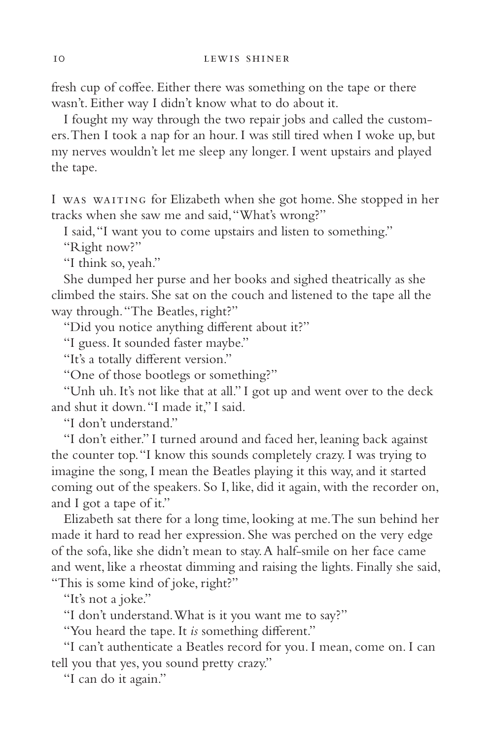fresh cup of coffee. Either there was something on the tape or there wasn't. Either way I didn't know what to do about it.

I fought my way through the two repair jobs and called the customers. Then I took a nap for an hour. I was still tired when I woke up, but my nerves wouldn't let me sleep any longer. I went upstairs and played the tape.

I WAS WAITING for Elizabeth when she got home. She stopped in her tracks when she saw me and said, "What's wrong?"

I said, "I want you to come upstairs and listen to something."

"Right now?"

"I think so, yeah."

She dumped her purse and her books and sighed theatrically as she climbed the stairs. She sat on the couch and listened to the tape all the way through. "The Beatles, right?"

"Did you notice anything different about it?"

"I guess. It sounded faster maybe."

"It's a totally different version."

"One of those bootlegs or something?"

"Unh uh. It's not like that at all." I got up and went over to the deck and shut it down. "I made it," I said.

"I don't understand."

"I don't either." I turned around and faced her, leaning back against the counter top. "I know this sounds completely crazy. I was trying to imagine the song, I mean the Beatles playing it this way, and it started coming out of the speakers. So I, like, did it again, with the recorder on, and I got a tape of it."

Elizabeth sat there for a long time, looking at me. The sun behind her made it hard to read her expression. She was perched on the very edge of the sofa, like she didn't mean to stay. A half-smile on her face came and went, like a rheostat dimming and raising the lights. Finally she said, "This is some kind of joke, right?"

"It's not a joke."

"I don't understand. What is it you want me to say?"

"You heard the tape. It *is* something different."

"I can't authenticate a Beatles record for you. I mean, come on. I can tell you that yes, you sound pretty crazy."

"I can do it again."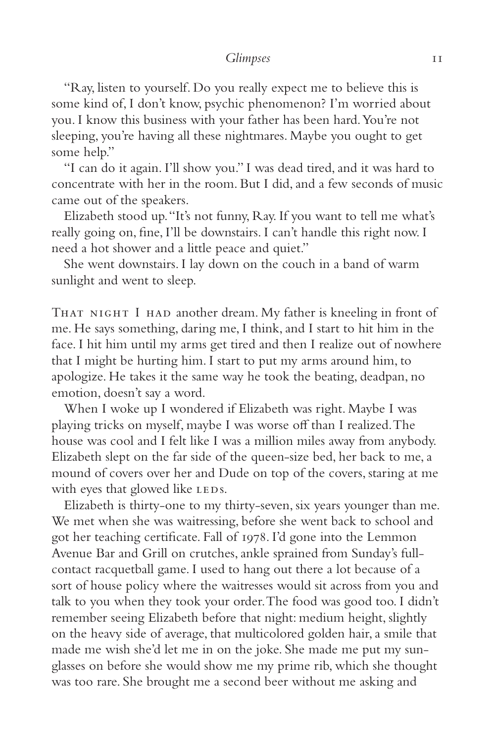"Ray, listen to yourself. Do you really expect me to believe this is some kind of, I don't know, psychic phenomenon? I'm worried about you. I know this business with your father has been hard. You're not sleeping, you're having all these nightmares. Maybe you ought to get some help."

"I can do it again. I'll show you." I was dead tired, and it was hard to concentrate with her in the room. But I did, and a few seconds of music came out of the speakers.

Elizabeth stood up. "It's not funny, Ray. If you want to tell me what's really going on, fine, I'll be downstairs. I can't handle this right now. I need a hot shower and a little peace and quiet."

She went downstairs. I lay down on the couch in a band of warm sunlight and went to sleep.

That night I had another dream. My father is kneeling in front of me. He says something, daring me, I think, and I start to hit him in the face. I hit him until my arms get tired and then I realize out of nowhere that I might be hurting him. I start to put my arms around him, to apologize. He takes it the same way he took the beating, deadpan, no emotion, doesn't say a word.

When I woke up I wondered if Elizabeth was right. Maybe I was playing tricks on myself, maybe I was worse off than I realized. The house was cool and I felt like I was a million miles away from anybody. Elizabeth slept on the far side of the queen-size bed, her back to me, a mound of covers over her and Dude on top of the covers, staring at me with eyes that glowed like LEDs.

Elizabeth is thirty-one to my thirty-seven, six years younger than me. We met when she was waitressing, before she went back to school and got her teaching certificate. Fall of 1978. I'd gone into the Lemmon Avenue Bar and Grill on crutches, ankle sprained from Sunday's full-contact racquetball game. I used to hang out there a lot because of a sort of house policy where the waitresses would sit across from you and talk to you when they took your order. The food was good too. I didn't remember seeing Elizabeth before that night: medium height, slightly on the heavy side of average, that multicolored golden hair, a smile that made me wish she'd let me in on the joke. She made me put my sunglasses on before she would show me my prime rib, which she thought was too rare. She brought me a second beer without me asking and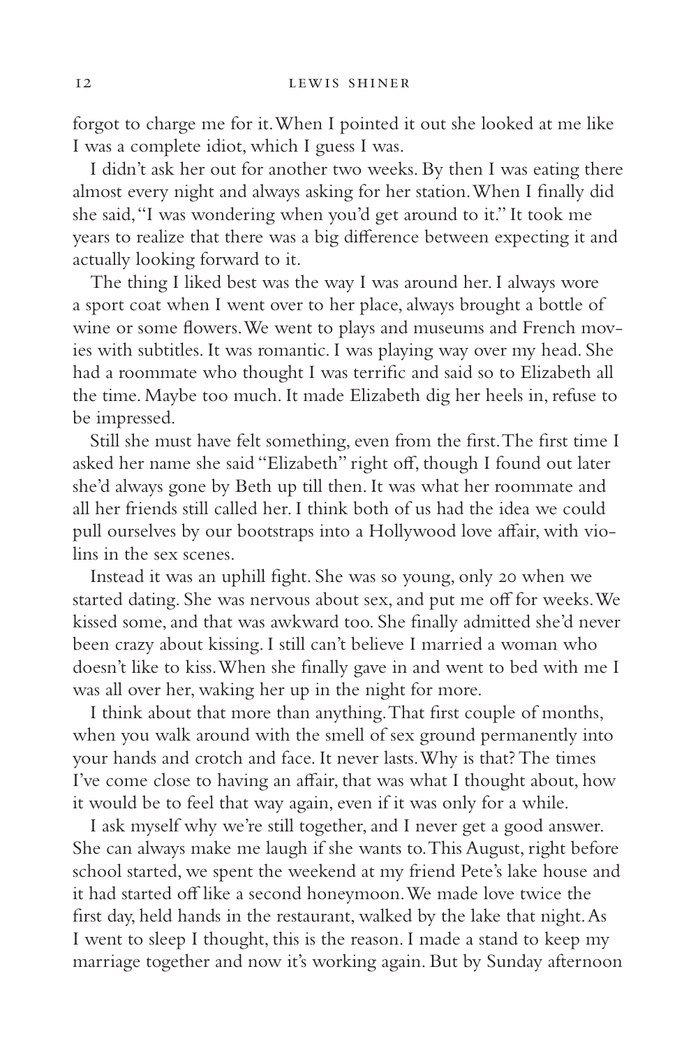forgot to charge me for it. When I pointed it out she looked at me like I was a complete idiot, which I guess I was.

I didn't ask her out for another two weeks. By then I was eating there almost every night and always asking for her station. When I finally did she said, "I was wondering when you'd get around to it." It took me years to realize that there was a big difference between expecting it and actually looking forward to it.

The thing I liked best was the way I was around her. I always wore a sport coat when I went over to her place, always brought a bottle of wine or some flowers. We went to plays and museums and French movies with subtitles. It was romantic. I was playing way over my head. She had a roommate who thought I was terrific and said so to Elizabeth all the time. Maybe too much. It made Elizabeth dig her heels in, refuse to be impressed.

Still she must have felt something, even from the first. The first time I asked her name she said "Elizabeth" right off, though I found out later she'd always gone by Beth up till then. It was what her roommate and all her friends still called her. I think both of us had the idea we could pull ourselves by our bootstraps into a Hollywood love affair, with violins in the sex scenes.

Instead it was an uphill fight. She was so young, only 20 when we started dating. She was nervous about sex, and put me off for weeks. We kissed some, and that was awkward too. She finally admitted she'd never been crazy about kissing. I still can't believe I married a woman who doesn't like to kiss. When she finally gave in and went to bed with me I was all over her, waking her up in the night for more.

I think about that more than anything. That first couple of months, when you walk around with the smell of sex ground permanently into your hands and crotch and face. It never lasts. Why is that? The times I've come close to having an affair, that was what I thought about, how it would be to feel that way again, even if it was only for a while.

I ask myself why we're still together, and I never get a good answer. She can always make me laugh if she wants to. This August, right before school started, we spent the weekend at my friend Pete's lake house and it had started off like a second honeymoon. We made love twice the first day, held hands in the restaurant, walked by the lake that night. As I went to sleep I thought, this is the reason. I made a stand to keep my marriage together and now it's working again. But by Sunday afternoon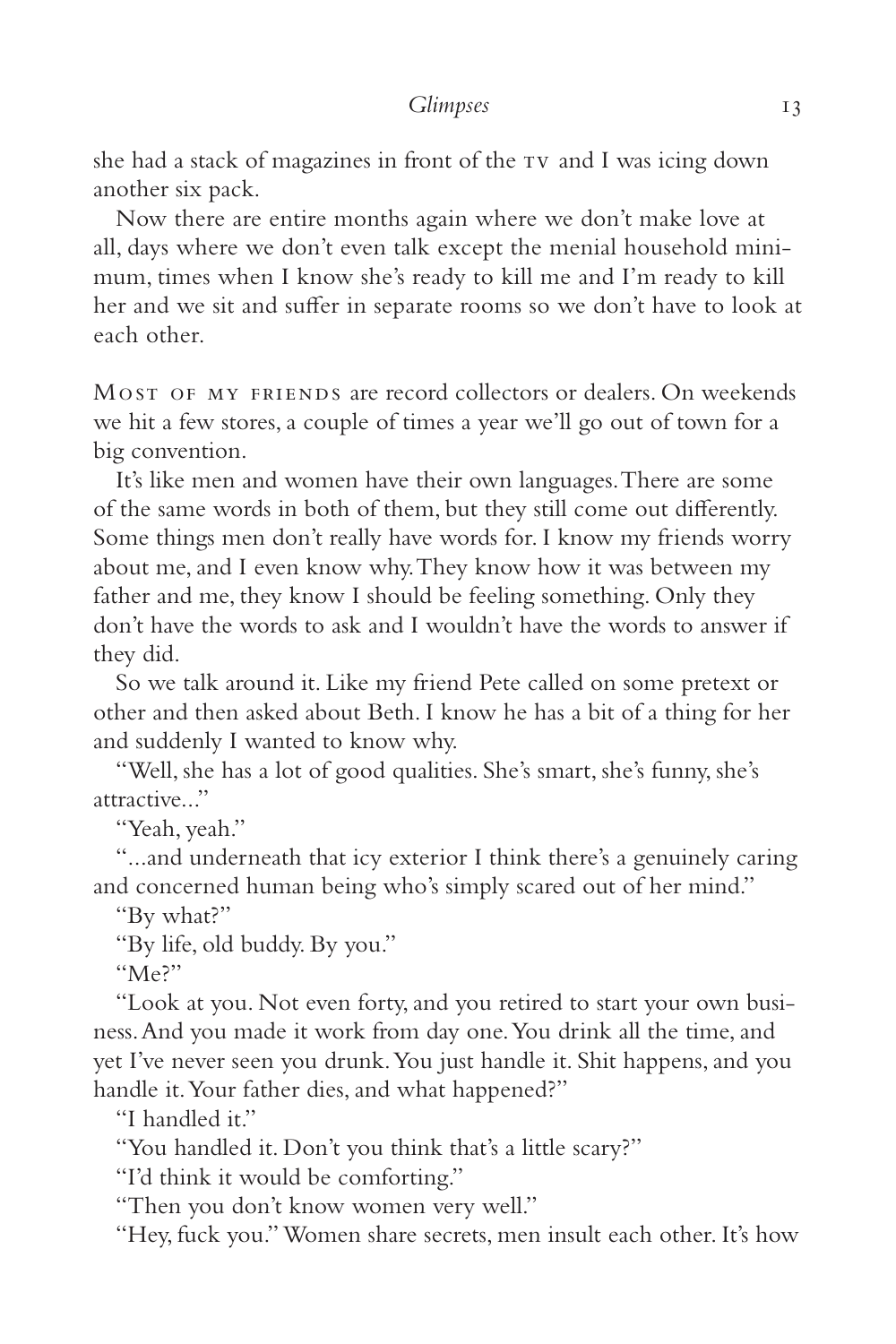she had a stack of magazines in front of the TV and I was icing down another six pack.

Now there are entire months again where we don't make love at all, days where we don't even talk except the menial household minimum, times when I know she's ready to kill me and I'm ready to kill her and we sit and suffer in separate rooms so we don't have to look at each other.

MOST OF MY FRIENDS are record collectors or dealers. On weekends we hit a few stores, a couple of times a year we'll go out of town for a big convention.

It's like men and women have their own languages. There are some of the same words in both of them, but they still come out differently. Some things men don't really have words for. I know my friends worry about me, and I even know why. They know how it was between my father and me, they know I should be feeling something. Only they don't have the words to ask and I wouldn't have the words to answer if they did.

So we talk around it. Like my friend Pete called on some pretext or other and then asked about Beth. I know he has a bit of a thing for her and suddenly I wanted to know why.

"Well, she has a lot of good qualities. She's smart, she's funny, she's attractive..."

"Yeah, yeah."

"...and underneath that icy exterior I think there's a genuinely caring and concerned human being who's simply scared out of her mind."

"By what?"

"By life, old buddy. By you."

"Me?"

"Look at you. Not even forty, and you retired to start your own business. And you made it work from day one. You drink all the time, and yet I've never seen you drunk. You just handle it. Shit happens, and you handle it. Your father dies, and what happened?"

"I handled it."

"You handled it. Don't you think that's a little scary?"

"I'd think it would be comforting."

"Then you don't know women very well."

"Hey, fuck you." Women share secrets, men insult each other. It's how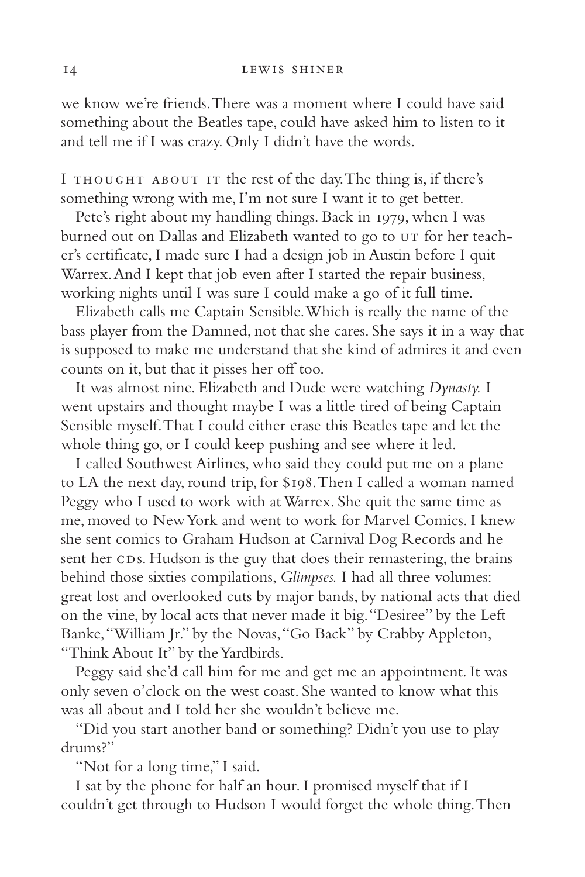we know we're friends. There was a moment where I could have said something about the Beatles tape, could have asked him to listen to it and tell me if I was crazy. Only I didn't have the words.

I THOUGHT ABOUT IT the rest of the day. The thing is, if there's something wrong with me, I'm not sure I want it to get better.

Pete's right about my handling things. Back in 1979, when I was burned out on Dallas and Elizabeth wanted to go to UT for her teacher's certificate, I made sure I had a design job in Austin before I quit Warrex. And I kept that job even after I started the repair business, working nights until I was sure I could make a go of it full time.

Elizabeth calls me Captain Sensible. Which is really the name of the bass player from the Damned, not that she cares. She says it in a way that is supposed to make me understand that she kind of admires it and even counts on it, but that it pisses her off too.

It was almost nine. Elizabeth and Dude were watching *Dynasty.* I went upstairs and thought maybe I was a little tired of being Captain Sensible myself. That I could either erase this Beatles tape and let the whole thing go, or I could keep pushing and see where it led.

I called Southwest Airlines, who said they could put me on a plane to LA the next day, round trip, for $198. Then I called a woman named Peggy who I used to work with at Warrex. She quit the same time as me, moved to New York and went to work for Marvel Comics. I knew she sent comics to Graham Hudson at Carnival Dog Records and he sent her CDs. Hudson is the guy that does their remastering, the brains behind those sixties compilations, *Glimpses.* I had all three volumes: great lost and overlooked cuts by major bands, by national acts that died on the vine, by local acts that never made it big. "Desiree" by the Left Banke, "William Jr." by the Novas, "Go Back" by Crabby Appleton, "Think About It" by the Yardbirds.

Peggy said she'd call him for me and get me an appointment. It was only seven o'clock on the west coast. She wanted to know what this was all about and I told her she wouldn't believe me.

"Did you start another band or something? Didn't you use to play drums?"

"Not for a long time," I said.

I sat by the phone for half an hour. I promised myself that if I couldn't get through to Hudson I would forget the whole thing. Then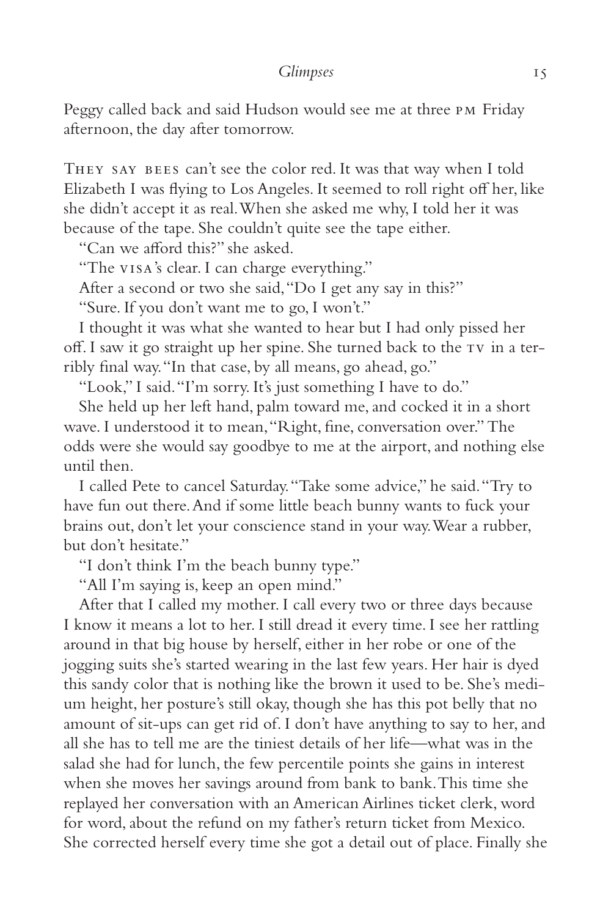Peggy called back and said Hudson would see me at three PM Friday afternoon, the day after tomorrow.

THEY SAY BEES can't see the color red. It was that way when I told Elizabeth I was flying to Los Angeles. It seemed to roll right off her, like she didn't accept it as real. When she asked me why, I told her it was because of the tape. She couldn't quite see the tape either.

"Can we afford this?" she asked.

"The VISA's clear. I can charge everything."

After a second or two she said, "Do I get any say in this?"

"Sure. If you don't want me to go, I won't."

I thought it was what she wanted to hear but I had only pissed her off. I saw it go straight up her spine. She turned back to the TV in a terribly final way. "In that case, by all means, go ahead, go."

"Look," I said. "I'm sorry. It's just something I have to do."

She held up her left hand, palm toward me, and cocked it in a short wave. I understood it to mean, "Right, fine, conversation over." The odds were she would say goodbye to me at the airport, and nothing else until then.

I called Pete to cancel Saturday. "Take some advice," he said. "Try to have fun out there. And if some little beach bunny wants to fuck your brains out, don't let your conscience stand in your way. Wear a rubber, but don't hesitate."

"I don't think I'm the beach bunny type."

"All I'm saying is, keep an open mind."

After that I called my mother. I call every two or three days because I know it means a lot to her. I still dread it every time. I see her rattling around in that big house by herself, either in her robe or one of the jogging suits she's started wearing in the last few years. Her hair is dyed this sandy color that is nothing like the brown it used to be. She's medium height, her posture's still okay, though she has this pot belly that no amount of sit-ups can get rid of. I don't have anything to say to her, and all she has to tell me are the tiniest details of her life—what was in the salad she had for lunch, the few percentile points she gains in interest when she moves her savings around from bank to bank. This time she replayed her conversation with an American Airlines ticket clerk, word for word, about the refund on my father's return ticket from Mexico. She corrected herself every time she got a detail out of place. Finally she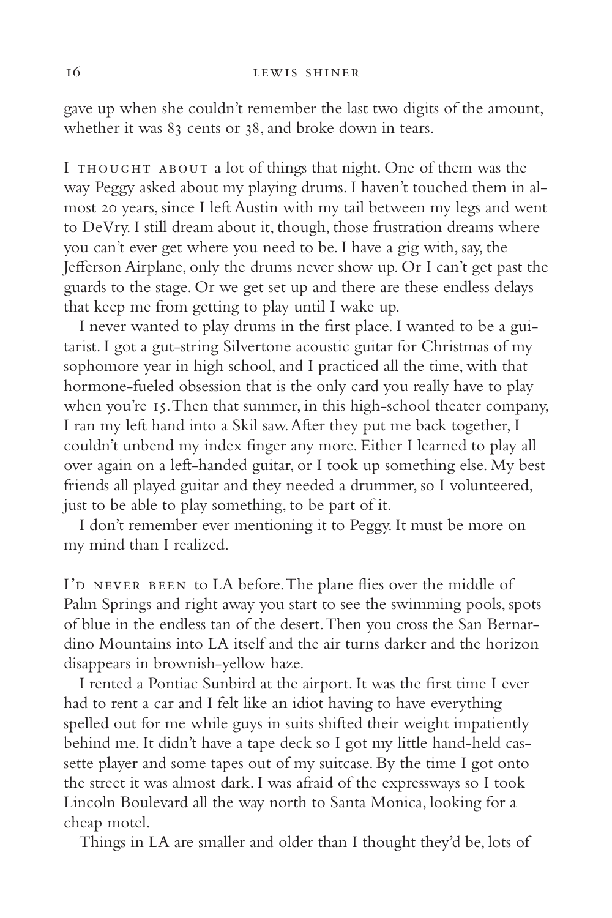gave up when she couldn't remember the last two digits of the amount, whether it was 83 cents or 38, and broke down in tears.

I THOUGHT ABOUT a lot of things that night. One of them was the way Peggy asked about my playing drums. I haven't touched them in almost 20 years, since I left Austin with my tail between my legs and went to DeVry. I still dream about it, though, those frustration dreams where you can't ever get where you need to be. I have a gig with, say, the Jefferson Airplane, only the drums never show up. Or I can't get past the guards to the stage. Or we get set up and there are these endless delays that keep me from getting to play until I wake up.

I never wanted to play drums in the first place. I wanted to be a guitarist. I got a gut-string Silvertone acoustic guitar for Christmas of my sophomore year in high school, and I practiced all the time, with that hormone-fueled obsession that is the only card you really have to play when you're 15. Then that summer, in this high-school theater company, I ran my left hand into a Skil saw. After they put me back together, I couldn't unbend my index finger any more. Either I learned to play all over again on a left-handed guitar, or I took up something else. My best friends all played guitar and they needed a drummer, so I volunteered, just to be able to play something, to be part of it.

I don't remember ever mentioning it to Peggy. It must be more on my mind than I realized.

I'D NEVER BEEN to LA before. The plane flies over the middle of Palm Springs and right away you start to see the swimming pools, spots of blue in the endless tan of the desert. Then you cross the San Bernardino Mountains into LA itself and the air turns darker and the horizon disappears in brownish-yellow haze.

I rented a Pontiac Sunbird at the airport. It was the first time I ever had to rent a car and I felt like an idiot having to have everything spelled out for me while guys in suits shifted their weight impatiently behind me. It didn't have a tape deck so I got my little hand-held cassette player and some tapes out of my suitcase. By the time I got onto the street it was almost dark. I was afraid of the expressways so I took Lincoln Boulevard all the way north to Santa Monica, looking for a cheap motel.

Things in LA are smaller and older than I thought they'd be, lots of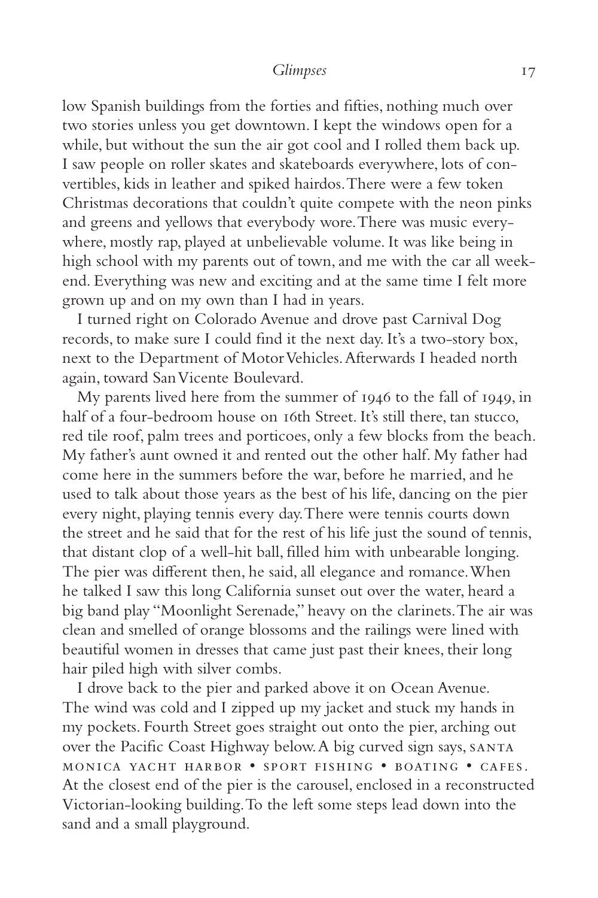low Spanish buildings from the forties and fifties, nothing much over two stories unless you get downtown. I kept the windows open for a while, but without the sun the air got cool and I rolled them back up. I saw people on roller skates and skateboards everywhere, lots of convertibles, kids in leather and spiked hairdos. There were a few token Christmas decorations that couldn't quite compete with the neon pinks and greens and yellows that everybody wore. There was music everywhere, mostly rap, played at unbelievable volume. It was like being in high school with my parents out of town, and me with the car all weekend. Everything was new and exciting and at the same time I felt more grown up and on my own than I had in years.

I turned right on Colorado Avenue and drove past Carnival Dog records, to make sure I could find it the next day. It's a two-story box, next to the Department of Motor Vehicles. Afterwards I headed north again, toward San Vicente Boulevard.

My parents lived here from the summer of 1946 to the fall of 1949, in half of a four-bedroom house on 16th Street. It's still there, tan stucco, red tile roof, palm trees and porticoes, only a few blocks from the beach. My father's aunt owned it and rented out the other half. My father had come here in the summers before the war, before he married, and he used to talk about those years as the best of his life, dancing on the pier every night, playing tennis every day. There were tennis courts down the street and he said that for the rest of his life just the sound of tennis, that distant clop of a well-hit ball, filled him with unbearable longing. The pier was different then, he said, all elegance and romance. When he talked I saw this long California sunset out over the water, heard a big band play "Moonlight Serenade," heavy on the clarinets. The air was clean and smelled of orange blossoms and the railings were lined with beautiful women in dresses that came just past their knees, their long hair piled high with silver combs.

I drove back to the pier and parked above it on Ocean Avenue. The wind was cold and I zipped up my jacket and stuck my hands in my pockets. Fourth Street goes straight out onto the pier, arching out over the Pacific Coast Highway below. A big curved sign says, SANTA MONICA YACHT HARBOR • SPORT FISHING • BOATING • CAFES. At the closest end of the pier is the carousel, enclosed in a reconstructed Victorian-looking building. To the left some steps lead down into the sand and a small playground.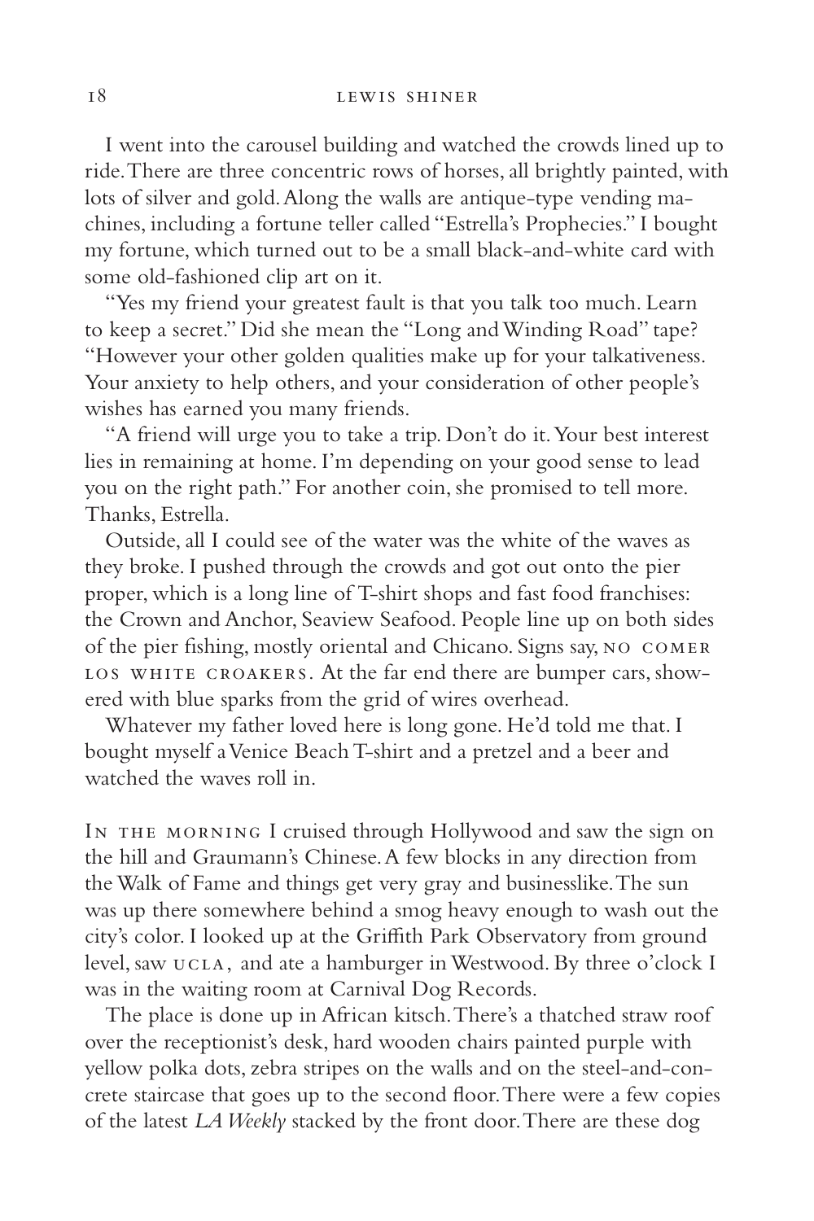I went into the carousel building and watched the crowds lined up to ride. There are three concentric rows of horses, all brightly painted, with lots of silver and gold. Along the walls are antique-type vending machines, including a fortune teller called "Estrella's Prophecies." I bought my fortune, which turned out to be a small black-and-white card with some old-fashioned clip art on it.

"Yes my friend your greatest fault is that you talk too much. Learn to keep a secret." Did she mean the "Long and Winding Road" tape? "However your other golden qualities make up for your talkativeness. Your anxiety to help others, and your consideration of other people's wishes has earned you many friends.

"A friend will urge you to take a trip. Don't do it. Your best interest lies in remaining at home. I'm depending on your good sense to lead you on the right path." For another coin, she promised to tell more. Thanks, Estrella.

Outside, all I could see of the water was the white of the waves as they broke. I pushed through the crowds and got out onto the pier proper, which is a long line of T-shirt shops and fast food franchises: the Crown and Anchor, Seaview Seafood. People line up on both sides of the pier fishing, mostly oriental and Chicano. Signs say, NO COMER LOS WHITE CROAKERS. At the far end there are bumper cars, showered with blue sparks from the grid of wires overhead.

Whatever my father loved here is long gone. He'd told me that. I bought myself a Venice Beach T-shirt and a pretzel and a beer and watched the waves roll in.

IN THE MORNING I cruised through Hollywood and saw the sign on the hill and Graumann's Chinese. A few blocks in any direction from the Walk of Fame and things get very gray and businesslike. The sun was up there somewhere behind a smog heavy enough to wash out the city's color. I looked up at the Griffith Park Observatory from ground level, saw UCLA, and ate a hamburger in Westwood. By three o'clock I was in the waiting room at Carnival Dog Records.

The place is done up in African kitsch. There's a thatched straw roof over the receptionist's desk, hard wooden chairs painted purple with yellow polka dots, zebra stripes on the walls and on the steel-and-concrete staircase that goes up to the second floor. There were a few copies of the latest *LA Weekly* stacked by the front door. There are these dog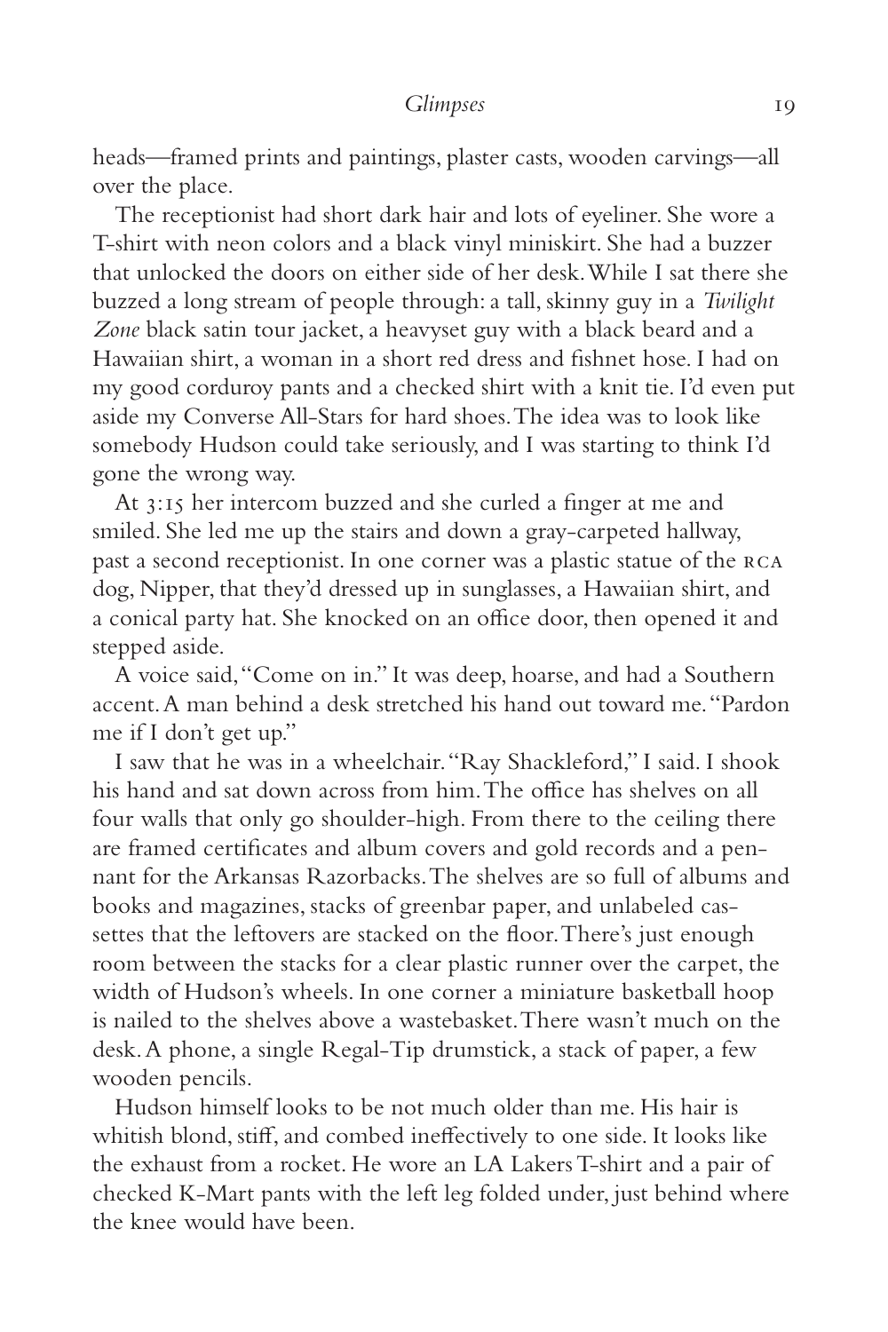heads—framed prints and paintings, plaster casts, wooden carvings—all over the place.

The receptionist had short dark hair and lots of eyeliner. She wore a T-shirt with neon colors and a black vinyl miniskirt. She had a buzzer that unlocked the doors on either side of her desk. While I sat there she buzzed a long stream of people through: a tall, skinny guy in a *Twilight Zone* black satin tour jacket, a heavyset guy with a black beard and a Hawaiian shirt, a woman in a short red dress and fishnet hose. I had on my good corduroy pants and a checked shirt with a knit tie. I'd even put aside my Converse All-Stars for hard shoes. The idea was to look like somebody Hudson could take seriously, and I was starting to think I'd gone the wrong way.

At 3:15 her intercom buzzed and she curled a finger at me and smiled. She led me up the stairs and down a gray-carpeted hallway, past a second receptionist. In one corner was a plastic statue of the RCA dog, Nipper, that they'd dressed up in sunglasses, a Hawaiian shirt, and a conical party hat. She knocked on an office door, then opened it and stepped aside.

A voice said, "Come on in." It was deep, hoarse, and had a Southern accent. A man behind a desk stretched his hand out toward me. "Pardon me if I don't get up."

I saw that he was in a wheelchair. "Ray Shackleford," I said. I shook his hand and sat down across from him. The office has shelves on all four walls that only go shoulder-high. From there to the ceiling there are framed certificates and album covers and gold records and a pennant for the Arkansas Razorbacks. The shelves are so full of albums and books and magazines, stacks of greenbar paper, and unlabeled cassettes that the leftovers are stacked on the floor. There's just enough room between the stacks for a clear plastic runner over the carpet, the width of Hudson's wheels. In one corner a miniature basketball hoop is nailed to the shelves above a wastebasket. There wasn't much on the desk. A phone, a single Regal-Tip drumstick, a stack of paper, a few wooden pencils.

Hudson himself looks to be not much older than me. His hair is whitish blond, stiff, and combed ineffectively to one side. It looks like the exhaust from a rocket. He wore an LA Lakers T-shirt and a pair of checked K-Mart pants with the left leg folded under, just behind where the knee would have been.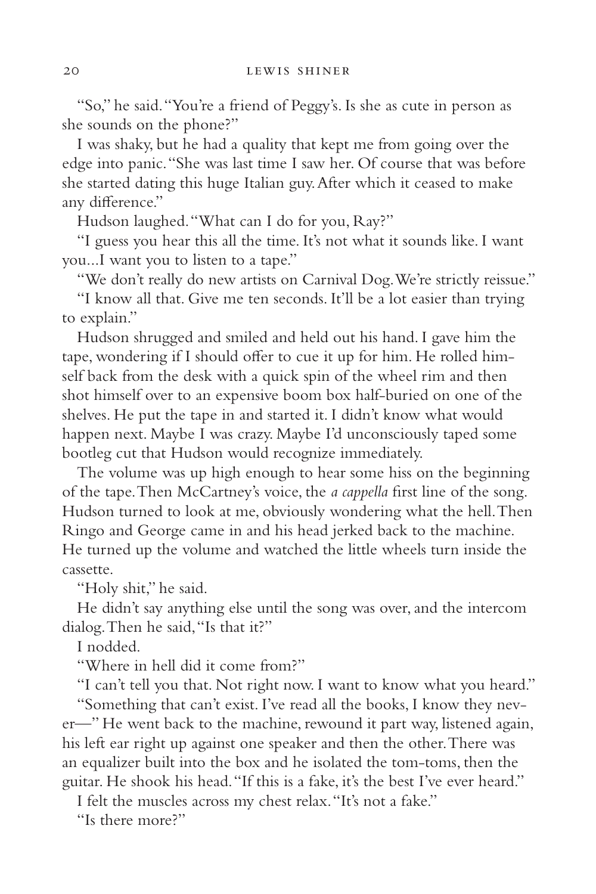"So," he said. "You're a friend of Peggy's. Is she as cute in person as she sounds on the phone?"

I was shaky, but he had a quality that kept me from going over the edge into panic. "She was last time I saw her. Of course that was before she started dating this huge Italian guy. After which it ceased to make any difference."

Hudson laughed. "What can I do for you, Ray?"

"I guess you hear this all the time. It's not what it sounds like. I want you...I want you to listen to a tape."

"We don't really do new artists on Carnival Dog. We're strictly reissue."

"I know all that. Give me ten seconds. It'll be a lot easier than trying to explain."

Hudson shrugged and smiled and held out his hand. I gave him the tape, wondering if I should offer to cue it up for him. He rolled himself back from the desk with a quick spin of the wheel rim and then shot himself over to an expensive boom box half-buried on one of the shelves. He put the tape in and started it. I didn't know what would happen next. Maybe I was crazy. Maybe I'd unconsciously taped some bootleg cut that Hudson would recognize immediately.

The volume was up high enough to hear some hiss on the beginning of the tape. Then McCartney's voice, the *a cappella* first line of the song. Hudson turned to look at me, obviously wondering what the hell. Then Ringo and George came in and his head jerked back to the machine. He turned up the volume and watched the little wheels turn inside the cassette.

"Holy shit," he said.

He didn't say anything else until the song was over, and the intercom dialog. Then he said, "Is that it?"

I nodded.

"Where in hell did it come from?"

"I can't tell you that. Not right now. I want to know what you heard."

"Something that can't exist. I've read all the books, I know they never—" He went back to the machine, rewound it part way, listened again, his left ear right up against one speaker and then the other. There was an equalizer built into the box and he isolated the tom-toms, then the guitar. He shook his head. "If this is a fake, it's the best I've ever heard."

I felt the muscles across my chest relax. "It's not a fake."

"Is there more?"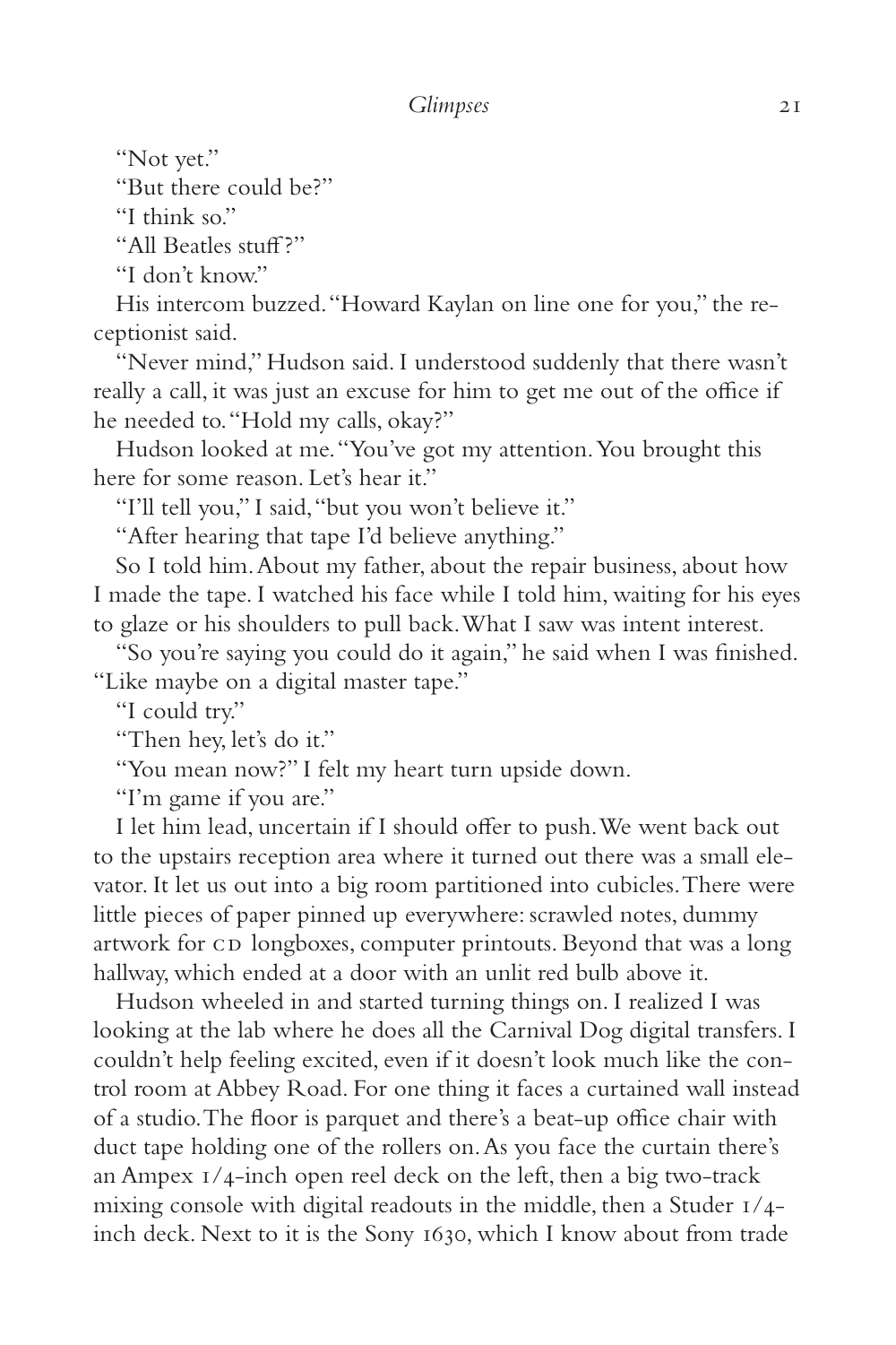"Not yet."

"But there could be?"

"I think so."

"All Beatles stuff?"

"I don't know."

His intercom buzzed. "Howard Kaylan on line one for you," the receptionist said.

"Never mind," Hudson said. I understood suddenly that there wasn't really a call, it was just an excuse for him to get me out of the office if he needed to. "Hold my calls, okay?"

Hudson looked at me. "You've got my attention. You brought this here for some reason. Let's hear it."

"I'll tell you," I said, "but you won't believe it."

"After hearing that tape I'd believe anything."

So I told him. About my father, about the repair business, about how I made the tape. I watched his face while I told him, waiting for his eyes to glaze or his shoulders to pull back. What I saw was intent interest.

"So you're saying you could do it again," he said when I was finished. "Like maybe on a digital master tape."

"I could try."

"Then hey, let's do it."

"You mean now?" I felt my heart turn upside down.

"I'm game if you are."

I let him lead, uncertain if I should offer to push. We went back out to the upstairs reception area where it turned out there was a small elevator. It let us out into a big room partitioned into cubicles. There were little pieces of paper pinned up everywhere: scrawled notes, dummy artwork for CD longboxes, computer printouts. Beyond that was a long hallway, which ended at a door with an unlit red bulb above it.

Hudson wheeled in and started turning things on. I realized I was looking at the lab where he does all the Carnival Dog digital transfers. I couldn't help feeling excited, even if it doesn't look much like the control room at Abbey Road. For one thing it faces a curtained wall instead of a studio. The floor is parquet and there's a beat-up office chair with duct tape holding one of the rollers on. As you face the curtain there's an Ampex 1/4-inch open reel deck on the left, then a big two-track mixing console with digital readouts in the middle, then a Studer 1/4-inch deck. Next to it is the Sony 1630, which I know about from trade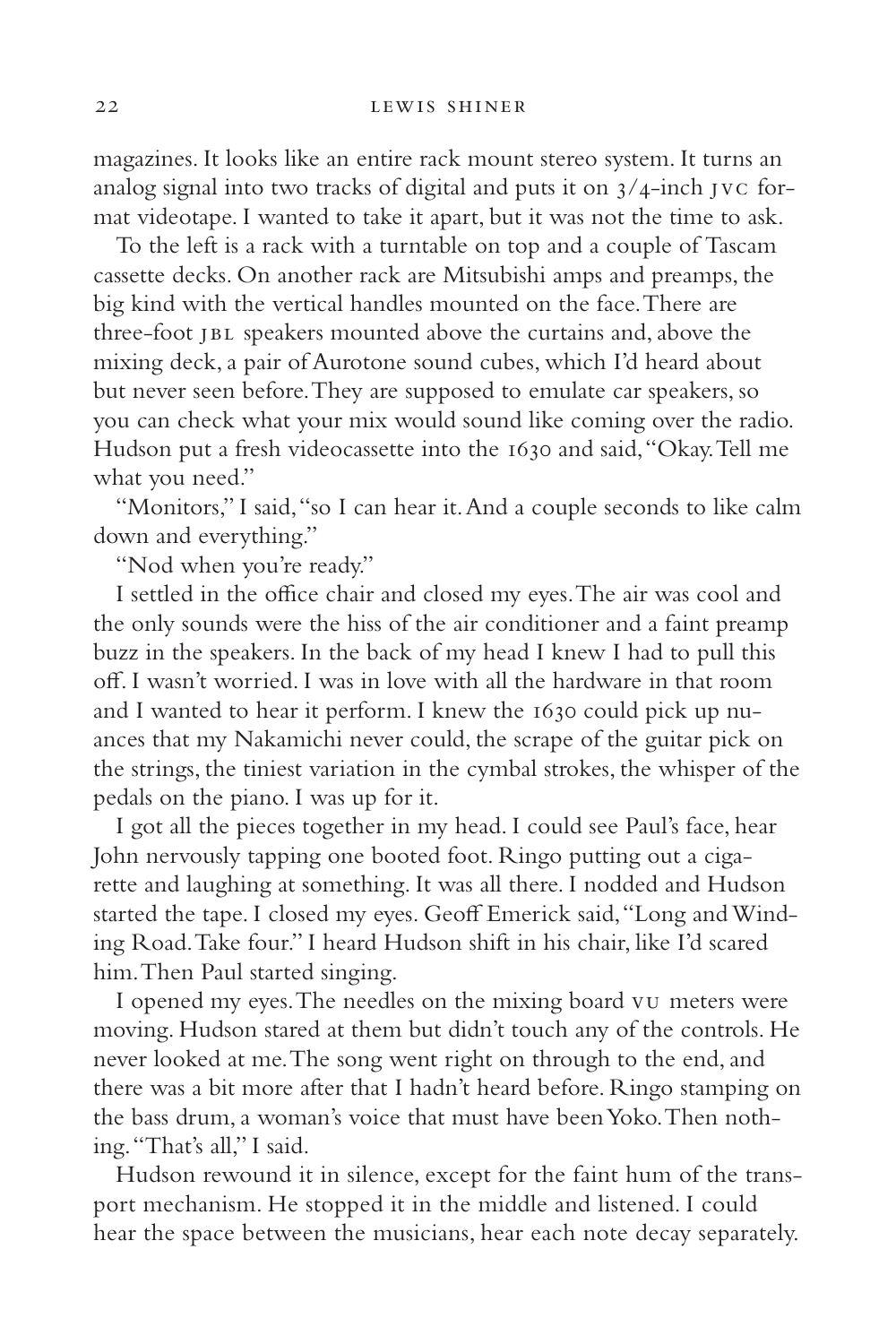magazines. It looks like an entire rack mount stereo system. It turns an analog signal into two tracks of digital and puts it on 3/4-inch JVC format videotape. I wanted to take it apart, but it was not the time to ask.

To the left is a rack with a turntable on top and a couple of Tascam cassette decks. On another rack are Mitsubishi amps and preamps, the big kind with the vertical handles mounted on the face. There are three-foot JBL speakers mounted above the curtains and, above the mixing deck, a pair of Aurotone sound cubes, which I'd heard about but never seen before. They are supposed to emulate car speakers, so you can check what your mix would sound like coming over the radio. Hudson put a fresh videocassette into the 1630 and said, "Okay. Tell me what you need."

"Monitors," I said, "so I can hear it. And a couple seconds to like calm down and everything."

"Nod when you're ready."

I settled in the office chair and closed my eyes. The air was cool and the only sounds were the hiss of the air conditioner and a faint preamp buzz in the speakers. In the back of my head I knew I had to pull this off. I wasn't worried. I was in love with all the hardware in that room and I wanted to hear it perform. I knew the 1630 could pick up nuances that my Nakamichi never could, the scrape of the guitar pick on the strings, the tiniest variation in the cymbal strokes, the whisper of the pedals on the piano. I was up for it.

I got all the pieces together in my head. I could see Paul's face, hear John nervously tapping one booted foot. Ringo putting out a cigarette and laughing at something. It was all there. I nodded and Hudson started the tape. I closed my eyes. Geoff Emerick said, "Long and Winding Road. Take four." I heard Hudson shift in his chair, like I'd scared him. Then Paul started singing.

I opened my eyes. The needles on the mixing board VU meters were moving. Hudson stared at them but didn't touch any of the controls. He never looked at me. The song went right on through to the end, and there was a bit more after that I hadn't heard before. Ringo stamping on the bass drum, a woman's voice that must have been Yoko. Then nothing. "That's all," I said.

Hudson rewound it in silence, except for the faint hum of the transport mechanism. He stopped it in the middle and listened. I could hear the space between the musicians, hear each note decay separately.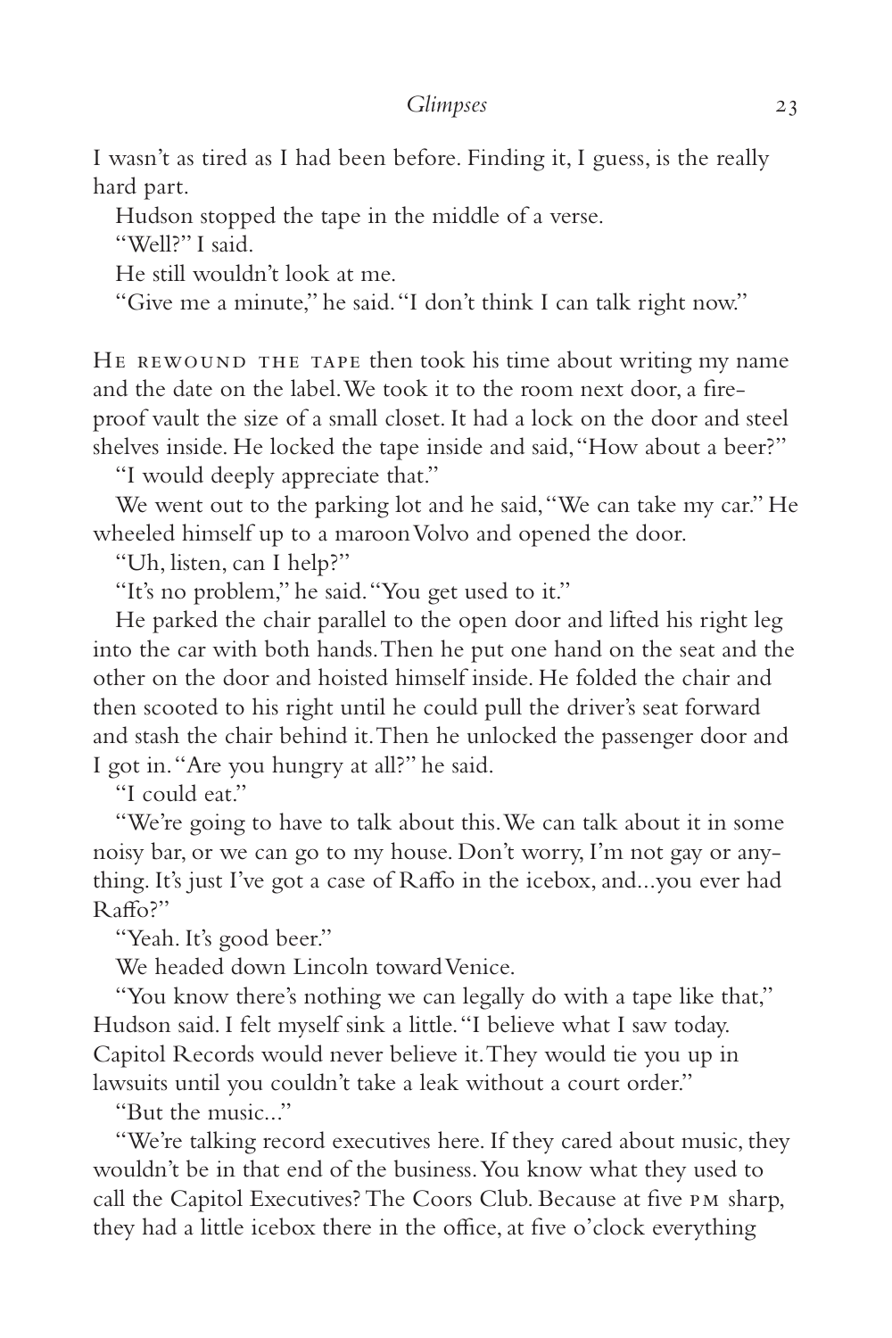I wasn't as tired as I had been before. Finding it, I guess, is the really hard part.

Hudson stopped the tape in the middle of a verse.

"Well?" I said.

He still wouldn't look at me.

"Give me a minute," he said. "I don't think I can talk right now."

He rewound the tape then took his time about writing my name and the date on the label. We took it to the room next door, a fireproof vault the size of a small closet. It had a lock on the door and steel shelves inside. He locked the tape inside and said, "How about a beer?"

"I would deeply appreciate that."

We went out to the parking lot and he said, "We can take my car." He wheeled himself up to a maroon Volvo and opened the door.

"Uh, listen, can I help?"

"It's no problem," he said. "You get used to it."

He parked the chair parallel to the open door and lifted his right leg into the car with both hands. Then he put one hand on the seat and the other on the door and hoisted himself inside. He folded the chair and then scooted to his right until he could pull the driver's seat forward and stash the chair behind it. Then he unlocked the passenger door and I got in. "Are you hungry at all?" he said.

"I could eat."

"We're going to have to talk about this. We can talk about it in some noisy bar, or we can go to my house. Don't worry, I'm not gay or anything. It's just I've got a case of Raffo in the icebox, and...you ever had Raffo?"

"Yeah. It's good beer."

We headed down Lincoln toward Venice.

"You know there's nothing we can legally do with a tape like that," Hudson said. I felt myself sink a little. "I believe what I saw today. Capitol Records would never believe it. They would tie you up in lawsuits until you couldn't take a leak without a court order."

"But the music..."

"We're talking record executives here. If they cared about music, they wouldn't be in that end of the business. You know what they used to call the Capitol Executives? The Coors Club. Because at five PM sharp, they had a little icebox there in the office, at five o'clock everything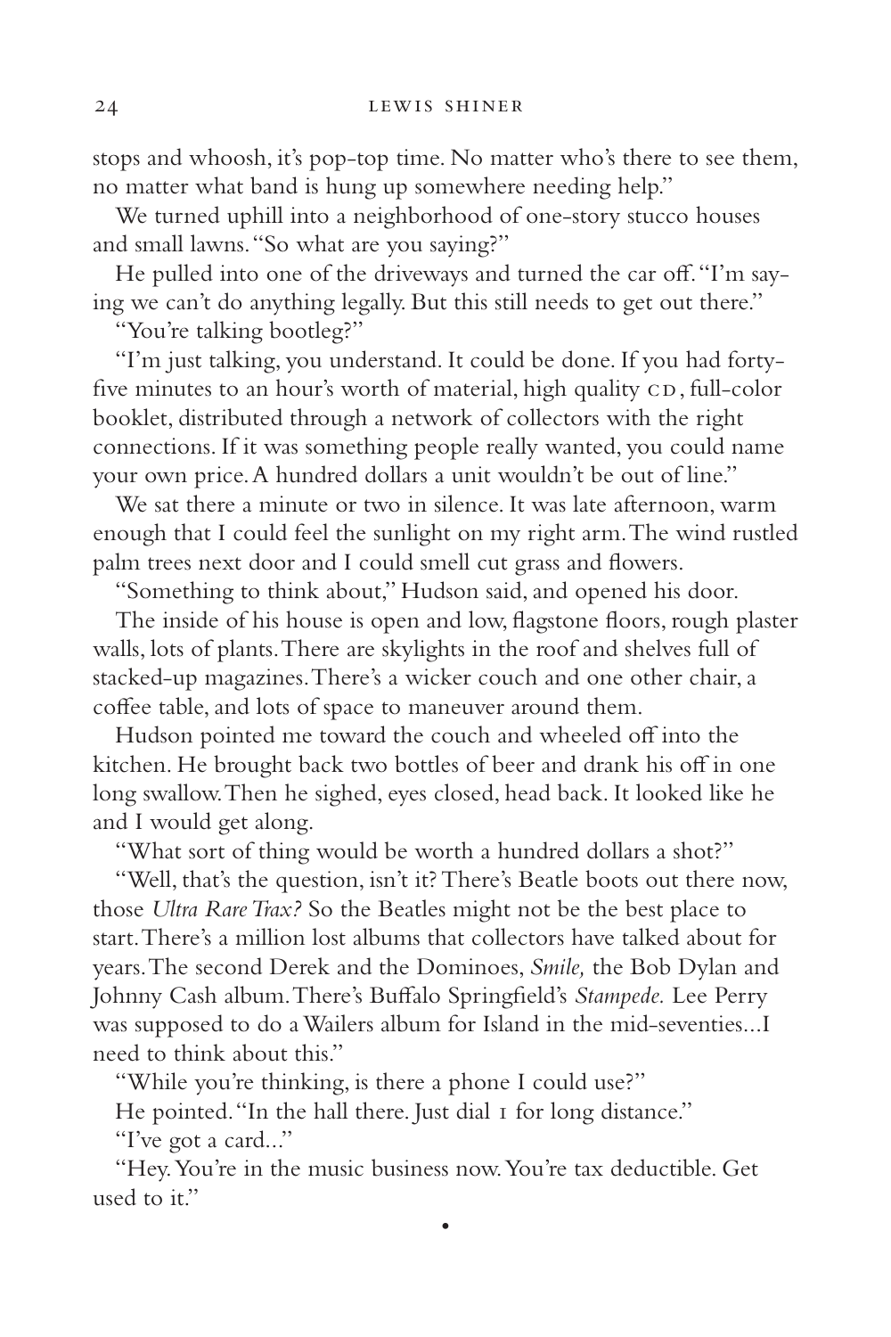stops and whoosh, it's pop-top time. No matter who's there to see them, no matter what band is hung up somewhere needing help."

We turned uphill into a neighborhood of one-story stucco houses and small lawns. "So what are you saying?"

He pulled into one of the driveways and turned the car off. "I'm saying we can't do anything legally. But this still needs to get out there."

"You're talking bootleg?"

"I'm just talking, you understand. It could be done. If you had forty-five minutes to an hour's worth of material, high quality CD, full-color booklet, distributed through a network of collectors with the right connections. If it was something people really wanted, you could name your own price. A hundred dollars a unit wouldn't be out of line."

We sat there a minute or two in silence. It was late afternoon, warm enough that I could feel the sunlight on my right arm. The wind rustled palm trees next door and I could smell cut grass and flowers.

"Something to think about," Hudson said, and opened his door.

The inside of his house is open and low, flagstone floors, rough plaster walls, lots of plants. There are skylights in the roof and shelves full of stacked-up magazines. There's a wicker couch and one other chair, a coffee table, and lots of space to maneuver around them.

Hudson pointed me toward the couch and wheeled off into the kitchen. He brought back two bottles of beer and drank his off in one long swallow. Then he sighed, eyes closed, head back. It looked like he and I would get along.

"What sort of thing would be worth a hundred dollars a shot?"

"Well, that's the question, isn't it? There's Beatle boots out there now, those *Ultra Rare Trax?* So the Beatles might not be the best place to start. There's a million lost albums that collectors have talked about for years. The second Derek and the Dominoes, *Smile,* the Bob Dylan and Johnny Cash album. There's Buffalo Springfield's *Stampede.* Lee Perry was supposed to do a Wailers album for Island in the mid-seventies...I need to think about this."

"While you're thinking, is there a phone I could use?"

He pointed. "In the hall there. Just dial 1 for long distance."

"I've got a card..."

"Hey. You're in the music business now. You're tax deductible. Get used to it."

•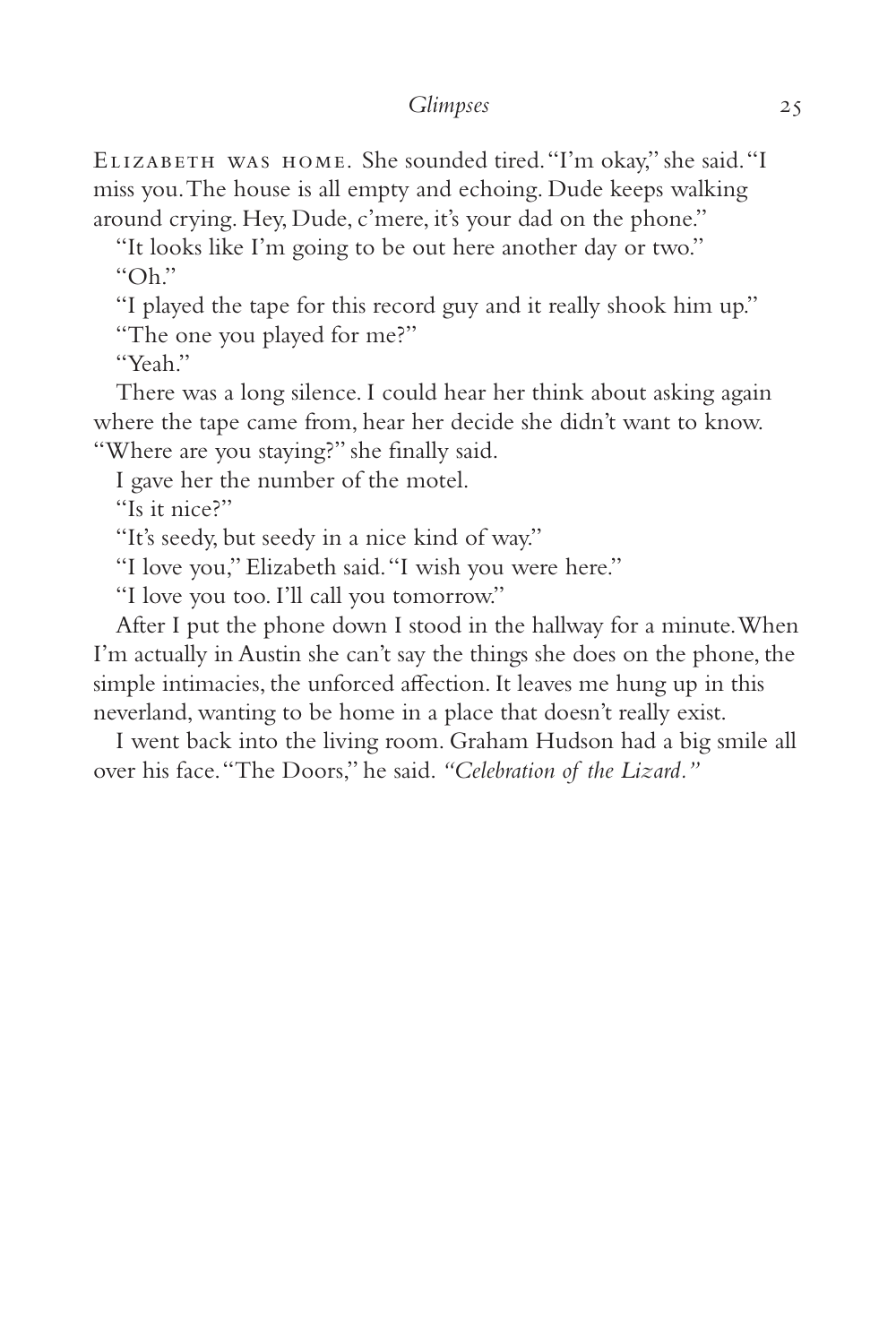Elizabeth was home. She sounded tired. "I'm okay," she said. "I miss you. The house is all empty and echoing. Dude keeps walking around crying. Hey, Dude, c'mere, it's your dad on the phone."

"It looks like I'm going to be out here another day or two."

"Oh."

"I played the tape for this record guy and it really shook him up."

"The one you played for me?"

"Yeah."

There was a long silence. I could hear her think about asking again where the tape came from, hear her decide she didn't want to know. "Where are you staying?" she finally said.

I gave her the number of the motel.

"Is it nice?"

"It's seedy, but seedy in a nice kind of way."

"I love you," Elizabeth said. "I wish you were here."

"I love you too. I'll call you tomorrow."

After I put the phone down I stood in the hallway for a minute. When I'm actually in Austin she can't say the things she does on the phone, the simple intimacies, the unforced affection. It leaves me hung up in this neverland, wanting to be home in a place that doesn't really exist.

I went back into the living room. Graham Hudson had a big smile all over his face. "The Doors," he said. *"Celebration of the Lizard."*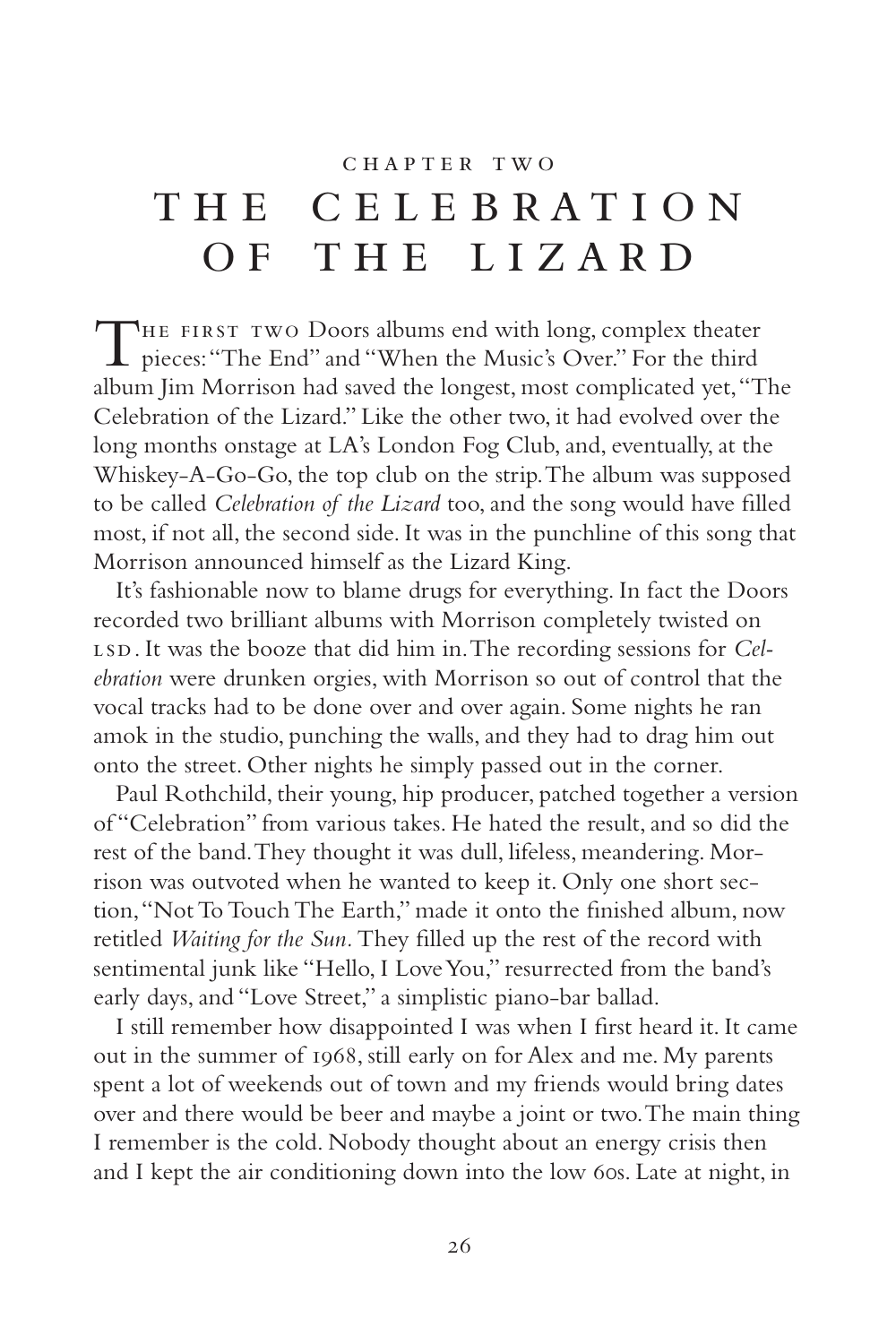CHAPTER TWO

# THE CELEBRATION OF THE LIZARD

THE FIRST TWO Doors albums end with long, complex theater pieces: "The End" and "When the Music's Over." For the third album Jim Morrison had saved the longest, most complicated yet, "The Celebration of the Lizard." Like the other two, it had evolved over the long months onstage at LA's London Fog Club, and, eventually, at the Whiskey-A-Go-Go, the top club on the strip. The album was supposed to be called *Celebration of the Lizard* too, and the song would have filled most, if not all, the second side. It was in the punchline of this song that Morrison announced himself as the Lizard King.

It's fashionable now to blame drugs for everything. In fact the Doors recorded two brilliant albums with Morrison completely twisted on LSD. It was the booze that did him in. The recording sessions for *Celebration* were drunken orgies, with Morrison so out of control that the vocal tracks had to be done over and over again. Some nights he ran amok in the studio, punching the walls, and they had to drag him out onto the street. Other nights he simply passed out in the corner.

Paul Rothchild, their young, hip producer, patched together a version of "Celebration" from various takes. He hated the result, and so did the rest of the band. They thought it was dull, lifeless, meandering. Morrison was outvoted when he wanted to keep it. Only one short section, "Not To Touch The Earth," made it onto the finished album, now retitled *Waiting for the Sun*. They filled up the rest of the record with sentimental junk like "Hello, I Love You," resurrected from the band's early days, and "Love Street," a simplistic piano-bar ballad.

I still remember how disappointed I was when I first heard it. It came out in the summer of 1968, still early on for Alex and me. My parents spent a lot of weekends out of town and my friends would bring dates over and there would be beer and maybe a joint or two. The main thing I remember is the cold. Nobody thought about an energy crisis then and I kept the air conditioning down into the low 60s. Late at night, in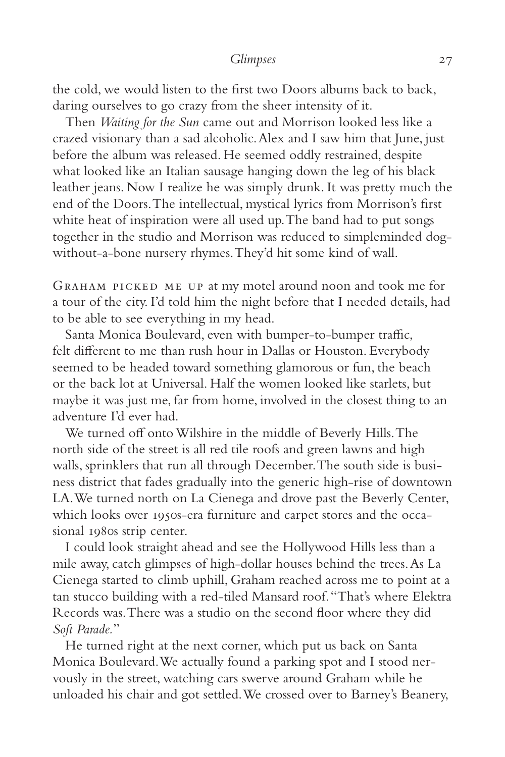the cold, we would listen to the first two Doors albums back to back, daring ourselves to go crazy from the sheer intensity of it.

Then *Waiting for the Sun* came out and Morrison looked less like a crazed visionary than a sad alcoholic. Alex and I saw him that June, just before the album was released. He seemed oddly restrained, despite what looked like an Italian sausage hanging down the leg of his black leather jeans. Now I realize he was simply drunk. It was pretty much the end of the Doors. The intellectual, mystical lyrics from Morrison's first white heat of inspiration were all used up. The band had to put songs together in the studio and Morrison was reduced to simpleminded dog-without-a-bone nursery rhymes. They'd hit some kind of wall.

Graham picked me up at my motel around noon and took me for a tour of the city. I'd told him the night before that I needed details, had to be able to see everything in my head.

Santa Monica Boulevard, even with bumper-to-bumper traffic, felt different to me than rush hour in Dallas or Houston. Everybody seemed to be headed toward something glamorous or fun, the beach or the back lot at Universal. Half the women looked like starlets, but maybe it was just me, far from home, involved in the closest thing to an adventure I'd ever had.

We turned off onto Wilshire in the middle of Beverly Hills. The north side of the street is all red tile roofs and green lawns and high walls, sprinklers that run all through December. The south side is business district that fades gradually into the generic high-rise of downtown LA. We turned north on La Cienega and drove past the Beverly Center, which looks over 1950s-era furniture and carpet stores and the occasional 1980s strip center.

I could look straight ahead and see the Hollywood Hills less than a mile away, catch glimpses of high-dollar houses behind the trees. As La Cienega started to climb uphill, Graham reached across me to point at a tan stucco building with a red-tiled Mansard roof. "That's where Elektra Records was. There was a studio on the second floor where they did *Soft Parade*."

He turned right at the next corner, which put us back on Santa Monica Boulevard. We actually found a parking spot and I stood nervously in the street, watching cars swerve around Graham while he unloaded his chair and got settled. We crossed over to Barney's Beanery,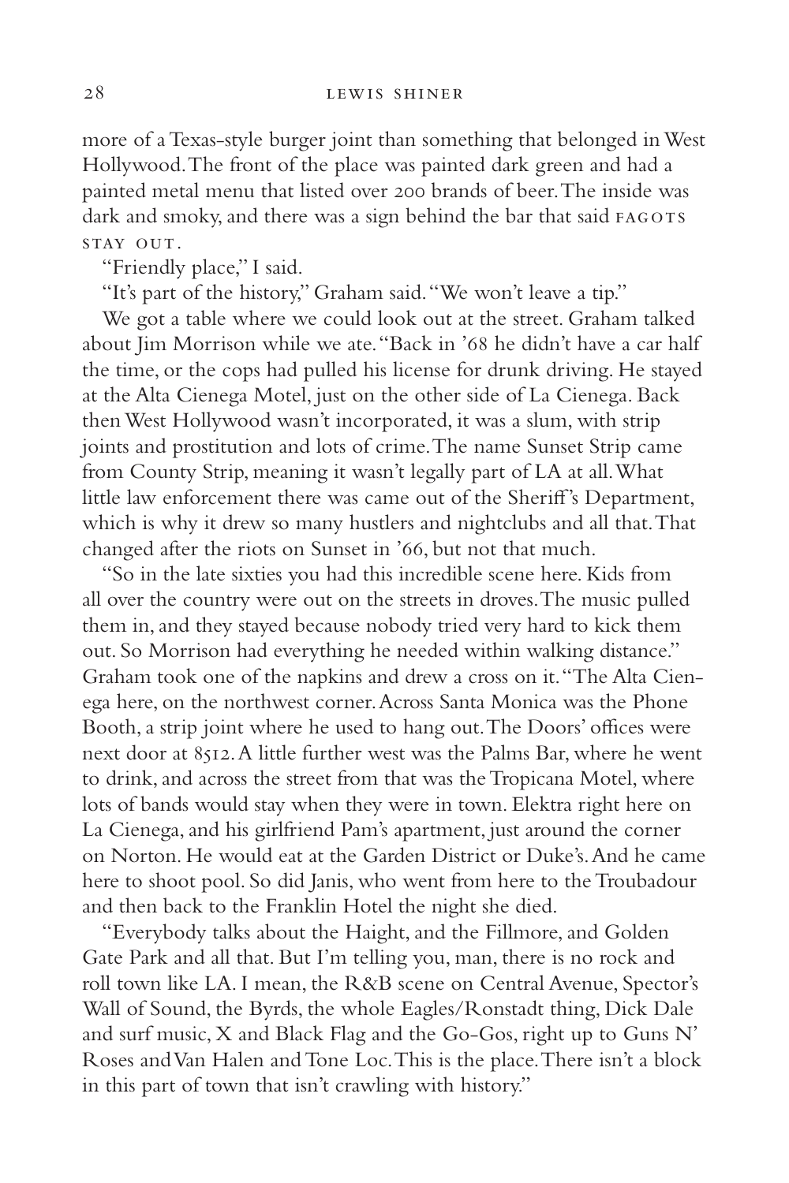more of a Texas-style burger joint than something that belonged in West Hollywood. The front of the place was painted dark green and had a painted metal menu that listed over 200 brands of beer. The inside was dark and smoky, and there was a sign behind the bar that said FAGOTS STAY OUT.

"Friendly place," I said.

"It's part of the history," Graham said. "We won't leave a tip."

We got a table where we could look out at the street. Graham talked about Jim Morrison while we ate. "Back in '68 he didn't have a car half the time, or the cops had pulled his license for drunk driving. He stayed at the Alta Cienega Motel, just on the other side of La Cienega. Back then West Hollywood wasn't incorporated, it was a slum, with strip joints and prostitution and lots of crime. The name Sunset Strip came from County Strip, meaning it wasn't legally part of LA at all. What little law enforcement there was came out of the Sheriff's Department, which is why it drew so many hustlers and nightclubs and all that. That changed after the riots on Sunset in '66, but not that much.

"So in the late sixties you had this incredible scene here. Kids from all over the country were out on the streets in droves. The music pulled them in, and they stayed because nobody tried very hard to kick them out. So Morrison had everything he needed within walking distance." Graham took one of the napkins and drew a cross on it. "The Alta Cienega here, on the northwest corner. Across Santa Monica was the Phone Booth, a strip joint where he used to hang out. The Doors' offices were next door at 8512. A little further west was the Palms Bar, where he went to drink, and across the street from that was the Tropicana Motel, where lots of bands would stay when they were in town. Elektra right here on La Cienega, and his girlfriend Pam's apartment, just around the corner on Norton. He would eat at the Garden District or Duke's. And he came here to shoot pool. So did Janis, who went from here to the Troubadour and then back to the Franklin Hotel the night she died.

"Everybody talks about the Haight, and the Fillmore, and Golden Gate Park and all that. But I'm telling you, man, there is no rock and roll town like LA. I mean, the R&B scene on Central Avenue, Spector's Wall of Sound, the Byrds, the whole Eagles/Ronstadt thing, Dick Dale and surf music, X and Black Flag and the Go-Gos, right up to Guns N' Roses and Van Halen and Tone Loc. This is the place. There isn't a block in this part of town that isn't crawling with history."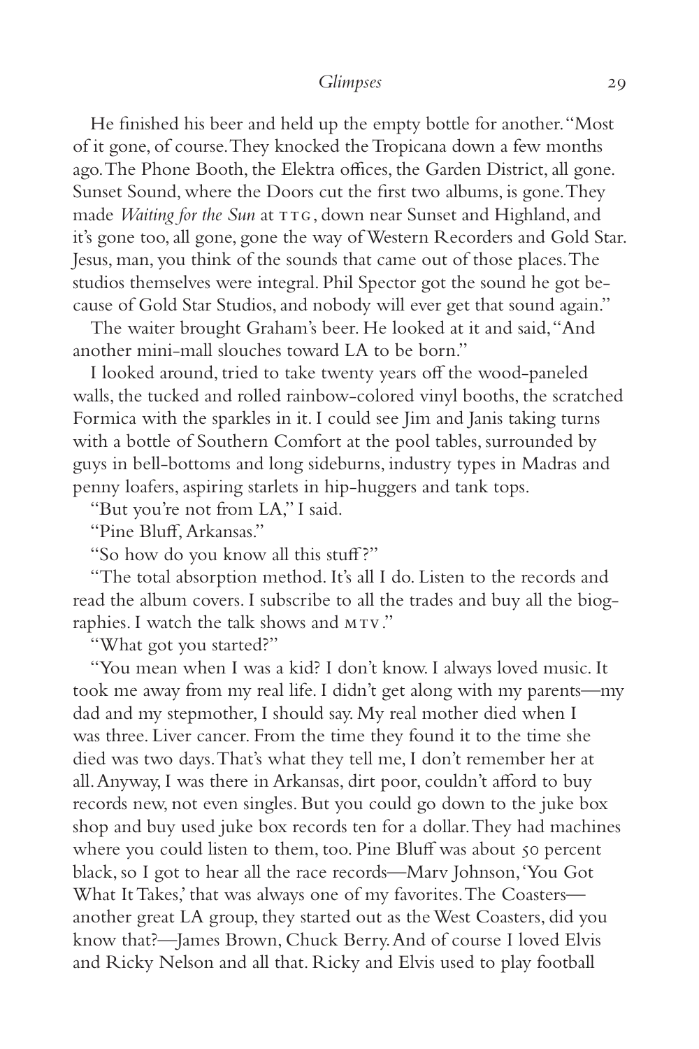He finished his beer and held up the empty bottle for another. "Most of it gone, of course. They knocked the Tropicana down a few months ago. The Phone Booth, the Elektra offices, the Garden District, all gone. Sunset Sound, where the Doors cut the first two albums, is gone. They made *Waiting for the Sun* at TTG, down near Sunset and Highland, and it's gone too, all gone, gone the way of Western Recorders and Gold Star. Jesus, man, you think of the sounds that came out of those places. The studios themselves were integral. Phil Spector got the sound he got because of Gold Star Studios, and nobody will ever get that sound again."

The waiter brought Graham's beer. He looked at it and said, "And another mini-mall slouches toward LA to be born."

I looked around, tried to take twenty years off the wood-paneled walls, the tucked and rolled rainbow-colored vinyl booths, the scratched Formica with the sparkles in it. I could see Jim and Janis taking turns with a bottle of Southern Comfort at the pool tables, surrounded by guys in bell-bottoms and long sideburns, industry types in Madras and penny loafers, aspiring starlets in hip-huggers and tank tops.

"But you're not from LA," I said.

"Pine Bluff, Arkansas."

"So how do you know all this stuff?"

"The total absorption method. It's all I do. Listen to the records and read the album covers. I subscribe to all the trades and buy all the biographies. I watch the talk shows and MTV."

"What got you started?"

"You mean when I was a kid? I don't know. I always loved music. It took me away from my real life. I didn't get along with my parents—my dad and my stepmother, I should say. My real mother died when I was three. Liver cancer. From the time they found it to the time she died was two days. That's what they tell me, I don't remember her at all. Anyway, I was there in Arkansas, dirt poor, couldn't afford to buy records new, not even singles. But you could go down to the juke box shop and buy used juke box records ten for a dollar. They had machines where you could listen to them, too. Pine Bluff was about 50 percent black, so I got to hear all the race records—Marv Johnson, 'You Got What It Takes,' that was always one of my favorites. The Coasters—another great LA group, they started out as the West Coasters, did you know that?—James Brown, Chuck Berry. And of course I loved Elvis and Ricky Nelson and all that. Ricky and Elvis used to play football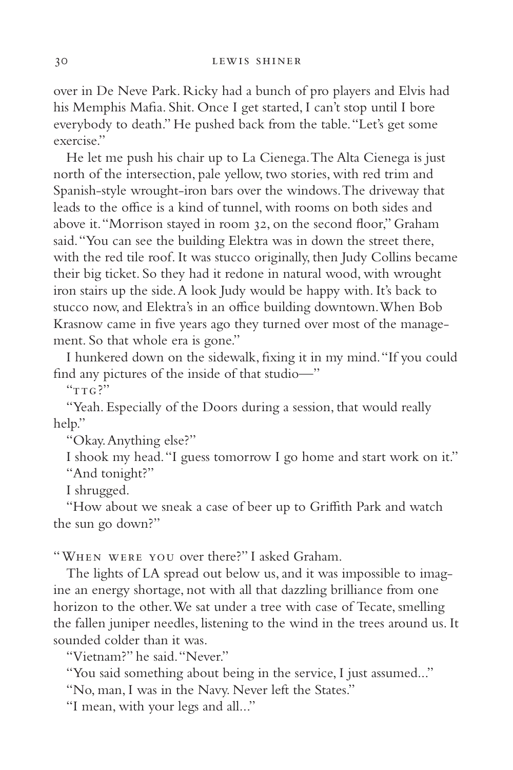over in De Neve Park. Ricky had a bunch of pro players and Elvis had his Memphis Mafia. Shit. Once I get started, I can't stop until I bore everybody to death." He pushed back from the table. "Let's get some exercise."

He let me push his chair up to La Cienega. The Alta Cienega is just north of the intersection, pale yellow, two stories, with red trim and Spanish-style wrought-iron bars over the windows. The driveway that leads to the office is a kind of tunnel, with rooms on both sides and above it. "Morrison stayed in room 32, on the second floor," Graham said. "You can see the building Elektra was in down the street there, with the red tile roof. It was stucco originally, then Judy Collins became their big ticket. So they had it redone in natural wood, with wrought iron stairs up the side. A look Judy would be happy with. It's back to stucco now, and Elektra's in an office building downtown. When Bob Krasnow came in five years ago they turned over most of the management. So that whole era is gone."

I hunkered down on the sidewalk, fixing it in my mind. "If you could find any pictures of the inside of that studio—"

"TTG?"

"Yeah. Especially of the Doors during a session, that would really help."

"Okay. Anything else?"

I shook my head. "I guess tomorrow I go home and start work on it."

"And tonight?"

I shrugged.

"How about we sneak a case of beer up to Griffith Park and watch the sun go down?"

"WHEN WERE YOU over there?" I asked Graham.

The lights of LA spread out below us, and it was impossible to imagine an energy shortage, not with all that dazzling brilliance from one horizon to the other. We sat under a tree with case of Tecate, smelling the fallen juniper needles, listening to the wind in the trees around us. It sounded colder than it was.

"Vietnam?" he said. "Never."

"You said something about being in the service, I just assumed..."

"No, man, I was in the Navy. Never left the States."

"I mean, with your legs and all..."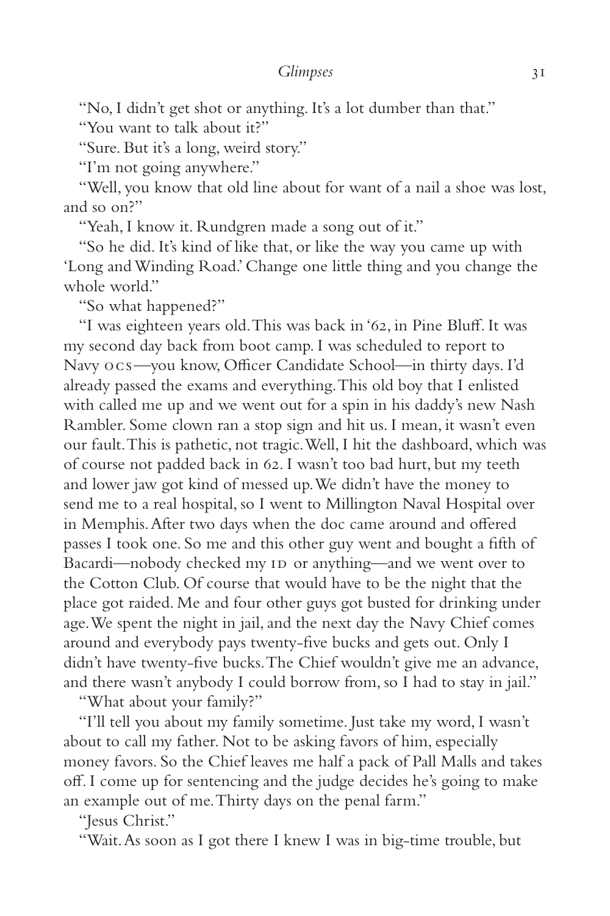"No, I didn't get shot or anything. It's a lot dumber than that."

"You want to talk about it?"

"Sure. But it's a long, weird story."

"I'm not going anywhere."

"Well, you know that old line about for want of a nail a shoe was lost, and so on?"

"Yeah, I know it. Rundgren made a song out of it."

"So he did. It's kind of like that, or like the way you came up with 'Long and Winding Road.' Change one little thing and you change the whole world."

"So what happened?"

"I was eighteen years old. This was back in '62, in Pine Bluff. It was my second day back from boot camp. I was scheduled to report to Navy OCS—you know, Officer Candidate School—in thirty days. I'd already passed the exams and everything. This old boy that I enlisted with called me up and we went out for a spin in his daddy's new Nash Rambler. Some clown ran a stop sign and hit us. I mean, it wasn't even our fault. This is pathetic, not tragic. Well, I hit the dashboard, which was of course not padded back in 62. I wasn't too bad hurt, but my teeth and lower jaw got kind of messed up. We didn't have the money to send me to a real hospital, so I went to Millington Naval Hospital over in Memphis. After two days when the doc came around and offered passes I took one. So me and this other guy went and bought a fifth of Bacardi—nobody checked my ID or anything—and we went over to the Cotton Club. Of course that would have to be the night that the place got raided. Me and four other guys got busted for drinking under age. We spent the night in jail, and the next day the Navy Chief comes around and everybody pays twenty-five bucks and gets out. Only I didn't have twenty-five bucks. The Chief wouldn't give me an advance, and there wasn't anybody I could borrow from, so I had to stay in jail."

"What about your family?"

"I'll tell you about my family sometime. Just take my word, I wasn't about to call my father. Not to be asking favors of him, especially money favors. So the Chief leaves me half a pack of Pall Malls and takes off. I come up for sentencing and the judge decides he's going to make an example out of me. Thirty days on the penal farm."

"Jesus Christ."

"Wait. As soon as I got there I knew I was in big-time trouble, but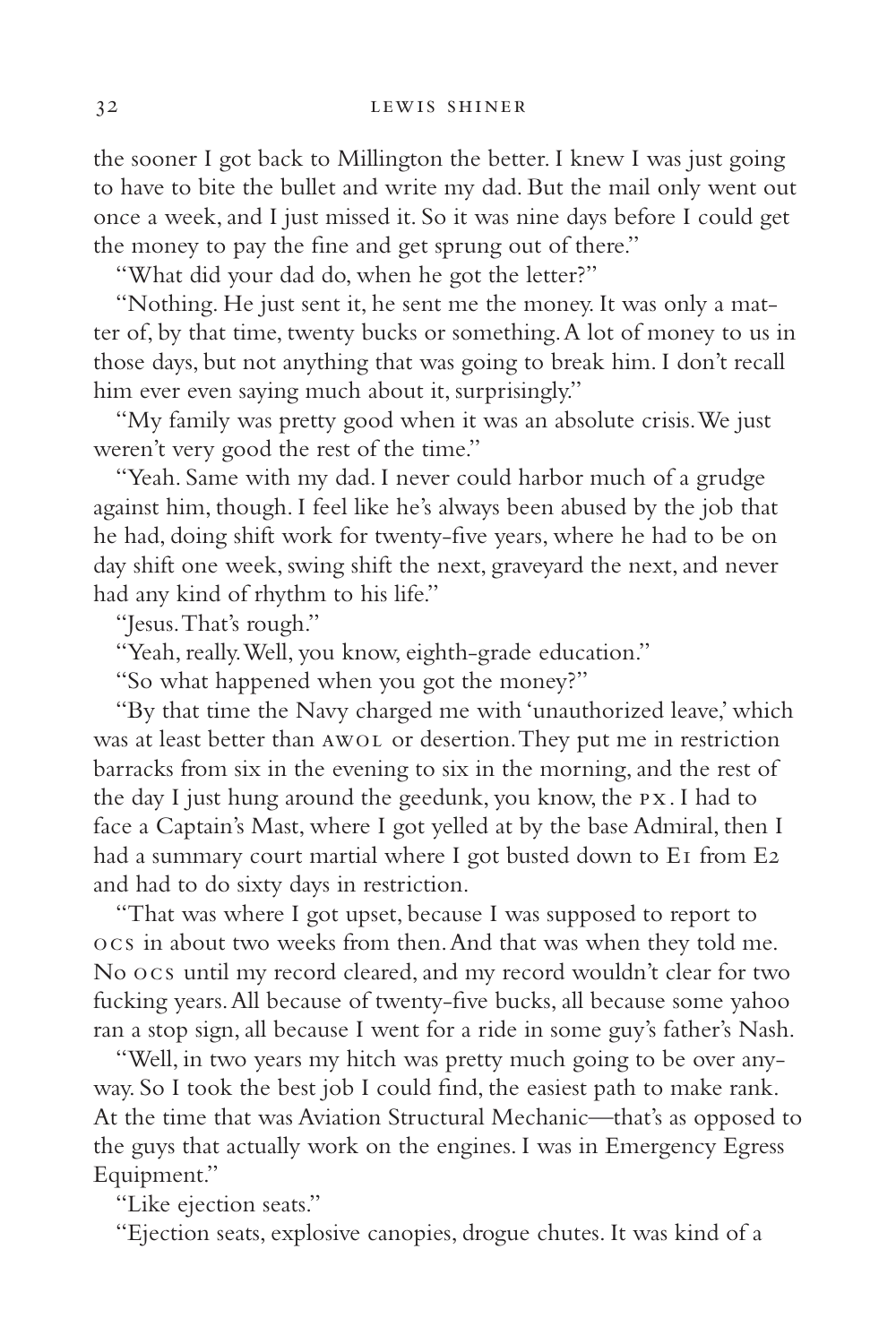the sooner I got back to Millington the better. I knew I was just going to have to bite the bullet and write my dad. But the mail only went out once a week, and I just missed it. So it was nine days before I could get the money to pay the fine and get sprung out of there."

"What did your dad do, when he got the letter?"

"Nothing. He just sent it, he sent me the money. It was only a matter of, by that time, twenty bucks or something. A lot of money to us in those days, but not anything that was going to break him. I don't recall him ever even saying much about it, surprisingly."

"My family was pretty good when it was an absolute crisis. We just weren't very good the rest of the time."

"Yeah. Same with my dad. I never could harbor much of a grudge against him, though. I feel like he's always been abused by the job that he had, doing shift work for twenty-five years, where he had to be on day shift one week, swing shift the next, graveyard the next, and never had any kind of rhythm to his life."

"Jesus. That's rough."

"Yeah, really. Well, you know, eighth-grade education."

"So what happened when you got the money?"

"By that time the Navy charged me with 'unauthorized leave,' which was at least better than AWOL or desertion. They put me in restriction barracks from six in the evening to six in the morning, and the rest of the day I just hung around the geedunk, you know, the PX. I had to face a Captain's Mast, where I got yelled at by the base Admiral, then I had a summary court martial where I got busted down to E1 from E2 and had to do sixty days in restriction.

"That was where I got upset, because I was supposed to report to OCS in about two weeks from then. And that was when they told me. No OCS until my record cleared, and my record wouldn't clear for two fucking years. All because of twenty-five bucks, all because some yahoo ran a stop sign, all because I went for a ride in some guy's father's Nash.

"Well, in two years my hitch was pretty much going to be over anyway. So I took the best job I could find, the easiest path to make rank. At the time that was Aviation Structural Mechanic—that's as opposed to the guys that actually work on the engines. I was in Emergency Egress Equipment."

"Like ejection seats."

"Ejection seats, explosive canopies, drogue chutes. It was kind of a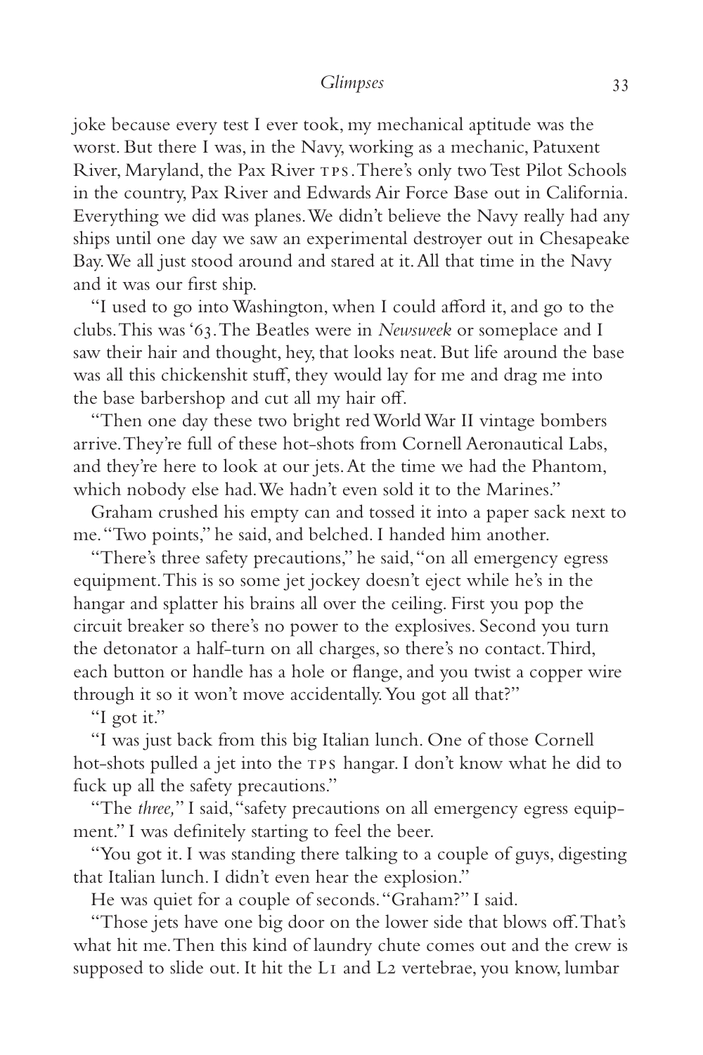joke because every test I ever took, my mechanical aptitude was the worst. But there I was, in the Navy, working as a mechanic, Patuxent River, Maryland, the Pax River TPS. There's only two Test Pilot Schools in the country, Pax River and Edwards Air Force Base out in California. Everything we did was planes. We didn't believe the Navy really had any ships until one day we saw an experimental destroyer out in Chesapeake Bay. We all just stood around and stared at it. All that time in the Navy and it was our first ship.

"I used to go into Washington, when I could afford it, and go to the clubs. This was '63. The Beatles were in *Newsweek* or someplace and I saw their hair and thought, hey, that looks neat. But life around the base was all this chickenshit stuff, they would lay for me and drag me into the base barbershop and cut all my hair off.

"Then one day these two bright red World War II vintage bombers arrive. They're full of these hot-shots from Cornell Aeronautical Labs, and they're here to look at our jets. At the time we had the Phantom, which nobody else had. We hadn't even sold it to the Marines."

Graham crushed his empty can and tossed it into a paper sack next to me. "Two points," he said, and belched. I handed him another.

"There's three safety precautions," he said, "on all emergency egress equipment. This is so some jet jockey doesn't eject while he's in the hangar and splatter his brains all over the ceiling. First you pop the circuit breaker so there's no power to the explosives. Second you turn the detonator a half-turn on all charges, so there's no contact. Third, each button or handle has a hole or flange, and you twist a copper wire through it so it won't move accidentally. You got all that?"

"I got it."

"I was just back from this big Italian lunch. One of those Cornell hot-shots pulled a jet into the TPS hangar. I don't know what he did to fuck up all the safety precautions."

"The *three,*" I said, "safety precautions on all emergency egress equipment." I was definitely starting to feel the beer.

"You got it. I was standing there talking to a couple of guys, digesting that Italian lunch. I didn't even hear the explosion."

He was quiet for a couple of seconds. "Graham?" I said.

"Those jets have one big door on the lower side that blows off. That's what hit me. Then this kind of laundry chute comes out and the crew is supposed to slide out. It hit the L1 and L2 vertebrae, you know, lumbar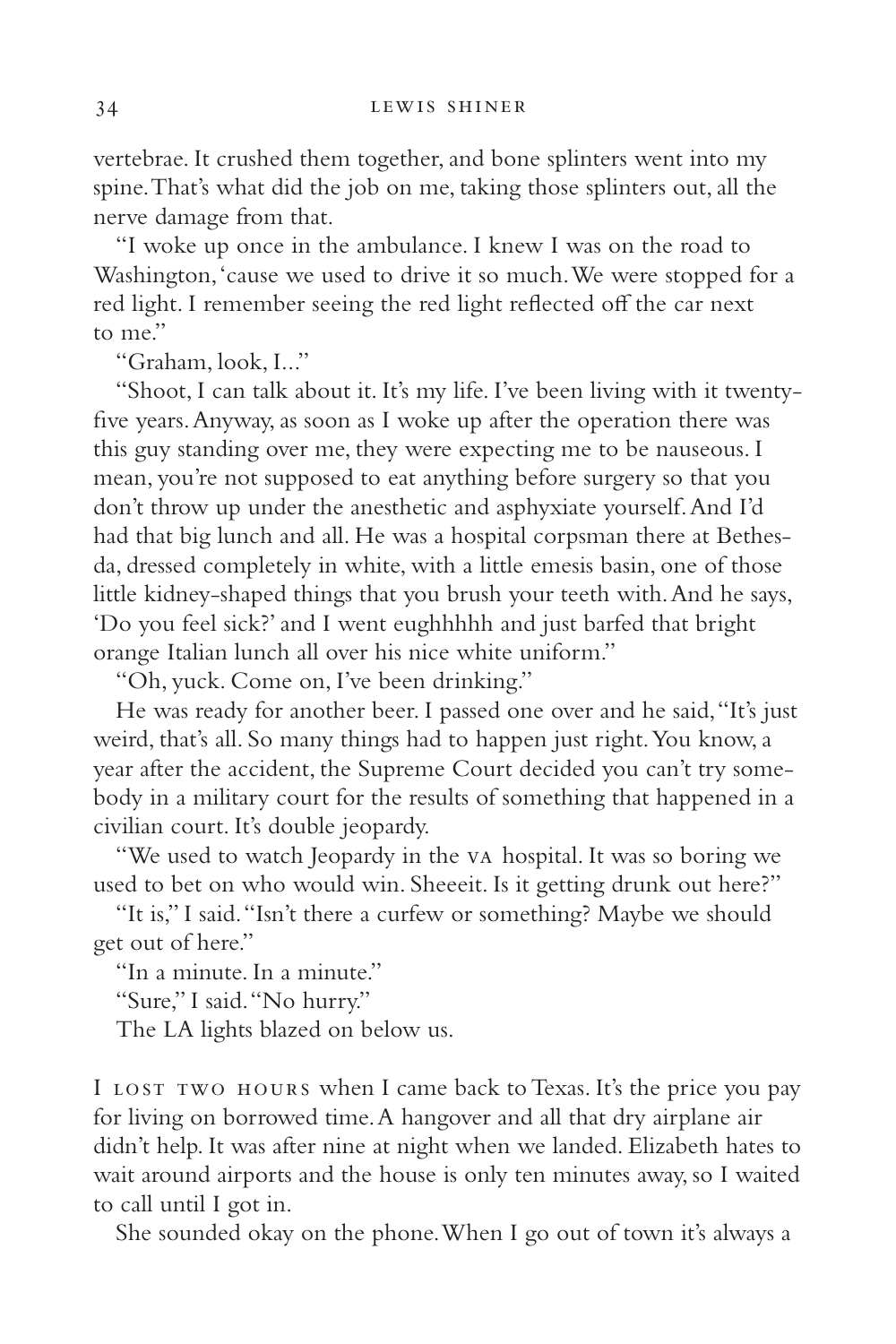vertebrae. It crushed them together, and bone splinters went into my spine. That's what did the job on me, taking those splinters out, all the nerve damage from that.

"I woke up once in the ambulance. I knew I was on the road to Washington, 'cause we used to drive it so much. We were stopped for a red light. I remember seeing the red light reflected off the car next to me."

"Graham, look, I..."

"Shoot, I can talk about it. It's my life. I've been living with it twenty-five years. Anyway, as soon as I woke up after the operation there was this guy standing over me, they were expecting me to be nauseous. I mean, you're not supposed to eat anything before surgery so that you don't throw up under the anesthetic and asphyxiate yourself. And I'd had that big lunch and all. He was a hospital corpsman there at Bethesda, dressed completely in white, with a little emesis basin, one of those little kidney-shaped things that you brush your teeth with. And he says, 'Do you feel sick?' and I went eughhhhh and just barfed that bright orange Italian lunch all over his nice white uniform."

"Oh, yuck. Come on, I've been drinking."

He was ready for another beer. I passed one over and he said, "It's just weird, that's all. So many things had to happen just right. You know, a year after the accident, the Supreme Court decided you can't try somebody in a military court for the results of something that happened in a civilian court. It's double jeopardy.

"We used to watch Jeopardy in the VA hospital. It was so boring we used to bet on who would win. Sheeeit. Is it getting drunk out here?"

"It is," I said. "Isn't there a curfew or something? Maybe we should get out of here."

"In a minute. In a minute."

"Sure," I said. "No hurry."

The LA lights blazed on below us.

I LOST TWO HOURS when I came back to Texas. It's the price you pay for living on borrowed time. A hangover and all that dry airplane air didn't help. It was after nine at night when we landed. Elizabeth hates to wait around airports and the house is only ten minutes away, so I waited to call until I got in.

She sounded okay on the phone. When I go out of town it's always a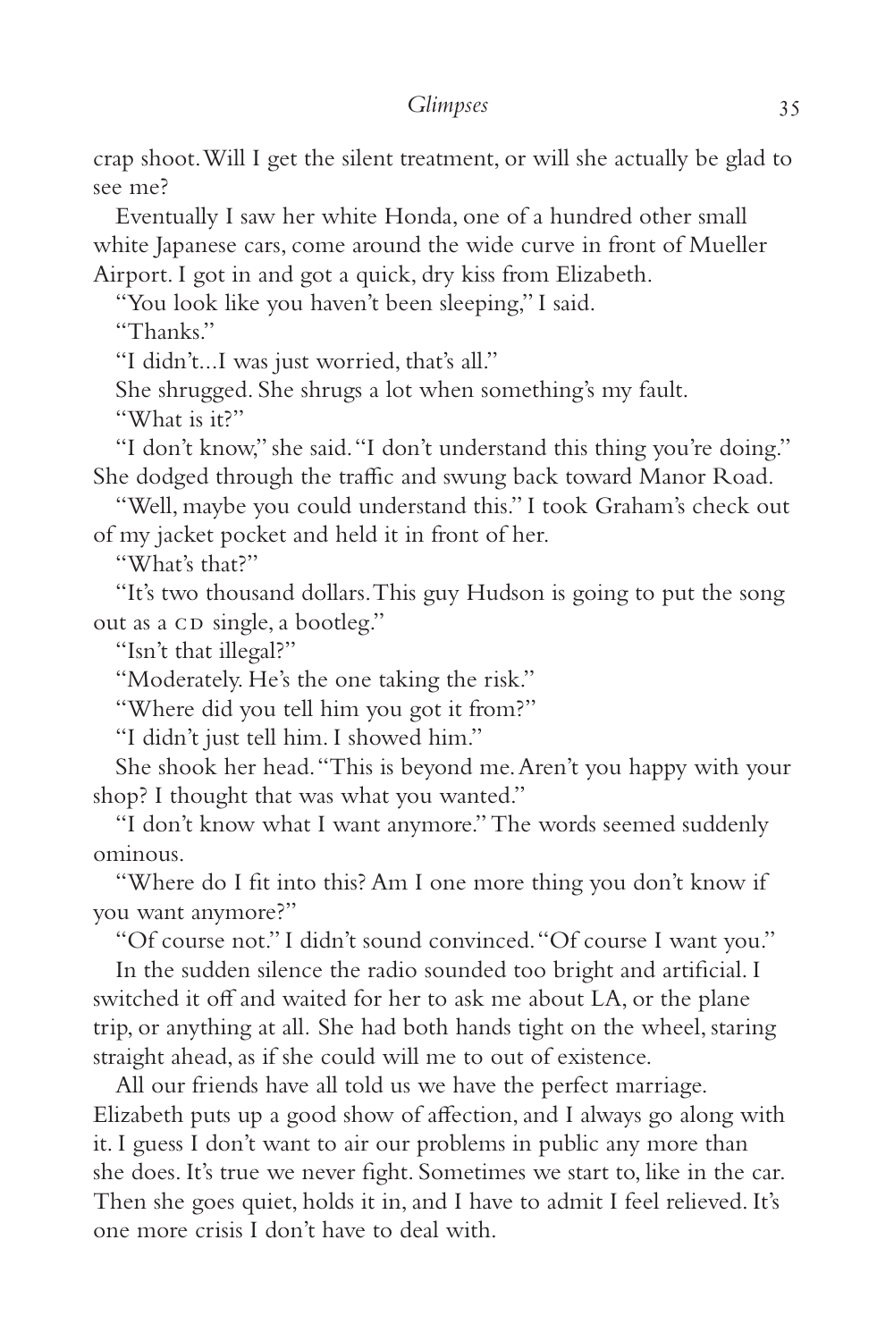crap shoot. Will I get the silent treatment, or will she actually be glad to see me?

Eventually I saw her white Honda, one of a hundred other small white Japanese cars, come around the wide curve in front of Mueller Airport. I got in and got a quick, dry kiss from Elizabeth.

"You look like you haven't been sleeping," I said.

"Thanks."

"I didn't...I was just worried, that's all."

She shrugged. She shrugs a lot when something's my fault.

"What is it?"

"I don't know," she said. "I don't understand this thing you're doing." She dodged through the traffic and swung back toward Manor Road.

"Well, maybe you could understand this." I took Graham's check out of my jacket pocket and held it in front of her.

"What's that?"

"It's two thousand dollars. This guy Hudson is going to put the song out as a CD single, a bootleg."

"Isn't that illegal?"

"Moderately. He's the one taking the risk."

"Where did you tell him you got it from?"

"I didn't just tell him. I showed him."

She shook her head. "This is beyond me. Aren't you happy with your shop? I thought that was what you wanted."

"I don't know what I want anymore." The words seemed suddenly ominous.

"Where do I fit into this? Am I one more thing you don't know if you want anymore?"

"Of course not." I didn't sound convinced. "Of course I want you."

In the sudden silence the radio sounded too bright and artificial. I switched it off and waited for her to ask me about LA, or the plane trip, or anything at all. She had both hands tight on the wheel, staring straight ahead, as if she could will me to out of existence.

All our friends have all told us we have the perfect marriage. Elizabeth puts up a good show of affection, and I always go along with it. I guess I don't want to air our problems in public any more than she does. It's true we never fight. Sometimes we start to, like in the car. Then she goes quiet, holds it in, and I have to admit I feel relieved. It's one more crisis I don't have to deal with.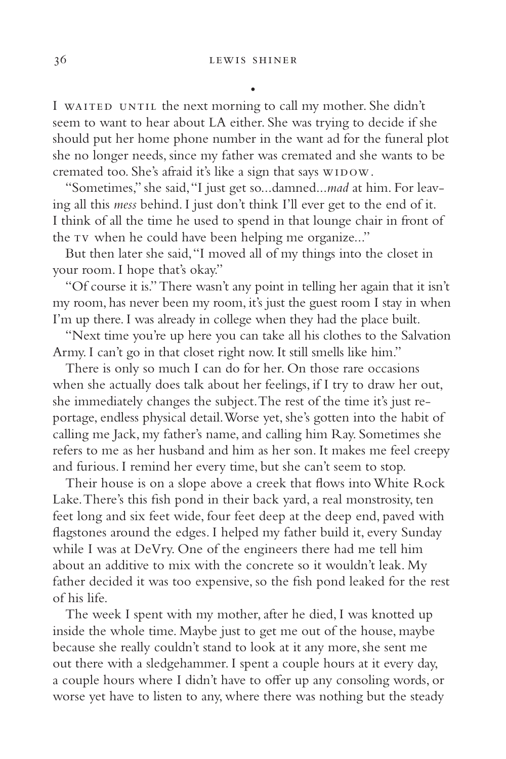•

I WAITED UNTIL the next morning to call my mother. She didn't seem to want to hear about LA either. She was trying to decide if she should put her home phone number in the want ad for the funeral plot she no longer needs, since my father was cremated and she wants to be cremated too. She's afraid it's like a sign that says WIDOW.

"Sometimes," she said, "I just get so...damned...*mad* at him. For leaving all this *mess* behind. I just don't think I'll ever get to the end of it. I think of all the time he used to spend in that lounge chair in front of the TV when he could have been helping me organize..."

But then later she said, "I moved all of my things into the closet in your room. I hope that's okay."

"Of course it is." There wasn't any point in telling her again that it isn't my room, has never been my room, it's just the guest room I stay in when I'm up there. I was already in college when they had the place built.

"Next time you're up here you can take all his clothes to the Salvation Army. I can't go in that closet right now. It still smells like him."

There is only so much I can do for her. On those rare occasions when she actually does talk about her feelings, if I try to draw her out, she immediately changes the subject. The rest of the time it's just reportage, endless physical detail. Worse yet, she's gotten into the habit of calling me Jack, my father's name, and calling him Ray. Sometimes she refers to me as her husband and him as her son. It makes me feel creepy and furious. I remind her every time, but she can't seem to stop.

Their house is on a slope above a creek that flows into White Rock Lake. There's this fish pond in their back yard, a real monstrosity, ten feet long and six feet wide, four feet deep at the deep end, paved with flagstones around the edges. I helped my father build it, every Sunday while I was at DeVry. One of the engineers there had me tell him about an additive to mix with the concrete so it wouldn't leak. My father decided it was too expensive, so the fish pond leaked for the rest of his life.

The week I spent with my mother, after he died, I was knotted up inside the whole time. Maybe just to get me out of the house, maybe because she really couldn't stand to look at it any more, she sent me out there with a sledgehammer. I spent a couple hours at it every day, a couple hours where I didn't have to offer up any consoling words, or worse yet have to listen to any, where there was nothing but the steady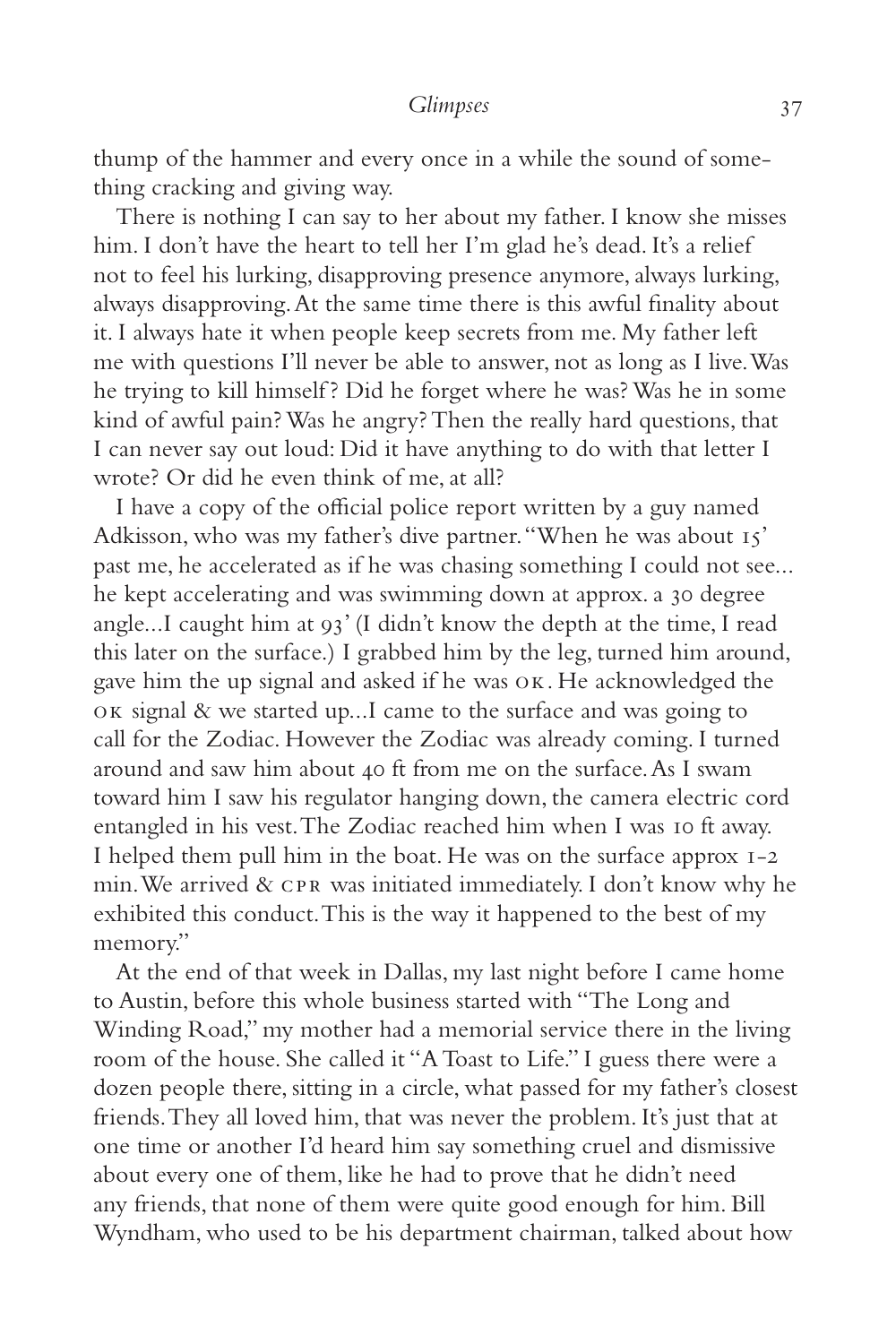thump of the hammer and every once in a while the sound of something cracking and giving way.

There is nothing I can say to her about my father. I know she misses him. I don't have the heart to tell her I'm glad he's dead. It's a relief not to feel his lurking, disapproving presence anymore, always lurking, always disapproving. At the same time there is this awful finality about it. I always hate it when people keep secrets from me. My father left me with questions I'll never be able to answer, not as long as I live. Was he trying to kill himself? Did he forget where he was? Was he in some kind of awful pain? Was he angry? Then the really hard questions, that I can never say out loud: Did it have anything to do with that letter I wrote? Or did he even think of me, at all?

I have a copy of the official police report written by a guy named Adkisson, who was my father's dive partner. "When he was about 15' past me, he accelerated as if he was chasing something I could not see... he kept accelerating and was swimming down at approx. a 30 degree angle...I caught him at 93' (I didn't know the depth at the time, I read this later on the surface.) I grabbed him by the leg, turned him around, gave him the up signal and asked if he was OK. He acknowledged the OK signal & we started up...I came to the surface and was going to call for the Zodiac. However the Zodiac was already coming. I turned around and saw him about 40 ft from me on the surface. As I swam toward him I saw his regulator hanging down, the camera electric cord entangled in his vest. The Zodiac reached him when I was 10 ft away. I helped them pull him in the boat. He was on the surface approx 1-2 min. We arrived & CPR was initiated immediately. I don't know why he exhibited this conduct. This is the way it happened to the best of my memory."

At the end of that week in Dallas, my last night before I came home to Austin, before this whole business started with "The Long and Winding Road," my mother had a memorial service there in the living room of the house. She called it "A Toast to Life." I guess there were a dozen people there, sitting in a circle, what passed for my father's closest friends. They all loved him, that was never the problem. It's just that at one time or another I'd heard him say something cruel and dismissive about every one of them, like he had to prove that he didn't need any friends, that none of them were quite good enough for him. Bill Wyndham, who used to be his department chairman, talked about how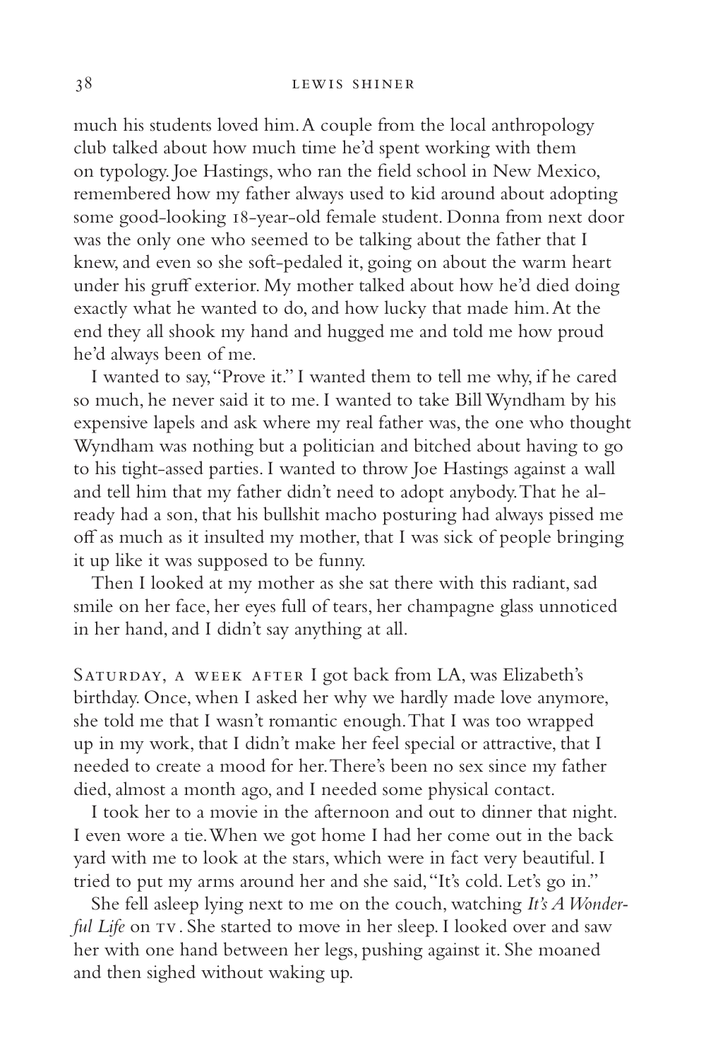much his students loved him. A couple from the local anthropology club talked about how much time he'd spent working with them on typology. Joe Hastings, who ran the field school in New Mexico, remembered how my father always used to kid around about adopting some good-looking 18-year-old female student. Donna from next door was the only one who seemed to be talking about the father that I knew, and even so she soft-pedaled it, going on about the warm heart under his gruff exterior. My mother talked about how he'd died doing exactly what he wanted to do, and how lucky that made him. At the end they all shook my hand and hugged me and told me how proud he'd always been of me.

I wanted to say, "Prove it." I wanted them to tell me why, if he cared so much, he never said it to me. I wanted to take Bill Wyndham by his expensive lapels and ask where my real father was, the one who thought Wyndham was nothing but a politician and bitched about having to go to his tight-assed parties. I wanted to throw Joe Hastings against a wall and tell him that my father didn't need to adopt anybody. That he already had a son, that his bullshit macho posturing had always pissed me off as much as it insulted my mother, that I was sick of people bringing it up like it was supposed to be funny.

Then I looked at my mother as she sat there with this radiant, sad smile on her face, her eyes full of tears, her champagne glass unnoticed in her hand, and I didn't say anything at all.

SATURDAY, A WEEK AFTER I got back from LA, was Elizabeth's birthday. Once, when I asked her why we hardly made love anymore, she told me that I wasn't romantic enough. That I was too wrapped up in my work, that I didn't make her feel special or attractive, that I needed to create a mood for her. There's been no sex since my father died, almost a month ago, and I needed some physical contact.

I took her to a movie in the afternoon and out to dinner that night. I even wore a tie. When we got home I had her come out in the back yard with me to look at the stars, which were in fact very beautiful. I tried to put my arms around her and she said, "It's cold. Let's go in."

She fell asleep lying next to me on the couch, watching *It's A Wonderful Life* on TV. She started to move in her sleep. I looked over and saw her with one hand between her legs, pushing against it. She moaned and then sighed without waking up.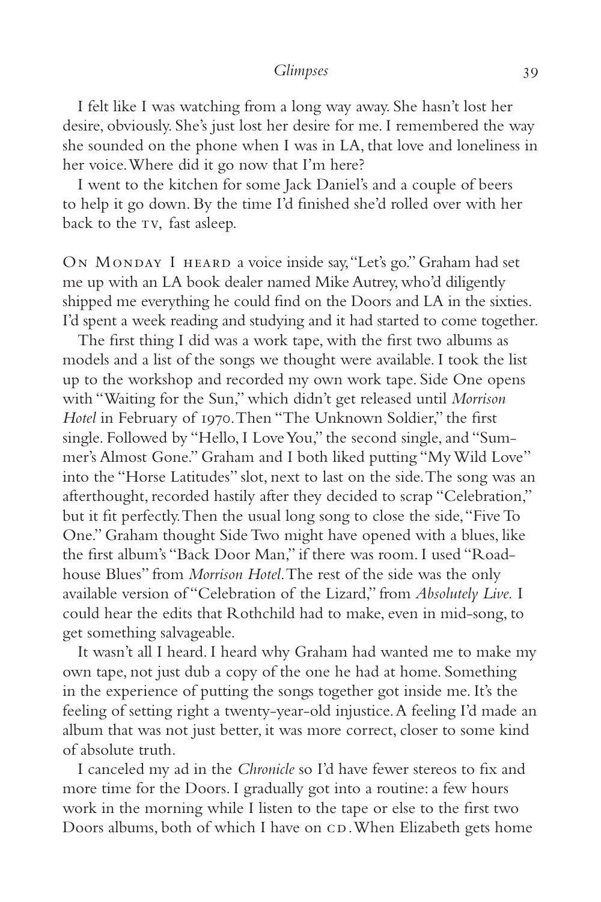I felt like I was watching from a long way away. She hasn't lost her desire, obviously. She's just lost her desire for me. I remembered the way she sounded on the phone when I was in LA, that love and loneliness in her voice. Where did it go now that I'm here?

I went to the kitchen for some Jack Daniel's and a couple of beers to help it go down. By the time I'd finished she'd rolled over with her back to the TV, fast asleep.

ON MONDAY I HEARD a voice inside say, "Let's go." Graham had set me up with an LA book dealer named Mike Autrey, who'd diligently shipped me everything he could find on the Doors and LA in the sixties. I'd spent a week reading and studying and it had started to come together.

The first thing I did was a work tape, with the first two albums as models and a list of the songs we thought were available. I took the list up to the workshop and recorded my own work tape. Side One opens with "Waiting for the Sun," which didn't get released until *Morrison Hotel* in February of 1970. Then "The Unknown Soldier," the first single. Followed by "Hello, I Love You," the second single, and "Summer's Almost Gone." Graham and I both liked putting "My Wild Love" into the "Horse Latitudes" slot, next to last on the side. The song was an afterthought, recorded hastily after they decided to scrap "Celebration," but it fit perfectly. Then the usual long song to close the side, "Five To One." Graham thought Side Two might have opened with a blues, like the first album's "Back Door Man," if there was room. I used "Roadhouse Blues" from *Morrison Hotel*. The rest of the side was the only available version of "Celebration of the Lizard," from *Absolutely Live.* I could hear the edits that Rothchild had to make, even in mid-song, to get something salvageable.

It wasn't all I heard. I heard why Graham had wanted me to make my own tape, not just dub a copy of the one he had at home. Something in the experience of putting the songs together got inside me. It's the feeling of setting right a twenty-year-old injustice. A feeling I'd made an album that was not just better, it was more correct, closer to some kind of absolute truth.

I canceled my ad in the *Chronicle* so I'd have fewer stereos to fix and more time for the Doors. I gradually got into a routine: a few hours work in the morning while I listen to the tape or else to the first two Doors albums, both of which I have on CD. When Elizabeth gets home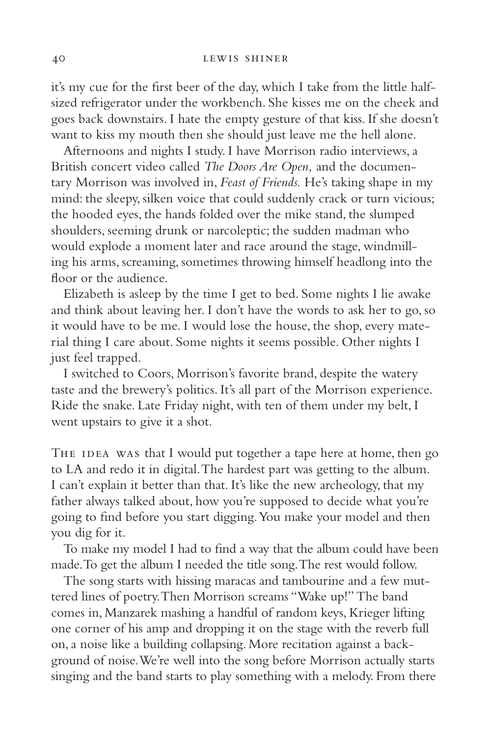it's my cue for the first beer of the day, which I take from the little half-sized refrigerator under the workbench. She kisses me on the cheek and goes back downstairs. I hate the empty gesture of that kiss. If she doesn't want to kiss my mouth then she should just leave me the hell alone.

Afternoons and nights I study. I have Morrison radio interviews, a British concert video called *The Doors Are Open,* and the documentary Morrison was involved in, *Feast of Friends.* He's taking shape in my mind: the sleepy, silken voice that could suddenly crack or turn vicious; the hooded eyes, the hands folded over the mike stand, the slumped shoulders, seeming drunk or narcoleptic; the sudden madman who would explode a moment later and race around the stage, windmilling his arms, screaming, sometimes throwing himself headlong into the floor or the audience.

Elizabeth is asleep by the time I get to bed. Some nights I lie awake and think about leaving her. I don't have the words to ask her to go, so it would have to be me. I would lose the house, the shop, every material thing I care about. Some nights it seems possible. Other nights I just feel trapped.

I switched to Coors, Morrison's favorite brand, despite the watery taste and the brewery's politics. It's all part of the Morrison experience. Ride the snake. Late Friday night, with ten of them under my belt, I went upstairs to give it a shot.

The idea was that I would put together a tape here at home, then go to LA and redo it in digital. The hardest part was getting to the album. I can't explain it better than that. It's like the new archeology, that my father always talked about, how you're supposed to decide what you're going to find before you start digging. You make your model and then you dig for it.

To make my model I had to find a way that the album could have been made. To get the album I needed the title song. The rest would follow.

The song starts with hissing maracas and tambourine and a few muttered lines of poetry. Then Morrison screams "Wake up!" The band comes in, Manzarek mashing a handful of random keys, Krieger lifting one corner of his amp and dropping it on the stage with the reverb full on, a noise like a building collapsing. More recitation against a background of noise. We're well into the song before Morrison actually starts singing and the band starts to play something with a melody. From there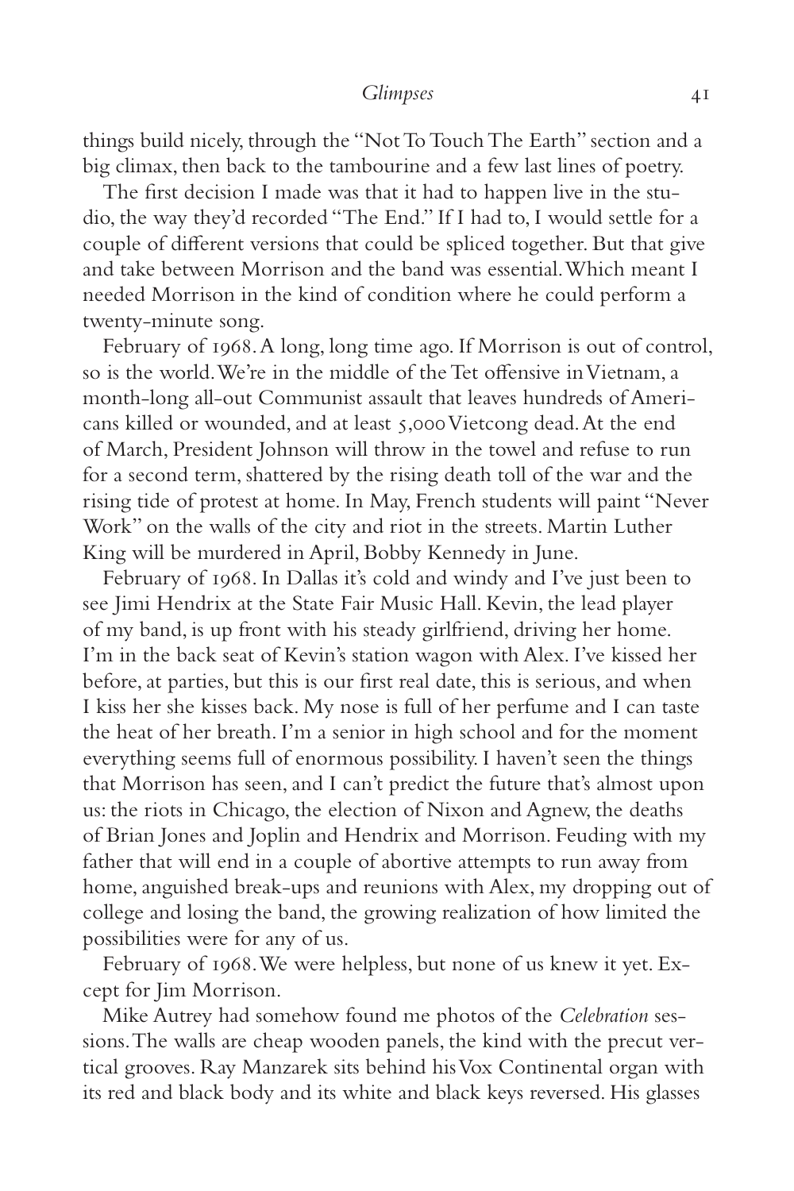things build nicely, through the "Not To Touch The Earth" section and a big climax, then back to the tambourine and a few last lines of poetry.

The first decision I made was that it had to happen live in the studio, the way they'd recorded "The End." If I had to, I would settle for a couple of different versions that could be spliced together. But that give and take between Morrison and the band was essential. Which meant I needed Morrison in the kind of condition where he could perform a twenty-minute song.

February of 1968. A long, long time ago. If Morrison is out of control, so is the world. We're in the middle of the Tet offensive in Vietnam, a month-long all-out Communist assault that leaves hundreds of Americans killed or wounded, and at least 5,000 Vietcong dead. At the end of March, President Johnson will throw in the towel and refuse to run for a second term, shattered by the rising death toll of the war and the rising tide of protest at home. In May, French students will paint "Never Work" on the walls of the city and riot in the streets. Martin Luther King will be murdered in April, Bobby Kennedy in June.

February of 1968. In Dallas it's cold and windy and I've just been to see Jimi Hendrix at the State Fair Music Hall. Kevin, the lead player of my band, is up front with his steady girlfriend, driving her home. I'm in the back seat of Kevin's station wagon with Alex. I've kissed her before, at parties, but this is our first real date, this is serious, and when I kiss her she kisses back. My nose is full of her perfume and I can taste the heat of her breath. I'm a senior in high school and for the moment everything seems full of enormous possibility. I haven't seen the things that Morrison has seen, and I can't predict the future that's almost upon us: the riots in Chicago, the election of Nixon and Agnew, the deaths of Brian Jones and Joplin and Hendrix and Morrison. Feuding with my father that will end in a couple of abortive attempts to run away from home, anguished break-ups and reunions with Alex, my dropping out of college and losing the band, the growing realization of how limited the possibilities were for any of us.

February of 1968. We were helpless, but none of us knew it yet. Except for Jim Morrison.

Mike Autrey had somehow found me photos of the *Celebration* sessions. The walls are cheap wooden panels, the kind with the precut vertical grooves. Ray Manzarek sits behind his Vox Continental organ with its red and black body and its white and black keys reversed. His glasses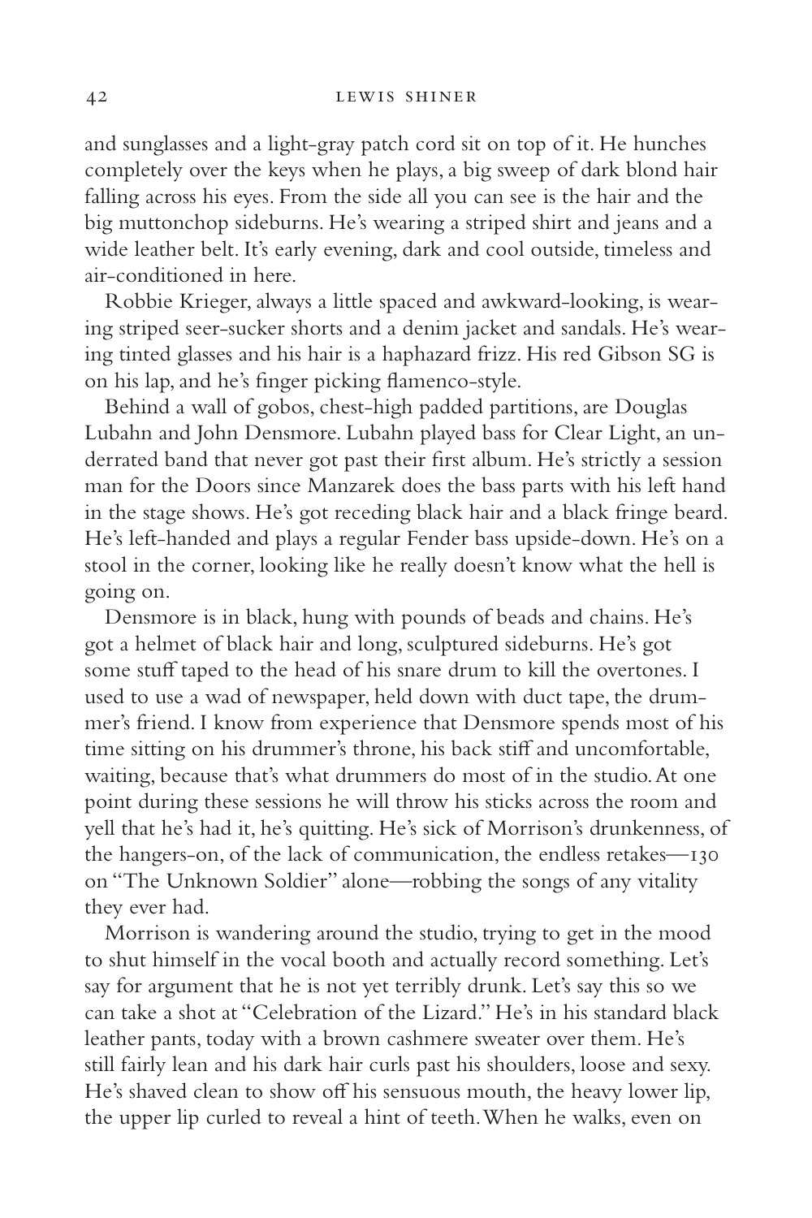and sunglasses and a light-gray patch cord sit on top of it. He hunches completely over the keys when he plays, a big sweep of dark blond hair falling across his eyes. From the side all you can see is the hair and the big muttonchop sideburns. He's wearing a striped shirt and jeans and a wide leather belt. It's early evening, dark and cool outside, timeless and air-conditioned in here.

Robbie Krieger, always a little spaced and awkward-looking, is wearing striped seer-sucker shorts and a denim jacket and sandals. He's wearing tinted glasses and his hair is a haphazard frizz. His red Gibson SG is on his lap, and he's finger picking flamenco-style.

Behind a wall of gobos, chest-high padded partitions, are Douglas Lubahn and John Densmore. Lubahn played bass for Clear Light, an underrated band that never got past their first album. He's strictly a session man for the Doors since Manzarek does the bass parts with his left hand in the stage shows. He's got receding black hair and a black fringe beard. He's left-handed and plays a regular Fender bass upside-down. He's on a stool in the corner, looking like he really doesn't know what the hell is going on.

Densmore is in black, hung with pounds of beads and chains. He's got a helmet of black hair and long, sculptured sideburns. He's got some stuff taped to the head of his snare drum to kill the overtones. I used to use a wad of newspaper, held down with duct tape, the drummer's friend. I know from experience that Densmore spends most of his time sitting on his drummer's throne, his back stiff and uncomfortable, waiting, because that's what drummers do most of in the studio. At one point during these sessions he will throw his sticks across the room and yell that he's had it, he's quitting. He's sick of Morrison's drunkenness, of the hangers-on, of the lack of communication, the endless retakes—130 on "The Unknown Soldier" alone—robbing the songs of any vitality they ever had.

Morrison is wandering around the studio, trying to get in the mood to shut himself in the vocal booth and actually record something. Let's say for argument that he is not yet terribly drunk. Let's say this so we can take a shot at "Celebration of the Lizard." He's in his standard black leather pants, today with a brown cashmere sweater over them. He's still fairly lean and his dark hair curls past his shoulders, loose and sexy. He's shaved clean to show off his sensuous mouth, the heavy lower lip, the upper lip curled to reveal a hint of teeth. When he walks, even on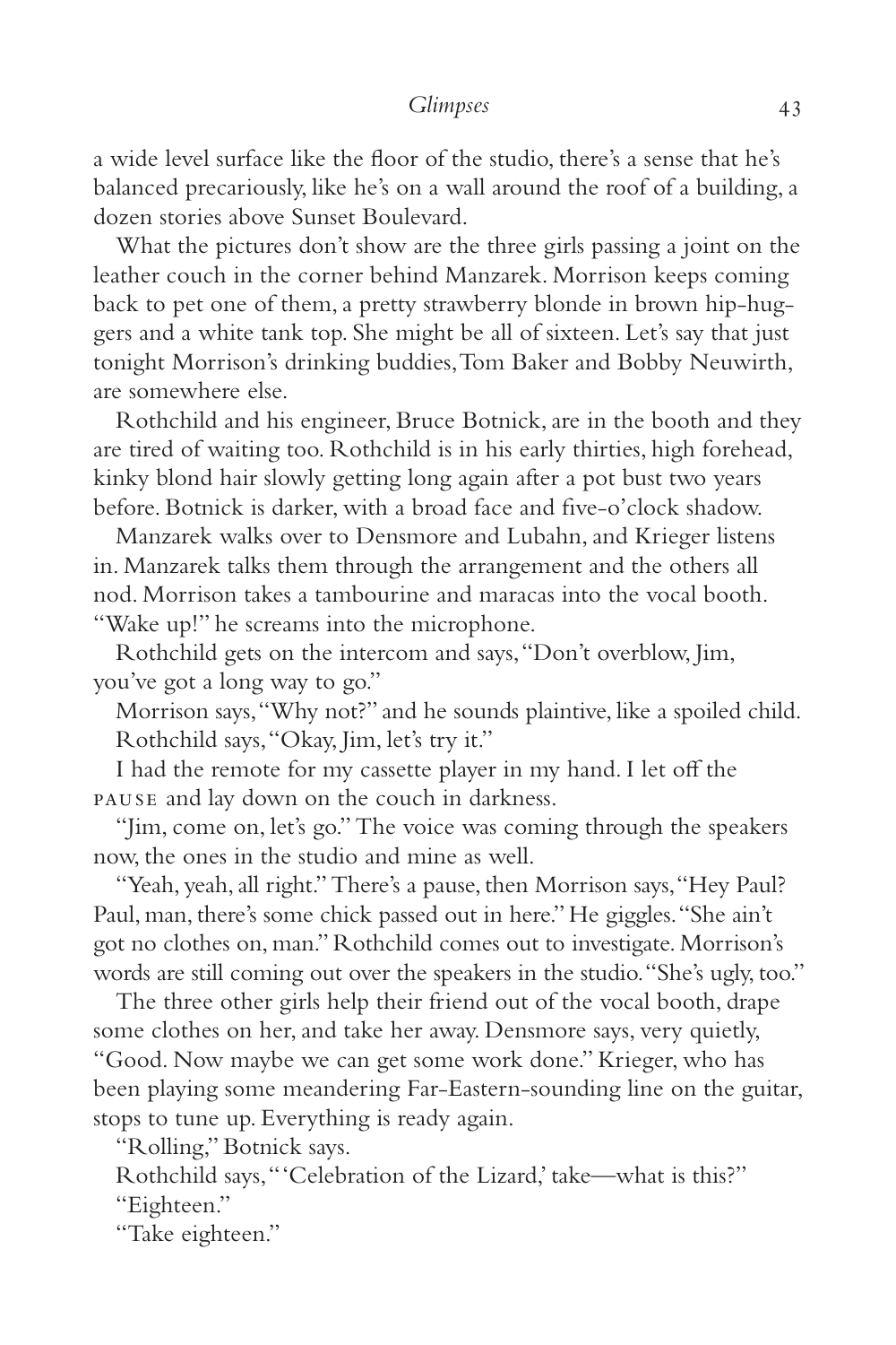a wide level surface like the floor of the studio, there's a sense that he's balanced precariously, like he's on a wall around the roof of a building, a dozen stories above Sunset Boulevard.

What the pictures don't show are the three girls passing a joint on the leather couch in the corner behind Manzarek. Morrison keeps coming back to pet one of them, a pretty strawberry blonde in brown hip-huggers and a white tank top. She might be all of sixteen. Let's say that just tonight Morrison's drinking buddies, Tom Baker and Bobby Neuwirth, are somewhere else.

Rothchild and his engineer, Bruce Botnick, are in the booth and they are tired of waiting too. Rothchild is in his early thirties, high forehead, kinky blond hair slowly getting long again after a pot bust two years before. Botnick is darker, with a broad face and five-o'clock shadow.

Manzarek walks over to Densmore and Lubahn, and Krieger listens in. Manzarek talks them through the arrangement and the others all nod. Morrison takes a tambourine and maracas into the vocal booth. "Wake up!" he screams into the microphone.

Rothchild gets on the intercom and says, "Don't overblow, Jim, you've got a long way to go."

Morrison says, "Why not?" and he sounds plaintive, like a spoiled child.

Rothchild says, "Okay, Jim, let's try it."

I had the remote for my cassette player in my hand. I let off the PAUSE and lay down on the couch in darkness.

"Jim, come on, let's go." The voice was coming through the speakers now, the ones in the studio and mine as well.

"Yeah, yeah, all right." There's a pause, then Morrison says, "Hey Paul? Paul, man, there's some chick passed out in here." He giggles. "She ain't got no clothes on, man." Rothchild comes out to investigate. Morrison's words are still coming out over the speakers in the studio. "She's ugly, too."

The three other girls help their friend out of the vocal booth, drape some clothes on her, and take her away. Densmore says, very quietly, "Good. Now maybe we can get some work done." Krieger, who has been playing some meandering Far-Eastern-sounding line on the guitar, stops to tune up. Everything is ready again.

"Rolling," Botnick says.

Rothchild says, "'Celebration of the Lizard,' take—what is this?"

"Eighteen."

"Take eighteen."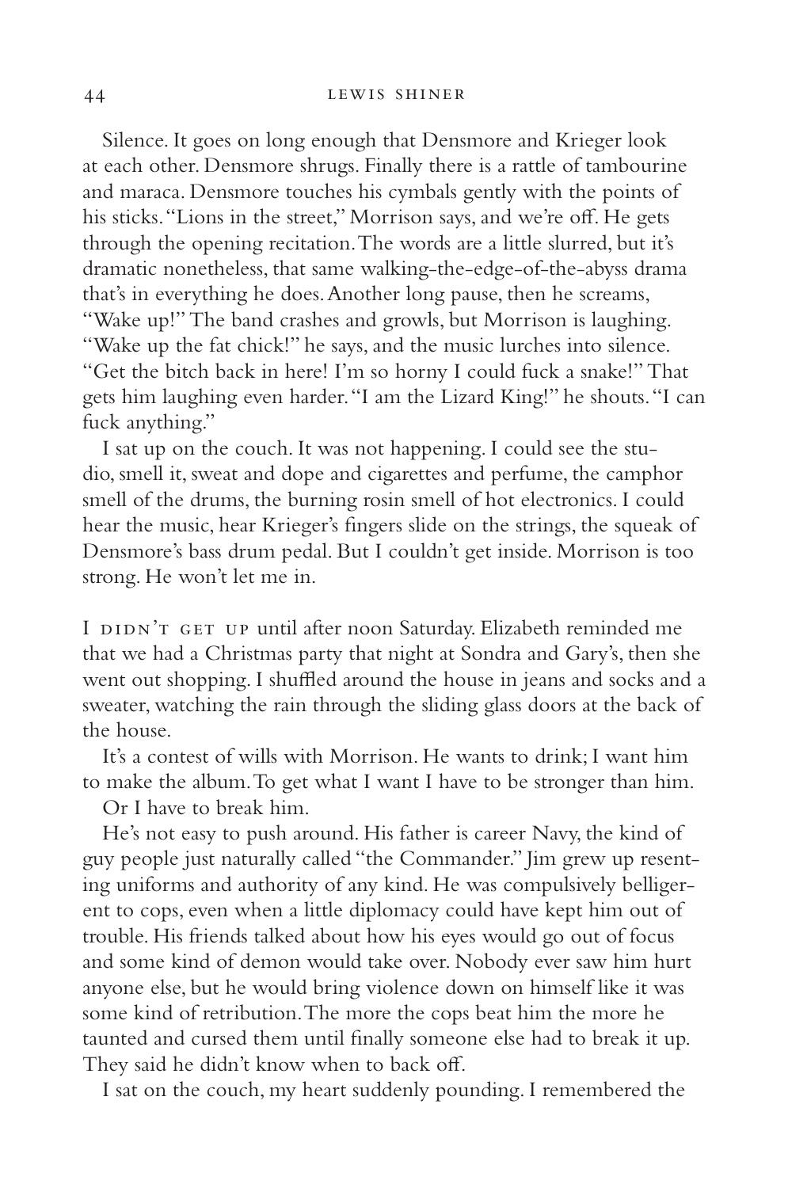Silence. It goes on long enough that Densmore and Krieger look at each other. Densmore shrugs. Finally there is a rattle of tambourine and maraca. Densmore touches his cymbals gently with the points of his sticks. "Lions in the street," Morrison says, and we're off. He gets through the opening recitation. The words are a little slurred, but it's dramatic nonetheless, that same walking-the-edge-of-the-abyss drama that's in everything he does. Another long pause, then he screams, "Wake up!" The band crashes and growls, but Morrison is laughing. "Wake up the fat chick!" he says, and the music lurches into silence. "Get the bitch back in here! I'm so horny I could fuck a snake!" That gets him laughing even harder. "I am the Lizard King!" he shouts. "I can fuck anything."

I sat up on the couch. It was not happening. I could see the studio, smell it, sweat and dope and cigarettes and perfume, the camphor smell of the drums, the burning rosin smell of hot electronics. I could hear the music, hear Krieger's fingers slide on the strings, the squeak of Densmore's bass drum pedal. But I couldn't get inside. Morrison is too strong. He won't let me in.

I DIDN'T GET UP until after noon Saturday. Elizabeth reminded me that we had a Christmas party that night at Sondra and Gary's, then she went out shopping. I shuffled around the house in jeans and socks and a sweater, watching the rain through the sliding glass doors at the back of the house.

It's a contest of wills with Morrison. He wants to drink; I want him to make the album. To get what I want I have to be stronger than him.

Or I have to break him.

He's not easy to push around. His father is career Navy, the kind of guy people just naturally called "the Commander." Jim grew up resenting uniforms and authority of any kind. He was compulsively belligerent to cops, even when a little diplomacy could have kept him out of trouble. His friends talked about how his eyes would go out of focus and some kind of demon would take over. Nobody ever saw him hurt anyone else, but he would bring violence down on himself like it was some kind of retribution. The more the cops beat him the more he taunted and cursed them until finally someone else had to break it up. They said he didn't know when to back off.

I sat on the couch, my heart suddenly pounding. I remembered the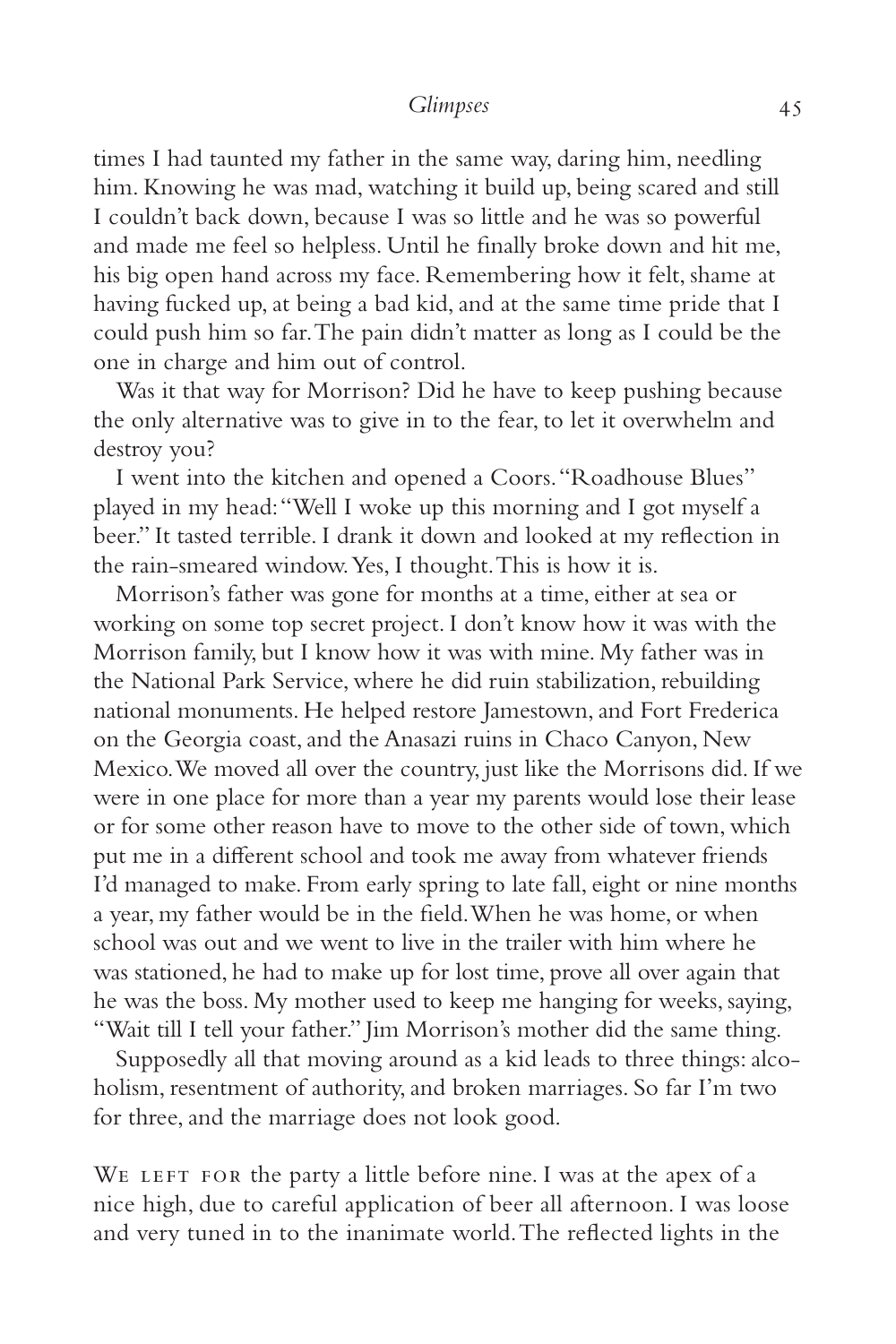times I had taunted my father in the same way, daring him, needling him. Knowing he was mad, watching it build up, being scared and still I couldn't back down, because I was so little and he was so powerful and made me feel so helpless. Until he finally broke down and hit me, his big open hand across my face. Remembering how it felt, shame at having fucked up, at being a bad kid, and at the same time pride that I could push him so far. The pain didn't matter as long as I could be the one in charge and him out of control.

Was it that way for Morrison? Did he have to keep pushing because the only alternative was to give in to the fear, to let it overwhelm and destroy you?

I went into the kitchen and opened a Coors. "Roadhouse Blues" played in my head: "Well I woke up this morning and I got myself a beer." It tasted terrible. I drank it down and looked at my reflection in the rain-smeared window. Yes, I thought. This is how it is.

Morrison's father was gone for months at a time, either at sea or working on some top secret project. I don't know how it was with the Morrison family, but I know how it was with mine. My father was in the National Park Service, where he did ruin stabilization, rebuilding national monuments. He helped restore Jamestown, and Fort Frederica on the Georgia coast, and the Anasazi ruins in Chaco Canyon, New Mexico. We moved all over the country, just like the Morrisons did. If we were in one place for more than a year my parents would lose their lease or for some other reason have to move to the other side of town, which put me in a different school and took me away from whatever friends I'd managed to make. From early spring to late fall, eight or nine months a year, my father would be in the field. When he was home, or when school was out and we went to live in the trailer with him where he was stationed, he had to make up for lost time, prove all over again that he was the boss. My mother used to keep me hanging for weeks, saying, "Wait till I tell your father." Jim Morrison's mother did the same thing.

Supposedly all that moving around as a kid leads to three things: alcoholism, resentment of authority, and broken marriages. So far I'm two for three, and the marriage does not look good.

We left for the party a little before nine. I was at the apex of a nice high, due to careful application of beer all afternoon. I was loose and very tuned in to the inanimate world. The reflected lights in the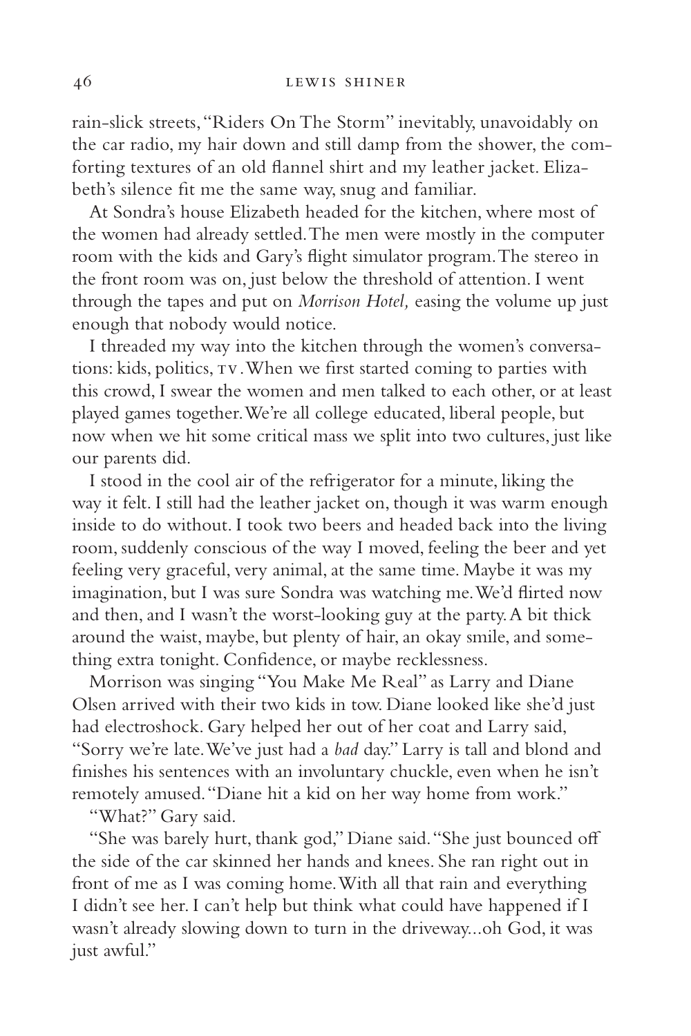rain-slick streets, "Riders On The Storm" inevitably, unavoidably on the car radio, my hair down and still damp from the shower, the comforting textures of an old flannel shirt and my leather jacket. Elizabeth's silence fit me the same way, snug and familiar.

At Sondra's house Elizabeth headed for the kitchen, where most of the women had already settled. The men were mostly in the computer room with the kids and Gary's flight simulator program. The stereo in the front room was on, just below the threshold of attention. I went through the tapes and put on *Morrison Hotel,* easing the volume up just enough that nobody would notice.

I threaded my way into the kitchen through the women's conversations: kids, politics, TV. When we first started coming to parties with this crowd, I swear the women and men talked to each other, or at least played games together. We're all college educated, liberal people, but now when we hit some critical mass we split into two cultures, just like our parents did.

I stood in the cool air of the refrigerator for a minute, liking the way it felt. I still had the leather jacket on, though it was warm enough inside to do without. I took two beers and headed back into the living room, suddenly conscious of the way I moved, feeling the beer and yet feeling very graceful, very animal, at the same time. Maybe it was my imagination, but I was sure Sondra was watching me. We'd flirted now and then, and I wasn't the worst-looking guy at the party. A bit thick around the waist, maybe, but plenty of hair, an okay smile, and something extra tonight. Confidence, or maybe recklessness.

Morrison was singing "You Make Me Real" as Larry and Diane Olsen arrived with their two kids in tow. Diane looked like she'd just had electroshock. Gary helped her out of her coat and Larry said, "Sorry we're late. We've just had a *bad* day." Larry is tall and blond and finishes his sentences with an involuntary chuckle, even when he isn't remotely amused. "Diane hit a kid on her way home from work."

"What?" Gary said.

"She was barely hurt, thank god," Diane said. "She just bounced off the side of the car skinned her hands and knees. She ran right out in front of me as I was coming home. With all that rain and everything I didn't see her. I can't help but think what could have happened if I wasn't already slowing down to turn in the driveway...oh God, it was just awful."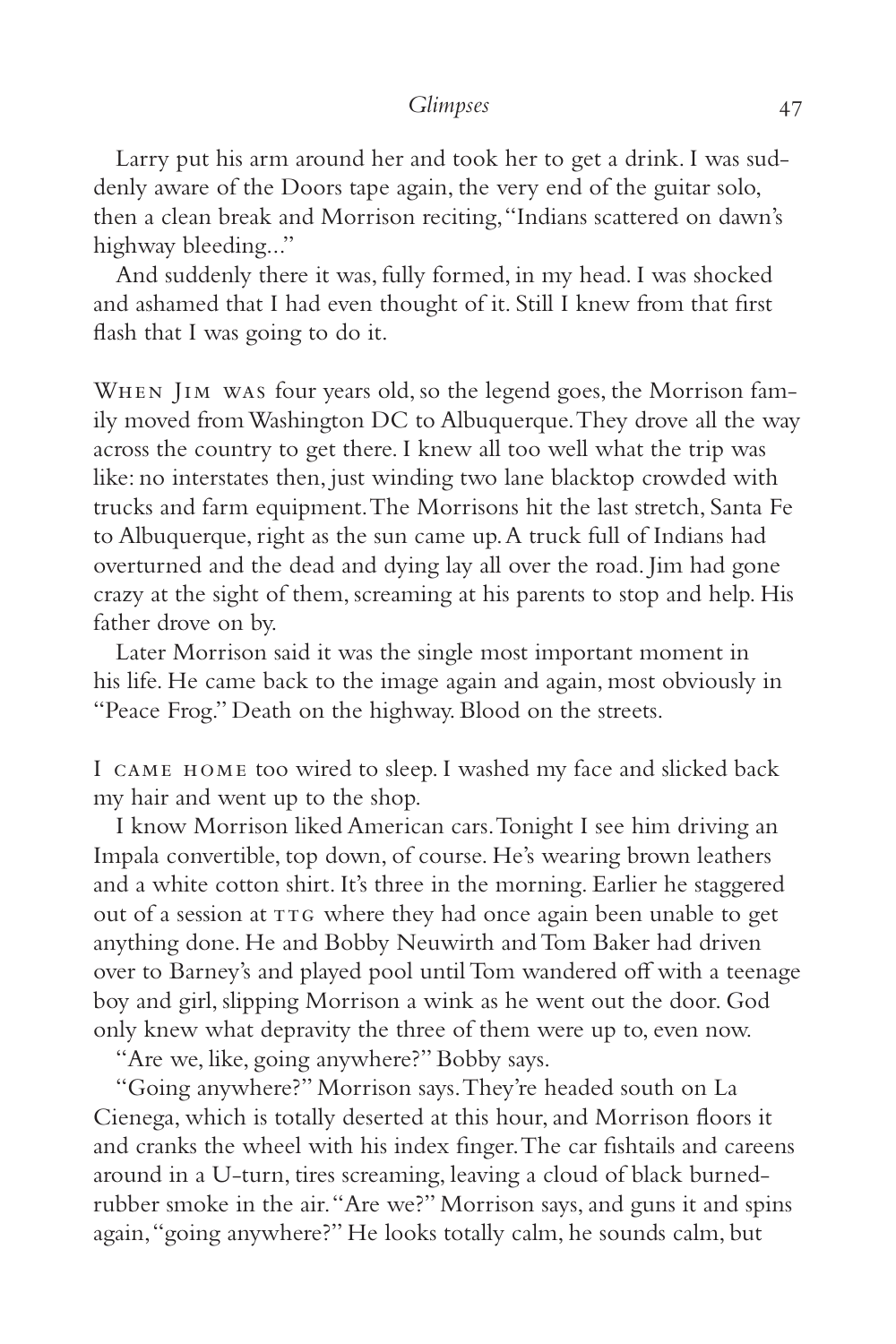Larry put his arm around her and took her to get a drink. I was suddenly aware of the Doors tape again, the very end of the guitar solo, then a clean break and Morrison reciting, "Indians scattered on dawn's highway bleeding..."

And suddenly there it was, fully formed, in my head. I was shocked and ashamed that I had even thought of it. Still I knew from that first flash that I was going to do it.

When Jim was four years old, so the legend goes, the Morrison family moved from Washington DC to Albuquerque. They drove all the way across the country to get there. I knew all too well what the trip was like: no interstates then, just winding two lane blacktop crowded with trucks and farm equipment. The Morrisons hit the last stretch, Santa Fe to Albuquerque, right as the sun came up. A truck full of Indians had overturned and the dead and dying lay all over the road. Jim had gone crazy at the sight of them, screaming at his parents to stop and help. His father drove on by.

Later Morrison said it was the single most important moment in his life. He came back to the image again and again, most obviously in "Peace Frog." Death on the highway. Blood on the streets.

I came home too wired to sleep. I washed my face and slicked back my hair and went up to the shop.

I know Morrison liked American cars. Tonight I see him driving an Impala convertible, top down, of course. He's wearing brown leathers and a white cotton shirt. It's three in the morning. Earlier he staggered out of a session at TTG where they had once again been unable to get anything done. He and Bobby Neuwirth and Tom Baker had driven over to Barney's and played pool until Tom wandered off with a teenage boy and girl, slipping Morrison a wink as he went out the door. God only knew what depravity the three of them were up to, even now.

"Are we, like, going anywhere?" Bobby says.

"Going anywhere?" Morrison says. They're headed south on La Cienega, which is totally deserted at this hour, and Morrison floors it and cranks the wheel with his index finger. The car fishtails and careens around in a U-turn, tires screaming, leaving a cloud of black burned-rubber smoke in the air. "Are we?" Morrison says, and guns it and spins again, "going anywhere?" He looks totally calm, he sounds calm, but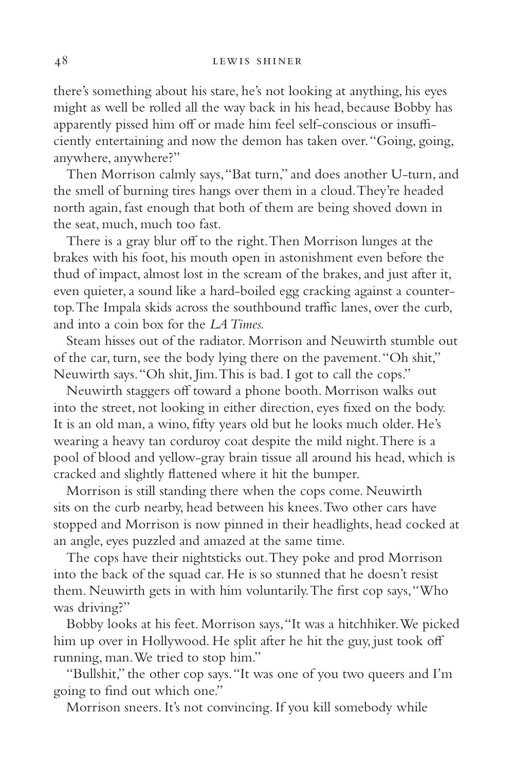there's something about his stare, he's not looking at anything, his eyes might as well be rolled all the way back in his head, because Bobby has apparently pissed him off or made him feel self-conscious or insufficiently entertaining and now the demon has taken over. "Going, going, anywhere, anywhere?"

Then Morrison calmly says, "Bat turn," and does another U-turn, and the smell of burning tires hangs over them in a cloud. They're headed north again, fast enough that both of them are being shoved down in the seat, much, much too fast.

There is a gray blur off to the right. Then Morrison lunges at the brakes with his foot, his mouth open in astonishment even before the thud of impact, almost lost in the scream of the brakes, and just after it, even quieter, a sound like a hard-boiled egg cracking against a countertop. The Impala skids across the southbound traffic lanes, over the curb, and into a coin box for the *LA Times.*

Steam hisses out of the radiator. Morrison and Neuwirth stumble out of the car, turn, see the body lying there on the pavement. "Oh shit," Neuwirth says. "Oh shit, Jim. This is bad. I got to call the cops."

Neuwirth staggers off toward a phone booth. Morrison walks out into the street, not looking in either direction, eyes fixed on the body. It is an old man, a wino, fifty years old but he looks much older. He's wearing a heavy tan corduroy coat despite the mild night. There is a pool of blood and yellow-gray brain tissue all around his head, which is cracked and slightly flattened where it hit the bumper.

Morrison is still standing there when the cops come. Neuwirth sits on the curb nearby, head between his knees. Two other cars have stopped and Morrison is now pinned in their headlights, head cocked at an angle, eyes puzzled and amazed at the same time.

The cops have their nightsticks out. They poke and prod Morrison into the back of the squad car. He is so stunned that he doesn't resist them. Neuwirth gets in with him voluntarily. The first cop says, "Who was driving?"

Bobby looks at his feet. Morrison says, "It was a hitchhiker. We picked him up over in Hollywood. He split after he hit the guy, just took off running, man. We tried to stop him."

"Bullshit," the other cop says. "It was one of you two queers and I'm going to find out which one."

Morrison sneers. It's not convincing. If you kill somebody while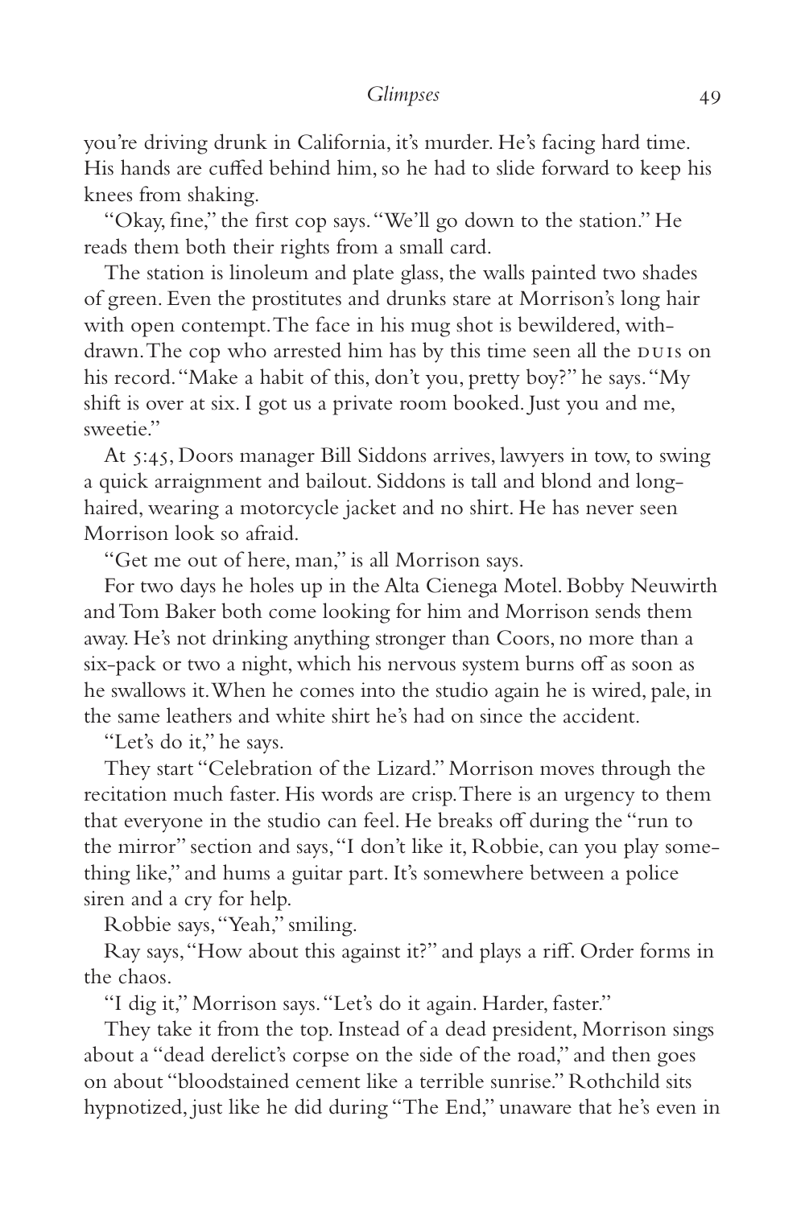you're driving drunk in California, it's murder. He's facing hard time. His hands are cuffed behind him, so he had to slide forward to keep his knees from shaking.

"Okay, fine," the first cop says. "We'll go down to the station." He reads them both their rights from a small card.

The station is linoleum and plate glass, the walls painted two shades of green. Even the prostitutes and drunks stare at Morrison's long hair with open contempt. The face in his mug shot is bewildered, withdrawn. The cop who arrested him has by this time seen all the DUIs on his record. "Make a habit of this, don't you, pretty boy?" he says. "My shift is over at six. I got us a private room booked. Just you and me, sweetie."

At 5:45, Doors manager Bill Siddons arrives, lawyers in tow, to swing a quick arraignment and bailout. Siddons is tall and blond and long-haired, wearing a motorcycle jacket and no shirt. He has never seen Morrison look so afraid.

"Get me out of here, man," is all Morrison says.

For two days he holes up in the Alta Cienega Motel. Bobby Neuwirth and Tom Baker both come looking for him and Morrison sends them away. He's not drinking anything stronger than Coors, no more than a six-pack or two a night, which his nervous system burns off as soon as he swallows it. When he comes into the studio again he is wired, pale, in the same leathers and white shirt he's had on since the accident.

"Let's do it," he says.

They start "Celebration of the Lizard." Morrison moves through the recitation much faster. His words are crisp. There is an urgency to them that everyone in the studio can feel. He breaks off during the "run to the mirror" section and says, "I don't like it, Robbie, can you play something like," and hums a guitar part. It's somewhere between a police siren and a cry for help.

Robbie says, "Yeah," smiling.

Ray says, "How about this against it?" and plays a riff. Order forms in the chaos.

"I dig it," Morrison says. "Let's do it again. Harder, faster."

They take it from the top. Instead of a dead president, Morrison sings about a "dead derelict's corpse on the side of the road," and then goes on about "bloodstained cement like a terrible sunrise." Rothchild sits hypnotized, just like he did during "The End," unaware that he's even in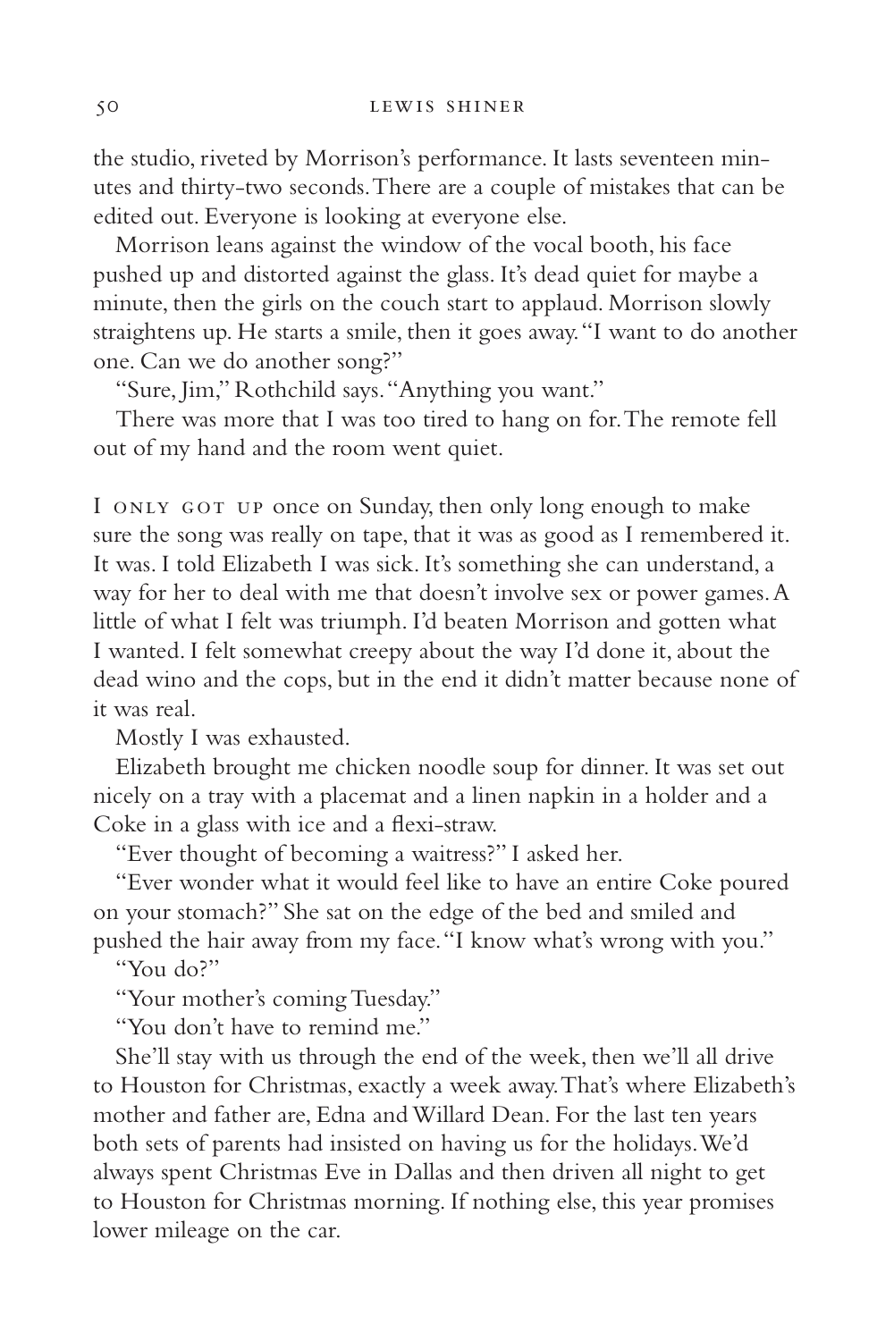the studio, riveted by Morrison's performance. It lasts seventeen minutes and thirty-two seconds. There are a couple of mistakes that can be edited out. Everyone is looking at everyone else.

Morrison leans against the window of the vocal booth, his face pushed up and distorted against the glass. It's dead quiet for maybe a minute, then the girls on the couch start to applaud. Morrison slowly straightens up. He starts a smile, then it goes away. "I want to do another one. Can we do another song?"

"Sure, Jim," Rothchild says. "Anything you want."

There was more that I was too tired to hang on for. The remote fell out of my hand and the room went quiet.

I ONLY GOT UP once on Sunday, then only long enough to make sure the song was really on tape, that it was as good as I remembered it. It was. I told Elizabeth I was sick. It's something she can understand, a way for her to deal with me that doesn't involve sex or power games. A little of what I felt was triumph. I'd beaten Morrison and gotten what I wanted. I felt somewhat creepy about the way I'd done it, about the dead wino and the cops, but in the end it didn't matter because none of it was real.

Mostly I was exhausted.

Elizabeth brought me chicken noodle soup for dinner. It was set out nicely on a tray with a placemat and a linen napkin in a holder and a Coke in a glass with ice and a flexi-straw.

"Ever thought of becoming a waitress?" I asked her.

"Ever wonder what it would feel like to have an entire Coke poured on your stomach?" She sat on the edge of the bed and smiled and pushed the hair away from my face. "I know what's wrong with you."

"You do?"

"Your mother's coming Tuesday."

"You don't have to remind me."

She'll stay with us through the end of the week, then we'll all drive to Houston for Christmas, exactly a week away. That's where Elizabeth's mother and father are, Edna and Willard Dean. For the last ten years both sets of parents had insisted on having us for the holidays. We'd always spent Christmas Eve in Dallas and then driven all night to get to Houston for Christmas morning. If nothing else, this year promises lower mileage on the car.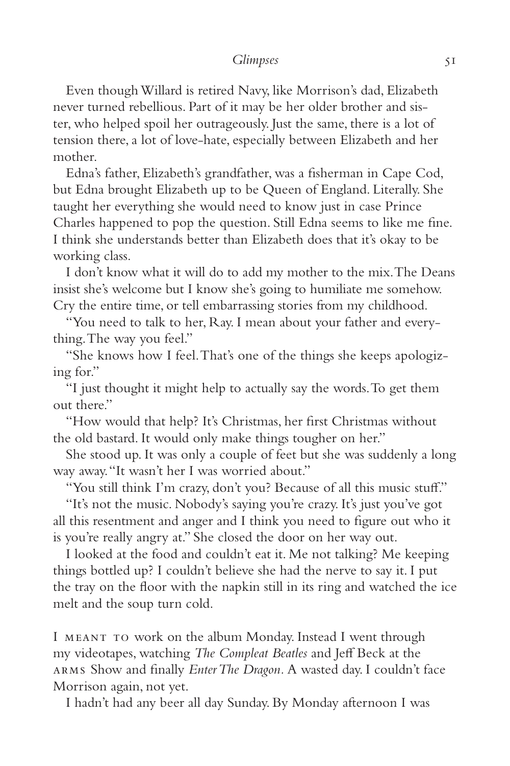Even though Willard is retired Navy, like Morrison's dad, Elizabeth never turned rebellious. Part of it may be her older brother and sister, who helped spoil her outrageously. Just the same, there is a lot of tension there, a lot of love-hate, especially between Elizabeth and her mother.

Edna's father, Elizabeth's grandfather, was a fisherman in Cape Cod, but Edna brought Elizabeth up to be Queen of England. Literally. She taught her everything she would need to know just in case Prince Charles happened to pop the question. Still Edna seems to like me fine. I think she understands better than Elizabeth does that it's okay to be working class.

I don't know what it will do to add my mother to the mix. The Deans insist she's welcome but I know she's going to humiliate me somehow. Cry the entire time, or tell embarrassing stories from my childhood.

"You need to talk to her, Ray. I mean about your father and everything. The way you feel."

"She knows how I feel. That's one of the things she keeps apologizing for."

"I just thought it might help to actually say the words. To get them out there."

"How would that help? It's Christmas, her first Christmas without the old bastard. It would only make things tougher on her."

She stood up. It was only a couple of feet but she was suddenly a long way away. "It wasn't her I was worried about."

"You still think I'm crazy, don't you? Because of all this music stuff."

"It's not the music. Nobody's saying you're crazy. It's just you've got all this resentment and anger and I think you need to figure out who it is you're really angry at." She closed the door on her way out.

I looked at the food and couldn't eat it. Me not talking? Me keeping things bottled up? I couldn't believe she had the nerve to say it. I put the tray on the floor with the napkin still in its ring and watched the ice melt and the soup turn cold.

I MEANT TO work on the album Monday. Instead I went through my videotapes, watching *The Compleat Beatles* and Jeff Beck at the ARMS Show and finally *Enter The Dragon*. A wasted day. I couldn't face Morrison again, not yet.

I hadn't had any beer all day Sunday. By Monday afternoon I was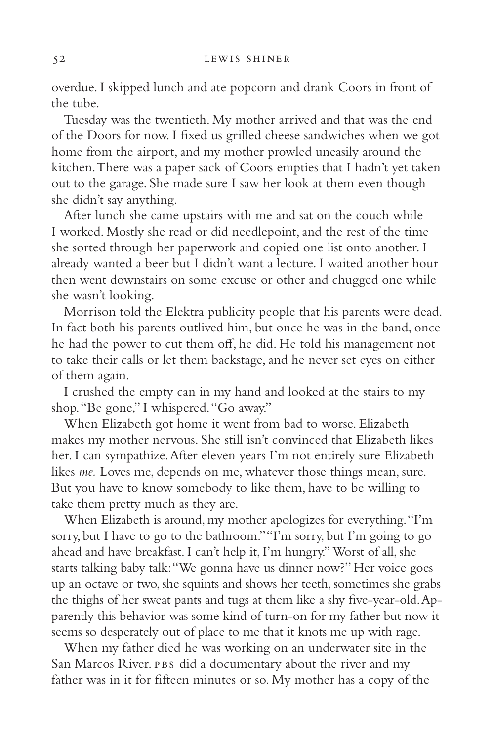overdue. I skipped lunch and ate popcorn and drank Coors in front of the tube.

Tuesday was the twentieth. My mother arrived and that was the end of the Doors for now. I fixed us grilled cheese sandwiches when we got home from the airport, and my mother prowled uneasily around the kitchen. There was a paper sack of Coors empties that I hadn't yet taken out to the garage. She made sure I saw her look at them even though she didn't say anything.

After lunch she came upstairs with me and sat on the couch while I worked. Mostly she read or did needlepoint, and the rest of the time she sorted through her paperwork and copied one list onto another. I already wanted a beer but I didn't want a lecture. I waited another hour then went downstairs on some excuse or other and chugged one while she wasn't looking.

Morrison told the Elektra publicity people that his parents were dead. In fact both his parents outlived him, but once he was in the band, once he had the power to cut them off, he did. He told his management not to take their calls or let them backstage, and he never set eyes on either of them again.

I crushed the empty can in my hand and looked at the stairs to my shop. "Be gone," I whispered. "Go away."

When Elizabeth got home it went from bad to worse. Elizabeth makes my mother nervous. She still isn't convinced that Elizabeth likes her. I can sympathize. After eleven years I'm not entirely sure Elizabeth likes *me.* Loves me, depends on me, whatever those things mean, sure. But you have to know somebody to like them, have to be willing to take them pretty much as they are.

When Elizabeth is around, my mother apologizes for everything. "I'm sorry, but I have to go to the bathroom." "I'm sorry, but I'm going to go ahead and have breakfast. I can't help it, I'm hungry." Worst of all, she starts talking baby talk: "We gonna have us dinner now?" Her voice goes up an octave or two, she squints and shows her teeth, sometimes she grabs the thighs of her sweat pants and tugs at them like a shy five-year-old. Apparently this behavior was some kind of turn-on for my father but now it seems so desperately out of place to me that it knots me up with rage.

When my father died he was working on an underwater site in the San Marcos River. PBS did a documentary about the river and my father was in it for fifteen minutes or so. My mother has a copy of the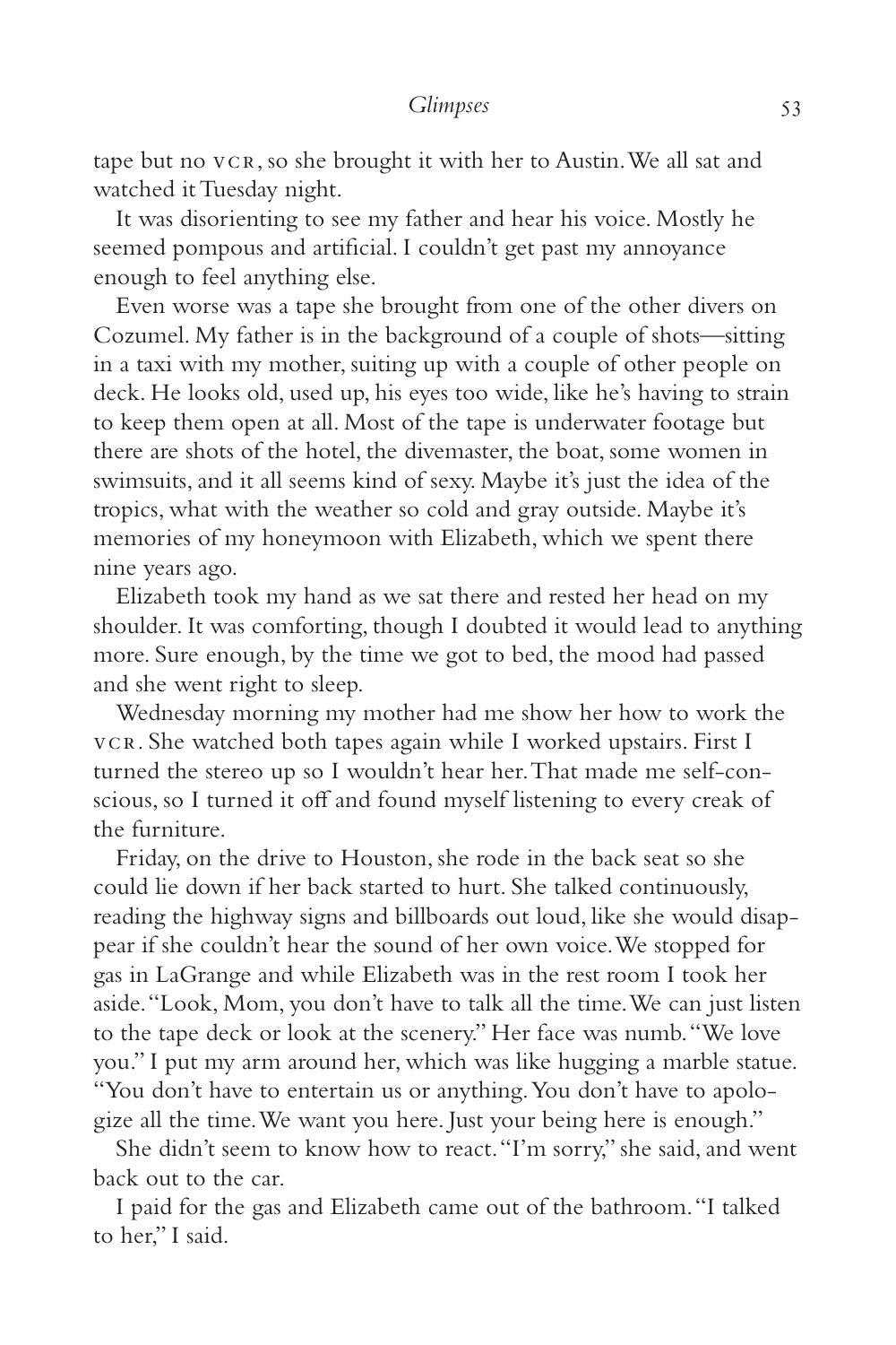tape but no VCR, so she brought it with her to Austin. We all sat and watched it Tuesday night.

It was disorienting to see my father and hear his voice. Mostly he seemed pompous and artificial. I couldn't get past my annoyance enough to feel anything else.

Even worse was a tape she brought from one of the other divers on Cozumel. My father is in the background of a couple of shots—sitting in a taxi with my mother, suiting up with a couple of other people on deck. He looks old, used up, his eyes too wide, like he's having to strain to keep them open at all. Most of the tape is underwater footage but there are shots of the hotel, the divemaster, the boat, some women in swimsuits, and it all seems kind of sexy. Maybe it's just the idea of the tropics, what with the weather so cold and gray outside. Maybe it's memories of my honeymoon with Elizabeth, which we spent there nine years ago.

Elizabeth took my hand as we sat there and rested her head on my shoulder. It was comforting, though I doubted it would lead to anything more. Sure enough, by the time we got to bed, the mood had passed and she went right to sleep.

Wednesday morning my mother had me show her how to work the VCR. She watched both tapes again while I worked upstairs. First I turned the stereo up so I wouldn't hear her. That made me self-conscious, so I turned it off and found myself listening to every creak of the furniture.

Friday, on the drive to Houston, she rode in the back seat so she could lie down if her back started to hurt. She talked continuously, reading the highway signs and billboards out loud, like she would disappear if she couldn't hear the sound of her own voice. We stopped for gas in LaGrange and while Elizabeth was in the rest room I took her aside. "Look, Mom, you don't have to talk all the time. We can just listen to the tape deck or look at the scenery." Her face was numb. "We love you." I put my arm around her, which was like hugging a marble statue. "You don't have to entertain us or anything. You don't have to apologize all the time. We want you here. Just your being here is enough."

She didn't seem to know how to react. "I'm sorry," she said, and went back out to the car.

I paid for the gas and Elizabeth came out of the bathroom. "I talked to her," I said.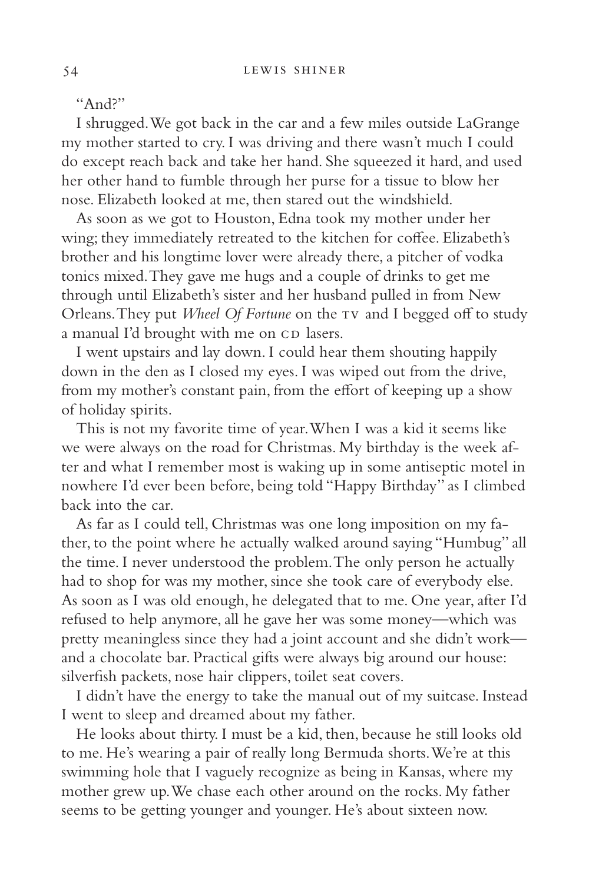"And?"

I shrugged. We got back in the car and a few miles outside LaGrange my mother started to cry. I was driving and there wasn't much I could do except reach back and take her hand. She squeezed it hard, and used her other hand to fumble through her purse for a tissue to blow her nose. Elizabeth looked at me, then stared out the windshield.

As soon as we got to Houston, Edna took my mother under her wing; they immediately retreated to the kitchen for coffee. Elizabeth's brother and his longtime lover were already there, a pitcher of vodka tonics mixed. They gave me hugs and a couple of drinks to get me through until Elizabeth's sister and her husband pulled in from New Orleans. They put *Wheel Of Fortune* on the TV and I begged off to study a manual I'd brought with me on CD lasers.

I went upstairs and lay down. I could hear them shouting happily down in the den as I closed my eyes. I was wiped out from the drive, from my mother's constant pain, from the effort of keeping up a show of holiday spirits.

This is not my favorite time of year. When I was a kid it seems like we were always on the road for Christmas. My birthday is the week after and what I remember most is waking up in some antiseptic motel in nowhere I'd ever been before, being told "Happy Birthday" as I climbed back into the car.

As far as I could tell, Christmas was one long imposition on my father, to the point where he actually walked around saying "Humbug" all the time. I never understood the problem. The only person he actually had to shop for was my mother, since she took care of everybody else. As soon as I was old enough, he delegated that to me. One year, after I'd refused to help anymore, all he gave her was some money—which was pretty meaningless since they had a joint account and she didn't work—and a chocolate bar. Practical gifts were always big around our house: silverfish packets, nose hair clippers, toilet seat covers.

I didn't have the energy to take the manual out of my suitcase. Instead I went to sleep and dreamed about my father.

He looks about thirty. I must be a kid, then, because he still looks old to me. He's wearing a pair of really long Bermuda shorts. We're at this swimming hole that I vaguely recognize as being in Kansas, where my mother grew up. We chase each other around on the rocks. My father seems to be getting younger and younger. He's about sixteen now.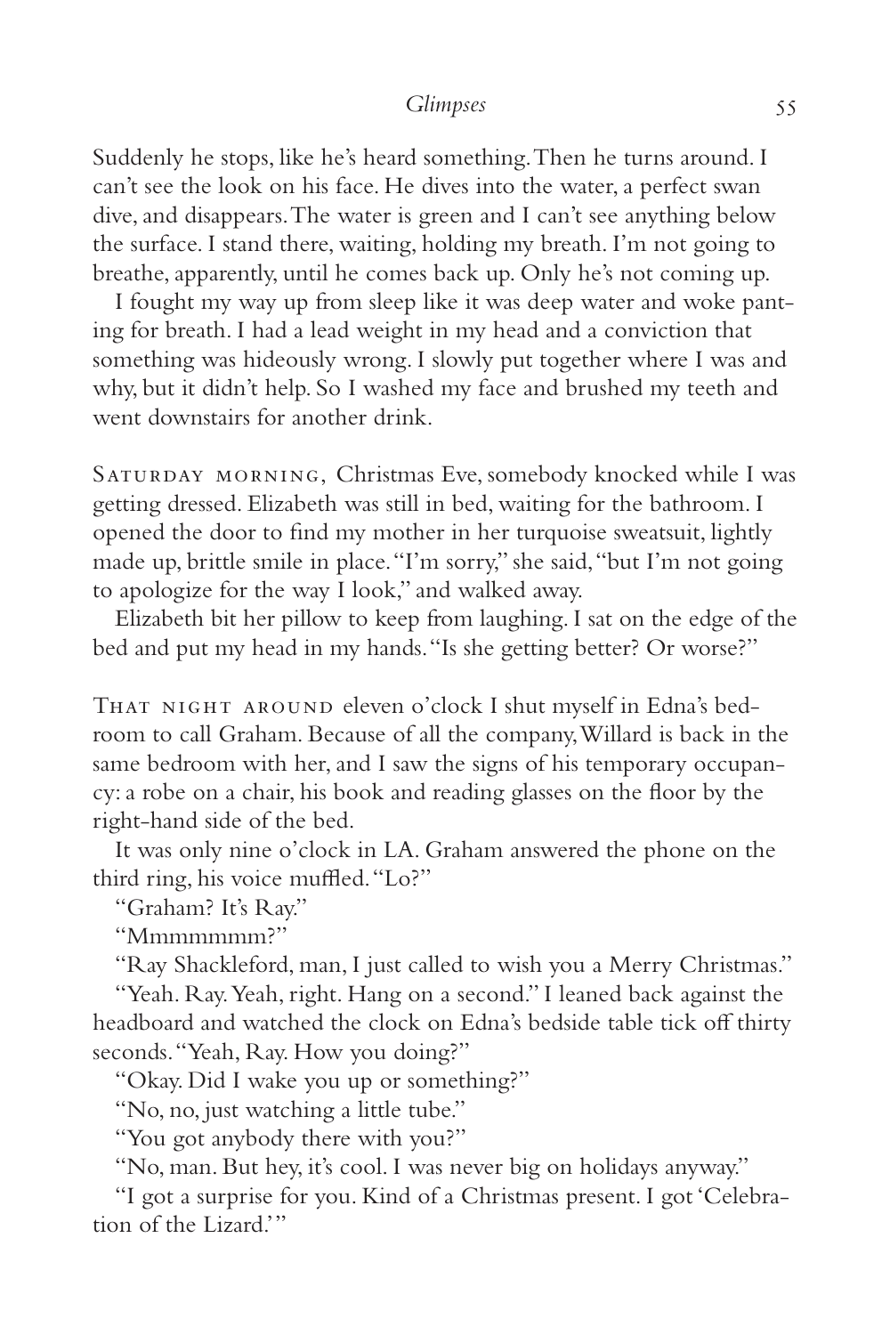Suddenly he stops, like he's heard something. Then he turns around. I can't see the look on his face. He dives into the water, a perfect swan dive, and disappears. The water is green and I can't see anything below the surface. I stand there, waiting, holding my breath. I'm not going to breathe, apparently, until he comes back up. Only he's not coming up.

I fought my way up from sleep like it was deep water and woke panting for breath. I had a lead weight in my head and a conviction that something was hideously wrong. I slowly put together where I was and why, but it didn't help. So I washed my face and brushed my teeth and went downstairs for another drink.

SATURDAY MORNING, Christmas Eve, somebody knocked while I was getting dressed. Elizabeth was still in bed, waiting for the bathroom. I opened the door to find my mother in her turquoise sweatsuit, lightly made up, brittle smile in place. "I'm sorry," she said, "but I'm not going to apologize for the way I look," and walked away.

Elizabeth bit her pillow to keep from laughing. I sat on the edge of the bed and put my head in my hands. "Is she getting better? Or worse?"

THAT NIGHT AROUND eleven o'clock I shut myself in Edna's bedroom to call Graham. Because of all the company, Willard is back in the same bedroom with her, and I saw the signs of his temporary occupancy: a robe on a chair, his book and reading glasses on the floor by the right-hand side of the bed.

It was only nine o'clock in LA. Graham answered the phone on the third ring, his voice muffled. "Lo?"

"Graham? It's Ray."

"Mmmmmmm?"

"Ray Shackleford, man, I just called to wish you a Merry Christmas."

"Yeah. Ray. Yeah, right. Hang on a second." I leaned back against the headboard and watched the clock on Edna's bedside table tick off thirty seconds. "Yeah, Ray. How you doing?"

"Okay. Did I wake you up or something?"

"No, no, just watching a little tube."

"You got anybody there with you?"

"No, man. But hey, it's cool. I was never big on holidays anyway."

"I got a surprise for you. Kind of a Christmas present. I got 'Celebration of the Lizard.'"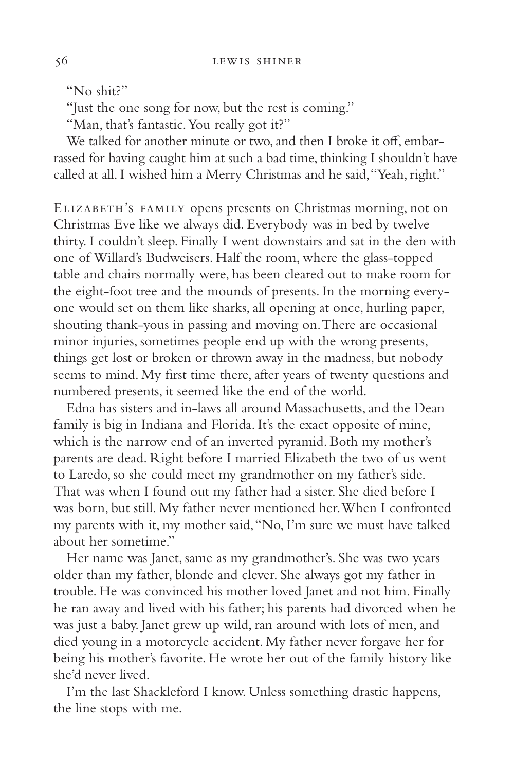"No shit?"

"Just the one song for now, but the rest is coming."

"Man, that's fantastic. You really got it?"

We talked for another minute or two, and then I broke it off, embarrassed for having caught him at such a bad time, thinking I shouldn't have called at all. I wished him a Merry Christmas and he said, "Yeah, right."

Elizabeth's family opens presents on Christmas morning, not on Christmas Eve like we always did. Everybody was in bed by twelve thirty. I couldn't sleep. Finally I went downstairs and sat in the den with one of Willard's Budweisers. Half the room, where the glass-topped table and chairs normally were, has been cleared out to make room for the eight-foot tree and the mounds of presents. In the morning everyone would set on them like sharks, all opening at once, hurling paper, shouting thank-yous in passing and moving on. There are occasional minor injuries, sometimes people end up with the wrong presents, things get lost or broken or thrown away in the madness, but nobody seems to mind. My first time there, after years of twenty questions and numbered presents, it seemed like the end of the world.

Edna has sisters and in-laws all around Massachusetts, and the Dean family is big in Indiana and Florida. It's the exact opposite of mine, which is the narrow end of an inverted pyramid. Both my mother's parents are dead. Right before I married Elizabeth the two of us went to Laredo, so she could meet my grandmother on my father's side. That was when I found out my father had a sister. She died before I was born, but still. My father never mentioned her. When I confronted my parents with it, my mother said, "No, I'm sure we must have talked about her sometime."

Her name was Janet, same as my grandmother's. She was two years older than my father, blonde and clever. She always got my father in trouble. He was convinced his mother loved Janet and not him. Finally he ran away and lived with his father; his parents had divorced when he was just a baby. Janet grew up wild, ran around with lots of men, and died young in a motorcycle accident. My father never forgave her for being his mother's favorite. He wrote her out of the family history like she'd never lived.

I'm the last Shackleford I know. Unless something drastic happens, the line stops with me.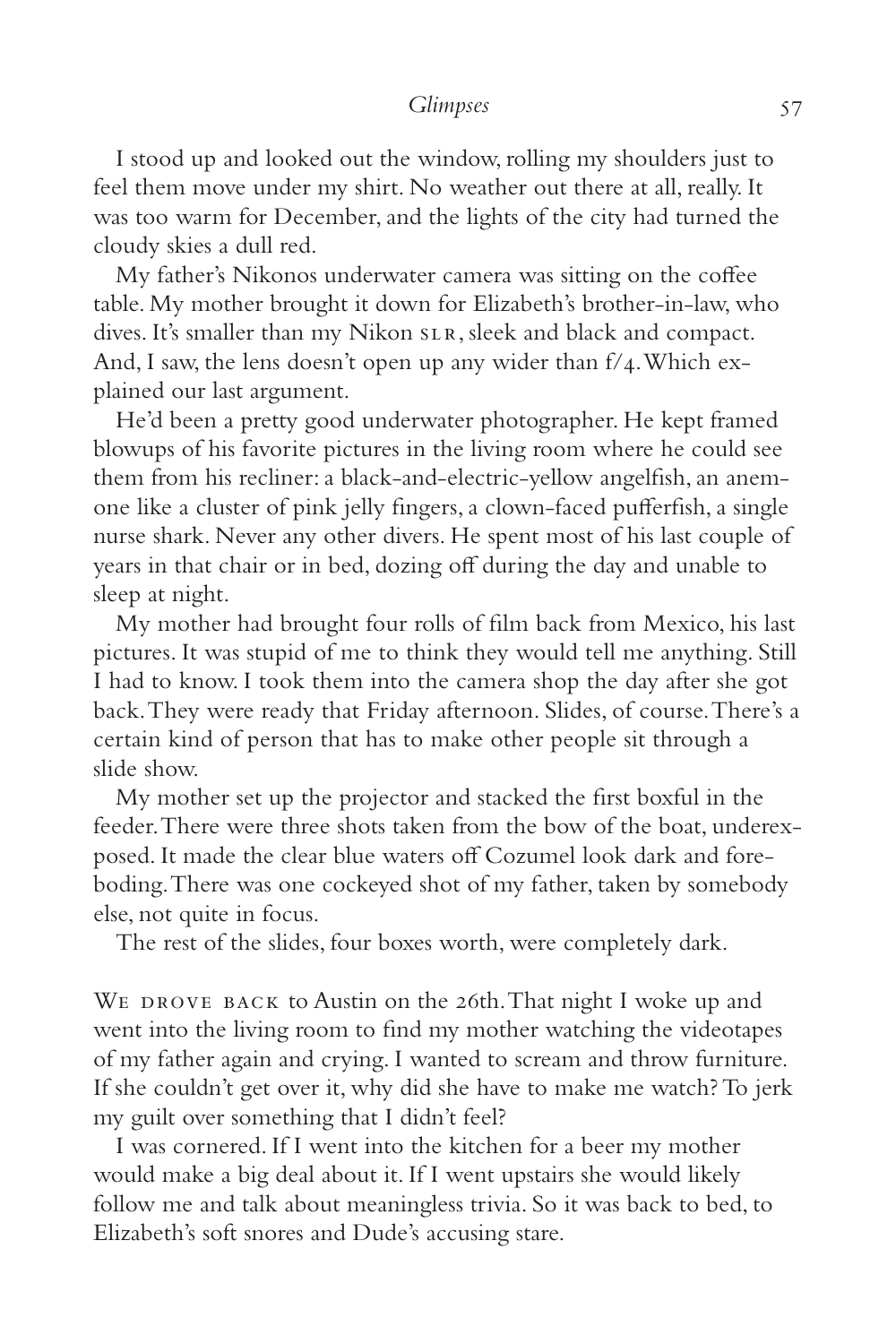I stood up and looked out the window, rolling my shoulders just to feel them move under my shirt. No weather out there at all, really. It was too warm for December, and the lights of the city had turned the cloudy skies a dull red.

My father's Nikonos underwater camera was sitting on the coffee table. My mother brought it down for Elizabeth's brother-in-law, who dives. It's smaller than my Nikon SLR, sleek and black and compact. And, I saw, the lens doesn't open up any wider than f/4. Which explained our last argument.

He'd been a pretty good underwater photographer. He kept framed blowups of his favorite pictures in the living room where he could see them from his recliner: a black-and-electric-yellow angelfish, an anemone like a cluster of pink jelly fingers, a clown-faced pufferfish, a single nurse shark. Never any other divers. He spent most of his last couple of years in that chair or in bed, dozing off during the day and unable to sleep at night.

My mother had brought four rolls of film back from Mexico, his last pictures. It was stupid of me to think they would tell me anything. Still I had to know. I took them into the camera shop the day after she got back. They were ready that Friday afternoon. Slides, of course. There's a certain kind of person that has to make other people sit through a slide show.

My mother set up the projector and stacked the first boxful in the feeder. There were three shots taken from the bow of the boat, underexposed. It made the clear blue waters off Cozumel look dark and foreboding. There was one cockeyed shot of my father, taken by somebody else, not quite in focus.

The rest of the slides, four boxes worth, were completely dark.

WE DROVE BACK to Austin on the 26th. That night I woke up and went into the living room to find my mother watching the videotapes of my father again and crying. I wanted to scream and throw furniture. If she couldn't get over it, why did she have to make me watch? To jerk my guilt over something that I didn't feel?

I was cornered. If I went into the kitchen for a beer my mother would make a big deal about it. If I went upstairs she would likely follow me and talk about meaningless trivia. So it was back to bed, to Elizabeth's soft snores and Dude's accusing stare.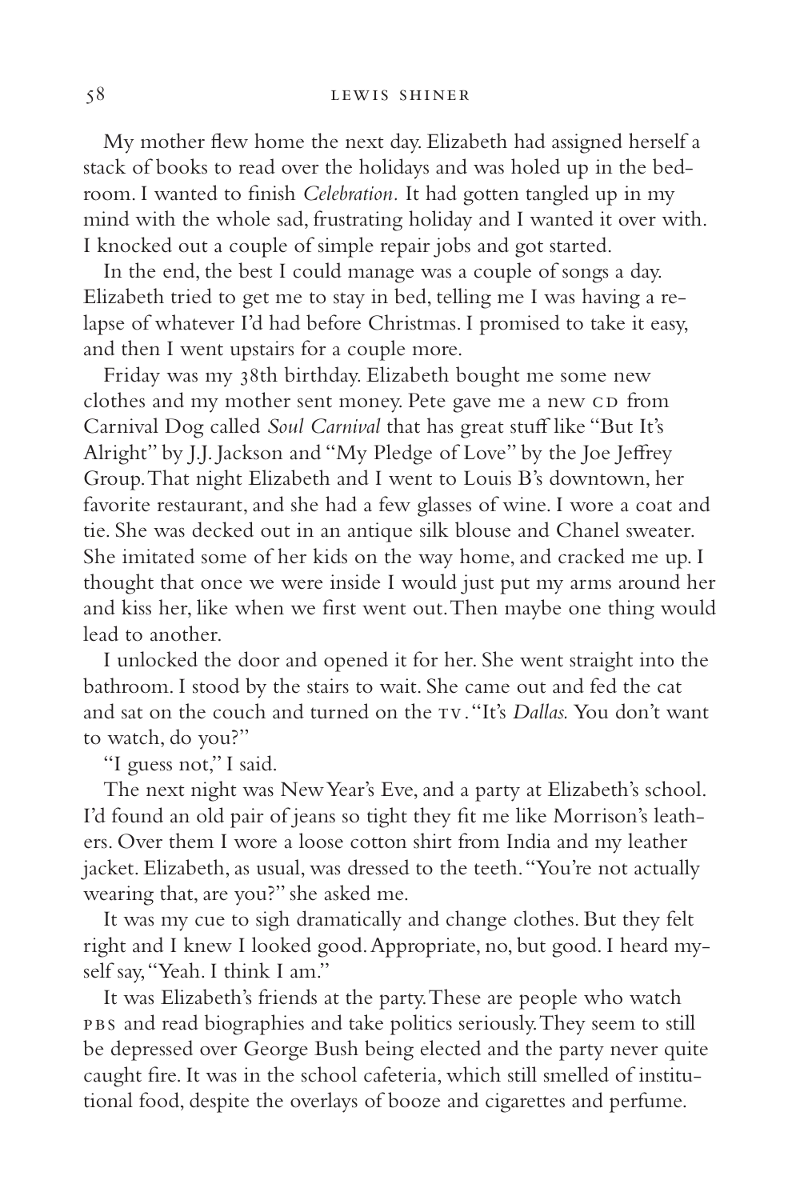My mother flew home the next day. Elizabeth had assigned herself a stack of books to read over the holidays and was holed up in the bedroom. I wanted to finish *Celebration.* It had gotten tangled up in my mind with the whole sad, frustrating holiday and I wanted it over with. I knocked out a couple of simple repair jobs and got started.

In the end, the best I could manage was a couple of songs a day. Elizabeth tried to get me to stay in bed, telling me I was having a relapse of whatever I'd had before Christmas. I promised to take it easy, and then I went upstairs for a couple more.

Friday was my 38th birthday. Elizabeth bought me some new clothes and my mother sent money. Pete gave me a new CD from Carnival Dog called *Soul Carnival* that has great stuff like "But It's Alright" by J.J. Jackson and "My Pledge of Love" by the Joe Jeffrey Group. That night Elizabeth and I went to Louis B's downtown, her favorite restaurant, and she had a few glasses of wine. I wore a coat and tie. She was decked out in an antique silk blouse and Chanel sweater. She imitated some of her kids on the way home, and cracked me up. I thought that once we were inside I would just put my arms around her and kiss her, like when we first went out. Then maybe one thing would lead to another.

I unlocked the door and opened it for her. She went straight into the bathroom. I stood by the stairs to wait. She came out and fed the cat and sat on the couch and turned on the TV. "It's *Dallas.* You don't want to watch, do you?"

"I guess not," I said.

The next night was New Year's Eve, and a party at Elizabeth's school. I'd found an old pair of jeans so tight they fit me like Morrison's leathers. Over them I wore a loose cotton shirt from India and my leather jacket. Elizabeth, as usual, was dressed to the teeth. "You're not actually wearing that, are you?" she asked me.

It was my cue to sigh dramatically and change clothes. But they felt right and I knew I looked good. Appropriate, no, but good. I heard myself say, "Yeah. I think I am."

It was Elizabeth's friends at the party. These are people who watch PBS and read biographies and take politics seriously. They seem to still be depressed over George Bush being elected and the party never quite caught fire. It was in the school cafeteria, which still smelled of institutional food, despite the overlays of booze and cigarettes and perfume.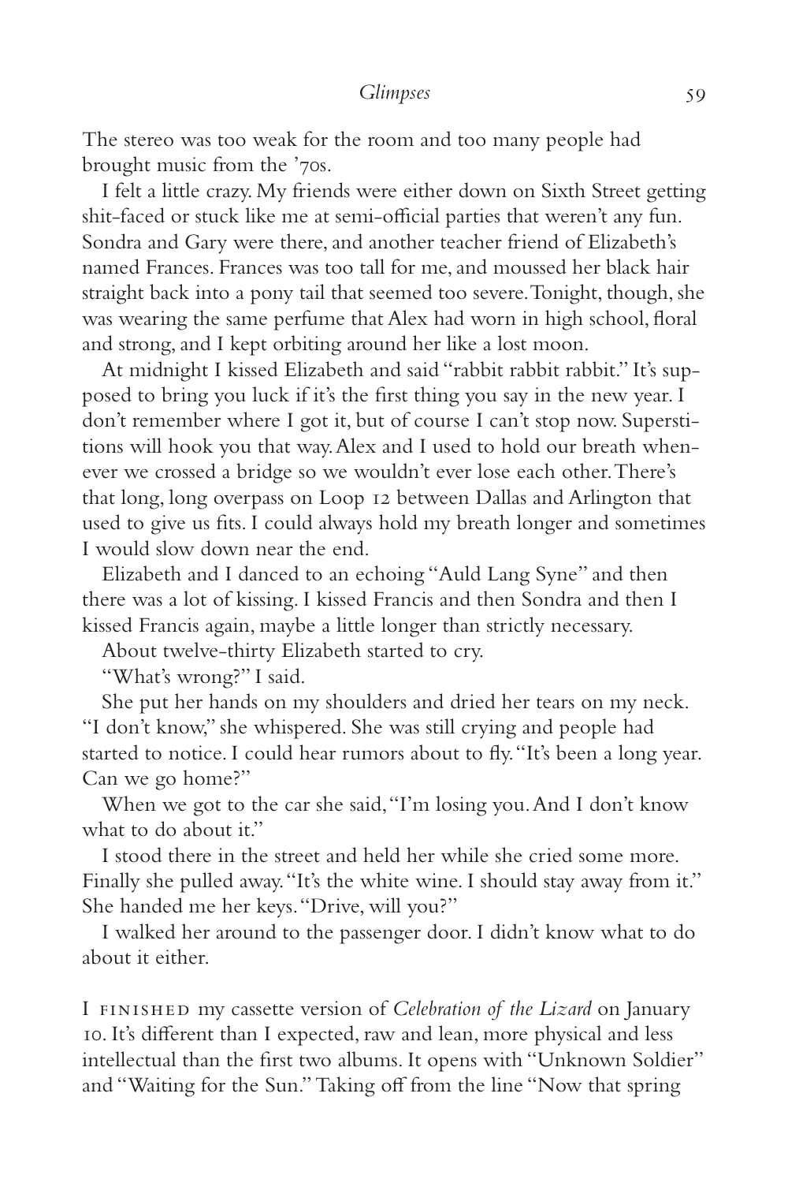The stereo was too weak for the room and too many people had brought music from the '70s.

I felt a little crazy. My friends were either down on Sixth Street getting shit-faced or stuck like me at semi-official parties that weren't any fun. Sondra and Gary were there, and another teacher friend of Elizabeth's named Frances. Frances was too tall for me, and moussed her black hair straight back into a pony tail that seemed too severe. Tonight, though, she was wearing the same perfume that Alex had worn in high school, floral and strong, and I kept orbiting around her like a lost moon.

At midnight I kissed Elizabeth and said "rabbit rabbit rabbit." It's supposed to bring you luck if it's the first thing you say in the new year. I don't remember where I got it, but of course I can't stop now. Superstitions will hook you that way. Alex and I used to hold our breath whenever we crossed a bridge so we wouldn't ever lose each other. There's that long, long overpass on Loop 12 between Dallas and Arlington that used to give us fits. I could always hold my breath longer and sometimes I would slow down near the end.

Elizabeth and I danced to an echoing "Auld Lang Syne" and then there was a lot of kissing. I kissed Francis and then Sondra and then I kissed Francis again, maybe a little longer than strictly necessary.

About twelve-thirty Elizabeth started to cry.

"What's wrong?" I said.

She put her hands on my shoulders and dried her tears on my neck. "I don't know," she whispered. She was still crying and people had started to notice. I could hear rumors about to fly. "It's been a long year. Can we go home?"

When we got to the car she said, "I'm losing you. And I don't know what to do about it."

I stood there in the street and held her while she cried some more. Finally she pulled away. "It's the white wine. I should stay away from it." She handed me her keys. "Drive, will you?"

I walked her around to the passenger door. I didn't know what to do about it either.

I FINISHED my cassette version of *Celebration of the Lizard* on January 10. It's different than I expected, raw and lean, more physical and less intellectual than the first two albums. It opens with "Unknown Soldier" and "Waiting for the Sun." Taking off from the line "Now that spring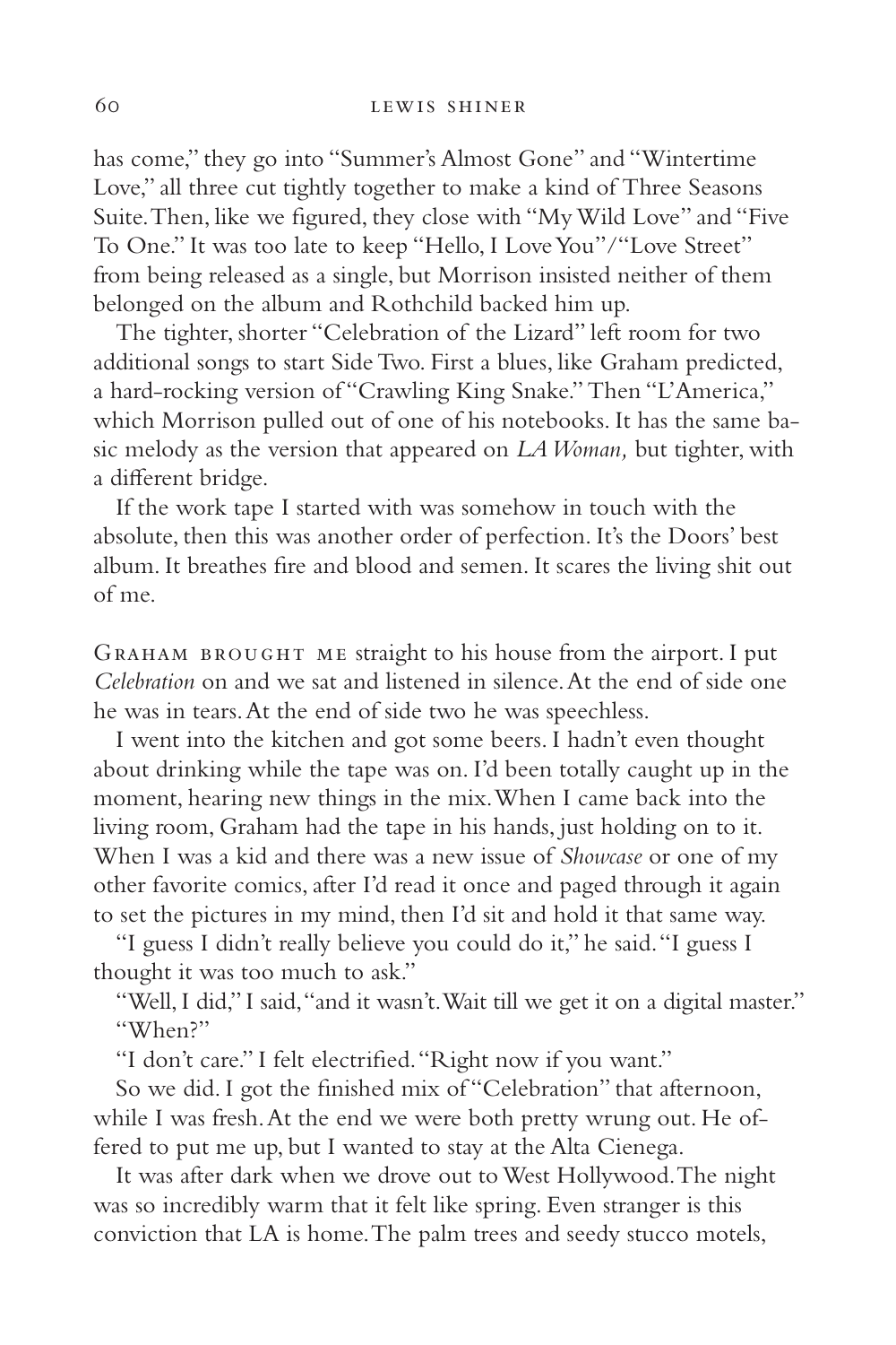has come," they go into "Summer's Almost Gone" and "Wintertime Love," all three cut tightly together to make a kind of Three Seasons Suite. Then, like we figured, they close with "My Wild Love" and "Five To One." It was too late to keep "Hello, I Love You"/"Love Street" from being released as a single, but Morrison insisted neither of them belonged on the album and Rothchild backed him up.

The tighter, shorter "Celebration of the Lizard" left room for two additional songs to start Side Two. First a blues, like Graham predicted, a hard-rocking version of "Crawling King Snake." Then "L'America," which Morrison pulled out of one of his notebooks. It has the same basic melody as the version that appeared on *LA Woman,* but tighter, with a different bridge.

If the work tape I started with was somehow in touch with the absolute, then this was another order of perfection. It's the Doors' best album. It breathes fire and blood and semen. It scares the living shit out of me.

Graham brought me straight to his house from the airport. I put *Celebration* on and we sat and listened in silence. At the end of side one he was in tears. At the end of side two he was speechless.

I went into the kitchen and got some beers. I hadn't even thought about drinking while the tape was on. I'd been totally caught up in the moment, hearing new things in the mix. When I came back into the living room, Graham had the tape in his hands, just holding on to it. When I was a kid and there was a new issue of *Showcase* or one of my other favorite comics, after I'd read it once and paged through it again to set the pictures in my mind, then I'd sit and hold it that same way.

"I guess I didn't really believe you could do it," he said. "I guess I thought it was too much to ask."

"Well, I did," I said, "and it wasn't. Wait till we get it on a digital master."

"When?"

"I don't care." I felt electrified. "Right now if you want."

So we did. I got the finished mix of "Celebration" that afternoon, while I was fresh. At the end we were both pretty wrung out. He offered to put me up, but I wanted to stay at the Alta Cienega.

It was after dark when we drove out to West Hollywood. The night was so incredibly warm that it felt like spring. Even stranger is this conviction that LA is home. The palm trees and seedy stucco motels,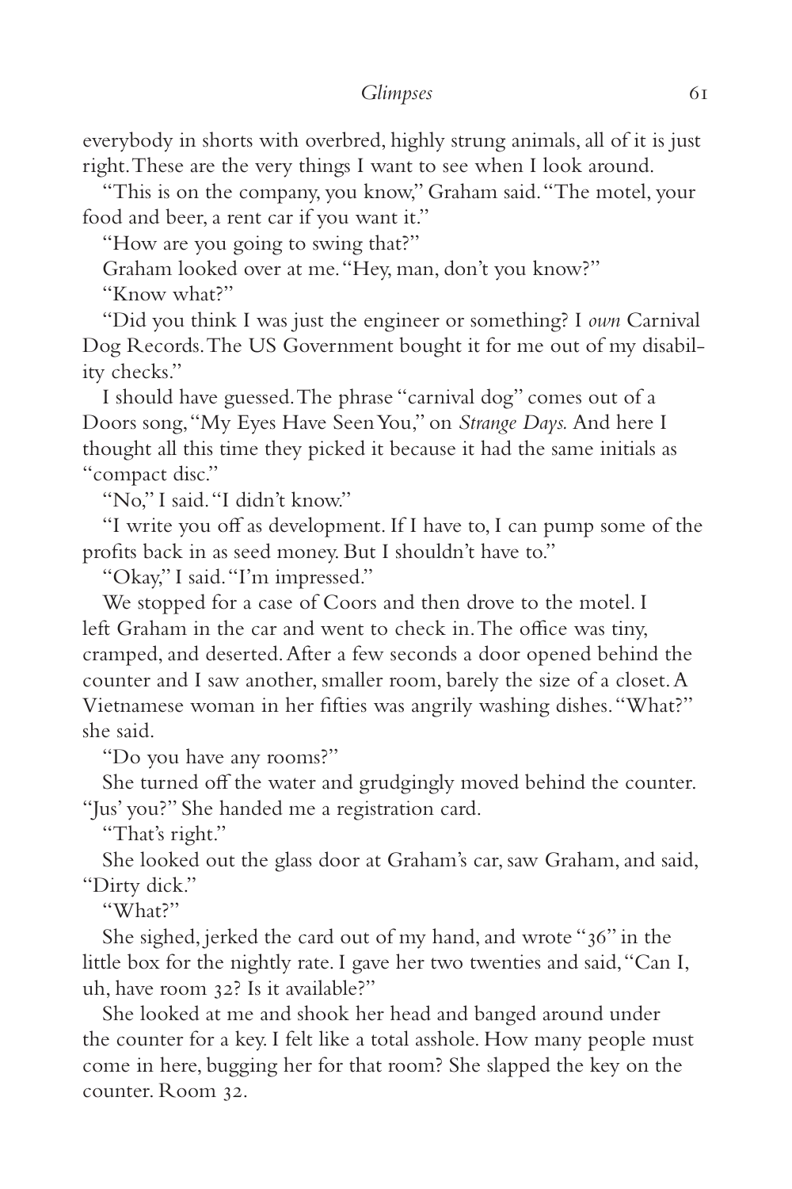everybody in shorts with overbred, highly strung animals, all of it is just right. These are the very things I want to see when I look around.

"This is on the company, you know," Graham said. "The motel, your food and beer, a rent car if you want it."

"How are you going to swing that?"

Graham looked over at me. "Hey, man, don't you know?"

"Know what?"

"Did you think I was just the engineer or something? I *own* Carnival Dog Records. The US Government bought it for me out of my disability checks."

I should have guessed. The phrase "carnival dog" comes out of a Doors song, "My Eyes Have Seen You," on *Strange Days.* And here I thought all this time they picked it because it had the same initials as "compact disc."

"No," I said. "I didn't know."

"I write you off as development. If I have to, I can pump some of the profits back in as seed money. But I shouldn't have to."

"Okay," I said. "I'm impressed."

We stopped for a case of Coors and then drove to the motel. I left Graham in the car and went to check in. The office was tiny, cramped, and deserted. After a few seconds a door opened behind the counter and I saw another, smaller room, barely the size of a closet. A Vietnamese woman in her fifties was angrily washing dishes. "What?" she said.

"Do you have any rooms?"

She turned off the water and grudgingly moved behind the counter. "Jus' you?" She handed me a registration card.

"That's right."

She looked out the glass door at Graham's car, saw Graham, and said, "Dirty dick."

"What?"

She sighed, jerked the card out of my hand, and wrote "36" in the little box for the nightly rate. I gave her two twenties and said, "Can I, uh, have room 32? Is it available?"

She looked at me and shook her head and banged around under the counter for a key. I felt like a total asshole. How many people must come in here, bugging her for that room? She slapped the key on the counter. Room 32.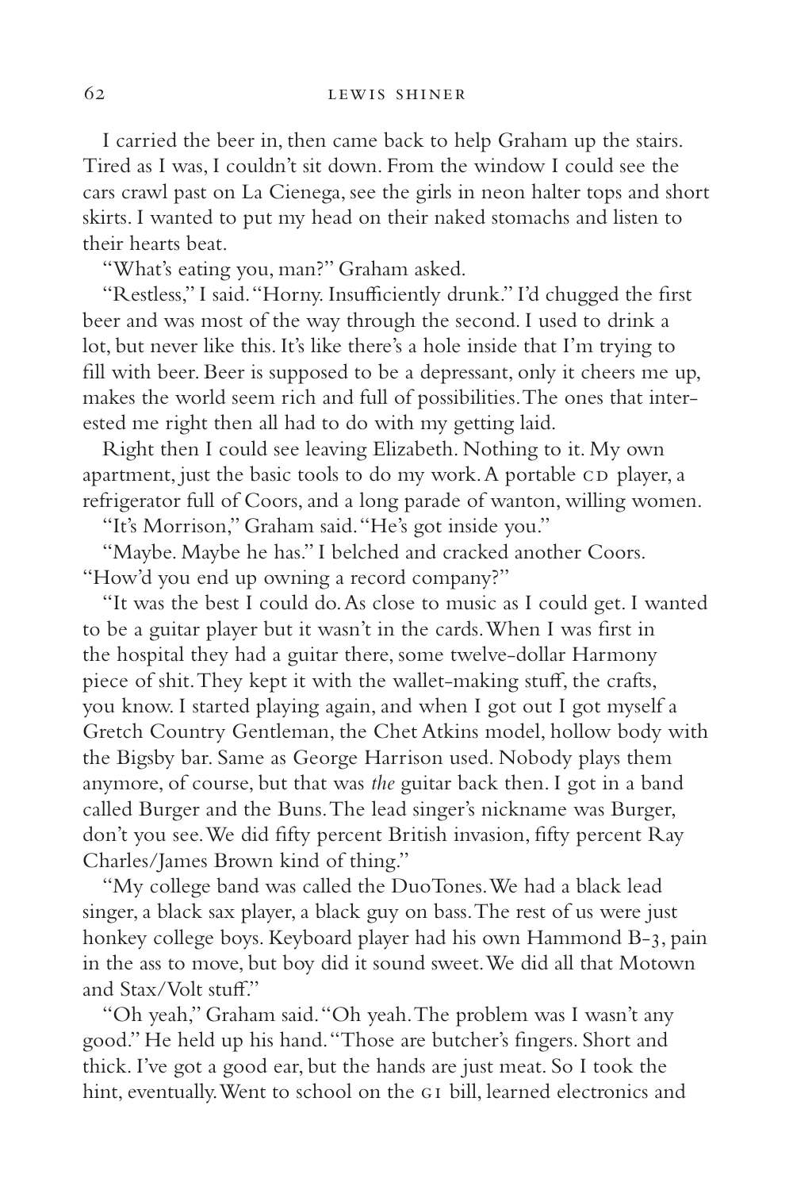I carried the beer in, then came back to help Graham up the stairs. Tired as I was, I couldn't sit down. From the window I could see the cars crawl past on La Cienega, see the girls in neon halter tops and short skirts. I wanted to put my head on their naked stomachs and listen to their hearts beat.

"What's eating you, man?" Graham asked.

"Restless," I said. "Horny. Insufficiently drunk." I'd chugged the first beer and was most of the way through the second. I used to drink a lot, but never like this. It's like there's a hole inside that I'm trying to fill with beer. Beer is supposed to be a depressant, only it cheers me up, makes the world seem rich and full of possibilities. The ones that interested me right then all had to do with my getting laid.

Right then I could see leaving Elizabeth. Nothing to it. My own apartment, just the basic tools to do my work. A portable CD player, a refrigerator full of Coors, and a long parade of wanton, willing women.

"It's Morrison," Graham said. "He's got inside you."

"Maybe. Maybe he has." I belched and cracked another Coors. "How'd you end up owning a record company?"

"It was the best I could do. As close to music as I could get. I wanted to be a guitar player but it wasn't in the cards. When I was first in the hospital they had a guitar there, some twelve-dollar Harmony piece of shit. They kept it with the wallet-making stuff, the crafts, you know. I started playing again, and when I got out I got myself a Gretch Country Gentleman, the Chet Atkins model, hollow body with the Bigsby bar. Same as George Harrison used. Nobody plays them anymore, of course, but that was *the* guitar back then. I got in a band called Burger and the Buns. The lead singer's nickname was Burger, don't you see. We did fifty percent British invasion, fifty percent Ray Charles/James Brown kind of thing."

"My college band was called the DuoTones. We had a black lead singer, a black sax player, a black guy on bass. The rest of us were just honkey college boys. Keyboard player had his own Hammond B-3, pain in the ass to move, but boy did it sound sweet. We did all that Motown and Stax/Volt stuff."

"Oh yeah," Graham said. "Oh yeah. The problem was I wasn't any good." He held up his hand. "Those are butcher's fingers. Short and thick. I've got a good ear, but the hands are just meat. So I took the hint, eventually. Went to school on the GI bill, learned electronics and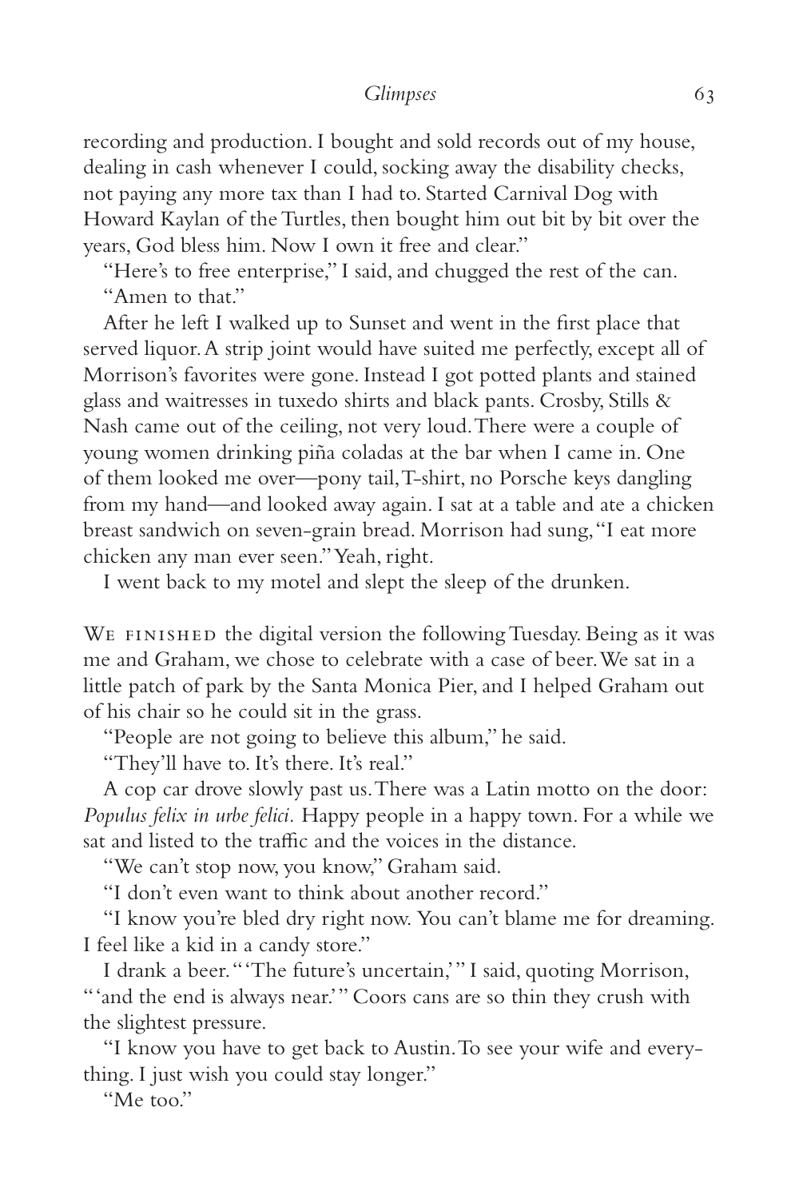recording and production. I bought and sold records out of my house, dealing in cash whenever I could, socking away the disability checks, not paying any more tax than I had to. Started Carnival Dog with Howard Kaylan of the Turtles, then bought him out bit by bit over the years, God bless him. Now I own it free and clear."

"Here's to free enterprise," I said, and chugged the rest of the can.

"Amen to that."

After he left I walked up to Sunset and went in the first place that served liquor. A strip joint would have suited me perfectly, except all of Morrison's favorites were gone. Instead I got potted plants and stained glass and waitresses in tuxedo shirts and black pants. Crosby, Stills & Nash came out of the ceiling, not very loud. There were a couple of young women drinking piña coladas at the bar when I came in. One of them looked me over—pony tail, T-shirt, no Porsche keys dangling from my hand—and looked away again. I sat at a table and ate a chicken breast sandwich on seven-grain bread. Morrison had sung, "I eat more chicken any man ever seen." Yeah, right.

I went back to my motel and slept the sleep of the drunken.

We finished the digital version the following Tuesday. Being as it was me and Graham, we chose to celebrate with a case of beer. We sat in a little patch of park by the Santa Monica Pier, and I helped Graham out of his chair so he could sit in the grass.

"People are not going to believe this album," he said.

"They'll have to. It's there. It's real."

A cop car drove slowly past us. There was a Latin motto on the door: *Populus felix in urbe felici.* Happy people in a happy town. For a while we sat and listed to the traffic and the voices in the distance.

"We can't stop now, you know," Graham said.

"I don't even want to think about another record."

"I know you're bled dry right now. You can't blame me for dreaming. I feel like a kid in a candy store."

I drank a beer. "'The future's uncertain,'" I said, quoting Morrison, "'and the end is always near.'" Coors cans are so thin they crush with the slightest pressure.

"I know you have to get back to Austin. To see your wife and everything. I just wish you could stay longer."

"Me too."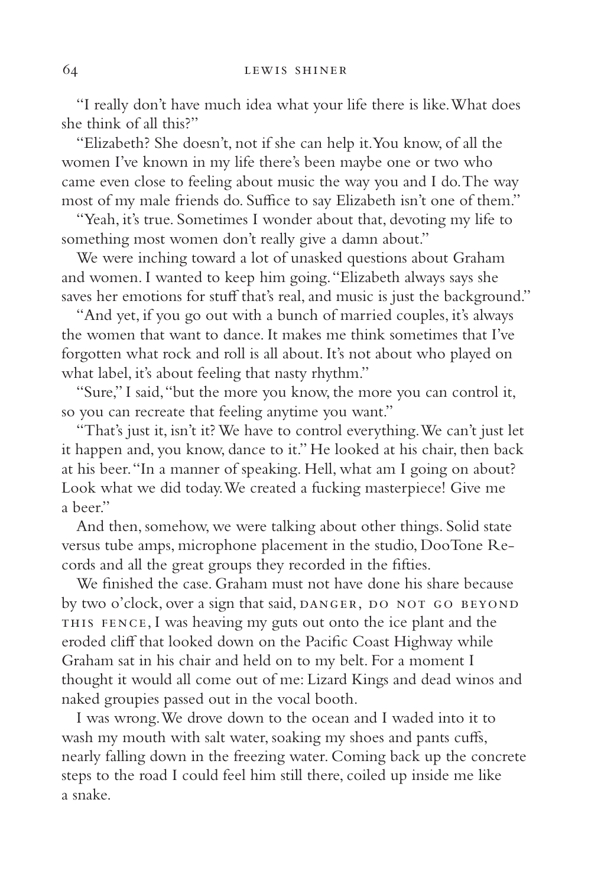"I really don't have much idea what your life there is like. What does she think of all this?"

"Elizabeth? She doesn't, not if she can help it. You know, of all the women I've known in my life there's been maybe one or two who came even close to feeling about music the way you and I do. The way most of my male friends do. Suffice to say Elizabeth isn't one of them."

"Yeah, it's true. Sometimes I wonder about that, devoting my life to something most women don't really give a damn about."

We were inching toward a lot of unasked questions about Graham and women. I wanted to keep him going. "Elizabeth always says she saves her emotions for stuff that's real, and music is just the background."

"And yet, if you go out with a bunch of married couples, it's always the women that want to dance. It makes me think sometimes that I've forgotten what rock and roll is all about. It's not about who played on what label, it's about feeling that nasty rhythm."

"Sure," I said, "but the more you know, the more you can control it, so you can recreate that feeling anytime you want."

"That's just it, isn't it? We have to control everything. We can't just let it happen and, you know, dance to it." He looked at his chair, then back at his beer. "In a manner of speaking. Hell, what am I going on about? Look what we did today. We created a fucking masterpiece! Give me a beer."

And then, somehow, we were talking about other things. Solid state versus tube amps, microphone placement in the studio, DooTone Records and all the great groups they recorded in the fifties.

We finished the case. Graham must not have done his share because by two o'clock, over a sign that said, DANGER, DO NOT GO BEYOND THIS FENCE, I was heaving my guts out onto the ice plant and the eroded cliff that looked down on the Pacific Coast Highway while Graham sat in his chair and held on to my belt. For a moment I thought it would all come out of me: Lizard Kings and dead winos and naked groupies passed out in the vocal booth.

I was wrong. We drove down to the ocean and I waded into it to wash my mouth with salt water, soaking my shoes and pants cuffs, nearly falling down in the freezing water. Coming back up the concrete steps to the road I could feel him still there, coiled up inside me like a snake.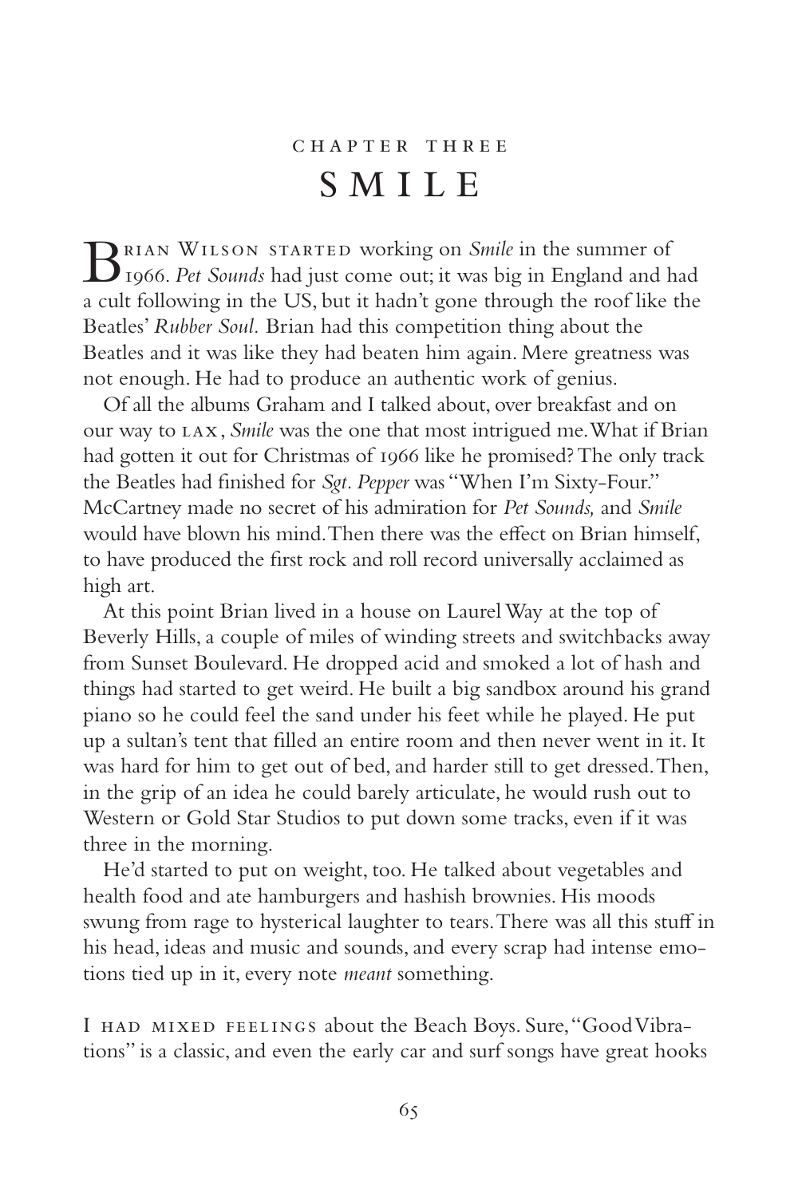# CHAPTER THREE
# SMILE

Brian Wilson started working on *Smile* in the summer of 1966. *Pet Sounds* had just come out; it was big in England and had a cult following in the US, but it hadn't gone through the roof like the Beatles' *Rubber Soul.* Brian had this competition thing about the Beatles and it was like they had beaten him again. Mere greatness was not enough. He had to produce an authentic work of genius.

Of all the albums Graham and I talked about, over breakfast and on our way to LAX, *Smile* was the one that most intrigued me. What if Brian had gotten it out for Christmas of 1966 like he promised? The only track the Beatles had finished for *Sgt. Pepper* was "When I'm Sixty-Four." McCartney made no secret of his admiration for *Pet Sounds,* and *Smile* would have blown his mind. Then there was the effect on Brian himself, to have produced the first rock and roll record universally acclaimed as high art.

At this point Brian lived in a house on Laurel Way at the top of Beverly Hills, a couple of miles of winding streets and switchbacks away from Sunset Boulevard. He dropped acid and smoked a lot of hash and things had started to get weird. He built a big sandbox around his grand piano so he could feel the sand under his feet while he played. He put up a sultan's tent that filled an entire room and then never went in it. It was hard for him to get out of bed, and harder still to get dressed. Then, in the grip of an idea he could barely articulate, he would rush out to Western or Gold Star Studios to put down some tracks, even if it was three in the morning.

He'd started to put on weight, too. He talked about vegetables and health food and ate hamburgers and hashish brownies. His moods swung from rage to hysterical laughter to tears. There was all this stuff in his head, ideas and music and sounds, and every scrap had intense emotions tied up in it, every note *meant* something.

I had mixed feelings about the Beach Boys. Sure, "Good Vibrations" is a classic, and even the early car and surf songs have great hooks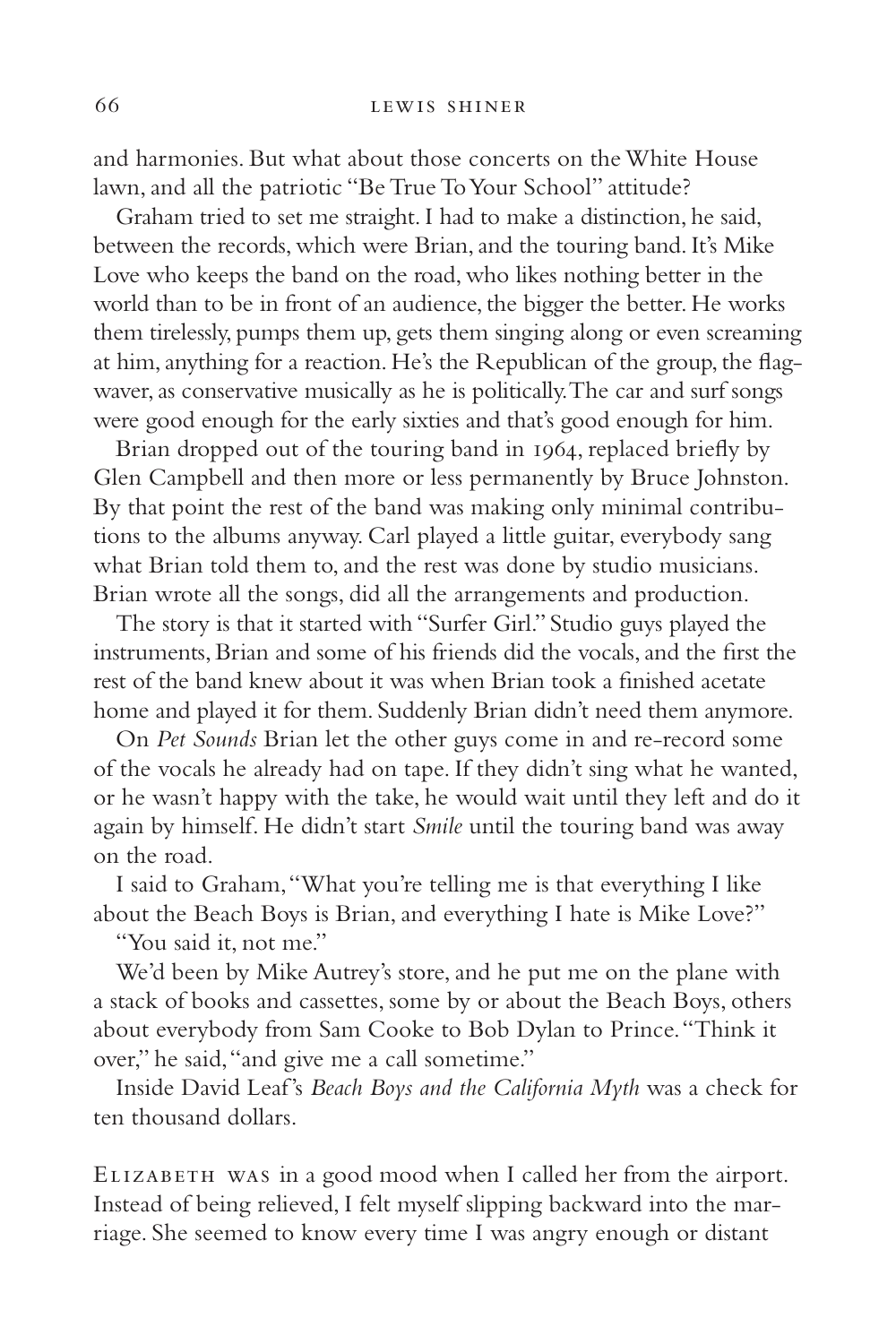and harmonies. But what about those concerts on the White House lawn, and all the patriotic "Be True To Your School" attitude?

Graham tried to set me straight. I had to make a distinction, he said, between the records, which were Brian, and the touring band. It's Mike Love who keeps the band on the road, who likes nothing better in the world than to be in front of an audience, the bigger the better. He works them tirelessly, pumps them up, gets them singing along or even screaming at him, anything for a reaction. He's the Republican of the group, the flag-waver, as conservative musically as he is politically. The car and surf songs were good enough for the early sixties and that's good enough for him.

Brian dropped out of the touring band in 1964, replaced briefly by Glen Campbell and then more or less permanently by Bruce Johnston. By that point the rest of the band was making only minimal contributions to the albums anyway. Carl played a little guitar, everybody sang what Brian told them to, and the rest was done by studio musicians. Brian wrote all the songs, did all the arrangements and production.

The story is that it started with "Surfer Girl." Studio guys played the instruments, Brian and some of his friends did the vocals, and the first the rest of the band knew about it was when Brian took a finished acetate home and played it for them. Suddenly Brian didn't need them anymore.

On *Pet Sounds* Brian let the other guys come in and re-record some of the vocals he already had on tape. If they didn't sing what he wanted, or he wasn't happy with the take, he would wait until they left and do it again by himself. He didn't start *Smile* until the touring band was away on the road.

I said to Graham, "What you're telling me is that everything I like about the Beach Boys is Brian, and everything I hate is Mike Love?"

"You said it, not me."

We'd been by Mike Autrey's store, and he put me on the plane with a stack of books and cassettes, some by or about the Beach Boys, others about everybody from Sam Cooke to Bob Dylan to Prince. "Think it over," he said, "and give me a call sometime."

Inside David Leaf's *Beach Boys and the California Myth* was a check for ten thousand dollars.

Elizabeth was in a good mood when I called her from the airport. Instead of being relieved, I felt myself slipping backward into the marriage. She seemed to know every time I was angry enough or distant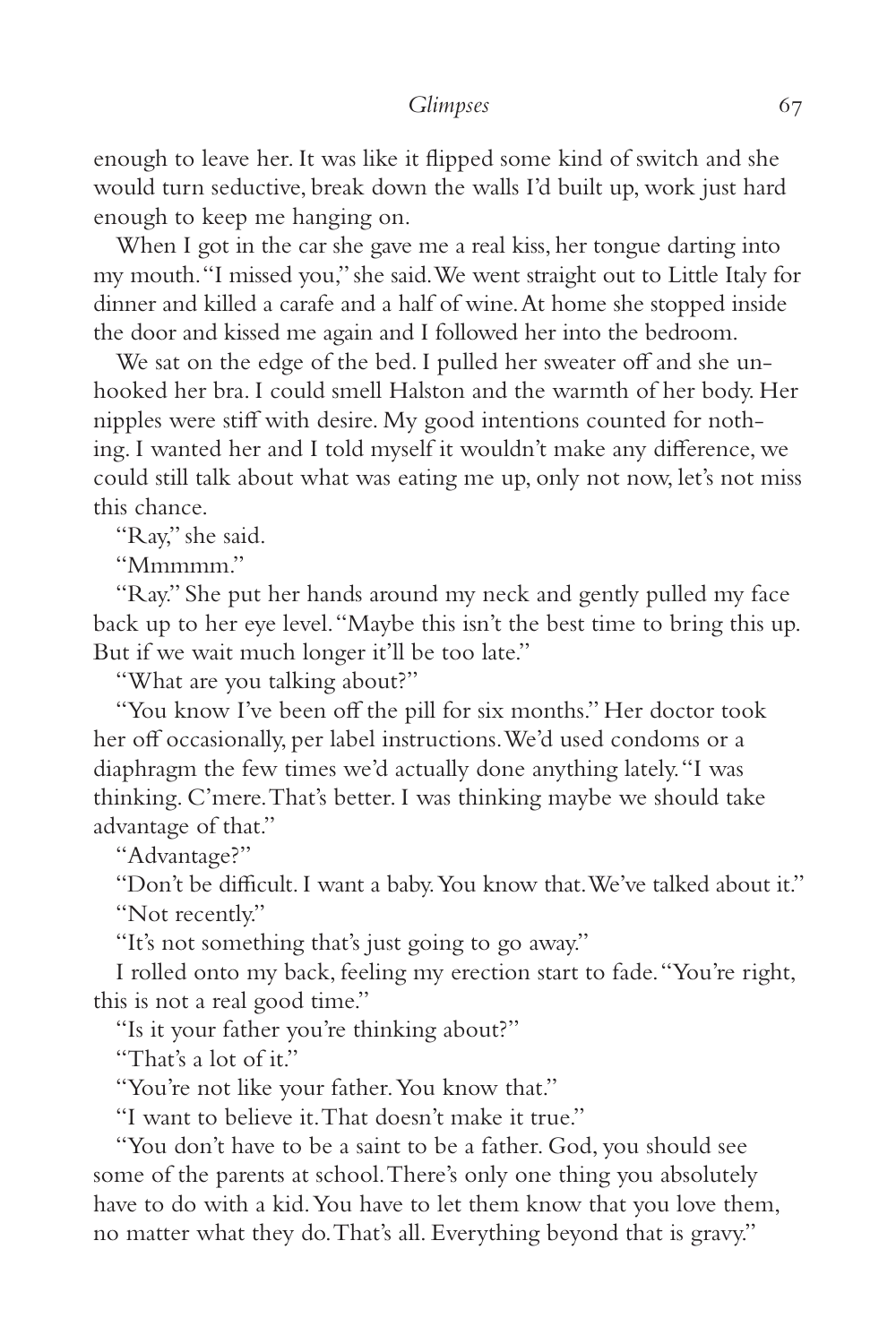enough to leave her. It was like it flipped some kind of switch and she would turn seductive, break down the walls I'd built up, work just hard enough to keep me hanging on.

When I got in the car she gave me a real kiss, her tongue darting into my mouth. "I missed you," she said. We went straight out to Little Italy for dinner and killed a carafe and a half of wine. At home she stopped inside the door and kissed me again and I followed her into the bedroom.

We sat on the edge of the bed. I pulled her sweater off and she unhooked her bra. I could smell Halston and the warmth of her body. Her nipples were stiff with desire. My good intentions counted for nothing. I wanted her and I told myself it wouldn't make any difference, we could still talk about what was eating me up, only not now, let's not miss this chance.

"Ray," she said.

"Mmmmm."

"Ray." She put her hands around my neck and gently pulled my face back up to her eye level. "Maybe this isn't the best time to bring this up. But if we wait much longer it'll be too late."

"What are you talking about?"

"You know I've been off the pill for six months." Her doctor took her off occasionally, per label instructions. We'd used condoms or a diaphragm the few times we'd actually done anything lately. "I was thinking. C'mere. That's better. I was thinking maybe we should take advantage of that."

"Advantage?"

"Don't be difficult. I want a baby. You know that. We've talked about it."

"Not recently."

"It's not something that's just going to go away."

I rolled onto my back, feeling my erection start to fade. "You're right, this is not a real good time."

"Is it your father you're thinking about?"

"That's a lot of it."

"You're not like your father. You know that."

"I want to believe it. That doesn't make it true."

"You don't have to be a saint to be a father. God, you should see some of the parents at school. There's only one thing you absolutely have to do with a kid. You have to let them know that you love them, no matter what they do. That's all. Everything beyond that is gravy."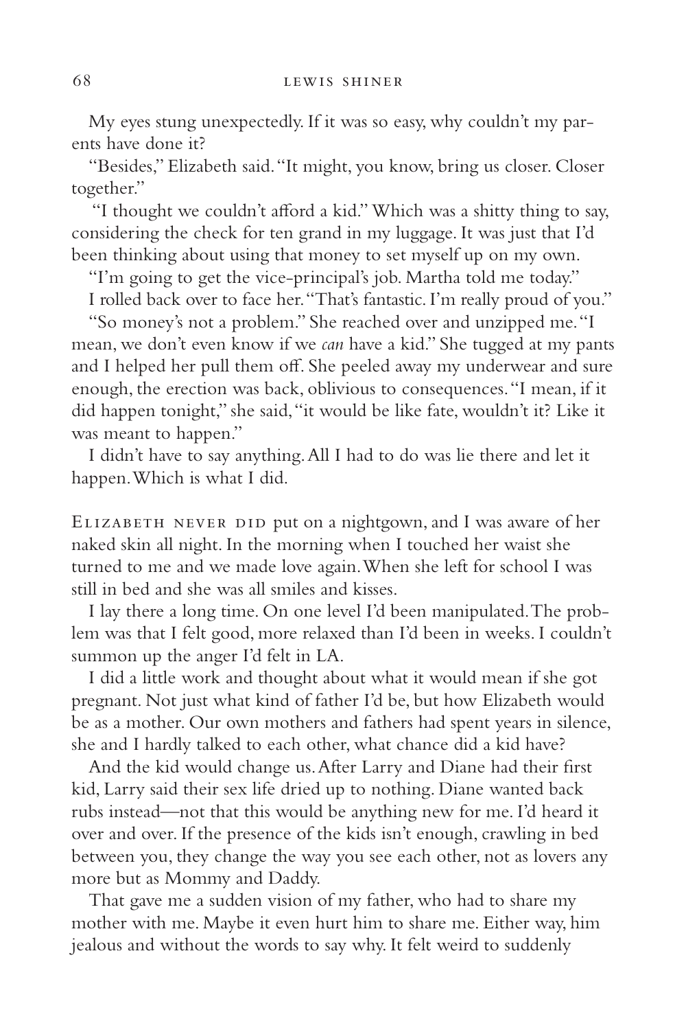My eyes stung unexpectedly. If it was so easy, why couldn't my parents have done it?

"Besides," Elizabeth said. "It might, you know, bring us closer. Closer together."

"I thought we couldn't afford a kid." Which was a shitty thing to say, considering the check for ten grand in my luggage. It was just that I'd been thinking about using that money to set myself up on my own.

"I'm going to get the vice-principal's job. Martha told me today."

I rolled back over to face her. "That's fantastic. I'm really proud of you."

"So money's not a problem." She reached over and unzipped me. "I mean, we don't even know if we *can* have a kid." She tugged at my pants and I helped her pull them off. She peeled away my underwear and sure enough, the erection was back, oblivious to consequences. "I mean, if it did happen tonight," she said, "it would be like fate, wouldn't it? Like it was meant to happen."

I didn't have to say anything. All I had to do was lie there and let it happen. Which is what I did.

Elizabeth never did put on a nightgown, and I was aware of her naked skin all night. In the morning when I touched her waist she turned to me and we made love again. When she left for school I was still in bed and she was all smiles and kisses.

I lay there a long time. On one level I'd been manipulated. The problem was that I felt good, more relaxed than I'd been in weeks. I couldn't summon up the anger I'd felt in LA.

I did a little work and thought about what it would mean if she got pregnant. Not just what kind of father I'd be, but how Elizabeth would be as a mother. Our own mothers and fathers had spent years in silence, she and I hardly talked to each other, what chance did a kid have?

And the kid would change us. After Larry and Diane had their first kid, Larry said their sex life dried up to nothing. Diane wanted back rubs instead—not that this would be anything new for me. I'd heard it over and over. If the presence of the kids isn't enough, crawling in bed between you, they change the way you see each other, not as lovers any more but as Mommy and Daddy.

That gave me a sudden vision of my father, who had to share my mother with me. Maybe it even hurt him to share me. Either way, him jealous and without the words to say why. It felt weird to suddenly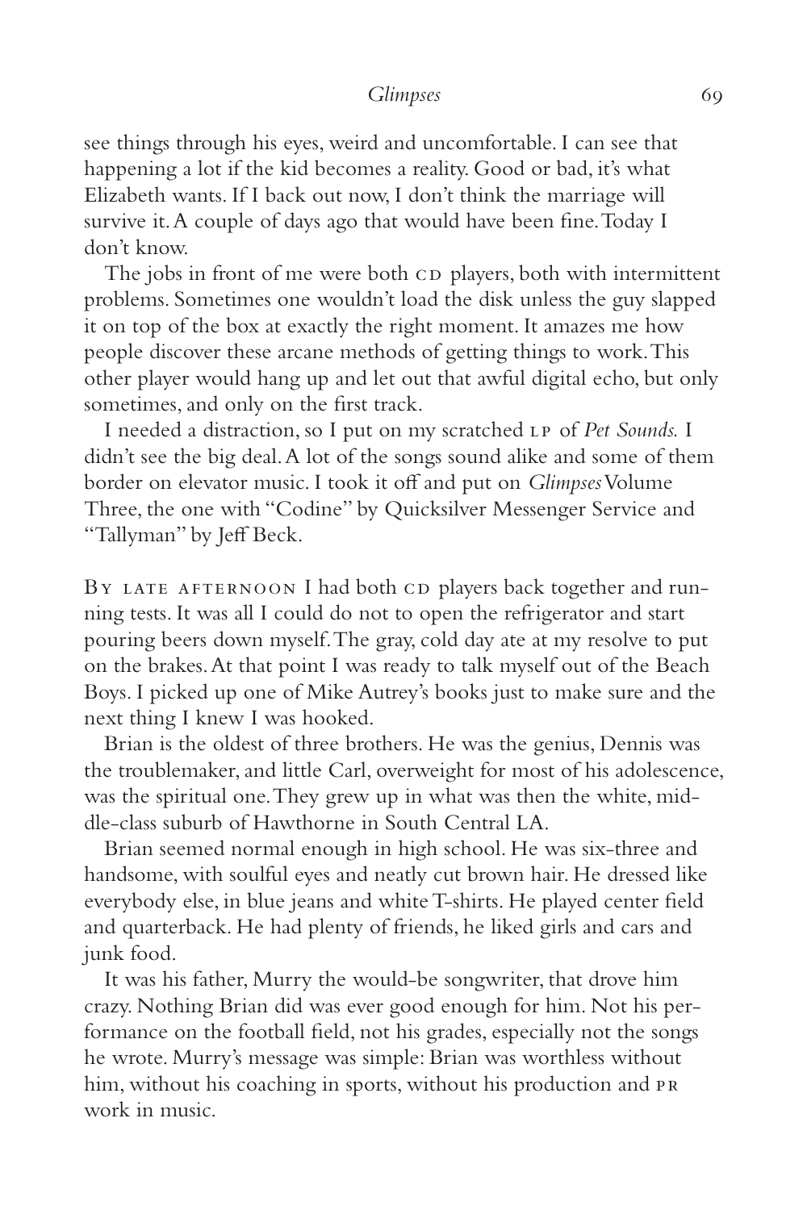see things through his eyes, weird and uncomfortable. I can see that happening a lot if the kid becomes a reality. Good or bad, it's what Elizabeth wants. If I back out now, I don't think the marriage will survive it. A couple of days ago that would have been fine. Today I don't know.

The jobs in front of me were both CD players, both with intermittent problems. Sometimes one wouldn't load the disk unless the guy slapped it on top of the box at exactly the right moment. It amazes me how people discover these arcane methods of getting things to work. This other player would hang up and let out that awful digital echo, but only sometimes, and only on the first track.

I needed a distraction, so I put on my scratched LP of *Pet Sounds.* I didn't see the big deal. A lot of the songs sound alike and some of them border on elevator music. I took it off and put on *Glimpses* Volume Three, the one with "Codine" by Quicksilver Messenger Service and "Tallyman" by Jeff Beck.

BY LATE AFTERNOON I had both CD players back together and running tests. It was all I could do not to open the refrigerator and start pouring beers down myself. The gray, cold day ate at my resolve to put on the brakes. At that point I was ready to talk myself out of the Beach Boys. I picked up one of Mike Autrey's books just to make sure and the next thing I knew I was hooked.

Brian is the oldest of three brothers. He was the genius, Dennis was the troublemaker, and little Carl, overweight for most of his adolescence, was the spiritual one. They grew up in what was then the white, middle-class suburb of Hawthorne in South Central LA.

Brian seemed normal enough in high school. He was six-three and handsome, with soulful eyes and neatly cut brown hair. He dressed like everybody else, in blue jeans and white T-shirts. He played center field and quarterback. He had plenty of friends, he liked girls and cars and junk food.

It was his father, Murry the would-be songwriter, that drove him crazy. Nothing Brian did was ever good enough for him. Not his performance on the football field, not his grades, especially not the songs he wrote. Murry's message was simple: Brian was worthless without him, without his coaching in sports, without his production and PR work in music.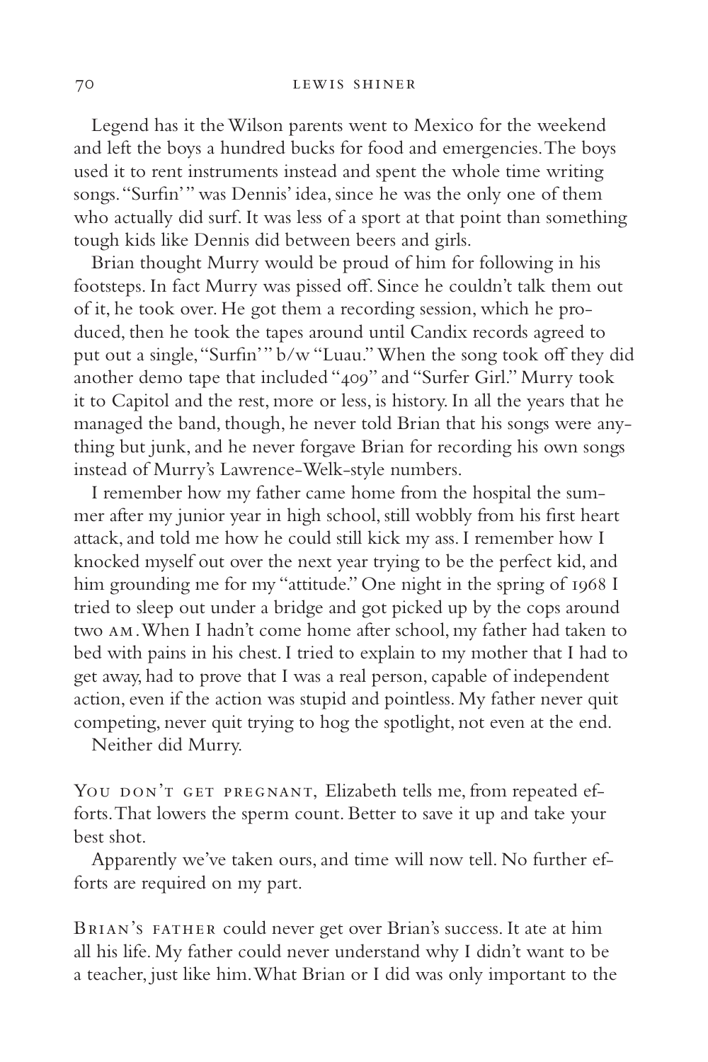Legend has it the Wilson parents went to Mexico for the weekend and left the boys a hundred bucks for food and emergencies. The boys used it to rent instruments instead and spent the whole time writing songs. "Surfin'" was Dennis' idea, since he was the only one of them who actually did surf. It was less of a sport at that point than something tough kids like Dennis did between beers and girls.

Brian thought Murry would be proud of him for following in his footsteps. In fact Murry was pissed off. Since he couldn't talk them out of it, he took over. He got them a recording session, which he produced, then he took the tapes around until Candix records agreed to put out a single, "Surfin'" b/w "Luau." When the song took off they did another demo tape that included "409" and "Surfer Girl." Murry took it to Capitol and the rest, more or less, is history. In all the years that he managed the band, though, he never told Brian that his songs were anything but junk, and he never forgave Brian for recording his own songs instead of Murry's Lawrence-Welk-style numbers.

I remember how my father came home from the hospital the summer after my junior year in high school, still wobbly from his first heart attack, and told me how he could still kick my ass. I remember how I knocked myself out over the next year trying to be the perfect kid, and him grounding me for my "attitude." One night in the spring of 1968 I tried to sleep out under a bridge and got picked up by the cops around two AM. When I hadn't come home after school, my father had taken to bed with pains in his chest. I tried to explain to my mother that I had to get away, had to prove that I was a real person, capable of independent action, even if the action was stupid and pointless. My father never quit competing, never quit trying to hog the spotlight, not even at the end.

Neither did Murry.

YOU DON'T GET PREGNANT, Elizabeth tells me, from repeated efforts. That lowers the sperm count. Better to save it up and take your best shot.

Apparently we've taken ours, and time will now tell. No further efforts are required on my part.

BRIAN'S FATHER could never get over Brian's success. It ate at him all his life. My father could never understand why I didn't want to be a teacher, just like him. What Brian or I did was only important to the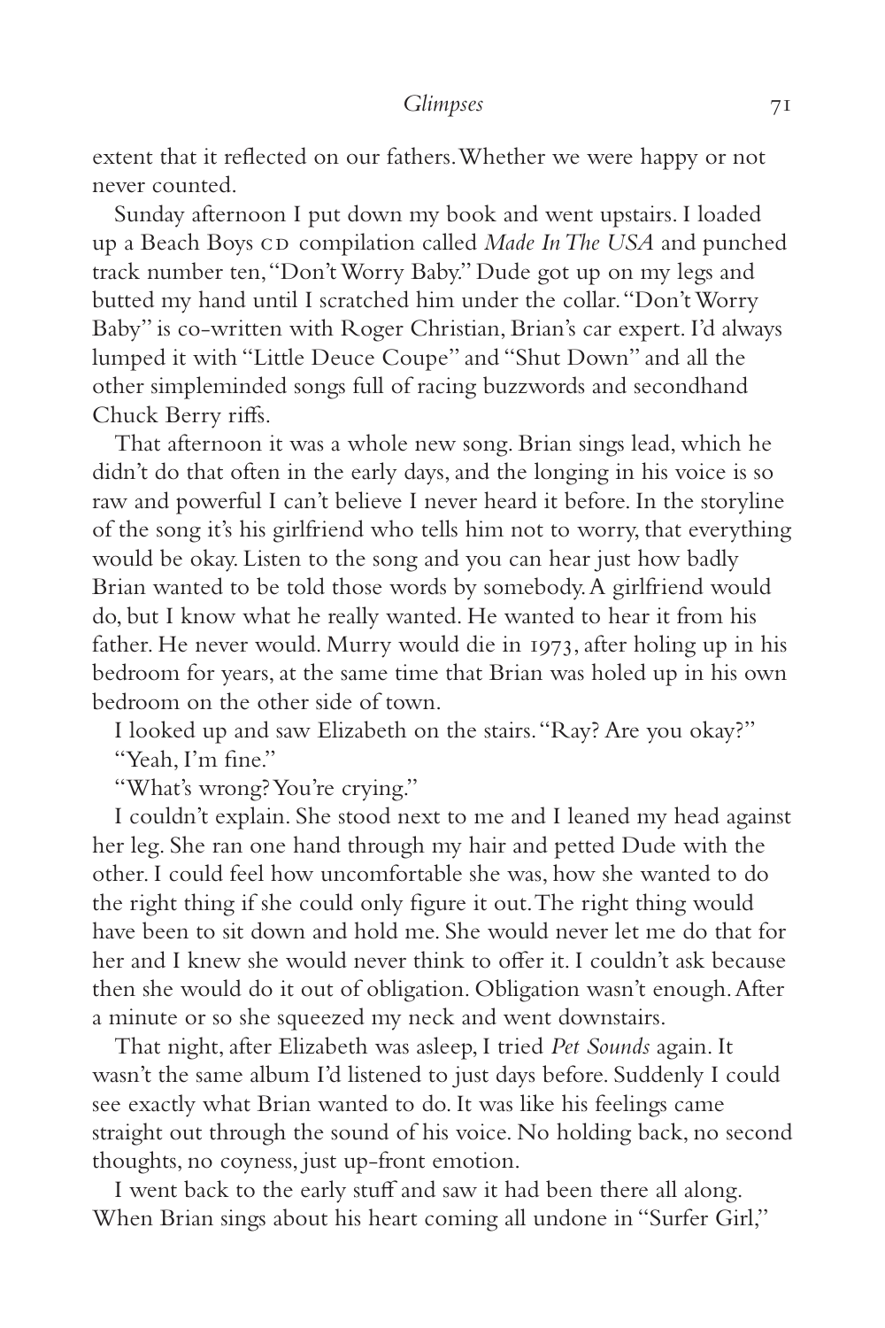extent that it reflected on our fathers. Whether we were happy or not never counted.

Sunday afternoon I put down my book and went upstairs. I loaded up a Beach Boys CD compilation called *Made In The USA* and punched track number ten, "Don't Worry Baby." Dude got up on my legs and butted my hand until I scratched him under the collar. "Don't Worry Baby" is co-written with Roger Christian, Brian's car expert. I'd always lumped it with "Little Deuce Coupe" and "Shut Down" and all the other simpleminded songs full of racing buzzwords and secondhand Chuck Berry riffs.

That afternoon it was a whole new song. Brian sings lead, which he didn't do that often in the early days, and the longing in his voice is so raw and powerful I can't believe I never heard it before. In the storyline of the song it's his girlfriend who tells him not to worry, that everything would be okay. Listen to the song and you can hear just how badly Brian wanted to be told those words by somebody. A girlfriend would do, but I know what he really wanted. He wanted to hear it from his father. He never would. Murry would die in 1973, after holing up in his bedroom for years, at the same time that Brian was holed up in his own bedroom on the other side of town.

I looked up and saw Elizabeth on the stairs. "Ray? Are you okay?"

"Yeah, I'm fine."

"What's wrong? You're crying."

I couldn't explain. She stood next to me and I leaned my head against her leg. She ran one hand through my hair and petted Dude with the other. I could feel how uncomfortable she was, how she wanted to do the right thing if she could only figure it out. The right thing would have been to sit down and hold me. She would never let me do that for her and I knew she would never think to offer it. I couldn't ask because then she would do it out of obligation. Obligation wasn't enough. After a minute or so she squeezed my neck and went downstairs.

That night, after Elizabeth was asleep, I tried *Pet Sounds* again. It wasn't the same album I'd listened to just days before. Suddenly I could see exactly what Brian wanted to do. It was like his feelings came straight out through the sound of his voice. No holding back, no second thoughts, no coyness, just up-front emotion.

I went back to the early stuff and saw it had been there all along. When Brian sings about his heart coming all undone in "Surfer Girl,"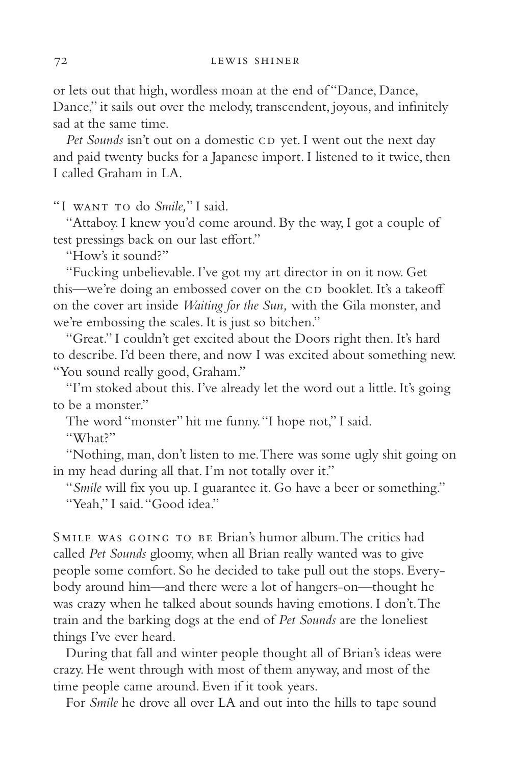or lets out that high, wordless moan at the end of "Dance, Dance, Dance," it sails out over the melody, transcendent, joyous, and infinitely sad at the same time.

*Pet Sounds* isn't out on a domestic CD yet. I went out the next day and paid twenty bucks for a Japanese import. I listened to it twice, then I called Graham in LA.

"I WANT TO do *Smile,*" I said.

"Attaboy. I knew you'd come around. By the way, I got a couple of test pressings back on our last effort."

"How's it sound?"

"Fucking unbelievable. I've got my art director in on it now. Get this—we're doing an embossed cover on the CD booklet. It's a takeoff on the cover art inside *Waiting for the Sun,* with the Gila monster, and we're embossing the scales. It is just so bitchen."

"Great." I couldn't get excited about the Doors right then. It's hard to describe. I'd been there, and now I was excited about something new. "You sound really good, Graham."

"I'm stoked about this. I've already let the word out a little. It's going to be a monster."

The word "monster" hit me funny. "I hope not," I said.

"What?"

"Nothing, man, don't listen to me. There was some ugly shit going on in my head during all that. I'm not totally over it."

"*Smile* will fix you up. I guarantee it. Go have a beer or something."

"Yeah," I said. "Good idea."

SMILE WAS GOING TO BE Brian's humor album. The critics had called *Pet Sounds* gloomy, when all Brian really wanted was to give people some comfort. So he decided to take pull out the stops. Everybody around him—and there were a lot of hangers-on—thought he was crazy when he talked about sounds having emotions. I don't. The train and the barking dogs at the end of *Pet Sounds* are the loneliest things I've ever heard.

During that fall and winter people thought all of Brian's ideas were crazy. He went through with most of them anyway, and most of the time people came around. Even if it took years.

For *Smile* he drove all over LA and out into the hills to tape sound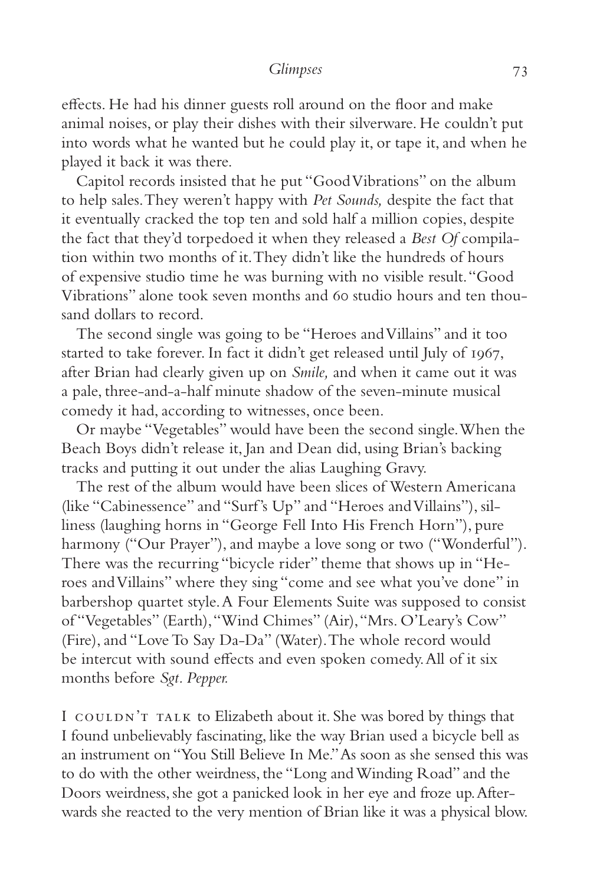effects. He had his dinner guests roll around on the floor and make animal noises, or play their dishes with their silverware. He couldn't put into words what he wanted but he could play it, or tape it, and when he played it back it was there.

Capitol records insisted that he put "Good Vibrations" on the album to help sales. They weren't happy with *Pet Sounds,* despite the fact that it eventually cracked the top ten and sold half a million copies, despite the fact that they'd torpedoed it when they released a *Best Of* compilation within two months of it. They didn't like the hundreds of hours of expensive studio time he was burning with no visible result. "Good Vibrations" alone took seven months and 60 studio hours and ten thousand dollars to record.

The second single was going to be "Heroes and Villains" and it too started to take forever. In fact it didn't get released until July of 1967, after Brian had clearly given up on *Smile,* and when it came out it was a pale, three-and-a-half minute shadow of the seven-minute musical comedy it had, according to witnesses, once been.

Or maybe "Vegetables" would have been the second single. When the Beach Boys didn't release it, Jan and Dean did, using Brian's backing tracks and putting it out under the alias Laughing Gravy.

The rest of the album would have been slices of Western Americana (like "Cabinessence" and "Surf's Up" and "Heroes and Villains"), silliness (laughing horns in "George Fell Into His French Horn"), pure harmony ("Our Prayer"), and maybe a love song or two ("Wonderful"). There was the recurring "bicycle rider" theme that shows up in "Heroes and Villains" where they sing "come and see what you've done" in barbershop quartet style. A Four Elements Suite was supposed to consist of "Vegetables" (Earth), "Wind Chimes" (Air), "Mrs. O'Leary's Cow" (Fire), and "Love To Say Da-Da" (Water). The whole record would be intercut with sound effects and even spoken comedy. All of it six months before *Sgt. Pepper.*

I couldn't talk to Elizabeth about it. She was bored by things that I found unbelievably fascinating, like the way Brian used a bicycle bell as an instrument on "You Still Believe In Me." As soon as she sensed this was to do with the other weirdness, the "Long and Winding Road" and the Doors weirdness, she got a panicked look in her eye and froze up. Afterwards she reacted to the very mention of Brian like it was a physical blow.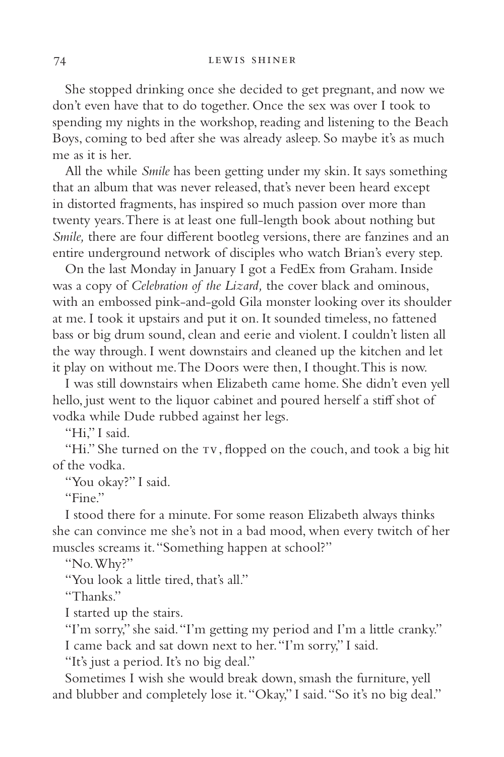She stopped drinking once she decided to get pregnant, and now we don't even have that to do together. Once the sex was over I took to spending my nights in the workshop, reading and listening to the Beach Boys, coming to bed after she was already asleep. So maybe it's as much me as it is her.

All the while *Smile* has been getting under my skin. It says something that an album that was never released, that's never been heard except in distorted fragments, has inspired so much passion over more than twenty years. There is at least one full-length book about nothing but *Smile,* there are four different bootleg versions, there are fanzines and an entire underground network of disciples who watch Brian's every step.

On the last Monday in January I got a FedEx from Graham. Inside was a copy of *Celebration of the Lizard,* the cover black and ominous, with an embossed pink-and-gold Gila monster looking over its shoulder at me. I took it upstairs and put it on. It sounded timeless, no fattened bass or big drum sound, clean and eerie and violent. I couldn't listen all the way through. I went downstairs and cleaned up the kitchen and let it play on without me. The Doors were then, I thought. This is now.

I was still downstairs when Elizabeth came home. She didn't even yell hello, just went to the liquor cabinet and poured herself a stiff shot of vodka while Dude rubbed against her legs.

"Hi," I said.

"Hi." She turned on the TV, flopped on the couch, and took a big hit of the vodka.

"You okay?" I said.

"Fine."

I stood there for a minute. For some reason Elizabeth always thinks she can convince me she's not in a bad mood, when every twitch of her muscles screams it. "Something happen at school?"

"No. Why?"

"You look a little tired, that's all."

"Thanks."

I started up the stairs.

"I'm sorry," she said. "I'm getting my period and I'm a little cranky."

I came back and sat down next to her. "I'm sorry," I said.

"It's just a period. It's no big deal."

Sometimes I wish she would break down, smash the furniture, yell and blubber and completely lose it. "Okay," I said. "So it's no big deal."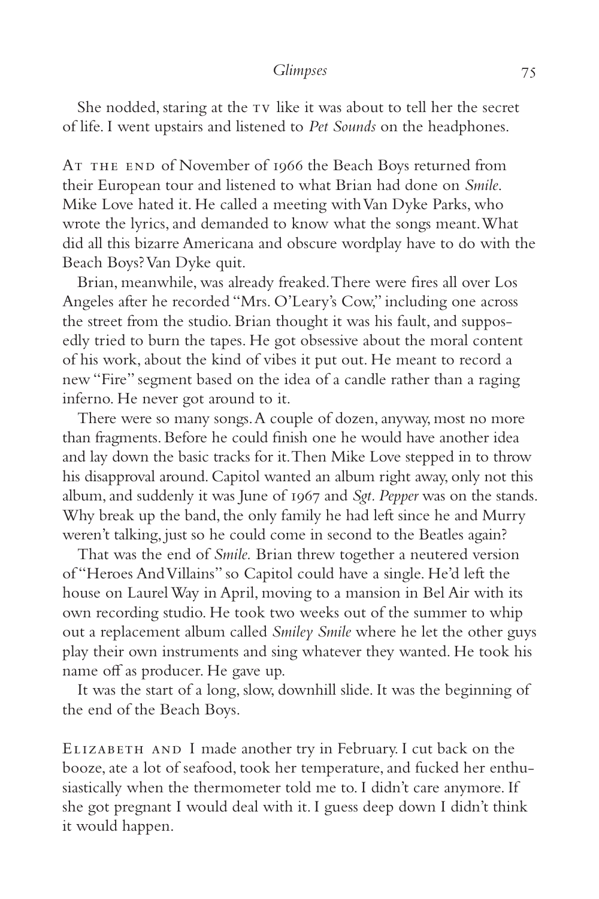She nodded, staring at the TV like it was about to tell her the secret of life. I went upstairs and listened to *Pet Sounds* on the headphones.

AT THE END of November of 1966 the Beach Boys returned from their European tour and listened to what Brian had done on *Smile*. Mike Love hated it. He called a meeting with Van Dyke Parks, who wrote the lyrics, and demanded to know what the songs meant. What did all this bizarre Americana and obscure wordplay have to do with the Beach Boys? Van Dyke quit.

Brian, meanwhile, was already freaked. There were fires all over Los Angeles after he recorded "Mrs. O'Leary's Cow," including one across the street from the studio. Brian thought it was his fault, and supposedly tried to burn the tapes. He got obsessive about the moral content of his work, about the kind of vibes it put out. He meant to record a new "Fire" segment based on the idea of a candle rather than a raging inferno. He never got around to it.

There were so many songs. A couple of dozen, anyway, most no more than fragments. Before he could finish one he would have another idea and lay down the basic tracks for it. Then Mike Love stepped in to throw his disapproval around. Capitol wanted an album right away, only not this album, and suddenly it was June of 1967 and *Sgt. Pepper* was on the stands. Why break up the band, the only family he had left since he and Murry weren't talking, just so he could come in second to the Beatles again?

That was the end of *Smile.* Brian threw together a neutered version of "Heroes And Villains" so Capitol could have a single. He'd left the house on Laurel Way in April, moving to a mansion in Bel Air with its own recording studio. He took two weeks out of the summer to whip out a replacement album called *Smiley Smile* where he let the other guys play their own instruments and sing whatever they wanted. He took his name off as producer. He gave up.

It was the start of a long, slow, downhill slide. It was the beginning of the end of the Beach Boys.

ELIZABETH AND I made another try in February. I cut back on the booze, ate a lot of seafood, took her temperature, and fucked her enthusiastically when the thermometer told me to. I didn't care anymore. If she got pregnant I would deal with it. I guess deep down I didn't think it would happen.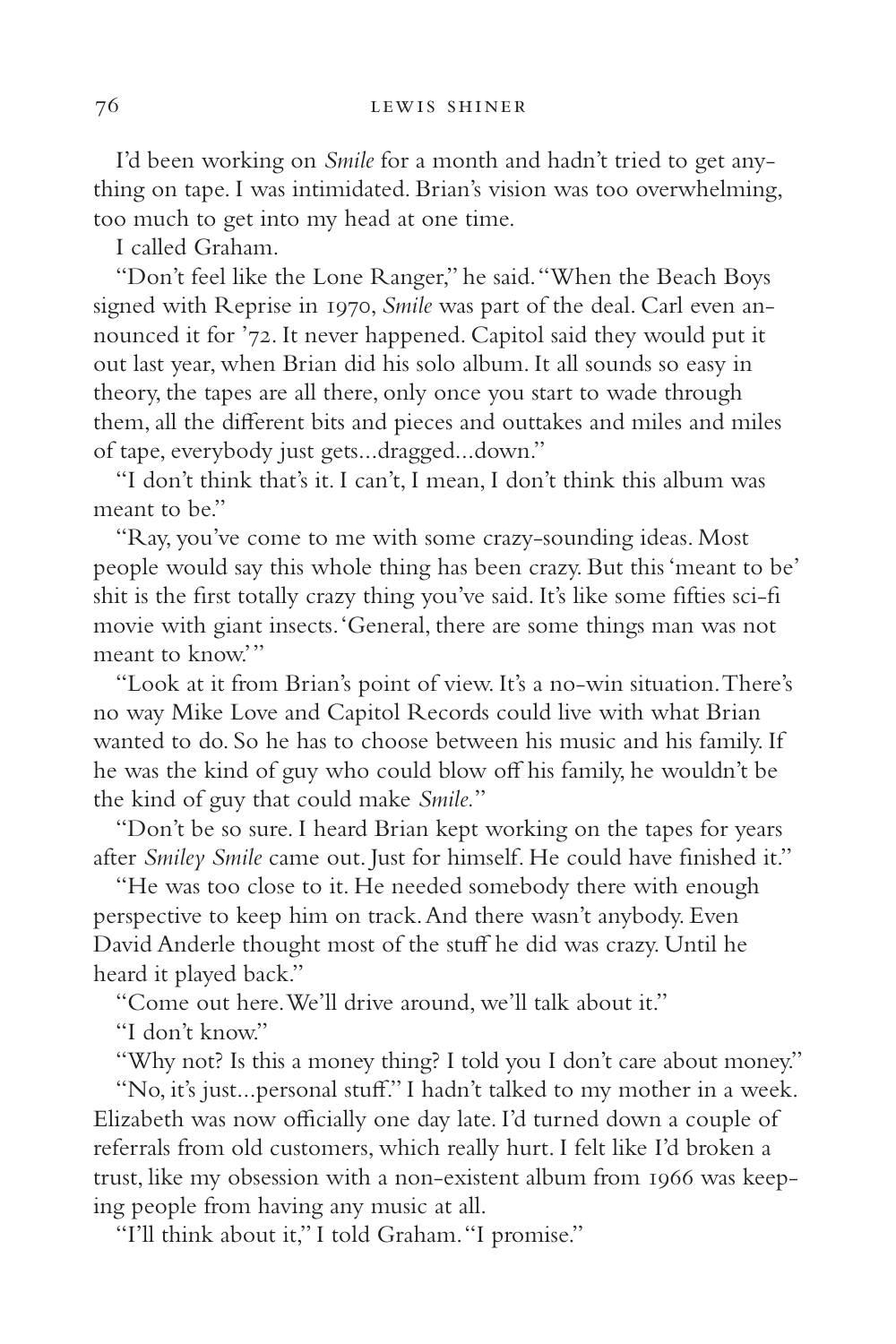I'd been working on *Smile* for a month and hadn't tried to get anything on tape. I was intimidated. Brian's vision was too overwhelming, too much to get into my head at one time.

I called Graham.

"Don't feel like the Lone Ranger," he said. "When the Beach Boys signed with Reprise in 1970, *Smile* was part of the deal. Carl even announced it for '72. It never happened. Capitol said they would put it out last year, when Brian did his solo album. It all sounds so easy in theory, the tapes are all there, only once you start to wade through them, all the different bits and pieces and outtakes and miles and miles of tape, everybody just gets...dragged...down."

"I don't think that's it. I can't, I mean, I don't think this album was meant to be."

"Ray, you've come to me with some crazy-sounding ideas. Most people would say this whole thing has been crazy. But this 'meant to be' shit is the first totally crazy thing you've said. It's like some fifties sci-fi movie with giant insects. 'General, there are some things man was not meant to know.'"

"Look at it from Brian's point of view. It's a no-win situation. There's no way Mike Love and Capitol Records could live with what Brian wanted to do. So he has to choose between his music and his family. If he was the kind of guy who could blow off his family, he wouldn't be the kind of guy that could make *Smile*."

"Don't be so sure. I heard Brian kept working on the tapes for years after *Smiley Smile* came out. Just for himself. He could have finished it."

"He was too close to it. He needed somebody there with enough perspective to keep him on track. And there wasn't anybody. Even David Anderle thought most of the stuff he did was crazy. Until he heard it played back."

"Come out here. We'll drive around, we'll talk about it."

"I don't know."

"Why not? Is this a money thing? I told you I don't care about money."

"No, it's just...personal stuff." I hadn't talked to my mother in a week. Elizabeth was now officially one day late. I'd turned down a couple of referrals from old customers, which really hurt. I felt like I'd broken a trust, like my obsession with a non-existent album from 1966 was keeping people from having any music at all.

"I'll think about it," I told Graham. "I promise."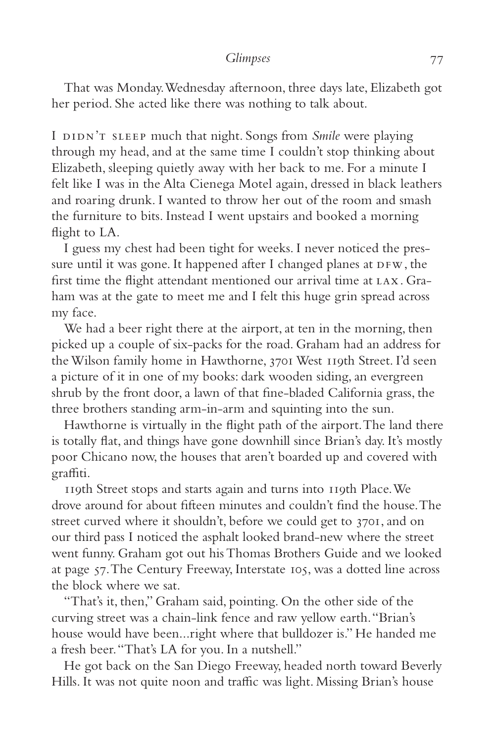That was Monday. Wednesday afternoon, three days late, Elizabeth got her period. She acted like there was nothing to talk about.

I DIDN'T SLEEP much that night. Songs from *Smile* were playing through my head, and at the same time I couldn't stop thinking about Elizabeth, sleeping quietly away with her back to me. For a minute I felt like I was in the Alta Cienega Motel again, dressed in black leathers and roaring drunk. I wanted to throw her out of the room and smash the furniture to bits. Instead I went upstairs and booked a morning flight to LA.

I guess my chest had been tight for weeks. I never noticed the pressure until it was gone. It happened after I changed planes at DFW, the first time the flight attendant mentioned our arrival time at LAX. Graham was at the gate to meet me and I felt this huge grin spread across my face.

We had a beer right there at the airport, at ten in the morning, then picked up a couple of six-packs for the road. Graham had an address for the Wilson family home in Hawthorne, 3701 West 119th Street. I'd seen a picture of it in one of my books: dark wooden siding, an evergreen shrub by the front door, a lawn of that fine-bladed California grass, the three brothers standing arm-in-arm and squinting into the sun.

Hawthorne is virtually in the flight path of the airport. The land there is totally flat, and things have gone downhill since Brian's day. It's mostly poor Chicano now, the houses that aren't boarded up and covered with graffiti.

119th Street stops and starts again and turns into 119th Place. We drove around for about fifteen minutes and couldn't find the house. The street curved where it shouldn't, before we could get to 3701, and on our third pass I noticed the asphalt looked brand-new where the street went funny. Graham got out his Thomas Brothers Guide and we looked at page 57. The Century Freeway, Interstate 105, was a dotted line across the block where we sat.

"That's it, then," Graham said, pointing. On the other side of the curving street was a chain-link fence and raw yellow earth. "Brian's house would have been...right where that bulldozer is." He handed me a fresh beer. "That's LA for you. In a nutshell."

He got back on the San Diego Freeway, headed north toward Beverly Hills. It was not quite noon and traffic was light. Missing Brian's house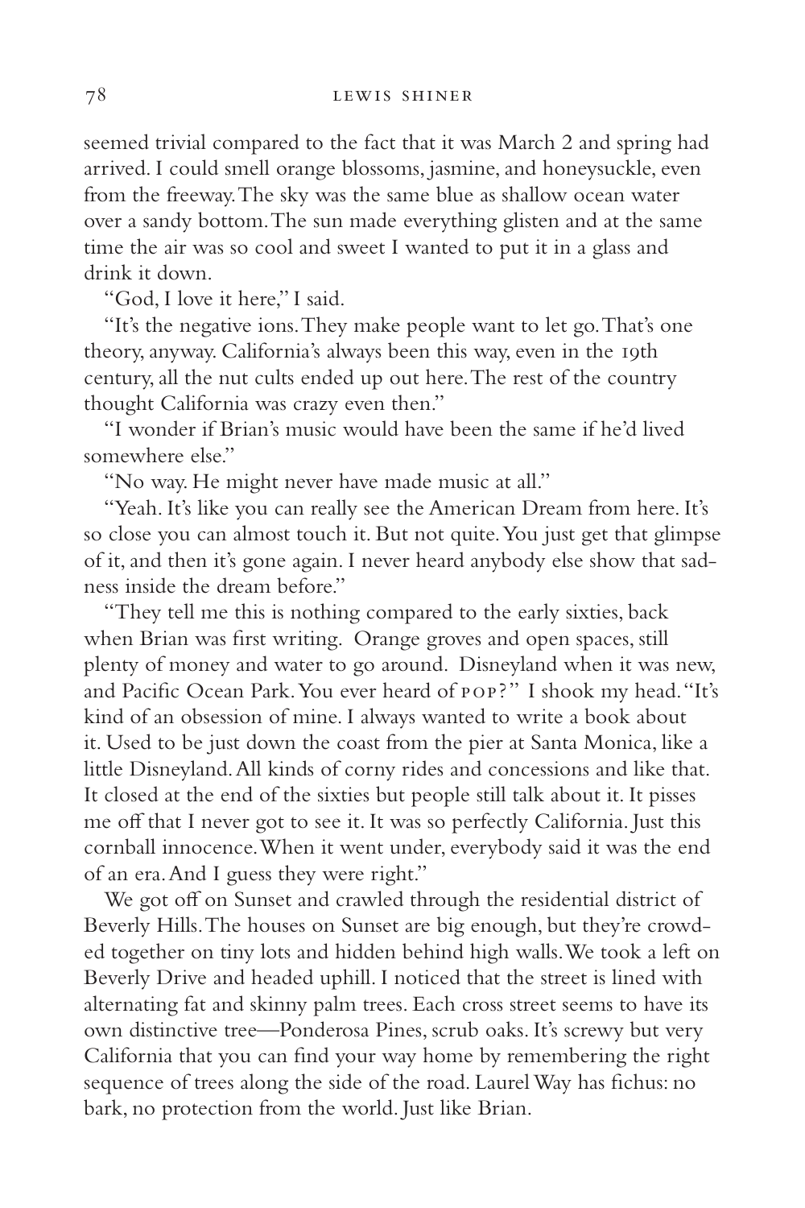seemed trivial compared to the fact that it was March 2 and spring had arrived. I could smell orange blossoms, jasmine, and honeysuckle, even from the freeway. The sky was the same blue as shallow ocean water over a sandy bottom. The sun made everything glisten and at the same time the air was so cool and sweet I wanted to put it in a glass and drink it down.

"God, I love it here," I said.

"It's the negative ions. They make people want to let go. That's one theory, anyway. California's always been this way, even in the 19th century, all the nut cults ended up out here. The rest of the country thought California was crazy even then."

"I wonder if Brian's music would have been the same if he'd lived somewhere else."

"No way. He might never have made music at all."

"Yeah. It's like you can really see the American Dream from here. It's so close you can almost touch it. But not quite. You just get that glimpse of it, and then it's gone again. I never heard anybody else show that sadness inside the dream before."

"They tell me this is nothing compared to the early sixties, back when Brian was first writing. Orange groves and open spaces, still plenty of money and water to go around. Disneyland when it was new, and Pacific Ocean Park. You ever heard of POP?" I shook my head. "It's kind of an obsession of mine. I always wanted to write a book about it. Used to be just down the coast from the pier at Santa Monica, like a little Disneyland. All kinds of corny rides and concessions and like that. It closed at the end of the sixties but people still talk about it. It pisses me off that I never got to see it. It was so perfectly California. Just this cornball innocence. When it went under, everybody said it was the end of an era. And I guess they were right."

We got off on Sunset and crawled through the residential district of Beverly Hills. The houses on Sunset are big enough, but they're crowded together on tiny lots and hidden behind high walls. We took a left on Beverly Drive and headed uphill. I noticed that the street is lined with alternating fat and skinny palm trees. Each cross street seems to have its own distinctive tree—Ponderosa Pines, scrub oaks. It's screwy but very California that you can find your way home by remembering the right sequence of trees along the side of the road. Laurel Way has fichus: no bark, no protection from the world. Just like Brian.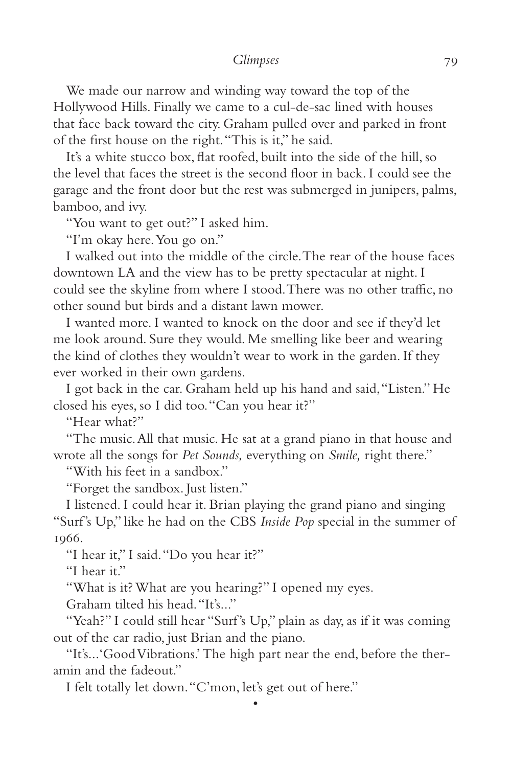We made our narrow and winding way toward the top of the Hollywood Hills. Finally we came to a cul-de-sac lined with houses that face back toward the city. Graham pulled over and parked in front of the first house on the right. "This is it," he said.

It's a white stucco box, flat roofed, built into the side of the hill, so the level that faces the street is the second floor in back. I could see the garage and the front door but the rest was submerged in junipers, palms, bamboo, and ivy.

"You want to get out?" I asked him.

"I'm okay here. You go on."

I walked out into the middle of the circle. The rear of the house faces downtown LA and the view has to be pretty spectacular at night. I could see the skyline from where I stood. There was no other traffic, no other sound but birds and a distant lawn mower.

I wanted more. I wanted to knock on the door and see if they'd let me look around. Sure they would. Me smelling like beer and wearing the kind of clothes they wouldn't wear to work in the garden. If they ever worked in their own gardens.

I got back in the car. Graham held up his hand and said, "Listen." He closed his eyes, so I did too. "Can you hear it?"

"Hear what?"

"The music. All that music. He sat at a grand piano in that house and wrote all the songs for *Pet Sounds,* everything on *Smile,* right there."

"With his feet in a sandbox."

"Forget the sandbox. Just listen."

I listened. I could hear it. Brian playing the grand piano and singing "Surf's Up," like he had on the CBS *Inside Pop* special in the summer of 1966.

"I hear it," I said. "Do you hear it?"

"I hear it."

"What is it? What are you hearing?" I opened my eyes.

Graham tilted his head. "It's..."

"Yeah?" I could still hear "Surf's Up," plain as day, as if it was coming out of the car radio, just Brian and the piano.

"It's...'Good Vibrations.' The high part near the end, before the theramin and the fadeout."

I felt totally let down. "C'mon, let's get out of here."

•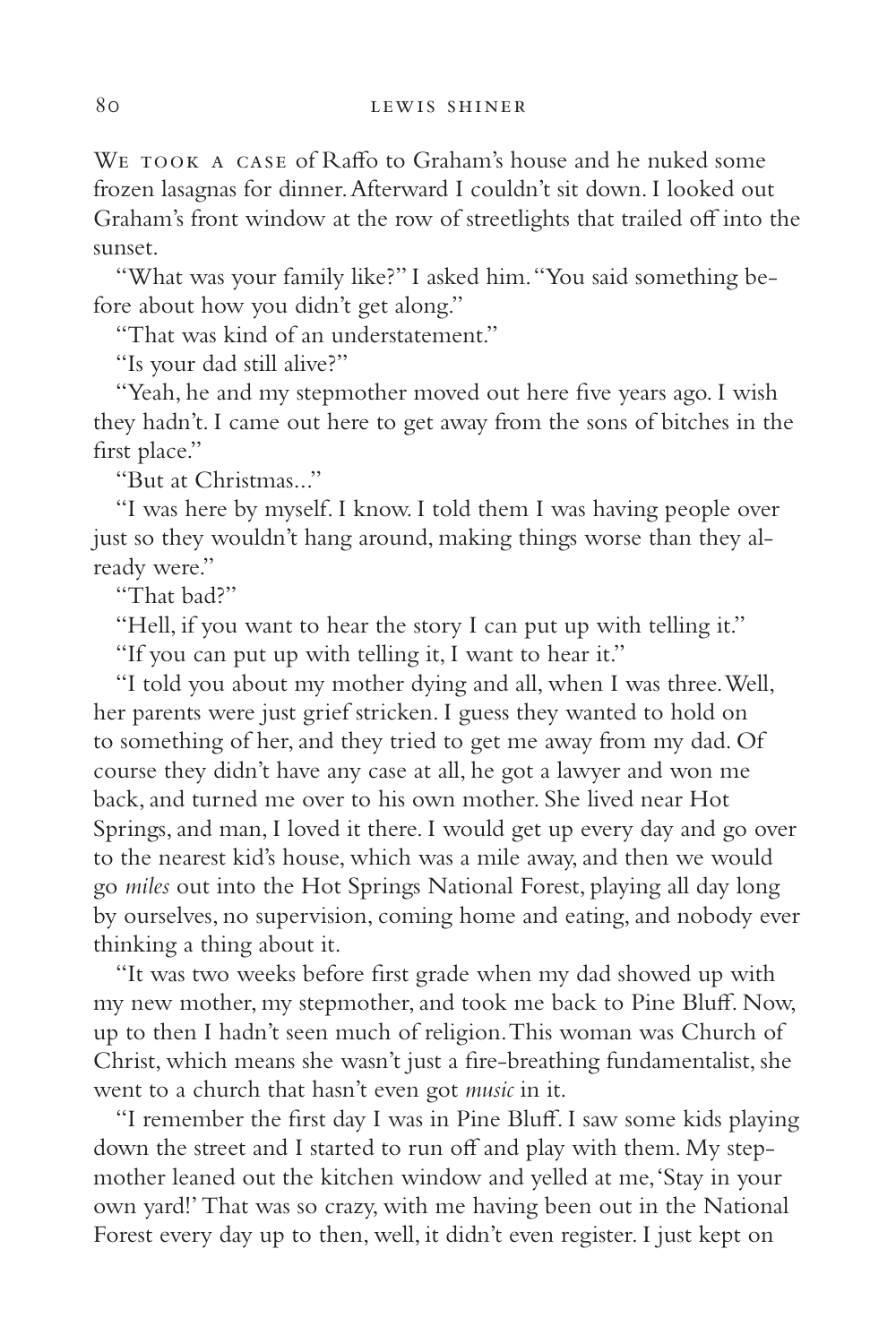We took a case of Raffo to Graham's house and he nuked some frozen lasagnas for dinner. Afterward I couldn't sit down. I looked out Graham's front window at the row of streetlights that trailed off into the sunset.

"What was your family like?" I asked him. "You said something before about how you didn't get along."

"That was kind of an understatement."

"Is your dad still alive?"

"Yeah, he and my stepmother moved out here five years ago. I wish they hadn't. I came out here to get away from the sons of bitches in the first place."

"But at Christmas..."

"I was here by myself. I know. I told them I was having people over just so they wouldn't hang around, making things worse than they already were."

"That bad?"

"Hell, if you want to hear the story I can put up with telling it."

"If you can put up with telling it, I want to hear it."

"I told you about my mother dying and all, when I was three. Well, her parents were just grief stricken. I guess they wanted to hold on to something of her, and they tried to get me away from my dad. Of course they didn't have any case at all, he got a lawyer and won me back, and turned me over to his own mother. She lived near Hot Springs, and man, I loved it there. I would get up every day and go over to the nearest kid's house, which was a mile away, and then we would go *miles* out into the Hot Springs National Forest, playing all day long by ourselves, no supervision, coming home and eating, and nobody ever thinking a thing about it.

"It was two weeks before first grade when my dad showed up with my new mother, my stepmother, and took me back to Pine Bluff. Now, up to then I hadn't seen much of religion. This woman was Church of Christ, which means she wasn't just a fire-breathing fundamentalist, she went to a church that hasn't even got *music* in it.

"I remember the first day I was in Pine Bluff. I saw some kids playing down the street and I started to run off and play with them. My stepmother leaned out the kitchen window and yelled at me, 'Stay in your own yard!' That was so crazy, with me having been out in the National Forest every day up to then, well, it didn't even register. I just kept on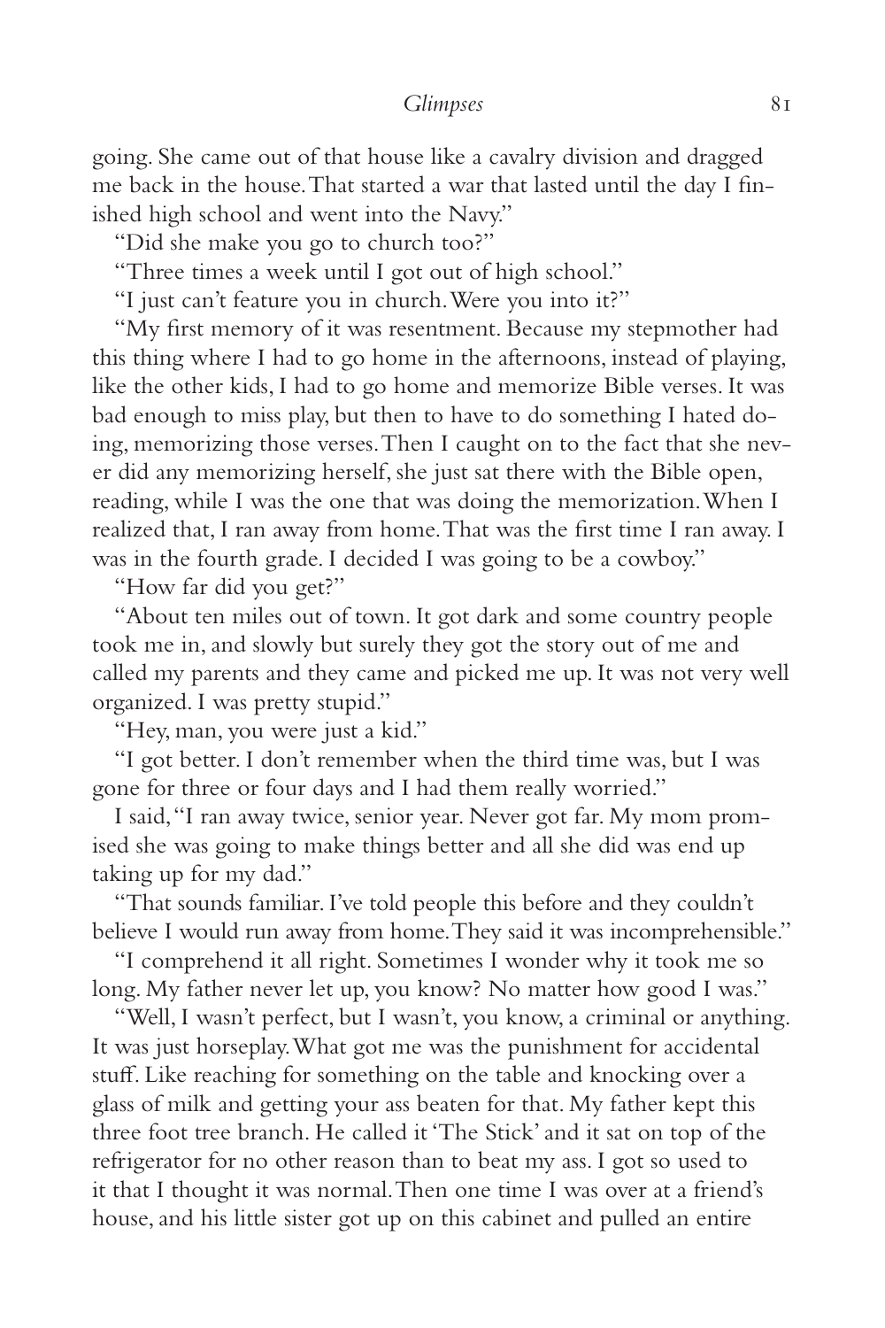going. She came out of that house like a cavalry division and dragged me back in the house. That started a war that lasted until the day I finished high school and went into the Navy."

"Did she make you go to church too?"

"Three times a week until I got out of high school."

"I just can't feature you in church. Were you into it?"

"My first memory of it was resentment. Because my stepmother had this thing where I had to go home in the afternoons, instead of playing, like the other kids, I had to go home and memorize Bible verses. It was bad enough to miss play, but then to have to do something I hated doing, memorizing those verses. Then I caught on to the fact that she never did any memorizing herself, she just sat there with the Bible open, reading, while I was the one that was doing the memorization. When I realized that, I ran away from home. That was the first time I ran away. I was in the fourth grade. I decided I was going to be a cowboy."

"How far did you get?"

"About ten miles out of town. It got dark and some country people took me in, and slowly but surely they got the story out of me and called my parents and they came and picked me up. It was not very well organized. I was pretty stupid."

"Hey, man, you were just a kid."

"I got better. I don't remember when the third time was, but I was gone for three or four days and I had them really worried."

I said, "I ran away twice, senior year. Never got far. My mom promised she was going to make things better and all she did was end up taking up for my dad."

"That sounds familiar. I've told people this before and they couldn't believe I would run away from home. They said it was incomprehensible."

"I comprehend it all right. Sometimes I wonder why it took me so long. My father never let up, you know? No matter how good I was."

"Well, I wasn't perfect, but I wasn't, you know, a criminal or anything. It was just horseplay. What got me was the punishment for accidental stuff. Like reaching for something on the table and knocking over a glass of milk and getting your ass beaten for that. My father kept this three foot tree branch. He called it 'The Stick' and it sat on top of the refrigerator for no other reason than to beat my ass. I got so used to it that I thought it was normal. Then one time I was over at a friend's house, and his little sister got up on this cabinet and pulled an entire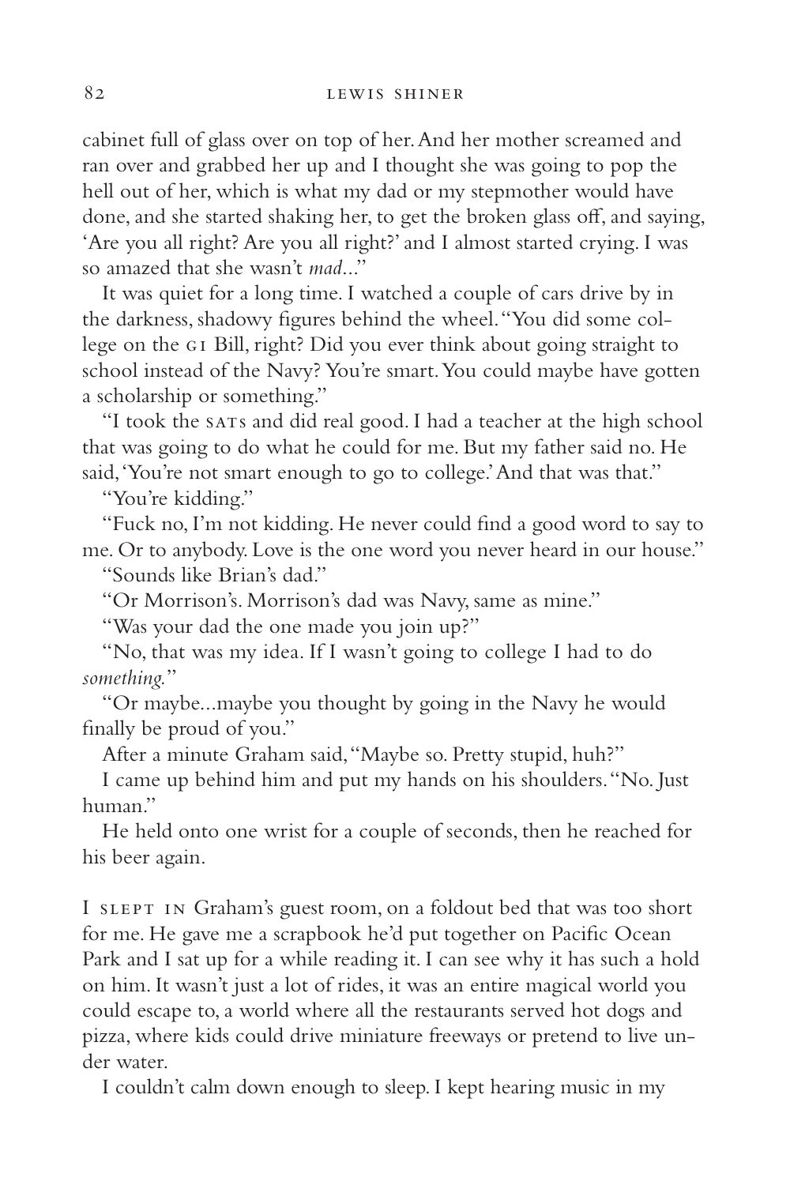cabinet full of glass over on top of her. And her mother screamed and ran over and grabbed her up and I thought she was going to pop the hell out of her, which is what my dad or my stepmother would have done, and she started shaking her, to get the broken glass off, and saying, 'Are you all right? Are you all right?' and I almost started crying. I was so amazed that she wasn't *mad*..."

It was quiet for a long time. I watched a couple of cars drive by in the darkness, shadowy figures behind the wheel. "You did some college on the GI Bill, right? Did you ever think about going straight to school instead of the Navy? You're smart. You could maybe have gotten a scholarship or something."

"I took the SATs and did real good. I had a teacher at the high school that was going to do what he could for me. But my father said no. He said, 'You're not smart enough to go to college.' And that was that."

"You're kidding."

"Fuck no, I'm not kidding. He never could find a good word to say to me. Or to anybody. Love is the one word you never heard in our house."

"Sounds like Brian's dad."

"Or Morrison's. Morrison's dad was Navy, same as mine."

"Was your dad the one made you join up?"

"No, that was my idea. If I wasn't going to college I had to do *something*."

"Or maybe...maybe you thought by going in the Navy he would finally be proud of you."

After a minute Graham said, "Maybe so. Pretty stupid, huh?"

I came up behind him and put my hands on his shoulders. "No. Just human."

He held onto one wrist for a couple of seconds, then he reached for his beer again.

I SLEPT IN Graham's guest room, on a foldout bed that was too short for me. He gave me a scrapbook he'd put together on Pacific Ocean Park and I sat up for a while reading it. I can see why it has such a hold on him. It wasn't just a lot of rides, it was an entire magical world you could escape to, a world where all the restaurants served hot dogs and pizza, where kids could drive miniature freeways or pretend to live under water.

I couldn't calm down enough to sleep. I kept hearing music in my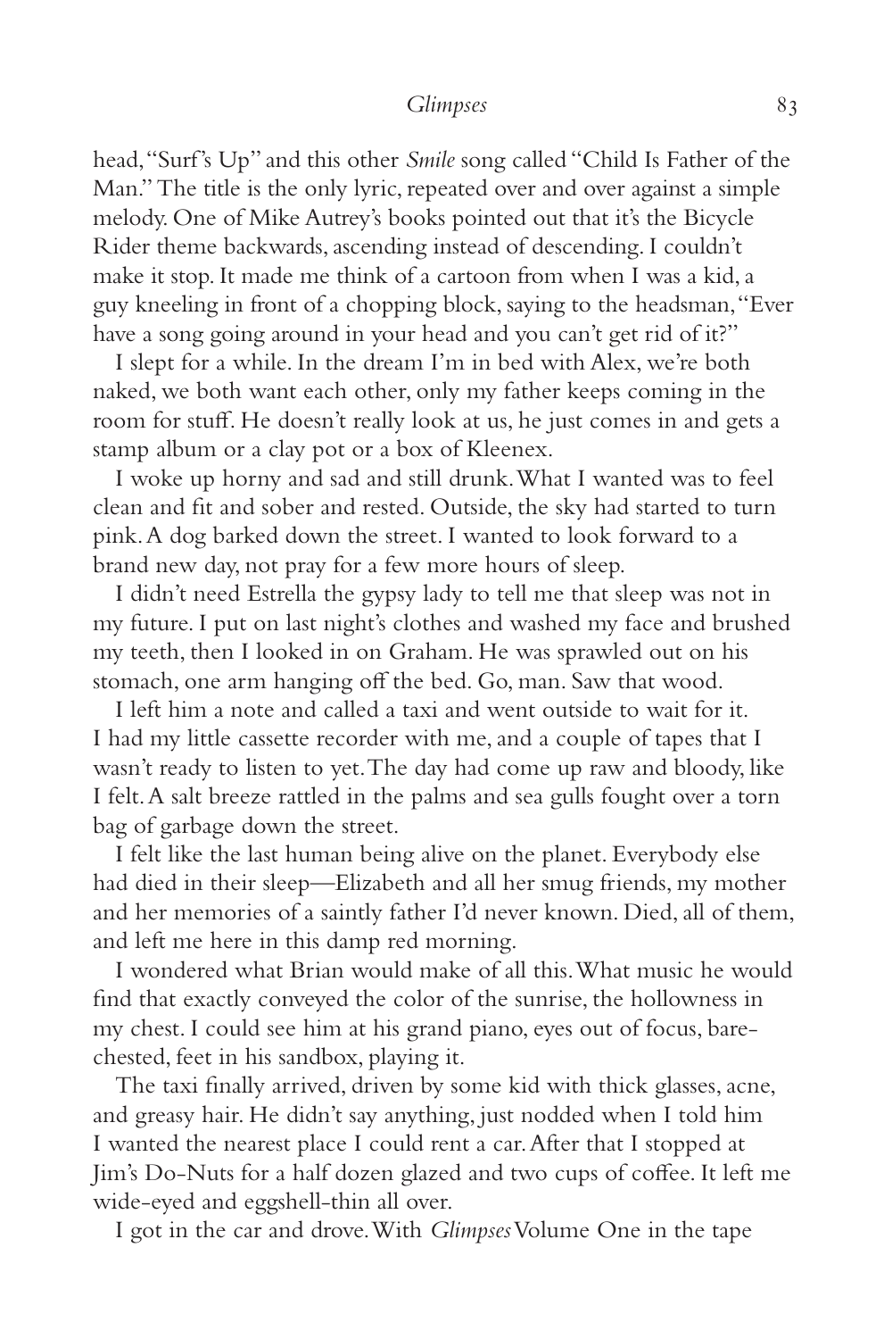head, "Surf's Up" and this other *Smile* song called "Child Is Father of the Man." The title is the only lyric, repeated over and over against a simple melody. One of Mike Autrey's books pointed out that it's the Bicycle Rider theme backwards, ascending instead of descending. I couldn't make it stop. It made me think of a cartoon from when I was a kid, a guy kneeling in front of a chopping block, saying to the headsman, "Ever have a song going around in your head and you can't get rid of it?"

I slept for a while. In the dream I'm in bed with Alex, we're both naked, we both want each other, only my father keeps coming in the room for stuff. He doesn't really look at us, he just comes in and gets a stamp album or a clay pot or a box of Kleenex.

I woke up horny and sad and still drunk. What I wanted was to feel clean and fit and sober and rested. Outside, the sky had started to turn pink. A dog barked down the street. I wanted to look forward to a brand new day, not pray for a few more hours of sleep.

I didn't need Estrella the gypsy lady to tell me that sleep was not in my future. I put on last night's clothes and washed my face and brushed my teeth, then I looked in on Graham. He was sprawled out on his stomach, one arm hanging off the bed. Go, man. Saw that wood.

I left him a note and called a taxi and went outside to wait for it. I had my little cassette recorder with me, and a couple of tapes that I wasn't ready to listen to yet. The day had come up raw and bloody, like I felt. A salt breeze rattled in the palms and sea gulls fought over a torn bag of garbage down the street.

I felt like the last human being alive on the planet. Everybody else had died in their sleep—Elizabeth and all her smug friends, my mother and her memories of a saintly father I'd never known. Died, all of them, and left me here in this damp red morning.

I wondered what Brian would make of all this. What music he would find that exactly conveyed the color of the sunrise, the hollowness in my chest. I could see him at his grand piano, eyes out of focus, bare-chested, feet in his sandbox, playing it.

The taxi finally arrived, driven by some kid with thick glasses, acne, and greasy hair. He didn't say anything, just nodded when I told him I wanted the nearest place I could rent a car. After that I stopped at Jim's Do-Nuts for a half dozen glazed and two cups of coffee. It left me wide-eyed and eggshell-thin all over.

I got in the car and drove. With *Glimpses* Volume One in the tape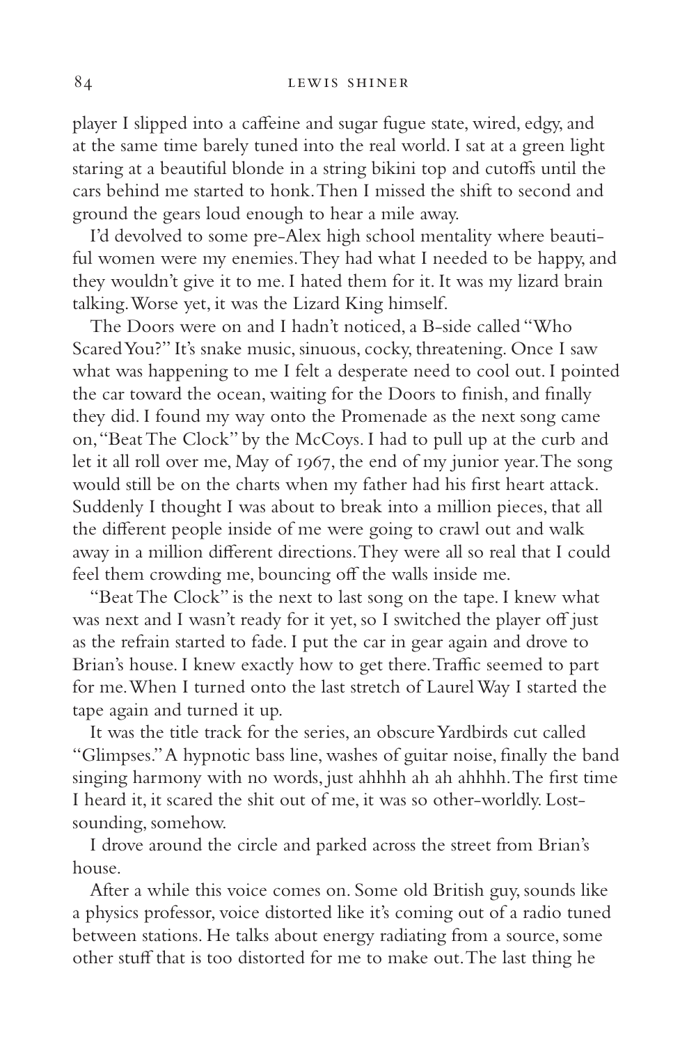player I slipped into a caffeine and sugar fugue state, wired, edgy, and at the same time barely tuned into the real world. I sat at a green light staring at a beautiful blonde in a string bikini top and cutoffs until the cars behind me started to honk. Then I missed the shift to second and ground the gears loud enough to hear a mile away.

I'd devolved to some pre-Alex high school mentality where beautiful women were my enemies. They had what I needed to be happy, and they wouldn't give it to me. I hated them for it. It was my lizard brain talking. Worse yet, it was the Lizard King himself.

The Doors were on and I hadn't noticed, a B-side called "Who Scared You?" It's snake music, sinuous, cocky, threatening. Once I saw what was happening to me I felt a desperate need to cool out. I pointed the car toward the ocean, waiting for the Doors to finish, and finally they did. I found my way onto the Promenade as the next song came on, "Beat The Clock" by the McCoys. I had to pull up at the curb and let it all roll over me, May of 1967, the end of my junior year. The song would still be on the charts when my father had his first heart attack. Suddenly I thought I was about to break into a million pieces, that all the different people inside of me were going to crawl out and walk away in a million different directions. They were all so real that I could feel them crowding me, bouncing off the walls inside me.

"Beat The Clock" is the next to last song on the tape. I knew what was next and I wasn't ready for it yet, so I switched the player off just as the refrain started to fade. I put the car in gear again and drove to Brian's house. I knew exactly how to get there. Traffic seemed to part for me. When I turned onto the last stretch of Laurel Way I started the tape again and turned it up.

It was the title track for the series, an obscure Yardbirds cut called "Glimpses." A hypnotic bass line, washes of guitar noise, finally the band singing harmony with no words, just ahhhh ah ah ahhhh. The first time I heard it, it scared the shit out of me, it was so other-worldly. Lost-sounding, somehow.

I drove around the circle and parked across the street from Brian's house.

After a while this voice comes on. Some old British guy, sounds like a physics professor, voice distorted like it's coming out of a radio tuned between stations. He talks about energy radiating from a source, some other stuff that is too distorted for me to make out. The last thing he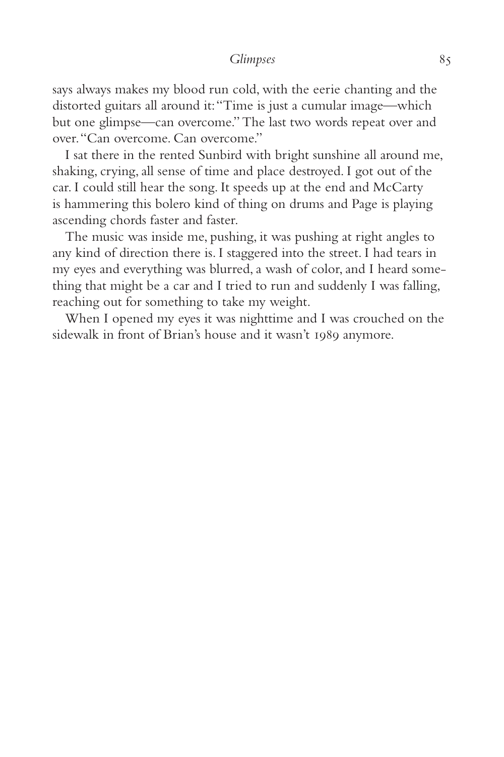says always makes my blood run cold, with the eerie chanting and the distorted guitars all around it: "Time is just a cumular image—which but one glimpse—can overcome." The last two words repeat over and over. "Can overcome. Can overcome."

I sat there in the rented Sunbird with bright sunshine all around me, shaking, crying, all sense of time and place destroyed. I got out of the car. I could still hear the song. It speeds up at the end and McCarty is hammering this bolero kind of thing on drums and Page is playing ascending chords faster and faster.

The music was inside me, pushing, it was pushing at right angles to any kind of direction there is. I staggered into the street. I had tears in my eyes and everything was blurred, a wash of color, and I heard something that might be a car and I tried to run and suddenly I was falling, reaching out for something to take my weight.

When I opened my eyes it was nighttime and I was crouched on the sidewalk in front of Brian's house and it wasn't 1989 anymore.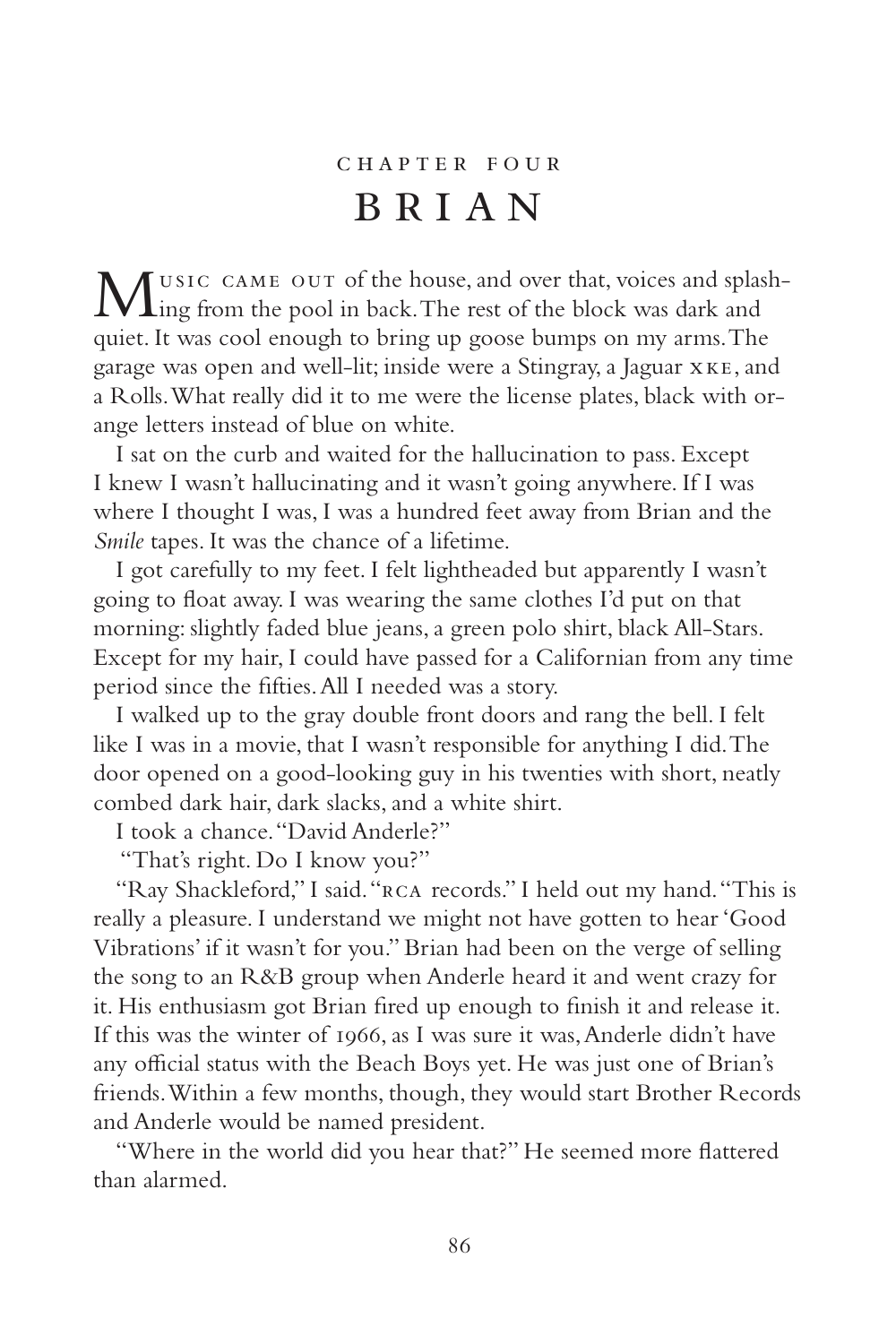# CHAPTER FOUR

# BRIAN

MUSIC CAME OUT of the house, and over that, voices and splashing from the pool in back. The rest of the block was dark and quiet. It was cool enough to bring up goose bumps on my arms. The garage was open and well-lit; inside were a Stingray, a Jaguar XKE, and a Rolls. What really did it to me were the license plates, black with orange letters instead of blue on white.

I sat on the curb and waited for the hallucination to pass. Except I knew I wasn't hallucinating and it wasn't going anywhere. If I was where I thought I was, I was a hundred feet away from Brian and the *Smile* tapes. It was the chance of a lifetime.

I got carefully to my feet. I felt lightheaded but apparently I wasn't going to float away. I was wearing the same clothes I'd put on that morning: slightly faded blue jeans, a green polo shirt, black All-Stars. Except for my hair, I could have passed for a Californian from any time period since the fifties. All I needed was a story.

I walked up to the gray double front doors and rang the bell. I felt like I was in a movie, that I wasn't responsible for anything I did. The door opened on a good-looking guy in his twenties with short, neatly combed dark hair, dark slacks, and a white shirt.

I took a chance. "David Anderle?"

"That's right. Do I know you?"

"Ray Shackleford," I said. "RCA records." I held out my hand. "This is really a pleasure. I understand we might not have gotten to hear 'Good Vibrations' if it wasn't for you." Brian had been on the verge of selling the song to an R&B group when Anderle heard it and went crazy for it. His enthusiasm got Brian fired up enough to finish it and release it. If this was the winter of 1966, as I was sure it was, Anderle didn't have any official status with the Beach Boys yet. He was just one of Brian's friends. Within a few months, though, they would start Brother Records and Anderle would be named president.

"Where in the world did you hear that?" He seemed more flattered than alarmed.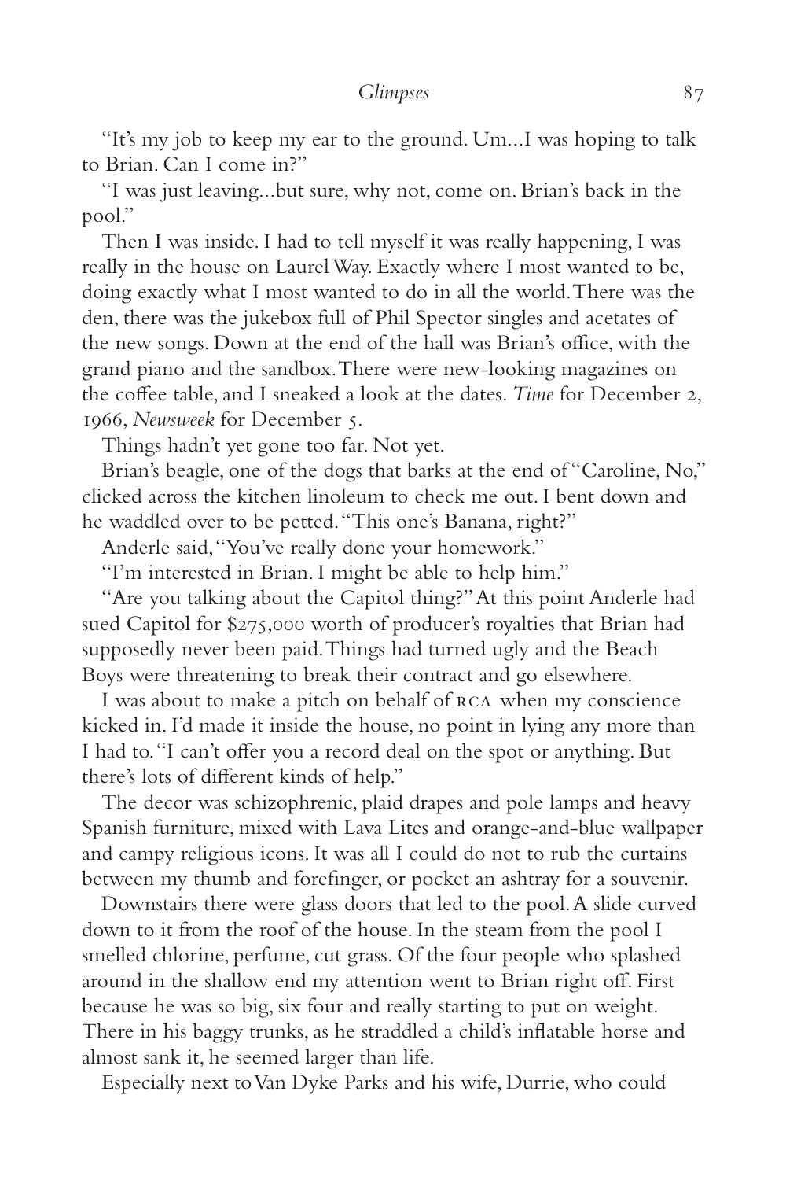"It's my job to keep my ear to the ground. Um...I was hoping to talk to Brian. Can I come in?"

"I was just leaving...but sure, why not, come on. Brian's back in the pool."

Then I was inside. I had to tell myself it was really happening, I was really in the house on Laurel Way. Exactly where I most wanted to be, doing exactly what I most wanted to do in all the world. There was the den, there was the jukebox full of Phil Spector singles and acetates of the new songs. Down at the end of the hall was Brian's office, with the grand piano and the sandbox. There were new-looking magazines on the coffee table, and I sneaked a look at the dates. *Time* for December 2, 1966, *Newsweek* for December 5.

Things hadn't yet gone too far. Not yet.

Brian's beagle, one of the dogs that barks at the end of "Caroline, No," clicked across the kitchen linoleum to check me out. I bent down and he waddled over to be petted. "This one's Banana, right?"

Anderle said, "You've really done your homework."

"I'm interested in Brian. I might be able to help him."

"Are you talking about the Capitol thing?" At this point Anderle had sued Capitol for $275,000 worth of producer's royalties that Brian had supposedly never been paid. Things had turned ugly and the Beach Boys were threatening to break their contract and go elsewhere.

I was about to make a pitch on behalf of RCA when my conscience kicked in. I'd made it inside the house, no point in lying any more than I had to. "I can't offer you a record deal on the spot or anything. But there's lots of different kinds of help."

The decor was schizophrenic, plaid drapes and pole lamps and heavy Spanish furniture, mixed with Lava Lites and orange-and-blue wallpaper and campy religious icons. It was all I could do not to rub the curtains between my thumb and forefinger, or pocket an ashtray for a souvenir.

Downstairs there were glass doors that led to the pool. A slide curved down to it from the roof of the house. In the steam from the pool I smelled chlorine, perfume, cut grass. Of the four people who splashed around in the shallow end my attention went to Brian right off. First because he was so big, six four and really starting to put on weight. There in his baggy trunks, as he straddled a child's inflatable horse and almost sank it, he seemed larger than life.

Especially next to Van Dyke Parks and his wife, Durrie, who could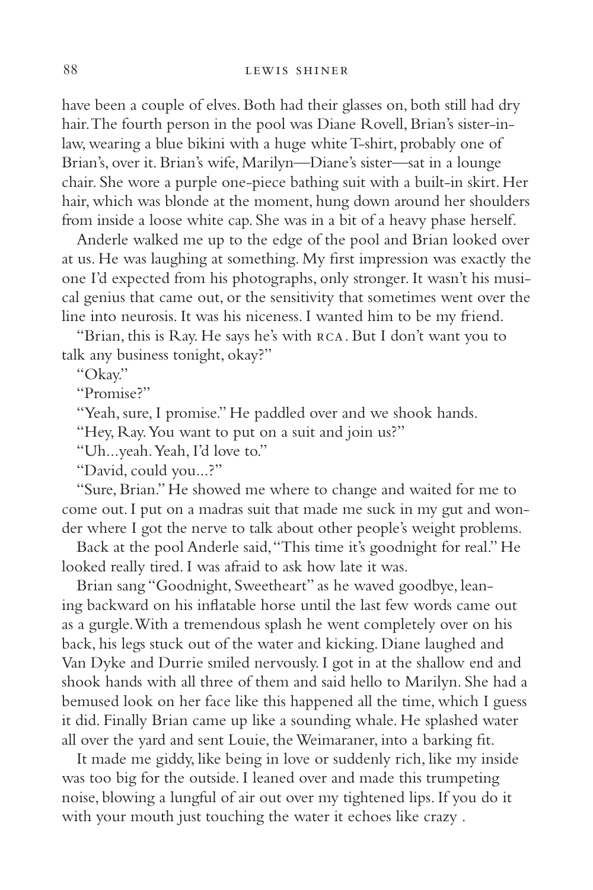have been a couple of elves. Both had their glasses on, both still had dry hair. The fourth person in the pool was Diane Rovell, Brian's sister-in-law, wearing a blue bikini with a huge white T-shirt, probably one of Brian's, over it. Brian's wife, Marilyn—Diane's sister—sat in a lounge chair. She wore a purple one-piece bathing suit with a built-in skirt. Her hair, which was blonde at the moment, hung down around her shoulders from inside a loose white cap. She was in a bit of a heavy phase herself.

Anderle walked me up to the edge of the pool and Brian looked over at us. He was laughing at something. My first impression was exactly the one I'd expected from his photographs, only stronger. It wasn't his musical genius that came out, or the sensitivity that sometimes went over the line into neurosis. It was his niceness. I wanted him to be my friend.

"Brian, this is Ray. He says he's with RCA. But I don't want you to talk any business tonight, okay?"

"Okay."

"Promise?"

"Yeah, sure, I promise." He paddled over and we shook hands.

"Hey, Ray. You want to put on a suit and join us?"

"Uh...yeah. Yeah, I'd love to."

"David, could you...?"

"Sure, Brian." He showed me where to change and waited for me to come out. I put on a madras suit that made me suck in my gut and wonder where I got the nerve to talk about other people's weight problems.

Back at the pool Anderle said, "This time it's goodnight for real." He looked really tired. I was afraid to ask how late it was.

Brian sang "Goodnight, Sweetheart" as he waved goodbye, leaning backward on his inflatable horse until the last few words came out as a gurgle. With a tremendous splash he went completely over on his back, his legs stuck out of the water and kicking. Diane laughed and Van Dyke and Durrie smiled nervously. I got in at the shallow end and shook hands with all three of them and said hello to Marilyn. She had a bemused look on her face like this happened all the time, which I guess it did. Finally Brian came up like a sounding whale. He splashed water all over the yard and sent Louie, the Weimaraner, into a barking fit.

It made me giddy, like being in love or suddenly rich, like my inside was too big for the outside. I leaned over and made this trumpeting noise, blowing a lungful of air out over my tightened lips. If you do it with your mouth just touching the water it echoes like crazy .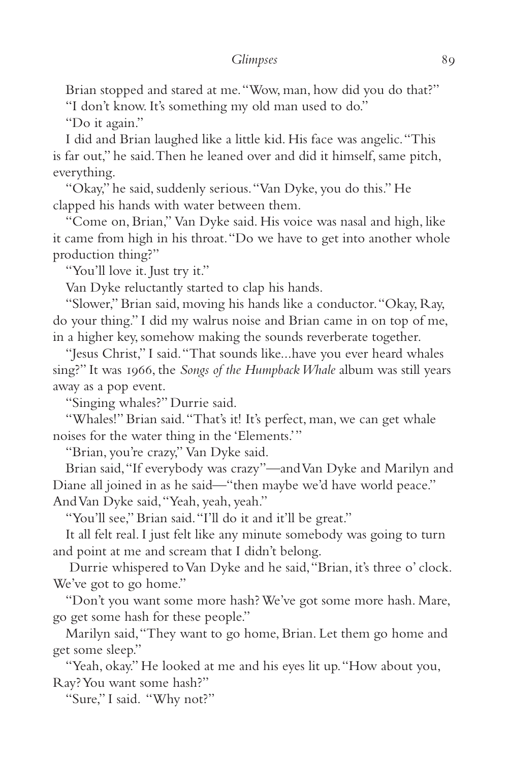Brian stopped and stared at me. "Wow, man, how did you do that?"

"I don't know. It's something my old man used to do."

"Do it again."

I did and Brian laughed like a little kid. His face was angelic. "This is far out," he said. Then he leaned over and did it himself, same pitch, everything.

"Okay," he said, suddenly serious. "Van Dyke, you do this." He clapped his hands with water between them.

"Come on, Brian," Van Dyke said. His voice was nasal and high, like it came from high in his throat. "Do we have to get into another whole production thing?"

"You'll love it. Just try it."

Van Dyke reluctantly started to clap his hands.

"Slower," Brian said, moving his hands like a conductor. "Okay, Ray, do your thing." I did my walrus noise and Brian came in on top of me, in a higher key, somehow making the sounds reverberate together.

"Jesus Christ," I said. "That sounds like...have you ever heard whales sing?" It was 1966, the *Songs of the Humpback Whale* album was still years away as a pop event.

"Singing whales?" Durrie said.

"Whales!" Brian said. "That's it! It's perfect, man, we can get whale noises for the water thing in the 'Elements.'"

"Brian, you're crazy," Van Dyke said.

Brian said, "If everybody was crazy"—and Van Dyke and Marilyn and Diane all joined in as he said—"then maybe we'd have world peace." And Van Dyke said, "Yeah, yeah, yeah."

"You'll see," Brian said. "I'll do it and it'll be great."

It all felt real. I just felt like any minute somebody was going to turn and point at me and scream that I didn't belong.

Durrie whispered to Van Dyke and he said, "Brian, it's three o' clock. We've got to go home."

"Don't you want some more hash? We've got some more hash. Mare, go get some hash for these people."

Marilyn said, "They want to go home, Brian. Let them go home and get some sleep."

"Yeah, okay." He looked at me and his eyes lit up. "How about you, Ray? You want some hash?"

"Sure," I said. "Why not?"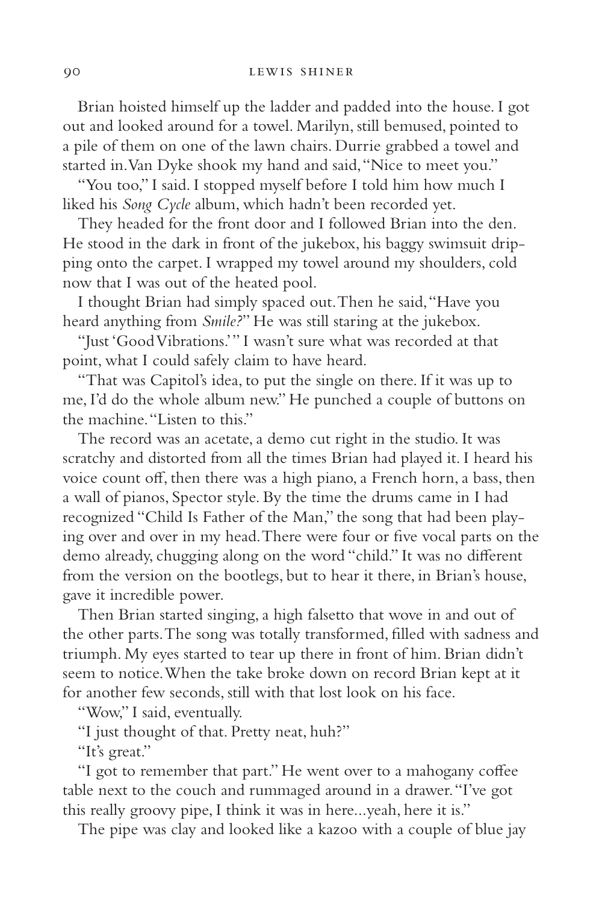Brian hoisted himself up the ladder and padded into the house. I got out and looked around for a towel. Marilyn, still bemused, pointed to a pile of them on one of the lawn chairs. Durrie grabbed a towel and started in. Van Dyke shook my hand and said, "Nice to meet you."

"You too," I said. I stopped myself before I told him how much I liked his *Song Cycle* album, which hadn't been recorded yet.

They headed for the front door and I followed Brian into the den. He stood in the dark in front of the jukebox, his baggy swimsuit dripping onto the carpet. I wrapped my towel around my shoulders, cold now that I was out of the heated pool.

I thought Brian had simply spaced out. Then he said, "Have you heard anything from *Smile*?" He was still staring at the jukebox.

"Just 'Good Vibrations.'" I wasn't sure what was recorded at that point, what I could safely claim to have heard.

"That was Capitol's idea, to put the single on there. If it was up to me, I'd do the whole album new." He punched a couple of buttons on the machine. "Listen to this."

The record was an acetate, a demo cut right in the studio. It was scratchy and distorted from all the times Brian had played it. I heard his voice count off, then there was a high piano, a French horn, a bass, then a wall of pianos, Spector style. By the time the drums came in I had recognized "Child Is Father of the Man," the song that had been playing over and over in my head. There were four or five vocal parts on the demo already, chugging along on the word "child." It was no different from the version on the bootlegs, but to hear it there, in Brian's house, gave it incredible power.

Then Brian started singing, a high falsetto that wove in and out of the other parts. The song was totally transformed, filled with sadness and triumph. My eyes started to tear up there in front of him. Brian didn't seem to notice. When the take broke down on record Brian kept at it for another few seconds, still with that lost look on his face.

"Wow," I said, eventually.

"I just thought of that. Pretty neat, huh?"

"It's great."

"I got to remember that part." He went over to a mahogany coffee table next to the couch and rummaged around in a drawer. "I've got this really groovy pipe, I think it was in here...yeah, here it is."

The pipe was clay and looked like a kazoo with a couple of blue jay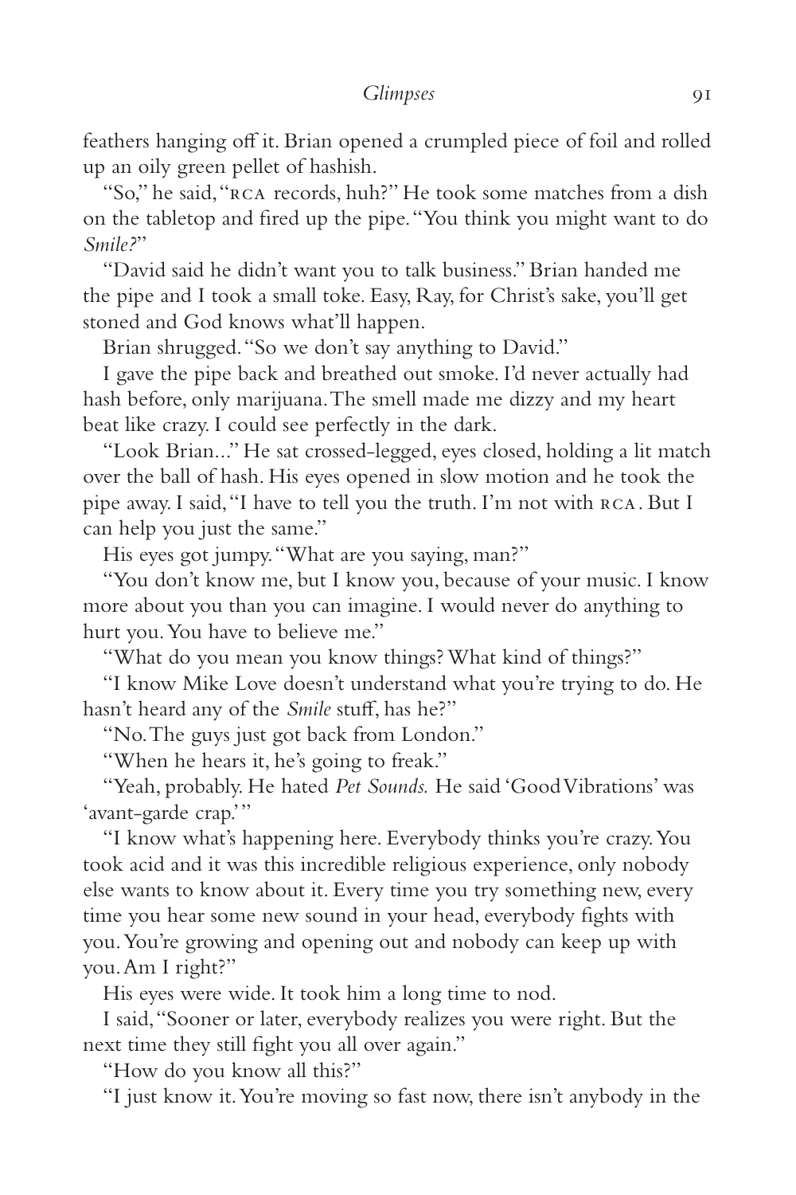feathers hanging off it. Brian opened a crumpled piece of foil and rolled up an oily green pellet of hashish.

"So," he said, "RCA records, huh?" He took some matches from a dish on the tabletop and fired up the pipe. "You think you might want to do *Smile?*"

"David said he didn't want you to talk business." Brian handed me the pipe and I took a small toke. Easy, Ray, for Christ's sake, you'll get stoned and God knows what'll happen.

Brian shrugged. "So we don't say anything to David."

I gave the pipe back and breathed out smoke. I'd never actually had hash before, only marijuana. The smell made me dizzy and my heart beat like crazy. I could see perfectly in the dark.

"Look Brian..." He sat crossed-legged, eyes closed, holding a lit match over the ball of hash. His eyes opened in slow motion and he took the pipe away. I said, "I have to tell you the truth. I'm not with RCA. But I can help you just the same."

His eyes got jumpy. "What are you saying, man?"

"You don't know me, but I know you, because of your music. I know more about you than you can imagine. I would never do anything to hurt you. You have to believe me."

"What do you mean you know things? What kind of things?"

"I know Mike Love doesn't understand what you're trying to do. He hasn't heard any of the *Smile* stuff, has he?"

"No. The guys just got back from London."

"When he hears it, he's going to freak."

"Yeah, probably. He hated *Pet Sounds.* He said 'Good Vibrations' was 'avant-garde crap.'"

"I know what's happening here. Everybody thinks you're crazy. You took acid and it was this incredible religious experience, only nobody else wants to know about it. Every time you try something new, every time you hear some new sound in your head, everybody fights with you. You're growing and opening out and nobody can keep up with you. Am I right?"

His eyes were wide. It took him a long time to nod.

I said, "Sooner or later, everybody realizes you were right. But the next time they still fight you all over again."

"How do you know all this?"

"I just know it. You're moving so fast now, there isn't anybody in the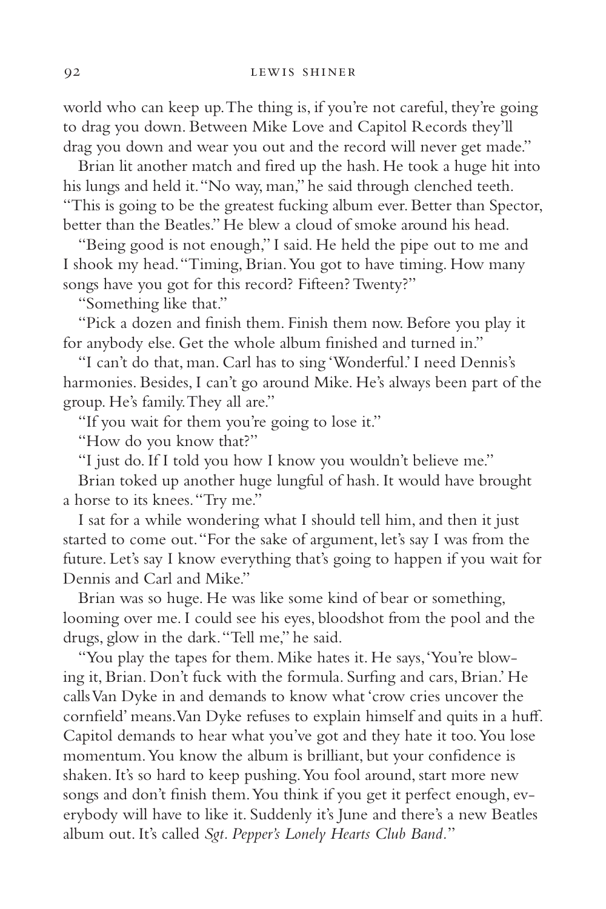world who can keep up. The thing is, if you're not careful, they're going to drag you down. Between Mike Love and Capitol Records they'll drag you down and wear you out and the record will never get made."

Brian lit another match and fired up the hash. He took a huge hit into his lungs and held it. "No way, man," he said through clenched teeth. "This is going to be the greatest fucking album ever. Better than Spector, better than the Beatles." He blew a cloud of smoke around his head.

"Being good is not enough," I said. He held the pipe out to me and I shook my head. "Timing, Brian. You got to have timing. How many songs have you got for this record? Fifteen? Twenty?"

"Something like that."

"Pick a dozen and finish them. Finish them now. Before you play it for anybody else. Get the whole album finished and turned in."

"I can't do that, man. Carl has to sing 'Wonderful.' I need Dennis's harmonies. Besides, I can't go around Mike. He's always been part of the group. He's family. They all are."

"If you wait for them you're going to lose it."

"How do you know that?"

"I just do. If I told you how I know you wouldn't believe me."

Brian toked up another huge lungful of hash. It would have brought a horse to its knees. "Try me."

I sat for a while wondering what I should tell him, and then it just started to come out. "For the sake of argument, let's say I was from the future. Let's say I know everything that's going to happen if you wait for Dennis and Carl and Mike."

Brian was so huge. He was like some kind of bear or something, looming over me. I could see his eyes, bloodshot from the pool and the drugs, glow in the dark. "Tell me," he said.

"You play the tapes for them. Mike hates it. He says, 'You're blowing it, Brian. Don't fuck with the formula. Surfing and cars, Brian.' He calls Van Dyke in and demands to know what 'crow cries uncover the cornfield' means. Van Dyke refuses to explain himself and quits in a huff. Capitol demands to hear what you've got and they hate it too. You lose momentum. You know the album is brilliant, but your confidence is shaken. It's so hard to keep pushing. You fool around, start more new songs and don't finish them. You think if you get it perfect enough, everybody will have to like it. Suddenly it's June and there's a new Beatles album out. It's called *Sgt. Pepper's Lonely Hearts Club Band*."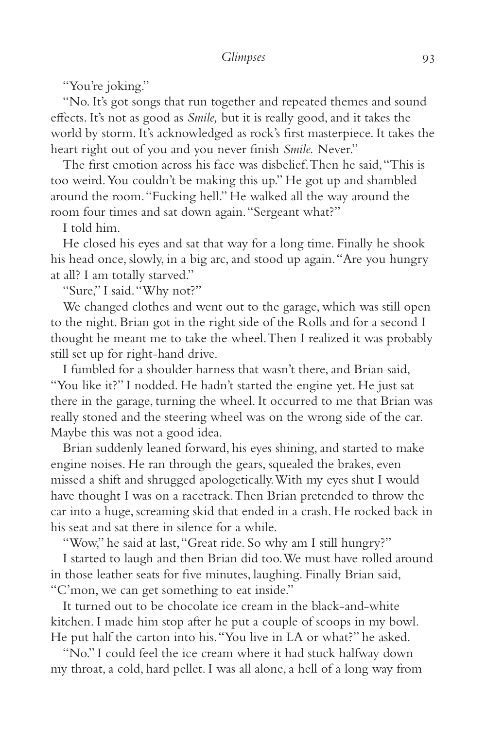"You're joking."

"No. It's got songs that run together and repeated themes and sound effects. It's not as good as *Smile,* but it is really good, and it takes the world by storm. It's acknowledged as rock's first masterpiece. It takes the heart right out of you and you never finish *Smile.* Never."

The first emotion across his face was disbelief. Then he said, "This is too weird. You couldn't be making this up." He got up and shambled around the room. "Fucking hell." He walked all the way around the room four times and sat down again. "Sergeant what?"

I told him.

He closed his eyes and sat that way for a long time. Finally he shook his head once, slowly, in a big arc, and stood up again. "Are you hungry at all? I am totally starved."

"Sure," I said. "Why not?"

We changed clothes and went out to the garage, which was still open to the night. Brian got in the right side of the Rolls and for a second I thought he meant me to take the wheel. Then I realized it was probably still set up for right-hand drive.

I fumbled for a shoulder harness that wasn't there, and Brian said, "You like it?" I nodded. He hadn't started the engine yet. He just sat there in the garage, turning the wheel. It occurred to me that Brian was really stoned and the steering wheel was on the wrong side of the car. Maybe this was not a good idea.

Brian suddenly leaned forward, his eyes shining, and started to make engine noises. He ran through the gears, squealed the brakes, even missed a shift and shrugged apologetically. With my eyes shut I would have thought I was on a racetrack. Then Brian pretended to throw the car into a huge, screaming skid that ended in a crash. He rocked back in his seat and sat there in silence for a while.

"Wow," he said at last, "Great ride. So why am I still hungry?"

I started to laugh and then Brian did too. We must have rolled around in those leather seats for five minutes, laughing. Finally Brian said, "C'mon, we can get something to eat inside."

It turned out to be chocolate ice cream in the black-and-white kitchen. I made him stop after he put a couple of scoops in my bowl. He put half the carton into his. "You live in LA or what?" he asked.

"No." I could feel the ice cream where it had stuck halfway down my throat, a cold, hard pellet. I was all alone, a hell of a long way from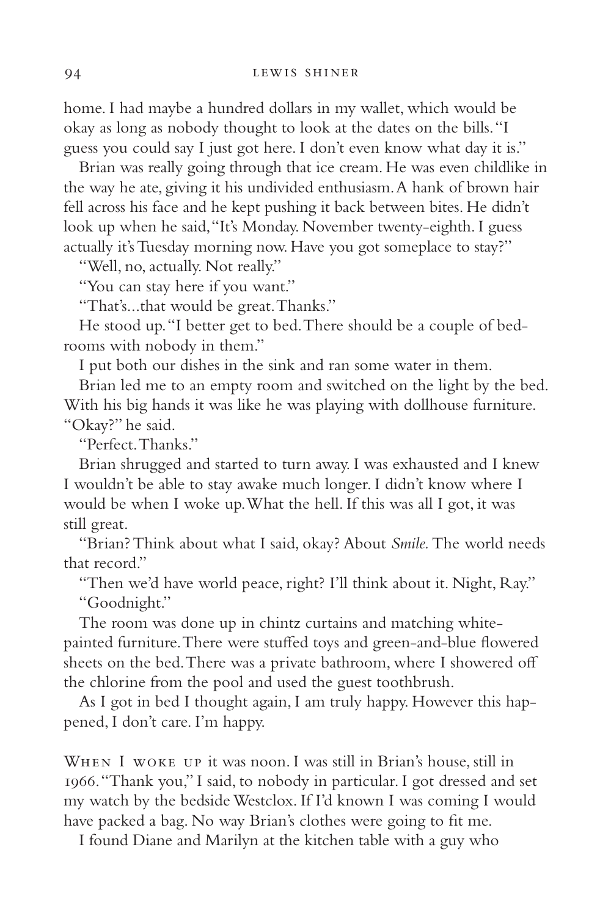home. I had maybe a hundred dollars in my wallet, which would be okay as long as nobody thought to look at the dates on the bills. "I guess you could say I just got here. I don't even know what day it is."

Brian was really going through that ice cream. He was even childlike in the way he ate, giving it his undivided enthusiasm. A hank of brown hair fell across his face and he kept pushing it back between bites. He didn't look up when he said, "It's Monday. November twenty-eighth. I guess actually it's Tuesday morning now. Have you got someplace to stay?"

"Well, no, actually. Not really."

"You can stay here if you want."

"That's...that would be great. Thanks."

He stood up. "I better get to bed. There should be a couple of bedrooms with nobody in them."

I put both our dishes in the sink and ran some water in them.

Brian led me to an empty room and switched on the light by the bed. With his big hands it was like he was playing with dollhouse furniture. "Okay?" he said.

"Perfect. Thanks."

Brian shrugged and started to turn away. I was exhausted and I knew I wouldn't be able to stay awake much longer. I didn't know where I would be when I woke up. What the hell. If this was all I got, it was still great.

"Brian? Think about what I said, okay? About *Smile*. The world needs that record."

"Then we'd have world peace, right? I'll think about it. Night, Ray."

"Goodnight."

The room was done up in chintz curtains and matching white-painted furniture. There were stuffed toys and green-and-blue flowered sheets on the bed. There was a private bathroom, where I showered off the chlorine from the pool and used the guest toothbrush.

As I got in bed I thought again, I am truly happy. However this happened, I don't care. I'm happy.

WHEN I WOKE UP it was noon. I was still in Brian's house, still in 1966. "Thank you," I said, to nobody in particular. I got dressed and set my watch by the bedside Westclox. If I'd known I was coming I would have packed a bag. No way Brian's clothes were going to fit me.

I found Diane and Marilyn at the kitchen table with a guy who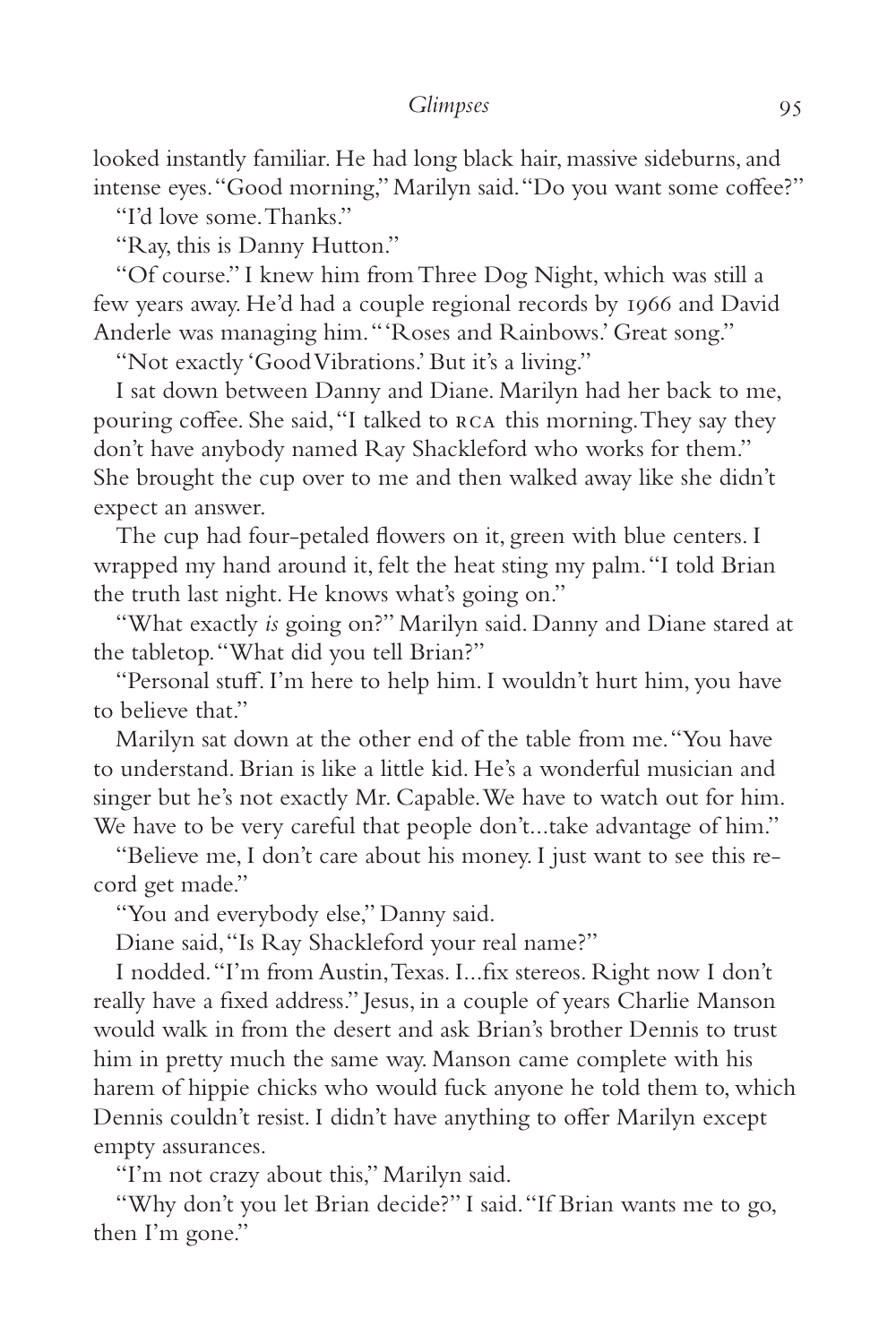looked instantly familiar. He had long black hair, massive sideburns, and intense eyes. "Good morning," Marilyn said. "Do you want some coffee?"

"I'd love some. Thanks."

"Ray, this is Danny Hutton."

"Of course." I knew him from Three Dog Night, which was still a few years away. He'd had a couple regional records by 1966 and David Anderle was managing him. "'Roses and Rainbows.' Great song."

"Not exactly 'Good Vibrations.' But it's a living."

I sat down between Danny and Diane. Marilyn had her back to me, pouring coffee. She said, "I talked to RCA this morning. They say they don't have anybody named Ray Shackleford who works for them." She brought the cup over to me and then walked away like she didn't expect an answer.

The cup had four-petaled flowers on it, green with blue centers. I wrapped my hand around it, felt the heat sting my palm. "I told Brian the truth last night. He knows what's going on."

"What exactly *is* going on?" Marilyn said. Danny and Diane stared at the tabletop. "What did you tell Brian?"

"Personal stuff. I'm here to help him. I wouldn't hurt him, you have to believe that."

Marilyn sat down at the other end of the table from me. "You have to understand. Brian is like a little kid. He's a wonderful musician and singer but he's not exactly Mr. Capable. We have to watch out for him. We have to be very careful that people don't...take advantage of him."

"Believe me, I don't care about his money. I just want to see this record get made."

"You and everybody else," Danny said.

Diane said, "Is Ray Shackleford your real name?"

I nodded. "I'm from Austin, Texas. I...fix stereos. Right now I don't really have a fixed address." Jesus, in a couple of years Charlie Manson would walk in from the desert and ask Brian's brother Dennis to trust him in pretty much the same way. Manson came complete with his harem of hippie chicks who would fuck anyone he told them to, which Dennis couldn't resist. I didn't have anything to offer Marilyn except empty assurances.

"I'm not crazy about this," Marilyn said.

"Why don't you let Brian decide?" I said. "If Brian wants me to go, then I'm gone."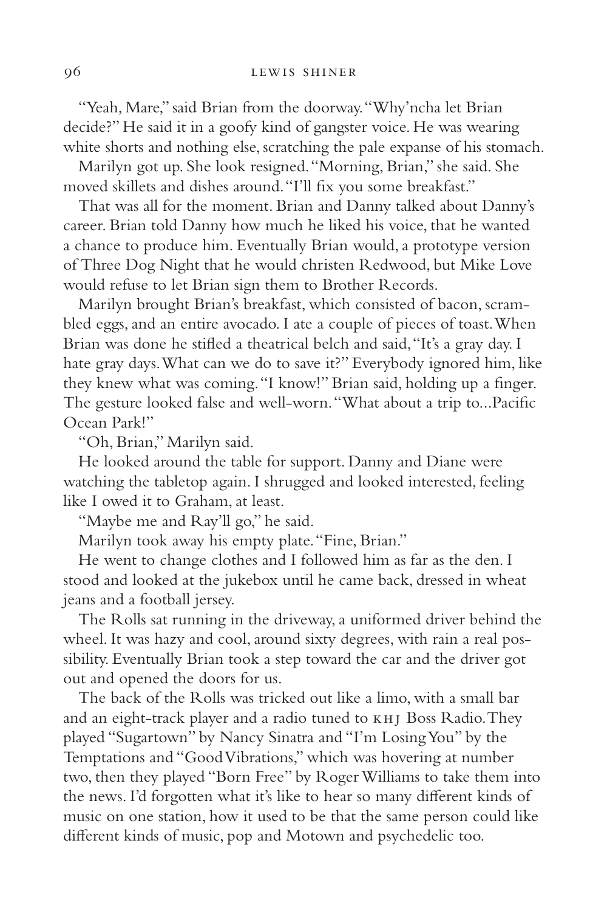"Yeah, Mare," said Brian from the doorway. "Why'ncha let Brian decide?" He said it in a goofy kind of gangster voice. He was wearing white shorts and nothing else, scratching the pale expanse of his stomach.

Marilyn got up. She look resigned. "Morning, Brian," she said. She moved skillets and dishes around. "I'll fix you some breakfast."

That was all for the moment. Brian and Danny talked about Danny's career. Brian told Danny how much he liked his voice, that he wanted a chance to produce him. Eventually Brian would, a prototype version of Three Dog Night that he would christen Redwood, but Mike Love would refuse to let Brian sign them to Brother Records.

Marilyn brought Brian's breakfast, which consisted of bacon, scrambled eggs, and an entire avocado. I ate a couple of pieces of toast. When Brian was done he stifled a theatrical belch and said, "It's a gray day. I hate gray days. What can we do to save it?" Everybody ignored him, like they knew what was coming. "I know!" Brian said, holding up a finger. The gesture looked false and well-worn. "What about a trip to...Pacific Ocean Park!"

"Oh, Brian," Marilyn said.

He looked around the table for support. Danny and Diane were watching the tabletop again. I shrugged and looked interested, feeling like I owed it to Graham, at least.

"Maybe me and Ray'll go," he said.

Marilyn took away his empty plate. "Fine, Brian."

He went to change clothes and I followed him as far as the den. I stood and looked at the jukebox until he came back, dressed in wheat jeans and a football jersey.

The Rolls sat running in the driveway, a uniformed driver behind the wheel. It was hazy and cool, around sixty degrees, with rain a real possibility. Eventually Brian took a step toward the car and the driver got out and opened the doors for us.

The back of the Rolls was tricked out like a limo, with a small bar and an eight-track player and a radio tuned to KHJ Boss Radio. They played "Sugartown" by Nancy Sinatra and "I'm Losing You" by the Temptations and "Good Vibrations," which was hovering at number two, then they played "Born Free" by Roger Williams to take them into the news. I'd forgotten what it's like to hear so many different kinds of music on one station, how it used to be that the same person could like different kinds of music, pop and Motown and psychedelic too.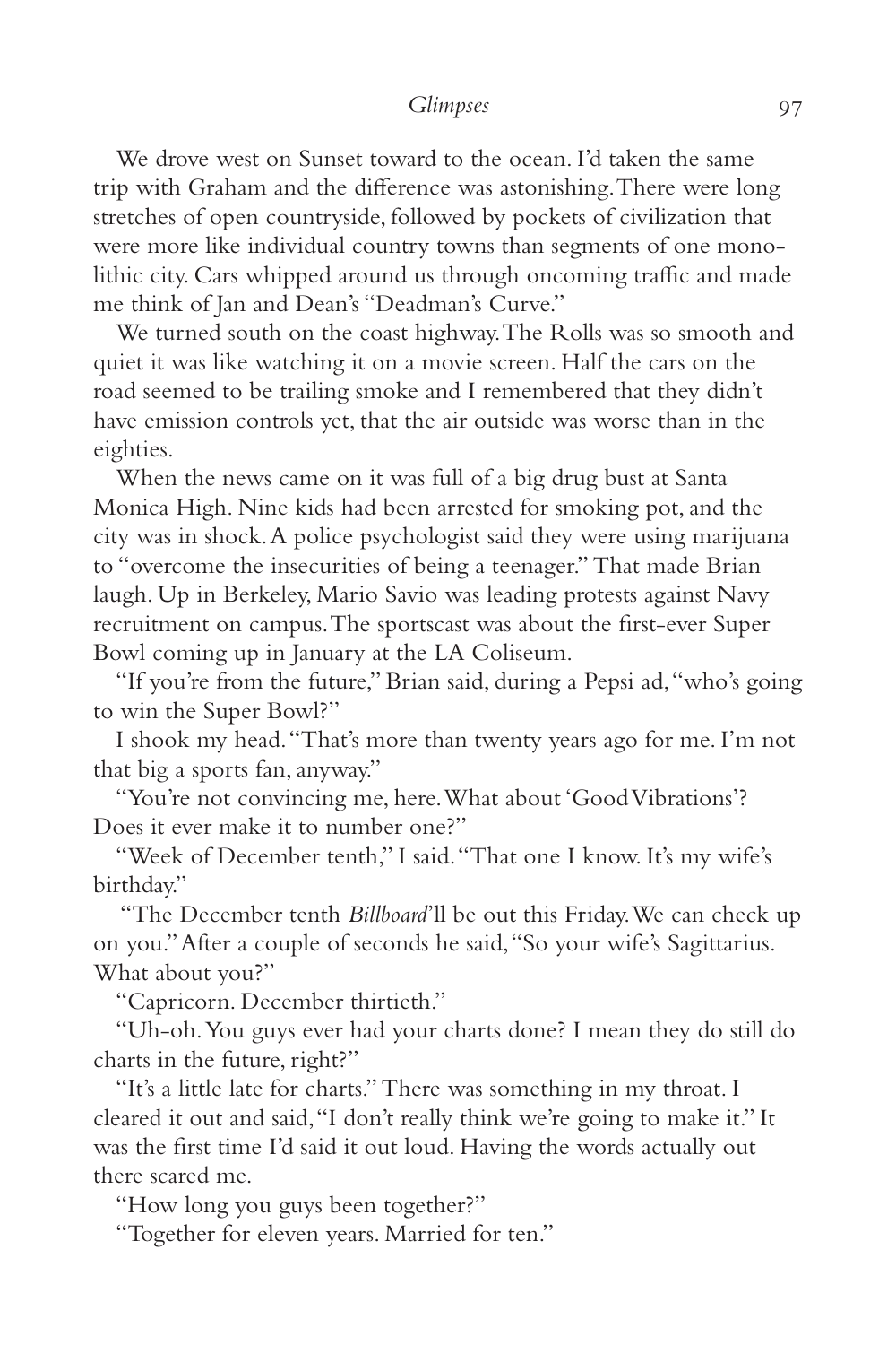We drove west on Sunset toward to the ocean. I'd taken the same trip with Graham and the difference was astonishing. There were long stretches of open countryside, followed by pockets of civilization that were more like individual country towns than segments of one monolithic city. Cars whipped around us through oncoming traffic and made me think of Jan and Dean's "Deadman's Curve."

We turned south on the coast highway. The Rolls was so smooth and quiet it was like watching it on a movie screen. Half the cars on the road seemed to be trailing smoke and I remembered that they didn't have emission controls yet, that the air outside was worse than in the eighties.

When the news came on it was full of a big drug bust at Santa Monica High. Nine kids had been arrested for smoking pot, and the city was in shock. A police psychologist said they were using marijuana to "overcome the insecurities of being a teenager." That made Brian laugh. Up in Berkeley, Mario Savio was leading protests against Navy recruitment on campus. The sportscast was about the first-ever Super Bowl coming up in January at the LA Coliseum.

"If you're from the future," Brian said, during a Pepsi ad, "who's going to win the Super Bowl?"

I shook my head. "That's more than twenty years ago for me. I'm not that big a sports fan, anyway."

"You're not convincing me, here. What about 'Good Vibrations'? Does it ever make it to number one?"

"Week of December tenth," I said. "That one I know. It's my wife's birthday."

"The December tenth *Billboard*'ll be out this Friday. We can check up on you." After a couple of seconds he said, "So your wife's Sagittarius. What about you?"

"Capricorn. December thirtieth."

"Uh-oh. You guys ever had your charts done? I mean they do still do charts in the future, right?"

"It's a little late for charts." There was something in my throat. I cleared it out and said, "I don't really think we're going to make it." It was the first time I'd said it out loud. Having the words actually out there scared me.

"How long you guys been together?"

"Together for eleven years. Married for ten."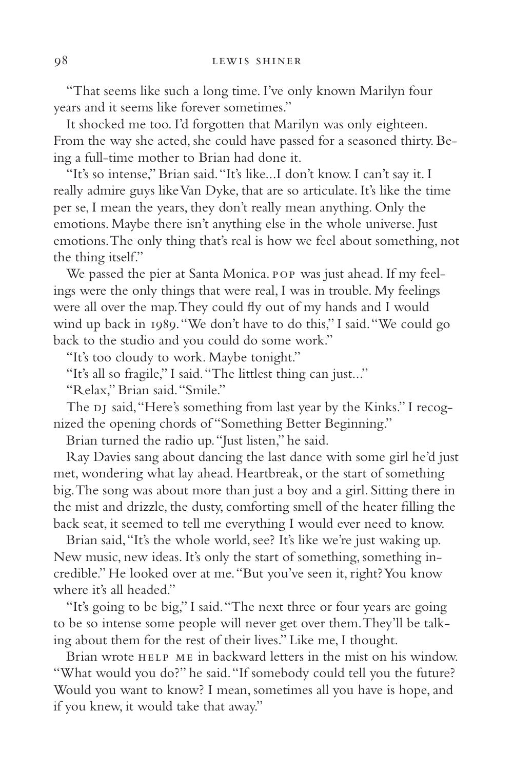"That seems like such a long time. I've only known Marilyn four years and it seems like forever sometimes."

It shocked me too. I'd forgotten that Marilyn was only eighteen. From the way she acted, she could have passed for a seasoned thirty. Being a full-time mother to Brian had done it.

"It's so intense," Brian said. "It's like...I don't know. I can't say it. I really admire guys like Van Dyke, that are so articulate. It's like the time per se, I mean the years, they don't really mean anything. Only the emotions. Maybe there isn't anything else in the whole universe. Just emotions. The only thing that's real is how we feel about something, not the thing itself."

We passed the pier at Santa Monica. POP was just ahead. If my feelings were the only things that were real, I was in trouble. My feelings were all over the map. They could fly out of my hands and I would wind up back in 1989. "We don't have to do this," I said. "We could go back to the studio and you could do some work."

"It's too cloudy to work. Maybe tonight."

"It's all so fragile," I said. "The littlest thing can just..."

"Relax," Brian said. "Smile."

The DJ said, "Here's something from last year by the Kinks." I recognized the opening chords of "Something Better Beginning."

Brian turned the radio up. "Just listen," he said.

Ray Davies sang about dancing the last dance with some girl he'd just met, wondering what lay ahead. Heartbreak, or the start of something big. The song was about more than just a boy and a girl. Sitting there in the mist and drizzle, the dusty, comforting smell of the heater filling the back seat, it seemed to tell me everything I would ever need to know.

Brian said, "It's the whole world, see? It's like we're just waking up. New music, new ideas. It's only the start of something, something incredible." He looked over at me. "But you've seen it, right? You know where it's all headed."

"It's going to be big," I said. "The next three or four years are going to be so intense some people will never get over them. They'll be talking about them for the rest of their lives." Like me, I thought.

Brian wrote HELP ME in backward letters in the mist on his window. "What would you do?" he said. "If somebody could tell you the future? Would you want to know? I mean, sometimes all you have is hope, and if you knew, it would take that away."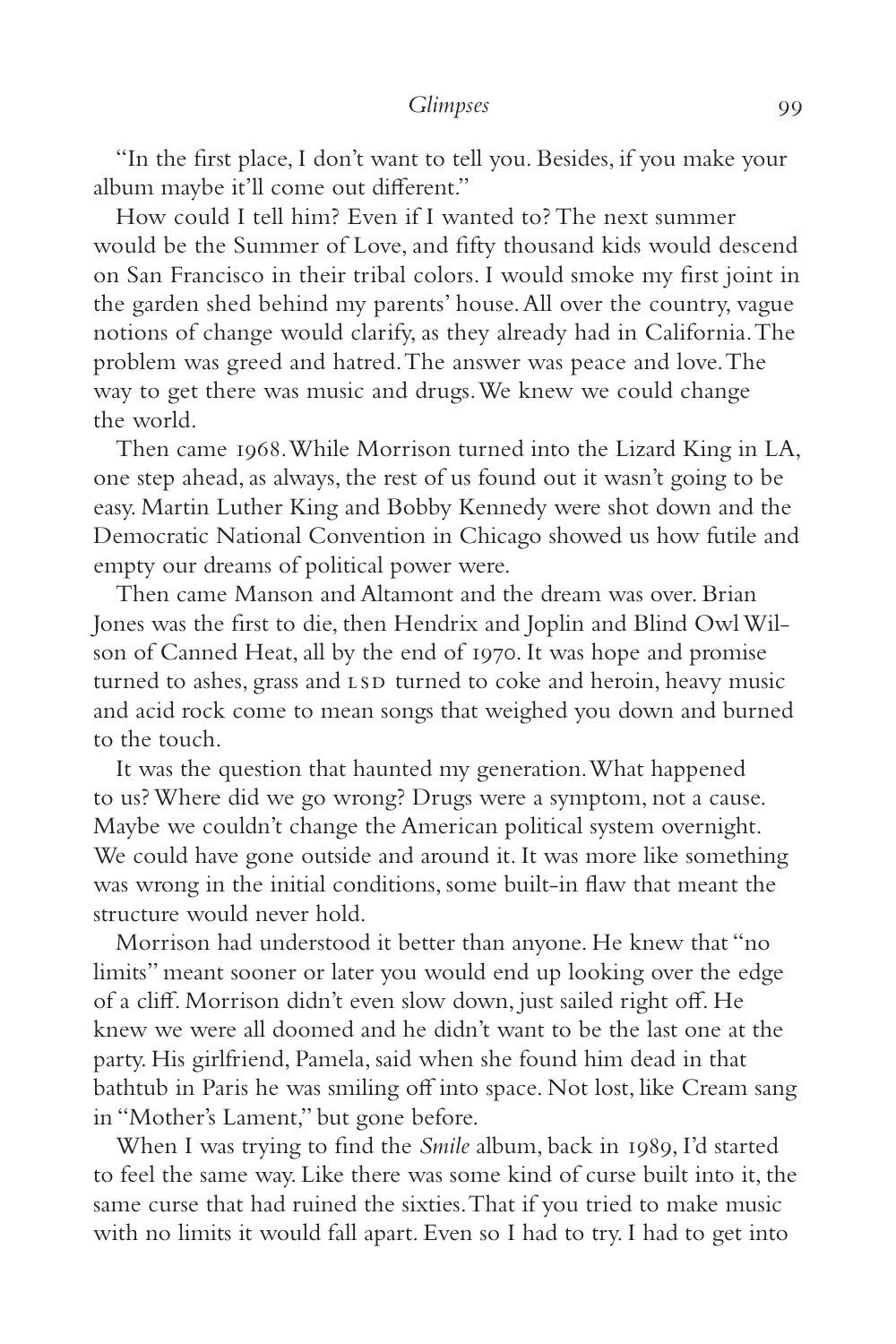"In the first place, I don't want to tell you. Besides, if you make your album maybe it'll come out different."

How could I tell him? Even if I wanted to? The next summer would be the Summer of Love, and fifty thousand kids would descend on San Francisco in their tribal colors. I would smoke my first joint in the garden shed behind my parents' house. All over the country, vague notions of change would clarify, as they already had in California. The problem was greed and hatred. The answer was peace and love. The way to get there was music and drugs. We knew we could change the world.

Then came 1968. While Morrison turned into the Lizard King in LA, one step ahead, as always, the rest of us found out it wasn't going to be easy. Martin Luther King and Bobby Kennedy were shot down and the Democratic National Convention in Chicago showed us how futile and empty our dreams of political power were.

Then came Manson and Altamont and the dream was over. Brian Jones was the first to die, then Hendrix and Joplin and Blind Owl Wilson of Canned Heat, all by the end of 1970. It was hope and promise turned to ashes, grass and LSD turned to coke and heroin, heavy music and acid rock come to mean songs that weighed you down and burned to the touch.

It was the question that haunted my generation. What happened to us? Where did we go wrong? Drugs were a symptom, not a cause. Maybe we couldn't change the American political system overnight. We could have gone outside and around it. It was more like something was wrong in the initial conditions, some built-in flaw that meant the structure would never hold.

Morrison had understood it better than anyone. He knew that "no limits" meant sooner or later you would end up looking over the edge of a cliff. Morrison didn't even slow down, just sailed right off. He knew we were all doomed and he didn't want to be the last one at the party. His girlfriend, Pamela, said when she found him dead in that bathtub in Paris he was smiling off into space. Not lost, like Cream sang in "Mother's Lament," but gone before.

When I was trying to find the *Smile* album, back in 1989, I'd started to feel the same way. Like there was some kind of curse built into it, the same curse that had ruined the sixties. That if you tried to make music with no limits it would fall apart. Even so I had to try. I had to get into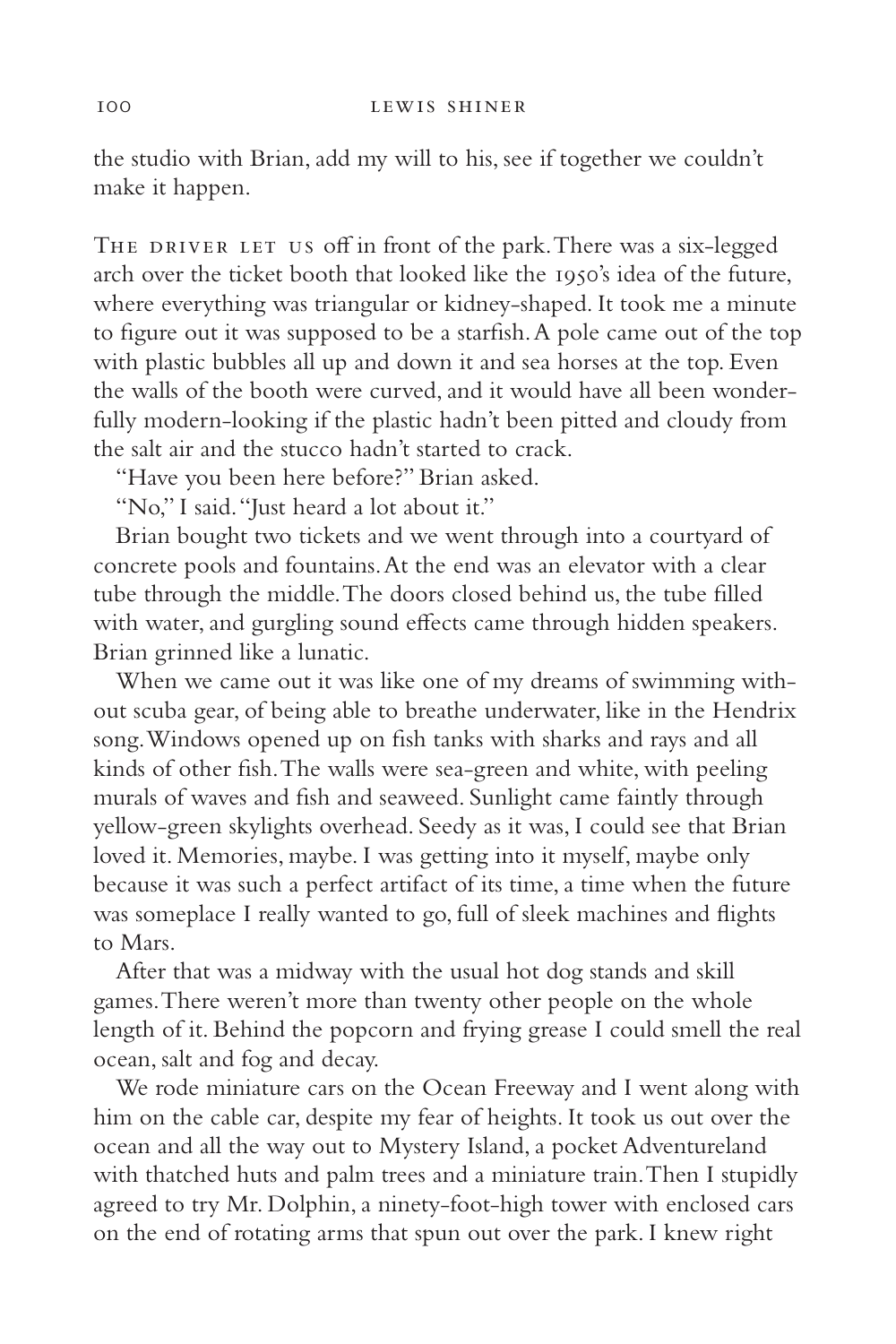the studio with Brian, add my will to his, see if together we couldn't make it happen.

The driver let us off in front of the park. There was a six-legged arch over the ticket booth that looked like the 1950's idea of the future, where everything was triangular or kidney-shaped. It took me a minute to figure out it was supposed to be a starfish. A pole came out of the top with plastic bubbles all up and down it and sea horses at the top. Even the walls of the booth were curved, and it would have all been wonderfully modern-looking if the plastic hadn't been pitted and cloudy from the salt air and the stucco hadn't started to crack.

"Have you been here before?" Brian asked.

"No," I said. "Just heard a lot about it."

Brian bought two tickets and we went through into a courtyard of concrete pools and fountains. At the end was an elevator with a clear tube through the middle. The doors closed behind us, the tube filled with water, and gurgling sound effects came through hidden speakers. Brian grinned like a lunatic.

When we came out it was like one of my dreams of swimming without scuba gear, of being able to breathe underwater, like in the Hendrix song. Windows opened up on fish tanks with sharks and rays and all kinds of other fish. The walls were sea-green and white, with peeling murals of waves and fish and seaweed. Sunlight came faintly through yellow-green skylights overhead. Seedy as it was, I could see that Brian loved it. Memories, maybe. I was getting into it myself, maybe only because it was such a perfect artifact of its time, a time when the future was someplace I really wanted to go, full of sleek machines and flights to Mars.

After that was a midway with the usual hot dog stands and skill games. There weren't more than twenty other people on the whole length of it. Behind the popcorn and frying grease I could smell the real ocean, salt and fog and decay.

We rode miniature cars on the Ocean Freeway and I went along with him on the cable car, despite my fear of heights. It took us out over the ocean and all the way out to Mystery Island, a pocket Adventureland with thatched huts and palm trees and a miniature train. Then I stupidly agreed to try Mr. Dolphin, a ninety-foot-high tower with enclosed cars on the end of rotating arms that spun out over the park. I knew right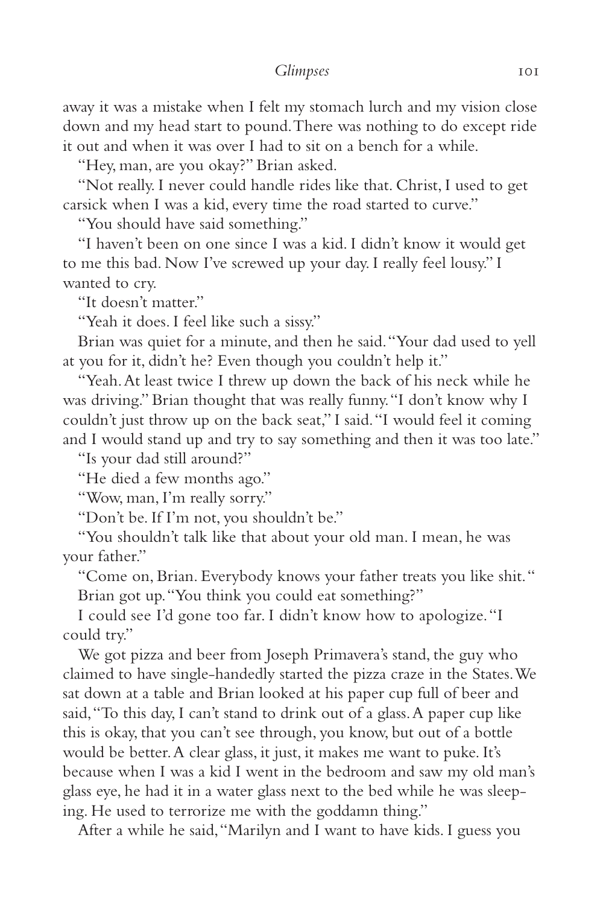away it was a mistake when I felt my stomach lurch and my vision close down and my head start to pound. There was nothing to do except ride it out and when it was over I had to sit on a bench for a while.

"Hey, man, are you okay?" Brian asked.

"Not really. I never could handle rides like that. Christ, I used to get carsick when I was a kid, every time the road started to curve."

"You should have said something."

"I haven't been on one since I was a kid. I didn't know it would get to me this bad. Now I've screwed up your day. I really feel lousy." I wanted to cry.

"It doesn't matter."

"Yeah it does. I feel like such a sissy."

Brian was quiet for a minute, and then he said. "Your dad used to yell at you for it, didn't he? Even though you couldn't help it."

"Yeah. At least twice I threw up down the back of his neck while he was driving." Brian thought that was really funny. "I don't know why I couldn't just throw up on the back seat," I said. "I would feel it coming and I would stand up and try to say something and then it was too late."

"Is your dad still around?"

"He died a few months ago."

"Wow, man, I'm really sorry."

"Don't be. If I'm not, you shouldn't be."

"You shouldn't talk like that about your old man. I mean, he was your father."

"Come on, Brian. Everybody knows your father treats you like shit."

Brian got up. "You think you could eat something?"

I could see I'd gone too far. I didn't know how to apologize. "I could try."

We got pizza and beer from Joseph Primavera's stand, the guy who claimed to have single-handedly started the pizza craze in the States. We sat down at a table and Brian looked at his paper cup full of beer and said, "To this day, I can't stand to drink out of a glass. A paper cup like this is okay, that you can't see through, you know, but out of a bottle would be better. A clear glass, it just, it makes me want to puke. It's because when I was a kid I went in the bedroom and saw my old man's glass eye, he had it in a water glass next to the bed while he was sleeping. He used to terrorize me with the goddamn thing."

After a while he said, "Marilyn and I want to have kids. I guess you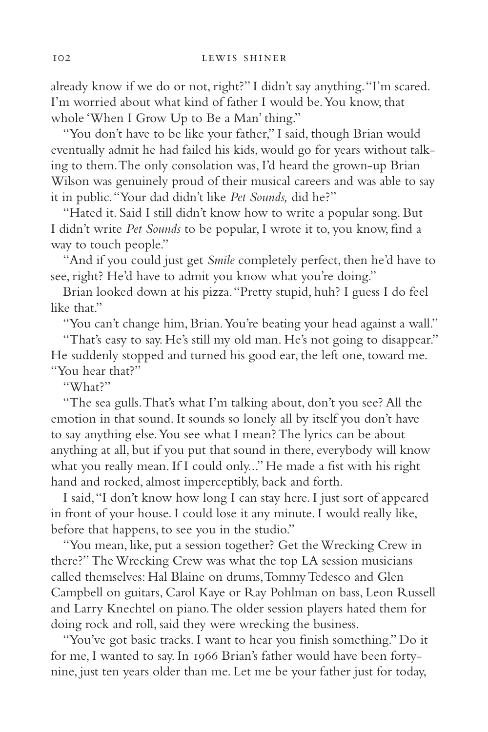already know if we do or not, right?" I didn't say anything. "I'm scared. I'm worried about what kind of father I would be. You know, that whole 'When I Grow Up to Be a Man' thing."

"You don't have to be like your father," I said, though Brian would eventually admit he had failed his kids, would go for years without talking to them. The only consolation was, I'd heard the grown-up Brian Wilson was genuinely proud of their musical careers and was able to say it in public. "Your dad didn't like *Pet Sounds,* did he?"

"Hated it. Said I still didn't know how to write a popular song. But I didn't write *Pet Sounds* to be popular, I wrote it to, you know, find a way to touch people."

"And if you could just get *Smile* completely perfect, then he'd have to see, right? He'd have to admit you know what you're doing."

Brian looked down at his pizza. "Pretty stupid, huh? I guess I do feel like that."

"You can't change him, Brian. You're beating your head against a wall."

"That's easy to say. He's still my old man. He's not going to disappear." He suddenly stopped and turned his good ear, the left one, toward me. "You hear that?"

"What?"

"The sea gulls. That's what I'm talking about, don't you see? All the emotion in that sound. It sounds so lonely all by itself you don't have to say anything else. You see what I mean? The lyrics can be about anything at all, but if you put that sound in there, everybody will know what you really mean. If I could only..." He made a fist with his right hand and rocked, almost imperceptibly, back and forth.

I said, "I don't know how long I can stay here. I just sort of appeared in front of your house. I could lose it any minute. I would really like, before that happens, to see you in the studio."

"You mean, like, put a session together? Get the Wrecking Crew in there?" The Wrecking Crew was what the top LA session musicians called themselves: Hal Blaine on drums, Tommy Tedesco and Glen Campbell on guitars, Carol Kaye or Ray Pohlman on bass, Leon Russell and Larry Knechtel on piano. The older session players hated them for doing rock and roll, said they were wrecking the business.

"You've got basic tracks. I want to hear you finish something." Do it for me, I wanted to say. In 1966 Brian's father would have been forty-nine, just ten years older than me. Let me be your father just for today,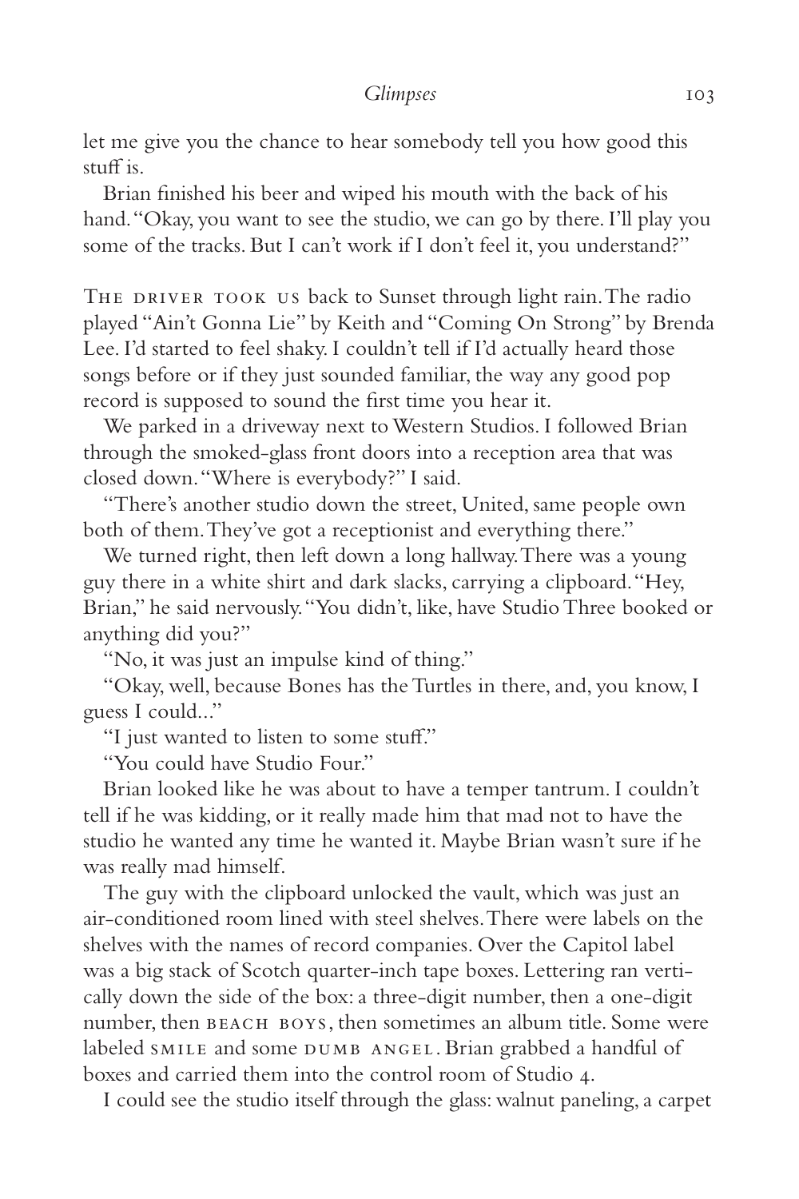let me give you the chance to hear somebody tell you how good this stuff is.

Brian finished his beer and wiped his mouth with the back of his hand. "Okay, you want to see the studio, we can go by there. I'll play you some of the tracks. But I can't work if I don't feel it, you understand?"

THE DRIVER TOOK US back to Sunset through light rain. The radio played "Ain't Gonna Lie" by Keith and "Coming On Strong" by Brenda Lee. I'd started to feel shaky. I couldn't tell if I'd actually heard those songs before or if they just sounded familiar, the way any good pop record is supposed to sound the first time you hear it.

We parked in a driveway next to Western Studios. I followed Brian through the smoked-glass front doors into a reception area that was closed down. "Where is everybody?" I said.

"There's another studio down the street, United, same people own both of them. They've got a receptionist and everything there."

We turned right, then left down a long hallway. There was a young guy there in a white shirt and dark slacks, carrying a clipboard. "Hey, Brian," he said nervously. "You didn't, like, have Studio Three booked or anything did you?"

"No, it was just an impulse kind of thing."

"Okay, well, because Bones has the Turtles in there, and, you know, I guess I could..."

"I just wanted to listen to some stuff."

"You could have Studio Four."

Brian looked like he was about to have a temper tantrum. I couldn't tell if he was kidding, or it really made him that mad not to have the studio he wanted any time he wanted it. Maybe Brian wasn't sure if he was really mad himself.

The guy with the clipboard unlocked the vault, which was just an air-conditioned room lined with steel shelves. There were labels on the shelves with the names of record companies. Over the Capitol label was a big stack of Scotch quarter-inch tape boxes. Lettering ran vertically down the side of the box: a three-digit number, then a one-digit number, then BEACH BOYS, then sometimes an album title. Some were labeled SMILE and some DUMB ANGEL. Brian grabbed a handful of boxes and carried them into the control room of Studio 4.

I could see the studio itself through the glass: walnut paneling, a carpet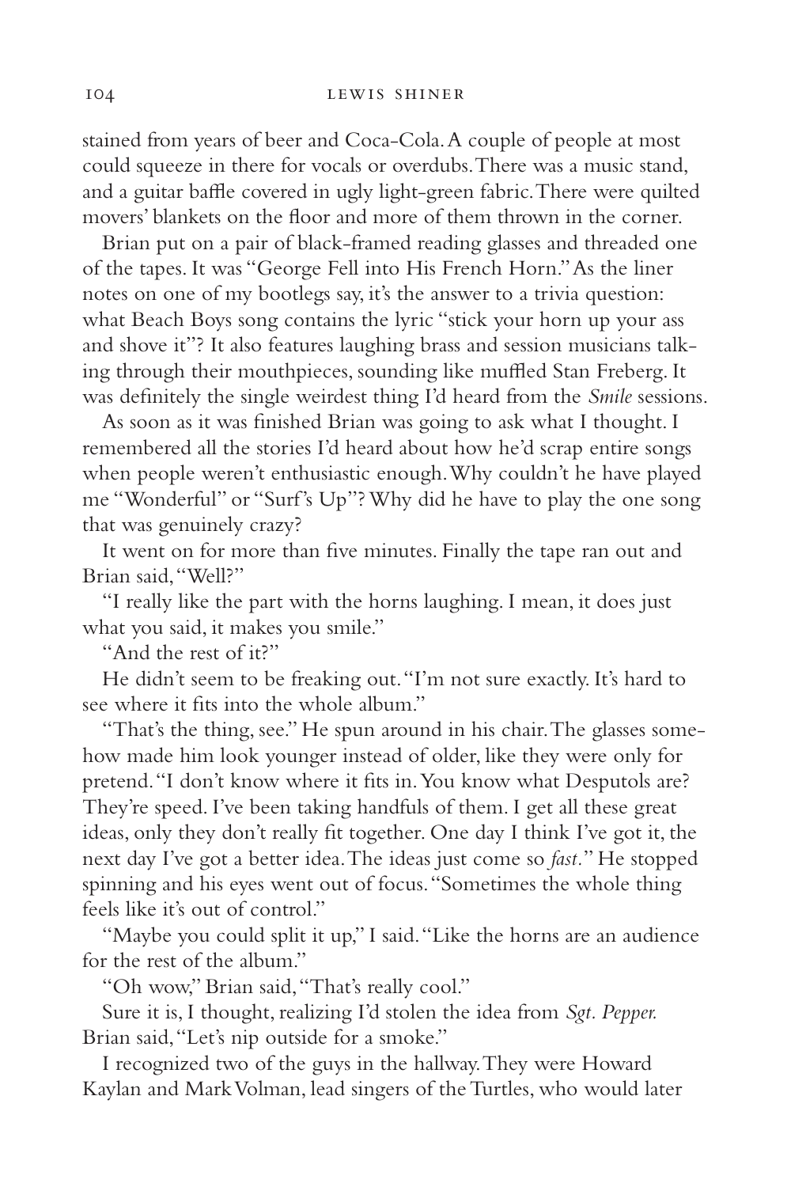stained from years of beer and Coca-Cola. A couple of people at most could squeeze in there for vocals or overdubs. There was a music stand, and a guitar baffle covered in ugly light-green fabric. There were quilted movers' blankets on the floor and more of them thrown in the corner.

Brian put on a pair of black-framed reading glasses and threaded one of the tapes. It was "George Fell into His French Horn." As the liner notes on one of my bootlegs say, it's the answer to a trivia question: what Beach Boys song contains the lyric "stick your horn up your ass and shove it"? It also features laughing brass and session musicians talking through their mouthpieces, sounding like muffled Stan Freberg. It was definitely the single weirdest thing I'd heard from the *Smile* sessions.

As soon as it was finished Brian was going to ask what I thought. I remembered all the stories I'd heard about how he'd scrap entire songs when people weren't enthusiastic enough. Why couldn't he have played me "Wonderful" or "Surf's Up"? Why did he have to play the one song that was genuinely crazy?

It went on for more than five minutes. Finally the tape ran out and Brian said, "Well?"

"I really like the part with the horns laughing. I mean, it does just what you said, it makes you smile."

"And the rest of it?"

He didn't seem to be freaking out. "I'm not sure exactly. It's hard to see where it fits into the whole album."

"That's the thing, see." He spun around in his chair. The glasses somehow made him look younger instead of older, like they were only for pretend. "I don't know where it fits in. You know what Desputols are? They're speed. I've been taking handfuls of them. I get all these great ideas, only they don't really fit together. One day I think I've got it, the next day I've got a better idea. The ideas just come so *fast*." He stopped spinning and his eyes went out of focus. "Sometimes the whole thing feels like it's out of control."

"Maybe you could split it up," I said. "Like the horns are an audience for the rest of the album."

"Oh wow," Brian said, "That's really cool."

Sure it is, I thought, realizing I'd stolen the idea from *Sgt. Pepper.* Brian said, "Let's nip outside for a smoke."

I recognized two of the guys in the hallway. They were Howard Kaylan and Mark Volman, lead singers of the Turtles, who would later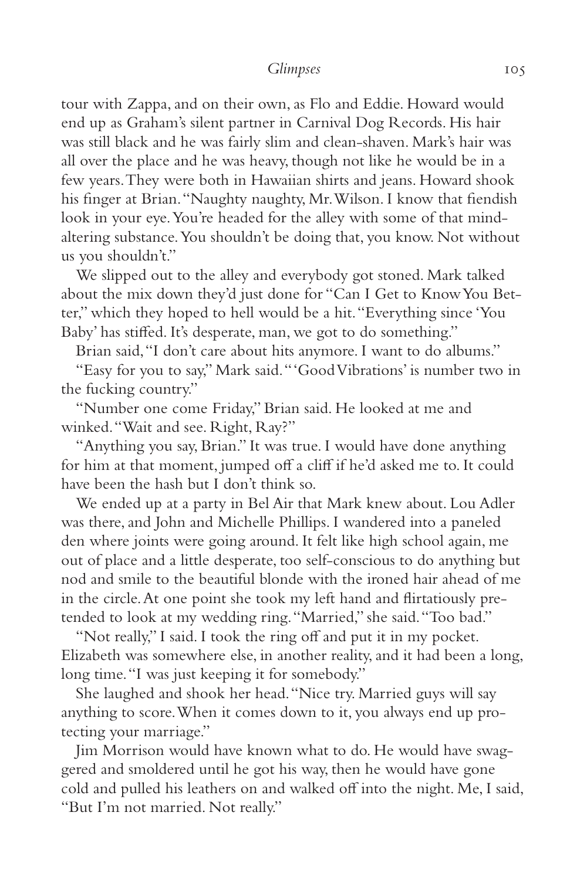tour with Zappa, and on their own, as Flo and Eddie. Howard would end up as Graham's silent partner in Carnival Dog Records. His hair was still black and he was fairly slim and clean-shaven. Mark's hair was all over the place and he was heavy, though not like he would be in a few years. They were both in Hawaiian shirts and jeans. Howard shook his finger at Brian. "Naughty naughty, Mr. Wilson. I know that fiendish look in your eye. You're headed for the alley with some of that mind-altering substance. You shouldn't be doing that, you know. Not without us you shouldn't."

We slipped out to the alley and everybody got stoned. Mark talked about the mix down they'd just done for "Can I Get to Know You Better," which they hoped to hell would be a hit. "Everything since 'You Baby' has stiffed. It's desperate, man, we got to do something."

Brian said, "I don't care about hits anymore. I want to do albums."

"Easy for you to say," Mark said. "'Good Vibrations' is number two in the fucking country."

"Number one come Friday," Brian said. He looked at me and winked. "Wait and see. Right, Ray?"

"Anything you say, Brian." It was true. I would have done anything for him at that moment, jumped off a cliff if he'd asked me to. It could have been the hash but I don't think so.

We ended up at a party in Bel Air that Mark knew about. Lou Adler was there, and John and Michelle Phillips. I wandered into a paneled den where joints were going around. It felt like high school again, me out of place and a little desperate, too self-conscious to do anything but nod and smile to the beautiful blonde with the ironed hair ahead of me in the circle. At one point she took my left hand and flirtatiously pretended to look at my wedding ring. "Married," she said. "Too bad."

"Not really," I said. I took the ring off and put it in my pocket. Elizabeth was somewhere else, in another reality, and it had been a long, long time. "I was just keeping it for somebody."

She laughed and shook her head. "Nice try. Married guys will say anything to score. When it comes down to it, you always end up protecting your marriage."

Jim Morrison would have known what to do. He would have swaggered and smoldered until he got his way, then he would have gone cold and pulled his leathers on and walked off into the night. Me, I said, "But I'm not married. Not really."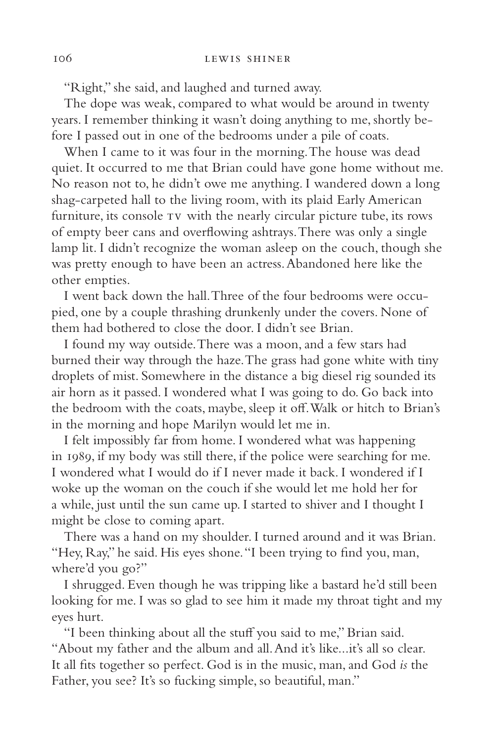"Right," she said, and laughed and turned away.

The dope was weak, compared to what would be around in twenty years. I remember thinking it wasn't doing anything to me, shortly before I passed out in one of the bedrooms under a pile of coats.

When I came to it was four in the morning. The house was dead quiet. It occurred to me that Brian could have gone home without me. No reason not to, he didn't owe me anything. I wandered down a long shag-carpeted hall to the living room, with its plaid Early American furniture, its console TV with the nearly circular picture tube, its rows of empty beer cans and overflowing ashtrays. There was only a single lamp lit. I didn't recognize the woman asleep on the couch, though she was pretty enough to have been an actress. Abandoned here like the other empties.

I went back down the hall. Three of the four bedrooms were occupied, one by a couple thrashing drunkenly under the covers. None of them had bothered to close the door. I didn't see Brian.

I found my way outside. There was a moon, and a few stars had burned their way through the haze. The grass had gone white with tiny droplets of mist. Somewhere in the distance a big diesel rig sounded its air horn as it passed. I wondered what I was going to do. Go back into the bedroom with the coats, maybe, sleep it off. Walk or hitch to Brian's in the morning and hope Marilyn would let me in.

I felt impossibly far from home. I wondered what was happening in 1989, if my body was still there, if the police were searching for me. I wondered what I would do if I never made it back. I wondered if I woke up the woman on the couch if she would let me hold her for a while, just until the sun came up. I started to shiver and I thought I might be close to coming apart.

There was a hand on my shoulder. I turned around and it was Brian. "Hey, Ray," he said. His eyes shone. "I been trying to find you, man, where'd you go?"

I shrugged. Even though he was tripping like a bastard he'd still been looking for me. I was so glad to see him it made my throat tight and my eyes hurt.

"I been thinking about all the stuff you said to me," Brian said. "About my father and the album and all. And it's like...it's all so clear. It all fits together so perfect. God is in the music, man, and God *is* the Father, you see? It's so fucking simple, so beautiful, man."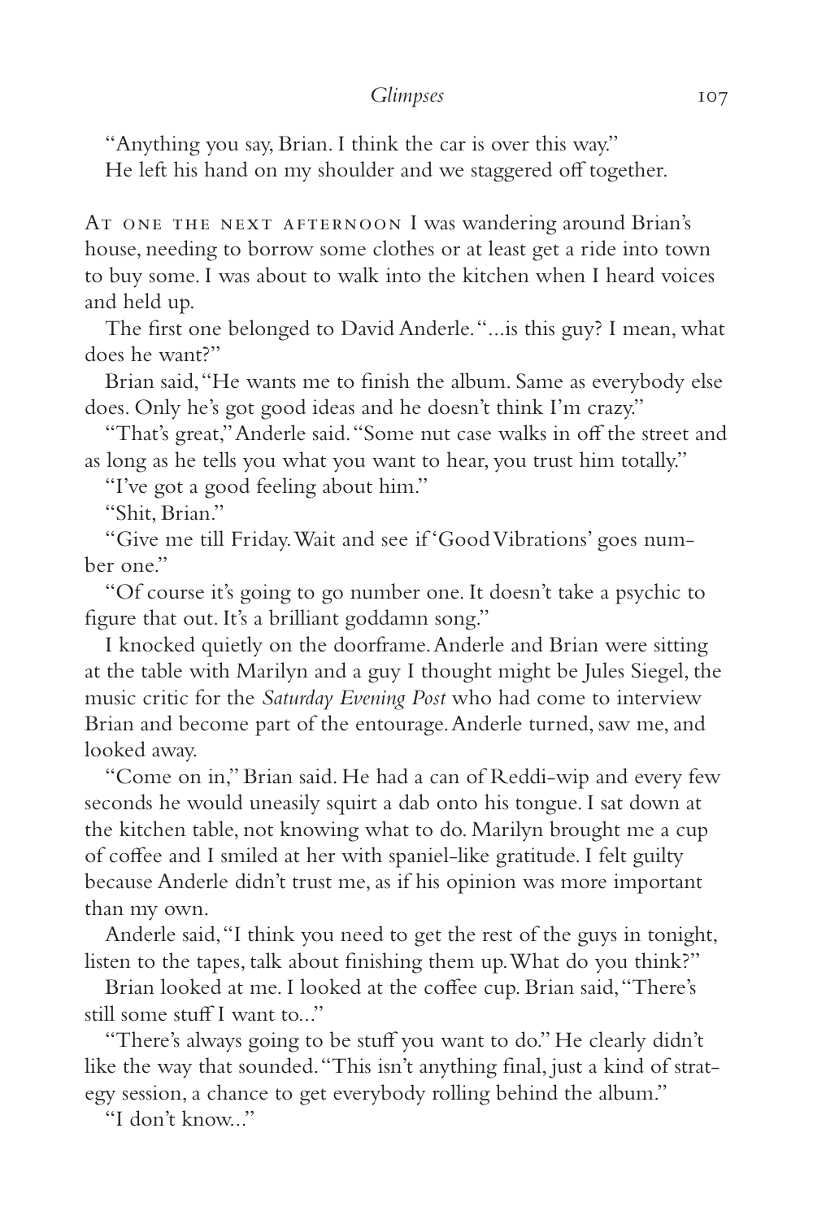"Anything you say, Brian. I think the car is over this way."

He left his hand on my shoulder and we staggered off together.

At one the next afternoon I was wandering around Brian's house, needing to borrow some clothes or at least get a ride into town to buy some. I was about to walk into the kitchen when I heard voices and held up.

The first one belonged to David Anderle. "...is this guy? I mean, what does he want?"

Brian said, "He wants me to finish the album. Same as everybody else does. Only he's got good ideas and he doesn't think I'm crazy."

"That's great," Anderle said. "Some nut case walks in off the street and as long as he tells you what you want to hear, you trust him totally."

"I've got a good feeling about him."

"Shit, Brian."

"Give me till Friday. Wait and see if 'Good Vibrations' goes number one."

"Of course it's going to go number one. It doesn't take a psychic to figure that out. It's a brilliant goddamn song."

I knocked quietly on the doorframe. Anderle and Brian were sitting at the table with Marilyn and a guy I thought might be Jules Siegel, the music critic for the *Saturday Evening Post* who had come to interview Brian and become part of the entourage. Anderle turned, saw me, and looked away.

"Come on in," Brian said. He had a can of Reddi-wip and every few seconds he would uneasily squirt a dab onto his tongue. I sat down at the kitchen table, not knowing what to do. Marilyn brought me a cup of coffee and I smiled at her with spaniel-like gratitude. I felt guilty because Anderle didn't trust me, as if his opinion was more important than my own.

Anderle said, "I think you need to get the rest of the guys in tonight, listen to the tapes, talk about finishing them up. What do you think?"

Brian looked at me. I looked at the coffee cup. Brian said, "There's still some stuff I want to..."

"There's always going to be stuff you want to do." He clearly didn't like the way that sounded. "This isn't anything final, just a kind of strategy session, a chance to get everybody rolling behind the album."

"I don't know..."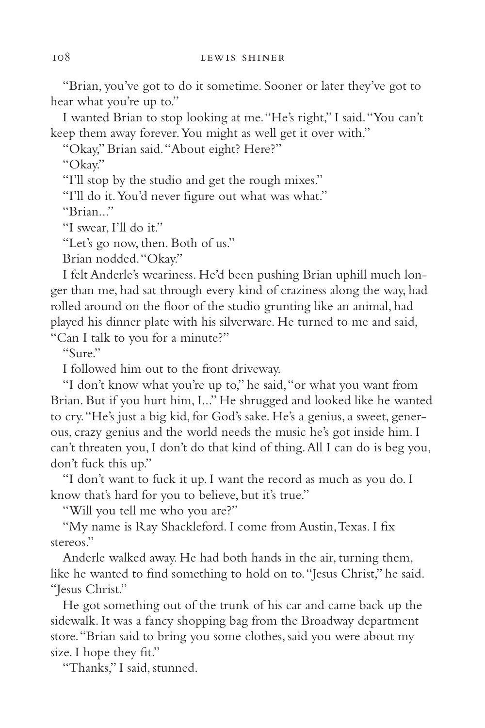"Brian, you've got to do it sometime. Sooner or later they've got to hear what you're up to."

I wanted Brian to stop looking at me. "He's right," I said. "You can't keep them away forever. You might as well get it over with."

"Okay," Brian said. "About eight? Here?"

"Okay."

"I'll stop by the studio and get the rough mixes."

"I'll do it. You'd never figure out what was what."

"Brian..."

"I swear, I'll do it."

"Let's go now, then. Both of us."

Brian nodded. "Okay."

I felt Anderle's weariness. He'd been pushing Brian uphill much longer than me, had sat through every kind of craziness along the way, had rolled around on the floor of the studio grunting like an animal, had played his dinner plate with his silverware. He turned to me and said, "Can I talk to you for a minute?"

"Sure."

I followed him out to the front driveway.

"I don't know what you're up to," he said, "or what you want from Brian. But if you hurt him, I..." He shrugged and looked like he wanted to cry. "He's just a big kid, for God's sake. He's a genius, a sweet, generous, crazy genius and the world needs the music he's got inside him. I can't threaten you, I don't do that kind of thing. All I can do is beg you, don't fuck this up."

"I don't want to fuck it up. I want the record as much as you do. I know that's hard for you to believe, but it's true."

"Will you tell me who you are?"

"My name is Ray Shackleford. I come from Austin, Texas. I fix stereos."

Anderle walked away. He had both hands in the air, turning them, like he wanted to find something to hold on to. "Jesus Christ," he said. "Jesus Christ."

He got something out of the trunk of his car and came back up the sidewalk. It was a fancy shopping bag from the Broadway department store. "Brian said to bring you some clothes, said you were about my size. I hope they fit."

"Thanks," I said, stunned.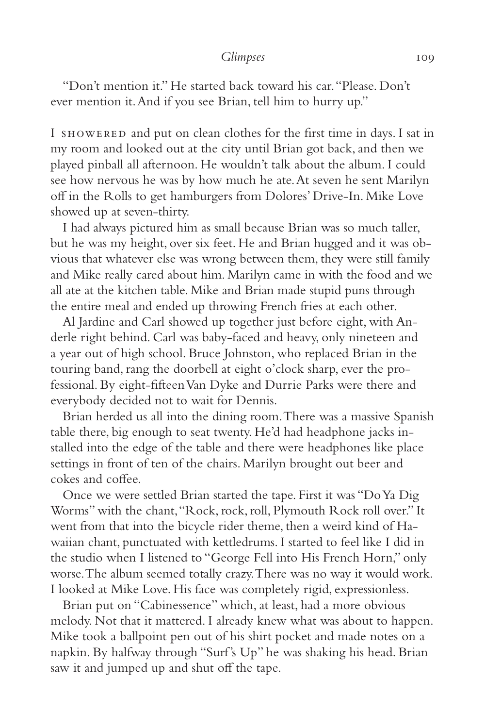"Don't mention it." He started back toward his car. "Please. Don't ever mention it. And if you see Brian, tell him to hurry up."

I SHOWERED and put on clean clothes for the first time in days. I sat in my room and looked out at the city until Brian got back, and then we played pinball all afternoon. He wouldn't talk about the album. I could see how nervous he was by how much he ate. At seven he sent Marilyn off in the Rolls to get hamburgers from Dolores' Drive-In. Mike Love showed up at seven-thirty.

I had always pictured him as small because Brian was so much taller, but he was my height, over six feet. He and Brian hugged and it was obvious that whatever else was wrong between them, they were still family and Mike really cared about him. Marilyn came in with the food and we all ate at the kitchen table. Mike and Brian made stupid puns through the entire meal and ended up throwing French fries at each other.

Al Jardine and Carl showed up together just before eight, with Anderle right behind. Carl was baby-faced and heavy, only nineteen and a year out of high school. Bruce Johnston, who replaced Brian in the touring band, rang the doorbell at eight o'clock sharp, ever the professional. By eight-fifteen Van Dyke and Durrie Parks were there and everybody decided not to wait for Dennis.

Brian herded us all into the dining room. There was a massive Spanish table there, big enough to seat twenty. He'd had headphone jacks installed into the edge of the table and there were headphones like place settings in front of ten of the chairs. Marilyn brought out beer and cokes and coffee.

Once we were settled Brian started the tape. First it was "Do Ya Dig Worms" with the chant, "Rock, rock, roll, Plymouth Rock roll over." It went from that into the bicycle rider theme, then a weird kind of Hawaiian chant, punctuated with kettledrums. I started to feel like I did in the studio when I listened to "George Fell into His French Horn," only worse. The album seemed totally crazy. There was no way it would work. I looked at Mike Love. His face was completely rigid, expressionless.

Brian put on "Cabinessence" which, at least, had a more obvious melody. Not that it mattered. I already knew what was about to happen. Mike took a ballpoint pen out of his shirt pocket and made notes on a napkin. By halfway through "Surf's Up" he was shaking his head. Brian saw it and jumped up and shut off the tape.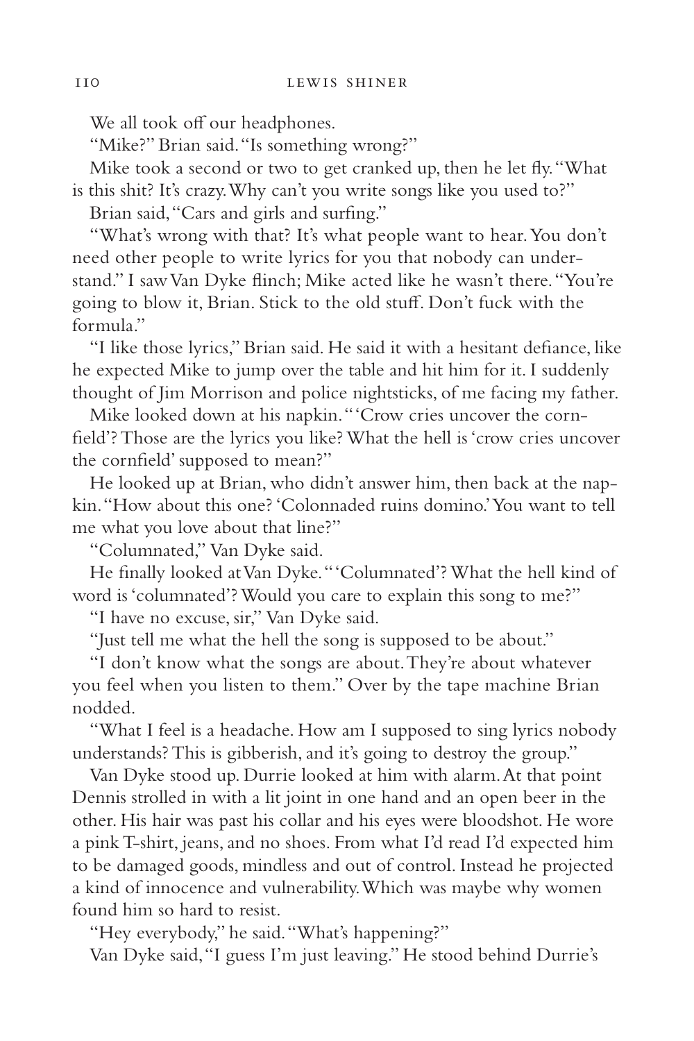We all took off our headphones.

"Mike?" Brian said. "Is something wrong?"

Mike took a second or two to get cranked up, then he let fly. "What is this shit? It's crazy. Why can't you write songs like you used to?"

Brian said, "Cars and girls and surfing."

"What's wrong with that? It's what people want to hear. You don't need other people to write lyrics for you that nobody can understand." I saw Van Dyke flinch; Mike acted like he wasn't there. "You're going to blow it, Brian. Stick to the old stuff. Don't fuck with the formula."

"I like those lyrics," Brian said. He said it with a hesitant defiance, like he expected Mike to jump over the table and hit him for it. I suddenly thought of Jim Morrison and police nightsticks, of me facing my father.

Mike looked down at his napkin. "'Crow cries uncover the cornfield'? Those are the lyrics you like? What the hell is 'crow cries uncover the cornfield' supposed to mean?"

He looked up at Brian, who didn't answer him, then back at the napkin. "How about this one? 'Colonnaded ruins domino.' You want to tell me what you love about that line?"

"Columnated," Van Dyke said.

He finally looked at Van Dyke. "'Columnated'? What the hell kind of word is 'columnated'? Would you care to explain this song to me?"

"I have no excuse, sir," Van Dyke said.

"Just tell me what the hell the song is supposed to be about."

"I don't know what the songs are about. They're about whatever you feel when you listen to them." Over by the tape machine Brian nodded.

"What I feel is a headache. How am I supposed to sing lyrics nobody understands? This is gibberish, and it's going to destroy the group."

Van Dyke stood up. Durrie looked at him with alarm. At that point Dennis strolled in with a lit joint in one hand and an open beer in the other. His hair was past his collar and his eyes were bloodshot. He wore a pink T-shirt, jeans, and no shoes. From what I'd read I'd expected him to be damaged goods, mindless and out of control. Instead he projected a kind of innocence and vulnerability. Which was maybe why women found him so hard to resist.

"Hey everybody," he said. "What's happening?"

Van Dyke said, "I guess I'm just leaving." He stood behind Durrie's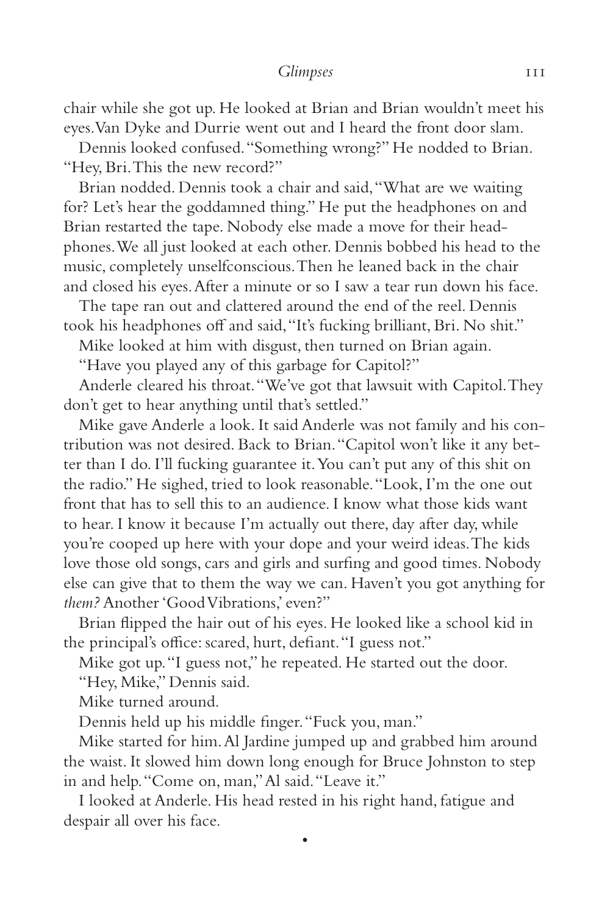chair while she got up. He looked at Brian and Brian wouldn't meet his eyes. Van Dyke and Durrie went out and I heard the front door slam.

Dennis looked confused. "Something wrong?" He nodded to Brian. "Hey, Bri. This the new record?"

Brian nodded. Dennis took a chair and said, "What are we waiting for? Let's hear the goddamned thing." He put the headphones on and Brian restarted the tape. Nobody else made a move for their headphones. We all just looked at each other. Dennis bobbed his head to the music, completely unselfconscious. Then he leaned back in the chair and closed his eyes. After a minute or so I saw a tear run down his face.

The tape ran out and clattered around the end of the reel. Dennis took his headphones off and said, "It's fucking brilliant, Bri. No shit."

Mike looked at him with disgust, then turned on Brian again.

"Have you played any of this garbage for Capitol?"

Anderle cleared his throat. "We've got that lawsuit with Capitol. They don't get to hear anything until that's settled."

Mike gave Anderle a look. It said Anderle was not family and his contribution was not desired. Back to Brian. "Capitol won't like it any better than I do. I'll fucking guarantee it. You can't put any of this shit on the radio." He sighed, tried to look reasonable. "Look, I'm the one out front that has to sell this to an audience. I know what those kids want to hear. I know it because I'm actually out there, day after day, while you're cooped up here with your dope and your weird ideas. The kids love those old songs, cars and girls and surfing and good times. Nobody else can give that to them the way we can. Haven't you got anything for *them?* Another 'Good Vibrations,' even?"

Brian flipped the hair out of his eyes. He looked like a school kid in the principal's office: scared, hurt, defiant. "I guess not."

Mike got up. "I guess not," he repeated. He started out the door.

"Hey, Mike," Dennis said.

Mike turned around.

Dennis held up his middle finger. "Fuck you, man."

Mike started for him. Al Jardine jumped up and grabbed him around the waist. It slowed him down long enough for Bruce Johnston to step in and help. "Come on, man," Al said. "Leave it."

I looked at Anderle. His head rested in his right hand, fatigue and despair all over his face.

•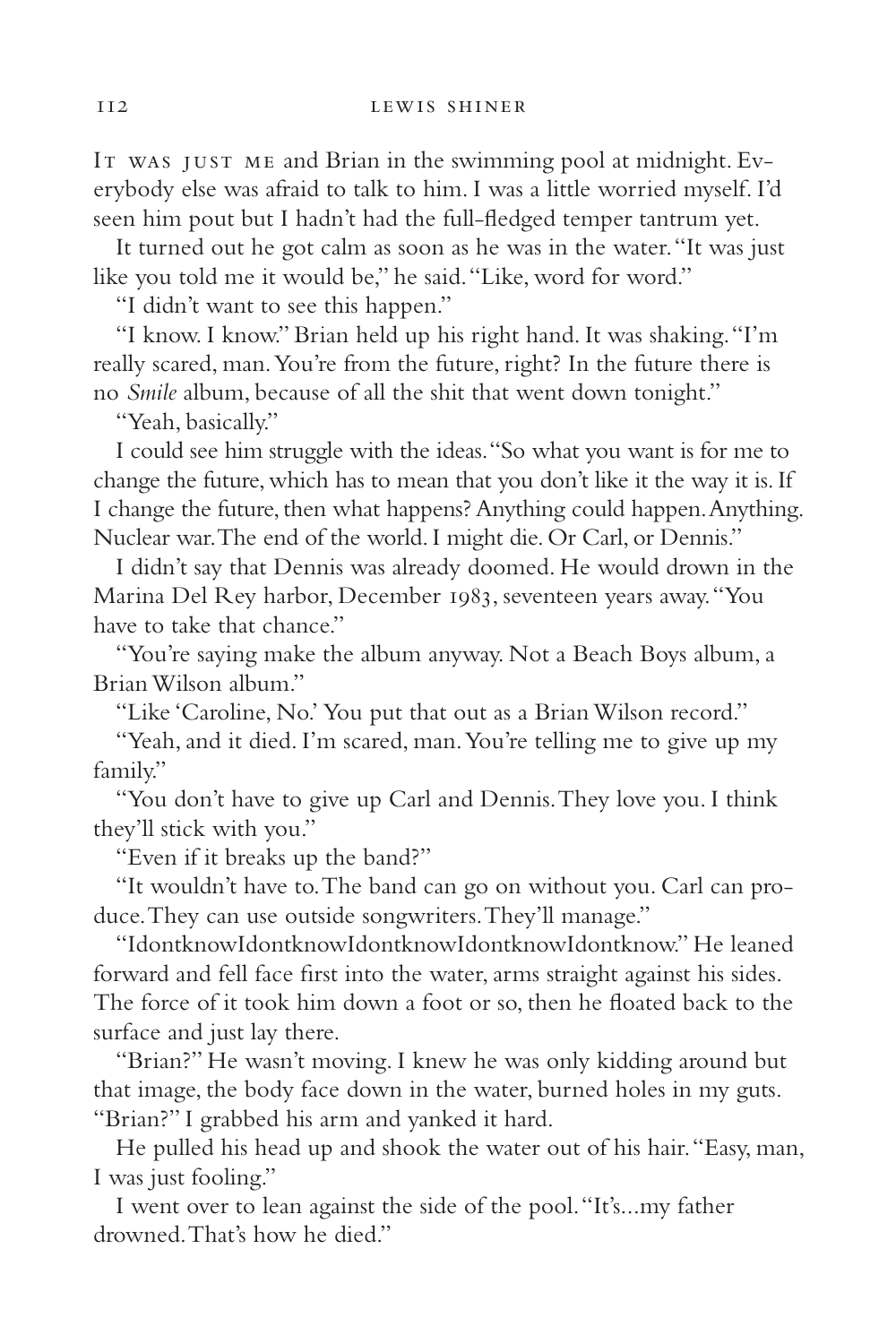IT WAS JUST ME and Brian in the swimming pool at midnight. Everybody else was afraid to talk to him. I was a little worried myself. I'd seen him pout but I hadn't had the full-fledged temper tantrum yet.

It turned out he got calm as soon as he was in the water. "It was just like you told me it would be," he said. "Like, word for word."

"I didn't want to see this happen."

"I know. I know." Brian held up his right hand. It was shaking. "I'm really scared, man. You're from the future, right? In the future there is no *Smile* album, because of all the shit that went down tonight."

"Yeah, basically."

I could see him struggle with the ideas. "So what you want is for me to change the future, which has to mean that you don't like it the way it is. If I change the future, then what happens? Anything could happen. Anything. Nuclear war. The end of the world. I might die. Or Carl, or Dennis."

I didn't say that Dennis was already doomed. He would drown in the Marina Del Rey harbor, December 1983, seventeen years away. "You have to take that chance."

"You're saying make the album anyway. Not a Beach Boys album, a Brian Wilson album."

"Like 'Caroline, No.' You put that out as a Brian Wilson record."

"Yeah, and it died. I'm scared, man. You're telling me to give up my family."

"You don't have to give up Carl and Dennis. They love you. I think they'll stick with you."

"Even if it breaks up the band?"

"It wouldn't have to. The band can go on without you. Carl can produce. They can use outside songwriters. They'll manage."

"IdontknowIdontknowIdontknowIdontknowIdontknow." He leaned forward and fell face first into the water, arms straight against his sides. The force of it took him down a foot or so, then he floated back to the surface and just lay there.

"Brian?" He wasn't moving. I knew he was only kidding around but that image, the body face down in the water, burned holes in my guts. "Brian?" I grabbed his arm and yanked it hard.

He pulled his head up and shook the water out of his hair. "Easy, man, I was just fooling."

I went over to lean against the side of the pool. "It's...my father drowned. That's how he died."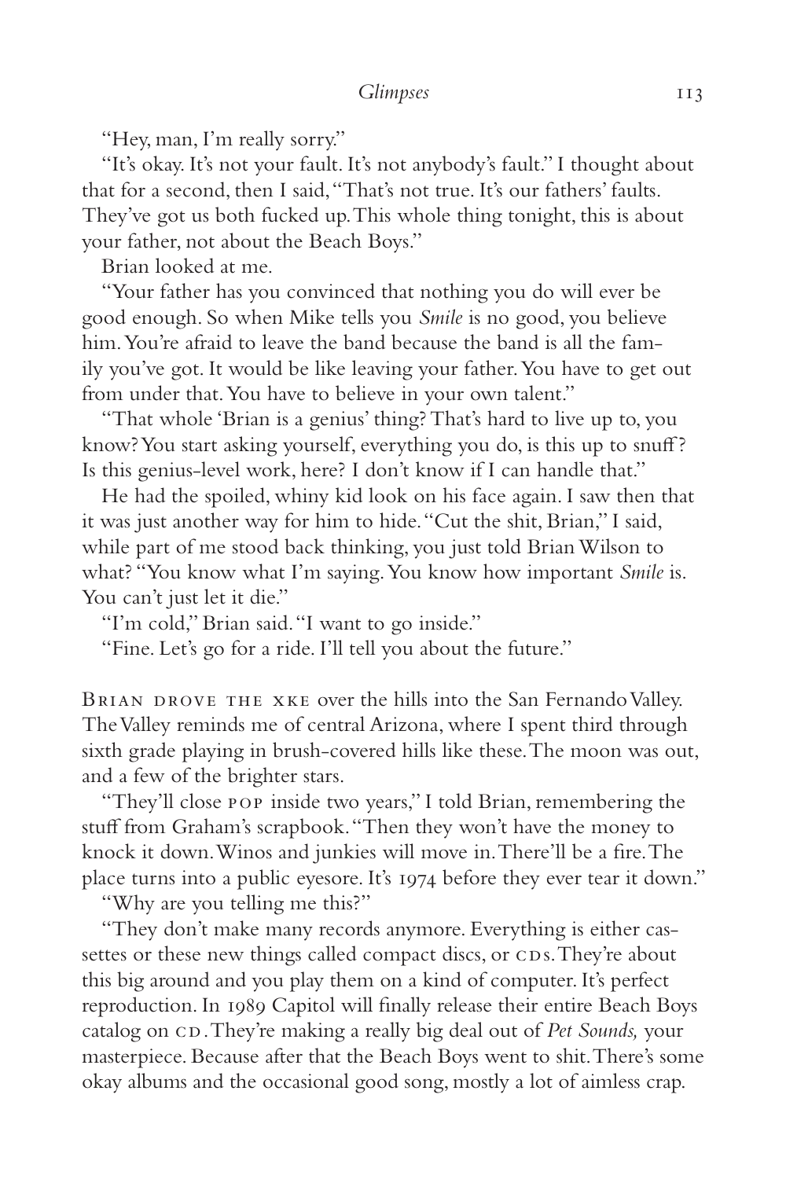"Hey, man, I'm really sorry."

"It's okay. It's not your fault. It's not anybody's fault." I thought about that for a second, then I said, "That's not true. It's our fathers' faults. They've got us both fucked up. This whole thing tonight, this is about your father, not about the Beach Boys."

Brian looked at me.

"Your father has you convinced that nothing you do will ever be good enough. So when Mike tells you *Smile* is no good, you believe him. You're afraid to leave the band because the band is all the family you've got. It would be like leaving your father. You have to get out from under that. You have to believe in your own talent."

"That whole 'Brian is a genius' thing? That's hard to live up to, you know? You start asking yourself, everything you do, is this up to snuff? Is this genius-level work, here? I don't know if I can handle that."

He had the spoiled, whiny kid look on his face again. I saw then that it was just another way for him to hide. "Cut the shit, Brian," I said, while part of me stood back thinking, you just told Brian Wilson to what? "You know what I'm saying. You know how important *Smile* is. You can't just let it die."

"I'm cold," Brian said. "I want to go inside."

"Fine. Let's go for a ride. I'll tell you about the future."

BRIAN DROVE THE XKE over the hills into the San Fernando Valley. The Valley reminds me of central Arizona, where I spent third through sixth grade playing in brush-covered hills like these. The moon was out, and a few of the brighter stars.

"They'll close POP inside two years," I told Brian, remembering the stuff from Graham's scrapbook. "Then they won't have the money to knock it down. Winos and junkies will move in. There'll be a fire. The place turns into a public eyesore. It's 1974 before they ever tear it down."

"Why are you telling me this?"

"They don't make many records anymore. Everything is either cassettes or these new things called compact discs, or CDs. They're about this big around and you play them on a kind of computer. It's perfect reproduction. In 1989 Capitol will finally release their entire Beach Boys catalog on CD. They're making a really big deal out of *Pet Sounds,* your masterpiece. Because after that the Beach Boys went to shit. There's some okay albums and the occasional good song, mostly a lot of aimless crap.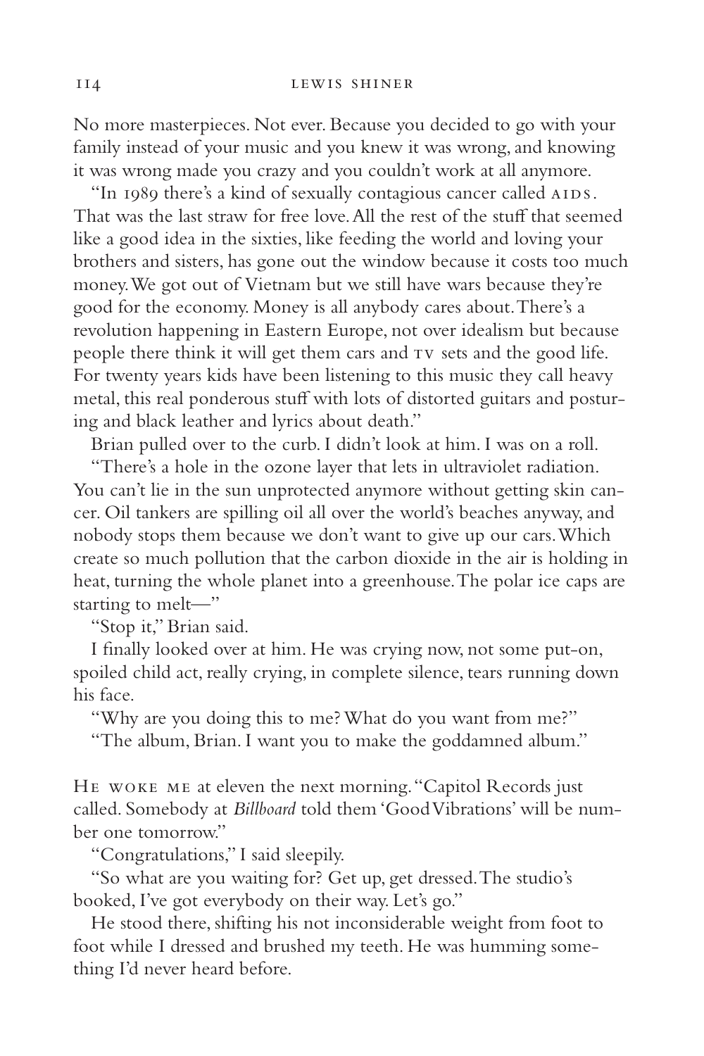No more masterpieces. Not ever. Because you decided to go with your family instead of your music and you knew it was wrong, and knowing it was wrong made you crazy and you couldn't work at all anymore.

"In 1989 there's a kind of sexually contagious cancer called AIDS. That was the last straw for free love. All the rest of the stuff that seemed like a good idea in the sixties, like feeding the world and loving your brothers and sisters, has gone out the window because it costs too much money. We got out of Vietnam but we still have wars because they're good for the economy. Money is all anybody cares about. There's a revolution happening in Eastern Europe, not over idealism but because people there think it will get them cars and TV sets and the good life. For twenty years kids have been listening to this music they call heavy metal, this real ponderous stuff with lots of distorted guitars and posturing and black leather and lyrics about death."

Brian pulled over to the curb. I didn't look at him. I was on a roll.

"There's a hole in the ozone layer that lets in ultraviolet radiation. You can't lie in the sun unprotected anymore without getting skin cancer. Oil tankers are spilling oil all over the world's beaches anyway, and nobody stops them because we don't want to give up our cars. Which create so much pollution that the carbon dioxide in the air is holding in heat, turning the whole planet into a greenhouse. The polar ice caps are starting to melt—"

"Stop it," Brian said.

I finally looked over at him. He was crying now, not some put-on, spoiled child act, really crying, in complete silence, tears running down his face.

"Why are you doing this to me? What do you want from me?"

"The album, Brian. I want you to make the goddamned album."

He woke me at eleven the next morning. "Capitol Records just called. Somebody at *Billboard* told them 'Good Vibrations' will be number one tomorrow."

"Congratulations," I said sleepily.

"So what are you waiting for? Get up, get dressed. The studio's booked, I've got everybody on their way. Let's go."

He stood there, shifting his not inconsiderable weight from foot to foot while I dressed and brushed my teeth. He was humming something I'd never heard before.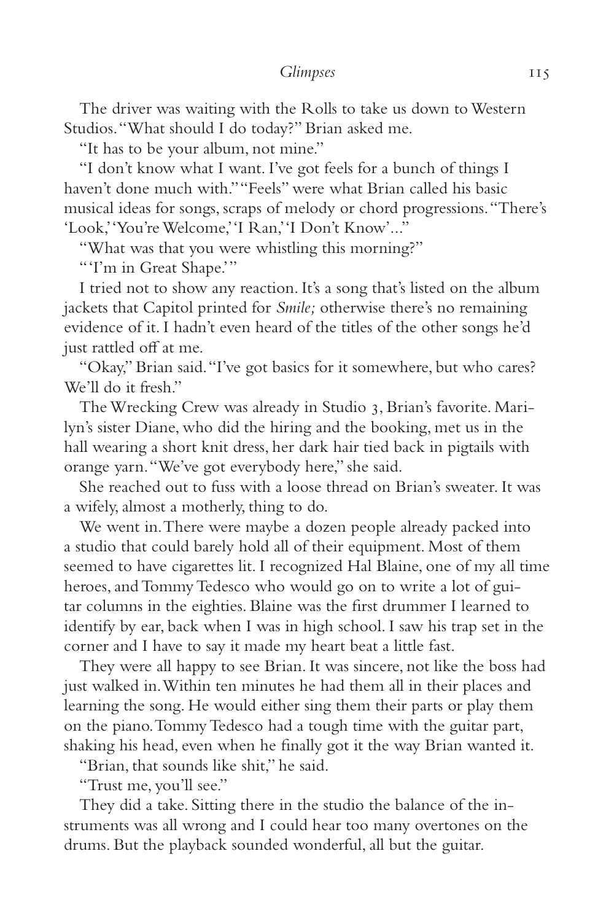The driver was waiting with the Rolls to take us down to Western Studios. "What should I do today?" Brian asked me.

"It has to be your album, not mine."

"I don't know what I want. I've got feels for a bunch of things I haven't done much with." "Feels" were what Brian called his basic musical ideas for songs, scraps of melody or chord progressions. "There's 'Look,' 'You're Welcome,' 'I Ran,' 'I Don't Know'..."

"What was that you were whistling this morning?"

"'I'm in Great Shape.'"

I tried not to show any reaction. It's a song that's listed on the album jackets that Capitol printed for *Smile;* otherwise there's no remaining evidence of it. I hadn't even heard of the titles of the other songs he'd just rattled off at me.

"Okay," Brian said. "I've got basics for it somewhere, but who cares? We'll do it fresh."

The Wrecking Crew was already in Studio 3, Brian's favorite. Marilyn's sister Diane, who did the hiring and the booking, met us in the hall wearing a short knit dress, her dark hair tied back in pigtails with orange yarn. "We've got everybody here," she said.

She reached out to fuss with a loose thread on Brian's sweater. It was a wifely, almost a motherly, thing to do.

We went in. There were maybe a dozen people already packed into a studio that could barely hold all of their equipment. Most of them seemed to have cigarettes lit. I recognized Hal Blaine, one of my all time heroes, and Tommy Tedesco who would go on to write a lot of guitar columns in the eighties. Blaine was the first drummer I learned to identify by ear, back when I was in high school. I saw his trap set in the corner and I have to say it made my heart beat a little fast.

They were all happy to see Brian. It was sincere, not like the boss had just walked in. Within ten minutes he had them all in their places and learning the song. He would either sing them their parts or play them on the piano. Tommy Tedesco had a tough time with the guitar part, shaking his head, even when he finally got it the way Brian wanted it.

"Brian, that sounds like shit," he said.

"Trust me, you'll see."

They did a take. Sitting there in the studio the balance of the instruments was all wrong and I could hear too many overtones on the drums. But the playback sounded wonderful, all but the guitar.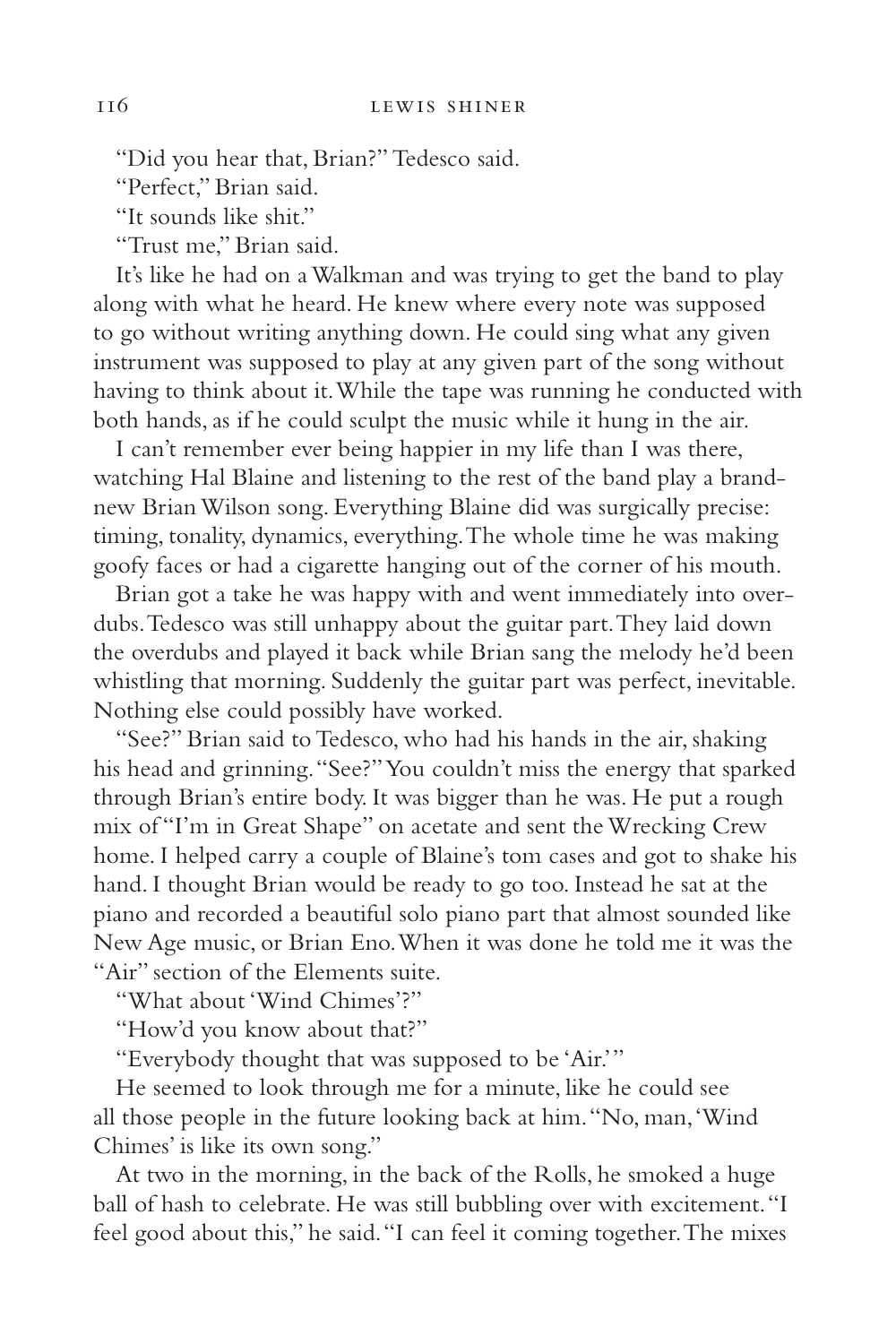"Did you hear that, Brian?" Tedesco said.

"Perfect," Brian said.

"It sounds like shit."

"Trust me," Brian said.

It's like he had on a Walkman and was trying to get the band to play along with what he heard. He knew where every note was supposed to go without writing anything down. He could sing what any given instrument was supposed to play at any given part of the song without having to think about it. While the tape was running he conducted with both hands, as if he could sculpt the music while it hung in the air.

I can't remember ever being happier in my life than I was there, watching Hal Blaine and listening to the rest of the band play a brand-new Brian Wilson song. Everything Blaine did was surgically precise: timing, tonality, dynamics, everything. The whole time he was making goofy faces or had a cigarette hanging out of the corner of his mouth.

Brian got a take he was happy with and went immediately into overdubs. Tedesco was still unhappy about the guitar part. They laid down the overdubs and played it back while Brian sang the melody he'd been whistling that morning. Suddenly the guitar part was perfect, inevitable. Nothing else could possibly have worked.

"See?" Brian said to Tedesco, who had his hands in the air, shaking his head and grinning. "See?" You couldn't miss the energy that sparked through Brian's entire body. It was bigger than he was. He put a rough mix of "I'm in Great Shape" on acetate and sent the Wrecking Crew home. I helped carry a couple of Blaine's tom cases and got to shake his hand. I thought Brian would be ready to go too. Instead he sat at the piano and recorded a beautiful solo piano part that almost sounded like New Age music, or Brian Eno. When it was done he told me it was the "Air" section of the Elements suite.

"What about 'Wind Chimes'?"

"How'd you know about that?"

"Everybody thought that was supposed to be 'Air.'"

He seemed to look through me for a minute, like he could see all those people in the future looking back at him. "No, man, 'Wind Chimes' is like its own song."

At two in the morning, in the back of the Rolls, he smoked a huge ball of hash to celebrate. He was still bubbling over with excitement. "I feel good about this," he said. "I can feel it coming together. The mixes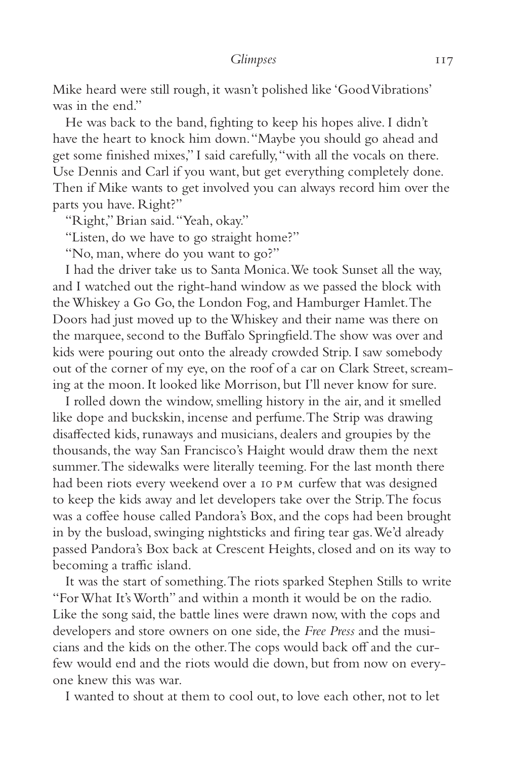Mike heard were still rough, it wasn't polished like 'Good Vibrations' was in the end."

He was back to the band, fighting to keep his hopes alive. I didn't have the heart to knock him down. "Maybe you should go ahead and get some finished mixes," I said carefully, "with all the vocals on there. Use Dennis and Carl if you want, but get everything completely done. Then if Mike wants to get involved you can always record him over the parts you have. Right?"

"Right," Brian said. "Yeah, okay."

"Listen, do we have to go straight home?"

"No, man, where do you want to go?"

I had the driver take us to Santa Monica. We took Sunset all the way, and I watched out the right-hand window as we passed the block with the Whiskey a Go Go, the London Fog, and Hamburger Hamlet. The Doors had just moved up to the Whiskey and their name was there on the marquee, second to the Buffalo Springfield. The show was over and kids were pouring out onto the already crowded Strip. I saw somebody out of the corner of my eye, on the roof of a car on Clark Street, screaming at the moon. It looked like Morrison, but I'll never know for sure.

I rolled down the window, smelling history in the air, and it smelled like dope and buckskin, incense and perfume. The Strip was drawing disaffected kids, runaways and musicians, dealers and groupies by the thousands, the way San Francisco's Haight would draw them the next summer. The sidewalks were literally teeming. For the last month there had been riots every weekend over a 10 PM curfew that was designed to keep the kids away and let developers take over the Strip. The focus was a coffee house called Pandora's Box, and the cops had been brought in by the busload, swinging nightsticks and firing tear gas. We'd already passed Pandora's Box back at Crescent Heights, closed and on its way to becoming a traffic island.

It was the start of something. The riots sparked Stephen Stills to write "For What It's Worth" and within a month it would be on the radio. Like the song said, the battle lines were drawn now, with the cops and developers and store owners on one side, the *Free Press* and the musicians and the kids on the other. The cops would back off and the curfew would end and the riots would die down, but from now on everyone knew this was war.

I wanted to shout at them to cool out, to love each other, not to let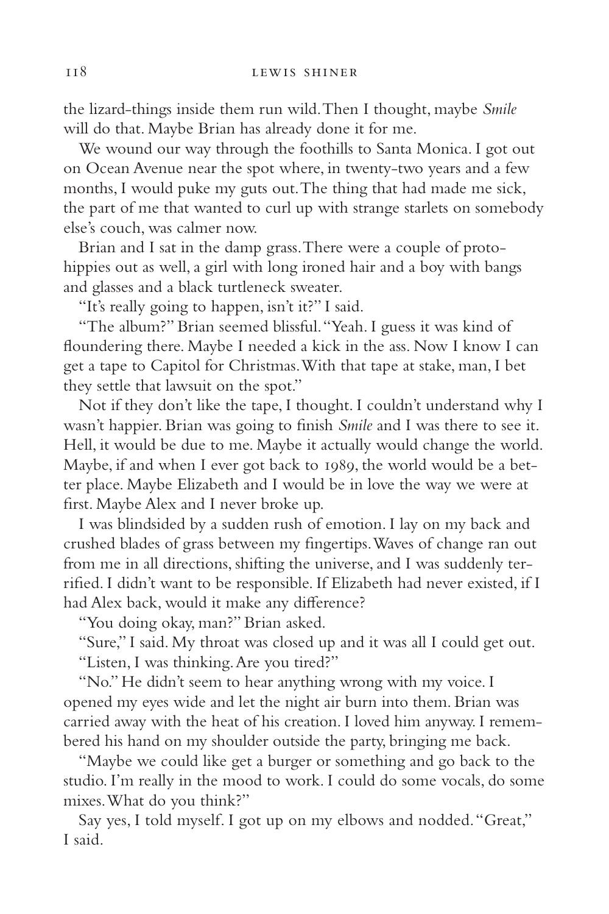the lizard-things inside them run wild. Then I thought, maybe *Smile* will do that. Maybe Brian has already done it for me.

We wound our way through the foothills to Santa Monica. I got out on Ocean Avenue near the spot where, in twenty-two years and a few months, I would puke my guts out. The thing that had made me sick, the part of me that wanted to curl up with strange starlets on somebody else's couch, was calmer now.

Brian and I sat in the damp grass. There were a couple of proto-hippies out as well, a girl with long ironed hair and a boy with bangs and glasses and a black turtleneck sweater.

"It's really going to happen, isn't it?" I said.

"The album?" Brian seemed blissful. "Yeah. I guess it was kind of floundering there. Maybe I needed a kick in the ass. Now I know I can get a tape to Capitol for Christmas. With that tape at stake, man, I bet they settle that lawsuit on the spot."

Not if they don't like the tape, I thought. I couldn't understand why I wasn't happier. Brian was going to finish *Smile* and I was there to see it. Hell, it would be due to me. Maybe it actually would change the world. Maybe, if and when I ever got back to 1989, the world would be a better place. Maybe Elizabeth and I would be in love the way we were at first. Maybe Alex and I never broke up.

I was blindsided by a sudden rush of emotion. I lay on my back and crushed blades of grass between my fingertips. Waves of change ran out from me in all directions, shifting the universe, and I was suddenly terrified. I didn't want to be responsible. If Elizabeth had never existed, if I had Alex back, would it make any difference?

"You doing okay, man?" Brian asked.

"Sure," I said. My throat was closed up and it was all I could get out. "Listen, I was thinking. Are you tired?"

"No." He didn't seem to hear anything wrong with my voice. I opened my eyes wide and let the night air burn into them. Brian was carried away with the heat of his creation. I loved him anyway. I remembered his hand on my shoulder outside the party, bringing me back.

"Maybe we could like get a burger or something and go back to the studio. I'm really in the mood to work. I could do some vocals, do some mixes. What do you think?"

Say yes, I told myself. I got up on my elbows and nodded. "Great," I said.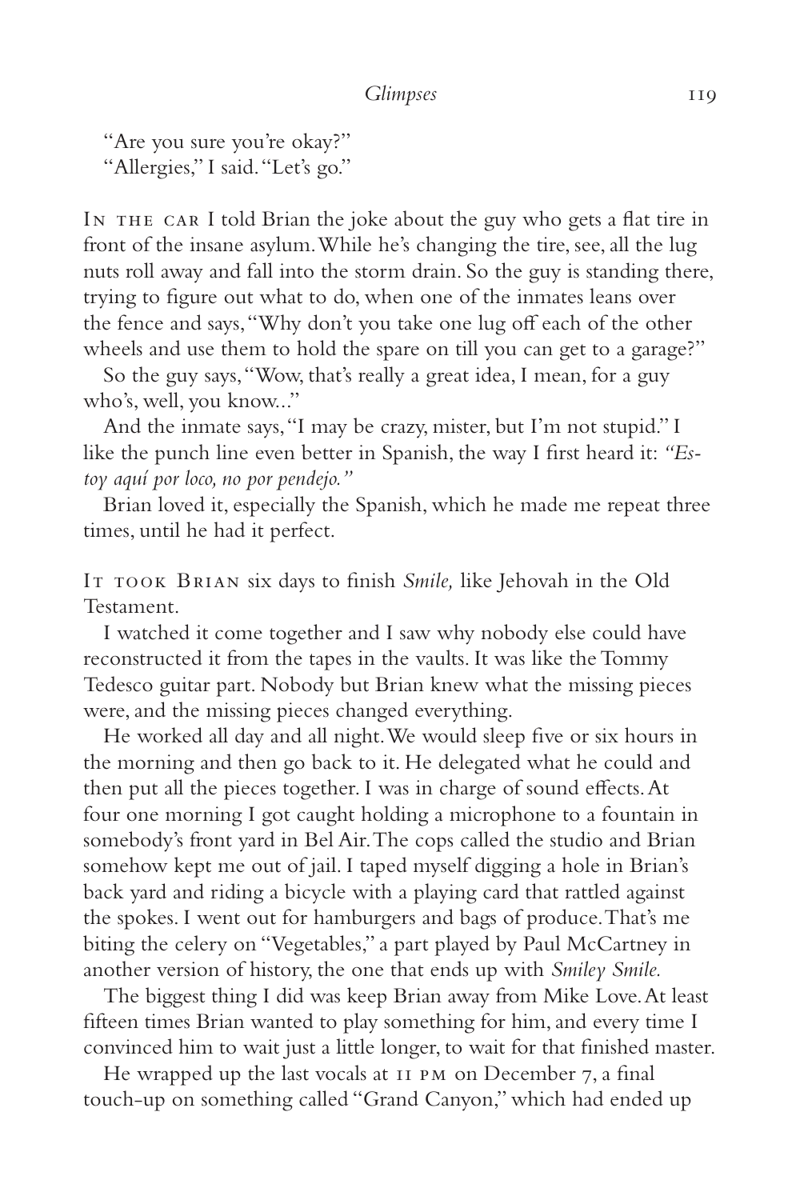"Are you sure you're okay?"
"Allergies," I said. "Let's go."

In the car I told Brian the joke about the guy who gets a flat tire in front of the insane asylum. While he's changing the tire, see, all the lug nuts roll away and fall into the storm drain. So the guy is standing there, trying to figure out what to do, when one of the inmates leans over the fence and says, "Why don't you take one lug off each of the other wheels and use them to hold the spare on till you can get to a garage?"

So the guy says, "Wow, that's really a great idea, I mean, for a guy who's, well, you know..."

And the inmate says, "I may be crazy, mister, but I'm not stupid." I like the punch line even better in Spanish, the way I first heard it: *"Estoy aquí por loco, no por pendejo."*

Brian loved it, especially the Spanish, which he made me repeat three times, until he had it perfect.

It took Brian six days to finish *Smile,* like Jehovah in the Old Testament.

I watched it come together and I saw why nobody else could have reconstructed it from the tapes in the vaults. It was like the Tommy Tedesco guitar part. Nobody but Brian knew what the missing pieces were, and the missing pieces changed everything.

He worked all day and all night. We would sleep five or six hours in the morning and then go back to it. He delegated what he could and then put all the pieces together. I was in charge of sound effects. At four one morning I got caught holding a microphone to a fountain in somebody's front yard in Bel Air. The cops called the studio and Brian somehow kept me out of jail. I taped myself digging a hole in Brian's back yard and riding a bicycle with a playing card that rattled against the spokes. I went out for hamburgers and bags of produce. That's me biting the celery on "Vegetables," a part played by Paul McCartney in another version of history, the one that ends up with *Smiley Smile.*

The biggest thing I did was keep Brian away from Mike Love. At least fifteen times Brian wanted to play something for him, and every time I convinced him to wait just a little longer, to wait for that finished master.

He wrapped up the last vocals at 11 PM on December 7, a final touch-up on something called "Grand Canyon," which had ended up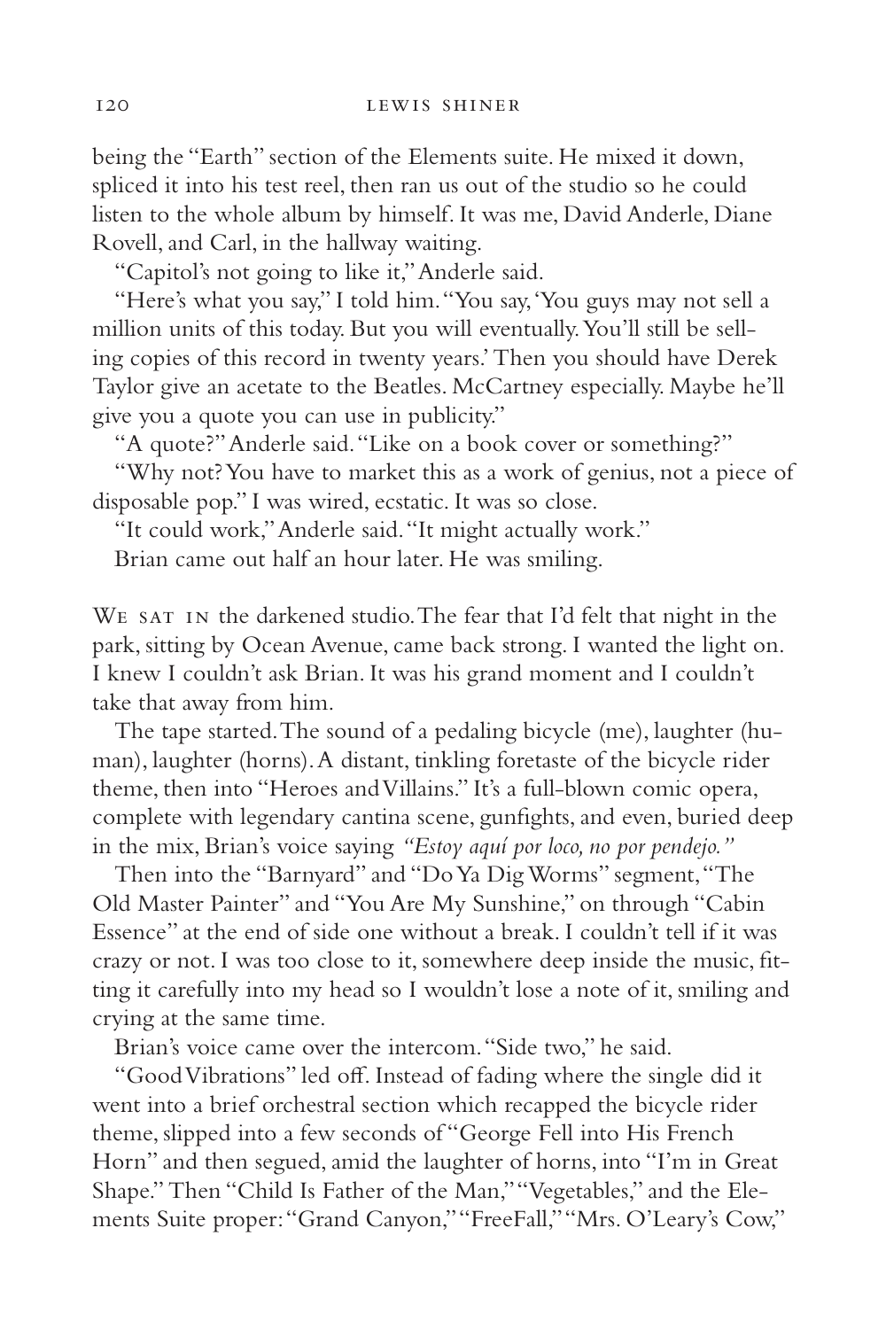being the "Earth" section of the Elements suite. He mixed it down, spliced it into his test reel, then ran us out of the studio so he could listen to the whole album by himself. It was me, David Anderle, Diane Rovell, and Carl, in the hallway waiting.

"Capitol's not going to like it," Anderle said.

"Here's what you say," I told him. "You say, 'You guys may not sell a million units of this today. But you will eventually. You'll still be selling copies of this record in twenty years.' Then you should have Derek Taylor give an acetate to the Beatles. McCartney especially. Maybe he'll give you a quote you can use in publicity."

"A quote?" Anderle said. "Like on a book cover or something?"

"Why not? You have to market this as a work of genius, not a piece of disposable pop." I was wired, ecstatic. It was so close.

"It could work," Anderle said. "It might actually work."

Brian came out half an hour later. He was smiling.

We sat in the darkened studio. The fear that I'd felt that night in the park, sitting by Ocean Avenue, came back strong. I wanted the light on. I knew I couldn't ask Brian. It was his grand moment and I couldn't take that away from him.

The tape started. The sound of a pedaling bicycle (me), laughter (human), laughter (horns). A distant, tinkling foretaste of the bicycle rider theme, then into "Heroes and Villains." It's a full-blown comic opera, complete with legendary cantina scene, gunfights, and even, buried deep in the mix, Brian's voice saying *"Estoy aquí por loco, no por pendejo."*

Then into the "Barnyard" and "Do Ya Dig Worms" segment, "The Old Master Painter" and "You Are My Sunshine," on through "Cabin Essence" at the end of side one without a break. I couldn't tell if it was crazy or not. I was too close to it, somewhere deep inside the music, fitting it carefully into my head so I wouldn't lose a note of it, smiling and crying at the same time.

Brian's voice came over the intercom. "Side two," he said.

"Good Vibrations" led off. Instead of fading where the single did it went into a brief orchestral section which recapped the bicycle rider theme, slipped into a few seconds of "George Fell into His French Horn" and then segued, amid the laughter of horns, into "I'm in Great Shape." Then "Child Is Father of the Man," "Vegetables," and the Elements Suite proper: "Grand Canyon," "FreeFall," "Mrs. O'Leary's Cow,"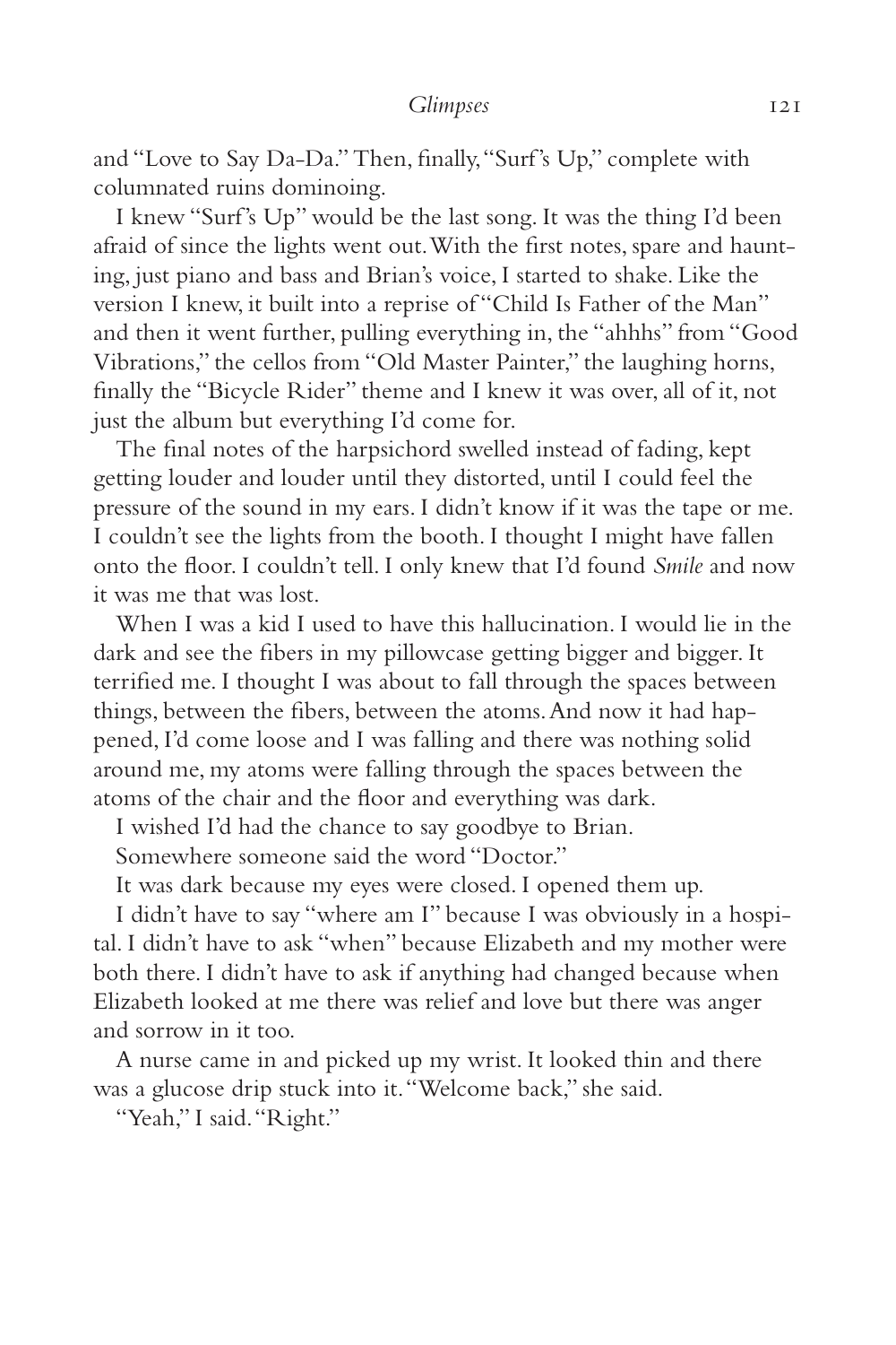and "Love to Say Da-Da." Then, finally, "Surf's Up," complete with columnated ruins dominoing.

I knew "Surf's Up" would be the last song. It was the thing I'd been afraid of since the lights went out. With the first notes, spare and haunting, just piano and bass and Brian's voice, I started to shake. Like the version I knew, it built into a reprise of "Child Is Father of the Man" and then it went further, pulling everything in, the "ahhhs" from "Good Vibrations," the cellos from "Old Master Painter," the laughing horns, finally the "Bicycle Rider" theme and I knew it was over, all of it, not just the album but everything I'd come for.

The final notes of the harpsichord swelled instead of fading, kept getting louder and louder until they distorted, until I could feel the pressure of the sound in my ears. I didn't know if it was the tape or me. I couldn't see the lights from the booth. I thought I might have fallen onto the floor. I couldn't tell. I only knew that I'd found *Smile* and now it was me that was lost.

When I was a kid I used to have this hallucination. I would lie in the dark and see the fibers in my pillowcase getting bigger and bigger. It terrified me. I thought I was about to fall through the spaces between things, between the fibers, between the atoms. And now it had happened, I'd come loose and I was falling and there was nothing solid around me, my atoms were falling through the spaces between the atoms of the chair and the floor and everything was dark.

I wished I'd had the chance to say goodbye to Brian.

Somewhere someone said the word "Doctor."

It was dark because my eyes were closed. I opened them up.

I didn't have to say "where am I" because I was obviously in a hospital. I didn't have to ask "when" because Elizabeth and my mother were both there. I didn't have to ask if anything had changed because when Elizabeth looked at me there was relief and love but there was anger and sorrow in it too.

A nurse came in and picked up my wrist. It looked thin and there was a glucose drip stuck into it. "Welcome back," she said.

"Yeah," I said. "Right."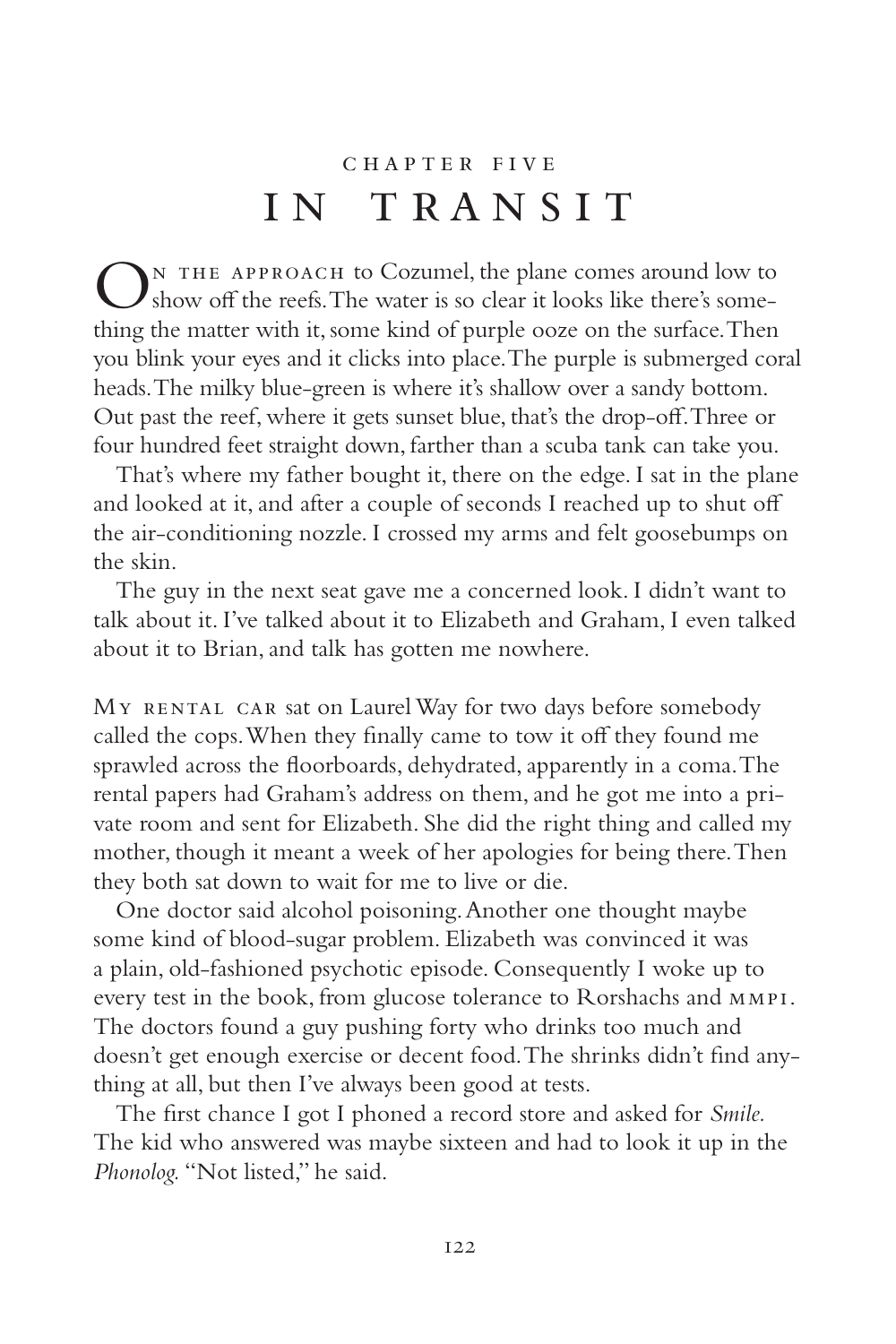# CHAPTER FIVE
# IN TRANSIT

ON THE APPROACH to Cozumel, the plane comes around low to show off the reefs. The water is so clear it looks like there's something the matter with it, some kind of purple ooze on the surface. Then you blink your eyes and it clicks into place. The purple is submerged coral heads. The milky blue-green is where it's shallow over a sandy bottom. Out past the reef, where it gets sunset blue, that's the drop-off. Three or four hundred feet straight down, farther than a scuba tank can take you.

That's where my father bought it, there on the edge. I sat in the plane and looked at it, and after a couple of seconds I reached up to shut off the air-conditioning nozzle. I crossed my arms and felt goosebumps on the skin.

The guy in the next seat gave me a concerned look. I didn't want to talk about it. I've talked about it to Elizabeth and Graham, I even talked about it to Brian, and talk has gotten me nowhere.

MY RENTAL CAR sat on Laurel Way for two days before somebody called the cops. When they finally came to tow it off they found me sprawled across the floorboards, dehydrated, apparently in a coma. The rental papers had Graham's address on them, and he got me into a private room and sent for Elizabeth. She did the right thing and called my mother, though it meant a week of her apologies for being there. Then they both sat down to wait for me to live or die.

One doctor said alcohol poisoning. Another one thought maybe some kind of blood-sugar problem. Elizabeth was convinced it was a plain, old-fashioned psychotic episode. Consequently I woke up to every test in the book, from glucose tolerance to Rorschachs and MMPI. The doctors found a guy pushing forty who drinks too much and doesn't get enough exercise or decent food. The shrinks didn't find anything at all, but then I've always been good at tests.

The first chance I got I phoned a record store and asked for *Smile.* The kid who answered was maybe sixteen and had to look it up in the *Phonolog.* "Not listed," he said.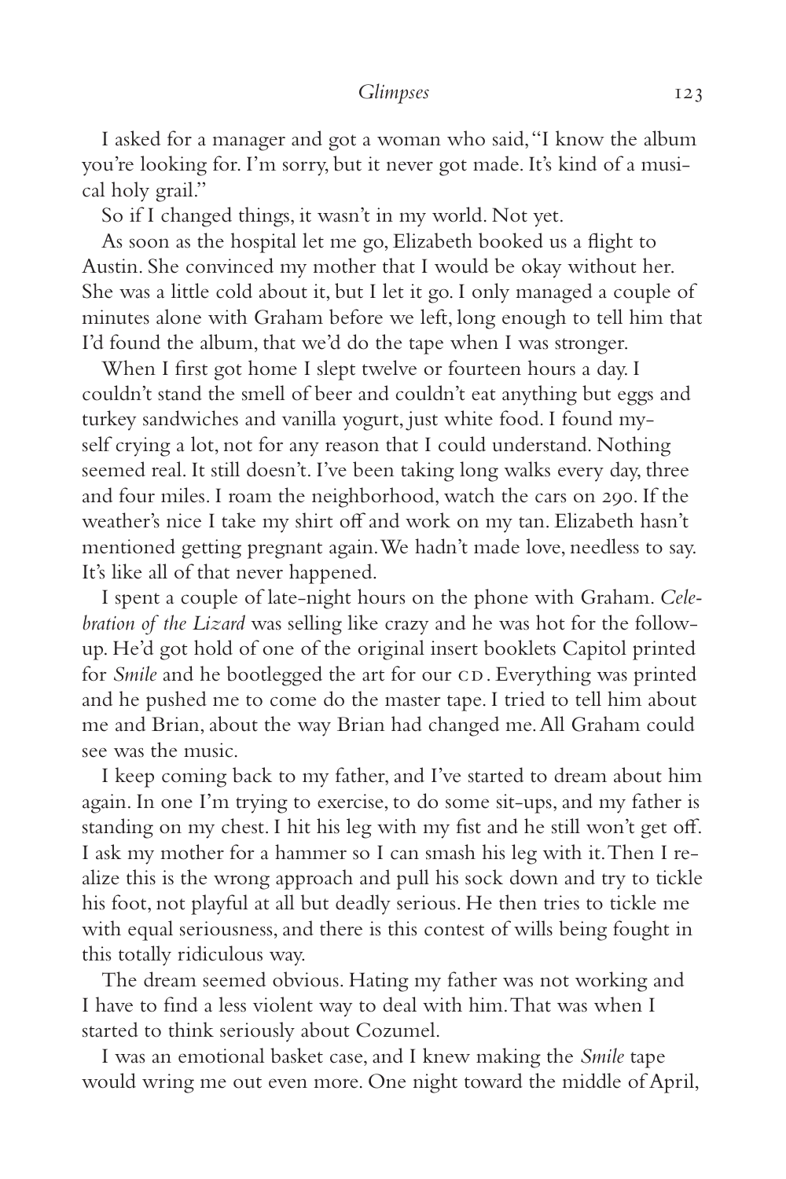I asked for a manager and got a woman who said, "I know the album you're looking for. I'm sorry, but it never got made. It's kind of a musical holy grail."

So if I changed things, it wasn't in my world. Not yet.

As soon as the hospital let me go, Elizabeth booked us a flight to Austin. She convinced my mother that I would be okay without her. She was a little cold about it, but I let it go. I only managed a couple of minutes alone with Graham before we left, long enough to tell him that I'd found the album, that we'd do the tape when I was stronger.

When I first got home I slept twelve or fourteen hours a day. I couldn't stand the smell of beer and couldn't eat anything but eggs and turkey sandwiches and vanilla yogurt, just white food. I found myself crying a lot, not for any reason that I could understand. Nothing seemed real. It still doesn't. I've been taking long walks every day, three and four miles. I roam the neighborhood, watch the cars on 290. If the weather's nice I take my shirt off and work on my tan. Elizabeth hasn't mentioned getting pregnant again. We hadn't made love, needless to say. It's like all of that never happened.

I spent a couple of late-night hours on the phone with Graham. *Celebration of the Lizard* was selling like crazy and he was hot for the follow-up. He'd got hold of one of the original insert booklets Capitol printed for *Smile* and he bootlegged the art for our CD. Everything was printed and he pushed me to come do the master tape. I tried to tell him about me and Brian, about the way Brian had changed me. All Graham could see was the music.

I keep coming back to my father, and I've started to dream about him again. In one I'm trying to exercise, to do some sit-ups, and my father is standing on my chest. I hit his leg with my fist and he still won't get off. I ask my mother for a hammer so I can smash his leg with it. Then I realize this is the wrong approach and pull his sock down and try to tickle his foot, not playful at all but deadly serious. He then tries to tickle me with equal seriousness, and there is this contest of wills being fought in this totally ridiculous way.

The dream seemed obvious. Hating my father was not working and I have to find a less violent way to deal with him. That was when I started to think seriously about Cozumel.

I was an emotional basket case, and I knew making the *Smile* tape would wring me out even more. One night toward the middle of April,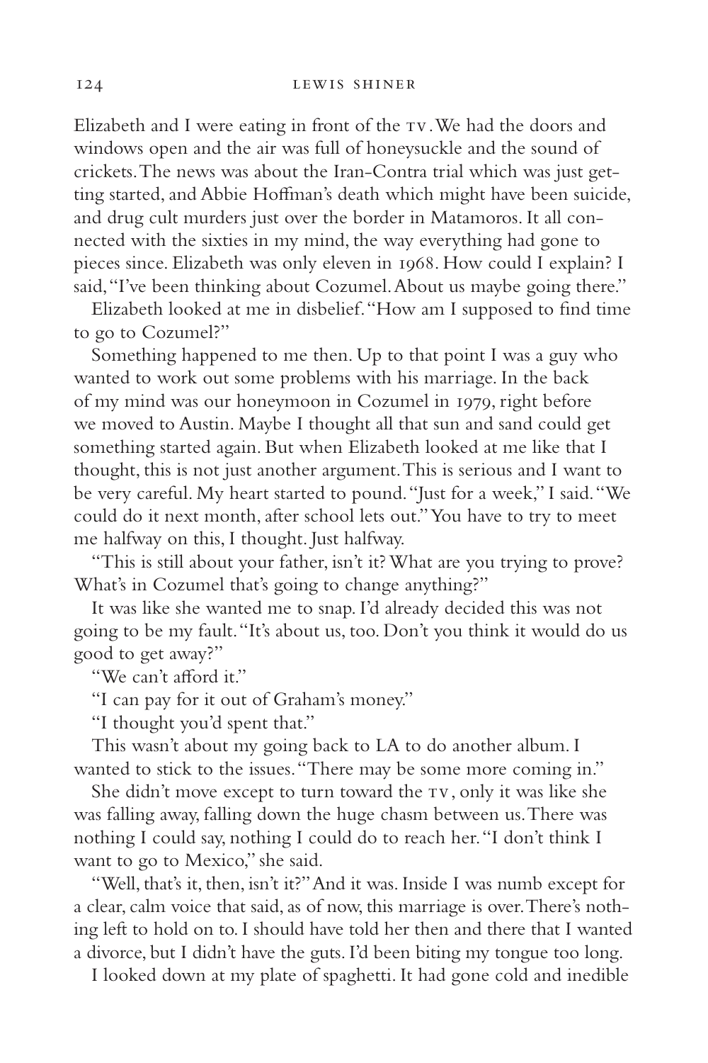Elizabeth and I were eating in front of the TV. We had the doors and windows open and the air was full of honeysuckle and the sound of crickets. The news was about the Iran-Contra trial which was just getting started, and Abbie Hoffman's death which might have been suicide, and drug cult murders just over the border in Matamoros. It all connected with the sixties in my mind, the way everything had gone to pieces since. Elizabeth was only eleven in 1968. How could I explain? I said, "I've been thinking about Cozumel. About us maybe going there."

Elizabeth looked at me in disbelief. "How am I supposed to find time to go to Cozumel?"

Something happened to me then. Up to that point I was a guy who wanted to work out some problems with his marriage. In the back of my mind was our honeymoon in Cozumel in 1979, right before we moved to Austin. Maybe I thought all that sun and sand could get something started again. But when Elizabeth looked at me like that I thought, this is not just another argument. This is serious and I want to be very careful. My heart started to pound. "Just for a week," I said. "We could do it next month, after school lets out." You have to try to meet me halfway on this, I thought. Just halfway.

"This is still about your father, isn't it? What are you trying to prove? What's in Cozumel that's going to change anything?"

It was like she wanted me to snap. I'd already decided this was not going to be my fault. "It's about us, too. Don't you think it would do us good to get away?"

"We can't afford it."

"I can pay for it out of Graham's money."

"I thought you'd spent that."

This wasn't about my going back to LA to do another album. I wanted to stick to the issues. "There may be some more coming in."

She didn't move except to turn toward the TV, only it was like she was falling away, falling down the huge chasm between us. There was nothing I could say, nothing I could do to reach her. "I don't think I want to go to Mexico," she said.

"Well, that's it, then, isn't it?" And it was. Inside I was numb except for a clear, calm voice that said, as of now, this marriage is over. There's nothing left to hold on to. I should have told her then and there that I wanted a divorce, but I didn't have the guts. I'd been biting my tongue too long.

I looked down at my plate of spaghetti. It had gone cold and inedible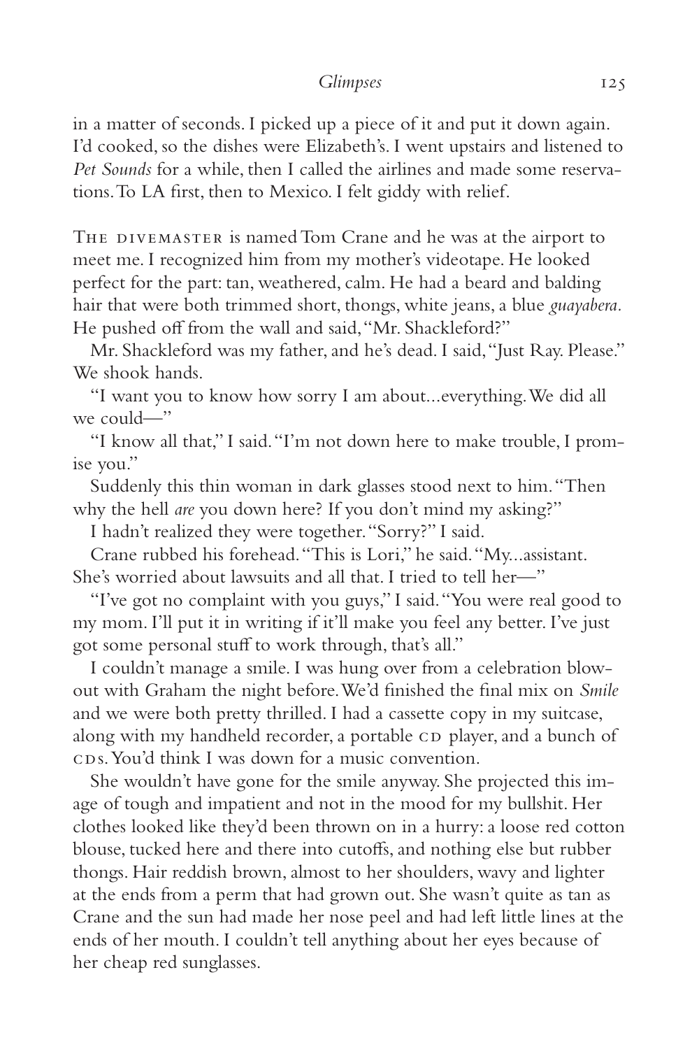in a matter of seconds. I picked up a piece of it and put it down again. I'd cooked, so the dishes were Elizabeth's. I went upstairs and listened to *Pet Sounds* for a while, then I called the airlines and made some reservations. To LA first, then to Mexico. I felt giddy with relief.

The divemaster is named Tom Crane and he was at the airport to meet me. I recognized him from my mother's videotape. He looked perfect for the part: tan, weathered, calm. He had a beard and balding hair that were both trimmed short, thongs, white jeans, a blue *guayabera.* He pushed off from the wall and said, "Mr. Shackleford?"

Mr. Shackleford was my father, and he's dead. I said, "Just Ray. Please." We shook hands.

"I want you to know how sorry I am about...everything. We did all we could—"

"I know all that," I said. "I'm not down here to make trouble, I promise you."

Suddenly this thin woman in dark glasses stood next to him. "Then why the hell *are* you down here? If you don't mind my asking?"

I hadn't realized they were together. "Sorry?" I said.

Crane rubbed his forehead. "This is Lori," he said. "My...assistant. She's worried about lawsuits and all that. I tried to tell her—"

"I've got no complaint with you guys," I said. "You were real good to my mom. I'll put it in writing if it'll make you feel any better. I've just got some personal stuff to work through, that's all."

I couldn't manage a smile. I was hung over from a celebration blowout with Graham the night before. We'd finished the final mix on *Smile* and we were both pretty thrilled. I had a cassette copy in my suitcase, along with my handheld recorder, a portable CD player, and a bunch of CDs. You'd think I was down for a music convention.

She wouldn't have gone for the smile anyway. She projected this image of tough and impatient and not in the mood for my bullshit. Her clothes looked like they'd been thrown on in a hurry: a loose red cotton blouse, tucked here and there into cutoffs, and nothing else but rubber thongs. Hair reddish brown, almost to her shoulders, wavy and lighter at the ends from a perm that had grown out. She wasn't quite as tan as Crane and the sun had made her nose peel and had left little lines at the ends of her mouth. I couldn't tell anything about her eyes because of her cheap red sunglasses.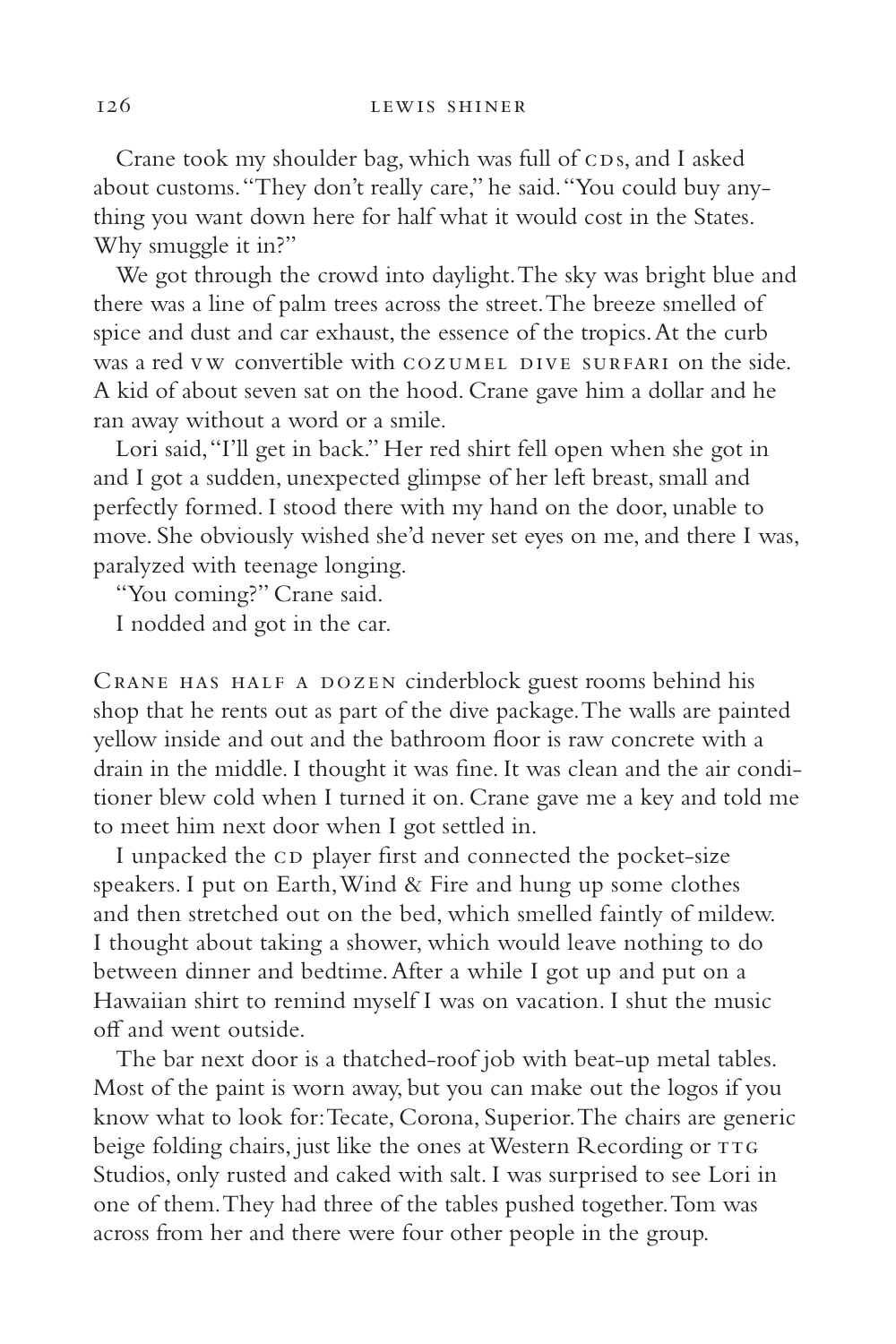Crane took my shoulder bag, which was full of CDs, and I asked about customs. "They don't really care," he said. "You could buy anything you want down here for half what it would cost in the States. Why smuggle it in?"

We got through the crowd into daylight. The sky was bright blue and there was a line of palm trees across the street. The breeze smelled of spice and dust and car exhaust, the essence of the tropics. At the curb was a red VW convertible with COZUMEL DIVE SURFARI on the side. A kid of about seven sat on the hood. Crane gave him a dollar and he ran away without a word or a smile.

Lori said, "I'll get in back." Her red shirt fell open when she got in and I got a sudden, unexpected glimpse of her left breast, small and perfectly formed. I stood there with my hand on the door, unable to move. She obviously wished she'd never set eyes on me, and there I was, paralyzed with teenage longing.

"You coming?" Crane said.

I nodded and got in the car.

CRANE HAS HALF A DOZEN cinderblock guest rooms behind his shop that he rents out as part of the dive package. The walls are painted yellow inside and out and the bathroom floor is raw concrete with a drain in the middle. I thought it was fine. It was clean and the air conditioner blew cold when I turned it on. Crane gave me a key and told me to meet him next door when I got settled in.

I unpacked the CD player first and connected the pocket-size speakers. I put on Earth, Wind & Fire and hung up some clothes and then stretched out on the bed, which smelled faintly of mildew. I thought about taking a shower, which would leave nothing to do between dinner and bedtime. After a while I got up and put on a Hawaiian shirt to remind myself I was on vacation. I shut the music off and went outside.

The bar next door is a thatched-roof job with beat-up metal tables. Most of the paint is worn away, but you can make out the logos if you know what to look for: Tecate, Corona, Superior. The chairs are generic beige folding chairs, just like the ones at Western Recording or TTG Studios, only rusted and caked with salt. I was surprised to see Lori in one of them. They had three of the tables pushed together. Tom was across from her and there were four other people in the group.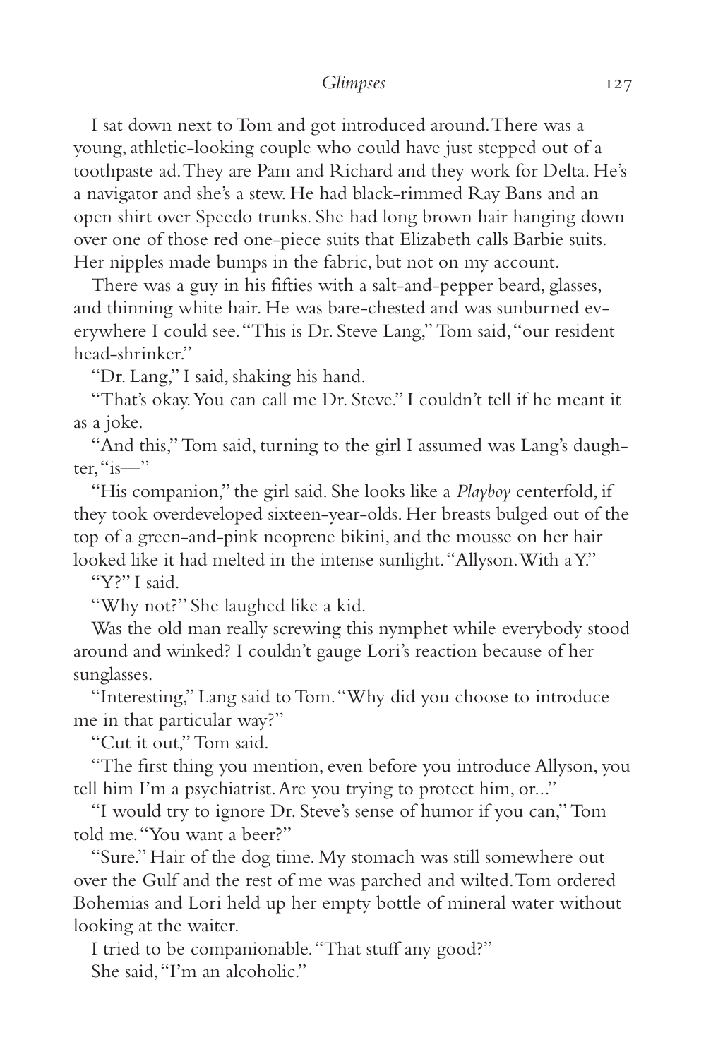I sat down next to Tom and got introduced around. There was a young, athletic-looking couple who could have just stepped out of a toothpaste ad. They are Pam and Richard and they work for Delta. He's a navigator and she's a stew. He had black-rimmed Ray Bans and an open shirt over Speedo trunks. She had long brown hair hanging down over one of those red one-piece suits that Elizabeth calls Barbie suits. Her nipples made bumps in the fabric, but not on my account.

There was a guy in his fifties with a salt-and-pepper beard, glasses, and thinning white hair. He was bare-chested and was sunburned everywhere I could see. "This is Dr. Steve Lang," Tom said, "our resident head-shrinker."

"Dr. Lang," I said, shaking his hand.

"That's okay. You can call me Dr. Steve." I couldn't tell if he meant it as a joke.

"And this," Tom said, turning to the girl I assumed was Lang's daughter, "is—"

"His companion," the girl said. She looks like a *Playboy* centerfold, if they took overdeveloped sixteen-year-olds. Her breasts bulged out of the top of a green-and-pink neoprene bikini, and the mousse on her hair looked like it had melted in the intense sunlight. "Allyson. With a Y."

"Y?" I said.

"Why not?" She laughed like a kid.

Was the old man really screwing this nymphet while everybody stood around and winked? I couldn't gauge Lori's reaction because of her sunglasses.

"Interesting," Lang said to Tom. "Why did you choose to introduce me in that particular way?"

"Cut it out," Tom said.

"The first thing you mention, even before you introduce Allyson, you tell him I'm a psychiatrist. Are you trying to protect him, or..."

"I would try to ignore Dr. Steve's sense of humor if you can," Tom told me. "You want a beer?"

"Sure." Hair of the dog time. My stomach was still somewhere out over the Gulf and the rest of me was parched and wilted. Tom ordered Bohemias and Lori held up her empty bottle of mineral water without looking at the waiter.

I tried to be companionable. "That stuff any good?"

She said, "I'm an alcoholic."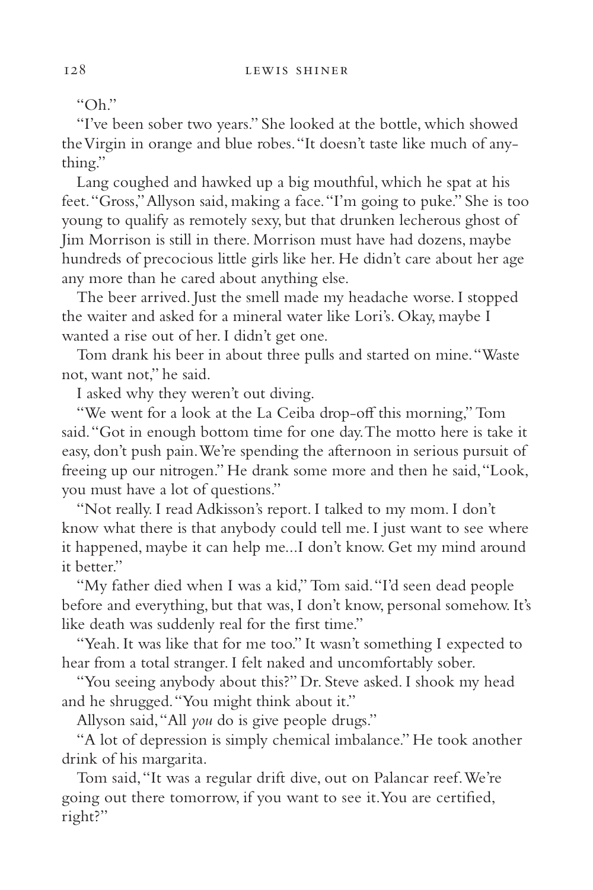"Oh."

"I've been sober two years." She looked at the bottle, which showed the Virgin in orange and blue robes. "It doesn't taste like much of anything."

Lang coughed and hawked up a big mouthful, which he spat at his feet. "Gross," Allyson said, making a face. "I'm going to puke." She is too young to qualify as remotely sexy, but that drunken lecherous ghost of Jim Morrison is still in there. Morrison must have had dozens, maybe hundreds of precocious little girls like her. He didn't care about her age any more than he cared about anything else.

The beer arrived. Just the smell made my headache worse. I stopped the waiter and asked for a mineral water like Lori's. Okay, maybe I wanted a rise out of her. I didn't get one.

Tom drank his beer in about three pulls and started on mine. "Waste not, want not," he said.

I asked why they weren't out diving.

"We went for a look at the La Ceiba drop-off this morning," Tom said. "Got in enough bottom time for one day. The motto here is take it easy, don't push pain. We're spending the afternoon in serious pursuit of freeing up our nitrogen." He drank some more and then he said, "Look, you must have a lot of questions."

"Not really. I read Adkisson's report. I talked to my mom. I don't know what there is that anybody could tell me. I just want to see where it happened, maybe it can help me...I don't know. Get my mind around it better."

"My father died when I was a kid," Tom said. "I'd seen dead people before and everything, but that was, I don't know, personal somehow. It's like death was suddenly real for the first time."

"Yeah. It was like that for me too." It wasn't something I expected to hear from a total stranger. I felt naked and uncomfortably sober.

"You seeing anybody about this?" Dr. Steve asked. I shook my head and he shrugged. "You might think about it."

Allyson said, "All *you* do is give people drugs."

"A lot of depression is simply chemical imbalance." He took another drink of his margarita.

Tom said, "It was a regular drift dive, out on Palancar reef. We're going out there tomorrow, if you want to see it. You are certified, right?"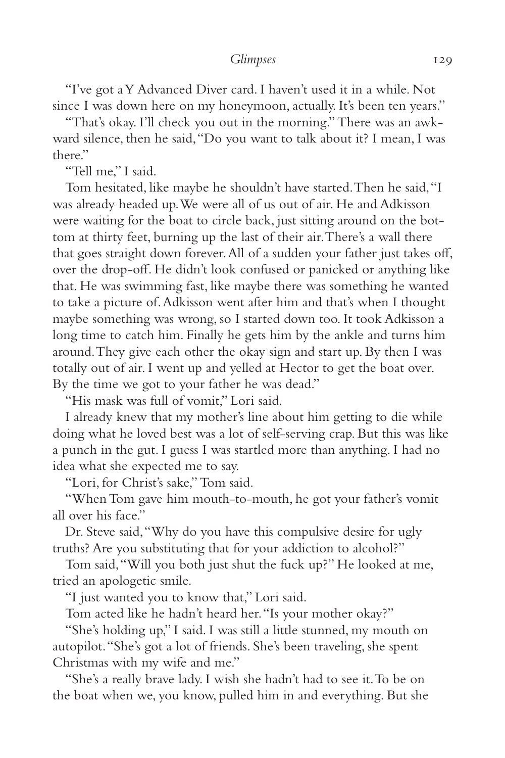"I've got a Y Advanced Diver card. I haven't used it in a while. Not since I was down here on my honeymoon, actually. It's been ten years."

"That's okay. I'll check you out in the morning." There was an awkward silence, then he said, "Do you want to talk about it? I mean, I was there."

"Tell me," I said.

Tom hesitated, like maybe he shouldn't have started. Then he said, "I was already headed up. We were all of us out of air. He and Adkisson were waiting for the boat to circle back, just sitting around on the bottom at thirty feet, burning up the last of their air. There's a wall there that goes straight down forever. All of a sudden your father just takes off, over the drop-off. He didn't look confused or panicked or anything like that. He was swimming fast, like maybe there was something he wanted to take a picture of. Adkisson went after him and that's when I thought maybe something was wrong, so I started down too. It took Adkisson a long time to catch him. Finally he gets him by the ankle and turns him around. They give each other the okay sign and start up. By then I was totally out of air. I went up and yelled at Hector to get the boat over. By the time we got to your father he was dead."

"His mask was full of vomit," Lori said.

I already knew that my mother's line about him getting to die while doing what he loved best was a lot of self-serving crap. But this was like a punch in the gut. I guess I was startled more than anything. I had no idea what she expected me to say.

"Lori, for Christ's sake," Tom said.

"When Tom gave him mouth-to-mouth, he got your father's vomit all over his face."

Dr. Steve said, "Why do you have this compulsive desire for ugly truths? Are you substituting that for your addiction to alcohol?"

Tom said, "Will you both just shut the fuck up?" He looked at me, tried an apologetic smile.

"I just wanted you to know that," Lori said.

Tom acted like he hadn't heard her. "Is your mother okay?"

"She's holding up," I said. I was still a little stunned, my mouth on autopilot. "She's got a lot of friends. She's been traveling, she spent Christmas with my wife and me."

"She's a really brave lady. I wish she hadn't had to see it. To be on the boat when we, you know, pulled him in and everything. But she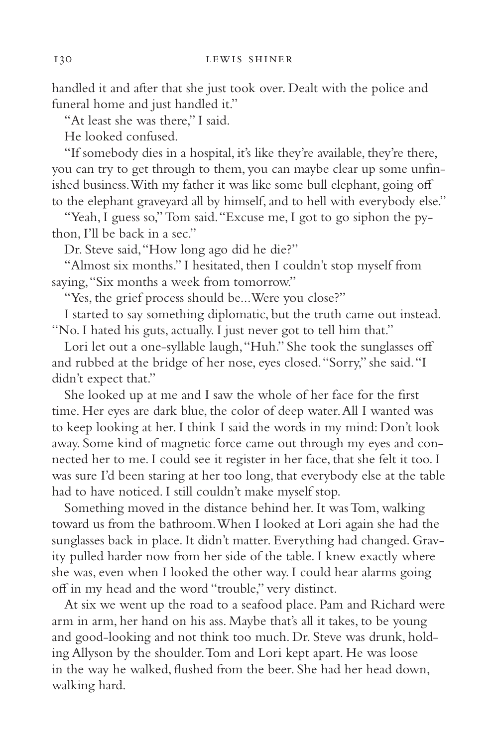handled it and after that she just took over. Dealt with the police and funeral home and just handled it."

"At least she was there," I said.

He looked confused.

"If somebody dies in a hospital, it's like they're available, they're there, you can try to get through to them, you can maybe clear up some unfinished business. With my father it was like some bull elephant, going off to the elephant graveyard all by himself, and to hell with everybody else."

"Yeah, I guess so," Tom said. "Excuse me, I got to go siphon the python, I'll be back in a sec."

Dr. Steve said, "How long ago did he die?"

"Almost six months." I hesitated, then I couldn't stop myself from saying, "Six months a week from tomorrow."

"Yes, the grief process should be...Were you close?"

I started to say something diplomatic, but the truth came out instead. "No. I hated his guts, actually. I just never got to tell him that."

Lori let out a one-syllable laugh, "Huh." She took the sunglasses off and rubbed at the bridge of her nose, eyes closed. "Sorry," she said. "I didn't expect that."

She looked up at me and I saw the whole of her face for the first time. Her eyes are dark blue, the color of deep water. All I wanted was to keep looking at her. I think I said the words in my mind: Don't look away. Some kind of magnetic force came out through my eyes and connected her to me. I could see it register in her face, that she felt it too. I was sure I'd been staring at her too long, that everybody else at the table had to have noticed. I still couldn't make myself stop.

Something moved in the distance behind her. It was Tom, walking toward us from the bathroom. When I looked at Lori again she had the sunglasses back in place. It didn't matter. Everything had changed. Gravity pulled harder now from her side of the table. I knew exactly where she was, even when I looked the other way. I could hear alarms going off in my head and the word "trouble," very distinct.

At six we went up the road to a seafood place. Pam and Richard were arm in arm, her hand on his ass. Maybe that's all it takes, to be young and good-looking and not think too much. Dr. Steve was drunk, holding Allyson by the shoulder. Tom and Lori kept apart. He was loose in the way he walked, flushed from the beer. She had her head down, walking hard.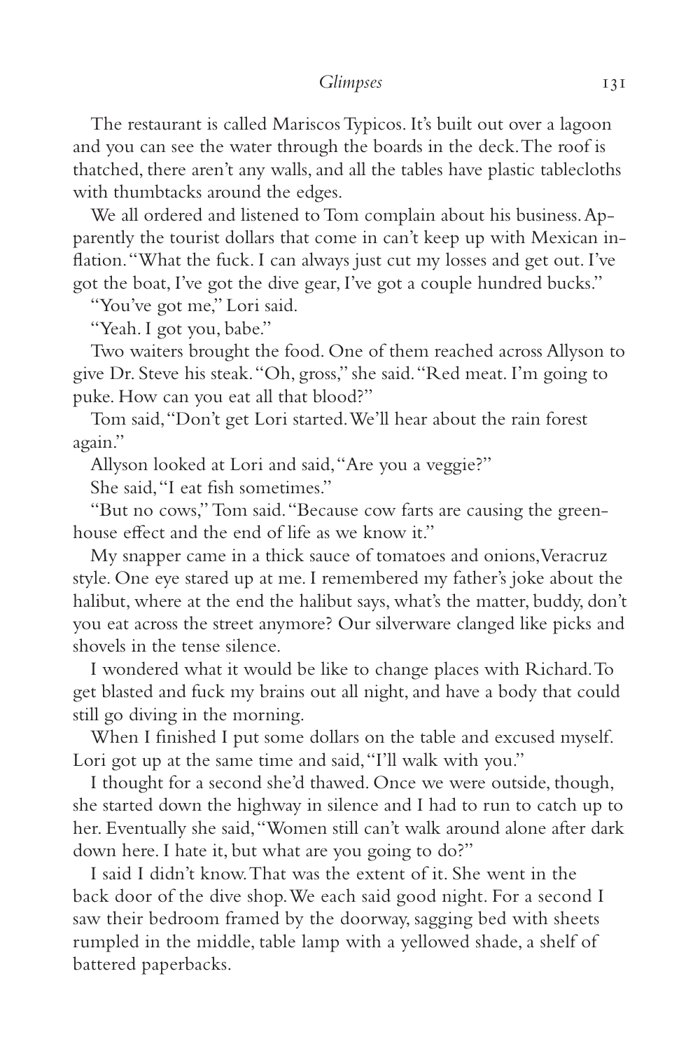The restaurant is called Mariscos Typicos. It's built out over a lagoon and you can see the water through the boards in the deck. The roof is thatched, there aren't any walls, and all the tables have plastic tablecloths with thumbtacks around the edges.

We all ordered and listened to Tom complain about his business. Apparently the tourist dollars that come in can't keep up with Mexican inflation. "What the fuck. I can always just cut my losses and get out. I've got the boat, I've got the dive gear, I've got a couple hundred bucks."

"You've got me," Lori said.

"Yeah. I got you, babe."

Two waiters brought the food. One of them reached across Allyson to give Dr. Steve his steak. "Oh, gross," she said. "Red meat. I'm going to puke. How can you eat all that blood?"

Tom said, "Don't get Lori started. We'll hear about the rain forest again."

Allyson looked at Lori and said, "Are you a veggie?"

She said, "I eat fish sometimes."

"But no cows," Tom said. "Because cow farts are causing the greenhouse effect and the end of life as we know it."

My snapper came in a thick sauce of tomatoes and onions, Veracruz style. One eye stared up at me. I remembered my father's joke about the halibut, where at the end the halibut says, what's the matter, buddy, don't you eat across the street anymore? Our silverware clanged like picks and shovels in the tense silence.

I wondered what it would be like to change places with Richard. To get blasted and fuck my brains out all night, and have a body that could still go diving in the morning.

When I finished I put some dollars on the table and excused myself. Lori got up at the same time and said, "I'll walk with you."

I thought for a second she'd thawed. Once we were outside, though, she started down the highway in silence and I had to run to catch up to her. Eventually she said, "Women still can't walk around alone after dark down here. I hate it, but what are you going to do?"

I said I didn't know. That was the extent of it. She went in the back door of the dive shop. We each said good night. For a second I saw their bedroom framed by the doorway, sagging bed with sheets rumpled in the middle, table lamp with a yellowed shade, a shelf of battered paperbacks.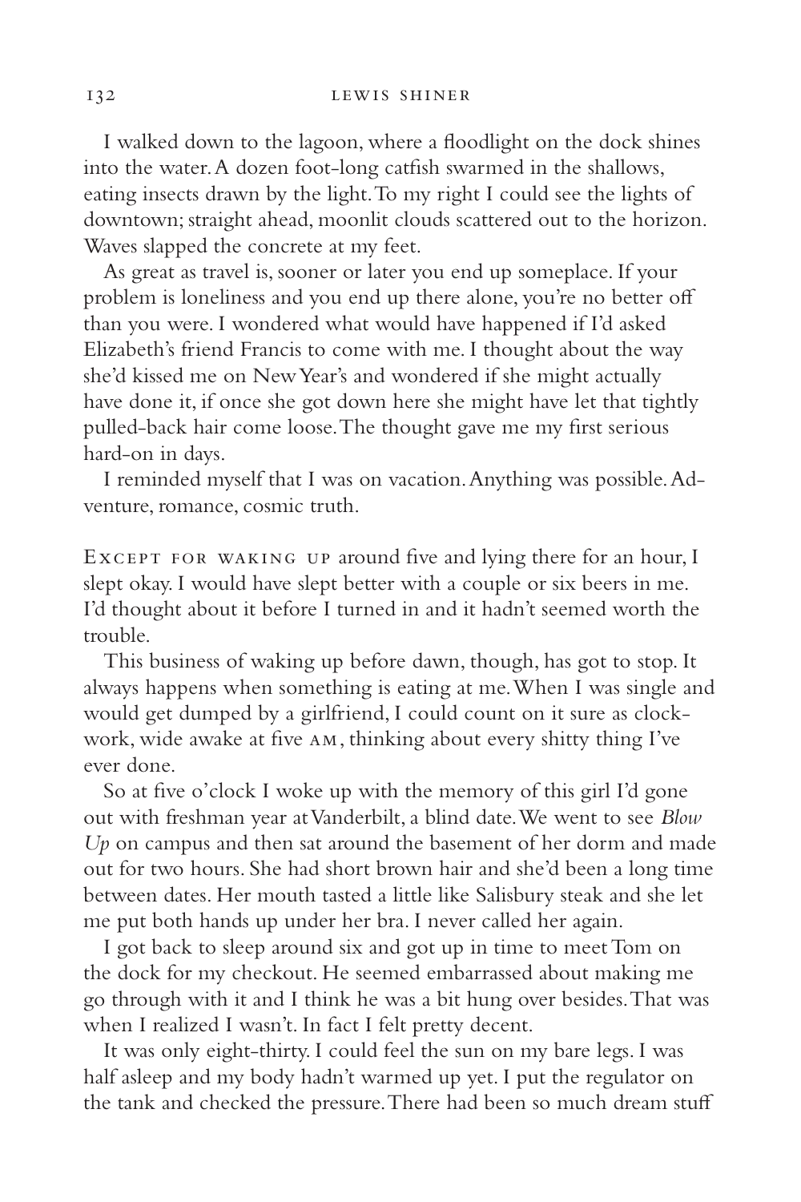I walked down to the lagoon, where a floodlight on the dock shines into the water. A dozen foot-long catfish swarmed in the shallows, eating insects drawn by the light. To my right I could see the lights of downtown; straight ahead, moonlit clouds scattered out to the horizon. Waves slapped the concrete at my feet.

As great as travel is, sooner or later you end up someplace. If your problem is loneliness and you end up there alone, you're no better off than you were. I wondered what would have happened if I'd asked Elizabeth's friend Francis to come with me. I thought about the way she'd kissed me on New Year's and wondered if she might actually have done it, if once she got down here she might have let that tightly pulled-back hair come loose. The thought gave me my first serious hard-on in days.

I reminded myself that I was on vacation. Anything was possible. Adventure, romance, cosmic truth.

Except for waking up around five and lying there for an hour, I slept okay. I would have slept better with a couple or six beers in me. I'd thought about it before I turned in and it hadn't seemed worth the trouble.

This business of waking up before dawn, though, has got to stop. It always happens when something is eating at me. When I was single and would get dumped by a girlfriend, I could count on it sure as clockwork, wide awake at five AM, thinking about every shitty thing I've ever done.

So at five o'clock I woke up with the memory of this girl I'd gone out with freshman year at Vanderbilt, a blind date. We went to see *Blow Up* on campus and then sat around the basement of her dorm and made out for two hours. She had short brown hair and she'd been a long time between dates. Her mouth tasted a little like Salisbury steak and she let me put both hands up under her bra. I never called her again.

I got back to sleep around six and got up in time to meet Tom on the dock for my checkout. He seemed embarrassed about making me go through with it and I think he was a bit hung over besides. That was when I realized I wasn't. In fact I felt pretty decent.

It was only eight-thirty. I could feel the sun on my bare legs. I was half asleep and my body hadn't warmed up yet. I put the regulator on the tank and checked the pressure. There had been so much dream stuff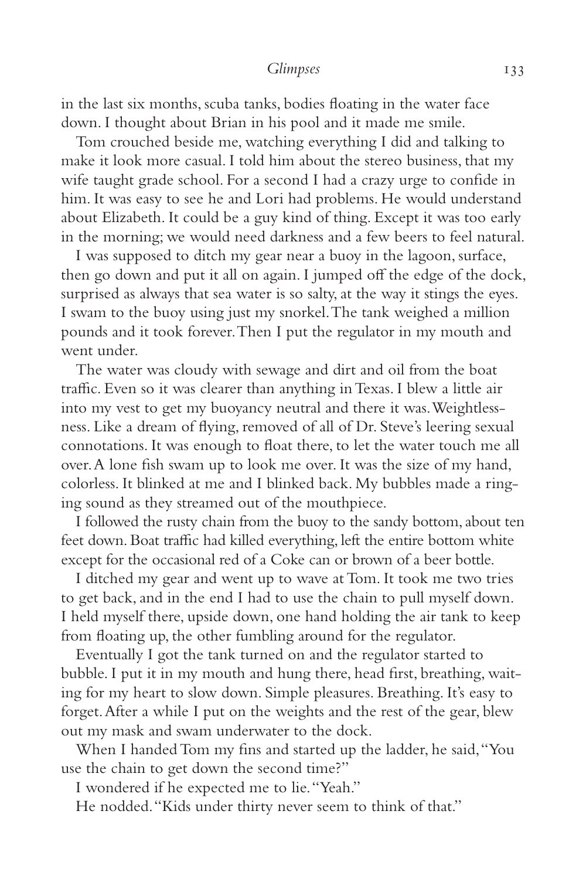in the last six months, scuba tanks, bodies floating in the water face down. I thought about Brian in his pool and it made me smile.

Tom crouched beside me, watching everything I did and talking to make it look more casual. I told him about the stereo business, that my wife taught grade school. For a second I had a crazy urge to confide in him. It was easy to see he and Lori had problems. He would understand about Elizabeth. It could be a guy kind of thing. Except it was too early in the morning; we would need darkness and a few beers to feel natural.

I was supposed to ditch my gear near a buoy in the lagoon, surface, then go down and put it all on again. I jumped off the edge of the dock, surprised as always that sea water is so salty, at the way it stings the eyes. I swam to the buoy using just my snorkel. The tank weighed a million pounds and it took forever. Then I put the regulator in my mouth and went under.

The water was cloudy with sewage and dirt and oil from the boat traffic. Even so it was clearer than anything in Texas. I blew a little air into my vest to get my buoyancy neutral and there it was. Weightlessness. Like a dream of flying, removed of all of Dr. Steve's leering sexual connotations. It was enough to float there, to let the water touch me all over. A lone fish swam up to look me over. It was the size of my hand, colorless. It blinked at me and I blinked back. My bubbles made a ringing sound as they streamed out of the mouthpiece.

I followed the rusty chain from the buoy to the sandy bottom, about ten feet down. Boat traffic had killed everything, left the entire bottom white except for the occasional red of a Coke can or brown of a beer bottle.

I ditched my gear and went up to wave at Tom. It took me two tries to get back, and in the end I had to use the chain to pull myself down. I held myself there, upside down, one hand holding the air tank to keep from floating up, the other fumbling around for the regulator.

Eventually I got the tank turned on and the regulator started to bubble. I put it in my mouth and hung there, head first, breathing, waiting for my heart to slow down. Simple pleasures. Breathing. It's easy to forget. After a while I put on the weights and the rest of the gear, blew out my mask and swam underwater to the dock.

When I handed Tom my fins and started up the ladder, he said, "You use the chain to get down the second time?"

I wondered if he expected me to lie. "Yeah."

He nodded. "Kids under thirty never seem to think of that."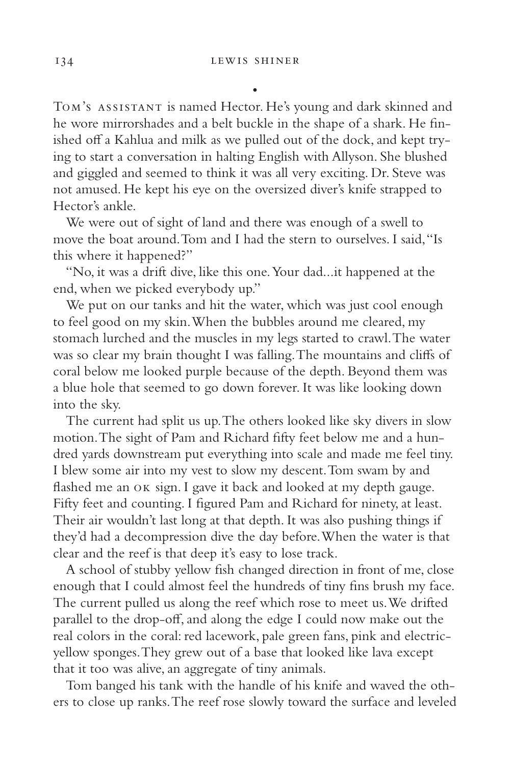•

Tom's assistant is named Hector. He's young and dark skinned and he wore mirrorshades and a belt buckle in the shape of a shark. He finished off a Kahlua and milk as we pulled out of the dock, and kept trying to start a conversation in halting English with Allyson. She blushed and giggled and seemed to think it was all very exciting. Dr. Steve was not amused. He kept his eye on the oversized diver's knife strapped to Hector's ankle.

We were out of sight of land and there was enough of a swell to move the boat around. Tom and I had the stern to ourselves. I said, "Is this where it happened?"

"No, it was a drift dive, like this one. Your dad...it happened at the end, when we picked everybody up."

We put on our tanks and hit the water, which was just cool enough to feel good on my skin. When the bubbles around me cleared, my stomach lurched and the muscles in my legs started to crawl. The water was so clear my brain thought I was falling. The mountains and cliffs of coral below me looked purple because of the depth. Beyond them was a blue hole that seemed to go down forever. It was like looking down into the sky.

The current had split us up. The others looked like sky divers in slow motion. The sight of Pam and Richard fifty feet below me and a hundred yards downstream put everything into scale and made me feel tiny. I blew some air into my vest to slow my descent. Tom swam by and flashed me an OK sign. I gave it back and looked at my depth gauge. Fifty feet and counting. I figured Pam and Richard for ninety, at least. Their air wouldn't last long at that depth. It was also pushing things if they'd had a decompression dive the day before. When the water is that clear and the reef is that deep it's easy to lose track.

A school of stubby yellow fish changed direction in front of me, close enough that I could almost feel the hundreds of tiny fins brush my face. The current pulled us along the reef which rose to meet us. We drifted parallel to the drop-off, and along the edge I could now make out the real colors in the coral: red lacework, pale green fans, pink and electric-yellow sponges. They grew out of a base that looked like lava except that it too was alive, an aggregate of tiny animals.

Tom banged his tank with the handle of his knife and waved the others to close up ranks. The reef rose slowly toward the surface and leveled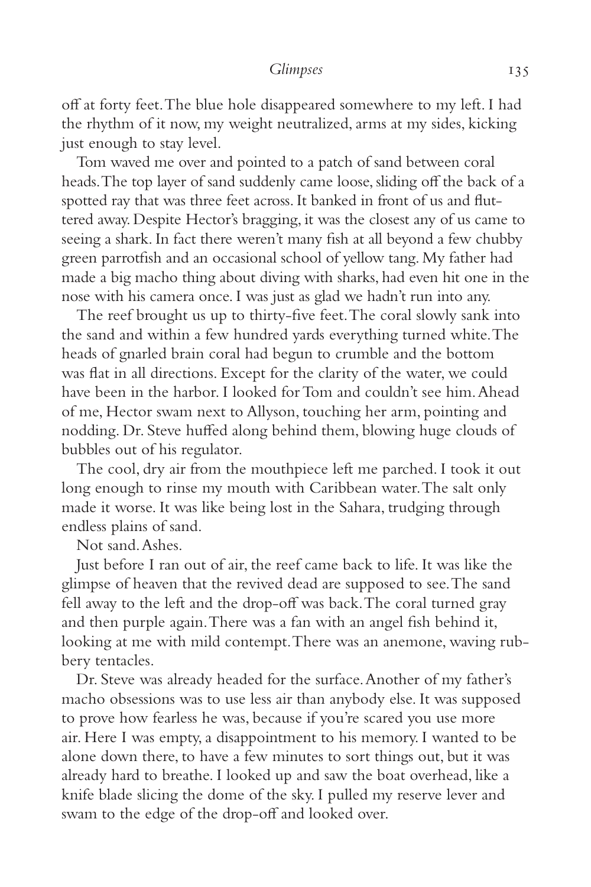off at forty feet. The blue hole disappeared somewhere to my left. I had the rhythm of it now, my weight neutralized, arms at my sides, kicking just enough to stay level.

Tom waved me over and pointed to a patch of sand between coral heads. The top layer of sand suddenly came loose, sliding off the back of a spotted ray that was three feet across. It banked in front of us and fluttered away. Despite Hector's bragging, it was the closest any of us came to seeing a shark. In fact there weren't many fish at all beyond a few chubby green parrotfish and an occasional school of yellow tang. My father had made a big macho thing about diving with sharks, had even hit one in the nose with his camera once. I was just as glad we hadn't run into any.

The reef brought us up to thirty-five feet. The coral slowly sank into the sand and within a few hundred yards everything turned white. The heads of gnarled brain coral had begun to crumble and the bottom was flat in all directions. Except for the clarity of the water, we could have been in the harbor. I looked for Tom and couldn't see him. Ahead of me, Hector swam next to Allyson, touching her arm, pointing and nodding. Dr. Steve huffed along behind them, blowing huge clouds of bubbles out of his regulator.

The cool, dry air from the mouthpiece left me parched. I took it out long enough to rinse my mouth with Caribbean water. The salt only made it worse. It was like being lost in the Sahara, trudging through endless plains of sand.

Not sand. Ashes.

Just before I ran out of air, the reef came back to life. It was like the glimpse of heaven that the revived dead are supposed to see. The sand fell away to the left and the drop-off was back. The coral turned gray and then purple again. There was a fan with an angel fish behind it, looking at me with mild contempt. There was an anemone, waving rubbery tentacles.

Dr. Steve was already headed for the surface. Another of my father's macho obsessions was to use less air than anybody else. It was supposed to prove how fearless he was, because if you're scared you use more air. Here I was empty, a disappointment to his memory. I wanted to be alone down there, to have a few minutes to sort things out, but it was already hard to breathe. I looked up and saw the boat overhead, like a knife blade slicing the dome of the sky. I pulled my reserve lever and swam to the edge of the drop-off and looked over.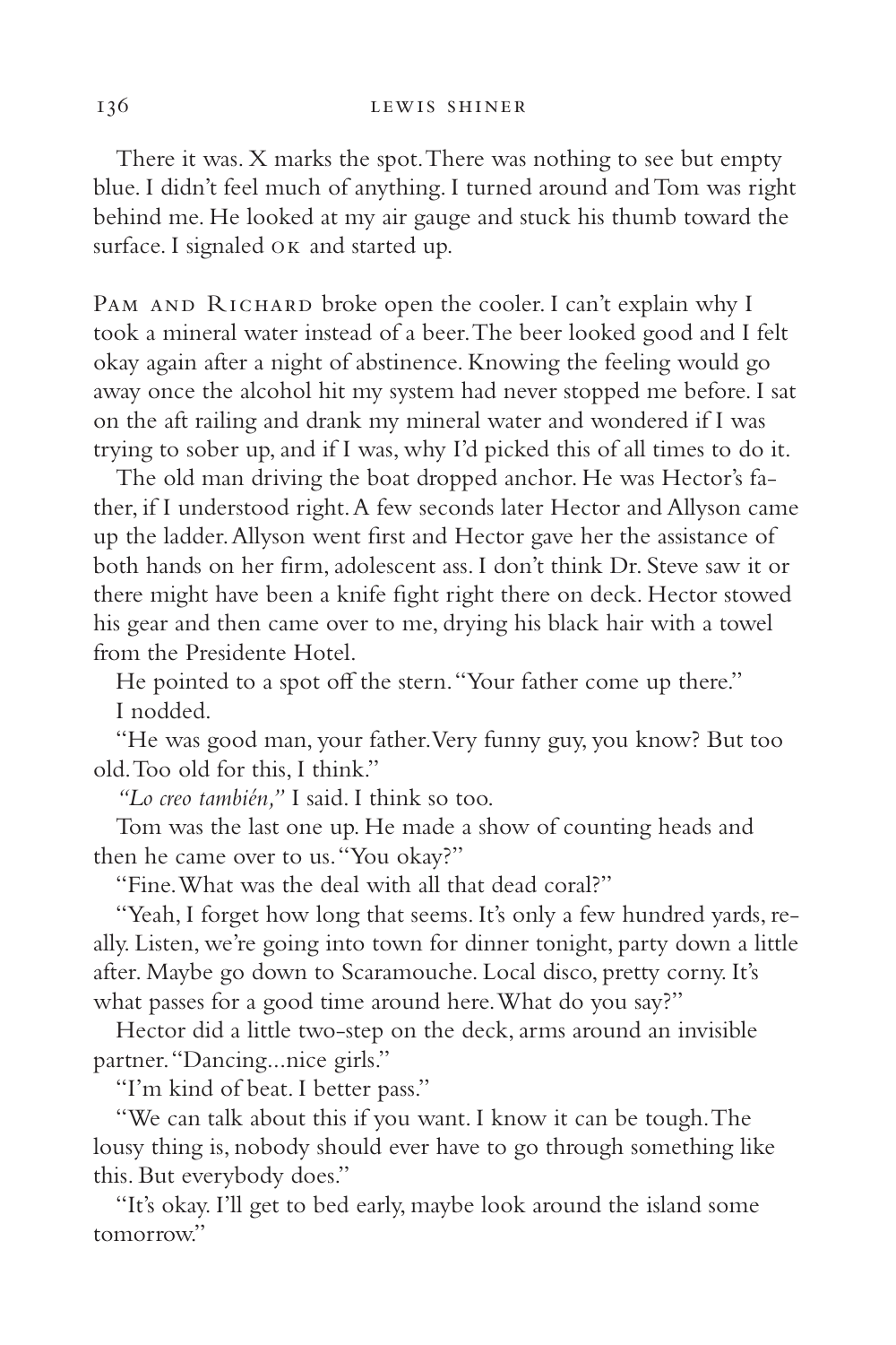There it was. X marks the spot. There was nothing to see but empty blue. I didn't feel much of anything. I turned around and Tom was right behind me. He looked at my air gauge and stuck his thumb toward the surface. I signaled OK and started up.

PAM AND RICHARD broke open the cooler. I can't explain why I took a mineral water instead of a beer. The beer looked good and I felt okay again after a night of abstinence. Knowing the feeling would go away once the alcohol hit my system had never stopped me before. I sat on the aft railing and drank my mineral water and wondered if I was trying to sober up, and if I was, why I'd picked this of all times to do it.

The old man driving the boat dropped anchor. He was Hector's father, if I understood right. A few seconds later Hector and Allyson came up the ladder. Allyson went first and Hector gave her the assistance of both hands on her firm, adolescent ass. I don't think Dr. Steve saw it or there might have been a knife fight right there on deck. Hector stowed his gear and then came over to me, drying his black hair with a towel from the Presidente Hotel.

He pointed to a spot off the stern. "Your father come up there."

I nodded.

"He was good man, your father. Very funny guy, you know? But too old. Too old for this, I think."

*"Lo creo también,"* I said. I think so too.

Tom was the last one up. He made a show of counting heads and then he came over to us. "You okay?"

"Fine. What was the deal with all that dead coral?"

"Yeah, I forget how long that seems. It's only a few hundred yards, really. Listen, we're going into town for dinner tonight, party down a little after. Maybe go down to Scaramouche. Local disco, pretty corny. It's what passes for a good time around here. What do you say?"

Hector did a little two-step on the deck, arms around an invisible partner. "Dancing...nice girls."

"I'm kind of beat. I better pass."

"We can talk about this if you want. I know it can be tough. The lousy thing is, nobody should ever have to go through something like this. But everybody does."

"It's okay. I'll get to bed early, maybe look around the island some tomorrow."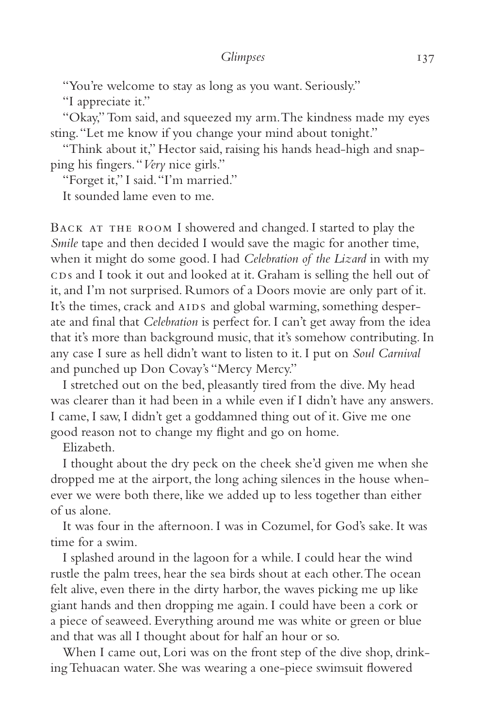"You're welcome to stay as long as you want. Seriously."

"I appreciate it."

"Okay," Tom said, and squeezed my arm. The kindness made my eyes sting. "Let me know if you change your mind about tonight."

"Think about it," Hector said, raising his hands head-high and snapping his fingers. "*Very* nice girls."

"Forget it," I said. "I'm married."

It sounded lame even to me.

Back at the room I showered and changed. I started to play the *Smile* tape and then decided I would save the magic for another time, when it might do some good. I had *Celebration of the Lizard* in with my CDs and I took it out and looked at it. Graham is selling the hell out of it, and I'm not surprised. Rumors of a Doors movie are only part of it. It's the times, crack and AIDS and global warming, something desperate and final that *Celebration* is perfect for. I can't get away from the idea that it's more than background music, that it's somehow contributing. In any case I sure as hell didn't want to listen to it. I put on *Soul Carnival* and punched up Don Covay's "Mercy Mercy."

I stretched out on the bed, pleasantly tired from the dive. My head was clearer than it had been in a while even if I didn't have any answers. I came, I saw, I didn't get a goddamned thing out of it. Give me one good reason not to change my flight and go on home.

Elizabeth.

I thought about the dry peck on the cheek she'd given me when she dropped me at the airport, the long aching silences in the house whenever we were both there, like we added up to less together than either of us alone.

It was four in the afternoon. I was in Cozumel, for God's sake. It was time for a swim.

I splashed around in the lagoon for a while. I could hear the wind rustle the palm trees, hear the sea birds shout at each other. The ocean felt alive, even there in the dirty harbor, the waves picking me up like giant hands and then dropping me again. I could have been a cork or a piece of seaweed. Everything around me was white or green or blue and that was all I thought about for half an hour or so.

When I came out, Lori was on the front step of the dive shop, drinking Tehuacan water. She was wearing a one-piece swimsuit flowered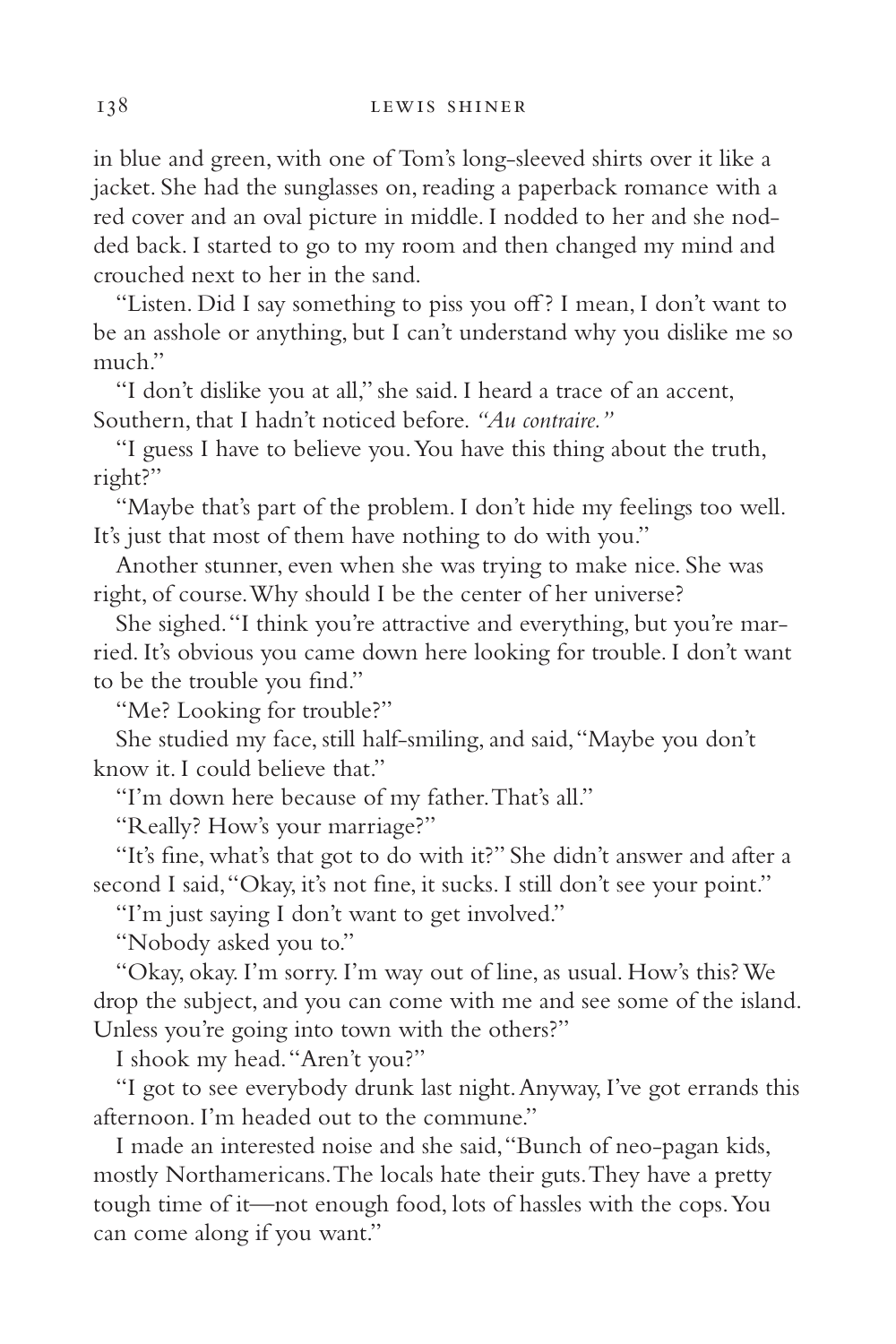in blue and green, with one of Tom's long-sleeved shirts over it like a jacket. She had the sunglasses on, reading a paperback romance with a red cover and an oval picture in middle. I nodded to her and she nodded back. I started to go to my room and then changed my mind and crouched next to her in the sand.

"Listen. Did I say something to piss you off? I mean, I don't want to be an asshole or anything, but I can't understand why you dislike me so much."

"I don't dislike you at all," she said. I heard a trace of an accent, Southern, that I hadn't noticed before. *"Au contraire."*

"I guess I have to believe you. You have this thing about the truth, right?"

"Maybe that's part of the problem. I don't hide my feelings too well. It's just that most of them have nothing to do with you."

Another stunner, even when she was trying to make nice. She was right, of course. Why should I be the center of her universe?

She sighed. "I think you're attractive and everything, but you're married. It's obvious you came down here looking for trouble. I don't want to be the trouble you find."

"Me? Looking for trouble?"

She studied my face, still half-smiling, and said, "Maybe you don't know it. I could believe that."

"I'm down here because of my father. That's all."

"Really? How's your marriage?"

"It's fine, what's that got to do with it?" She didn't answer and after a second I said, "Okay, it's not fine, it sucks. I still don't see your point."

"I'm just saying I don't want to get involved."

"Nobody asked you to."

"Okay, okay. I'm sorry. I'm way out of line, as usual. How's this? We drop the subject, and you can come with me and see some of the island. Unless you're going into town with the others?"

I shook my head. "Aren't you?"

"I got to see everybody drunk last night. Anyway, I've got errands this afternoon. I'm headed out to the commune."

I made an interested noise and she said, "Bunch of neo-pagan kids, mostly Northamericans. The locals hate their guts. They have a pretty tough time of it—not enough food, lots of hassles with the cops. You can come along if you want."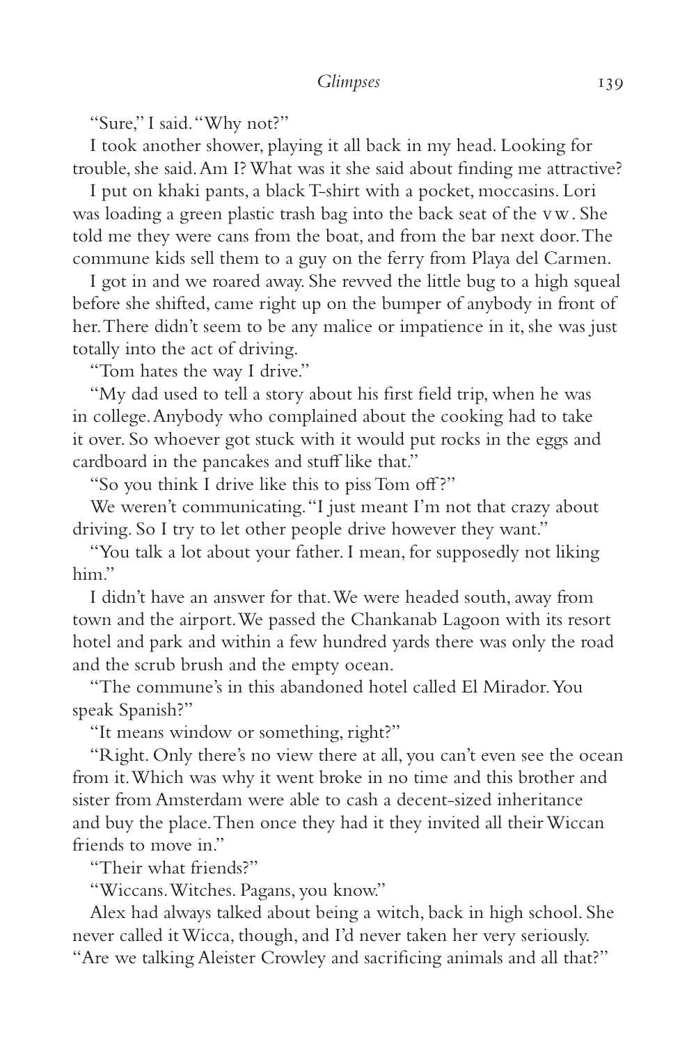"Sure," I said. "Why not?"

I took another shower, playing it all back in my head. Looking for trouble, she said. Am I? What was it she said about finding me attractive?

I put on khaki pants, a black T-shirt with a pocket, moccasins. Lori was loading a green plastic trash bag into the back seat of the VW. She told me they were cans from the boat, and from the bar next door. The commune kids sell them to a guy on the ferry from Playa del Carmen.

I got in and we roared away. She revved the little bug to a high squeal before she shifted, came right up on the bumper of anybody in front of her. There didn't seem to be any malice or impatience in it, she was just totally into the act of driving.

"Tom hates the way I drive."

"My dad used to tell a story about his first field trip, when he was in college. Anybody who complained about the cooking had to take it over. So whoever got stuck with it would put rocks in the eggs and cardboard in the pancakes and stuff like that."

"So you think I drive like this to piss Tom off?"

We weren't communicating. "I just meant I'm not that crazy about driving. So I try to let other people drive however they want."

"You talk a lot about your father. I mean, for supposedly not liking him."

I didn't have an answer for that. We were headed south, away from town and the airport. We passed the Chankanab Lagoon with its resort hotel and park and within a few hundred yards there was only the road and the scrub brush and the empty ocean.

"The commune's in this abandoned hotel called El Mirador. You speak Spanish?"

"It means window or something, right?"

"Right. Only there's no view there at all, you can't even see the ocean from it. Which was why it went broke in no time and this brother and sister from Amsterdam were able to cash a decent-sized inheritance and buy the place. Then once they had it they invited all their Wiccan friends to move in."

"Their what friends?"

"Wiccans. Witches. Pagans, you know."

Alex had always talked about being a witch, back in high school. She never called it Wicca, though, and I'd never taken her very seriously. "Are we talking Aleister Crowley and sacrificing animals and all that?"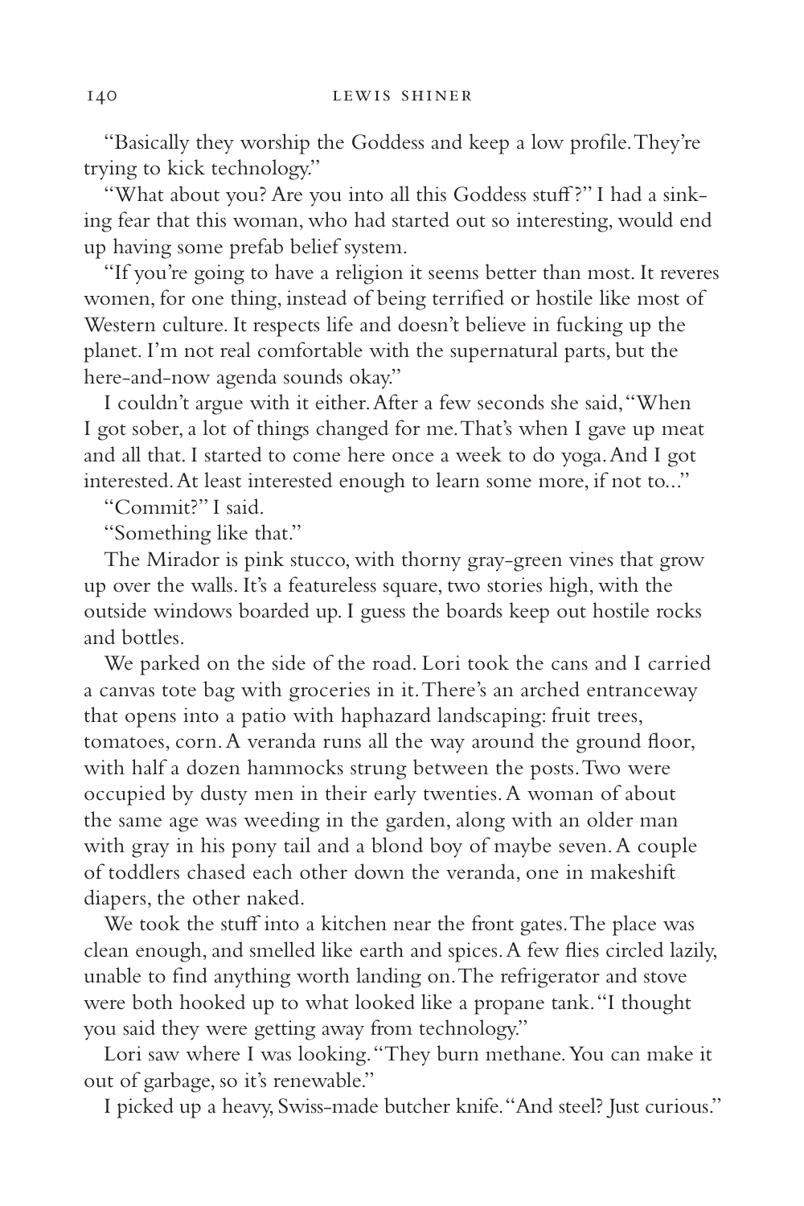"Basically they worship the Goddess and keep a low profile. They're trying to kick technology."

"What about you? Are you into all this Goddess stuff?" I had a sinking fear that this woman, who had started out so interesting, would end up having some prefab belief system.

"If you're going to have a religion it seems better than most. It reveres women, for one thing, instead of being terrified or hostile like most of Western culture. It respects life and doesn't believe in fucking up the planet. I'm not real comfortable with the supernatural parts, but the here-and-now agenda sounds okay."

I couldn't argue with it either. After a few seconds she said, "When I got sober, a lot of things changed for me. That's when I gave up meat and all that. I started to come here once a week to do yoga. And I got interested. At least interested enough to learn some more, if not to..."

"Commit?" I said.

"Something like that."

The Mirador is pink stucco, with thorny gray-green vines that grow up over the walls. It's a featureless square, two stories high, with the outside windows boarded up. I guess the boards keep out hostile rocks and bottles.

We parked on the side of the road. Lori took the cans and I carried a canvas tote bag with groceries in it. There's an arched entranceway that opens into a patio with haphazard landscaping: fruit trees, tomatoes, corn. A veranda runs all the way around the ground floor, with half a dozen hammocks strung between the posts. Two were occupied by dusty men in their early twenties. A woman of about the same age was weeding in the garden, along with an older man with gray in his pony tail and a blond boy of maybe seven. A couple of toddlers chased each other down the veranda, one in makeshift diapers, the other naked.

We took the stuff into a kitchen near the front gates. The place was clean enough, and smelled like earth and spices. A few flies circled lazily, unable to find anything worth landing on. The refrigerator and stove were both hooked up to what looked like a propane tank. "I thought you said they were getting away from technology."

Lori saw where I was looking. "They burn methane. You can make it out of garbage, so it's renewable."

I picked up a heavy, Swiss-made butcher knife. "And steel? Just curious."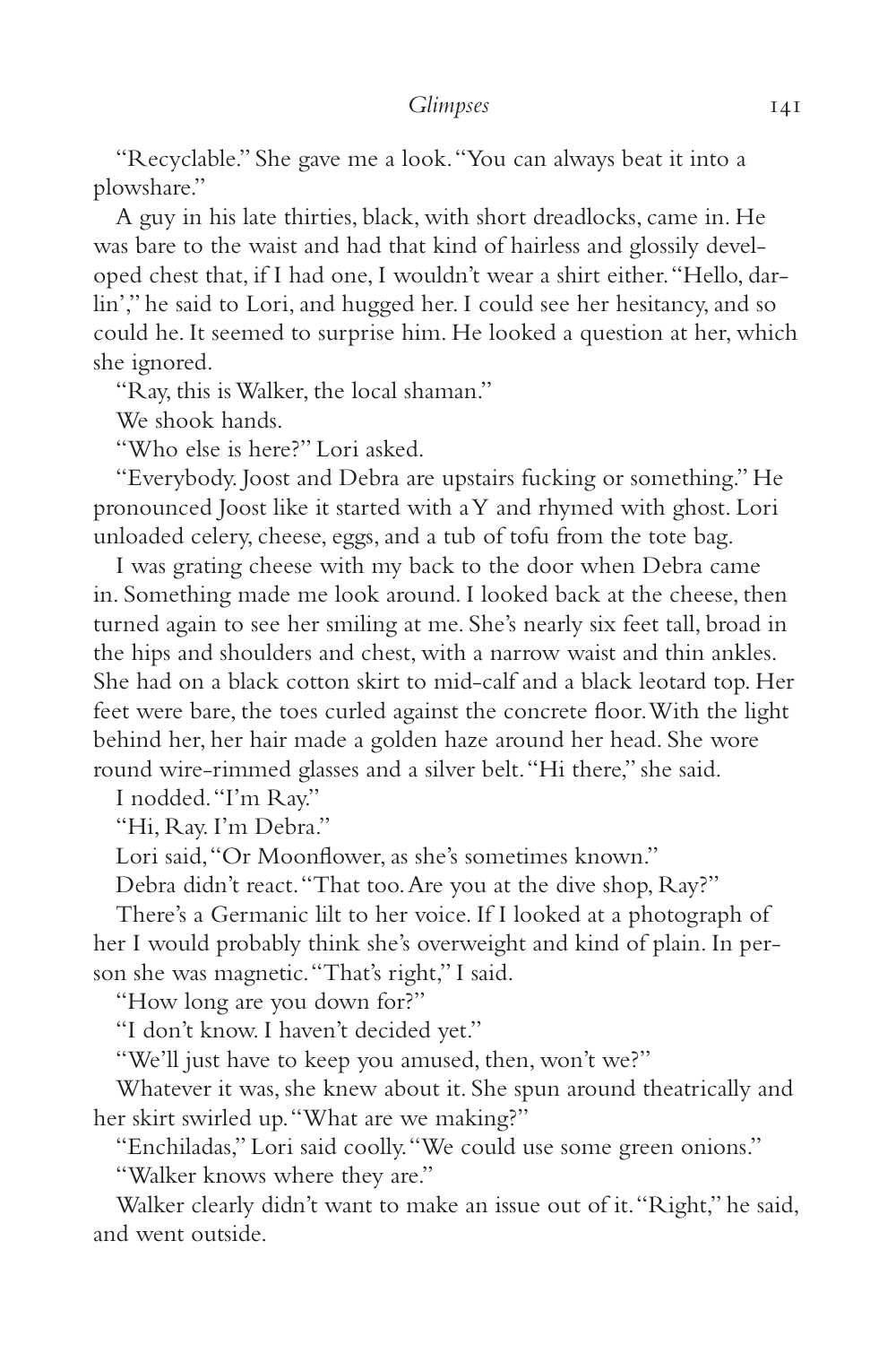"Recyclable." She gave me a look. "You can always beat it into a plowshare."

A guy in his late thirties, black, with short dreadlocks, came in. He was bare to the waist and had that kind of hairless and glossily developed chest that, if I had one, I wouldn't wear a shirt either. "Hello, darlin'," he said to Lori, and hugged her. I could see her hesitancy, and so could he. It seemed to surprise him. He looked a question at her, which she ignored.

"Ray, this is Walker, the local shaman."

We shook hands.

"Who else is here?" Lori asked.

"Everybody. Joost and Debra are upstairs fucking or something." He pronounced Joost like it started with a Y and rhymed with ghost. Lori unloaded celery, cheese, eggs, and a tub of tofu from the tote bag.

I was grating cheese with my back to the door when Debra came in. Something made me look around. I looked back at the cheese, then turned again to see her smiling at me. She's nearly six feet tall, broad in the hips and shoulders and chest, with a narrow waist and thin ankles. She had on a black cotton skirt to mid-calf and a black leotard top. Her feet were bare, the toes curled against the concrete floor. With the light behind her, her hair made a golden haze around her head. She wore round wire-rimmed glasses and a silver belt. "Hi there," she said.

I nodded. "I'm Ray."

"Hi, Ray. I'm Debra."

Lori said, "Or Moonflower, as she's sometimes known."

Debra didn't react. "That too. Are you at the dive shop, Ray?"

There's a Germanic lilt to her voice. If I looked at a photograph of her I would probably think she's overweight and kind of plain. In person she was magnetic. "That's right," I said.

"How long are you down for?"

"I don't know. I haven't decided yet."

"We'll just have to keep you amused, then, won't we?"

Whatever it was, she knew about it. She spun around theatrically and her skirt swirled up. "What are we making?"

"Enchiladas," Lori said coolly. "We could use some green onions."

"Walker knows where they are."

Walker clearly didn't want to make an issue out of it. "Right," he said, and went outside.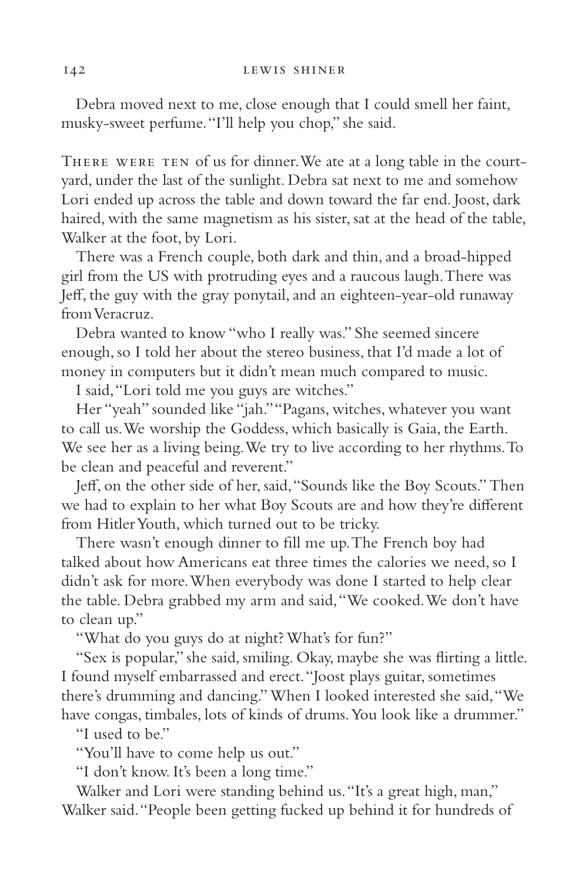Debra moved next to me, close enough that I could smell her faint, musky-sweet perfume. "I'll help you chop," she said.

There were ten of us for dinner. We ate at a long table in the courtyard, under the last of the sunlight. Debra sat next to me and somehow Lori ended up across the table and down toward the far end. Joost, dark haired, with the same magnetism as his sister, sat at the head of the table, Walker at the foot, by Lori.

There was a French couple, both dark and thin, and a broad-hipped girl from the US with protruding eyes and a raucous laugh. There was Jeff, the guy with the gray ponytail, and an eighteen-year-old runaway from Veracruz.

Debra wanted to know "who I really was." She seemed sincere enough, so I told her about the stereo business, that I'd made a lot of money in computers but it didn't mean much compared to music.

I said, "Lori told me you guys are witches."

Her "yeah" sounded like "jah." "Pagans, witches, whatever you want to call us. We worship the Goddess, which basically is Gaia, the Earth. We see her as a living being. We try to live according to her rhythms. To be clean and peaceful and reverent."

Jeff, on the other side of her, said, "Sounds like the Boy Scouts." Then we had to explain to her what Boy Scouts are and how they're different from Hitler Youth, which turned out to be tricky.

There wasn't enough dinner to fill me up. The French boy had talked about how Americans eat three times the calories we need, so I didn't ask for more. When everybody was done I started to help clear the table. Debra grabbed my arm and said, "We cooked. We don't have to clean up."

"What do you guys do at night? What's for fun?"

"Sex is popular," she said, smiling. Okay, maybe she was flirting a little. I found myself embarrassed and erect. "Joost plays guitar, sometimes there's drumming and dancing." When I looked interested she said, "We have congas, timbales, lots of kinds of drums. You look like a drummer."

"I used to be."

"You'll have to come help us out."

"I don't know. It's been a long time."

Walker and Lori were standing behind us. "It's a great high, man," Walker said. "People been getting fucked up behind it for hundreds of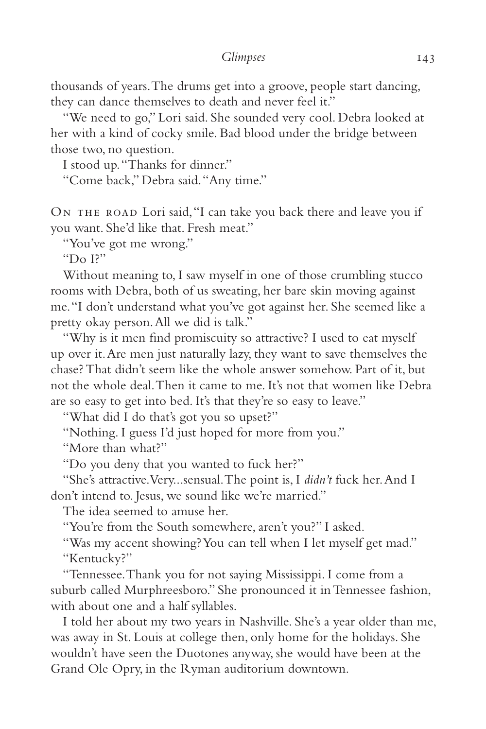thousands of years. The drums get into a groove, people start dancing, they can dance themselves to death and never feel it."

"We need to go," Lori said. She sounded very cool. Debra looked at her with a kind of cocky smile. Bad blood under the bridge between those two, no question.

I stood up. "Thanks for dinner."

"Come back," Debra said. "Any time."

ON THE ROAD Lori said, "I can take you back there and leave you if you want. She'd like that. Fresh meat."

"You've got me wrong."

"Do I?"

Without meaning to, I saw myself in one of those crumbling stucco rooms with Debra, both of us sweating, her bare skin moving against me. "I don't understand what you've got against her. She seemed like a pretty okay person. All we did is talk."

"Why is it men find promiscuity so attractive? I used to eat myself up over it. Are men just naturally lazy, they want to save themselves the chase? That didn't seem like the whole answer somehow. Part of it, but not the whole deal. Then it came to me. It's not that women like Debra are so easy to get into bed. It's that they're so easy to leave."

"What did I do that's got you so upset?"

"Nothing. I guess I'd just hoped for more from you."

"More than what?"

"Do you deny that you wanted to fuck her?"

"She's attractive. Very...sensual. The point is, I *didn't* fuck her. And I don't intend to. Jesus, we sound like we're married."

The idea seemed to amuse her.

"You're from the South somewhere, aren't you?" I asked.

"Was my accent showing? You can tell when I let myself get mad."

"Kentucky?"

"Tennessee. Thank you for not saying Mississippi. I come from a suburb called Murphreesboro." She pronounced it in Tennessee fashion, with about one and a half syllables.

I told her about my two years in Nashville. She's a year older than me, was away in St. Louis at college then, only home for the holidays. She wouldn't have seen the Duotones anyway, she would have been at the Grand Ole Opry, in the Ryman auditorium downtown.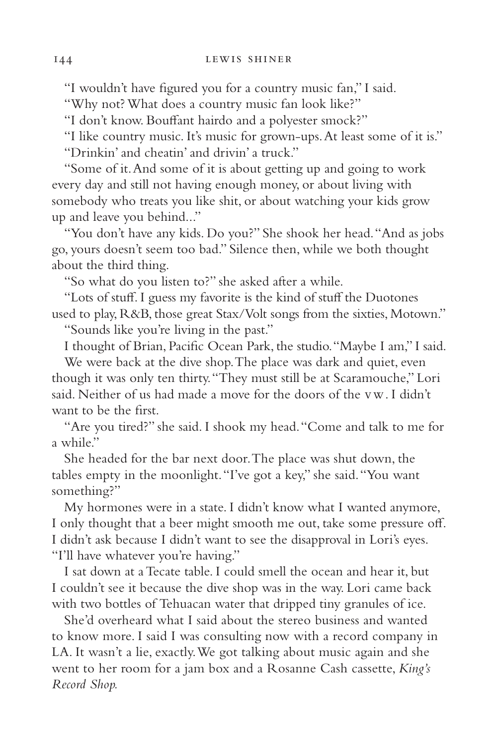"I wouldn't have figured you for a country music fan," I said.

"Why not? What does a country music fan look like?"

"I don't know. Bouffant hairdo and a polyester smock?"

"I like country music. It's music for grown-ups. At least some of it is."

"Drinkin' and cheatin' and drivin' a truck."

"Some of it. And some of it is about getting up and going to work every day and still not having enough money, or about living with somebody who treats you like shit, or about watching your kids grow up and leave you behind..."

"You don't have any kids. Do you?" She shook her head. "And as jobs go, yours doesn't seem too bad." Silence then, while we both thought about the third thing.

"So what do you listen to?" she asked after a while.

"Lots of stuff. I guess my favorite is the kind of stuff the Duotones used to play, R&B, those great Stax/Volt songs from the sixties, Motown."

"Sounds like you're living in the past."

I thought of Brian, Pacific Ocean Park, the studio. "Maybe I am," I said.

We were back at the dive shop. The place was dark and quiet, even though it was only ten thirty. "They must still be at Scaramouche," Lori said. Neither of us had made a move for the doors of the VW. I didn't want to be the first.

"Are you tired?" she said. I shook my head. "Come and talk to me for a while."

She headed for the bar next door. The place was shut down, the tables empty in the moonlight. "I've got a key," she said. "You want something?"

My hormones were in a state. I didn't know what I wanted anymore, I only thought that a beer might smooth me out, take some pressure off. I didn't ask because I didn't want to see the disapproval in Lori's eyes. "I'll have whatever you're having."

I sat down at a Tecate table. I could smell the ocean and hear it, but I couldn't see it because the dive shop was in the way. Lori came back with two bottles of Tehuacan water that dripped tiny granules of ice.

She'd overheard what I said about the stereo business and wanted to know more. I said I was consulting now with a record company in LA. It wasn't a lie, exactly. We got talking about music again and she went to her room for a jam box and a Rosanne Cash cassette, *King's Record Shop.*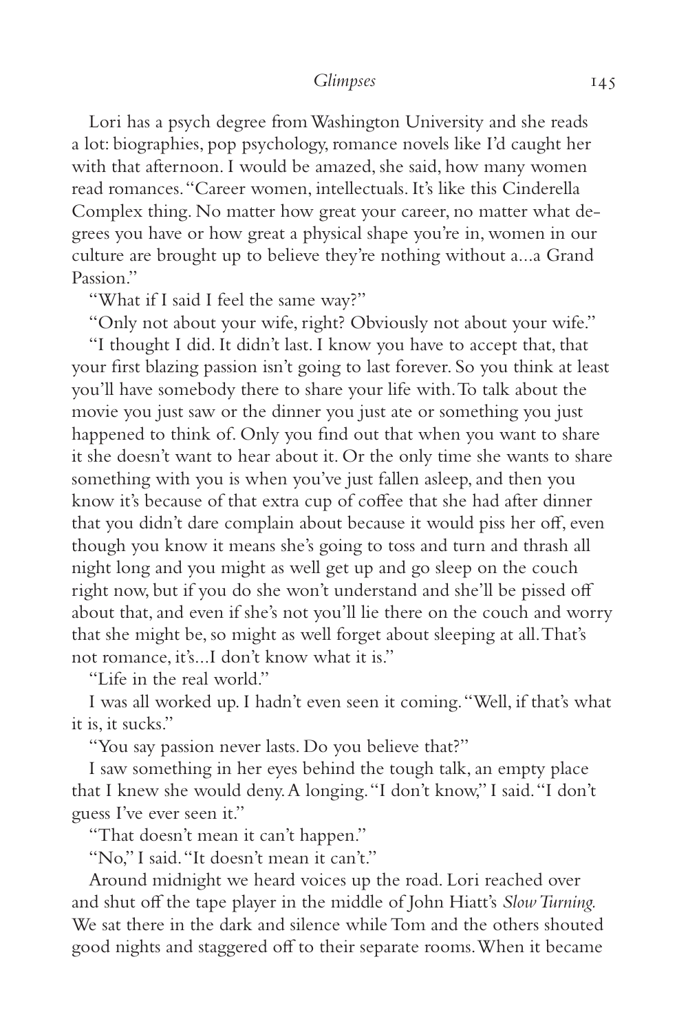Lori has a psych degree from Washington University and she reads a lot: biographies, pop psychology, romance novels like I'd caught her with that afternoon. I would be amazed, she said, how many women read romances. "Career women, intellectuals. It's like this Cinderella Complex thing. No matter how great your career, no matter what degrees you have or how great a physical shape you're in, women in our culture are brought up to believe they're nothing without a...a Grand Passion."

"What if I said I feel the same way?"

"Only not about your wife, right? Obviously not about your wife."

"I thought I did. It didn't last. I know you have to accept that, that your first blazing passion isn't going to last forever. So you think at least you'll have somebody there to share your life with. To talk about the movie you just saw or the dinner you just ate or something you just happened to think of. Only you find out that when you want to share it she doesn't want to hear about it. Or the only time she wants to share something with you is when you've just fallen asleep, and then you know it's because of that extra cup of coffee that she had after dinner that you didn't dare complain about because it would piss her off, even though you know it means she's going to toss and turn and thrash all night long and you might as well get up and go sleep on the couch right now, but if you do she won't understand and she'll be pissed off about that, and even if she's not you'll lie there on the couch and worry that she might be, so might as well forget about sleeping at all. That's not romance, it's...I don't know what it is."

"Life in the real world."

I was all worked up. I hadn't even seen it coming. "Well, if that's what it is, it sucks."

"You say passion never lasts. Do you believe that?"

I saw something in her eyes behind the tough talk, an empty place that I knew she would deny. A longing. "I don't know," I said. "I don't guess I've ever seen it."

"That doesn't mean it can't happen."

"No," I said. "It doesn't mean it can't."

Around midnight we heard voices up the road. Lori reached over and shut off the tape player in the middle of John Hiatt's *Slow Turning.* We sat there in the dark and silence while Tom and the others shouted good nights and staggered off to their separate rooms. When it became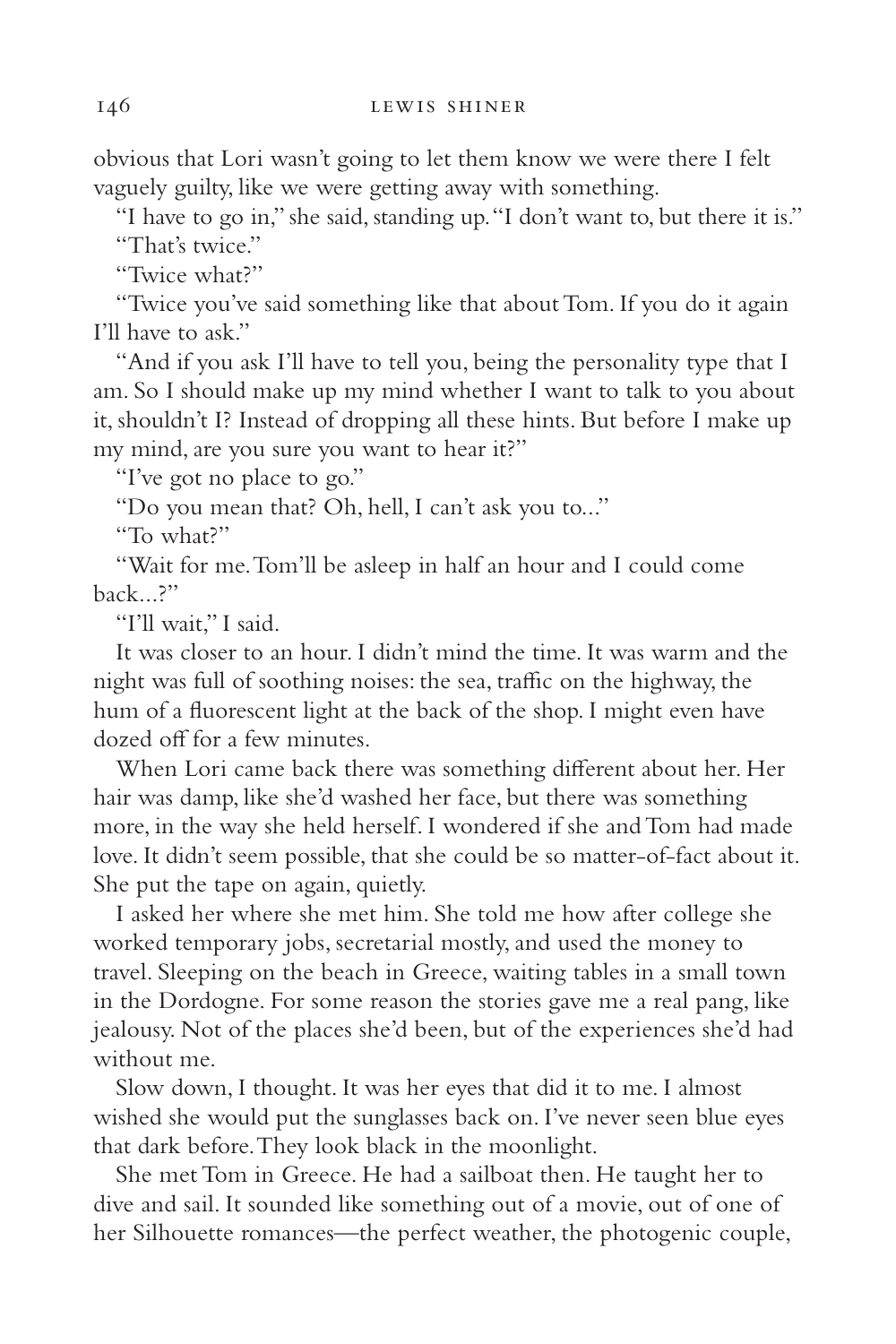obvious that Lori wasn't going to let them know we were there I felt vaguely guilty, like we were getting away with something.

"I have to go in," she said, standing up. "I don't want to, but there it is."

"That's twice."

"Twice what?"

"Twice you've said something like that about Tom. If you do it again I'll have to ask."

"And if you ask I'll have to tell you, being the personality type that I am. So I should make up my mind whether I want to talk to you about it, shouldn't I? Instead of dropping all these hints. But before I make up my mind, are you sure you want to hear it?"

"I've got no place to go."

"Do you mean that? Oh, hell, I can't ask you to..."

"To what?"

"Wait for me. Tom'll be asleep in half an hour and I could come back...?"

"I'll wait," I said.

It was closer to an hour. I didn't mind the time. It was warm and the night was full of soothing noises: the sea, traffic on the highway, the hum of a fluorescent light at the back of the shop. I might even have dozed off for a few minutes.

When Lori came back there was something different about her. Her hair was damp, like she'd washed her face, but there was something more, in the way she held herself. I wondered if she and Tom had made love. It didn't seem possible, that she could be so matter-of-fact about it. She put the tape on again, quietly.

I asked her where she met him. She told me how after college she worked temporary jobs, secretarial mostly, and used the money to travel. Sleeping on the beach in Greece, waiting tables in a small town in the Dordogne. For some reason the stories gave me a real pang, like jealousy. Not of the places she'd been, but of the experiences she'd had without me.

Slow down, I thought. It was her eyes that did it to me. I almost wished she would put the sunglasses back on. I've never seen blue eyes that dark before. They look black in the moonlight.

She met Tom in Greece. He had a sailboat then. He taught her to dive and sail. It sounded like something out of a movie, out of one of her Silhouette romances—the perfect weather, the photogenic couple,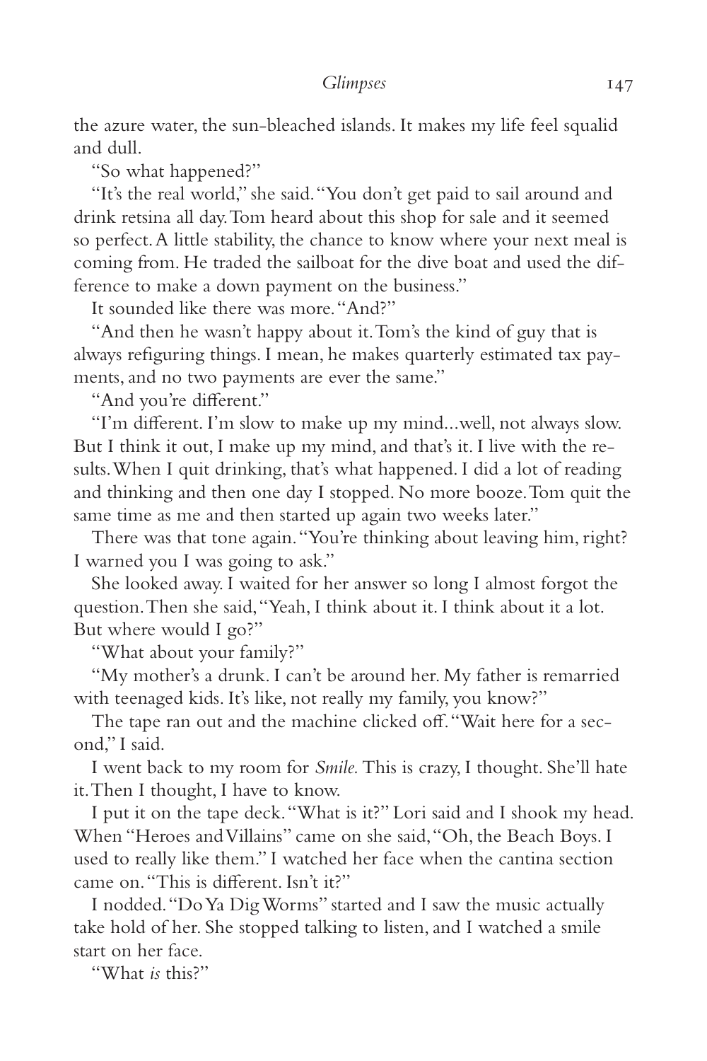the azure water, the sun-bleached islands. It makes my life feel squalid and dull.

"So what happened?"

"It's the real world," she said. "You don't get paid to sail around and drink retsina all day. Tom heard about this shop for sale and it seemed so perfect. A little stability, the chance to know where your next meal is coming from. He traded the sailboat for the dive boat and used the difference to make a down payment on the business."

It sounded like there was more. "And?"

"And then he wasn't happy about it. Tom's the kind of guy that is always refiguring things. I mean, he makes quarterly estimated tax payments, and no two payments are ever the same."

"And you're different."

"I'm different. I'm slow to make up my mind...well, not always slow. But I think it out, I make up my mind, and that's it. I live with the results. When I quit drinking, that's what happened. I did a lot of reading and thinking and then one day I stopped. No more booze. Tom quit the same time as me and then started up again two weeks later."

There was that tone again. "You're thinking about leaving him, right? I warned you I was going to ask."

She looked away. I waited for her answer so long I almost forgot the question. Then she said, "Yeah, I think about it. I think about it a lot. But where would I go?"

"What about your family?"

"My mother's a drunk. I can't be around her. My father is remarried with teenaged kids. It's like, not really my family, you know?"

The tape ran out and the machine clicked off. "Wait here for a second," I said.

I went back to my room for *Smile*. This is crazy, I thought. She'll hate it. Then I thought, I have to know.

I put it on the tape deck. "What is it?" Lori said and I shook my head. When "Heroes and Villains" came on she said, "Oh, the Beach Boys. I used to really like them." I watched her face when the cantina section came on. "This is different. Isn't it?"

I nodded. "Do Ya Dig Worms" started and I saw the music actually take hold of her. She stopped talking to listen, and I watched a smile start on her face.

"What *is* this?"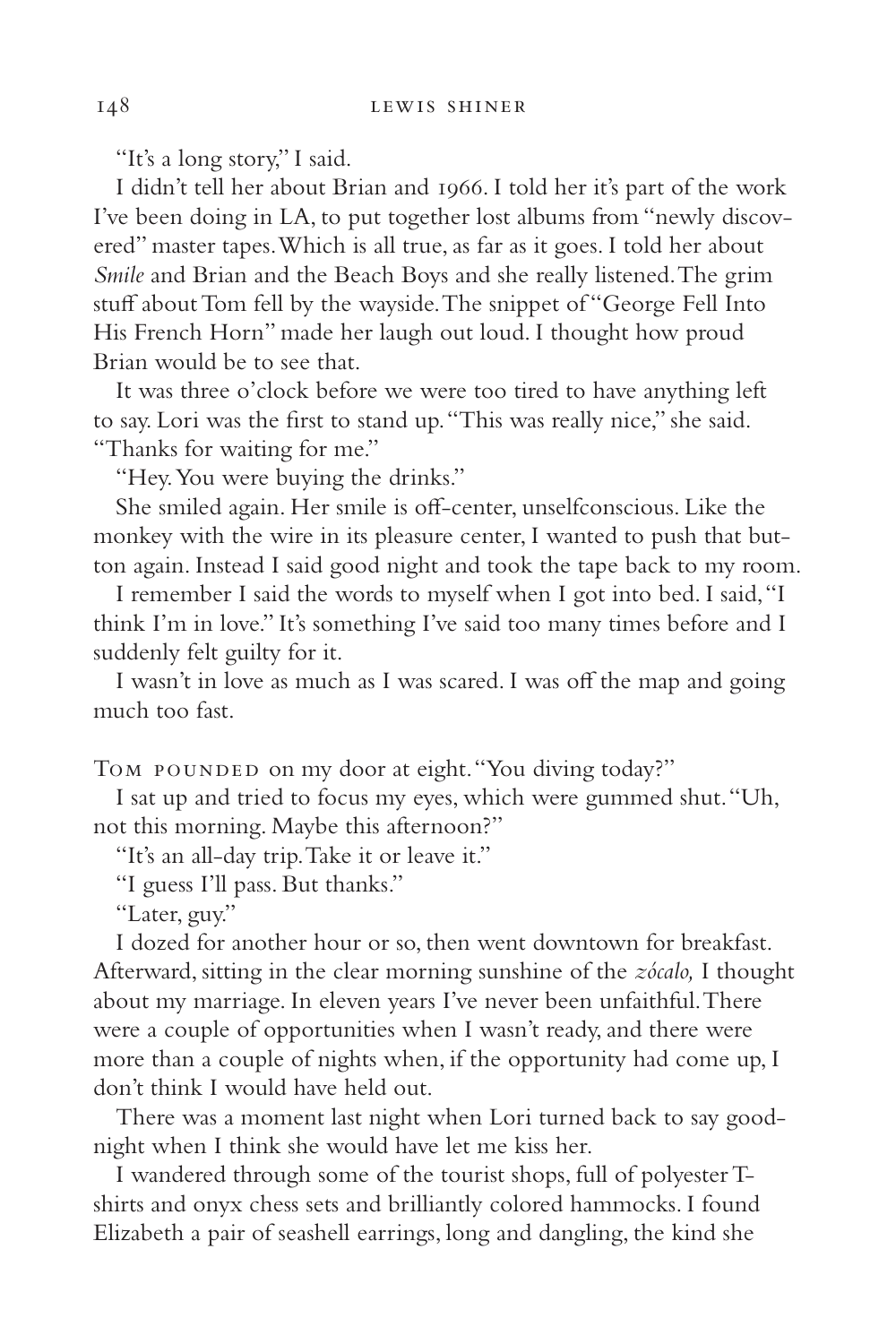"It's a long story," I said.

I didn't tell her about Brian and 1966. I told her it's part of the work I've been doing in LA, to put together lost albums from "newly discovered" master tapes. Which is all true, as far as it goes. I told her about *Smile* and Brian and the Beach Boys and she really listened. The grim stuff about Tom fell by the wayside. The snippet of "George Fell Into His French Horn" made her laugh out loud. I thought how proud Brian would be to see that.

It was three o'clock before we were too tired to have anything left to say. Lori was the first to stand up. "This was really nice," she said. "Thanks for waiting for me."

"Hey. You were buying the drinks."

She smiled again. Her smile is off-center, unselfconscious. Like the monkey with the wire in its pleasure center, I wanted to push that button again. Instead I said good night and took the tape back to my room.

I remember I said the words to myself when I got into bed. I said, "I think I'm in love." It's something I've said too many times before and I suddenly felt guilty for it.

I wasn't in love as much as I was scared. I was off the map and going much too fast.

Tom pounded on my door at eight. "You diving today?"

I sat up and tried to focus my eyes, which were gummed shut. "Uh, not this morning. Maybe this afternoon?"

"It's an all-day trip. Take it or leave it."

"I guess I'll pass. But thanks."

"Later, guy."

I dozed for another hour or so, then went downtown for breakfast. Afterward, sitting in the clear morning sunshine of the *zócalo,* I thought about my marriage. In eleven years I've never been unfaithful. There were a couple of opportunities when I wasn't ready, and there were more than a couple of nights when, if the opportunity had come up, I don't think I would have held out.

There was a moment last night when Lori turned back to say goodnight when I think she would have let me kiss her.

I wandered through some of the tourist shops, full of polyester T-shirts and onyx chess sets and brilliantly colored hammocks. I found Elizabeth a pair of seashell earrings, long and dangling, the kind she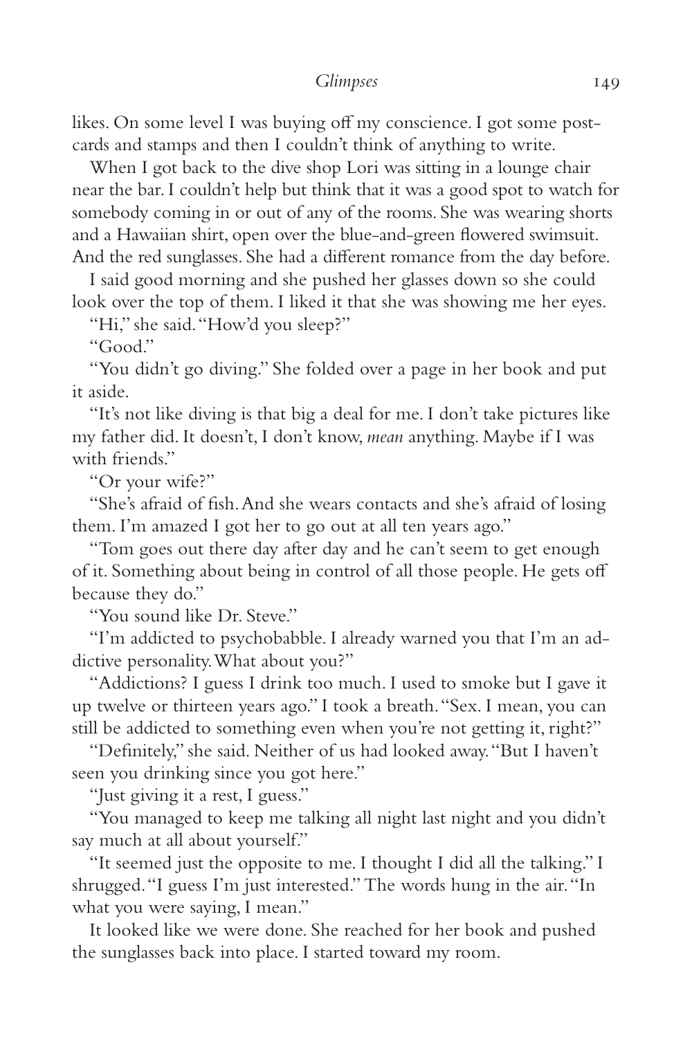likes. On some level I was buying off my conscience. I got some postcards and stamps and then I couldn't think of anything to write.

When I got back to the dive shop Lori was sitting in a lounge chair near the bar. I couldn't help but think that it was a good spot to watch for somebody coming in or out of any of the rooms. She was wearing shorts and a Hawaiian shirt, open over the blue-and-green flowered swimsuit. And the red sunglasses. She had a different romance from the day before.

I said good morning and she pushed her glasses down so she could look over the top of them. I liked it that she was showing me her eyes.

"Hi," she said. "How'd you sleep?"

"Good."

"You didn't go diving." She folded over a page in her book and put it aside.

"It's not like diving is that big a deal for me. I don't take pictures like my father did. It doesn't, I don't know, *mean* anything. Maybe if I was with friends."

"Or your wife?"

"She's afraid of fish. And she wears contacts and she's afraid of losing them. I'm amazed I got her to go out at all ten years ago."

"Tom goes out there day after day and he can't seem to get enough of it. Something about being in control of all those people. He gets off because they do."

"You sound like Dr. Steve."

"I'm addicted to psychobabble. I already warned you that I'm an addictive personality. What about you?"

"Addictions? I guess I drink too much. I used to smoke but I gave it up twelve or thirteen years ago." I took a breath. "Sex. I mean, you can still be addicted to something even when you're not getting it, right?"

"Definitely," she said. Neither of us had looked away. "But I haven't seen you drinking since you got here."

"Just giving it a rest, I guess."

"You managed to keep me talking all night last night and you didn't say much at all about yourself."

"It seemed just the opposite to me. I thought I did all the talking." I shrugged. "I guess I'm just interested." The words hung in the air. "In what you were saying, I mean."

It looked like we were done. She reached for her book and pushed the sunglasses back into place. I started toward my room.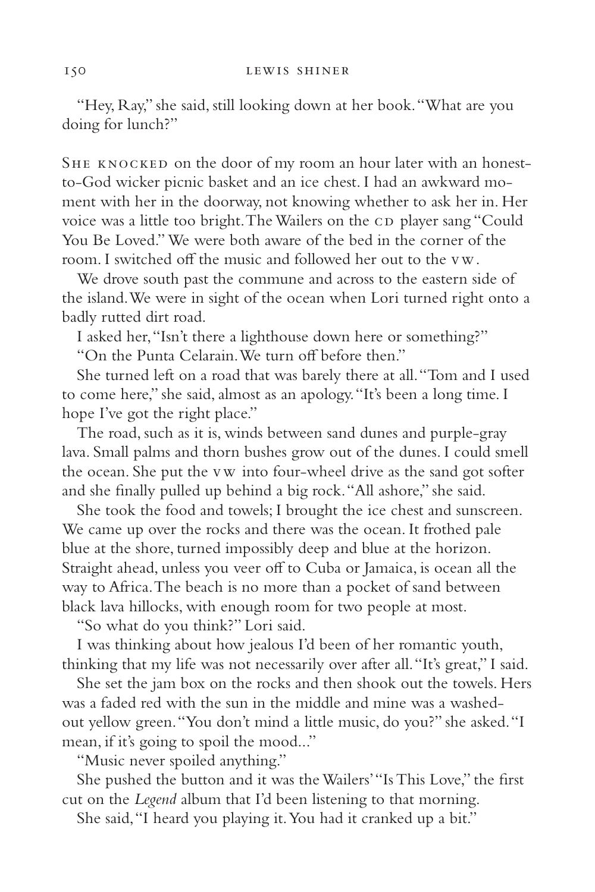"Hey, Ray," she said, still looking down at her book. "What are you doing for lunch?"

She knocked on the door of my room an hour later with an honest-to-God wicker picnic basket and an ice chest. I had an awkward moment with her in the doorway, not knowing whether to ask her in. Her voice was a little too bright. The Wailers on the CD player sang "Could You Be Loved." We were both aware of the bed in the corner of the room. I switched off the music and followed her out to the VW.

We drove south past the commune and across to the eastern side of the island. We were in sight of the ocean when Lori turned right onto a badly rutted dirt road.

I asked her, "Isn't there a lighthouse down here or something?"

"On the Punta Celarain. We turn off before then."

She turned left on a road that was barely there at all. "Tom and I used to come here," she said, almost as an apology. "It's been a long time. I hope I've got the right place."

The road, such as it is, winds between sand dunes and purple-gray lava. Small palms and thorn bushes grow out of the dunes. I could smell the ocean. She put the VW into four-wheel drive as the sand got softer and she finally pulled up behind a big rock. "All ashore," she said.

She took the food and towels; I brought the ice chest and sunscreen. We came up over the rocks and there was the ocean. It frothed pale blue at the shore, turned impossibly deep and blue at the horizon. Straight ahead, unless you veer off to Cuba or Jamaica, is ocean all the way to Africa. The beach is no more than a pocket of sand between black lava hillocks, with enough room for two people at most.

"So what do you think?" Lori said.

I was thinking about how jealous I'd been of her romantic youth, thinking that my life was not necessarily over after all. "It's great," I said.

She set the jam box on the rocks and then shook out the towels. Hers was a faded red with the sun in the middle and mine was a washed-out yellow green. "You don't mind a little music, do you?" she asked. "I mean, if it's going to spoil the mood..."

"Music never spoiled anything."

She pushed the button and it was the Wailers' "Is This Love," the first cut on the *Legend* album that I'd been listening to that morning.

She said, "I heard you playing it. You had it cranked up a bit."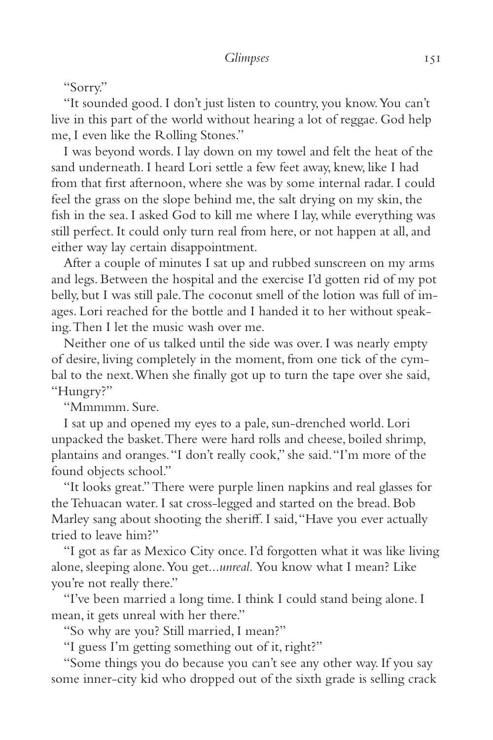"Sorry."

"It sounded good. I don't just listen to country, you know. You can't live in this part of the world without hearing a lot of reggae. God help me, I even like the Rolling Stones."

I was beyond words. I lay down on my towel and felt the heat of the sand underneath. I heard Lori settle a few feet away, knew, like I had from that first afternoon, where she was by some internal radar. I could feel the grass on the slope behind me, the salt drying on my skin, the fish in the sea. I asked God to kill me where I lay, while everything was still perfect. It could only turn real from here, or not happen at all, and either way lay certain disappointment.

After a couple of minutes I sat up and rubbed sunscreen on my arms and legs. Between the hospital and the exercise I'd gotten rid of my pot belly, but I was still pale. The coconut smell of the lotion was full of images. Lori reached for the bottle and I handed it to her without speaking. Then I let the music wash over me.

Neither one of us talked until the side was over. I was nearly empty of desire, living completely in the moment, from one tick of the cymbal to the next. When she finally got up to turn the tape over she said, "Hungry?"

"Mmmmm. Sure.

I sat up and opened my eyes to a pale, sun-drenched world. Lori unpacked the basket. There were hard rolls and cheese, boiled shrimp, plantains and oranges. "I don't really cook," she said. "I'm more of the found objects school."

"It looks great." There were purple linen napkins and real glasses for the Tehuacan water. I sat cross-legged and started on the bread. Bob Marley sang about shooting the sheriff. I said, "Have you ever actually tried to leave him?"

"I got as far as Mexico City once. I'd forgotten what it was like living alone, sleeping alone. You get...*unreal.* You know what I mean? Like you're not really there."

"I've been married a long time. I think I could stand being alone. I mean, it gets unreal with her there."

"So why are you? Still married, I mean?"

"I guess I'm getting something out of it, right?"

"Some things you do because you can't see any other way. If you say some inner-city kid who dropped out of the sixth grade is selling crack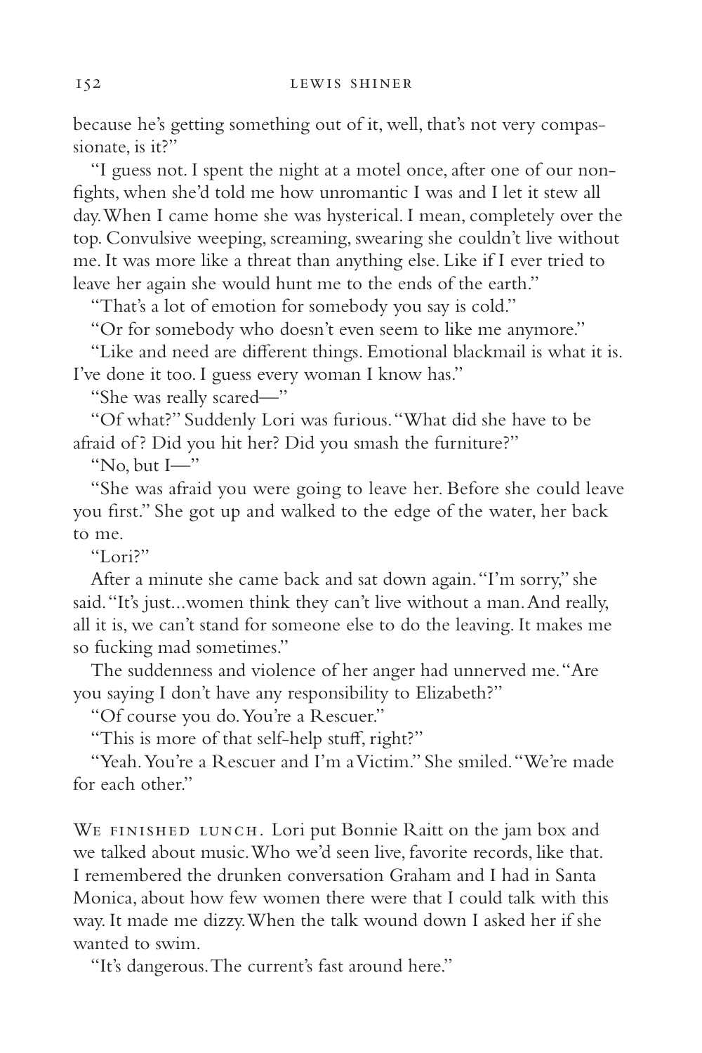because he's getting something out of it, well, that's not very compassionate, is it?"

"I guess not. I spent the night at a motel once, after one of our non-fights, when she'd told me how unromantic I was and I let it stew all day. When I came home she was hysterical. I mean, completely over the top. Convulsive weeping, screaming, swearing she couldn't live without me. It was more like a threat than anything else. Like if I ever tried to leave her again she would hunt me to the ends of the earth."

"That's a lot of emotion for somebody you say is cold."

"Or for somebody who doesn't even seem to like me anymore."

"Like and need are different things. Emotional blackmail is what it is. I've done it too. I guess every woman I know has."

"She was really scared—"

"Of what?" Suddenly Lori was furious. "What did she have to be afraid of? Did you hit her? Did you smash the furniture?"

"No, but I—"

"She was afraid you were going to leave her. Before she could leave you first." She got up and walked to the edge of the water, her back to me.

"Lori?"

After a minute she came back and sat down again. "I'm sorry," she said. "It's just...women think they can't live without a man. And really, all it is, we can't stand for someone else to do the leaving. It makes me so fucking mad sometimes."

The suddenness and violence of her anger had unnerved me. "Are you saying I don't have any responsibility to Elizabeth?"

"Of course you do. You're a Rescuer."

"This is more of that self-help stuff, right?"

"Yeah. You're a Rescuer and I'm a Victim." She smiled. "We're made for each other."

We finished lunch. Lori put Bonnie Raitt on the jam box and we talked about music. Who we'd seen live, favorite records, like that. I remembered the drunken conversation Graham and I had in Santa Monica, about how few women there were that I could talk with this way. It made me dizzy. When the talk wound down I asked her if she wanted to swim.

"It's dangerous. The current's fast around here."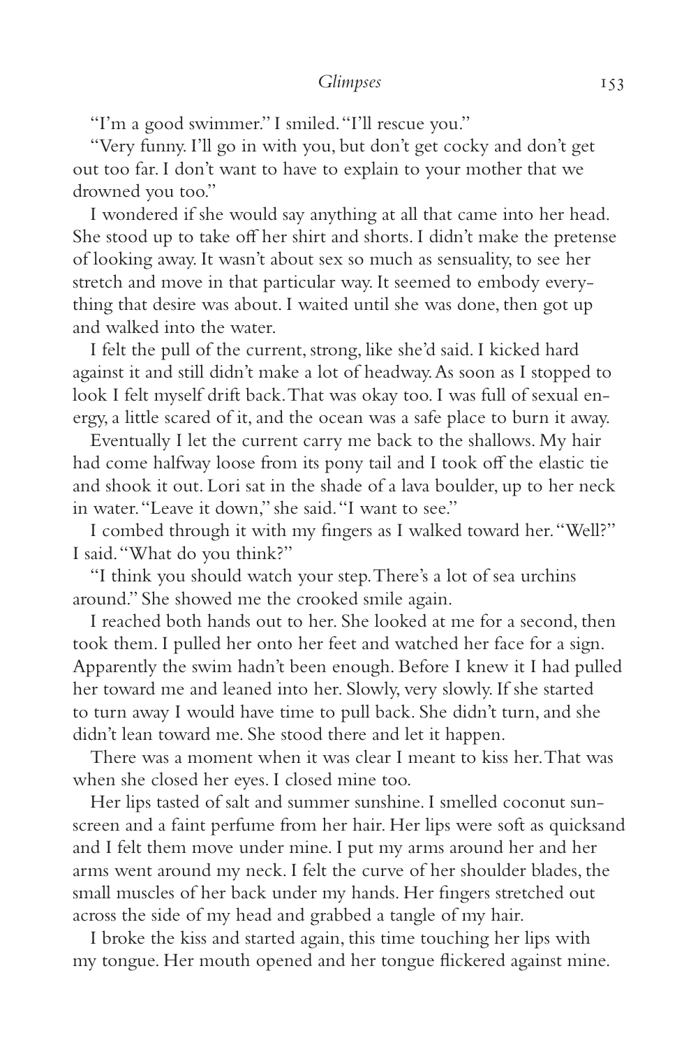"I'm a good swimmer." I smiled. "I'll rescue you."

"Very funny. I'll go in with you, but don't get cocky and don't get out too far. I don't want to have to explain to your mother that we drowned you too."

I wondered if she would say anything at all that came into her head. She stood up to take off her shirt and shorts. I didn't make the pretense of looking away. It wasn't about sex so much as sensuality, to see her stretch and move in that particular way. It seemed to embody everything that desire was about. I waited until she was done, then got up and walked into the water.

I felt the pull of the current, strong, like she'd said. I kicked hard against it and still didn't make a lot of headway. As soon as I stopped to look I felt myself drift back. That was okay too. I was full of sexual energy, a little scared of it, and the ocean was a safe place to burn it away.

Eventually I let the current carry me back to the shallows. My hair had come halfway loose from its pony tail and I took off the elastic tie and shook it out. Lori sat in the shade of a lava boulder, up to her neck in water. "Leave it down," she said. "I want to see."

I combed through it with my fingers as I walked toward her. "Well?" I said. "What do you think?"

"I think you should watch your step. There's a lot of sea urchins around." She showed me the crooked smile again.

I reached both hands out to her. She looked at me for a second, then took them. I pulled her onto her feet and watched her face for a sign. Apparently the swim hadn't been enough. Before I knew it I had pulled her toward me and leaned into her. Slowly, very slowly. If she started to turn away I would have time to pull back. She didn't turn, and she didn't lean toward me. She stood there and let it happen.

There was a moment when it was clear I meant to kiss her. That was when she closed her eyes. I closed mine too.

Her lips tasted of salt and summer sunshine. I smelled coconut sunscreen and a faint perfume from her hair. Her lips were soft as quicksand and I felt them move under mine. I put my arms around her and her arms went around my neck. I felt the curve of her shoulder blades, the small muscles of her back under my hands. Her fingers stretched out across the side of my head and grabbed a tangle of my hair.

I broke the kiss and started again, this time touching her lips with my tongue. Her mouth opened and her tongue flickered against mine.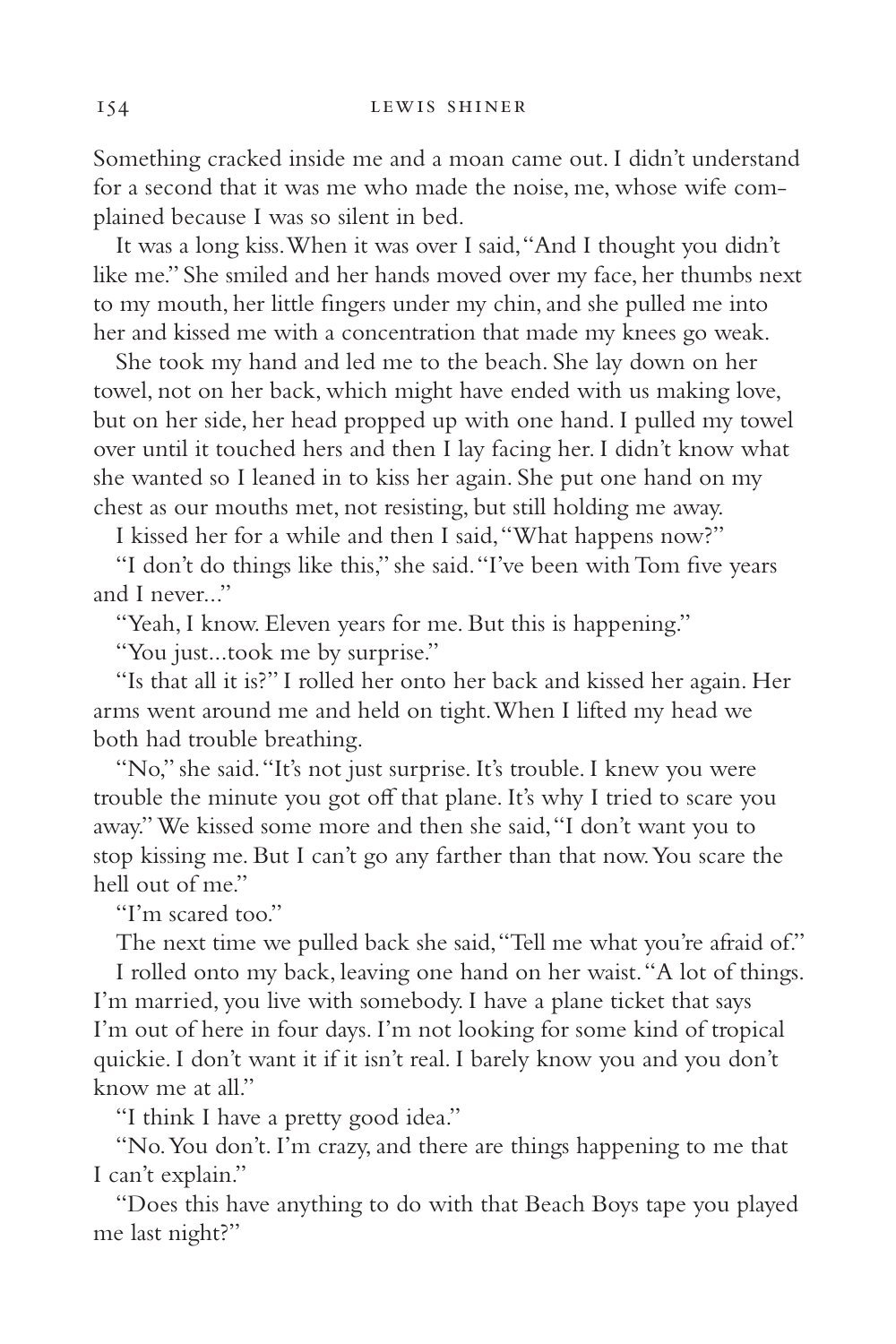Something cracked inside me and a moan came out. I didn't understand for a second that it was me who made the noise, me, whose wife complained because I was so silent in bed.

It was a long kiss. When it was over I said, "And I thought you didn't like me." She smiled and her hands moved over my face, her thumbs next to my mouth, her little fingers under my chin, and she pulled me into her and kissed me with a concentration that made my knees go weak.

She took my hand and led me to the beach. She lay down on her towel, not on her back, which might have ended with us making love, but on her side, her head propped up with one hand. I pulled my towel over until it touched hers and then I lay facing her. I didn't know what she wanted so I leaned in to kiss her again. She put one hand on my chest as our mouths met, not resisting, but still holding me away.

I kissed her for a while and then I said, "What happens now?"

"I don't do things like this," she said. "I've been with Tom five years and I never..."

"Yeah, I know. Eleven years for me. But this is happening."

"You just...took me by surprise."

"Is that all it is?" I rolled her onto her back and kissed her again. Her arms went around me and held on tight. When I lifted my head we both had trouble breathing.

"No," she said. "It's not just surprise. It's trouble. I knew you were trouble the minute you got off that plane. It's why I tried to scare you away." We kissed some more and then she said, "I don't want you to stop kissing me. But I can't go any farther than that now. You scare the hell out of me."

"I'm scared too."

The next time we pulled back she said, "Tell me what you're afraid of."

I rolled onto my back, leaving one hand on her waist. "A lot of things. I'm married, you live with somebody. I have a plane ticket that says I'm out of here in four days. I'm not looking for some kind of tropical quickie. I don't want it if it isn't real. I barely know you and you don't know me at all."

"I think I have a pretty good idea."

"No. You don't. I'm crazy, and there are things happening to me that I can't explain."

"Does this have anything to do with that Beach Boys tape you played me last night?"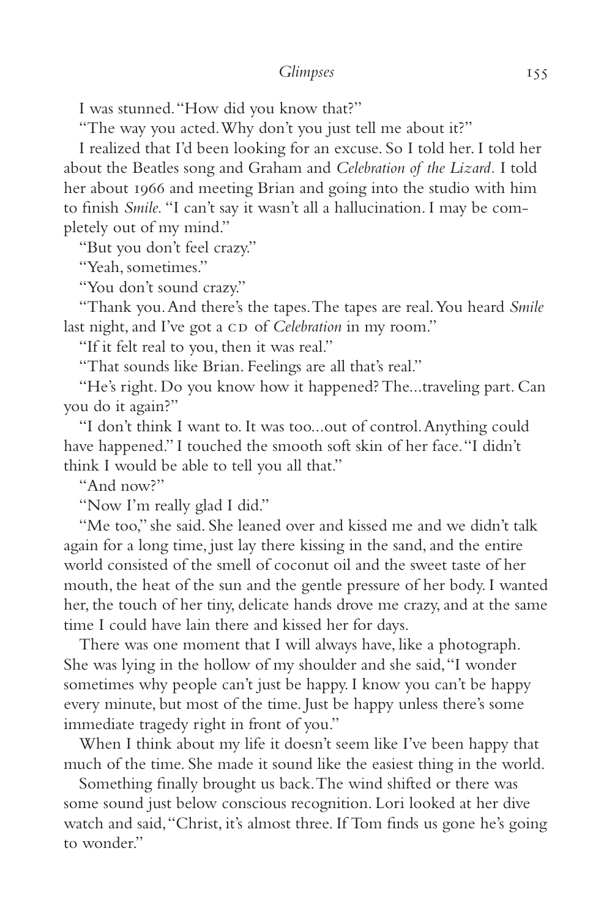I was stunned. "How did you know that?"

"The way you acted. Why don't you just tell me about it?"

I realized that I'd been looking for an excuse. So I told her. I told her about the Beatles song and Graham and *Celebration of the Lizard*. I told her about 1966 and meeting Brian and going into the studio with him to finish *Smile*. "I can't say it wasn't all a hallucination. I may be completely out of my mind."

"But you don't feel crazy."

"Yeah, sometimes."

"You don't sound crazy."

"Thank you. And there's the tapes. The tapes are real. You heard *Smile* last night, and I've got a CD of *Celebration* in my room."

"If it felt real to you, then it was real."

"That sounds like Brian. Feelings are all that's real."

"He's right. Do you know how it happened? The...traveling part. Can you do it again?"

"I don't think I want to. It was too...out of control. Anything could have happened." I touched the smooth soft skin of her face. "I didn't think I would be able to tell you all that."

"And now?"

"Now I'm really glad I did."

"Me too," she said. She leaned over and kissed me and we didn't talk again for a long time, just lay there kissing in the sand, and the entire world consisted of the smell of coconut oil and the sweet taste of her mouth, the heat of the sun and the gentle pressure of her body. I wanted her, the touch of her tiny, delicate hands drove me crazy, and at the same time I could have lain there and kissed her for days.

There was one moment that I will always have, like a photograph. She was lying in the hollow of my shoulder and she said, "I wonder sometimes why people can't just be happy. I know you can't be happy every minute, but most of the time. Just be happy unless there's some immediate tragedy right in front of you."

When I think about my life it doesn't seem like I've been happy that much of the time. She made it sound like the easiest thing in the world.

Something finally brought us back. The wind shifted or there was some sound just below conscious recognition. Lori looked at her dive watch and said, "Christ, it's almost three. If Tom finds us gone he's going to wonder."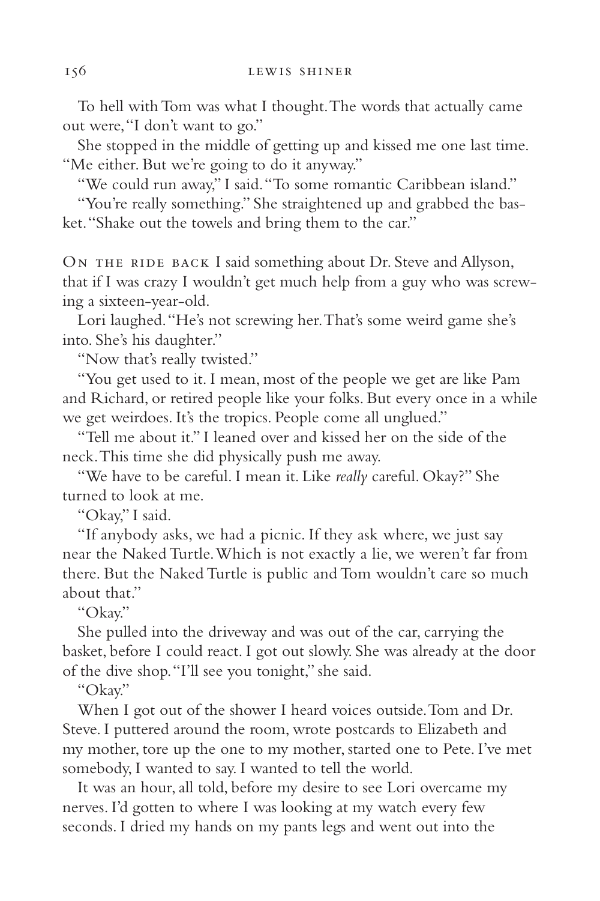To hell with Tom was what I thought. The words that actually came out were, "I don't want to go."

She stopped in the middle of getting up and kissed me one last time. "Me either. But we're going to do it anyway."

"We could run away," I said. "To some romantic Caribbean island."

"You're really something." She straightened up and grabbed the basket. "Shake out the towels and bring them to the car."

ON THE RIDE BACK I said something about Dr. Steve and Allyson, that if I was crazy I wouldn't get much help from a guy who was screwing a sixteen-year-old.

Lori laughed. "He's not screwing her. That's some weird game she's into. She's his daughter."

"Now that's really twisted."

"You get used to it. I mean, most of the people we get are like Pam and Richard, or retired people like your folks. But every once in a while we get weirdoes. It's the tropics. People come all unglued."

"Tell me about it." I leaned over and kissed her on the side of the neck. This time she did physically push me away.

"We have to be careful. I mean it. Like *really* careful. Okay?" She turned to look at me.

"Okay," I said.

"If anybody asks, we had a picnic. If they ask where, we just say near the Naked Turtle. Which is not exactly a lie, we weren't far from there. But the Naked Turtle is public and Tom wouldn't care so much about that."

"Okay."

She pulled into the driveway and was out of the car, carrying the basket, before I could react. I got out slowly. She was already at the door of the dive shop. "I'll see you tonight," she said.

"Okay."

When I got out of the shower I heard voices outside. Tom and Dr. Steve. I puttered around the room, wrote postcards to Elizabeth and my mother, tore up the one to my mother, started one to Pete. I've met somebody, I wanted to say. I wanted to tell the world.

It was an hour, all told, before my desire to see Lori overcame my nerves. I'd gotten to where I was looking at my watch every few seconds. I dried my hands on my pants legs and went out into the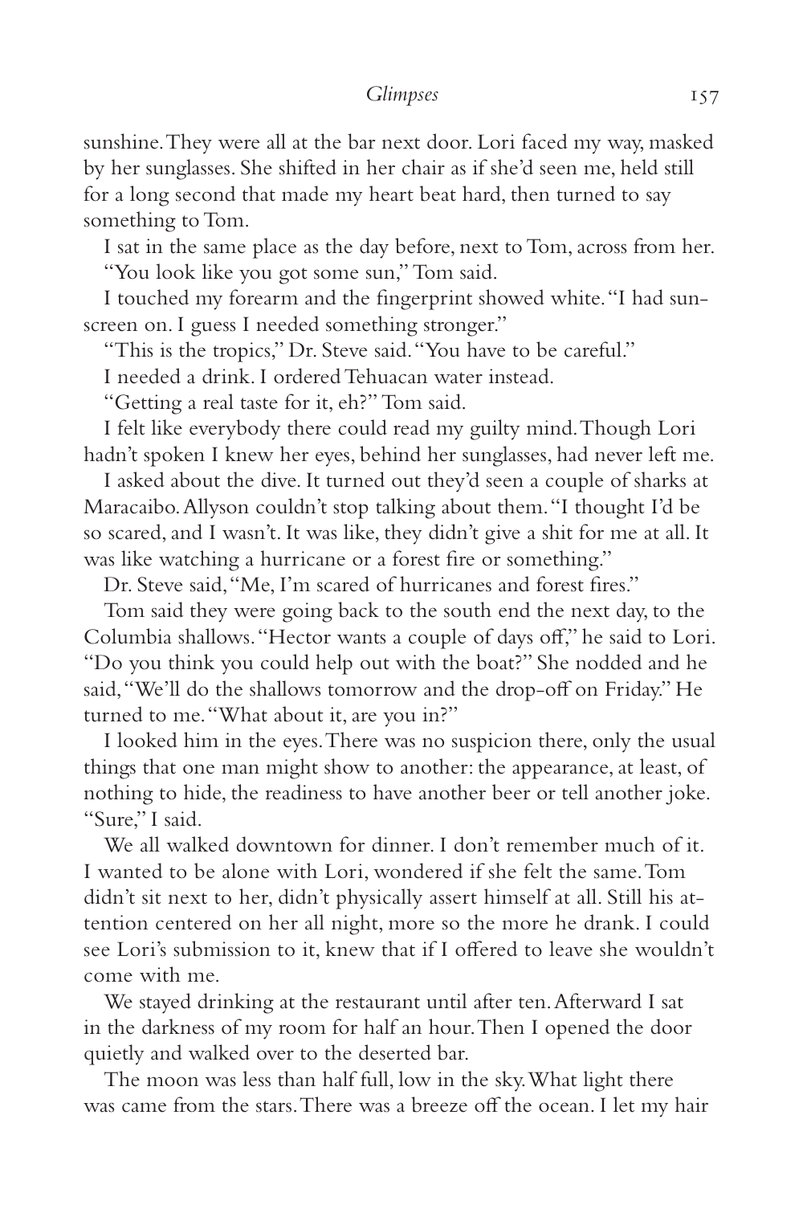sunshine. They were all at the bar next door. Lori faced my way, masked by her sunglasses. She shifted in her chair as if she'd seen me, held still for a long second that made my heart beat hard, then turned to say something to Tom.

I sat in the same place as the day before, next to Tom, across from her.

"You look like you got some sun," Tom said.

I touched my forearm and the fingerprint showed white. "I had sunscreen on. I guess I needed something stronger."

"This is the tropics," Dr. Steve said. "You have to be careful."

I needed a drink. I ordered Tehuacan water instead.

"Getting a real taste for it, eh?" Tom said.

I felt like everybody there could read my guilty mind. Though Lori hadn't spoken I knew her eyes, behind her sunglasses, had never left me.

I asked about the dive. It turned out they'd seen a couple of sharks at Maracaibo. Allyson couldn't stop talking about them. "I thought I'd be so scared, and I wasn't. It was like, they didn't give a shit for me at all. It was like watching a hurricane or a forest fire or something."

Dr. Steve said, "Me, I'm scared of hurricanes and forest fires."

Tom said they were going back to the south end the next day, to the Columbia shallows. "Hector wants a couple of days off," he said to Lori. "Do you think you could help out with the boat?" She nodded and he said, "We'll do the shallows tomorrow and the drop-off on Friday." He turned to me. "What about it, are you in?"

I looked him in the eyes. There was no suspicion there, only the usual things that one man might show to another: the appearance, at least, of nothing to hide, the readiness to have another beer or tell another joke. "Sure," I said.

We all walked downtown for dinner. I don't remember much of it. I wanted to be alone with Lori, wondered if she felt the same. Tom didn't sit next to her, didn't physically assert himself at all. Still his attention centered on her all night, more so the more he drank. I could see Lori's submission to it, knew that if I offered to leave she wouldn't come with me.

We stayed drinking at the restaurant until after ten. Afterward I sat in the darkness of my room for half an hour. Then I opened the door quietly and walked over to the deserted bar.

The moon was less than half full, low in the sky. What light there was came from the stars. There was a breeze off the ocean. I let my hair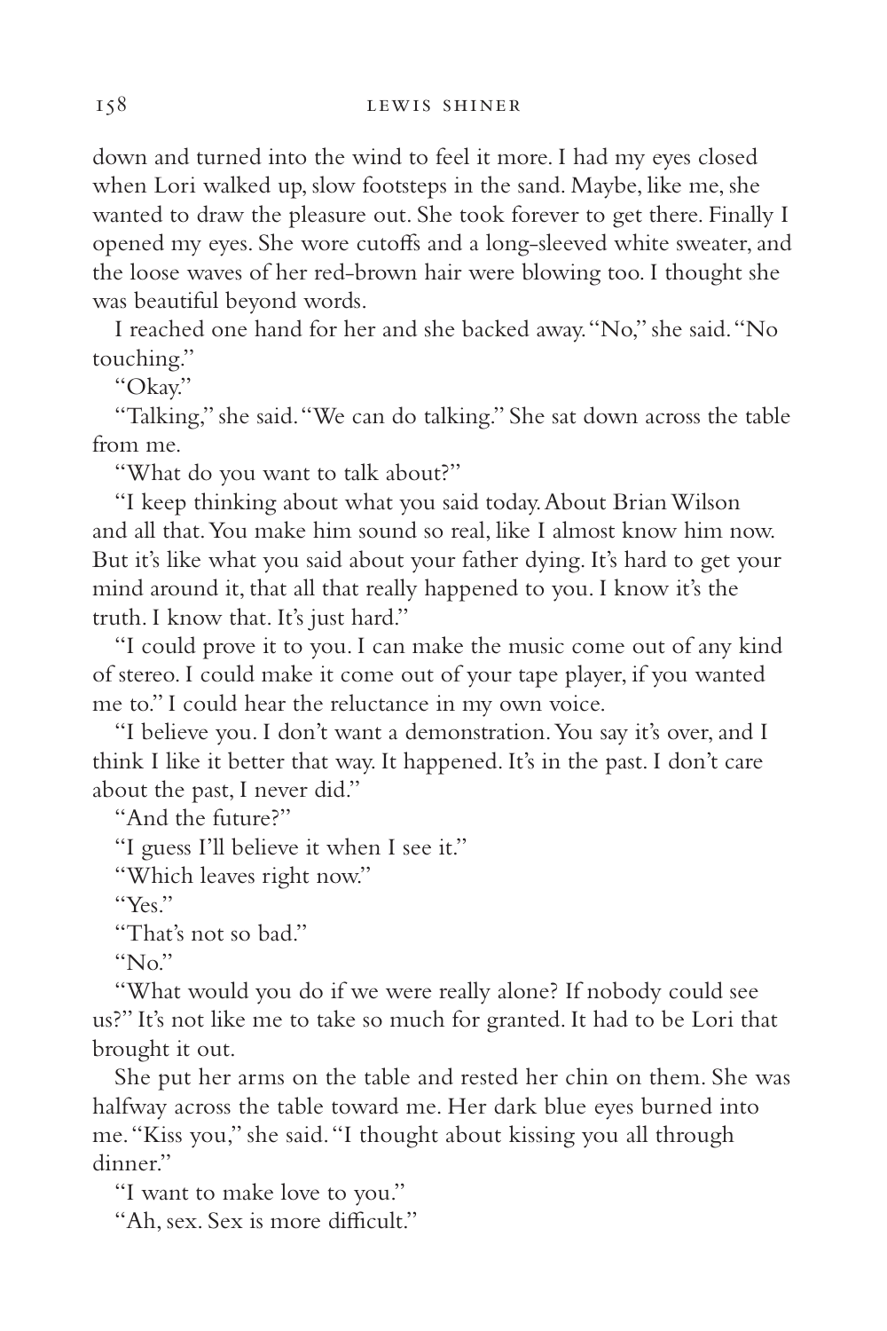down and turned into the wind to feel it more. I had my eyes closed when Lori walked up, slow footsteps in the sand. Maybe, like me, she wanted to draw the pleasure out. She took forever to get there. Finally I opened my eyes. She wore cutoffs and a long-sleeved white sweater, and the loose waves of her red-brown hair were blowing too. I thought she was beautiful beyond words.

I reached one hand for her and she backed away. "No," she said. "No touching."

"Okay."

"Talking," she said. "We can do talking." She sat down across the table from me.

"What do you want to talk about?"

"I keep thinking about what you said today. About Brian Wilson and all that. You make him sound so real, like I almost know him now. But it's like what you said about your father dying. It's hard to get your mind around it, that all that really happened to you. I know it's the truth. I know that. It's just hard."

"I could prove it to you. I can make the music come out of any kind of stereo. I could make it come out of your tape player, if you wanted me to." I could hear the reluctance in my own voice.

"I believe you. I don't want a demonstration. You say it's over, and I think I like it better that way. It happened. It's in the past. I don't care about the past, I never did."

"And the future?"

"I guess I'll believe it when I see it."

"Which leaves right now."

"Yes."

"That's not so bad."

"No."

"What would you do if we were really alone? If nobody could see us?" It's not like me to take so much for granted. It had to be Lori that brought it out.

She put her arms on the table and rested her chin on them. She was halfway across the table toward me. Her dark blue eyes burned into me. "Kiss you," she said. "I thought about kissing you all through dinner."

"I want to make love to you."

"Ah, sex. Sex is more difficult."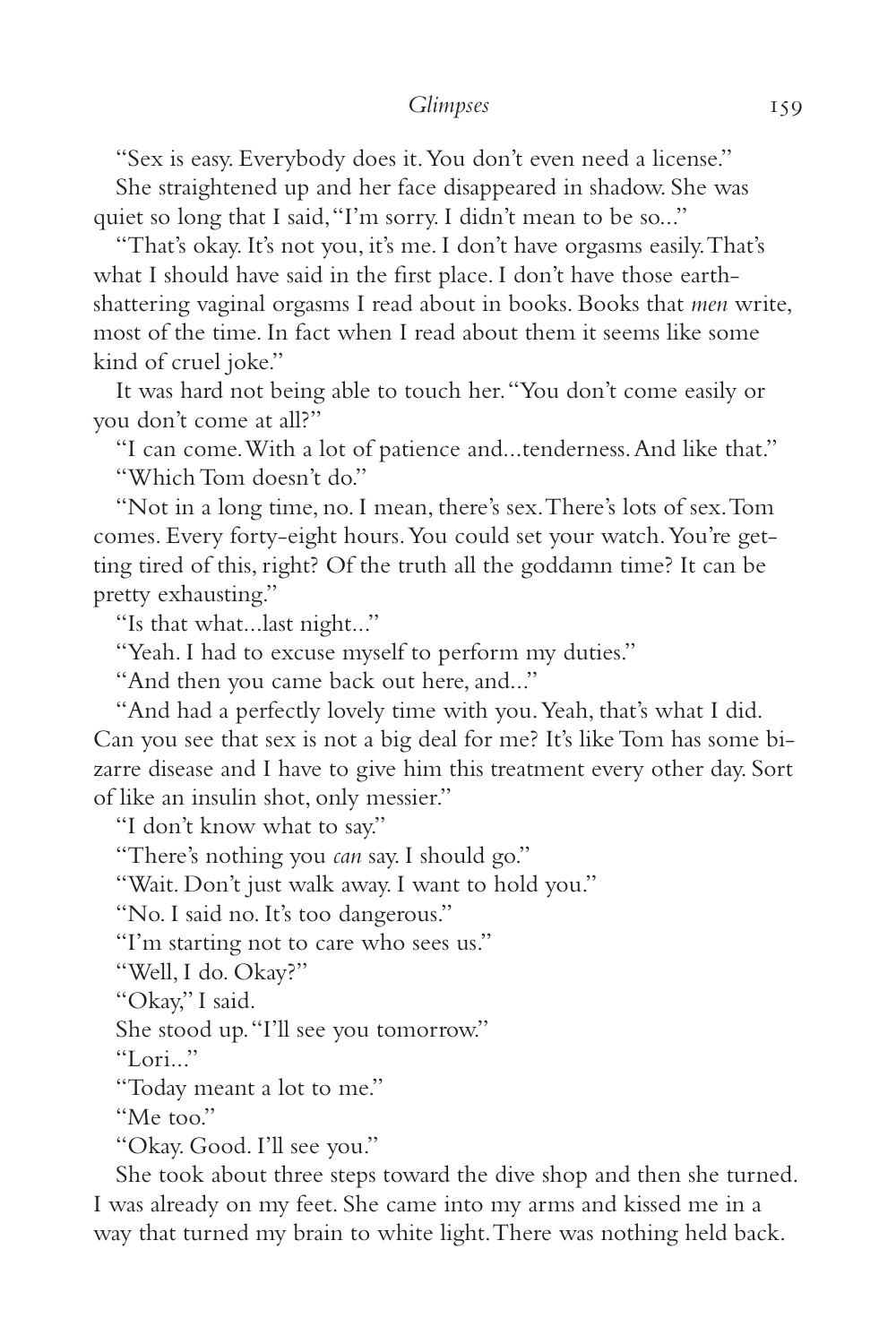"Sex is easy. Everybody does it. You don't even need a license."

She straightened up and her face disappeared in shadow. She was quiet so long that I said, "I'm sorry. I didn't mean to be so..."

"That's okay. It's not you, it's me. I don't have orgasms easily. That's what I should have said in the first place. I don't have those earth-shattering vaginal orgasms I read about in books. Books that *men* write, most of the time. In fact when I read about them it seems like some kind of cruel joke."

It was hard not being able to touch her. "You don't come easily or you don't come at all?"

"I can come. With a lot of patience and...tenderness. And like that."

"Which Tom doesn't do."

"Not in a long time, no. I mean, there's sex. There's lots of sex. Tom comes. Every forty-eight hours. You could set your watch. You're getting tired of this, right? Of the truth all the goddamn time? It can be pretty exhausting."

"Is that what...last night..."

"Yeah. I had to excuse myself to perform my duties."

"And then you came back out here, and..."

"And had a perfectly lovely time with you. Yeah, that's what I did. Can you see that sex is not a big deal for me? It's like Tom has some bizarre disease and I have to give him this treatment every other day. Sort of like an insulin shot, only messier."

"I don't know what to say."

"There's nothing you *can* say. I should go."

"Wait. Don't just walk away. I want to hold you."

"No. I said no. It's too dangerous."

"I'm starting not to care who sees us."

"Well, I do. Okay?"

"Okay," I said.

She stood up. "I'll see you tomorrow."

"Lori..."

"Today meant a lot to me."

"Me too."

"Okay. Good. I'll see you."

She took about three steps toward the dive shop and then she turned. I was already on my feet. She came into my arms and kissed me in a way that turned my brain to white light. There was nothing held back.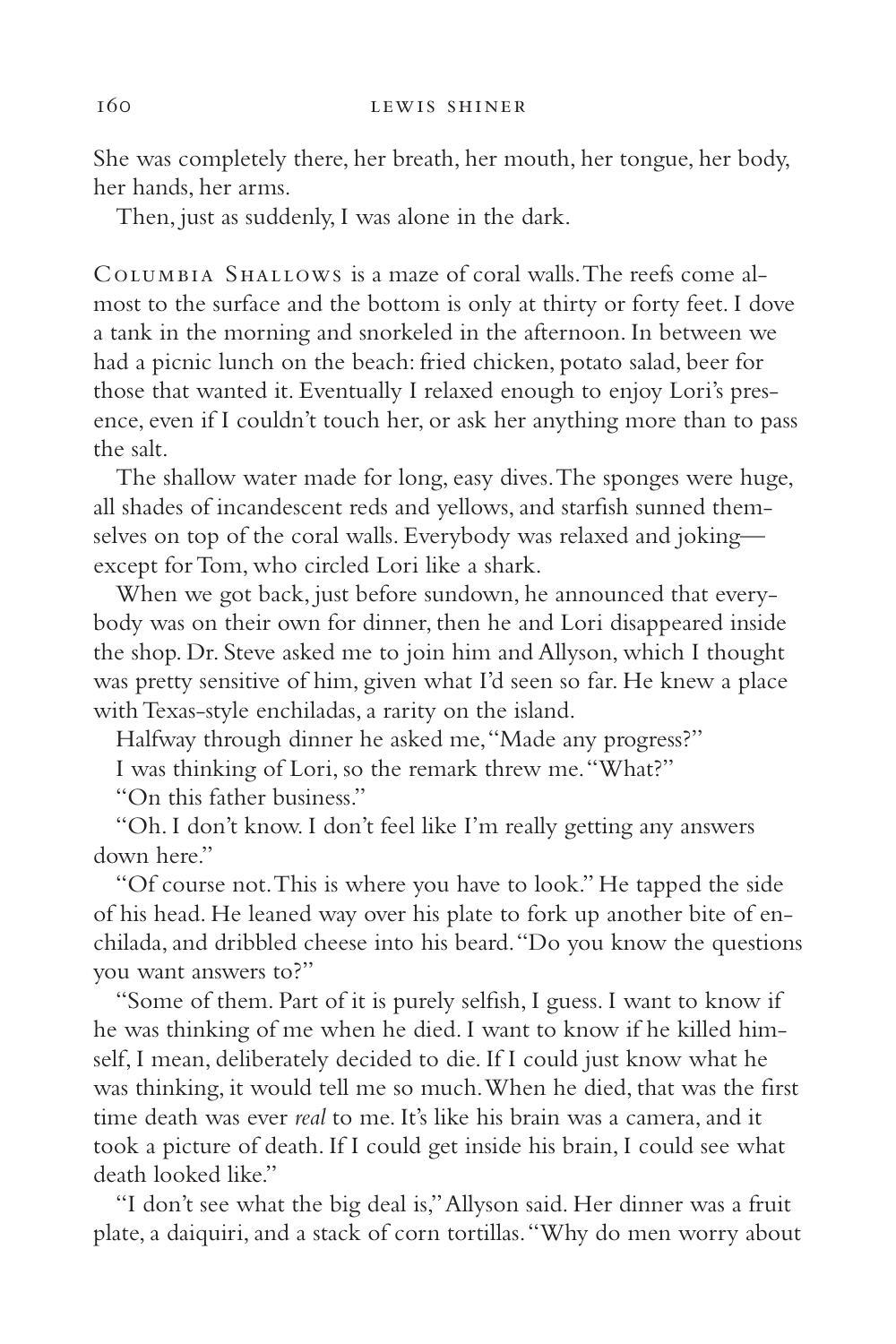She was completely there, her breath, her mouth, her tongue, her body, her hands, her arms.

Then, just as suddenly, I was alone in the dark.

Columbia Shallows is a maze of coral walls. The reefs come almost to the surface and the bottom is only at thirty or forty feet. I dove a tank in the morning and snorkeled in the afternoon. In between we had a picnic lunch on the beach: fried chicken, potato salad, beer for those that wanted it. Eventually I relaxed enough to enjoy Lori's presence, even if I couldn't touch her, or ask her anything more than to pass the salt.

The shallow water made for long, easy dives. The sponges were huge, all shades of incandescent reds and yellows, and starfish sunned themselves on top of the coral walls. Everybody was relaxed and joking—except for Tom, who circled Lori like a shark.

When we got back, just before sundown, he announced that everybody was on their own for dinner, then he and Lori disappeared inside the shop. Dr. Steve asked me to join him and Allyson, which I thought was pretty sensitive of him, given what I'd seen so far. He knew a place with Texas-style enchiladas, a rarity on the island.

Halfway through dinner he asked me, "Made any progress?"

I was thinking of Lori, so the remark threw me. "What?"

"On this father business."

"Oh. I don't know. I don't feel like I'm really getting any answers down here."

"Of course not. This is where you have to look." He tapped the side of his head. He leaned way over his plate to fork up another bite of enchilada, and dribbled cheese into his beard. "Do you know the questions you want answers to?"

"Some of them. Part of it is purely selfish, I guess. I want to know if he was thinking of me when he died. I want to know if he killed himself, I mean, deliberately decided to die. If I could just know what he was thinking, it would tell me so much. When he died, that was the first time death was ever *real* to me. It's like his brain was a camera, and it took a picture of death. If I could get inside his brain, I could see what death looked like."

"I don't see what the big deal is," Allyson said. Her dinner was a fruit plate, a daiquiri, and a stack of corn tortillas. "Why do men worry about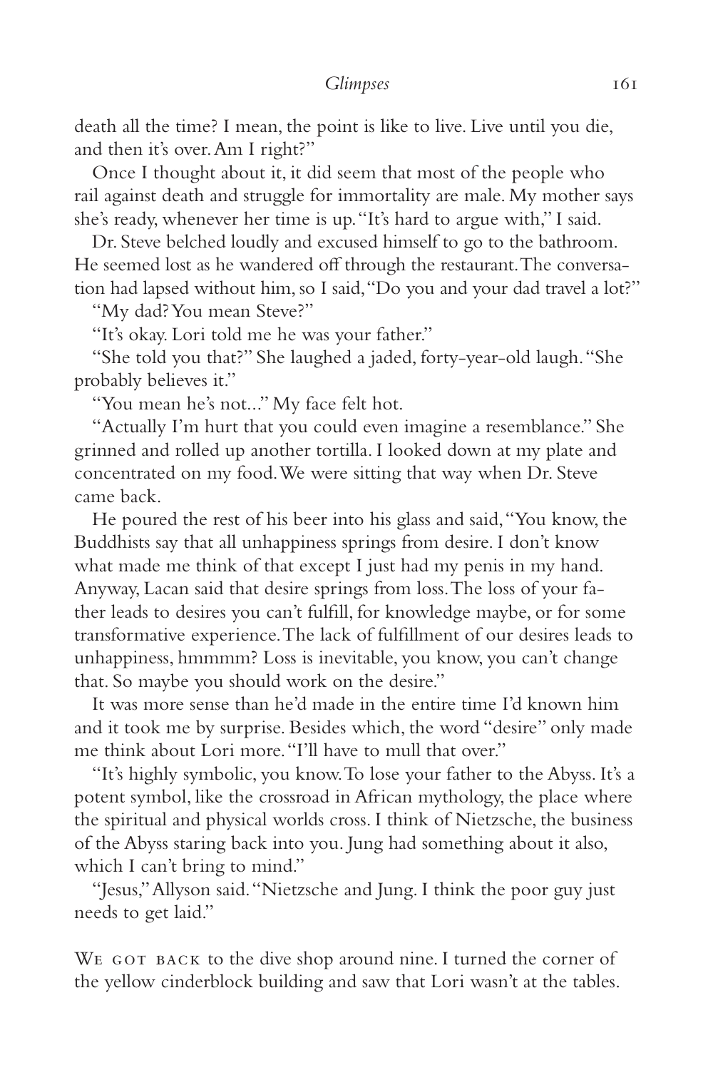death all the time? I mean, the point is like to live. Live until you die, and then it's over. Am I right?"

Once I thought about it, it did seem that most of the people who rail against death and struggle for immortality are male. My mother says she's ready, whenever her time is up. "It's hard to argue with," I said.

Dr. Steve belched loudly and excused himself to go to the bathroom. He seemed lost as he wandered off through the restaurant. The conversation had lapsed without him, so I said, "Do you and your dad travel a lot?"

"My dad? You mean Steve?"

"It's okay. Lori told me he was your father."

"She told you that?" She laughed a jaded, forty-year-old laugh. "She probably believes it."

"You mean he's not..." My face felt hot.

"Actually I'm hurt that you could even imagine a resemblance." She grinned and rolled up another tortilla. I looked down at my plate and concentrated on my food. We were sitting that way when Dr. Steve came back.

He poured the rest of his beer into his glass and said, "You know, the Buddhists say that all unhappiness springs from desire. I don't know what made me think of that except I just had my penis in my hand. Anyway, Lacan said that desire springs from loss. The loss of your father leads to desires you can't fulfill, for knowledge maybe, or for some transformative experience. The lack of fulfillment of our desires leads to unhappiness, hmmmm? Loss is inevitable, you know, you can't change that. So maybe you should work on the desire."

It was more sense than he'd made in the entire time I'd known him and it took me by surprise. Besides which, the word "desire" only made me think about Lori more. "I'll have to mull that over."

"It's highly symbolic, you know. To lose your father to the Abyss. It's a potent symbol, like the crossroad in African mythology, the place where the spiritual and physical worlds cross. I think of Nietzsche, the business of the Abyss staring back into you. Jung had something about it also, which I can't bring to mind."

"Jesus," Allyson said. "Nietzsche and Jung. I think the poor guy just needs to get laid."

WE GOT BACK to the dive shop around nine. I turned the corner of the yellow cinderblock building and saw that Lori wasn't at the tables.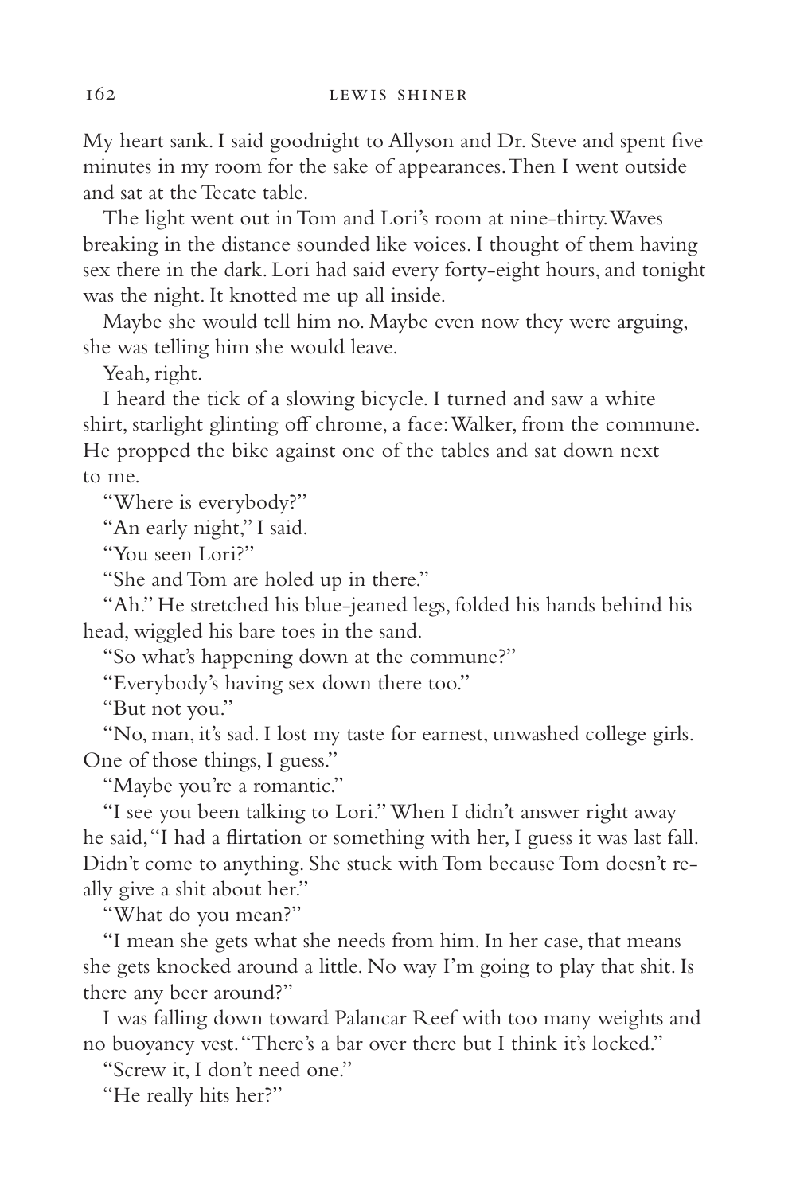My heart sank. I said goodnight to Allyson and Dr. Steve and spent five minutes in my room for the sake of appearances. Then I went outside and sat at the Tecate table.

The light went out in Tom and Lori's room at nine-thirty. Waves breaking in the distance sounded like voices. I thought of them having sex there in the dark. Lori had said every forty-eight hours, and tonight was the night. It knotted me up all inside.

Maybe she would tell him no. Maybe even now they were arguing, she was telling him she would leave.

Yeah, right.

I heard the tick of a slowing bicycle. I turned and saw a white shirt, starlight glinting off chrome, a face: Walker, from the commune. He propped the bike against one of the tables and sat down next to me.

"Where is everybody?"

"An early night," I said.

"You seen Lori?"

"She and Tom are holed up in there."

"Ah." He stretched his blue-jeaned legs, folded his hands behind his head, wiggled his bare toes in the sand.

"So what's happening down at the commune?"

"Everybody's having sex down there too."

"But not you."

"No, man, it's sad. I lost my taste for earnest, unwashed college girls. One of those things, I guess."

"Maybe you're a romantic."

"I see you been talking to Lori." When I didn't answer right away he said, "I had a flirtation or something with her, I guess it was last fall. Didn't come to anything. She stuck with Tom because Tom doesn't really give a shit about her."

"What do you mean?"

"I mean she gets what she needs from him. In her case, that means she gets knocked around a little. No way I'm going to play that shit. Is there any beer around?"

I was falling down toward Palancar Reef with too many weights and no buoyancy vest. "There's a bar over there but I think it's locked."

"Screw it, I don't need one."

"He really hits her?"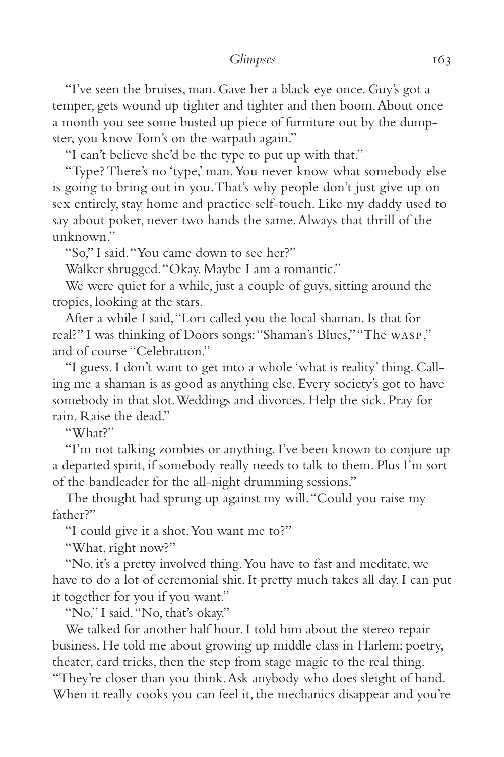"I've seen the bruises, man. Gave her a black eye once. Guy's got a temper, gets wound up tighter and tighter and then boom. About once a month you see some busted up piece of furniture out by the dumpster, you know Tom's on the warpath again."

"I can't believe she'd be the type to put up with that."

"Type? There's no 'type,' man. You never know what somebody else is going to bring out in you. That's why people don't just give up on sex entirely, stay home and practice self-touch. Like my daddy used to say about poker, never two hands the same. Always that thrill of the unknown."

"So," I said. "You came down to see her?"

Walker shrugged. "Okay. Maybe I am a romantic."

We were quiet for a while, just a couple of guys, sitting around the tropics, looking at the stars.

After a while I said, "Lori called you the local shaman. Is that for real?" I was thinking of Doors songs: "Shaman's Blues," "The WASP," and of course "Celebration."

"I guess. I don't want to get into a whole 'what is reality' thing. Calling me a shaman is as good as anything else. Every society's got to have somebody in that slot. Weddings and divorces. Help the sick. Pray for rain. Raise the dead."

"What?"

"I'm not talking zombies or anything. I've been known to conjure up a departed spirit, if somebody really needs to talk to them. Plus I'm sort of the bandleader for the all-night drumming sessions."

The thought had sprung up against my will. "Could you raise my father?"

"I could give it a shot. You want me to?"

"What, right now?"

"No, it's a pretty involved thing. You have to fast and meditate, we have to do a lot of ceremonial shit. It pretty much takes all day. I can put it together for you if you want."

"No," I said. "No, that's okay."

We talked for another half hour. I told him about the stereo repair business. He told me about growing up middle class in Harlem: poetry, theater, card tricks, then the step from stage magic to the real thing. "They're closer than you think. Ask anybody who does sleight of hand. When it really cooks you can feel it, the mechanics disappear and you're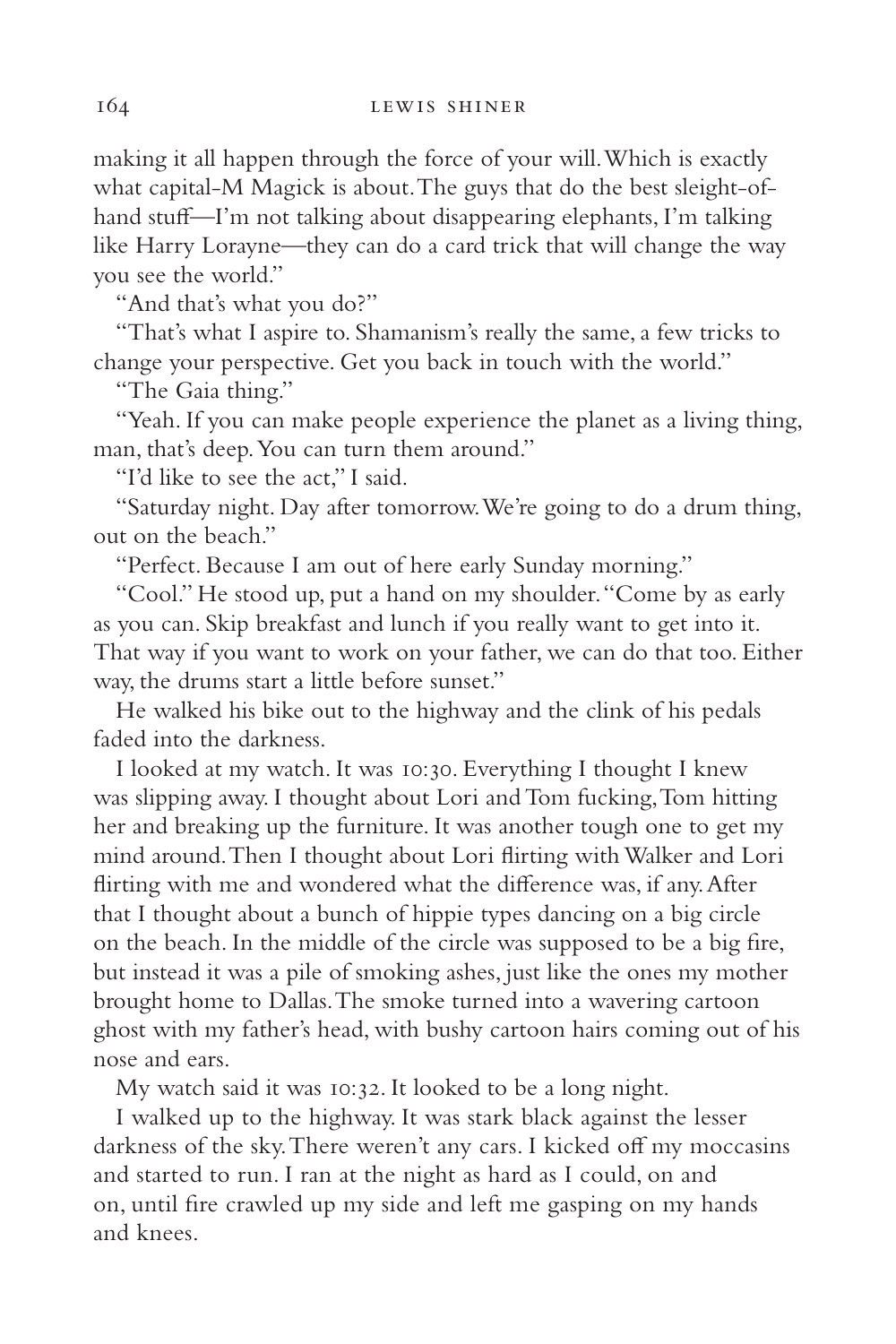making it all happen through the force of your will. Which is exactly what capital-M Magick is about. The guys that do the best sleight-of-hand stuff—I'm not talking about disappearing elephants, I'm talking like Harry Lorayne—they can do a card trick that will change the way you see the world."

"And that's what you do?"

"That's what I aspire to. Shamanism's really the same, a few tricks to change your perspective. Get you back in touch with the world."

"The Gaia thing."

"Yeah. If you can make people experience the planet as a living thing, man, that's deep. You can turn them around."

"I'd like to see the act," I said.

"Saturday night. Day after tomorrow. We're going to do a drum thing, out on the beach."

"Perfect. Because I am out of here early Sunday morning."

"Cool." He stood up, put a hand on my shoulder. "Come by as early as you can. Skip breakfast and lunch if you really want to get into it. That way if you want to work on your father, we can do that too. Either way, the drums start a little before sunset."

He walked his bike out to the highway and the clink of his pedals faded into the darkness.

I looked at my watch. It was 10:30. Everything I thought I knew was slipping away. I thought about Lori and Tom fucking, Tom hitting her and breaking up the furniture. It was another tough one to get my mind around. Then I thought about Lori flirting with Walker and Lori flirting with me and wondered what the difference was, if any. After that I thought about a bunch of hippie types dancing on a big circle on the beach. In the middle of the circle was supposed to be a big fire, but instead it was a pile of smoking ashes, just like the ones my mother brought home to Dallas. The smoke turned into a wavering cartoon ghost with my father's head, with bushy cartoon hairs coming out of his nose and ears.

My watch said it was 10:32. It looked to be a long night.

I walked up to the highway. It was stark black against the lesser darkness of the sky. There weren't any cars. I kicked off my moccasins and started to run. I ran at the night as hard as I could, on and on, until fire crawled up my side and left me gasping on my hands and knees.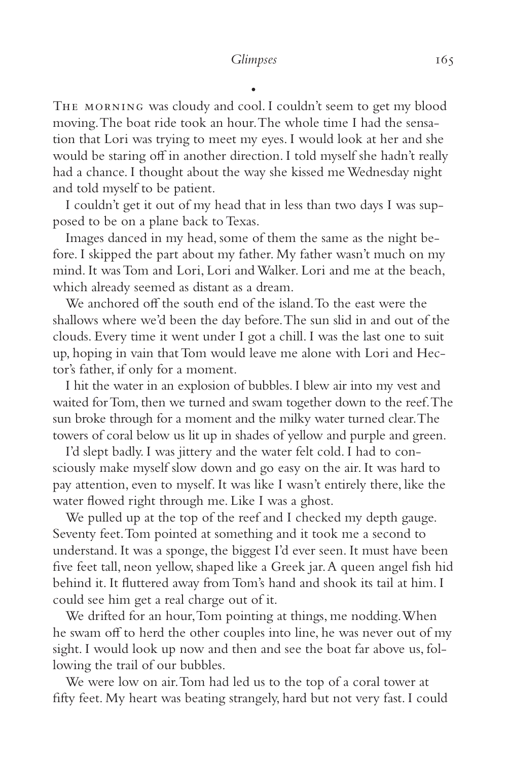•

THE MORNING was cloudy and cool. I couldn't seem to get my blood moving. The boat ride took an hour. The whole time I had the sensation that Lori was trying to meet my eyes. I would look at her and she would be staring off in another direction. I told myself she hadn't really had a chance. I thought about the way she kissed me Wednesday night and told myself to be patient.

I couldn't get it out of my head that in less than two days I was supposed to be on a plane back to Texas.

Images danced in my head, some of them the same as the night before. I skipped the part about my father. My father wasn't much on my mind. It was Tom and Lori, Lori and Walker. Lori and me at the beach, which already seemed as distant as a dream.

We anchored off the south end of the island. To the east were the shallows where we'd been the day before. The sun slid in and out of the clouds. Every time it went under I got a chill. I was the last one to suit up, hoping in vain that Tom would leave me alone with Lori and Hector's father, if only for a moment.

I hit the water in an explosion of bubbles. I blew air into my vest and waited for Tom, then we turned and swam together down to the reef. The sun broke through for a moment and the milky water turned clear. The towers of coral below us lit up in shades of yellow and purple and green.

I'd slept badly. I was jittery and the water felt cold. I had to consciously make myself slow down and go easy on the air. It was hard to pay attention, even to myself. It was like I wasn't entirely there, like the water flowed right through me. Like I was a ghost.

We pulled up at the top of the reef and I checked my depth gauge. Seventy feet. Tom pointed at something and it took me a second to understand. It was a sponge, the biggest I'd ever seen. It must have been five feet tall, neon yellow, shaped like a Greek jar. A queen angel fish hid behind it. It fluttered away from Tom's hand and shook its tail at him. I could see him get a real charge out of it.

We drifted for an hour, Tom pointing at things, me nodding. When he swam off to herd the other couples into line, he was never out of my sight. I would look up now and then and see the boat far above us, following the trail of our bubbles.

We were low on air. Tom had led us to the top of a coral tower at fifty feet. My heart was beating strangely, hard but not very fast. I could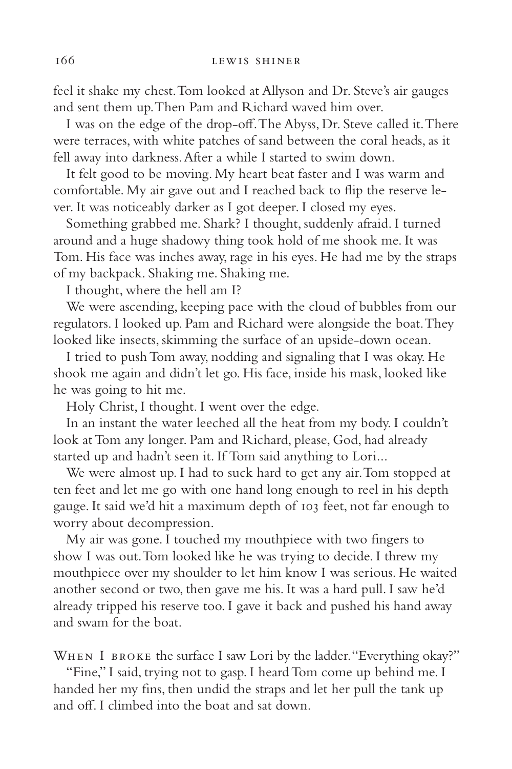feel it shake my chest. Tom looked at Allyson and Dr. Steve's air gauges and sent them up. Then Pam and Richard waved him over.

I was on the edge of the drop-off. The Abyss, Dr. Steve called it. There were terraces, with white patches of sand between the coral heads, as it fell away into darkness. After a while I started to swim down.

It felt good to be moving. My heart beat faster and I was warm and comfortable. My air gave out and I reached back to flip the reserve lever. It was noticeably darker as I got deeper. I closed my eyes.

Something grabbed me. Shark? I thought, suddenly afraid. I turned around and a huge shadowy thing took hold of me shook me. It was Tom. His face was inches away, rage in his eyes. He had me by the straps of my backpack. Shaking me. Shaking me.

I thought, where the hell am I?

We were ascending, keeping pace with the cloud of bubbles from our regulators. I looked up. Pam and Richard were alongside the boat. They looked like insects, skimming the surface of an upside-down ocean.

I tried to push Tom away, nodding and signaling that I was okay. He shook me again and didn't let go. His face, inside his mask, looked like he was going to hit me.

Holy Christ, I thought. I went over the edge.

In an instant the water leeched all the heat from my body. I couldn't look at Tom any longer. Pam and Richard, please, God, had already started up and hadn't seen it. If Tom said anything to Lori...

We were almost up. I had to suck hard to get any air. Tom stopped at ten feet and let me go with one hand long enough to reel in his depth gauge. It said we'd hit a maximum depth of 103 feet, not far enough to worry about decompression.

My air was gone. I touched my mouthpiece with two fingers to show I was out. Tom looked like he was trying to decide. I threw my mouthpiece over my shoulder to let him know I was serious. He waited another second or two, then gave me his. It was a hard pull. I saw he'd already tripped his reserve too. I gave it back and pushed his hand away and swam for the boat.

WHEN I BROKE the surface I saw Lori by the ladder. "Everything okay?"

"Fine," I said, trying not to gasp. I heard Tom come up behind me. I handed her my fins, then undid the straps and let her pull the tank up and off. I climbed into the boat and sat down.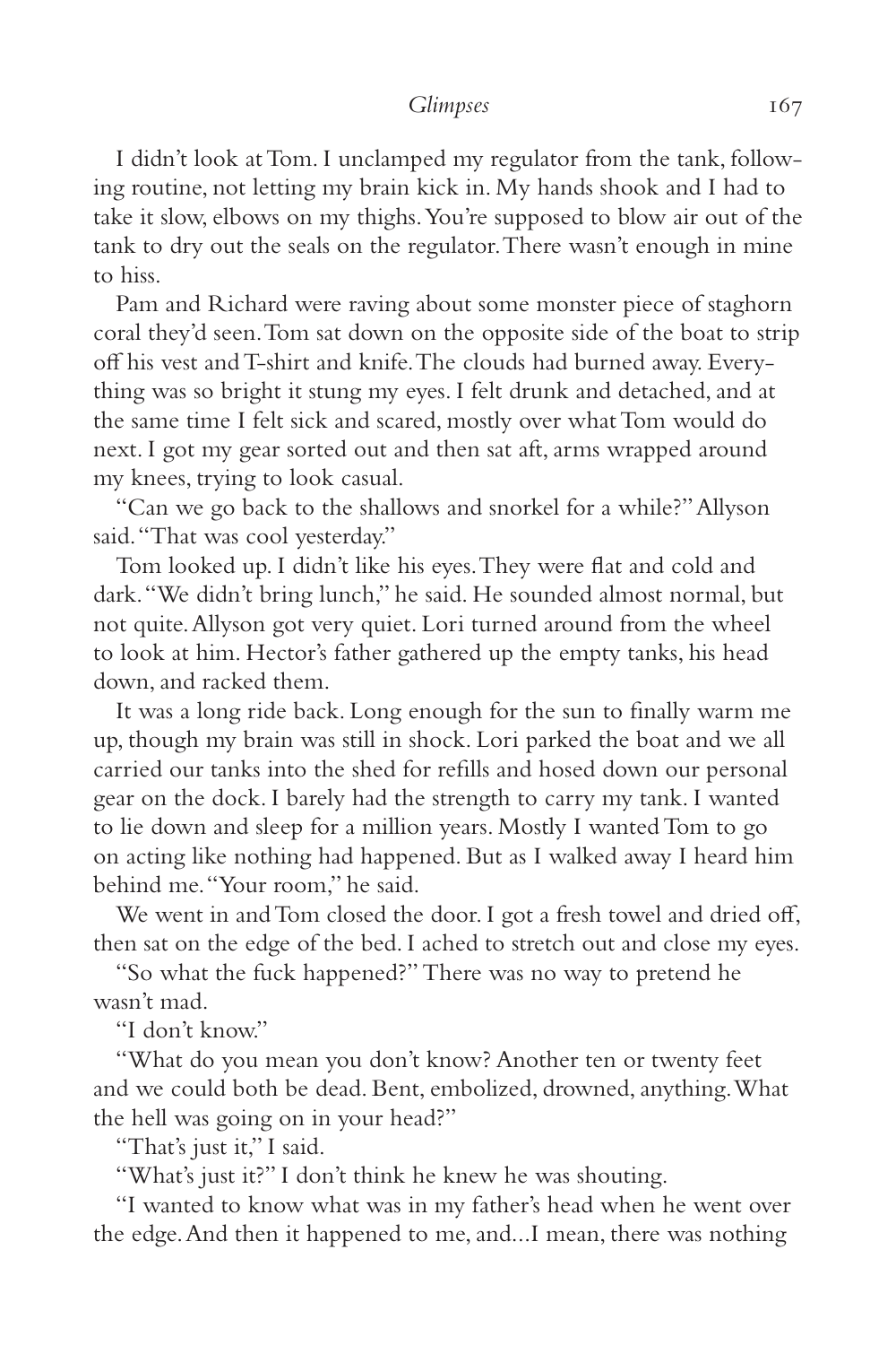I didn't look at Tom. I unclamped my regulator from the tank, following routine, not letting my brain kick in. My hands shook and I had to take it slow, elbows on my thighs. You're supposed to blow air out of the tank to dry out the seals on the regulator. There wasn't enough in mine to hiss.

Pam and Richard were raving about some monster piece of staghorn coral they'd seen. Tom sat down on the opposite side of the boat to strip off his vest and T-shirt and knife. The clouds had burned away. Everything was so bright it stung my eyes. I felt drunk and detached, and at the same time I felt sick and scared, mostly over what Tom would do next. I got my gear sorted out and then sat aft, arms wrapped around my knees, trying to look casual.

"Can we go back to the shallows and snorkel for a while?" Allyson said. "That was cool yesterday."

Tom looked up. I didn't like his eyes. They were flat and cold and dark. "We didn't bring lunch," he said. He sounded almost normal, but not quite. Allyson got very quiet. Lori turned around from the wheel to look at him. Hector's father gathered up the empty tanks, his head down, and racked them.

It was a long ride back. Long enough for the sun to finally warm me up, though my brain was still in shock. Lori parked the boat and we all carried our tanks into the shed for refills and hosed down our personal gear on the dock. I barely had the strength to carry my tank. I wanted to lie down and sleep for a million years. Mostly I wanted Tom to go on acting like nothing had happened. But as I walked away I heard him behind me. "Your room," he said.

We went in and Tom closed the door. I got a fresh towel and dried off, then sat on the edge of the bed. I ached to stretch out and close my eyes.

"So what the fuck happened?" There was no way to pretend he wasn't mad.

"I don't know."

"What do you mean you don't know? Another ten or twenty feet and we could both be dead. Bent, embolized, drowned, anything. What the hell was going on in your head?"

"That's just it," I said.

"What's just it?" I don't think he knew he was shouting.

"I wanted to know what was in my father's head when he went over the edge. And then it happened to me, and...I mean, there was nothing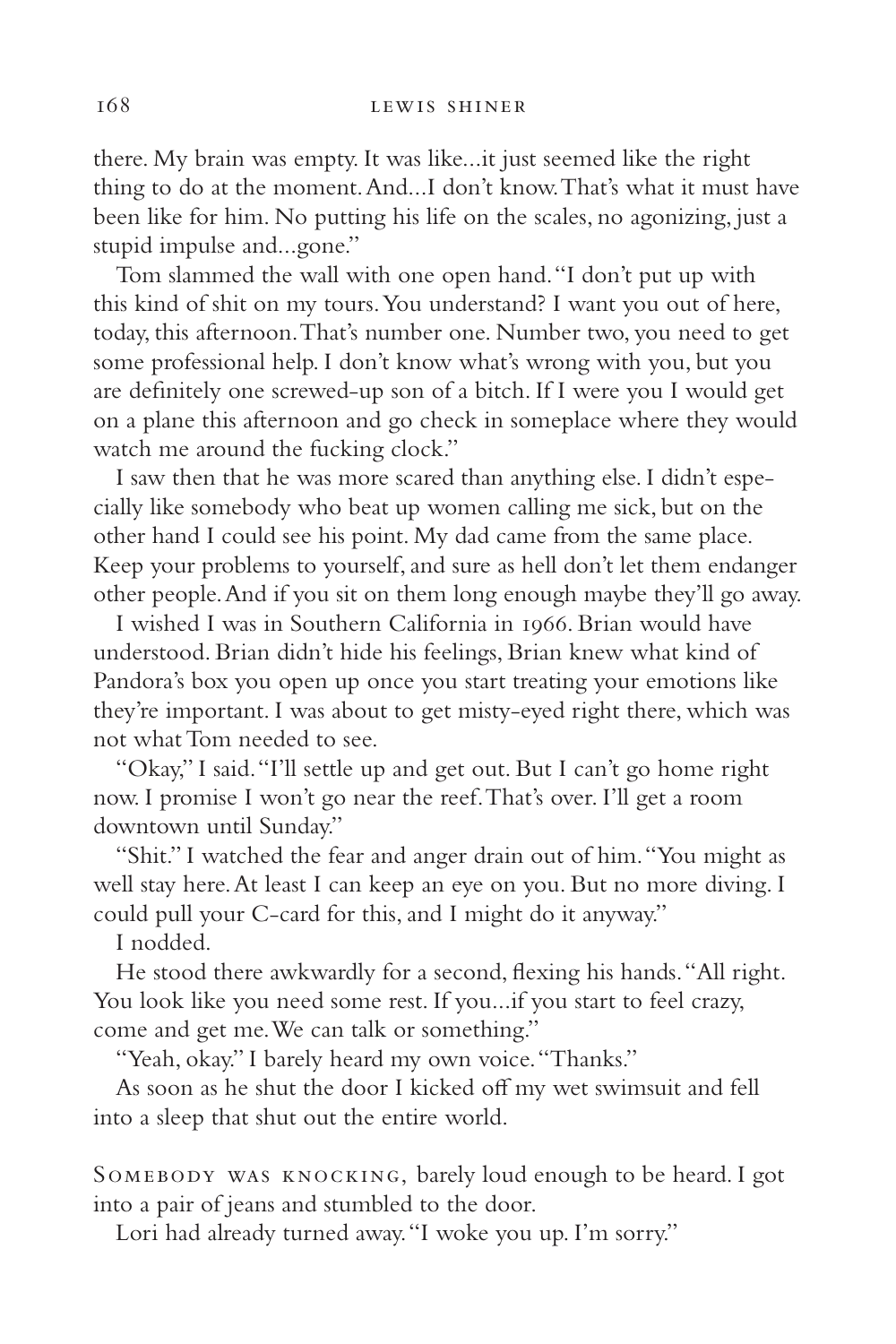there. My brain was empty. It was like...it just seemed like the right thing to do at the moment. And...I don't know. That's what it must have been like for him. No putting his life on the scales, no agonizing, just a stupid impulse and...gone."

Tom slammed the wall with one open hand. "I don't put up with this kind of shit on my tours. You understand? I want you out of here, today, this afternoon. That's number one. Number two, you need to get some professional help. I don't know what's wrong with you, but you are definitely one screwed-up son of a bitch. If I were you I would get on a plane this afternoon and go check in someplace where they would watch me around the fucking clock."

I saw then that he was more scared than anything else. I didn't especially like somebody who beat up women calling me sick, but on the other hand I could see his point. My dad came from the same place. Keep your problems to yourself, and sure as hell don't let them endanger other people. And if you sit on them long enough maybe they'll go away.

I wished I was in Southern California in 1966. Brian would have understood. Brian didn't hide his feelings, Brian knew what kind of Pandora's box you open up once you start treating your emotions like they're important. I was about to get misty-eyed right there, which was not what Tom needed to see.

"Okay," I said. "I'll settle up and get out. But I can't go home right now. I promise I won't go near the reef. That's over. I'll get a room downtown until Sunday."

"Shit." I watched the fear and anger drain out of him. "You might as well stay here. At least I can keep an eye on you. But no more diving. I could pull your C-card for this, and I might do it anyway."

I nodded.

He stood there awkwardly for a second, flexing his hands. "All right. You look like you need some rest. If you...if you start to feel crazy, come and get me. We can talk or something."

"Yeah, okay." I barely heard my own voice. "Thanks."

As soon as he shut the door I kicked off my wet swimsuit and fell into a sleep that shut out the entire world.

Somebody was knocking, barely loud enough to be heard. I got into a pair of jeans and stumbled to the door.

Lori had already turned away. "I woke you up. I'm sorry."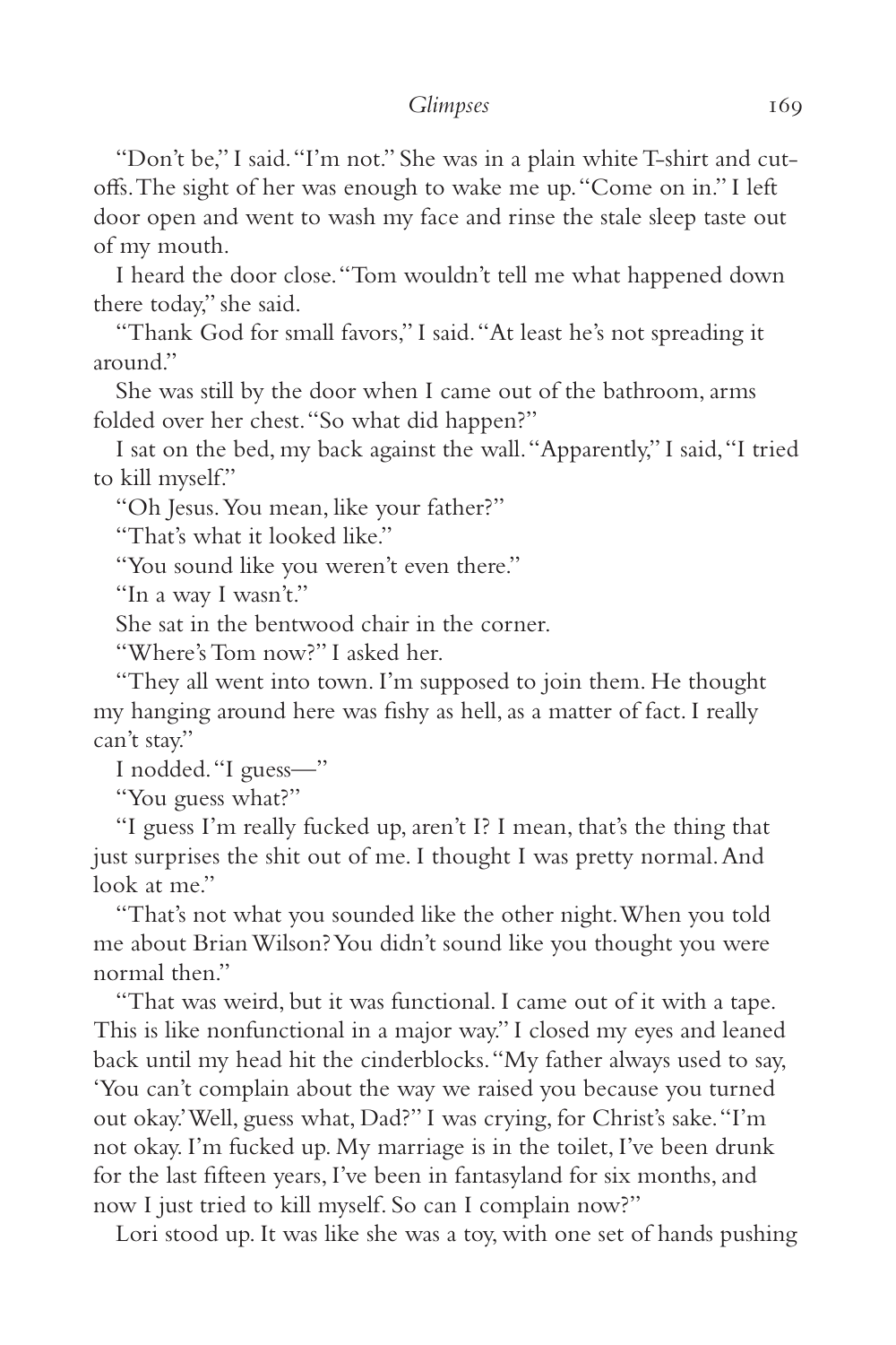"Don't be," I said. "I'm not." She was in a plain white T-shirt and cut-offs. The sight of her was enough to wake me up. "Come on in." I left door open and went to wash my face and rinse the stale sleep taste out of my mouth.

I heard the door close. "Tom wouldn't tell me what happened down there today," she said.

"Thank God for small favors," I said. "At least he's not spreading it around."

She was still by the door when I came out of the bathroom, arms folded over her chest. "So what did happen?"

I sat on the bed, my back against the wall. "Apparently," I said, "I tried to kill myself."

"Oh Jesus. You mean, like your father?"

"That's what it looked like."

"You sound like you weren't even there."

"In a way I wasn't."

She sat in the bentwood chair in the corner.

"Where's Tom now?" I asked her.

"They all went into town. I'm supposed to join them. He thought my hanging around here was fishy as hell, as a matter of fact. I really can't stay."

I nodded. "I guess—"

"You guess what?"

"I guess I'm really fucked up, aren't I? I mean, that's the thing that just surprises the shit out of me. I thought I was pretty normal. And look at me."

"That's not what you sounded like the other night. When you told me about Brian Wilson? You didn't sound like you thought you were normal then."

"That was weird, but it was functional. I came out of it with a tape. This is like nonfunctional in a major way." I closed my eyes and leaned back until my head hit the cinderblocks. "My father always used to say, 'You can't complain about the way we raised you because you turned out okay.' Well, guess what, Dad?" I was crying, for Christ's sake. "I'm not okay. I'm fucked up. My marriage is in the toilet, I've been drunk for the last fifteen years, I've been in fantasyland for six months, and now I just tried to kill myself. So can I complain now?"

Lori stood up. It was like she was a toy, with one set of hands pushing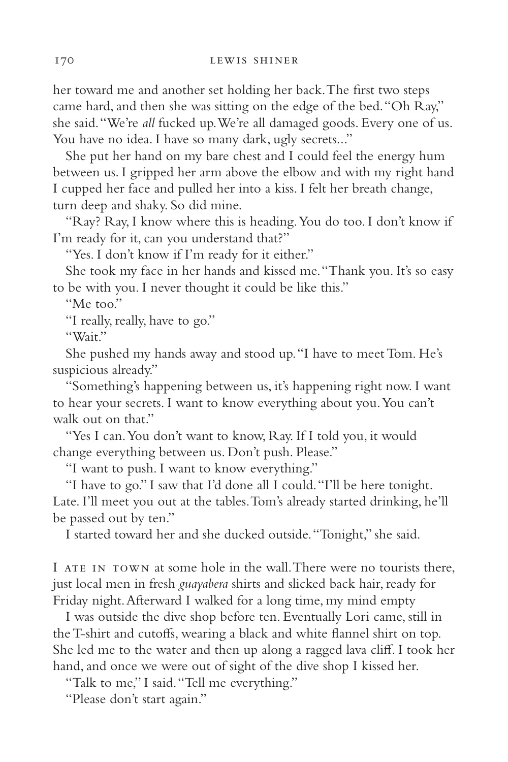her toward me and another set holding her back. The first two steps came hard, and then she was sitting on the edge of the bed. "Oh Ray," she said. "We're *all* fucked up. We're all damaged goods. Every one of us. You have no idea. I have so many dark, ugly secrets..."

She put her hand on my bare chest and I could feel the energy hum between us. I gripped her arm above the elbow and with my right hand I cupped her face and pulled her into a kiss. I felt her breath change, turn deep and shaky. So did mine.

"Ray? Ray, I know where this is heading. You do too. I don't know if I'm ready for it, can you understand that?"

"Yes. I don't know if I'm ready for it either."

She took my face in her hands and kissed me. "Thank you. It's so easy to be with you. I never thought it could be like this."

"Me too."

"I really, really, have to go."

"Wait."

She pushed my hands away and stood up. "I have to meet Tom. He's suspicious already."

"Something's happening between us, it's happening right now. I want to hear your secrets. I want to know everything about you. You can't walk out on that."

"Yes I can. You don't want to know, Ray. If I told you, it would change everything between us. Don't push. Please."

"I want to push. I want to know everything."

"I have to go." I saw that I'd done all I could. "I'll be here tonight. Late. I'll meet you out at the tables. Tom's already started drinking, he'll be passed out by ten."

I started toward her and she ducked outside. "Tonight," she said.

I ATE IN TOWN at some hole in the wall. There were no tourists there, just local men in fresh *guayabera* shirts and slicked back hair, ready for Friday night. Afterward I walked for a long time, my mind empty

I was outside the dive shop before ten. Eventually Lori came, still in the T-shirt and cutoffs, wearing a black and white flannel shirt on top. She led me to the water and then up along a ragged lava cliff. I took her hand, and once we were out of sight of the dive shop I kissed her.

"Talk to me," I said. "Tell me everything."

"Please don't start again."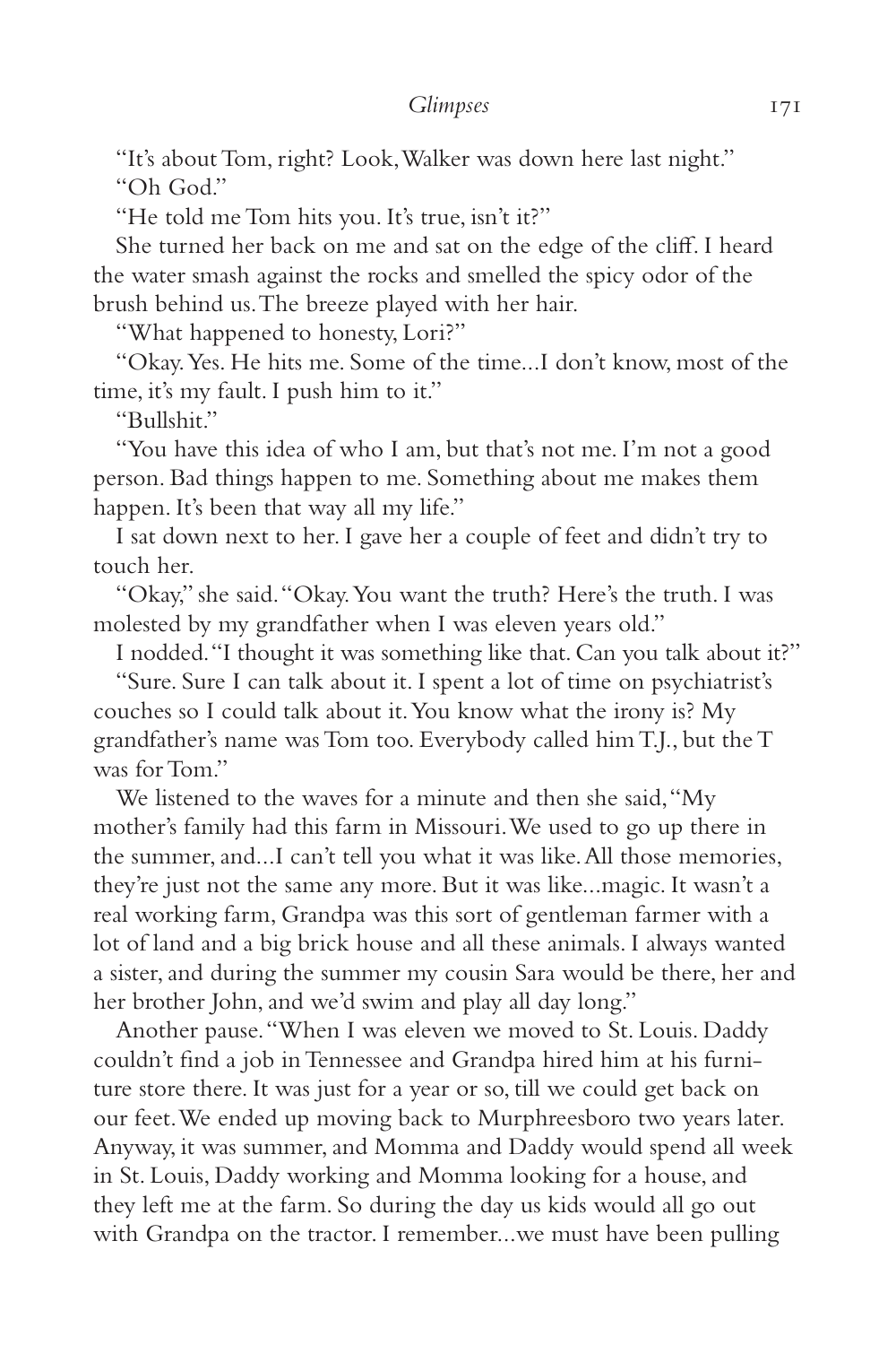"It's about Tom, right? Look, Walker was down here last night."

"Oh God."

"He told me Tom hits you. It's true, isn't it?"

She turned her back on me and sat on the edge of the cliff. I heard the water smash against the rocks and smelled the spicy odor of the brush behind us. The breeze played with her hair.

"What happened to honesty, Lori?"

"Okay. Yes. He hits me. Some of the time...I don't know, most of the time, it's my fault. I push him to it."

"Bullshit."

"You have this idea of who I am, but that's not me. I'm not a good person. Bad things happen to me. Something about me makes them happen. It's been that way all my life."

I sat down next to her. I gave her a couple of feet and didn't try to touch her.

"Okay," she said. "Okay. You want the truth? Here's the truth. I was molested by my grandfather when I was eleven years old."

I nodded. "I thought it was something like that. Can you talk about it?"

"Sure. Sure I can talk about it. I spent a lot of time on psychiatrist's couches so I could talk about it. You know what the irony is? My grandfather's name was Tom too. Everybody called him T.J., but the T was for Tom."

We listened to the waves for a minute and then she said, "My mother's family had this farm in Missouri. We used to go up there in the summer, and...I can't tell you what it was like. All those memories, they're just not the same any more. But it was like...magic. It wasn't a real working farm, Grandpa was this sort of gentleman farmer with a lot of land and a big brick house and all these animals. I always wanted a sister, and during the summer my cousin Sara would be there, her and her brother John, and we'd swim and play all day long."

Another pause. "When I was eleven we moved to St. Louis. Daddy couldn't find a job in Tennessee and Grandpa hired him at his furniture store there. It was just for a year or so, till we could get back on our feet. We ended up moving back to Murphreesboro two years later. Anyway, it was summer, and Momma and Daddy would spend all week in St. Louis, Daddy working and Momma looking for a house, and they left me at the farm. So during the day us kids would all go out with Grandpa on the tractor. I remember...we must have been pulling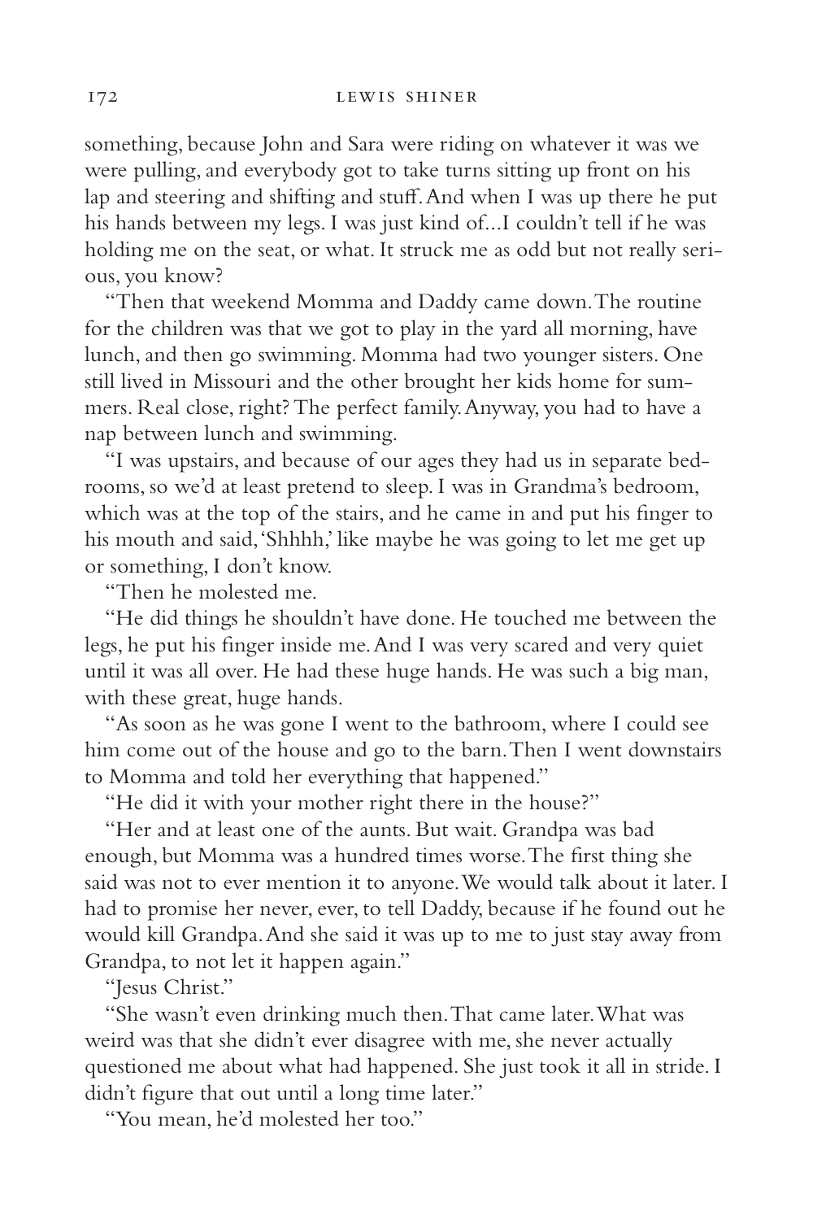something, because John and Sara were riding on whatever it was we were pulling, and everybody got to take turns sitting up front on his lap and steering and shifting and stuff. And when I was up there he put his hands between my legs. I was just kind of...I couldn't tell if he was holding me on the seat, or what. It struck me as odd but not really serious, you know?

"Then that weekend Momma and Daddy came down. The routine for the children was that we got to play in the yard all morning, have lunch, and then go swimming. Momma had two younger sisters. One still lived in Missouri and the other brought her kids home for summers. Real close, right? The perfect family. Anyway, you had to have a nap between lunch and swimming.

"I was upstairs, and because of our ages they had us in separate bedrooms, so we'd at least pretend to sleep. I was in Grandma's bedroom, which was at the top of the stairs, and he came in and put his finger to his mouth and said, 'Shhhh,' like maybe he was going to let me get up or something, I don't know.

"Then he molested me.

"He did things he shouldn't have done. He touched me between the legs, he put his finger inside me. And I was very scared and very quiet until it was all over. He had these huge hands. He was such a big man, with these great, huge hands.

"As soon as he was gone I went to the bathroom, where I could see him come out of the house and go to the barn. Then I went downstairs to Momma and told her everything that happened."

"He did it with your mother right there in the house?"

"Her and at least one of the aunts. But wait. Grandpa was bad enough, but Momma was a hundred times worse. The first thing she said was not to ever mention it to anyone. We would talk about it later. I had to promise her never, ever, to tell Daddy, because if he found out he would kill Grandpa. And she said it was up to me to just stay away from Grandpa, to not let it happen again."

"Jesus Christ."

"She wasn't even drinking much then. That came later. What was weird was that she didn't ever disagree with me, she never actually questioned me about what had happened. She just took it all in stride. I didn't figure that out until a long time later."

"You mean, he'd molested her too."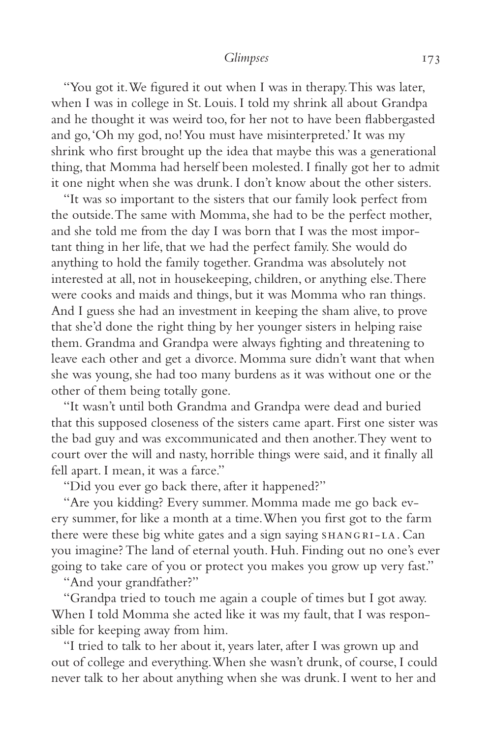"You got it. We figured it out when I was in therapy. This was later, when I was in college in St. Louis. I told my shrink all about Grandpa and he thought it was weird too, for her not to have been flabbergasted and go, 'Oh my god, no! You must have misinterpreted.' It was my shrink who first brought up the idea that maybe this was a generational thing, that Momma had herself been molested. I finally got her to admit it one night when she was drunk. I don't know about the other sisters.

"It was so important to the sisters that our family look perfect from the outside. The same with Momma, she had to be the perfect mother, and she told me from the day I was born that I was the most important thing in her life, that we had the perfect family. She would do anything to hold the family together. Grandma was absolutely not interested at all, not in housekeeping, children, or anything else. There were cooks and maids and things, but it was Momma who ran things. And I guess she had an investment in keeping the sham alive, to prove that she'd done the right thing by her younger sisters in helping raise them. Grandma and Grandpa were always fighting and threatening to leave each other and get a divorce. Momma sure didn't want that when she was young, she had too many burdens as it was without one or the other of them being totally gone.

"It wasn't until both Grandma and Grandpa were dead and buried that this supposed closeness of the sisters came apart. First one sister was the bad guy and was excommunicated and then another. They went to court over the will and nasty, horrible things were said, and it finally all fell apart. I mean, it was a farce."

"Did you ever go back there, after it happened?"

"Are you kidding? Every summer. Momma made me go back every summer, for like a month at a time. When you first got to the farm there were these big white gates and a sign saying SHANGRI-LA. Can you imagine? The land of eternal youth. Huh. Finding out no one's ever going to take care of you or protect you makes you grow up very fast."

"And your grandfather?"

"Grandpa tried to touch me again a couple of times but I got away. When I told Momma she acted like it was my fault, that I was responsible for keeping away from him.

"I tried to talk to her about it, years later, after I was grown up and out of college and everything. When she wasn't drunk, of course, I could never talk to her about anything when she was drunk. I went to her and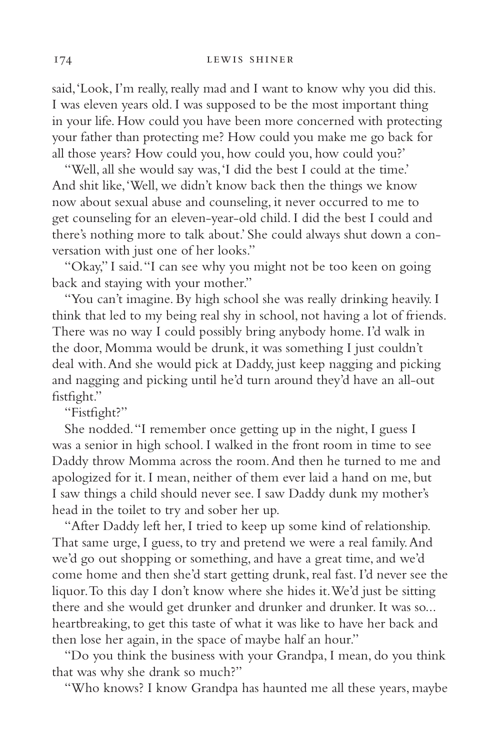said, 'Look, I'm really, really mad and I want to know why you did this. I was eleven years old. I was supposed to be the most important thing in your life. How could you have been more concerned with protecting your father than protecting me? How could you make me go back for all those years? How could you, how could you, how could you?'

"Well, all she would say was, 'I did the best I could at the time.' And shit like, 'Well, we didn't know back then the things we know now about sexual abuse and counseling, it never occurred to me to get counseling for an eleven-year-old child. I did the best I could and there's nothing more to talk about.' She could always shut down a conversation with just one of her looks."

"Okay," I said. "I can see why you might not be too keen on going back and staying with your mother."

"You can't imagine. By high school she was really drinking heavily. I think that led to my being real shy in school, not having a lot of friends. There was no way I could possibly bring anybody home. I'd walk in the door, Momma would be drunk, it was something I just couldn't deal with. And she would pick at Daddy, just keep nagging and picking and nagging and picking until he'd turn around they'd have an all-out fistfight."

"Fistfight?"

She nodded. "I remember once getting up in the night, I guess I was a senior in high school. I walked in the front room in time to see Daddy throw Momma across the room. And then he turned to me and apologized for it. I mean, neither of them ever laid a hand on me, but I saw things a child should never see. I saw Daddy dunk my mother's head in the toilet to try and sober her up.

"After Daddy left her, I tried to keep up some kind of relationship. That same urge, I guess, to try and pretend we were a real family. And we'd go out shopping or something, and have a great time, and we'd come home and then she'd start getting drunk, real fast. I'd never see the liquor. To this day I don't know where she hides it. We'd just be sitting there and she would get drunker and drunker and drunker. It was so... heartbreaking, to get this taste of what it was like to have her back and then lose her again, in the space of maybe half an hour."

"Do you think the business with your Grandpa, I mean, do you think that was why she drank so much?"

"Who knows? I know Grandpa has haunted me all these years, maybe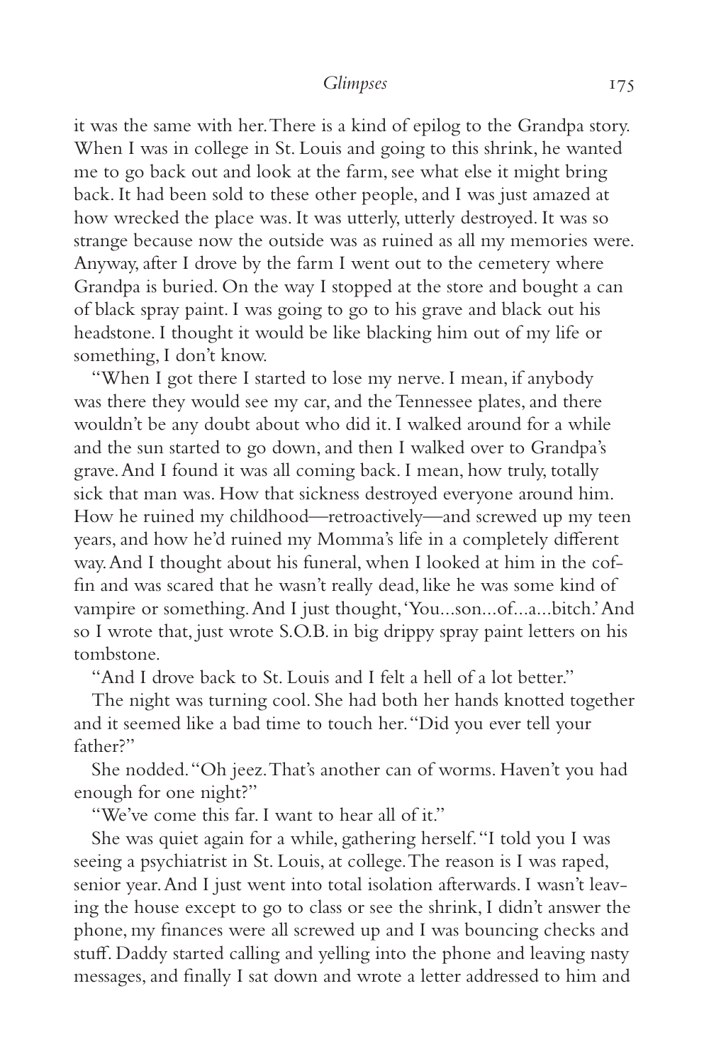it was the same with her. There is a kind of epilog to the Grandpa story. When I was in college in St. Louis and going to this shrink, he wanted me to go back out and look at the farm, see what else it might bring back. It had been sold to these other people, and I was just amazed at how wrecked the place was. It was utterly, utterly destroyed. It was so strange because now the outside was as ruined as all my memories were. Anyway, after I drove by the farm I went out to the cemetery where Grandpa is buried. On the way I stopped at the store and bought a can of black spray paint. I was going to go to his grave and black out his headstone. I thought it would be like blacking him out of my life or something, I don't know.

"When I got there I started to lose my nerve. I mean, if anybody was there they would see my car, and the Tennessee plates, and there wouldn't be any doubt about who did it. I walked around for a while and the sun started to go down, and then I walked over to Grandpa's grave. And I found it was all coming back. I mean, how truly, totally sick that man was. How that sickness destroyed everyone around him. How he ruined my childhood—retroactively—and screwed up my teen years, and how he'd ruined my Momma's life in a completely different way. And I thought about his funeral, when I looked at him in the coffin and was scared that he wasn't really dead, like he was some kind of vampire or something. And I just thought, 'You...son...of...a...bitch.' And so I wrote that, just wrote S.O.B. in big drippy spray paint letters on his tombstone.

"And I drove back to St. Louis and I felt a hell of a lot better."

The night was turning cool. She had both her hands knotted together and it seemed like a bad time to touch her. "Did you ever tell your father?"

She nodded. "Oh jeez. That's another can of worms. Haven't you had enough for one night?"

"We've come this far. I want to hear all of it."

She was quiet again for a while, gathering herself. "I told you I was seeing a psychiatrist in St. Louis, at college. The reason is I was raped, senior year. And I just went into total isolation afterwards. I wasn't leaving the house except to go to class or see the shrink, I didn't answer the phone, my finances were all screwed up and I was bouncing checks and stuff. Daddy started calling and yelling into the phone and leaving nasty messages, and finally I sat down and wrote a letter addressed to him and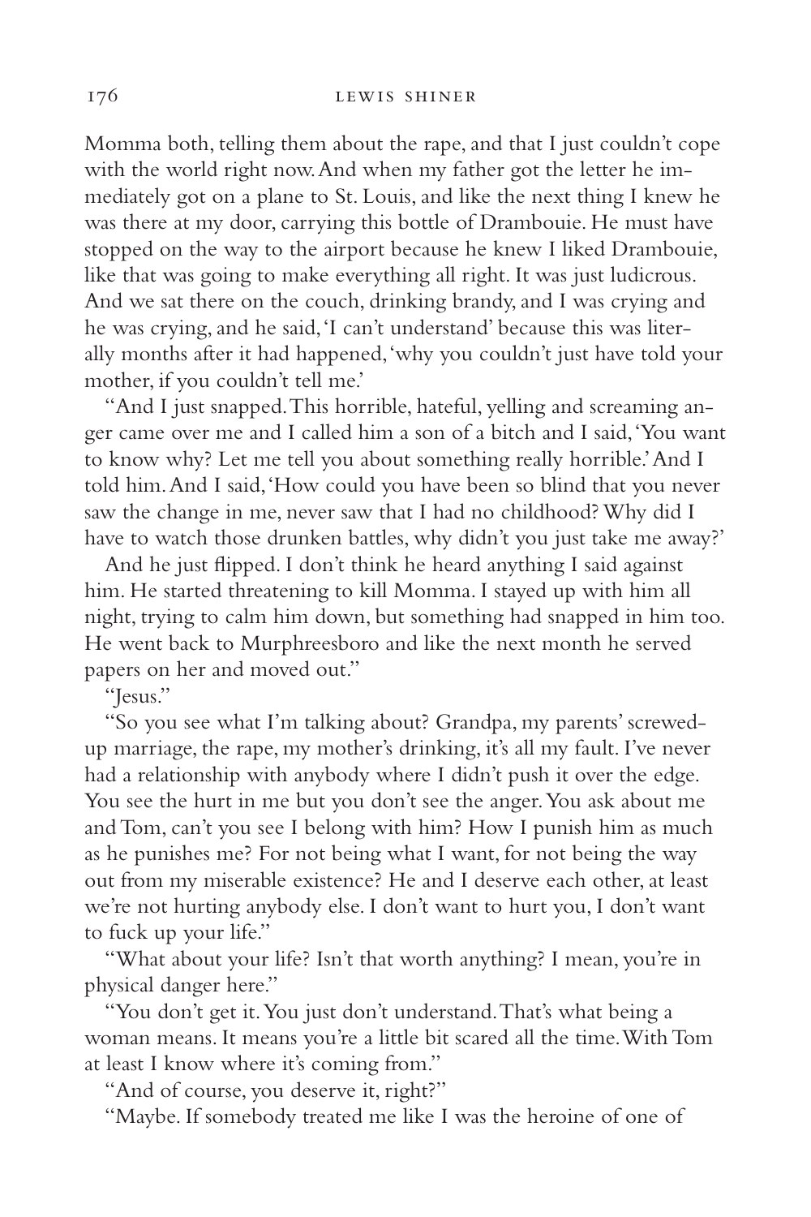Momma both, telling them about the rape, and that I just couldn't cope with the world right now. And when my father got the letter he immediately got on a plane to St. Louis, and like the next thing I knew he was there at my door, carrying this bottle of Drambouie. He must have stopped on the way to the airport because he knew I liked Drambouie, like that was going to make everything all right. It was just ludicrous. And we sat there on the couch, drinking brandy, and I was crying and he was crying, and he said, 'I can't understand' because this was literally months after it had happened, 'why you couldn't just have told your mother, if you couldn't tell me.'

"And I just snapped. This horrible, hateful, yelling and screaming anger came over me and I called him a son of a bitch and I said, 'You want to know why? Let me tell you about something really horrible.' And I told him. And I said, 'How could you have been so blind that you never saw the change in me, never saw that I had no childhood? Why did I have to watch those drunken battles, why didn't you just take me away?'

And he just flipped. I don't think he heard anything I said against him. He started threatening to kill Momma. I stayed up with him all night, trying to calm him down, but something had snapped in him too. He went back to Murphreesboro and like the next month he served papers on her and moved out."

"Jesus."

"So you see what I'm talking about? Grandpa, my parents' screwed-up marriage, the rape, my mother's drinking, it's all my fault. I've never had a relationship with anybody where I didn't push it over the edge. You see the hurt in me but you don't see the anger. You ask about me and Tom, can't you see I belong with him? How I punish him as much as he punishes me? For not being what I want, for not being the way out from my miserable existence? He and I deserve each other, at least we're not hurting anybody else. I don't want to hurt you, I don't want to fuck up your life."

"What about your life? Isn't that worth anything? I mean, you're in physical danger here."

"You don't get it. You just don't understand. That's what being a woman means. It means you're a little bit scared all the time. With Tom at least I know where it's coming from."

"And of course, you deserve it, right?"

"Maybe. If somebody treated me like I was the heroine of one of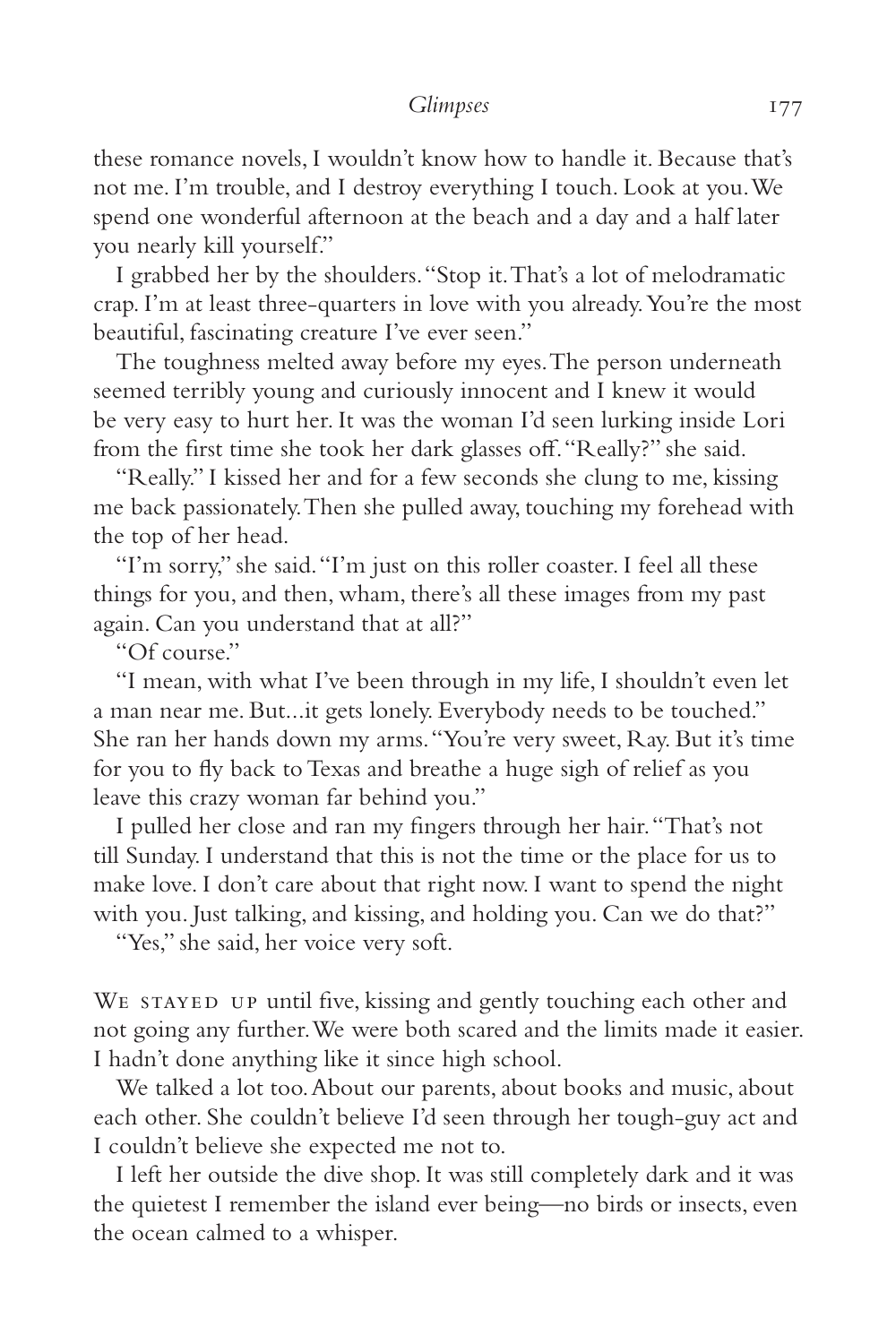these romance novels, I wouldn't know how to handle it. Because that's not me. I'm trouble, and I destroy everything I touch. Look at you. We spend one wonderful afternoon at the beach and a day and a half later you nearly kill yourself."

I grabbed her by the shoulders. "Stop it. That's a lot of melodramatic crap. I'm at least three-quarters in love with you already. You're the most beautiful, fascinating creature I've ever seen."

The toughness melted away before my eyes. The person underneath seemed terribly young and curiously innocent and I knew it would be very easy to hurt her. It was the woman I'd seen lurking inside Lori from the first time she took her dark glasses off. "Really?" she said.

"Really." I kissed her and for a few seconds she clung to me, kissing me back passionately. Then she pulled away, touching my forehead with the top of her head.

"I'm sorry," she said. "I'm just on this roller coaster. I feel all these things for you, and then, wham, there's all these images from my past again. Can you understand that at all?"

"Of course."

"I mean, with what I've been through in my life, I shouldn't even let a man near me. But...it gets lonely. Everybody needs to be touched." She ran her hands down my arms. "You're very sweet, Ray. But it's time for you to fly back to Texas and breathe a huge sigh of relief as you leave this crazy woman far behind you."

I pulled her close and ran my fingers through her hair. "That's not till Sunday. I understand that this is not the time or the place for us to make love. I don't care about that right now. I want to spend the night with you. Just talking, and kissing, and holding you. Can we do that?"

"Yes," she said, her voice very soft.

We stayed up until five, kissing and gently touching each other and not going any further. We were both scared and the limits made it easier. I hadn't done anything like it since high school.

We talked a lot too. About our parents, about books and music, about each other. She couldn't believe I'd seen through her tough-guy act and I couldn't believe she expected me not to.

I left her outside the dive shop. It was still completely dark and it was the quietest I remember the island ever being—no birds or insects, even the ocean calmed to a whisper.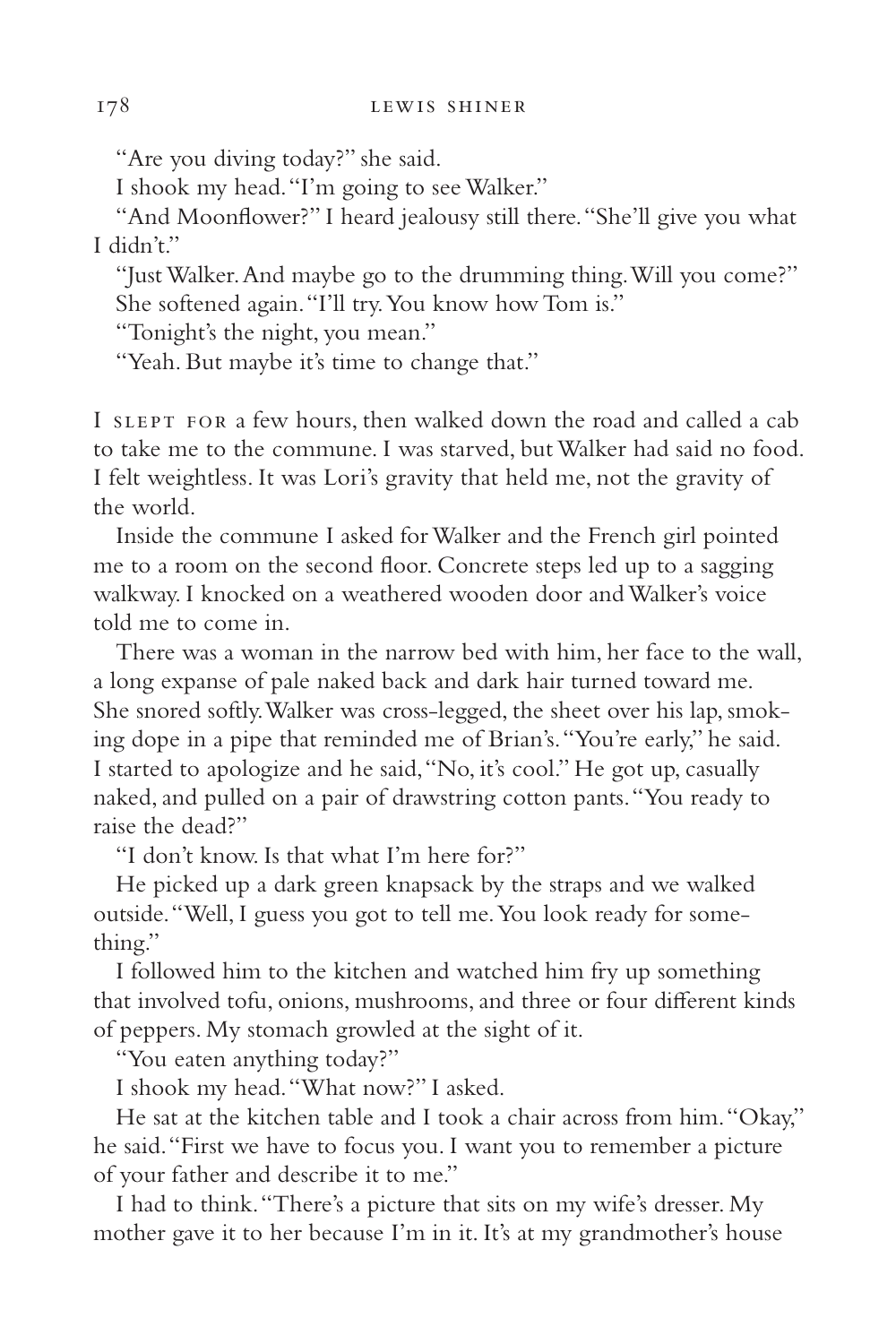"Are you diving today?" she said.

I shook my head. "I'm going to see Walker."

"And Moonflower?" I heard jealousy still there. "She'll give you what I didn't."

"Just Walker. And maybe go to the drumming thing. Will you come?"

She softened again. "I'll try. You know how Tom is."

"Tonight's the night, you mean."

"Yeah. But maybe it's time to change that."

I SLEPT FOR a few hours, then walked down the road and called a cab to take me to the commune. I was starved, but Walker had said no food. I felt weightless. It was Lori's gravity that held me, not the gravity of the world.

Inside the commune I asked for Walker and the French girl pointed me to a room on the second floor. Concrete steps led up to a sagging walkway. I knocked on a weathered wooden door and Walker's voice told me to come in.

There was a woman in the narrow bed with him, her face to the wall, a long expanse of pale naked back and dark hair turned toward me. She snored softly. Walker was cross-legged, the sheet over his lap, smoking dope in a pipe that reminded me of Brian's. "You're early," he said. I started to apologize and he said, "No, it's cool." He got up, casually naked, and pulled on a pair of drawstring cotton pants. "You ready to raise the dead?"

"I don't know. Is that what I'm here for?"

He picked up a dark green knapsack by the straps and we walked outside. "Well, I guess you got to tell me. You look ready for something."

I followed him to the kitchen and watched him fry up something that involved tofu, onions, mushrooms, and three or four different kinds of peppers. My stomach growled at the sight of it.

"You eaten anything today?"

I shook my head. "What now?" I asked.

He sat at the kitchen table and I took a chair across from him. "Okay," he said. "First we have to focus you. I want you to remember a picture of your father and describe it to me."

I had to think. "There's a picture that sits on my wife's dresser. My mother gave it to her because I'm in it. It's at my grandmother's house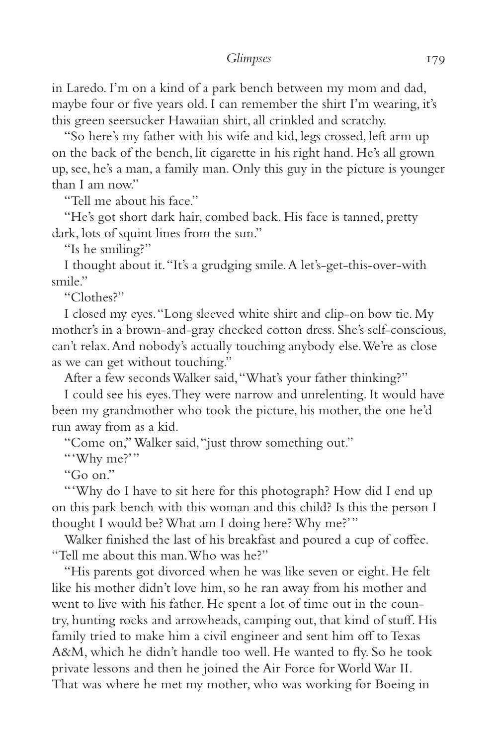in Laredo. I'm on a kind of a park bench between my mom and dad, maybe four or five years old. I can remember the shirt I'm wearing, it's this green seersucker Hawaiian shirt, all crinkled and scratchy.

"So here's my father with his wife and kid, legs crossed, left arm up on the back of the bench, lit cigarette in his right hand. He's all grown up, see, he's a man, a family man. Only this guy in the picture is younger than I am now."

"Tell me about his face."

"He's got short dark hair, combed back. His face is tanned, pretty dark, lots of squint lines from the sun."

"Is he smiling?"

I thought about it. "It's a grudging smile. A let's-get-this-over-with smile."

"Clothes?"

I closed my eyes. "Long sleeved white shirt and clip-on bow tie. My mother's in a brown-and-gray checked cotton dress. She's self-conscious, can't relax. And nobody's actually touching anybody else. We're as close as we can get without touching."

After a few seconds Walker said, "What's your father thinking?"

I could see his eyes. They were narrow and unrelenting. It would have been my grandmother who took the picture, his mother, the one he'd run away from as a kid.

"Come on," Walker said, "just throw something out."

"'Why me?'"

"Go on."

"'Why do I have to sit here for this photograph? How did I end up on this park bench with this woman and this child? Is this the person I thought I would be? What am I doing here? Why me?'"

Walker finished the last of his breakfast and poured a cup of coffee. "Tell me about this man. Who was he?"

"His parents got divorced when he was like seven or eight. He felt like his mother didn't love him, so he ran away from his mother and went to live with his father. He spent a lot of time out in the country, hunting rocks and arrowheads, camping out, that kind of stuff. His family tried to make him a civil engineer and sent him off to Texas A&M, which he didn't handle too well. He wanted to fly. So he took private lessons and then he joined the Air Force for World War II. That was where he met my mother, who was working for Boeing in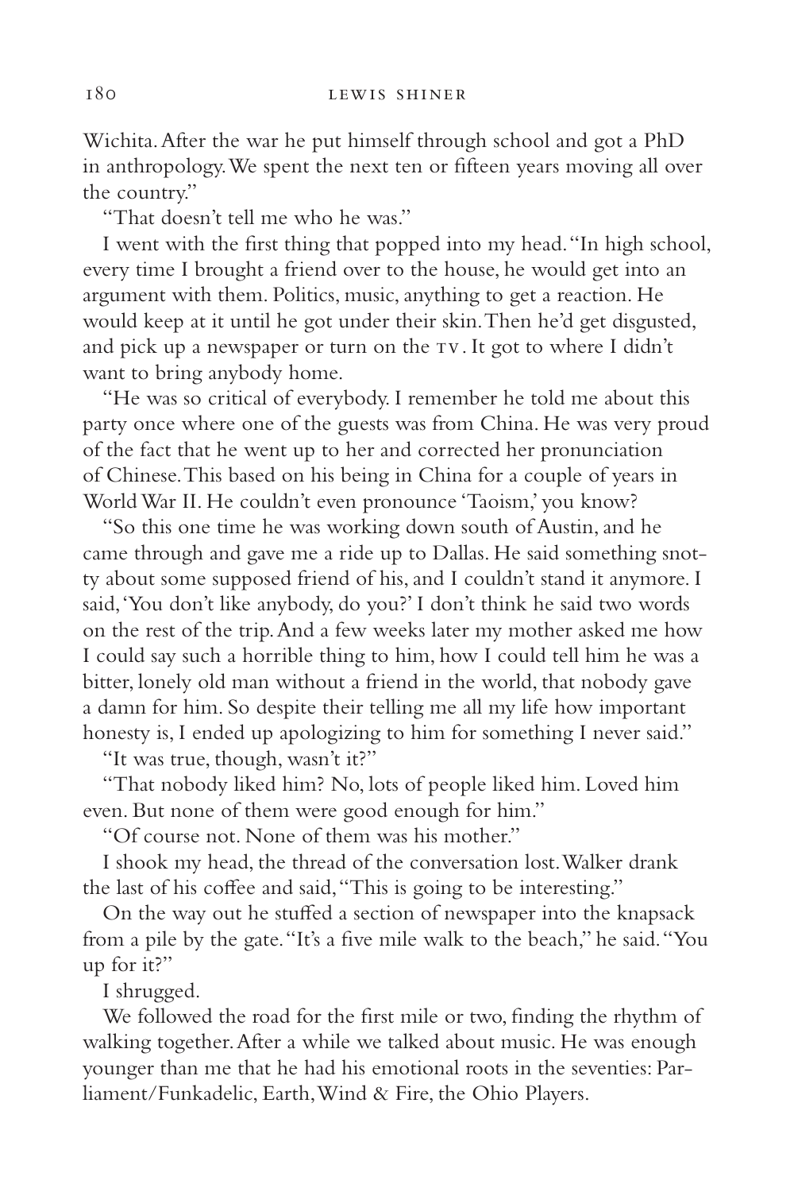Wichita. After the war he put himself through school and got a PhD in anthropology. We spent the next ten or fifteen years moving all over the country."

"That doesn't tell me who he was."

I went with the first thing that popped into my head. "In high school, every time I brought a friend over to the house, he would get into an argument with them. Politics, music, anything to get a reaction. He would keep at it until he got under their skin. Then he'd get disgusted, and pick up a newspaper or turn on the TV. It got to where I didn't want to bring anybody home.

"He was so critical of everybody. I remember he told me about this party once where one of the guests was from China. He was very proud of the fact that he went up to her and corrected her pronunciation of Chinese. This based on his being in China for a couple of years in World War II. He couldn't even pronounce 'Taoism,' you know?

"So this one time he was working down south of Austin, and he came through and gave me a ride up to Dallas. He said something snotty about some supposed friend of his, and I couldn't stand it anymore. I said, 'You don't like anybody, do you?' I don't think he said two words on the rest of the trip. And a few weeks later my mother asked me how I could say such a horrible thing to him, how I could tell him he was a bitter, lonely old man without a friend in the world, that nobody gave a damn for him. So despite their telling me all my life how important honesty is, I ended up apologizing to him for something I never said."

"It was true, though, wasn't it?"

"That nobody liked him? No, lots of people liked him. Loved him even. But none of them were good enough for him."

"Of course not. None of them was his mother."

I shook my head, the thread of the conversation lost. Walker drank the last of his coffee and said, "This is going to be interesting."

On the way out he stuffed a section of newspaper into the knapsack from a pile by the gate. "It's a five mile walk to the beach," he said. "You up for it?"

I shrugged.

We followed the road for the first mile or two, finding the rhythm of walking together. After a while we talked about music. He was enough younger than me that he had his emotional roots in the seventies: Parliament/Funkadelic, Earth, Wind & Fire, the Ohio Players.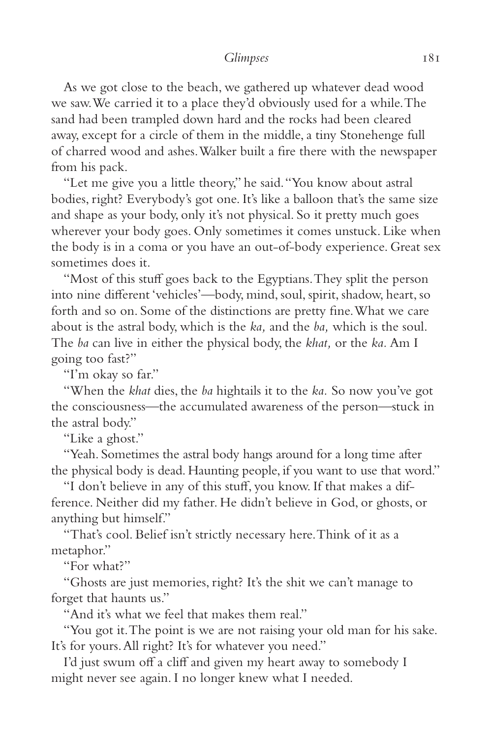As we got close to the beach, we gathered up whatever dead wood we saw. We carried it to a place they'd obviously used for a while. The sand had been trampled down hard and the rocks had been cleared away, except for a circle of them in the middle, a tiny Stonehenge full of charred wood and ashes. Walker built a fire there with the newspaper from his pack.

"Let me give you a little theory," he said. "You know about astral bodies, right? Everybody's got one. It's like a balloon that's the same size and shape as your body, only it's not physical. So it pretty much goes wherever your body goes. Only sometimes it comes unstuck. Like when the body is in a coma or you have an out-of-body experience. Great sex sometimes does it.

"Most of this stuff goes back to the Egyptians. They split the person into nine different 'vehicles'—body, mind, soul, spirit, shadow, heart, so forth and so on. Some of the distinctions are pretty fine. What we care about is the astral body, which is the *ka,* and the *ba,* which is the soul. The *ba* can live in either the physical body, the *khat,* or the *ka*. Am I going too fast?"

"I'm okay so far."

"When the *khat* dies, the *ba* hightails it to the *ka.* So now you've got the consciousness—the accumulated awareness of the person—stuck in the astral body."

"Like a ghost."

"Yeah. Sometimes the astral body hangs around for a long time after the physical body is dead. Haunting people, if you want to use that word."

"I don't believe in any of this stuff, you know. If that makes a difference. Neither did my father. He didn't believe in God, or ghosts, or anything but himself."

"That's cool. Belief isn't strictly necessary here. Think of it as a metaphor."

"For what?"

"Ghosts are just memories, right? It's the shit we can't manage to forget that haunts us."

"And it's what we feel that makes them real."

"You got it. The point is we are not raising your old man for his sake. It's for yours. All right? It's for whatever you need."

I'd just swum off a cliff and given my heart away to somebody I might never see again. I no longer knew what I needed.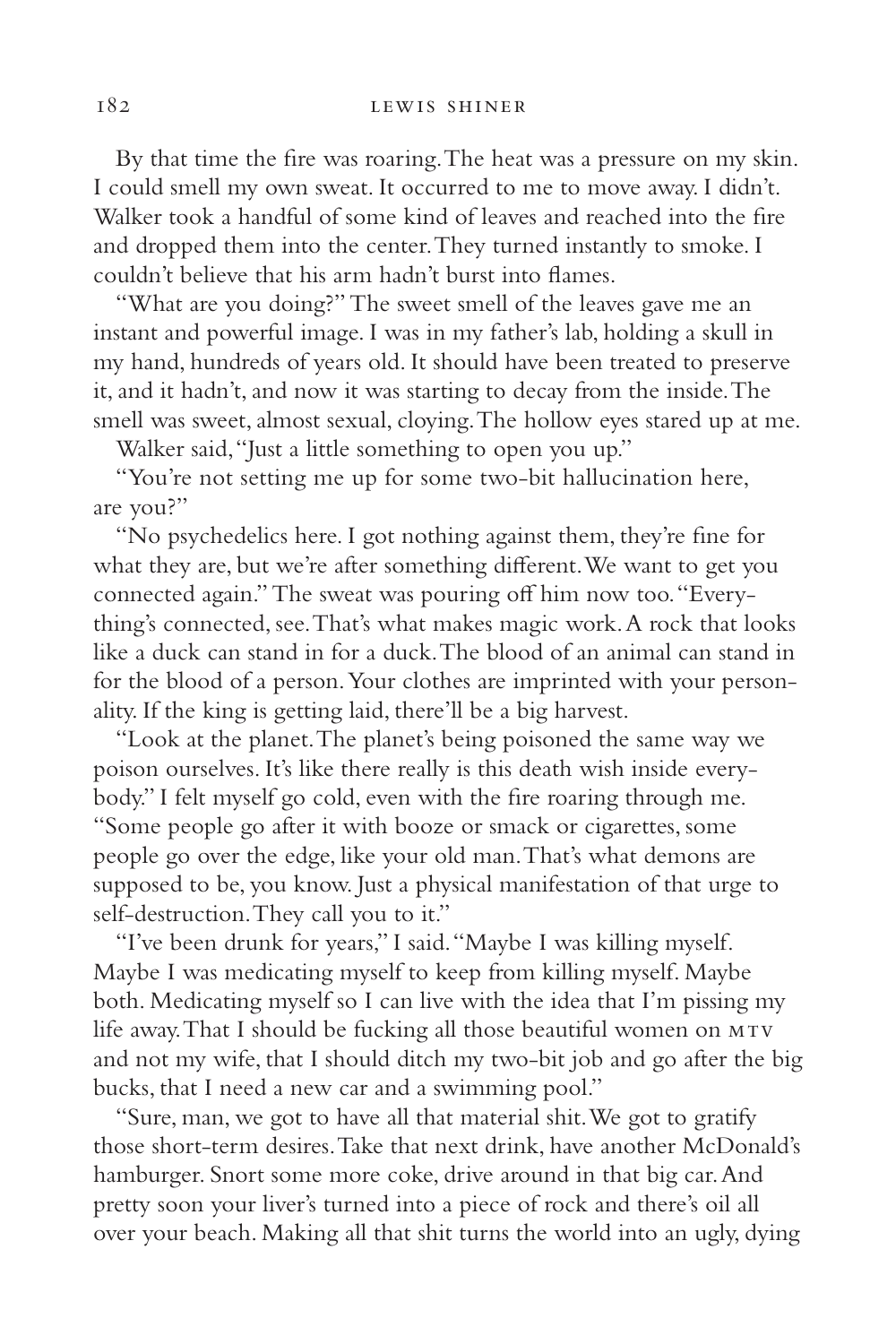By that time the fire was roaring. The heat was a pressure on my skin. I could smell my own sweat. It occurred to me to move away. I didn't. Walker took a handful of some kind of leaves and reached into the fire and dropped them into the center. They turned instantly to smoke. I couldn't believe that his arm hadn't burst into flames.

"What are you doing?" The sweet smell of the leaves gave me an instant and powerful image. I was in my father's lab, holding a skull in my hand, hundreds of years old. It should have been treated to preserve it, and it hadn't, and now it was starting to decay from the inside. The smell was sweet, almost sexual, cloying. The hollow eyes stared up at me.

Walker said, "Just a little something to open you up."

"You're not setting me up for some two-bit hallucination here, are you?"

"No psychedelics here. I got nothing against them, they're fine for what they are, but we're after something different. We want to get you connected again." The sweat was pouring off him now too. "Everything's connected, see. That's what makes magic work. A rock that looks like a duck can stand in for a duck. The blood of an animal can stand in for the blood of a person. Your clothes are imprinted with your personality. If the king is getting laid, there'll be a big harvest.

"Look at the planet. The planet's being poisoned the same way we poison ourselves. It's like there really is this death wish inside everybody." I felt myself go cold, even with the fire roaring through me. "Some people go after it with booze or smack or cigarettes, some people go over the edge, like your old man. That's what demons are supposed to be, you know. Just a physical manifestation of that urge to self-destruction. They call you to it."

"I've been drunk for years," I said. "Maybe I was killing myself. Maybe I was medicating myself to keep from killing myself. Maybe both. Medicating myself so I can live with the idea that I'm pissing my life away. That I should be fucking all those beautiful women on MTV and not my wife, that I should ditch my two-bit job and go after the big bucks, that I need a new car and a swimming pool."

"Sure, man, we got to have all that material shit. We got to gratify those short-term desires. Take that next drink, have another McDonald's hamburger. Snort some more coke, drive around in that big car. And pretty soon your liver's turned into a piece of rock and there's oil all over your beach. Making all that shit turns the world into an ugly, dying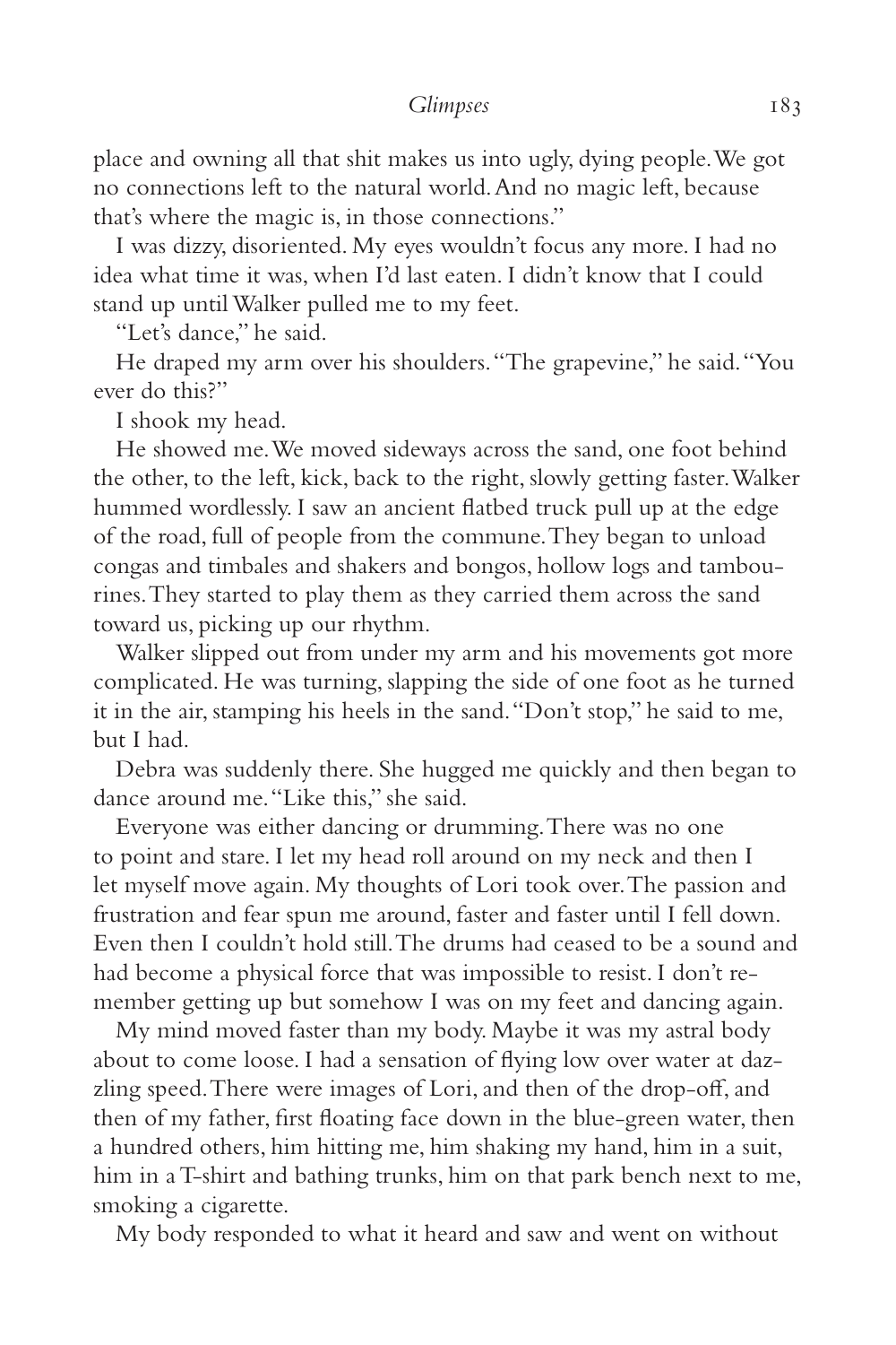place and owning all that shit makes us into ugly, dying people. We got no connections left to the natural world. And no magic left, because that's where the magic is, in those connections."

I was dizzy, disoriented. My eyes wouldn't focus any more. I had no idea what time it was, when I'd last eaten. I didn't know that I could stand up until Walker pulled me to my feet.

"Let's dance," he said.

He draped my arm over his shoulders. "The grapevine," he said. "You ever do this?"

I shook my head.

He showed me. We moved sideways across the sand, one foot behind the other, to the left, kick, back to the right, slowly getting faster. Walker hummed wordlessly. I saw an ancient flatbed truck pull up at the edge of the road, full of people from the commune. They began to unload congas and timbales and shakers and bongos, hollow logs and tambourines. They started to play them as they carried them across the sand toward us, picking up our rhythm.

Walker slipped out from under my arm and his movements got more complicated. He was turning, slapping the side of one foot as he turned it in the air, stamping his heels in the sand. "Don't stop," he said to me, but I had.

Debra was suddenly there. She hugged me quickly and then began to dance around me. "Like this," she said.

Everyone was either dancing or drumming. There was no one to point and stare. I let my head roll around on my neck and then I let myself move again. My thoughts of Lori took over. The passion and frustration and fear spun me around, faster and faster until I fell down. Even then I couldn't hold still. The drums had ceased to be a sound and had become a physical force that was impossible to resist. I don't remember getting up but somehow I was on my feet and dancing again.

My mind moved faster than my body. Maybe it was my astral body about to come loose. I had a sensation of flying low over water at dazzling speed. There were images of Lori, and then of the drop-off, and then of my father, first floating face down in the blue-green water, then a hundred others, him hitting me, him shaking my hand, him in a suit, him in a T-shirt and bathing trunks, him on that park bench next to me, smoking a cigarette.

My body responded to what it heard and saw and went on without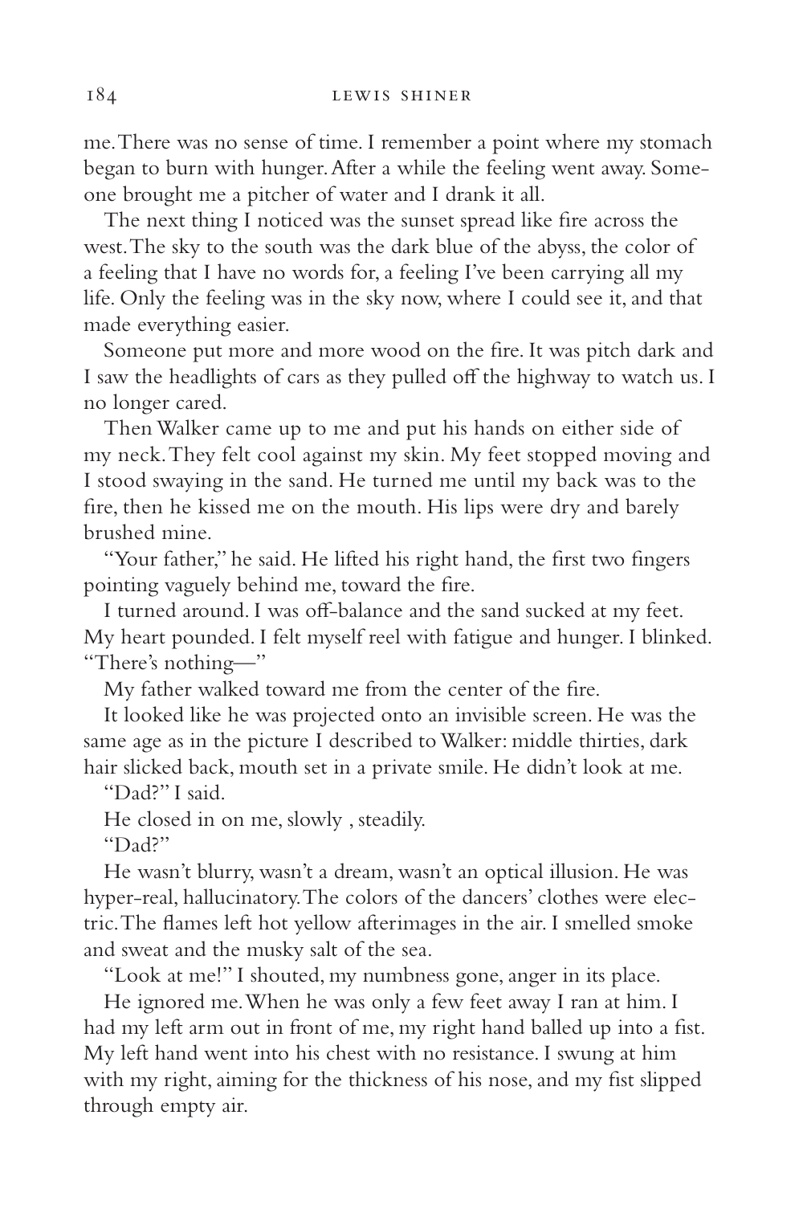me. There was no sense of time. I remember a point where my stomach began to burn with hunger. After a while the feeling went away. Someone brought me a pitcher of water and I drank it all.

The next thing I noticed was the sunset spread like fire across the west. The sky to the south was the dark blue of the abyss, the color of a feeling that I have no words for, a feeling I've been carrying all my life. Only the feeling was in the sky now, where I could see it, and that made everything easier.

Someone put more and more wood on the fire. It was pitch dark and I saw the headlights of cars as they pulled off the highway to watch us. I no longer cared.

Then Walker came up to me and put his hands on either side of my neck. They felt cool against my skin. My feet stopped moving and I stood swaying in the sand. He turned me until my back was to the fire, then he kissed me on the mouth. His lips were dry and barely brushed mine.

"Your father," he said. He lifted his right hand, the first two fingers pointing vaguely behind me, toward the fire.

I turned around. I was off-balance and the sand sucked at my feet. My heart pounded. I felt myself reel with fatigue and hunger. I blinked. "There's nothing—"

My father walked toward me from the center of the fire.

It looked like he was projected onto an invisible screen. He was the same age as in the picture I described to Walker: middle thirties, dark hair slicked back, mouth set in a private smile. He didn't look at me.

"Dad?" I said.

He closed in on me, slowly , steadily.

"Dad?"

He wasn't blurry, wasn't a dream, wasn't an optical illusion. He was hyper-real, hallucinatory. The colors of the dancers' clothes were electric. The flames left hot yellow afterimages in the air. I smelled smoke and sweat and the musky salt of the sea.

"Look at me!" I shouted, my numbness gone, anger in its place.

He ignored me. When he was only a few feet away I ran at him. I had my left arm out in front of me, my right hand balled up into a fist. My left hand went into his chest with no resistance. I swung at him with my right, aiming for the thickness of his nose, and my fist slipped through empty air.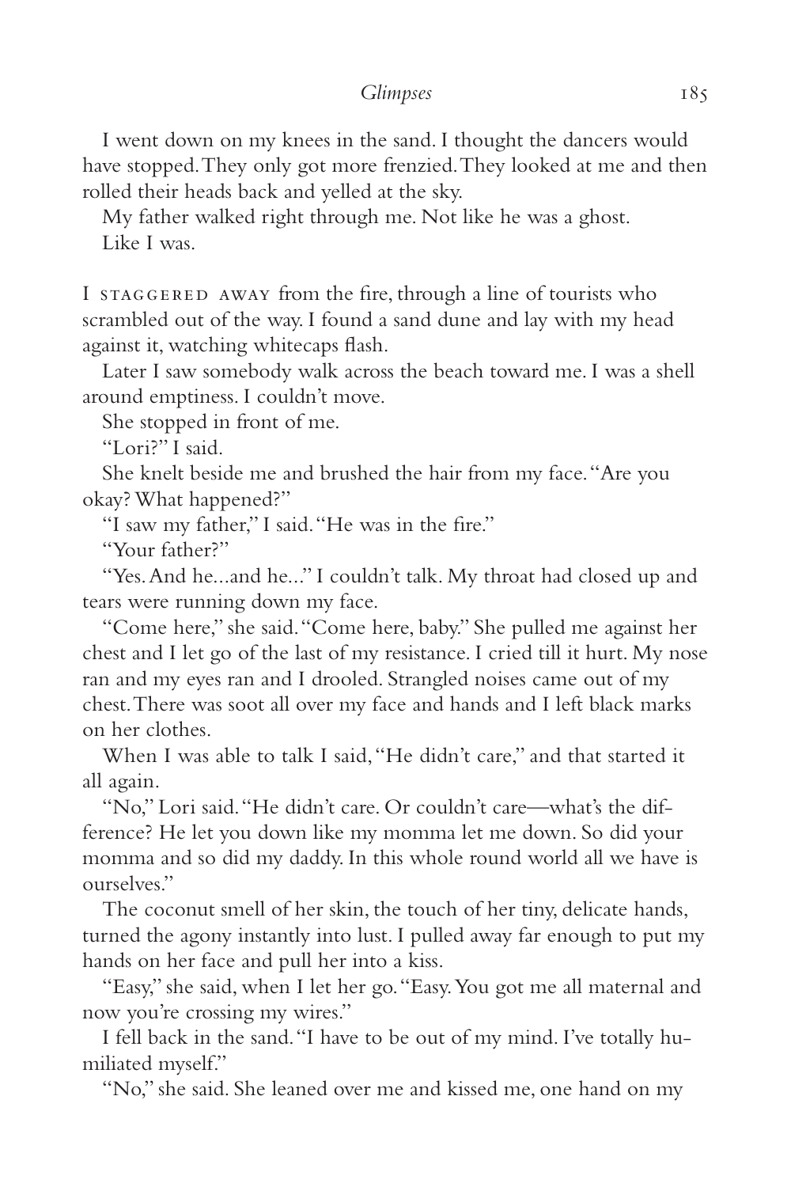I went down on my knees in the sand. I thought the dancers would have stopped. They only got more frenzied. They looked at me and then rolled their heads back and yelled at the sky.

My father walked right through me. Not like he was a ghost.

Like I was.

I STAGGERED AWAY from the fire, through a line of tourists who scrambled out of the way. I found a sand dune and lay with my head against it, watching whitecaps flash.

Later I saw somebody walk across the beach toward me. I was a shell around emptiness. I couldn't move.

She stopped in front of me.

"Lori?" I said.

She knelt beside me and brushed the hair from my face. "Are you okay? What happened?"

"I saw my father," I said. "He was in the fire."

"Your father?"

"Yes. And he...and he..." I couldn't talk. My throat had closed up and tears were running down my face.

"Come here," she said. "Come here, baby." She pulled me against her chest and I let go of the last of my resistance. I cried till it hurt. My nose ran and my eyes ran and I drooled. Strangled noises came out of my chest. There was soot all over my face and hands and I left black marks on her clothes.

When I was able to talk I said, "He didn't care," and that started it all again.

"No," Lori said. "He didn't care. Or couldn't care—what's the difference? He let you down like my momma let me down. So did your momma and so did my daddy. In this whole round world all we have is ourselves."

The coconut smell of her skin, the touch of her tiny, delicate hands, turned the agony instantly into lust. I pulled away far enough to put my hands on her face and pull her into a kiss.

"Easy," she said, when I let her go. "Easy. You got me all maternal and now you're crossing my wires."

I fell back in the sand. "I have to be out of my mind. I've totally humiliated myself."

"No," she said. She leaned over me and kissed me, one hand on my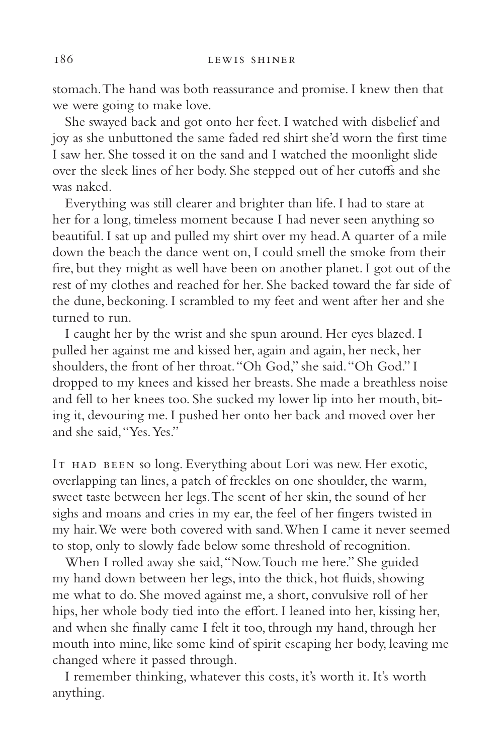stomach. The hand was both reassurance and promise. I knew then that we were going to make love.

She swayed back and got onto her feet. I watched with disbelief and joy as she unbuttoned the same faded red shirt she'd worn the first time I saw her. She tossed it on the sand and I watched the moonlight slide over the sleek lines of her body. She stepped out of her cutoffs and she was naked.

Everything was still clearer and brighter than life. I had to stare at her for a long, timeless moment because I had never seen anything so beautiful. I sat up and pulled my shirt over my head. A quarter of a mile down the beach the dance went on, I could smell the smoke from their fire, but they might as well have been on another planet. I got out of the rest of my clothes and reached for her. She backed toward the far side of the dune, beckoning. I scrambled to my feet and went after her and she turned to run.

I caught her by the wrist and she spun around. Her eyes blazed. I pulled her against me and kissed her, again and again, her neck, her shoulders, the front of her throat. "Oh God," she said. "Oh God." I dropped to my knees and kissed her breasts. She made a breathless noise and fell to her knees too. She sucked my lower lip into her mouth, biting it, devouring me. I pushed her onto her back and moved over her and she said, "Yes. Yes."

It had been so long. Everything about Lori was new. Her exotic, overlapping tan lines, a patch of freckles on one shoulder, the warm, sweet taste between her legs. The scent of her skin, the sound of her sighs and moans and cries in my ear, the feel of her fingers twisted in my hair. We were both covered with sand. When I came it never seemed to stop, only to slowly fade below some threshold of recognition.

When I rolled away she said, "Now. Touch me here." She guided my hand down between her legs, into the thick, hot fluids, showing me what to do. She moved against me, a short, convulsive roll of her hips, her whole body tied into the effort. I leaned into her, kissing her, and when she finally came I felt it too, through my hand, through her mouth into mine, like some kind of spirit escaping her body, leaving me changed where it passed through.

I remember thinking, whatever this costs, it's worth it. It's worth anything.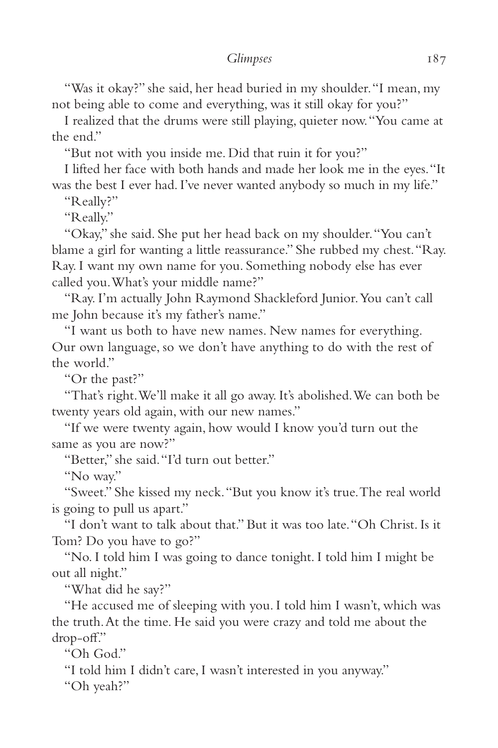"Was it okay?" she said, her head buried in my shoulder. "I mean, my not being able to come and everything, was it still okay for you?"

I realized that the drums were still playing, quieter now. "You came at the end."

"But not with you inside me. Did that ruin it for you?"

I lifted her face with both hands and made her look me in the eyes. "It was the best I ever had. I've never wanted anybody so much in my life."

"Really?"

"Really."

"Okay," she said. She put her head back on my shoulder. "You can't blame a girl for wanting a little reassurance." She rubbed my chest. "Ray. Ray. I want my own name for you. Something nobody else has ever called you. What's your middle name?"

"Ray. I'm actually John Raymond Shackleford Junior. You can't call me John because it's my father's name."

"I want us both to have new names. New names for everything. Our own language, so we don't have anything to do with the rest of the world."

"Or the past?"

"That's right. We'll make it all go away. It's abolished. We can both be twenty years old again, with our new names."

"If we were twenty again, how would I know you'd turn out the same as you are now?"

"Better," she said. "I'd turn out better."

"No way."

"Sweet." She kissed my neck. "But you know it's true. The real world is going to pull us apart."

"I don't want to talk about that." But it was too late. "Oh Christ. Is it Tom? Do you have to go?"

"No. I told him I was going to dance tonight. I told him I might be out all night."

"What did he say?"

"He accused me of sleeping with you. I told him I wasn't, which was the truth. At the time. He said you were crazy and told me about the drop-off."

"Oh God."

"I told him I didn't care, I wasn't interested in you anyway."

"Oh yeah?"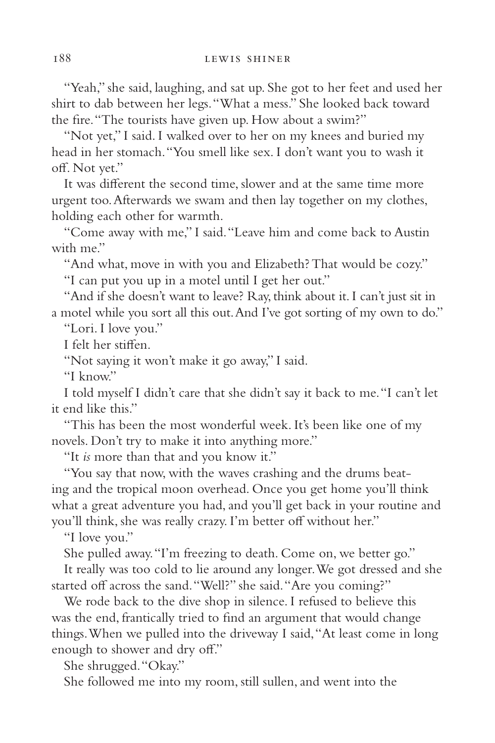"Yeah," she said, laughing, and sat up. She got to her feet and used her shirt to dab between her legs. "What a mess." She looked back toward the fire. "The tourists have given up. How about a swim?"

"Not yet," I said. I walked over to her on my knees and buried my head in her stomach. "You smell like sex. I don't want you to wash it off. Not yet."

It was different the second time, slower and at the same time more urgent too. Afterwards we swam and then lay together on my clothes, holding each other for warmth.

"Come away with me," I said. "Leave him and come back to Austin with me."

"And what, move in with you and Elizabeth? That would be cozy."

"I can put you up in a motel until I get her out."

"And if she doesn't want to leave? Ray, think about it. I can't just sit in a motel while you sort all this out. And I've got sorting of my own to do."

"Lori. I love you."

I felt her stiffen.

"Not saying it won't make it go away," I said.

"I know."

I told myself I didn't care that she didn't say it back to me. "I can't let it end like this."

"This has been the most wonderful week. It's been like one of my novels. Don't try to make it into anything more."

"It *is* more than that and you know it."

"You say that now, with the waves crashing and the drums beating and the tropical moon overhead. Once you get home you'll think what a great adventure you had, and you'll get back in your routine and you'll think, she was really crazy. I'm better off without her."

"I love you."

She pulled away. "I'm freezing to death. Come on, we better go."

It really was too cold to lie around any longer. We got dressed and she started off across the sand. "Well?" she said. "Are you coming?"

We rode back to the dive shop in silence. I refused to believe this was the end, frantically tried to find an argument that would change things. When we pulled into the driveway I said, "At least come in long enough to shower and dry off."

She shrugged. "Okay."

She followed me into my room, still sullen, and went into the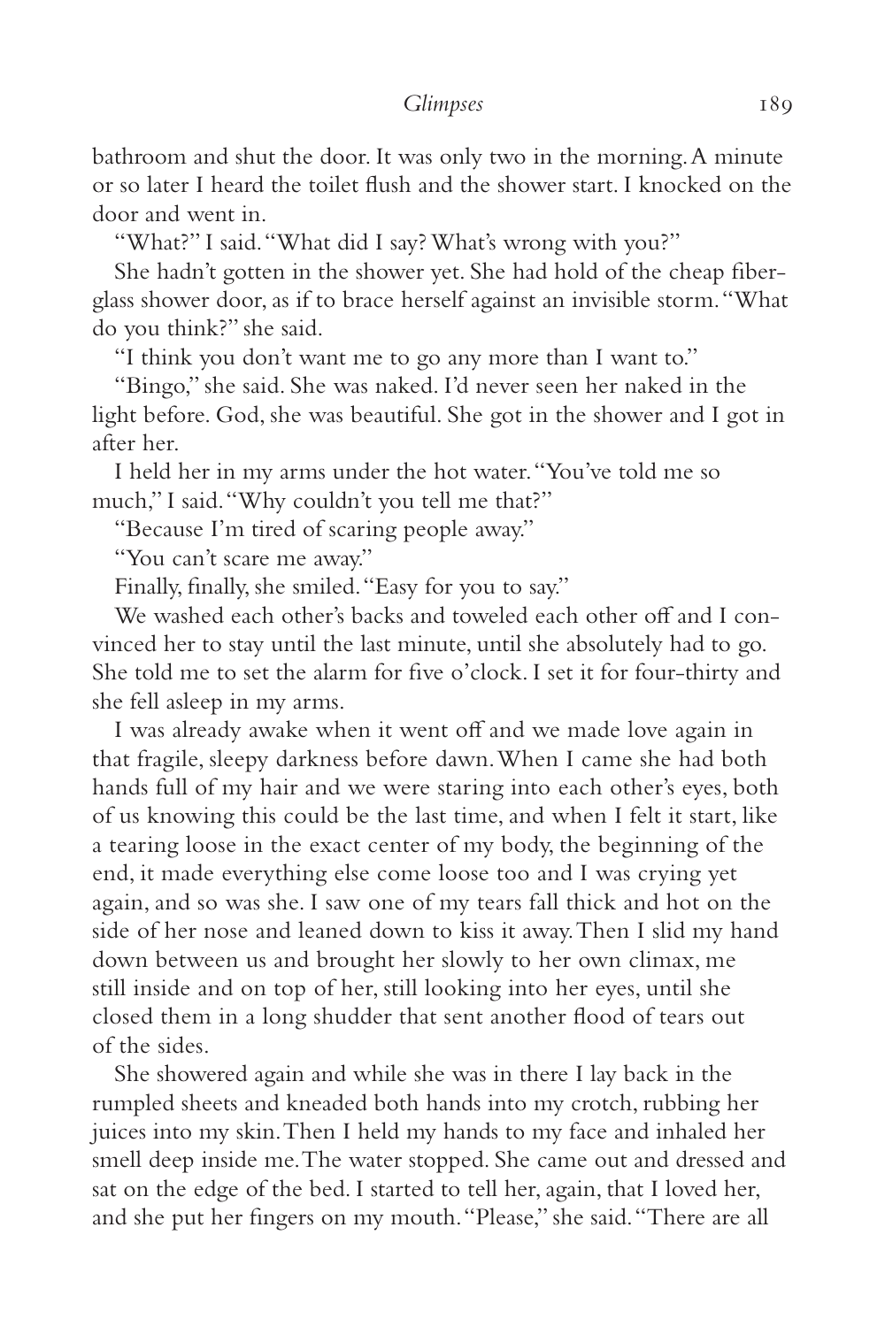bathroom and shut the door. It was only two in the morning. A minute or so later I heard the toilet flush and the shower start. I knocked on the door and went in.

"What?" I said. "What did I say? What's wrong with you?"

She hadn't gotten in the shower yet. She had hold of the cheap fiberglass shower door, as if to brace herself against an invisible storm. "What do you think?" she said.

"I think you don't want me to go any more than I want to."

"Bingo," she said. She was naked. I'd never seen her naked in the light before. God, she was beautiful. She got in the shower and I got in after her.

I held her in my arms under the hot water. "You've told me so much," I said. "Why couldn't you tell me that?"

"Because I'm tired of scaring people away."

"You can't scare me away."

Finally, finally, she smiled. "Easy for you to say."

We washed each other's backs and toweled each other off and I convinced her to stay until the last minute, until she absolutely had to go. She told me to set the alarm for five o'clock. I set it for four-thirty and she fell asleep in my arms.

I was already awake when it went off and we made love again in that fragile, sleepy darkness before dawn. When I came she had both hands full of my hair and we were staring into each other's eyes, both of us knowing this could be the last time, and when I felt it start, like a tearing loose in the exact center of my body, the beginning of the end, it made everything else come loose too and I was crying yet again, and so was she. I saw one of my tears fall thick and hot on the side of her nose and leaned down to kiss it away. Then I slid my hand down between us and brought her slowly to her own climax, me still inside and on top of her, still looking into her eyes, until she closed them in a long shudder that sent another flood of tears out of the sides.

She showered again and while she was in there I lay back in the rumpled sheets and kneaded both hands into my crotch, rubbing her juices into my skin. Then I held my hands to my face and inhaled her smell deep inside me. The water stopped. She came out and dressed and sat on the edge of the bed. I started to tell her, again, that I loved her, and she put her fingers on my mouth. "Please," she said. "There are all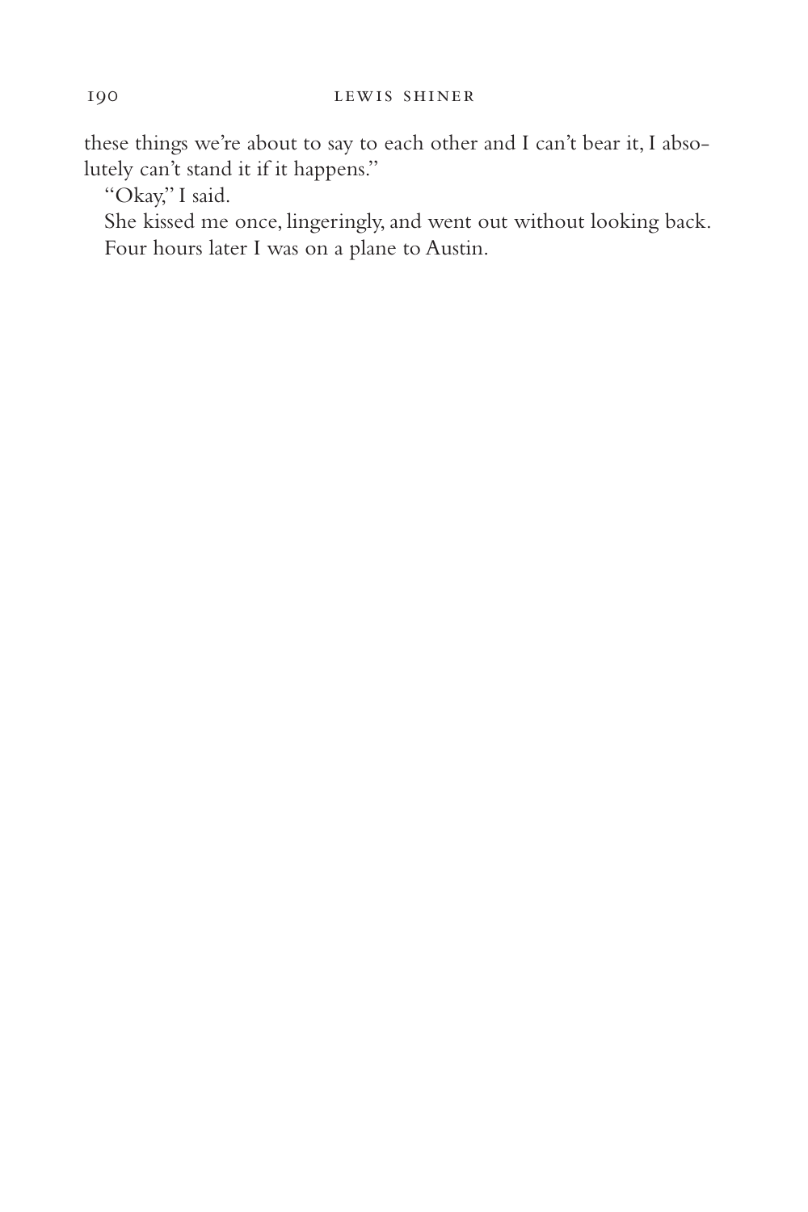these things we're about to say to each other and I can't bear it, I absolutely can't stand it if it happens."

"Okay," I said.

She kissed me once, lingeringly, and went out without looking back.

Four hours later I was on a plane to Austin.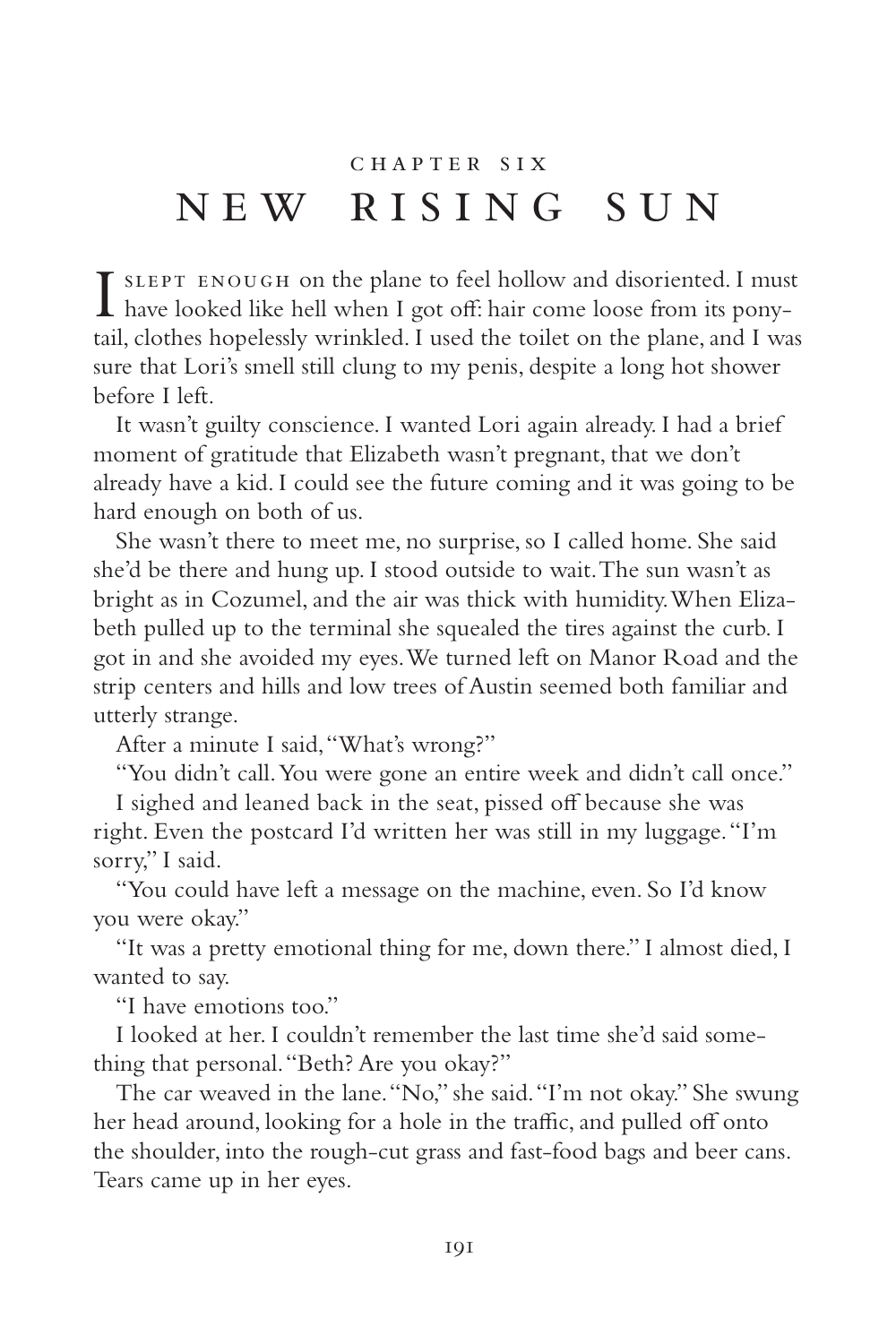# CHAPTER SIX

# NEW RISING SUN

I slept enough on the plane to feel hollow and disoriented. I must have looked like hell when I got off: hair come loose from its ponytail, clothes hopelessly wrinkled. I used the toilet on the plane, and I was sure that Lori's smell still clung to my penis, despite a long hot shower before I left.

It wasn't guilty conscience. I wanted Lori again already. I had a brief moment of gratitude that Elizabeth wasn't pregnant, that we don't already have a kid. I could see the future coming and it was going to be hard enough on both of us.

She wasn't there to meet me, no surprise, so I called home. She said she'd be there and hung up. I stood outside to wait. The sun wasn't as bright as in Cozumel, and the air was thick with humidity. When Elizabeth pulled up to the terminal she squealed the tires against the curb. I got in and she avoided my eyes. We turned left on Manor Road and the strip centers and hills and low trees of Austin seemed both familiar and utterly strange.

After a minute I said, "What's wrong?"

"You didn't call. You were gone an entire week and didn't call once."

I sighed and leaned back in the seat, pissed off because she was right. Even the postcard I'd written her was still in my luggage. "I'm sorry," I said.

"You could have left a message on the machine, even. So I'd know you were okay."

"It was a pretty emotional thing for me, down there." I almost died, I wanted to say.

"I have emotions too."

I looked at her. I couldn't remember the last time she'd said something that personal. "Beth? Are you okay?"

The car weaved in the lane. "No," she said. "I'm not okay." She swung her head around, looking for a hole in the traffic, and pulled off onto the shoulder, into the rough-cut grass and fast-food bags and beer cans. Tears came up in her eyes.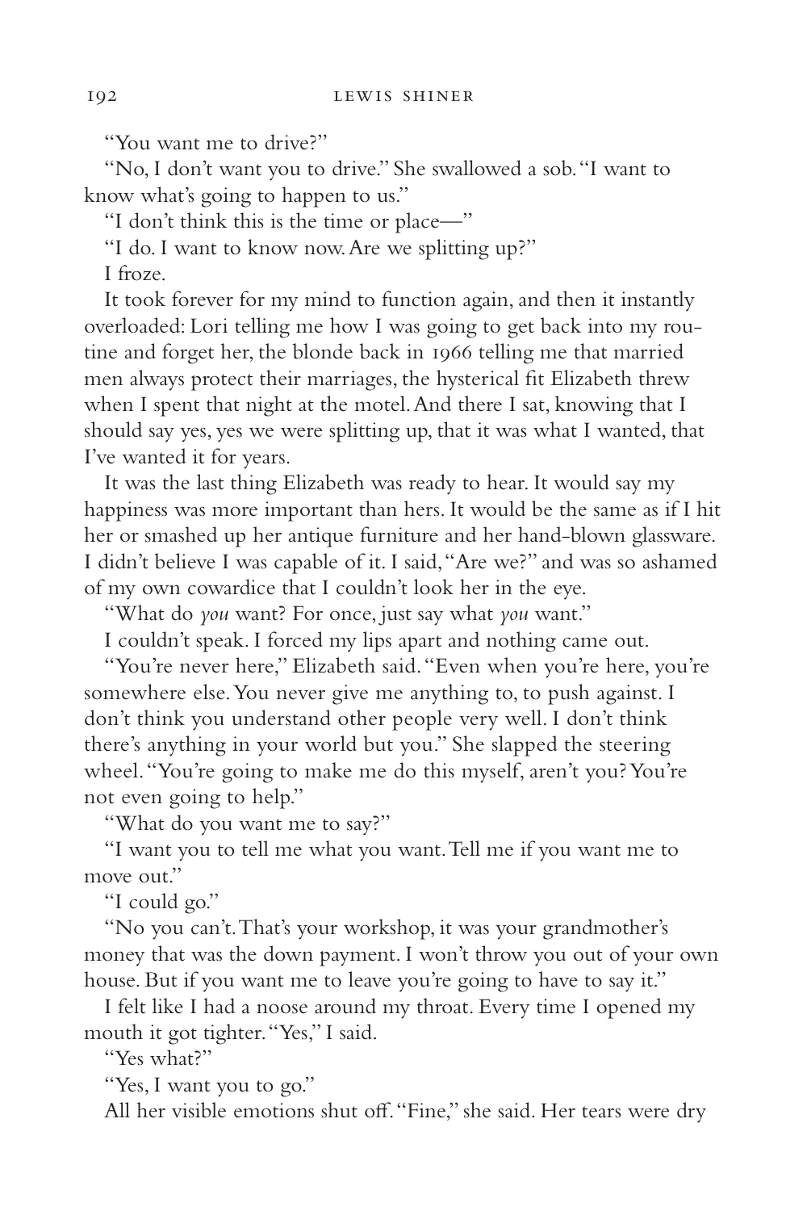"You want me to drive?"

"No, I don't want you to drive." She swallowed a sob. "I want to know what's going to happen to us."

"I don't think this is the time or place—"

"I do. I want to know now. Are we splitting up?"

I froze.

It took forever for my mind to function again, and then it instantly overloaded: Lori telling me how I was going to get back into my routine and forget her, the blonde back in 1966 telling me that married men always protect their marriages, the hysterical fit Elizabeth threw when I spent that night at the motel. And there I sat, knowing that I should say yes, yes we were splitting up, that it was what I wanted, that I've wanted it for years.

It was the last thing Elizabeth was ready to hear. It would say my happiness was more important than hers. It would be the same as if I hit her or smashed up her antique furniture and her hand-blown glassware. I didn't believe I was capable of it. I said, "Are we?" and was so ashamed of my own cowardice that I couldn't look her in the eye.

"What do *you* want? For once, just say what *you* want."

I couldn't speak. I forced my lips apart and nothing came out.

"You're never here," Elizabeth said. "Even when you're here, you're somewhere else. You never give me anything to, to push against. I don't think you understand other people very well. I don't think there's anything in your world but you." She slapped the steering wheel. "You're going to make me do this myself, aren't you? You're not even going to help."

"What do you want me to say?"

"I want you to tell me what you want. Tell me if you want me to move out."

"I could go."

"No you can't. That's your workshop, it was your grandmother's money that was the down payment. I won't throw you out of your own house. But if you want me to leave you're going to have to say it."

I felt like I had a noose around my throat. Every time I opened my mouth it got tighter. "Yes," I said.

"Yes what?"

"Yes, I want you to go."

All her visible emotions shut off. "Fine," she said. Her tears were dry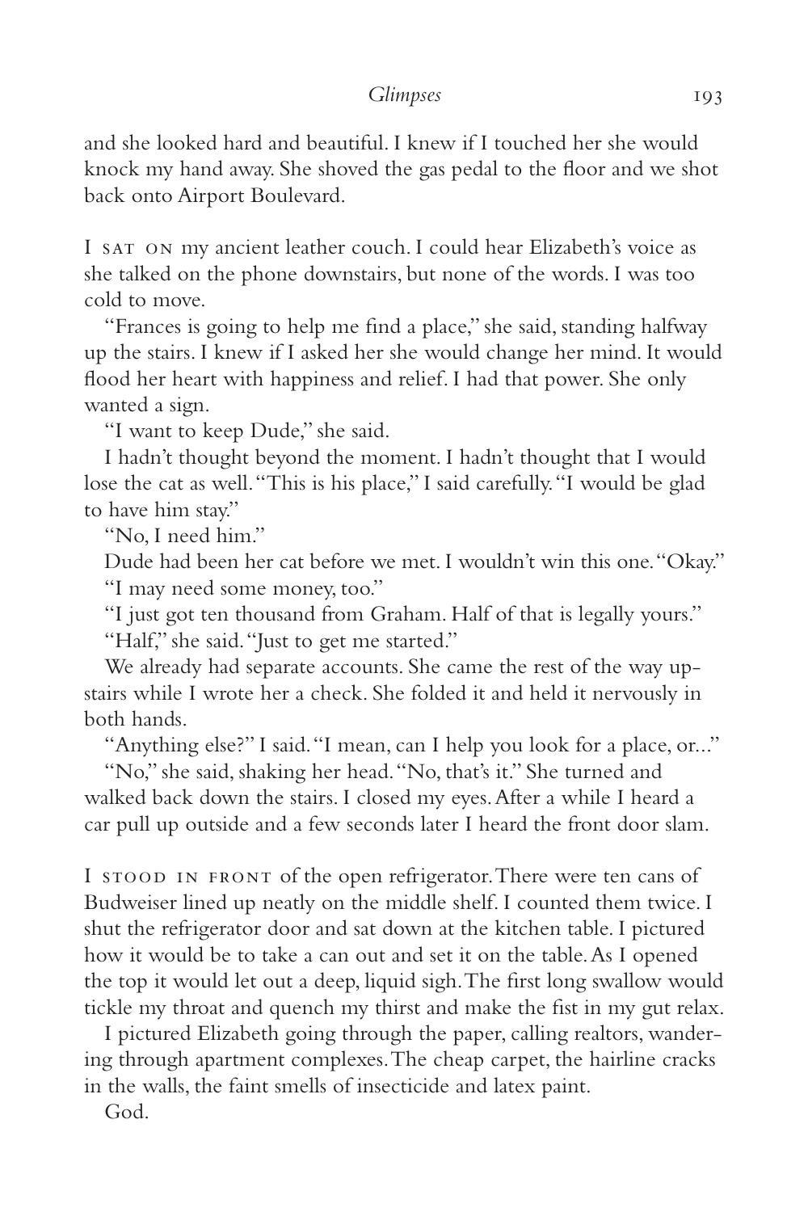and she looked hard and beautiful. I knew if I touched her she would knock my hand away. She shoved the gas pedal to the floor and we shot back onto Airport Boulevard.

I SAT ON my ancient leather couch. I could hear Elizabeth's voice as she talked on the phone downstairs, but none of the words. I was too cold to move.

"Frances is going to help me find a place," she said, standing halfway up the stairs. I knew if I asked her she would change her mind. It would flood her heart with happiness and relief. I had that power. She only wanted a sign.

"I want to keep Dude," she said.

I hadn't thought beyond the moment. I hadn't thought that I would lose the cat as well. "This is his place," I said carefully. "I would be glad to have him stay."

"No, I need him."

Dude had been her cat before we met. I wouldn't win this one. "Okay."

"I may need some money, too."

"I just got ten thousand from Graham. Half of that is legally yours."

"Half," she said. "Just to get me started."

We already had separate accounts. She came the rest of the way upstairs while I wrote her a check. She folded it and held it nervously in both hands.

"Anything else?" I said. "I mean, can I help you look for a place, or..."

"No," she said, shaking her head. "No, that's it." She turned and walked back down the stairs. I closed my eyes. After a while I heard a car pull up outside and a few seconds later I heard the front door slam.

I STOOD IN FRONT of the open refrigerator. There were ten cans of Budweiser lined up neatly on the middle shelf. I counted them twice. I shut the refrigerator door and sat down at the kitchen table. I pictured how it would be to take a can out and set it on the table. As I opened the top it would let out a deep, liquid sigh. The first long swallow would tickle my throat and quench my thirst and make the fist in my gut relax.

I pictured Elizabeth going through the paper, calling realtors, wandering through apartment complexes. The cheap carpet, the hairline cracks in the walls, the faint smells of insecticide and latex paint.

God.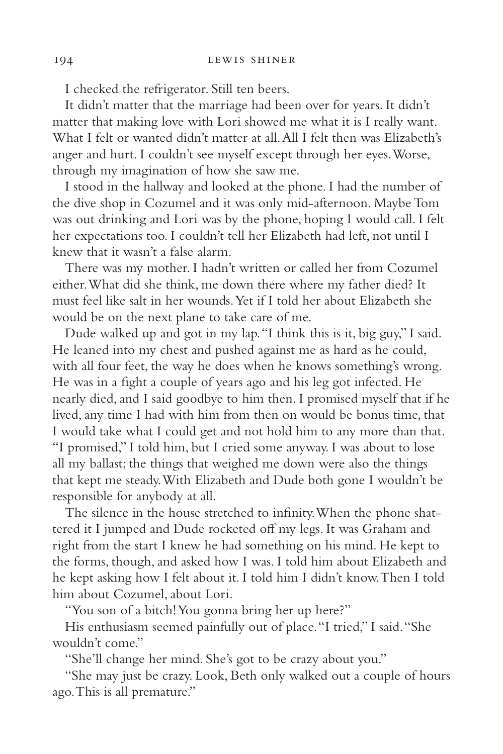I checked the refrigerator. Still ten beers.

It didn't matter that the marriage had been over for years. It didn't matter that making love with Lori showed me what it is I really want. What I felt or wanted didn't matter at all. All I felt then was Elizabeth's anger and hurt. I couldn't see myself except through her eyes. Worse, through my imagination of how she saw me.

I stood in the hallway and looked at the phone. I had the number of the dive shop in Cozumel and it was only mid-afternoon. Maybe Tom was out drinking and Lori was by the phone, hoping I would call. I felt her expectations too. I couldn't tell her Elizabeth had left, not until I knew that it wasn't a false alarm.

There was my mother. I hadn't written or called her from Cozumel either. What did she think, me down there where my father died? It must feel like salt in her wounds. Yet if I told her about Elizabeth she would be on the next plane to take care of me.

Dude walked up and got in my lap. "I think this is it, big guy," I said. He leaned into my chest and pushed against me as hard as he could, with all four feet, the way he does when he knows something's wrong. He was in a fight a couple of years ago and his leg got infected. He nearly died, and I said goodbye to him then. I promised myself that if he lived, any time I had with him from then on would be bonus time, that I would take what I could get and not hold him to any more than that. "I promised," I told him, but I cried some anyway. I was about to lose all my ballast; the things that weighed me down were also the things that kept me steady. With Elizabeth and Dude both gone I wouldn't be responsible for anybody at all.

The silence in the house stretched to infinity. When the phone shattered it I jumped and Dude rocketed off my legs. It was Graham and right from the start I knew he had something on his mind. He kept to the forms, though, and asked how I was. I told him about Elizabeth and he kept asking how I felt about it. I told him I didn't know. Then I told him about Cozumel, about Lori.

"You son of a bitch! You gonna bring her up here?"

His enthusiasm seemed painfully out of place. "I tried," I said. "She wouldn't come."

"She'll change her mind. She's got to be crazy about you."

"She may just be crazy. Look, Beth only walked out a couple of hours ago. This is all premature."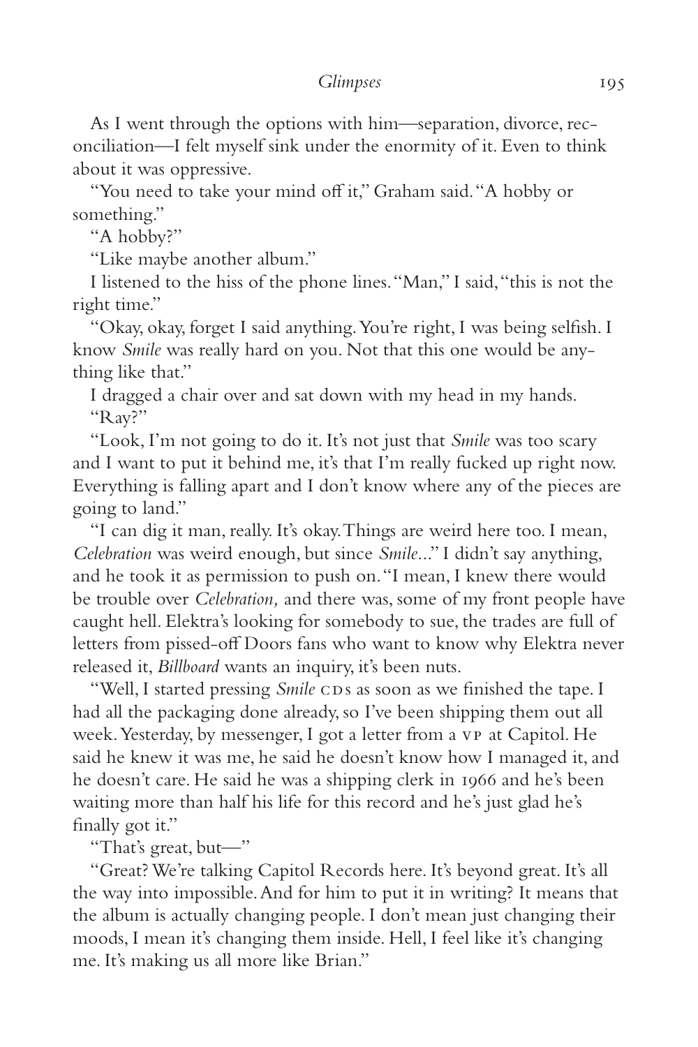As I went through the options with him—separation, divorce, reconciliation—I felt myself sink under the enormity of it. Even to think about it was oppressive.

"You need to take your mind off it," Graham said. "A hobby or something."

"A hobby?"

"Like maybe another album."

I listened to the hiss of the phone lines. "Man," I said, "this is not the right time."

"Okay, okay, forget I said anything. You're right, I was being selfish. I know *Smile* was really hard on you. Not that this one would be anything like that."

I dragged a chair over and sat down with my head in my hands.

"Ray?"

"Look, I'm not going to do it. It's not just that *Smile* was too scary and I want to put it behind me, it's that I'm really fucked up right now. Everything is falling apart and I don't know where any of the pieces are going to land."

"I can dig it man, really. It's okay. Things are weird here too. I mean, *Celebration* was weird enough, but since *Smile*..." I didn't say anything, and he took it as permission to push on. "I mean, I knew there would be trouble over *Celebration,* and there was, some of my front people have caught hell. Elektra's looking for somebody to sue, the trades are full of letters from pissed-off Doors fans who want to know why Elektra never released it, *Billboard* wants an inquiry, it's been nuts.

"Well, I started pressing *Smile* CDs as soon as we finished the tape. I had all the packaging done already, so I've been shipping them out all week. Yesterday, by messenger, I got a letter from a VP at Capitol. He said he knew it was me, he said he doesn't know how I managed it, and he doesn't care. He said he was a shipping clerk in 1966 and he's been waiting more than half his life for this record and he's just glad he's finally got it."

"That's great, but—"

"Great? We're talking Capitol Records here. It's beyond great. It's all the way into impossible. And for him to put it in writing? It means that the album is actually changing people. I don't mean just changing their moods, I mean it's changing them inside. Hell, I feel like it's changing me. It's making us all more like Brian."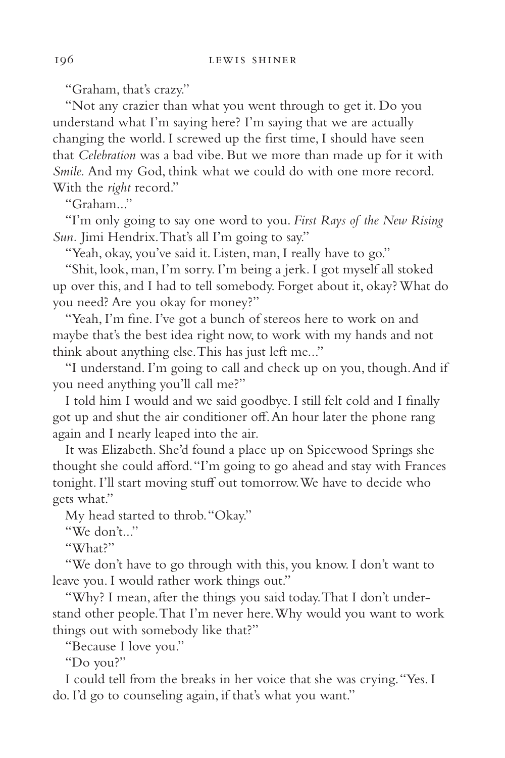"Graham, that's crazy."

"Not any crazier than what you went through to get it. Do you understand what I'm saying here? I'm saying that we are actually changing the world. I screwed up the first time, I should have seen that *Celebration* was a bad vibe. But we more than made up for it with *Smile.* And my God, think what we could do with one more record. With the *right* record."

"Graham..."

"I'm only going to say one word to you. *First Rays of the New Rising Sun.* Jimi Hendrix. That's all I'm going to say."

"Yeah, okay, you've said it. Listen, man, I really have to go."

"Shit, look, man, I'm sorry. I'm being a jerk. I got myself all stoked up over this, and I had to tell somebody. Forget about it, okay? What do you need? Are you okay for money?"

"Yeah, I'm fine. I've got a bunch of stereos here to work on and maybe that's the best idea right now, to work with my hands and not think about anything else. This has just left me..."

"I understand. I'm going to call and check up on you, though. And if you need anything you'll call me?"

I told him I would and we said goodbye. I still felt cold and I finally got up and shut the air conditioner off. An hour later the phone rang again and I nearly leaped into the air.

It was Elizabeth. She'd found a place up on Spicewood Springs she thought she could afford. "I'm going to go ahead and stay with Frances tonight. I'll start moving stuff out tomorrow. We have to decide who gets what."

My head started to throb. "Okay."

"We don't..."

"What?"

"We don't have to go through with this, you know. I don't want to leave you. I would rather work things out."

"Why? I mean, after the things you said today. That I don't understand other people. That I'm never here. Why would you want to work things out with somebody like that?"

"Because I love you."

"Do you?"

I could tell from the breaks in her voice that she was crying. "Yes. I do. I'd go to counseling again, if that's what you want."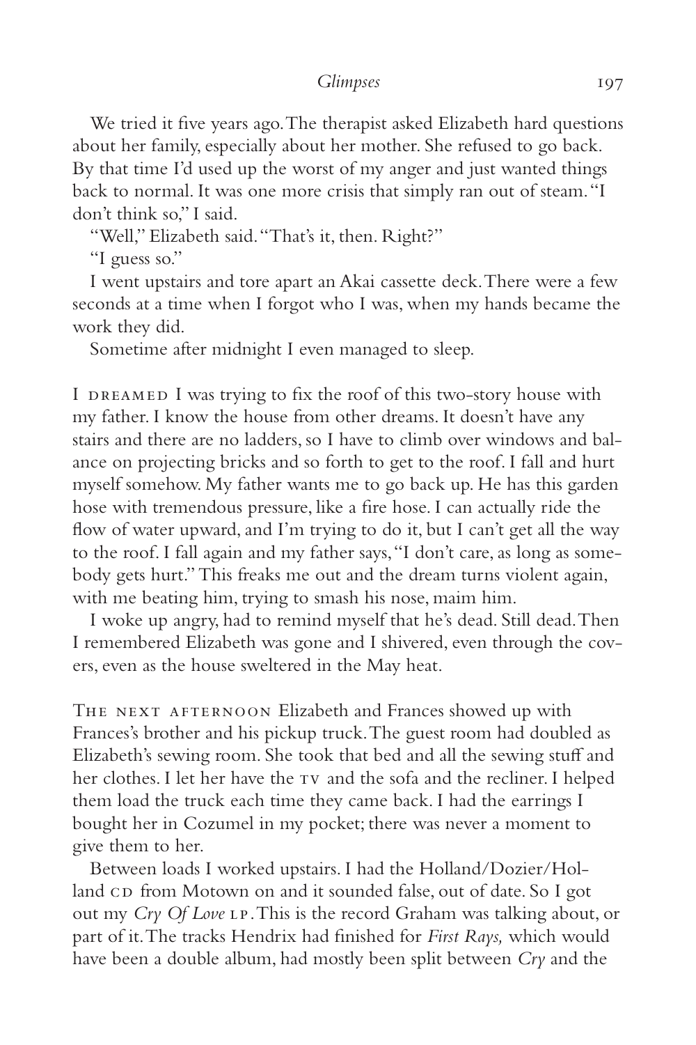We tried it five years ago. The therapist asked Elizabeth hard questions about her family, especially about her mother. She refused to go back. By that time I'd used up the worst of my anger and just wanted things back to normal. It was one more crisis that simply ran out of steam. "I don't think so," I said.

"Well," Elizabeth said. "That's it, then. Right?"

"I guess so."

I went upstairs and tore apart an Akai cassette deck. There were a few seconds at a time when I forgot who I was, when my hands became the work they did.

Sometime after midnight I even managed to sleep.

I DREAMED I was trying to fix the roof of this two-story house with my father. I know the house from other dreams. It doesn't have any stairs and there are no ladders, so I have to climb over windows and balance on projecting bricks and so forth to get to the roof. I fall and hurt myself somehow. My father wants me to go back up. He has this garden hose with tremendous pressure, like a fire hose. I can actually ride the flow of water upward, and I'm trying to do it, but I can't get all the way to the roof. I fall again and my father says, "I don't care, as long as somebody gets hurt." This freaks me out and the dream turns violent again, with me beating him, trying to smash his nose, maim him.

I woke up angry, had to remind myself that he's dead. Still dead. Then I remembered Elizabeth was gone and I shivered, even through the covers, even as the house sweltered in the May heat.

THE NEXT AFTERNOON Elizabeth and Frances showed up with Frances's brother and his pickup truck. The guest room had doubled as Elizabeth's sewing room. She took that bed and all the sewing stuff and her clothes. I let her have the TV and the sofa and the recliner. I helped them load the truck each time they came back. I had the earrings I bought her in Cozumel in my pocket; there was never a moment to give them to her.

Between loads I worked upstairs. I had the Holland/Dozier/Holland CD from Motown on and it sounded false, out of date. So I got out my *Cry Of Love* LP. This is the record Graham was talking about, or part of it. The tracks Hendrix had finished for *First Rays,* which would have been a double album, had mostly been split between *Cry* and the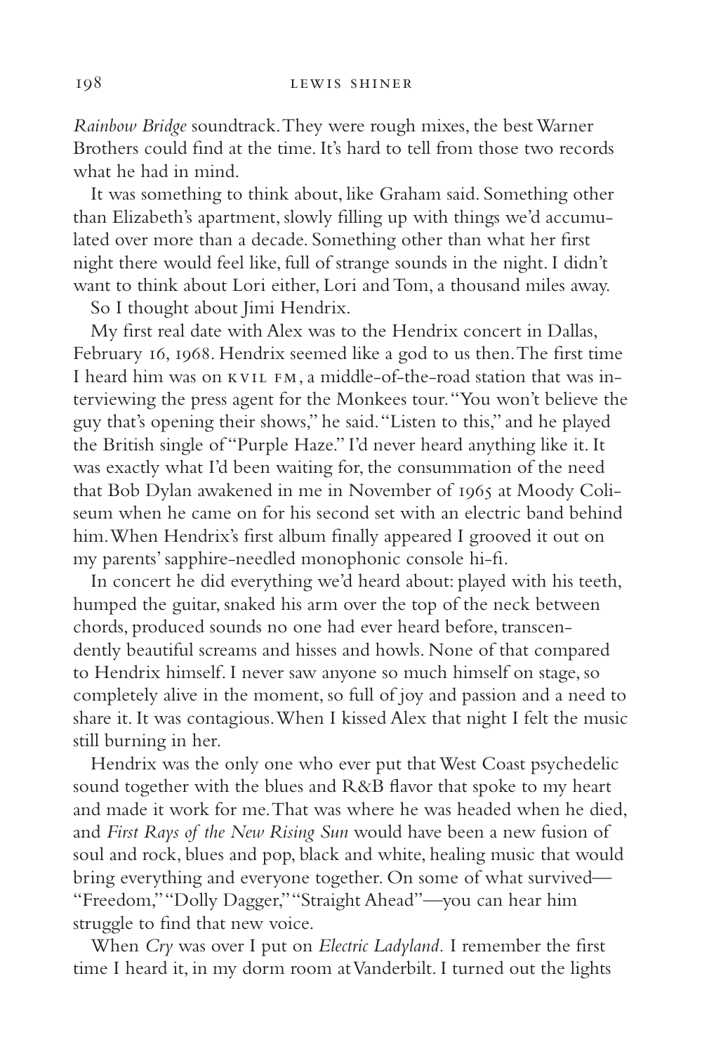*Rainbow Bridge* soundtrack. They were rough mixes, the best Warner Brothers could find at the time. It's hard to tell from those two records what he had in mind.

It was something to think about, like Graham said. Something other than Elizabeth's apartment, slowly filling up with things we'd accumulated over more than a decade. Something other than what her first night there would feel like, full of strange sounds in the night. I didn't want to think about Lori either, Lori and Tom, a thousand miles away.

So I thought about Jimi Hendrix.

My first real date with Alex was to the Hendrix concert in Dallas, February 16, 1968. Hendrix seemed like a god to us then. The first time I heard him was on KVIL FM, a middle-of-the-road station that was interviewing the press agent for the Monkees tour. "You won't believe the guy that's opening their shows," he said. "Listen to this," and he played the British single of "Purple Haze." I'd never heard anything like it. It was exactly what I'd been waiting for, the consummation of the need that Bob Dylan awakened in me in November of 1965 at Moody Coliseum when he came on for his second set with an electric band behind him. When Hendrix's first album finally appeared I grooved it out on my parents' sapphire-needled monophonic console hi-fi.

In concert he did everything we'd heard about: played with his teeth, humped the guitar, snaked his arm over the top of the neck between chords, produced sounds no one had ever heard before, transcendently beautiful screams and hisses and howls. None of that compared to Hendrix himself. I never saw anyone so much himself on stage, so completely alive in the moment, so full of joy and passion and a need to share it. It was contagious. When I kissed Alex that night I felt the music still burning in her.

Hendrix was the only one who ever put that West Coast psychedelic sound together with the blues and R&B flavor that spoke to my heart and made it work for me. That was where he was headed when he died, and *First Rays of the New Rising Sun* would have been a new fusion of soul and rock, blues and pop, black and white, healing music that would bring everything and everyone together. On some of what survived—"Freedom," "Dolly Dagger," "Straight Ahead"—you can hear him struggle to find that new voice.

When *Cry* was over I put on *Electric Ladyland.* I remember the first time I heard it, in my dorm room at Vanderbilt. I turned out the lights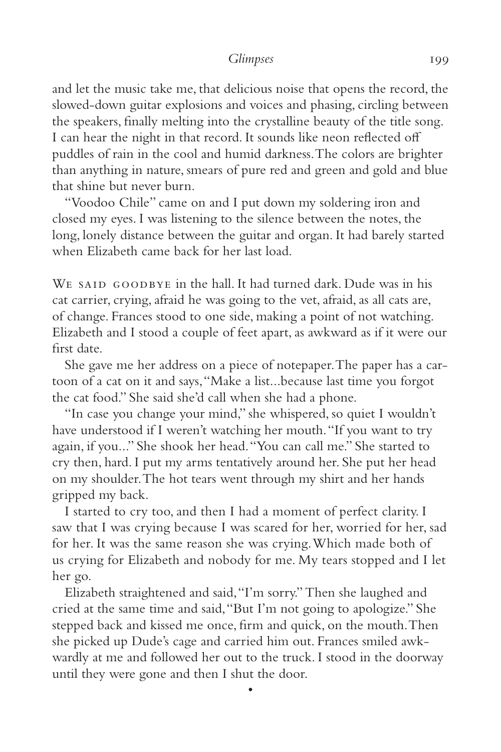and let the music take me, that delicious noise that opens the record, the slowed-down guitar explosions and voices and phasing, circling between the speakers, finally melting into the crystalline beauty of the title song. I can hear the night in that record. It sounds like neon reflected off puddles of rain in the cool and humid darkness. The colors are brighter than anything in nature, smears of pure red and green and gold and blue that shine but never burn.

"Voodoo Chile" came on and I put down my soldering iron and closed my eyes. I was listening to the silence between the notes, the long, lonely distance between the guitar and organ. It had barely started when Elizabeth came back for her last load.

We said goodbye in the hall. It had turned dark. Dude was in his cat carrier, crying, afraid he was going to the vet, afraid, as all cats are, of change. Frances stood to one side, making a point of not watching. Elizabeth and I stood a couple of feet apart, as awkward as if it were our first date.

She gave me her address on a piece of notepaper. The paper has a cartoon of a cat on it and says, "Make a list...because last time you forgot the cat food." She said she'd call when she had a phone.

"In case you change your mind," she whispered, so quiet I wouldn't have understood if I weren't watching her mouth. "If you want to try again, if you..." She shook her head. "You can call me." She started to cry then, hard. I put my arms tentatively around her. She put her head on my shoulder. The hot tears went through my shirt and her hands gripped my back.

I started to cry too, and then I had a moment of perfect clarity. I saw that I was crying because I was scared for her, worried for her, sad for her. It was the same reason she was crying. Which made both of us crying for Elizabeth and nobody for me. My tears stopped and I let her go.

Elizabeth straightened and said, "I'm sorry." Then she laughed and cried at the same time and said, "But I'm not going to apologize." She stepped back and kissed me once, firm and quick, on the mouth. Then she picked up Dude's cage and carried him out. Frances smiled awkwardly at me and followed her out to the truck. I stood in the doorway until they were gone and then I shut the door.

•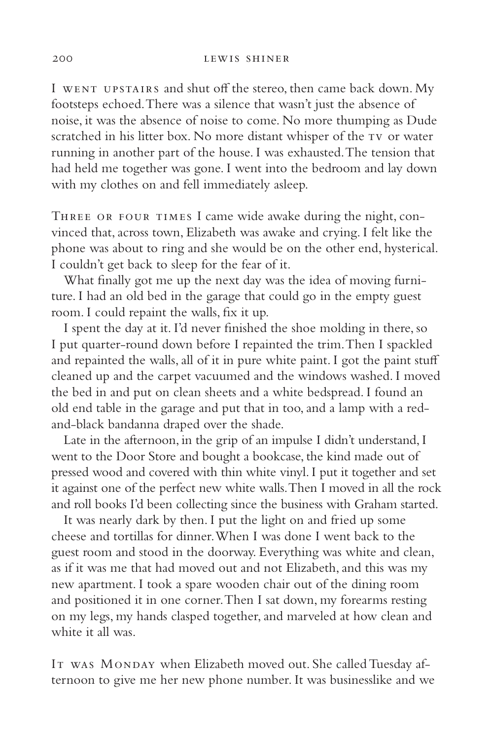I went upstairs and shut off the stereo, then came back down. My footsteps echoed. There was a silence that wasn't just the absence of noise, it was the absence of noise to come. No more thumping as Dude scratched in his litter box. No more distant whisper of the TV or water running in another part of the house. I was exhausted. The tension that had held me together was gone. I went into the bedroom and lay down with my clothes on and fell immediately asleep.

Three or four times I came wide awake during the night, convinced that, across town, Elizabeth was awake and crying. I felt like the phone was about to ring and she would be on the other end, hysterical. I couldn't get back to sleep for the fear of it.

What finally got me up the next day was the idea of moving furniture. I had an old bed in the garage that could go in the empty guest room. I could repaint the walls, fix it up.

I spent the day at it. I'd never finished the shoe molding in there, so I put quarter-round down before I repainted the trim. Then I spackled and repainted the walls, all of it in pure white paint. I got the paint stuff cleaned up and the carpet vacuumed and the windows washed. I moved the bed in and put on clean sheets and a white bedspread. I found an old end table in the garage and put that in too, and a lamp with a red-and-black bandanna draped over the shade.

Late in the afternoon, in the grip of an impulse I didn't understand, I went to the Door Store and bought a bookcase, the kind made out of pressed wood and covered with thin white vinyl. I put it together and set it against one of the perfect new white walls. Then I moved in all the rock and roll books I'd been collecting since the business with Graham started.

It was nearly dark by then. I put the light on and fried up some cheese and tortillas for dinner. When I was done I went back to the guest room and stood in the doorway. Everything was white and clean, as if it was me that had moved out and not Elizabeth, and this was my new apartment. I took a spare wooden chair out of the dining room and positioned it in one corner. Then I sat down, my forearms resting on my legs, my hands clasped together, and marveled at how clean and white it all was.

It was Monday when Elizabeth moved out. She called Tuesday afternoon to give me her new phone number. It was businesslike and we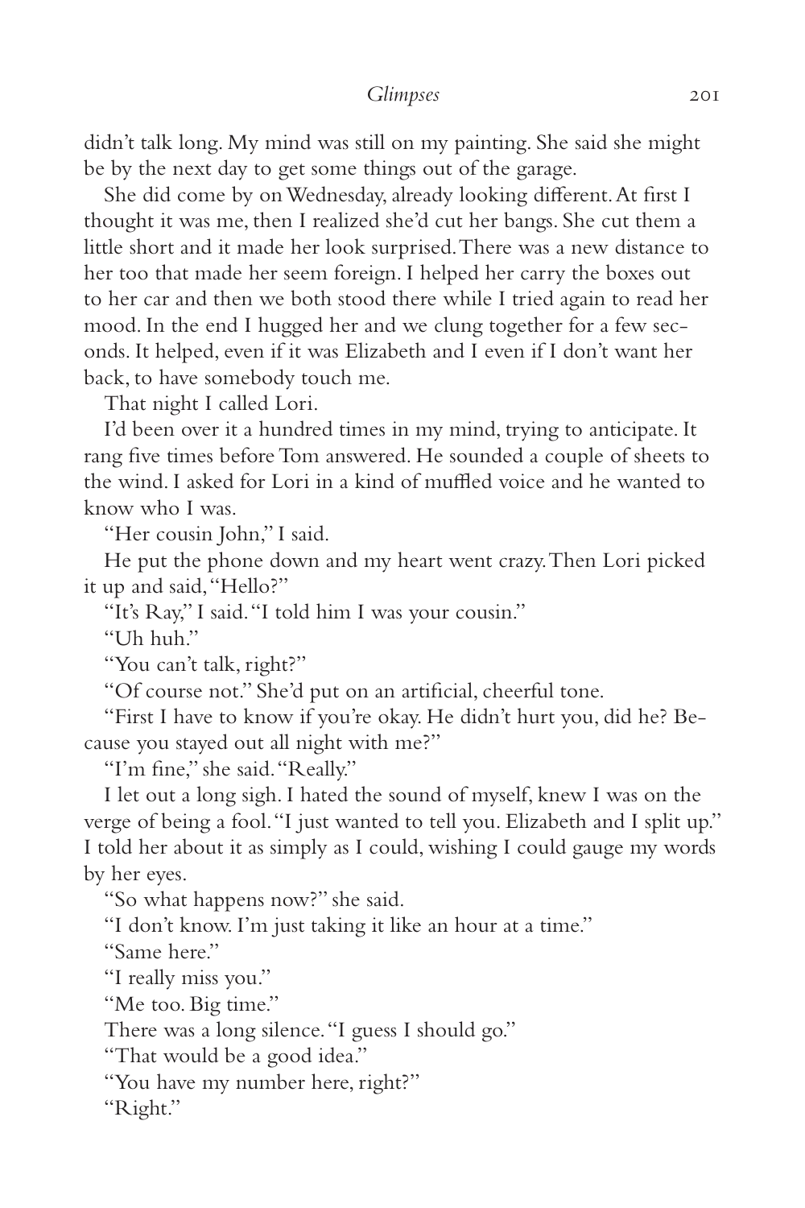didn't talk long. My mind was still on my painting. She said she might be by the next day to get some things out of the garage.

She did come by on Wednesday, already looking different. At first I thought it was me, then I realized she'd cut her bangs. She cut them a little short and it made her look surprised. There was a new distance to her too that made her seem foreign. I helped her carry the boxes out to her car and then we both stood there while I tried again to read her mood. In the end I hugged her and we clung together for a few seconds. It helped, even if it was Elizabeth and I even if I don't want her back, to have somebody touch me.

That night I called Lori.

I'd been over it a hundred times in my mind, trying to anticipate. It rang five times before Tom answered. He sounded a couple of sheets to the wind. I asked for Lori in a kind of muffled voice and he wanted to know who I was.

"Her cousin John," I said.

He put the phone down and my heart went crazy. Then Lori picked it up and said, "Hello?"

"It's Ray," I said. "I told him I was your cousin."

"Uh huh."

"You can't talk, right?"

"Of course not." She'd put on an artificial, cheerful tone.

"First I have to know if you're okay. He didn't hurt you, did he? Because you stayed out all night with me?"

"I'm fine," she said. "Really."

I let out a long sigh. I hated the sound of myself, knew I was on the verge of being a fool. "I just wanted to tell you. Elizabeth and I split up." I told her about it as simply as I could, wishing I could gauge my words by her eyes.

"So what happens now?" she said.

"I don't know. I'm just taking it like an hour at a time."

"Same here."

"I really miss you."

"Me too. Big time."

There was a long silence. "I guess I should go."

"That would be a good idea."

"You have my number here, right?"

"Right."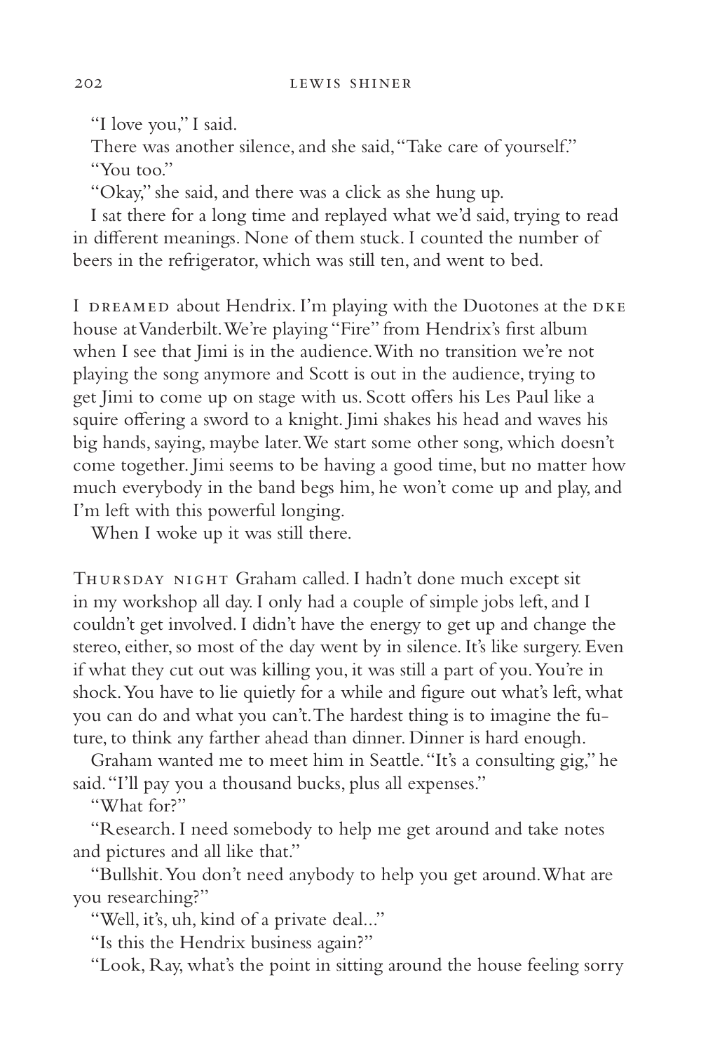"I love you," I said.

There was another silence, and she said, "Take care of yourself."

"You too."

"Okay," she said, and there was a click as she hung up.

I sat there for a long time and replayed what we'd said, trying to read in different meanings. None of them stuck. I counted the number of beers in the refrigerator, which was still ten, and went to bed.

I DREAMED about Hendrix. I'm playing with the Duotones at the DKE house at Vanderbilt. We're playing "Fire" from Hendrix's first album when I see that Jimi is in the audience. With no transition we're not playing the song anymore and Scott is out in the audience, trying to get Jimi to come up on stage with us. Scott offers his Les Paul like a squire offering a sword to a knight. Jimi shakes his head and waves his big hands, saying, maybe later. We start some other song, which doesn't come together. Jimi seems to be having a good time, but no matter how much everybody in the band begs him, he won't come up and play, and I'm left with this powerful longing.

When I woke up it was still there.

THURSDAY NIGHT Graham called. I hadn't done much except sit in my workshop all day. I only had a couple of simple jobs left, and I couldn't get involved. I didn't have the energy to get up and change the stereo, either, so most of the day went by in silence. It's like surgery. Even if what they cut out was killing you, it was still a part of you. You're in shock. You have to lie quietly for a while and figure out what's left, what you can do and what you can't. The hardest thing is to imagine the future, to think any farther ahead than dinner. Dinner is hard enough.

Graham wanted me to meet him in Seattle. "It's a consulting gig," he said. "I'll pay you a thousand bucks, plus all expenses."

"What for?"

"Research. I need somebody to help me get around and take notes and pictures and all like that."

"Bullshit. You don't need anybody to help you get around. What are you researching?"

"Well, it's, uh, kind of a private deal..."

"Is this the Hendrix business again?"

"Look, Ray, what's the point in sitting around the house feeling sorry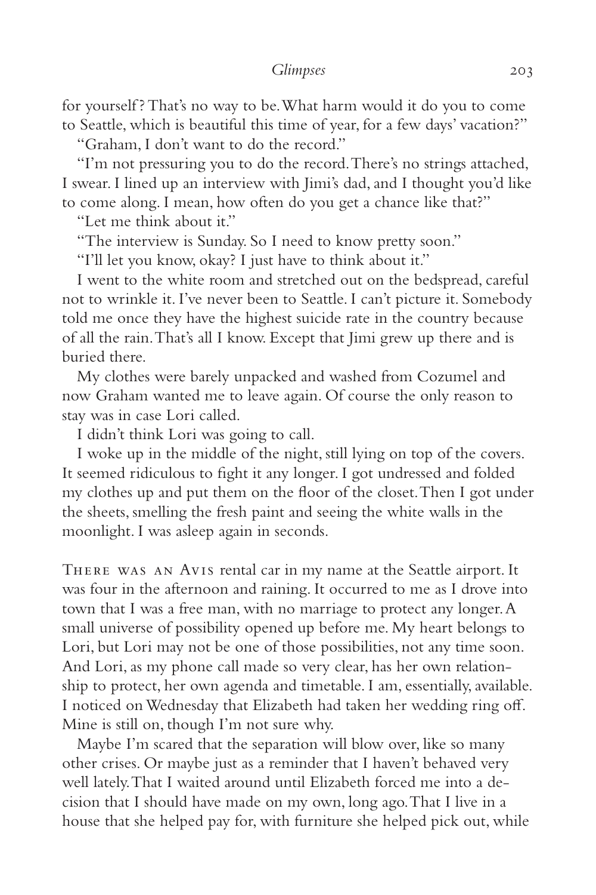for yourself? That's no way to be. What harm would it do you to come to Seattle, which is beautiful this time of year, for a few days' vacation?"

"Graham, I don't want to do the record."

"I'm not pressuring you to do the record. There's no strings attached, I swear. I lined up an interview with Jimi's dad, and I thought you'd like to come along. I mean, how often do you get a chance like that?"

"Let me think about it."

"The interview is Sunday. So I need to know pretty soon."

"I'll let you know, okay? I just have to think about it."

I went to the white room and stretched out on the bedspread, careful not to wrinkle it. I've never been to Seattle. I can't picture it. Somebody told me once they have the highest suicide rate in the country because of all the rain. That's all I know. Except that Jimi grew up there and is buried there.

My clothes were barely unpacked and washed from Cozumel and now Graham wanted me to leave again. Of course the only reason to stay was in case Lori called.

I didn't think Lori was going to call.

I woke up in the middle of the night, still lying on top of the covers. It seemed ridiculous to fight it any longer. I got undressed and folded my clothes up and put them on the floor of the closet. Then I got under the sheets, smelling the fresh paint and seeing the white walls in the moonlight. I was asleep again in seconds.

There was an Avis rental car in my name at the Seattle airport. It was four in the afternoon and raining. It occurred to me as I drove into town that I was a free man, with no marriage to protect any longer. A small universe of possibility opened up before me. My heart belongs to Lori, but Lori may not be one of those possibilities, not any time soon. And Lori, as my phone call made so very clear, has her own relationship to protect, her own agenda and timetable. I am, essentially, available. I noticed on Wednesday that Elizabeth had taken her wedding ring off. Mine is still on, though I'm not sure why.

Maybe I'm scared that the separation will blow over, like so many other crises. Or maybe just as a reminder that I haven't behaved very well lately. That I waited around until Elizabeth forced me into a decision that I should have made on my own, long ago. That I live in a house that she helped pay for, with furniture she helped pick out, while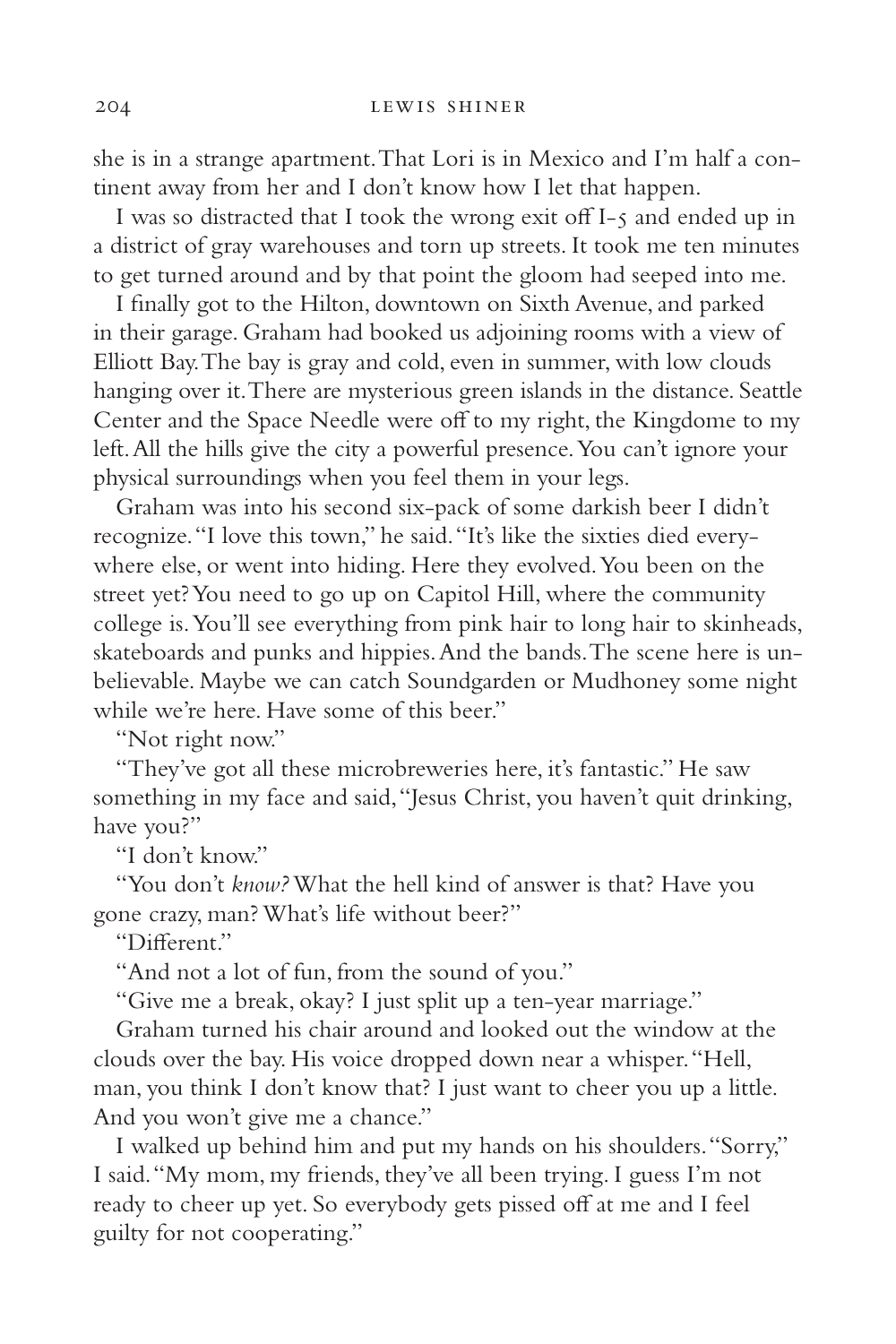she is in a strange apartment. That Lori is in Mexico and I'm half a continent away from her and I don't know how I let that happen.

I was so distracted that I took the wrong exit off I-5 and ended up in a district of gray warehouses and torn up streets. It took me ten minutes to get turned around and by that point the gloom had seeped into me.

I finally got to the Hilton, downtown on Sixth Avenue, and parked in their garage. Graham had booked us adjoining rooms with a view of Elliott Bay. The bay is gray and cold, even in summer, with low clouds hanging over it. There are mysterious green islands in the distance. Seattle Center and the Space Needle were off to my right, the Kingdome to my left. All the hills give the city a powerful presence. You can't ignore your physical surroundings when you feel them in your legs.

Graham was into his second six-pack of some darkish beer I didn't recognize. "I love this town," he said. "It's like the sixties died everywhere else, or went into hiding. Here they evolved. You been on the street yet? You need to go up on Capitol Hill, where the community college is. You'll see everything from pink hair to long hair to skinheads, skateboards and punks and hippies. And the bands. The scene here is unbelievable. Maybe we can catch Soundgarden or Mudhoney some night while we're here. Have some of this beer."

"Not right now."

"They've got all these microbreweries here, it's fantastic." He saw something in my face and said, "Jesus Christ, you haven't quit drinking, have you?"

"I don't know."

"You don't *know?* What the hell kind of answer is that? Have you gone crazy, man? What's life without beer?"

"Different."

"And not a lot of fun, from the sound of you."

"Give me a break, okay? I just split up a ten-year marriage."

Graham turned his chair around and looked out the window at the clouds over the bay. His voice dropped down near a whisper. "Hell, man, you think I don't know that? I just want to cheer you up a little. And you won't give me a chance."

I walked up behind him and put my hands on his shoulders. "Sorry," I said. "My mom, my friends, they've all been trying. I guess I'm not ready to cheer up yet. So everybody gets pissed off at me and I feel guilty for not cooperating."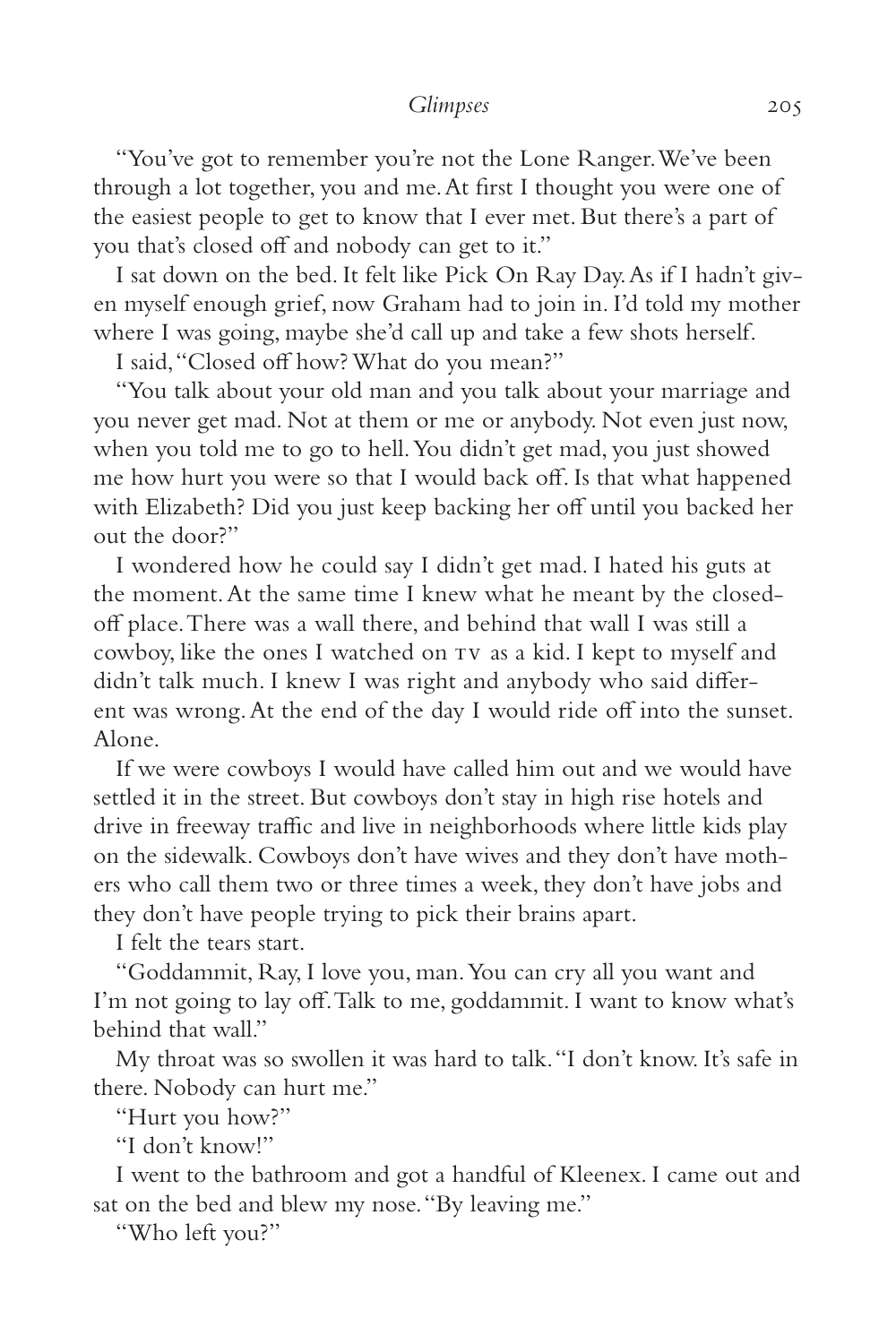"You've got to remember you're not the Lone Ranger. We've been through a lot together, you and me. At first I thought you were one of the easiest people to get to know that I ever met. But there's a part of you that's closed off and nobody can get to it."

I sat down on the bed. It felt like Pick On Ray Day. As if I hadn't given myself enough grief, now Graham had to join in. I'd told my mother where I was going, maybe she'd call up and take a few shots herself.

I said, "Closed off how? What do you mean?"

"You talk about your old man and you talk about your marriage and you never get mad. Not at them or me or anybody. Not even just now, when you told me to go to hell. You didn't get mad, you just showed me how hurt you were so that I would back off. Is that what happened with Elizabeth? Did you just keep backing her off until you backed her out the door?"

I wondered how he could say I didn't get mad. I hated his guts at the moment. At the same time I knew what he meant by the closed-off place. There was a wall there, and behind that wall I was still a cowboy, like the ones I watched on TV as a kid. I kept to myself and didn't talk much. I knew I was right and anybody who said different was wrong. At the end of the day I would ride off into the sunset. Alone.

If we were cowboys I would have called him out and we would have settled it in the street. But cowboys don't stay in high rise hotels and drive in freeway traffic and live in neighborhoods where little kids play on the sidewalk. Cowboys don't have wives and they don't have mothers who call them two or three times a week, they don't have jobs and they don't have people trying to pick their brains apart.

I felt the tears start.

"Goddammit, Ray, I love you, man. You can cry all you want and I'm not going to lay off. Talk to me, goddammit. I want to know what's behind that wall."

My throat was so swollen it was hard to talk. "I don't know. It's safe in there. Nobody can hurt me."

"Hurt you how?"

"I don't know!"

I went to the bathroom and got a handful of Kleenex. I came out and sat on the bed and blew my nose. "By leaving me."

"Who left you?"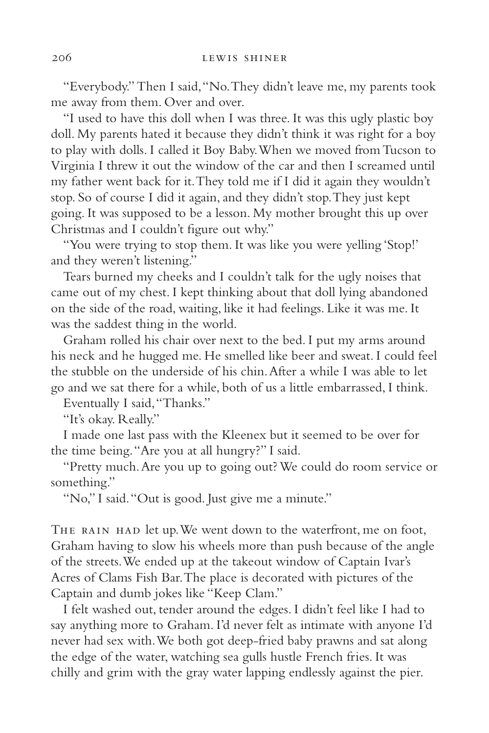"Everybody." Then I said, "No. They didn't leave me, my parents took me away from them. Over and over.

"I used to have this doll when I was three. It was this ugly plastic boy doll. My parents hated it because they didn't think it was right for a boy to play with dolls. I called it Boy Baby. When we moved from Tucson to Virginia I threw it out the window of the car and then I screamed until my father went back for it. They told me if I did it again they wouldn't stop. So of course I did it again, and they didn't stop. They just kept going. It was supposed to be a lesson. My mother brought this up over Christmas and I couldn't figure out why."

"You were trying to stop them. It was like you were yelling 'Stop!' and they weren't listening."

Tears burned my cheeks and I couldn't talk for the ugly noises that came out of my chest. I kept thinking about that doll lying abandoned on the side of the road, waiting, like it had feelings. Like it was me. It was the saddest thing in the world.

Graham rolled his chair over next to the bed. I put my arms around his neck and he hugged me. He smelled like beer and sweat. I could feel the stubble on the underside of his chin. After a while I was able to let go and we sat there for a while, both of us a little embarrassed, I think.

Eventually I said, "Thanks."

"It's okay. Really."

I made one last pass with the Kleenex but it seemed to be over for the time being. "Are you at all hungry?" I said.

"Pretty much. Are you up to going out? We could do room service or something."

"No," I said. "Out is good. Just give me a minute."

The rain had let up. We went down to the waterfront, me on foot, Graham having to slow his wheels more than push because of the angle of the streets. We ended up at the takeout window of Captain Ivar's Acres of Clams Fish Bar. The place is decorated with pictures of the Captain and dumb jokes like "Keep Clam."

I felt washed out, tender around the edges. I didn't feel like I had to say anything more to Graham. I'd never felt as intimate with anyone I'd never had sex with. We both got deep-fried baby prawns and sat along the edge of the water, watching sea gulls hustle French fries. It was chilly and grim with the gray water lapping endlessly against the pier.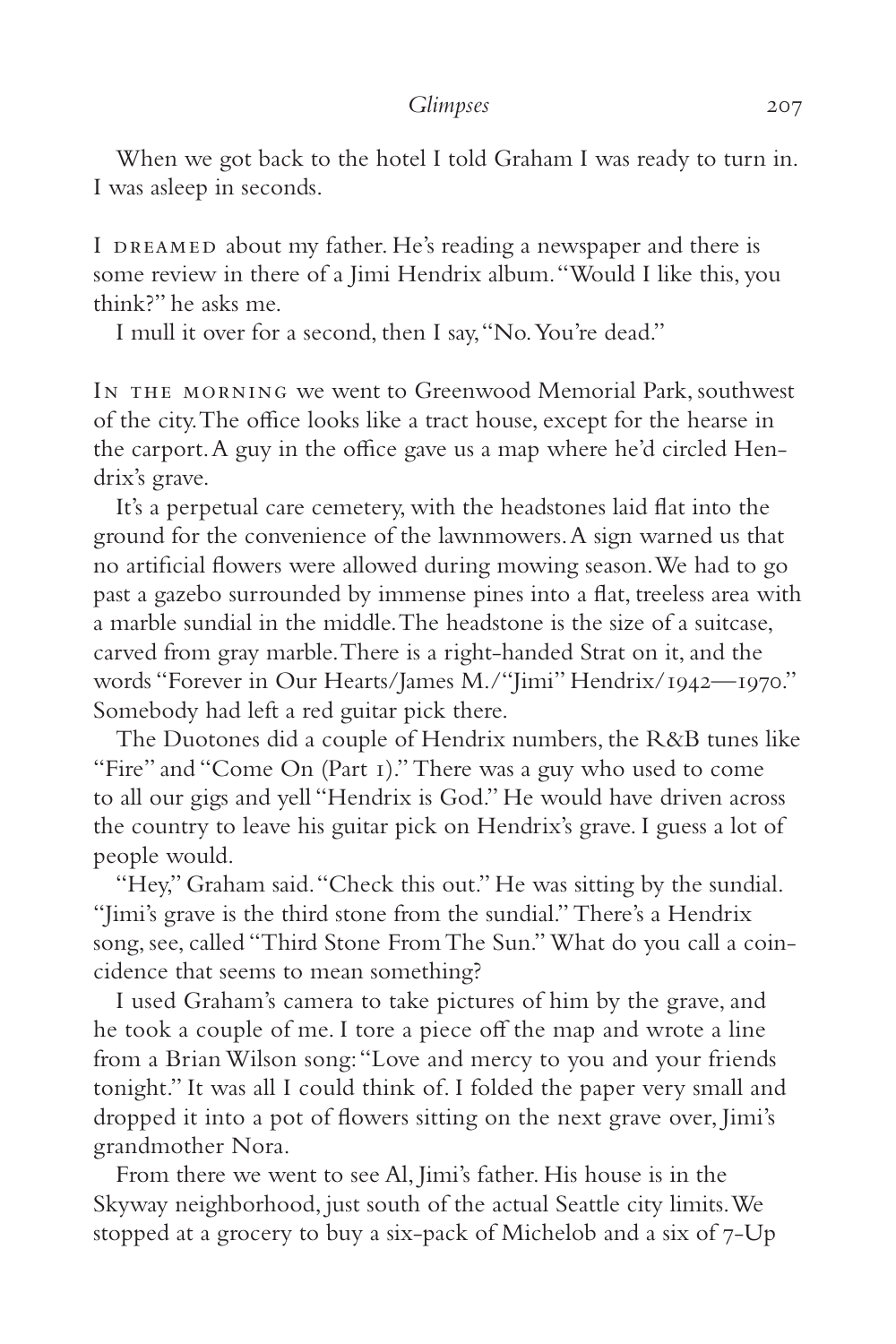When we got back to the hotel I told Graham I was ready to turn in. I was asleep in seconds.

I DREAMED about my father. He's reading a newspaper and there is some review in there of a Jimi Hendrix album. "Would I like this, you think?" he asks me.

I mull it over for a second, then I say, "No. You're dead."

IN THE MORNING we went to Greenwood Memorial Park, southwest of the city. The office looks like a tract house, except for the hearse in the carport. A guy in the office gave us a map where he'd circled Hendrix's grave.

It's a perpetual care cemetery, with the headstones laid flat into the ground for the convenience of the lawnmowers. A sign warned us that no artificial flowers were allowed during mowing season. We had to go past a gazebo surrounded by immense pines into a flat, treeless area with a marble sundial in the middle. The headstone is the size of a suitcase, carved from gray marble. There is a right-handed Strat on it, and the words "Forever in Our Hearts/James M./"Jimi" Hendrix/1942—1970." Somebody had left a red guitar pick there.

The Duotones did a couple of Hendrix numbers, the R&B tunes like "Fire" and "Come On (Part 1)." There was a guy who used to come to all our gigs and yell "Hendrix is God." He would have driven across the country to leave his guitar pick on Hendrix's grave. I guess a lot of people would.

"Hey," Graham said. "Check this out." He was sitting by the sundial. "Jimi's grave is the third stone from the sundial." There's a Hendrix song, see, called "Third Stone From The Sun." What do you call a coincidence that seems to mean something?

I used Graham's camera to take pictures of him by the grave, and he took a couple of me. I tore a piece off the map and wrote a line from a Brian Wilson song: "Love and mercy to you and your friends tonight." It was all I could think of. I folded the paper very small and dropped it into a pot of flowers sitting on the next grave over, Jimi's grandmother Nora.

From there we went to see Al, Jimi's father. His house is in the Skyway neighborhood, just south of the actual Seattle city limits. We stopped at a grocery to buy a six-pack of Michelob and a six of 7-Up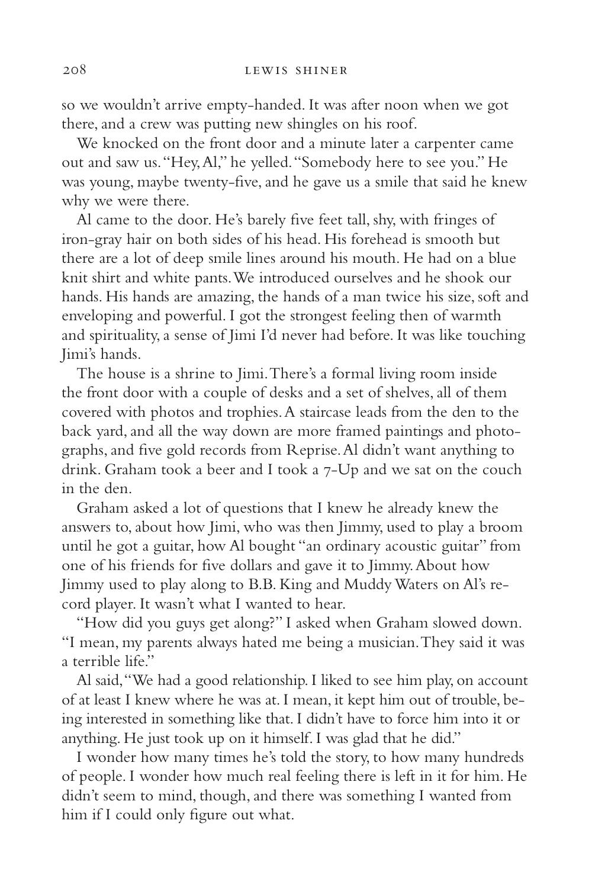so we wouldn't arrive empty-handed. It was after noon when we got there, and a crew was putting new shingles on his roof.

We knocked on the front door and a minute later a carpenter came out and saw us. "Hey, Al," he yelled. "Somebody here to see you." He was young, maybe twenty-five, and he gave us a smile that said he knew why we were there.

Al came to the door. He's barely five feet tall, shy, with fringes of iron-gray hair on both sides of his head. His forehead is smooth but there are a lot of deep smile lines around his mouth. He had on a blue knit shirt and white pants. We introduced ourselves and he shook our hands. His hands are amazing, the hands of a man twice his size, soft and enveloping and powerful. I got the strongest feeling then of warmth and spirituality, a sense of Jimi I'd never had before. It was like touching Jimi's hands.

The house is a shrine to Jimi. There's a formal living room inside the front door with a couple of desks and a set of shelves, all of them covered with photos and trophies. A staircase leads from the den to the back yard, and all the way down are more framed paintings and photographs, and five gold records from Reprise. Al didn't want anything to drink. Graham took a beer and I took a 7-Up and we sat on the couch in the den.

Graham asked a lot of questions that I knew he already knew the answers to, about how Jimi, who was then Jimmy, used to play a broom until he got a guitar, how Al bought "an ordinary acoustic guitar" from one of his friends for five dollars and gave it to Jimmy. About how Jimmy used to play along to B.B. King and Muddy Waters on Al's record player. It wasn't what I wanted to hear.

"How did you guys get along?" I asked when Graham slowed down. "I mean, my parents always hated me being a musician. They said it was a terrible life."

Al said, "We had a good relationship. I liked to see him play, on account of at least I knew where he was at. I mean, it kept him out of trouble, being interested in something like that. I didn't have to force him into it or anything. He just took up on it himself. I was glad that he did."

I wonder how many times he's told the story, to how many hundreds of people. I wonder how much real feeling there is left in it for him. He didn't seem to mind, though, and there was something I wanted from him if I could only figure out what.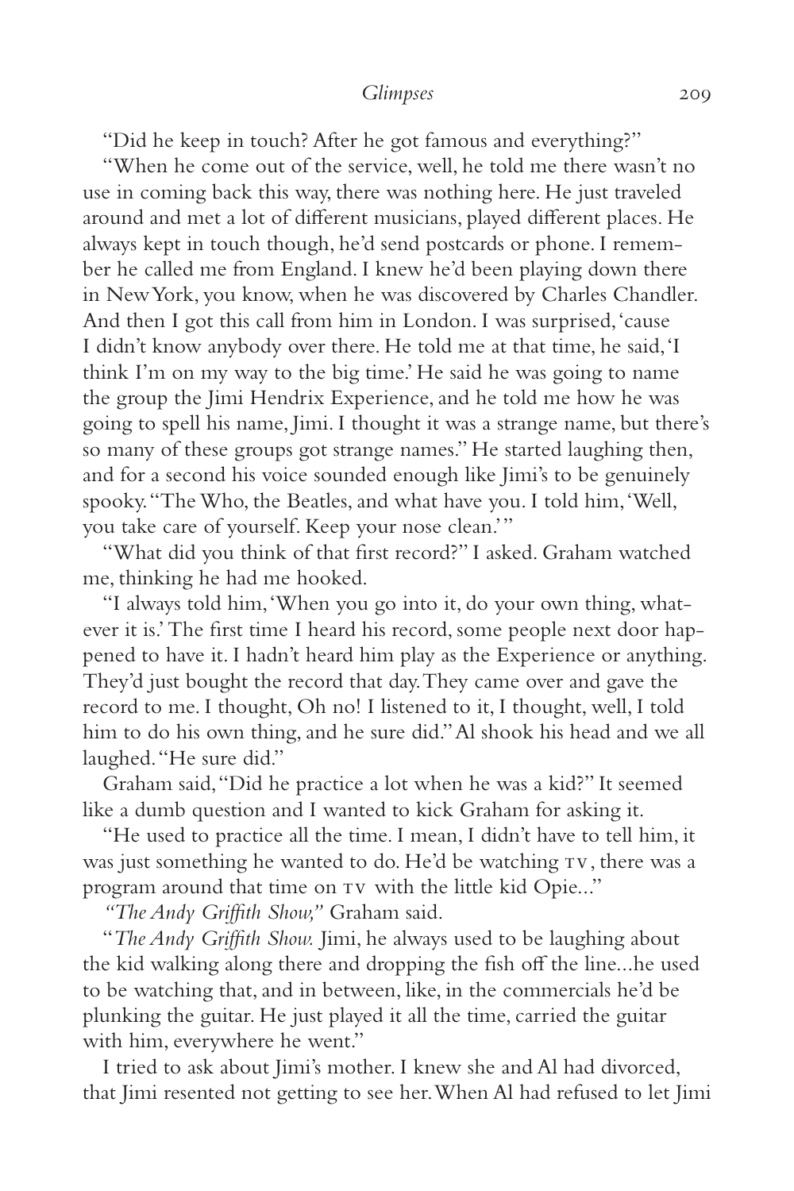"Did he keep in touch? After he got famous and everything?"

"When he come out of the service, well, he told me there wasn't no use in coming back this way, there was nothing here. He just traveled around and met a lot of different musicians, played different places. He always kept in touch though, he'd send postcards or phone. I remember he called me from England. I knew he'd been playing down there in New York, you know, when he was discovered by Charles Chandler. And then I got this call from him in London. I was surprised, 'cause I didn't know anybody over there. He told me at that time, he said, 'I think I'm on my way to the big time.' He said he was going to name the group the Jimi Hendrix Experience, and he told me how he was going to spell his name, Jimi. I thought it was a strange name, but there's so many of these groups got strange names." He started laughing then, and for a second his voice sounded enough like Jimi's to be genuinely spooky. "The Who, the Beatles, and what have you. I told him, 'Well, you take care of yourself. Keep your nose clean.'"

"What did you think of that first record?" I asked. Graham watched me, thinking he had me hooked.

"I always told him, 'When you go into it, do your own thing, whatever it is.' The first time I heard his record, some people next door happened to have it. I hadn't heard him play as the Experience or anything. They'd just bought the record that day. They came over and gave the record to me. I thought, Oh no! I listened to it, I thought, well, I told him to do his own thing, and he sure did." Al shook his head and we all laughed. "He sure did."

Graham said, "Did he practice a lot when he was a kid?" It seemed like a dumb question and I wanted to kick Graham for asking it.

"He used to practice all the time. I mean, I didn't have to tell him, it was just something he wanted to do. He'd be watching TV, there was a program around that time on TV with the little kid Opie..."

*"The Andy Griffith Show,"* Graham said.

"*The Andy Griffith Show.* Jimi, he always used to be laughing about the kid walking along there and dropping the fish off the line...he used to be watching that, and in between, like, in the commercials he'd be plunking the guitar. He just played it all the time, carried the guitar with him, everywhere he went."

I tried to ask about Jimi's mother. I knew she and Al had divorced, that Jimi resented not getting to see her. When Al had refused to let Jimi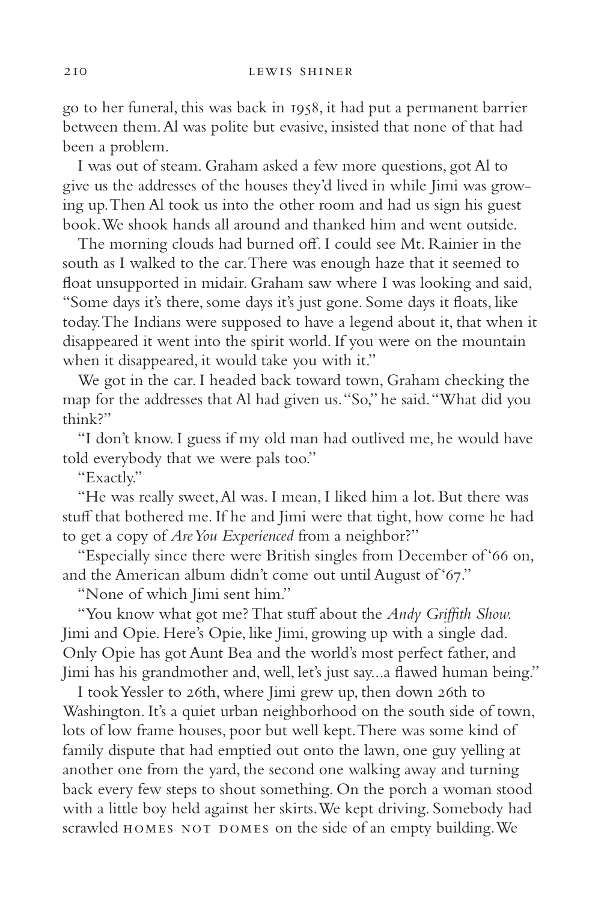go to her funeral, this was back in 1958, it had put a permanent barrier between them. Al was polite but evasive, insisted that none of that had been a problem.

I was out of steam. Graham asked a few more questions, got Al to give us the addresses of the houses they'd lived in while Jimi was growing up. Then Al took us into the other room and had us sign his guest book. We shook hands all around and thanked him and went outside.

The morning clouds had burned off. I could see Mt. Rainier in the south as I walked to the car. There was enough haze that it seemed to float unsupported in midair. Graham saw where I was looking and said, "Some days it's there, some days it's just gone. Some days it floats, like today. The Indians were supposed to have a legend about it, that when it disappeared it went into the spirit world. If you were on the mountain when it disappeared, it would take you with it."

We got in the car. I headed back toward town, Graham checking the map for the addresses that Al had given us. "So," he said. "What did you think?"

"I don't know. I guess if my old man had outlived me, he would have told everybody that we were pals too."

"Exactly."

"He was really sweet, Al was. I mean, I liked him a lot. But there was stuff that bothered me. If he and Jimi were that tight, how come he had to get a copy of *Are You Experienced* from a neighbor?"

"Especially since there were British singles from December of '66 on, and the American album didn't come out until August of '67."

"None of which Jimi sent him."

"You know what got me? That stuff about the *Andy Griffith Show.* Jimi and Opie. Here's Opie, like Jimi, growing up with a single dad. Only Opie has got Aunt Bea and the world's most perfect father, and Jimi has his grandmother and, well, let's just say...a flawed human being."

I took Yessler to 26th, where Jimi grew up, then down 26th to Washington. It's a quiet urban neighborhood on the south side of town, lots of low frame houses, poor but well kept. There was some kind of family dispute that had emptied out onto the lawn, one guy yelling at another one from the yard, the second one walking away and turning back every few steps to shout something. On the porch a woman stood with a little boy held against her skirts. We kept driving. Somebody had scrawled HOMES NOT DOMES on the side of an empty building. We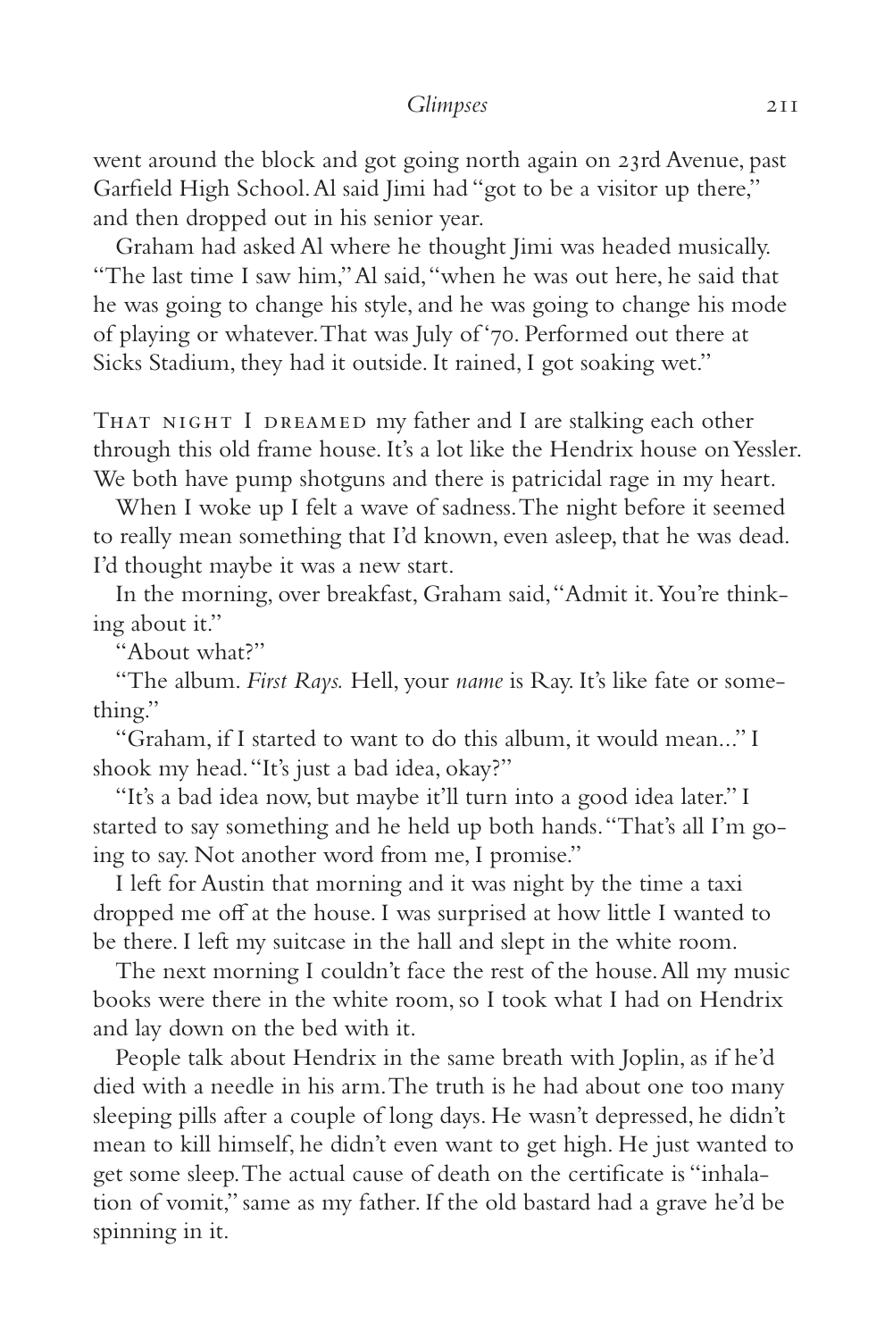went around the block and got going north again on 23rd Avenue, past Garfield High School. Al said Jimi had "got to be a visitor up there," and then dropped out in his senior year.

Graham had asked Al where he thought Jimi was headed musically. "The last time I saw him," Al said, "when he was out here, he said that he was going to change his style, and he was going to change his mode of playing or whatever. That was July of '70. Performed out there at Sicks Stadium, they had it outside. It rained, I got soaking wet."

THAT NIGHT I DREAMED my father and I are stalking each other through this old frame house. It's a lot like the Hendrix house on Yessler. We both have pump shotguns and there is patricidal rage in my heart.

When I woke up I felt a wave of sadness. The night before it seemed to really mean something that I'd known, even asleep, that he was dead. I'd thought maybe it was a new start.

In the morning, over breakfast, Graham said, "Admit it. You're thinking about it."

"About what?"

"The album. *First Rays.* Hell, your *name* is Ray. It's like fate or something."

"Graham, if I started to want to do this album, it would mean..." I shook my head. "It's just a bad idea, okay?"

"It's a bad idea now, but maybe it'll turn into a good idea later." I started to say something and he held up both hands. "That's all I'm going to say. Not another word from me, I promise."

I left for Austin that morning and it was night by the time a taxi dropped me off at the house. I was surprised at how little I wanted to be there. I left my suitcase in the hall and slept in the white room.

The next morning I couldn't face the rest of the house. All my music books were there in the white room, so I took what I had on Hendrix and lay down on the bed with it.

People talk about Hendrix in the same breath with Joplin, as if he'd died with a needle in his arm. The truth is he had about one too many sleeping pills after a couple of long days. He wasn't depressed, he didn't mean to kill himself, he didn't even want to get high. He just wanted to get some sleep. The actual cause of death on the certificate is "inhalation of vomit," same as my father. If the old bastard had a grave he'd be spinning in it.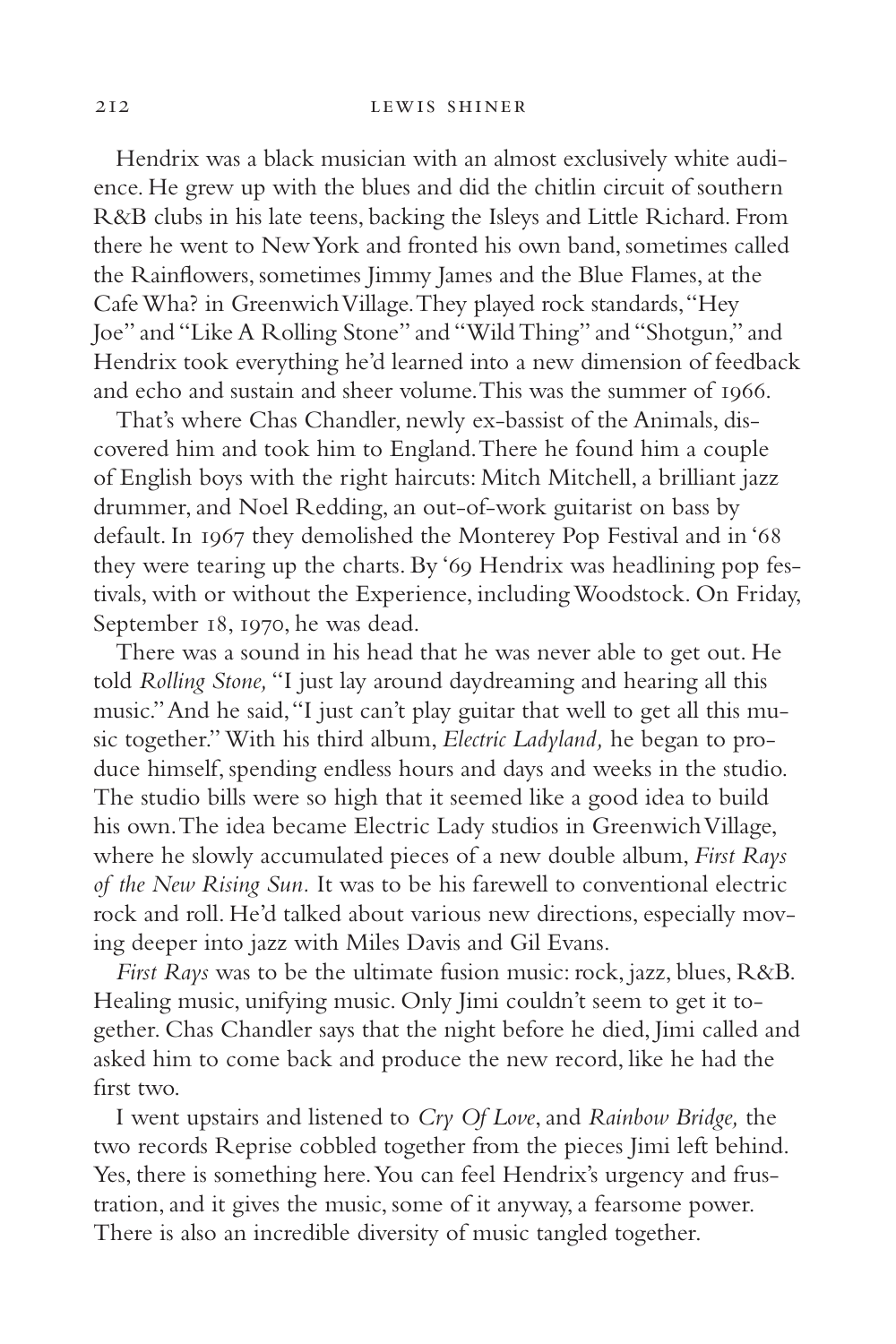Hendrix was a black musician with an almost exclusively white audience. He grew up with the blues and did the chitlin circuit of southern R&B clubs in his late teens, backing the Isleys and Little Richard. From there he went to New York and fronted his own band, sometimes called the Rainflowers, sometimes Jimmy James and the Blue Flames, at the Cafe Wha? in Greenwich Village. They played rock standards, "Hey Joe" and "Like A Rolling Stone" and "Wild Thing" and "Shotgun," and Hendrix took everything he'd learned into a new dimension of feedback and echo and sustain and sheer volume. This was the summer of 1966.

That's where Chas Chandler, newly ex-bassist of the Animals, discovered him and took him to England. There he found him a couple of English boys with the right haircuts: Mitch Mitchell, a brilliant jazz drummer, and Noel Redding, an out-of-work guitarist on bass by default. In 1967 they demolished the Monterey Pop Festival and in '68 they were tearing up the charts. By '69 Hendrix was headlining pop festivals, with or without the Experience, including Woodstock. On Friday, September 18, 1970, he was dead.

There was a sound in his head that he was never able to get out. He told *Rolling Stone,* "I just lay around daydreaming and hearing all this music." And he said, "I just can't play guitar that well to get all this music together." With his third album, *Electric Ladyland,* he began to produce himself, spending endless hours and days and weeks in the studio. The studio bills were so high that it seemed like a good idea to build his own. The idea became Electric Lady studios in Greenwich Village, where he slowly accumulated pieces of a new double album, *First Rays of the New Rising Sun.* It was to be his farewell to conventional electric rock and roll. He'd talked about various new directions, especially moving deeper into jazz with Miles Davis and Gil Evans.

*First Rays* was to be the ultimate fusion music: rock, jazz, blues, R&B. Healing music, unifying music. Only Jimi couldn't seem to get it together. Chas Chandler says that the night before he died, Jimi called and asked him to come back and produce the new record, like he had the first two.

I went upstairs and listened to *Cry Of Love*, and *Rainbow Bridge,* the two records Reprise cobbled together from the pieces Jimi left behind. Yes, there is something here. You can feel Hendrix's urgency and frustration, and it gives the music, some of it anyway, a fearsome power. There is also an incredible diversity of music tangled together.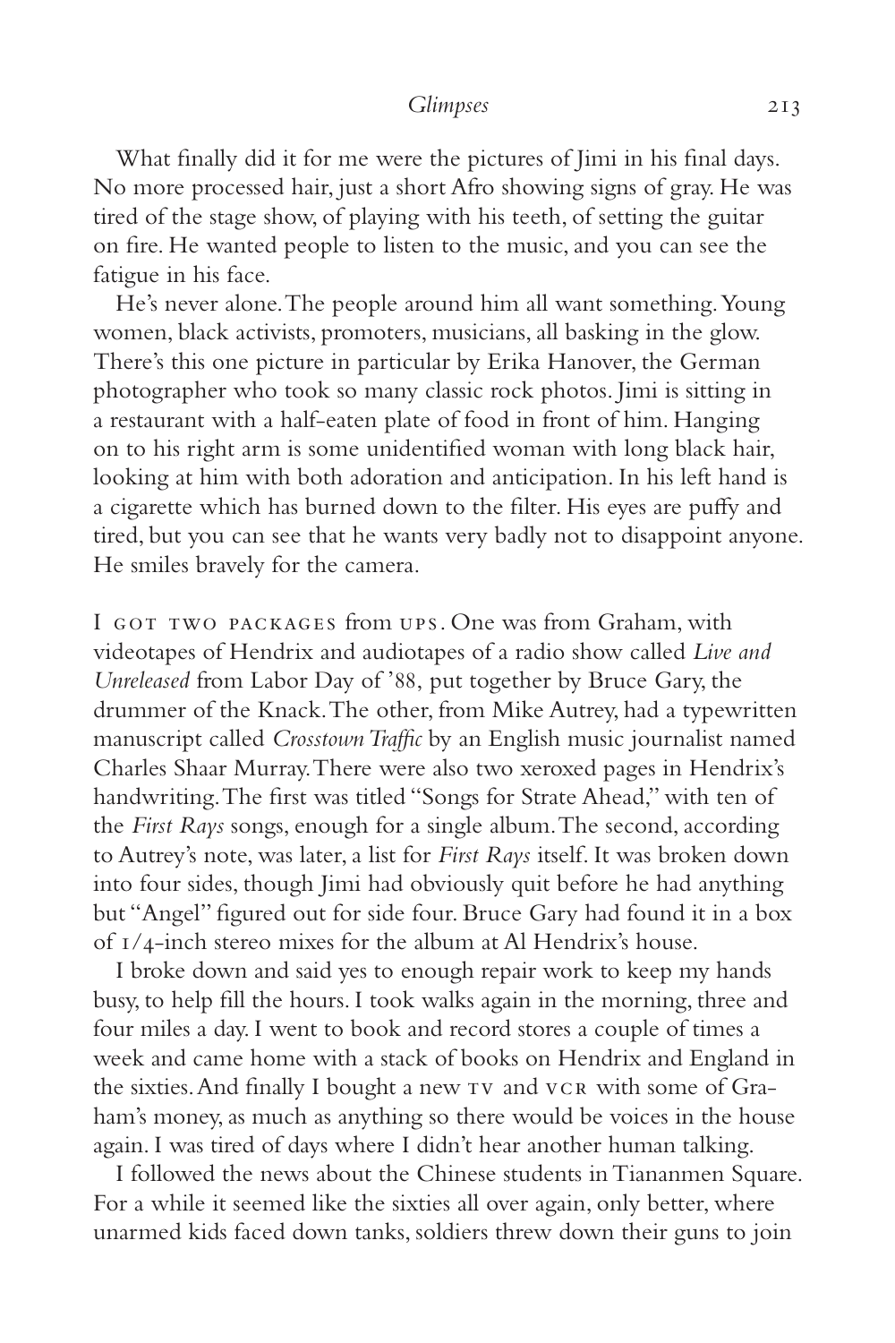What finally did it for me were the pictures of Jimi in his final days. No more processed hair, just a short Afro showing signs of gray. He was tired of the stage show, of playing with his teeth, of setting the guitar on fire. He wanted people to listen to the music, and you can see the fatigue in his face.

He's never alone. The people around him all want something. Young women, black activists, promoters, musicians, all basking in the glow. There's this one picture in particular by Erika Hanover, the German photographer who took so many classic rock photos. Jimi is sitting in a restaurant with a half-eaten plate of food in front of him. Hanging on to his right arm is some unidentified woman with long black hair, looking at him with both adoration and anticipation. In his left hand is a cigarette which has burned down to the filter. His eyes are puffy and tired, but you can see that he wants very badly not to disappoint anyone. He smiles bravely for the camera.

I GOT TWO PACKAGES from UPS. One was from Graham, with videotapes of Hendrix and audiotapes of a radio show called *Live and Unreleased* from Labor Day of '88, put together by Bruce Gary, the drummer of the Knack. The other, from Mike Autrey, had a typewritten manuscript called *Crosstown Traffic* by an English music journalist named Charles Shaar Murray. There were also two xeroxed pages in Hendrix's handwriting. The first was titled "Songs for Strate Ahead," with ten of the *First Rays* songs, enough for a single album. The second, according to Autrey's note, was later, a list for *First Rays* itself. It was broken down into four sides, though Jimi had obviously quit before he had anything but "Angel" figured out for side four. Bruce Gary had found it in a box of 1/4-inch stereo mixes for the album at Al Hendrix's house.

I broke down and said yes to enough repair work to keep my hands busy, to help fill the hours. I took walks again in the morning, three and four miles a day. I went to book and record stores a couple of times a week and came home with a stack of books on Hendrix and England in the sixties. And finally I bought a new TV and VCR with some of Graham's money, as much as anything so there would be voices in the house again. I was tired of days where I didn't hear another human talking.

I followed the news about the Chinese students in Tiananmen Square. For a while it seemed like the sixties all over again, only better, where unarmed kids faced down tanks, soldiers threw down their guns to join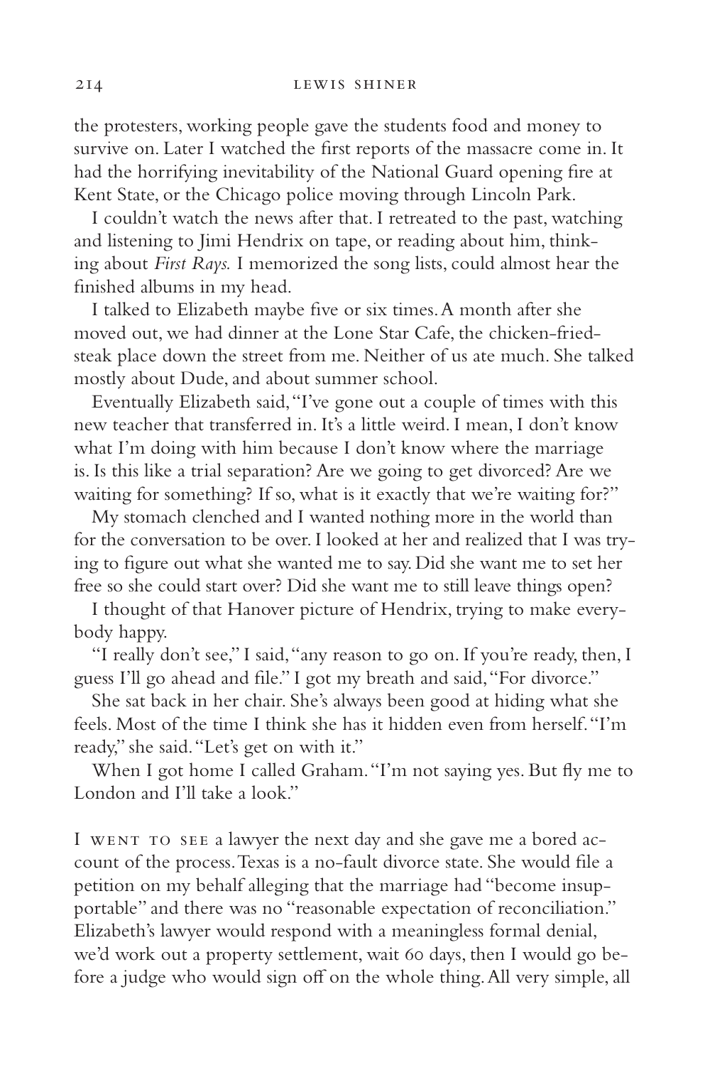the protesters, working people gave the students food and money to survive on. Later I watched the first reports of the massacre come in. It had the horrifying inevitability of the National Guard opening fire at Kent State, or the Chicago police moving through Lincoln Park.

I couldn't watch the news after that. I retreated to the past, watching and listening to Jimi Hendrix on tape, or reading about him, thinking about *First Rays.* I memorized the song lists, could almost hear the finished albums in my head.

I talked to Elizabeth maybe five or six times. A month after she moved out, we had dinner at the Lone Star Cafe, the chicken-fried-steak place down the street from me. Neither of us ate much. She talked mostly about Dude, and about summer school.

Eventually Elizabeth said, "I've gone out a couple of times with this new teacher that transferred in. It's a little weird. I mean, I don't know what I'm doing with him because I don't know where the marriage is. Is this like a trial separation? Are we going to get divorced? Are we waiting for something? If so, what is it exactly that we're waiting for?"

My stomach clenched and I wanted nothing more in the world than for the conversation to be over. I looked at her and realized that I was trying to figure out what she wanted me to say. Did she want me to set her free so she could start over? Did she want me to still leave things open?

I thought of that Hanover picture of Hendrix, trying to make everybody happy.

"I really don't see," I said, "any reason to go on. If you're ready, then, I guess I'll go ahead and file." I got my breath and said, "For divorce."

She sat back in her chair. She's always been good at hiding what she feels. Most of the time I think she has it hidden even from herself. "I'm ready," she said. "Let's get on with it."

When I got home I called Graham. "I'm not saying yes. But fly me to London and I'll take a look."

I WENT TO SEE a lawyer the next day and she gave me a bored account of the process. Texas is a no-fault divorce state. She would file a petition on my behalf alleging that the marriage had "become insupportable" and there was no "reasonable expectation of reconciliation." Elizabeth's lawyer would respond with a meaningless formal denial, we'd work out a property settlement, wait 60 days, then I would go before a judge who would sign off on the whole thing. All very simple, all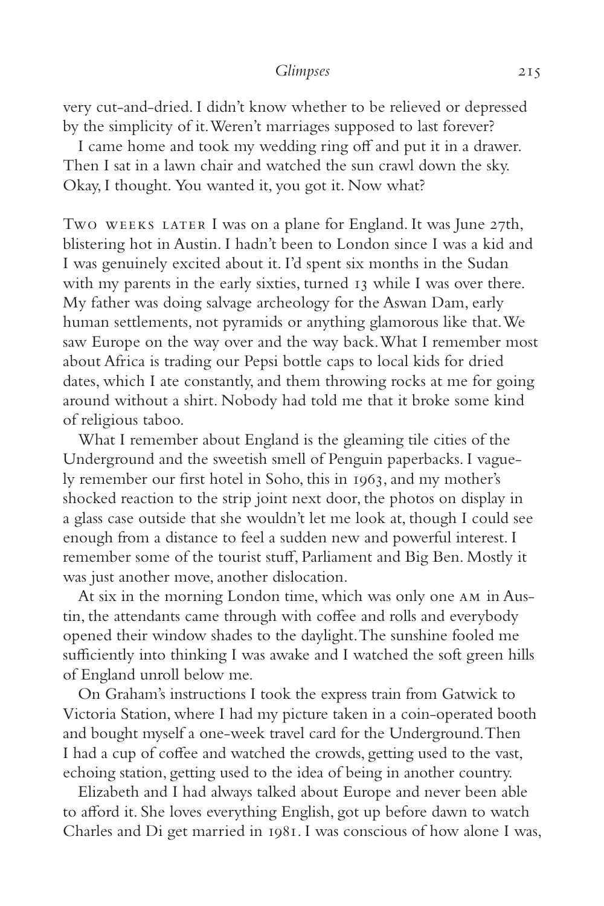very cut-and-dried. I didn't know whether to be relieved or depressed by the simplicity of it. Weren't marriages supposed to last forever?

I came home and took my wedding ring off and put it in a drawer. Then I sat in a lawn chair and watched the sun crawl down the sky. Okay, I thought. You wanted it, you got it. Now what?

TWO WEEKS LATER I was on a plane for England. It was June 27th, blistering hot in Austin. I hadn't been to London since I was a kid and I was genuinely excited about it. I'd spent six months in the Sudan with my parents in the early sixties, turned 13 while I was over there. My father was doing salvage archeology for the Aswan Dam, early human settlements, not pyramids or anything glamorous like that. We saw Europe on the way over and the way back. What I remember most about Africa is trading our Pepsi bottle caps to local kids for dried dates, which I ate constantly, and them throwing rocks at me for going around without a shirt. Nobody had told me that it broke some kind of religious taboo.

What I remember about England is the gleaming tile cities of the Underground and the sweetish smell of Penguin paperbacks. I vaguely remember our first hotel in Soho, this in 1963, and my mother's shocked reaction to the strip joint next door, the photos on display in a glass case outside that she wouldn't let me look at, though I could see enough from a distance to feel a sudden new and powerful interest. I remember some of the tourist stuff, Parliament and Big Ben. Mostly it was just another move, another dislocation.

At six in the morning London time, which was only one AM in Austin, the attendants came through with coffee and rolls and everybody opened their window shades to the daylight. The sunshine fooled me sufficiently into thinking I was awake and I watched the soft green hills of England unroll below me.

On Graham's instructions I took the express train from Gatwick to Victoria Station, where I had my picture taken in a coin-operated booth and bought myself a one-week travel card for the Underground. Then I had a cup of coffee and watched the crowds, getting used to the vast, echoing station, getting used to the idea of being in another country.

Elizabeth and I had always talked about Europe and never been able to afford it. She loves everything English, got up before dawn to watch Charles and Di get married in 1981. I was conscious of how alone I was,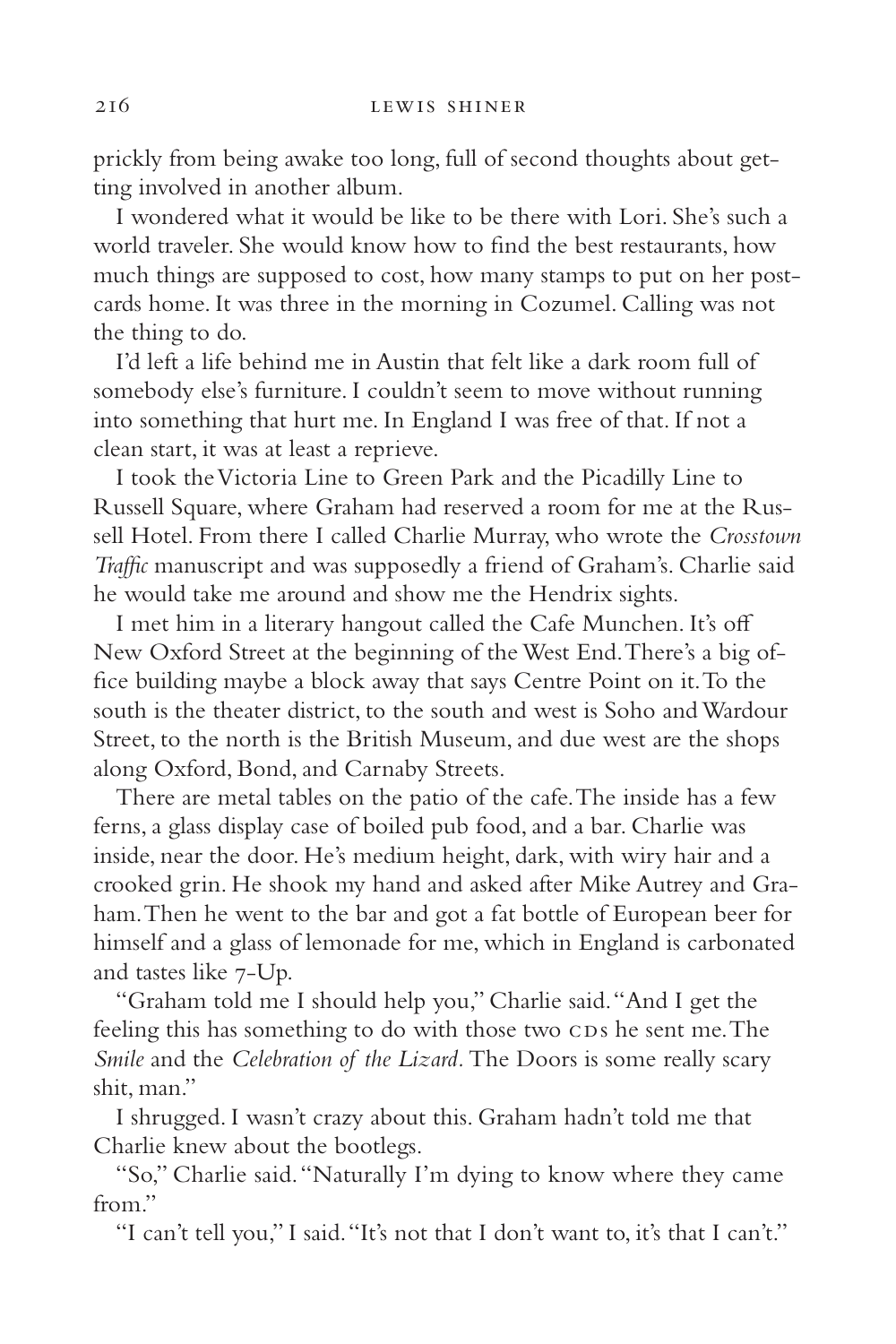prickly from being awake too long, full of second thoughts about getting involved in another album.

I wondered what it would be like to be there with Lori. She's such a world traveler. She would know how to find the best restaurants, how much things are supposed to cost, how many stamps to put on her postcards home. It was three in the morning in Cozumel. Calling was not the thing to do.

I'd left a life behind me in Austin that felt like a dark room full of somebody else's furniture. I couldn't seem to move without running into something that hurt me. In England I was free of that. If not a clean start, it was at least a reprieve.

I took the Victoria Line to Green Park and the Picadilly Line to Russell Square, where Graham had reserved a room for me at the Russell Hotel. From there I called Charlie Murray, who wrote the *Crosstown Traffic* manuscript and was supposedly a friend of Graham's. Charlie said he would take me around and show me the Hendrix sights.

I met him in a literary hangout called the Cafe Munchen. It's off New Oxford Street at the beginning of the West End. There's a big office building maybe a block away that says Centre Point on it. To the south is the theater district, to the south and west is Soho and Wardour Street, to the north is the British Museum, and due west are the shops along Oxford, Bond, and Carnaby Streets.

There are metal tables on the patio of the cafe. The inside has a few ferns, a glass display case of boiled pub food, and a bar. Charlie was inside, near the door. He's medium height, dark, with wiry hair and a crooked grin. He shook my hand and asked after Mike Autrey and Graham. Then he went to the bar and got a fat bottle of European beer for himself and a glass of lemonade for me, which in England is carbonated and tastes like 7-Up.

"Graham told me I should help you," Charlie said. "And I get the feeling this has something to do with those two CDs he sent me. The *Smile* and the *Celebration of the Lizard*. The Doors is some really scary shit, man."

I shrugged. I wasn't crazy about this. Graham hadn't told me that Charlie knew about the bootlegs.

"So," Charlie said. "Naturally I'm dying to know where they came from."

"I can't tell you," I said. "It's not that I don't want to, it's that I can't."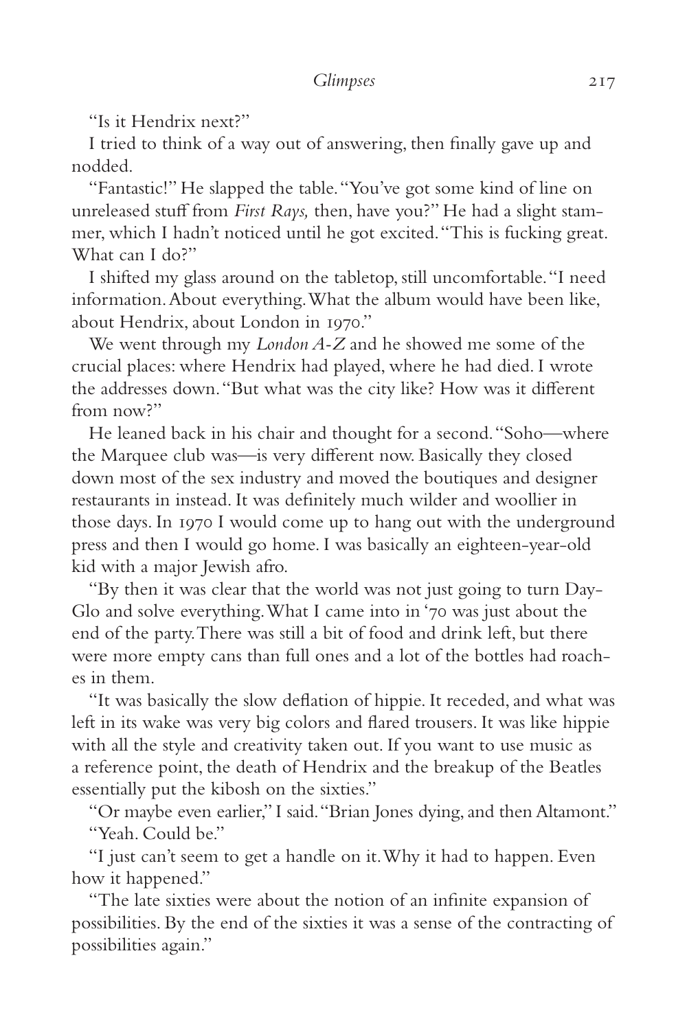"Is it Hendrix next?"

I tried to think of a way out of answering, then finally gave up and nodded.

"Fantastic!" He slapped the table. "You've got some kind of line on unreleased stuff from *First Rays,* then, have you?" He had a slight stammer, which I hadn't noticed until he got excited. "This is fucking great. What can I do?"

I shifted my glass around on the tabletop, still uncomfortable. "I need information. About everything. What the album would have been like, about Hendrix, about London in 1970."

We went through my *London A-Z* and he showed me some of the crucial places: where Hendrix had played, where he had died. I wrote the addresses down. "But what was the city like? How was it different from now?"

He leaned back in his chair and thought for a second. "Soho—where the Marquee club was—is very different now. Basically they closed down most of the sex industry and moved the boutiques and designer restaurants in instead. It was definitely much wilder and woollier in those days. In 1970 I would come up to hang out with the underground press and then I would go home. I was basically an eighteen-year-old kid with a major Jewish afro.

"By then it was clear that the world was not just going to turn Day-Glo and solve everything. What I came into in '70 was just about the end of the party. There was still a bit of food and drink left, but there were more empty cans than full ones and a lot of the bottles had roaches in them.

"It was basically the slow deflation of hippie. It receded, and what was left in its wake was very big colors and flared trousers. It was like hippie with all the style and creativity taken out. If you want to use music as a reference point, the death of Hendrix and the breakup of the Beatles essentially put the kibosh on the sixties."

"Or maybe even earlier," I said. "Brian Jones dying, and then Altamont."

"Yeah. Could be."

"I just can't seem to get a handle on it. Why it had to happen. Even how it happened."

"The late sixties were about the notion of an infinite expansion of possibilities. By the end of the sixties it was a sense of the contracting of possibilities again."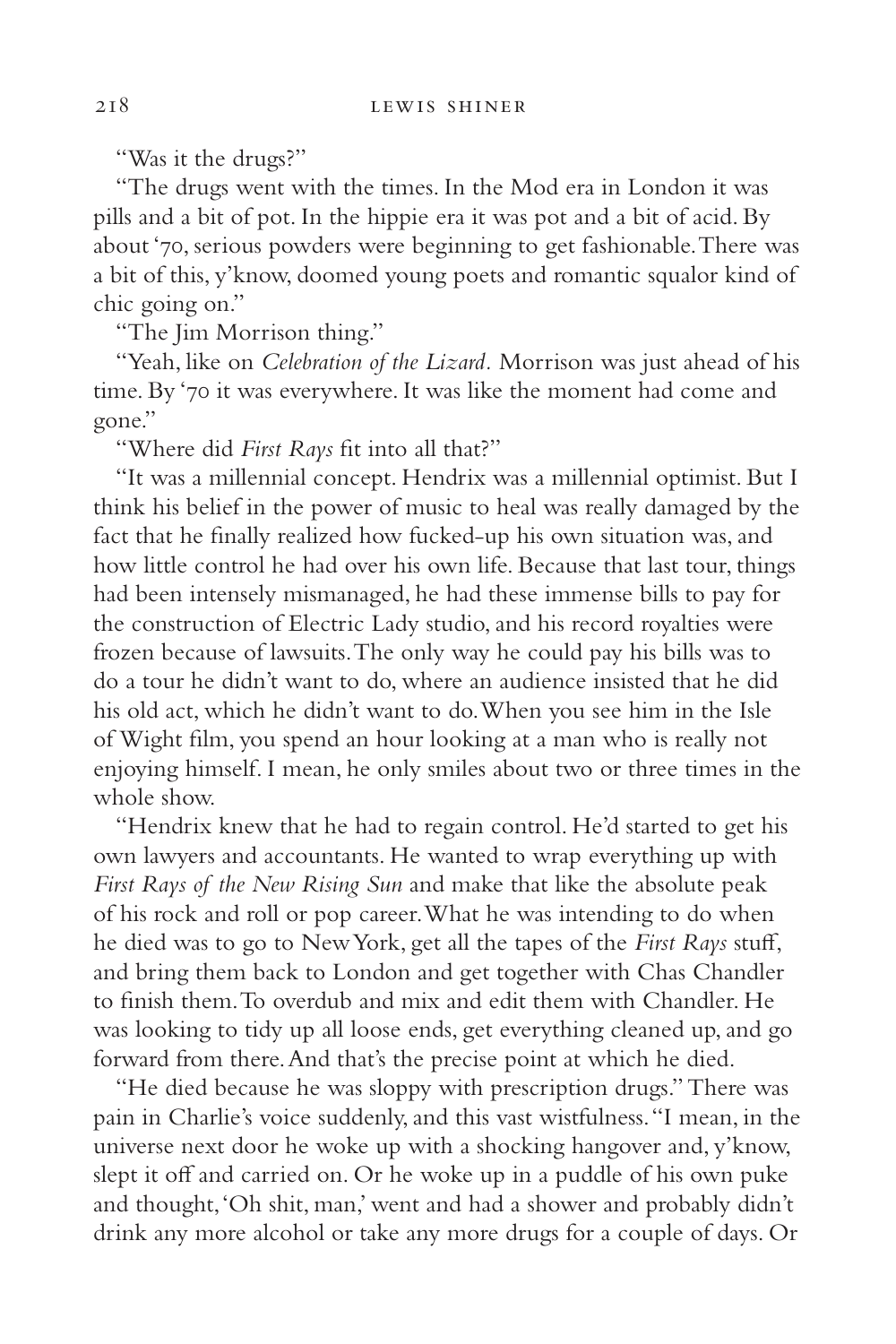"Was it the drugs?"

"The drugs went with the times. In the Mod era in London it was pills and a bit of pot. In the hippie era it was pot and a bit of acid. By about '70, serious powders were beginning to get fashionable. There was a bit of this, y'know, doomed young poets and romantic squalor kind of chic going on."

"The Jim Morrison thing."

"Yeah, like on *Celebration of the Lizard*. Morrison was just ahead of his time. By '70 it was everywhere. It was like the moment had come and gone."

"Where did *First Rays* fit into all that?"

"It was a millennial concept. Hendrix was a millennial optimist. But I think his belief in the power of music to heal was really damaged by the fact that he finally realized how fucked-up his own situation was, and how little control he had over his own life. Because that last tour, things had been intensely mismanaged, he had these immense bills to pay for the construction of Electric Lady studio, and his record royalties were frozen because of lawsuits. The only way he could pay his bills was to do a tour he didn't want to do, where an audience insisted that he did his old act, which he didn't want to do. When you see him in the Isle of Wight film, you spend an hour looking at a man who is really not enjoying himself. I mean, he only smiles about two or three times in the whole show.

"Hendrix knew that he had to regain control. He'd started to get his own lawyers and accountants. He wanted to wrap everything up with *First Rays of the New Rising Sun* and make that like the absolute peak of his rock and roll or pop career. What he was intending to do when he died was to go to New York, get all the tapes of the *First Rays* stuff, and bring them back to London and get together with Chas Chandler to finish them. To overdub and mix and edit them with Chandler. He was looking to tidy up all loose ends, get everything cleaned up, and go forward from there. And that's the precise point at which he died.

"He died because he was sloppy with prescription drugs." There was pain in Charlie's voice suddenly, and this vast wistfulness. "I mean, in the universe next door he woke up with a shocking hangover and, y'know, slept it off and carried on. Or he woke up in a puddle of his own puke and thought, 'Oh shit, man,' went and had a shower and probably didn't drink any more alcohol or take any more drugs for a couple of days. Or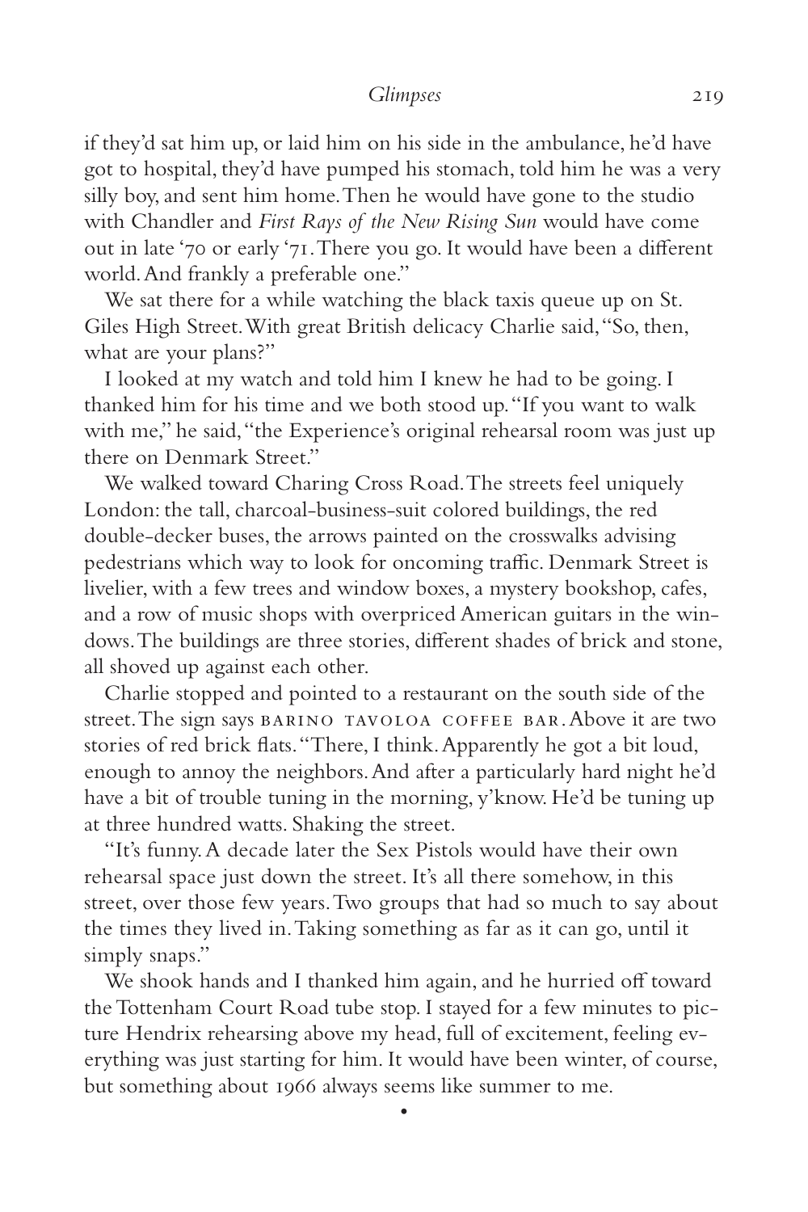if they'd sat him up, or laid him on his side in the ambulance, he'd have got to hospital, they'd have pumped his stomach, told him he was a very silly boy, and sent him home. Then he would have gone to the studio with Chandler and *First Rays of the New Rising Sun* would have come out in late '70 or early '71. There you go. It would have been a different world. And frankly a preferable one."

We sat there for a while watching the black taxis queue up on St. Giles High Street. With great British delicacy Charlie said, "So, then, what are your plans?"

I looked at my watch and told him I knew he had to be going. I thanked him for his time and we both stood up. "If you want to walk with me," he said, "the Experience's original rehearsal room was just up there on Denmark Street."

We walked toward Charing Cross Road. The streets feel uniquely London: the tall, charcoal-business-suit colored buildings, the red double-decker buses, the arrows painted on the crosswalks advising pedestrians which way to look for oncoming traffic. Denmark Street is livelier, with a few trees and window boxes, a mystery bookshop, cafes, and a row of music shops with overpriced American guitars in the windows. The buildings are three stories, different shades of brick and stone, all shoved up against each other.

Charlie stopped and pointed to a restaurant on the south side of the street. The sign says BARINO TAVOLOA COFFEE BAR. Above it are two stories of red brick flats. "There, I think. Apparently he got a bit loud, enough to annoy the neighbors. And after a particularly hard night he'd have a bit of trouble tuning in the morning, y'know. He'd be tuning up at three hundred watts. Shaking the street.

"It's funny. A decade later the Sex Pistols would have their own rehearsal space just down the street. It's all there somehow, in this street, over those few years. Two groups that had so much to say about the times they lived in. Taking something as far as it can go, until it simply snaps."

We shook hands and I thanked him again, and he hurried off toward the Tottenham Court Road tube stop. I stayed for a few minutes to picture Hendrix rehearsing above my head, full of excitement, feeling everything was just starting for him. It would have been winter, of course, but something about 1966 always seems like summer to me.

•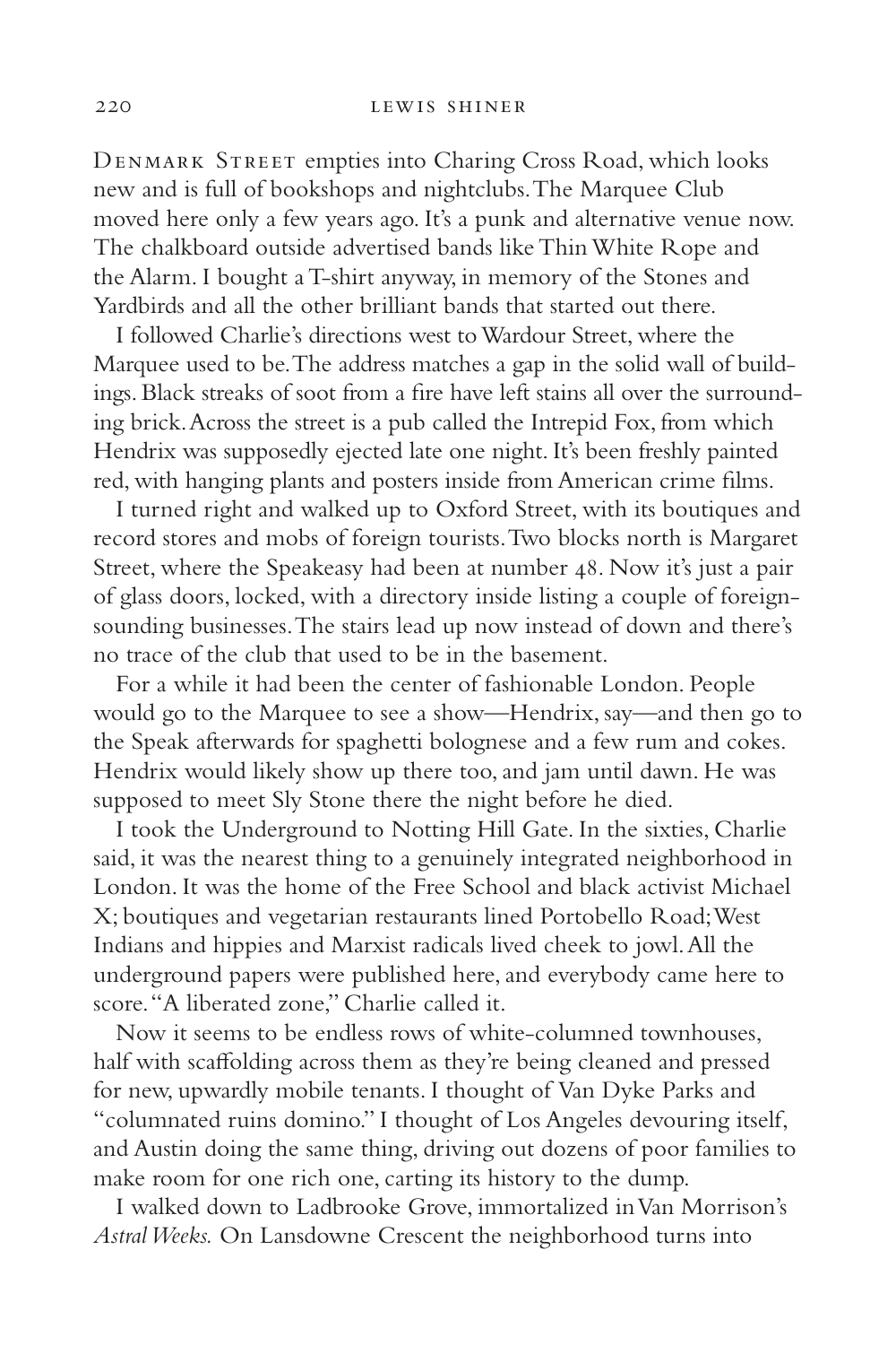Denmark Street empties into Charing Cross Road, which looks new and is full of bookshops and nightclubs. The Marquee Club moved here only a few years ago. It's a punk and alternative venue now. The chalkboard outside advertised bands like Thin White Rope and the Alarm. I bought a T-shirt anyway, in memory of the Stones and Yardbirds and all the other brilliant bands that started out there.

I followed Charlie's directions west to Wardour Street, where the Marquee used to be. The address matches a gap in the solid wall of buildings. Black streaks of soot from a fire have left stains all over the surrounding brick. Across the street is a pub called the Intrepid Fox, from which Hendrix was supposedly ejected late one night. It's been freshly painted red, with hanging plants and posters inside from American crime films.

I turned right and walked up to Oxford Street, with its boutiques and record stores and mobs of foreign tourists. Two blocks north is Margaret Street, where the Speakeasy had been at number 48. Now it's just a pair of glass doors, locked, with a directory inside listing a couple of foreign-sounding businesses. The stairs lead up now instead of down and there's no trace of the club that used to be in the basement.

For a while it had been the center of fashionable London. People would go to the Marquee to see a show—Hendrix, say—and then go to the Speak afterwards for spaghetti bolognese and a few rum and cokes. Hendrix would likely show up there too, and jam until dawn. He was supposed to meet Sly Stone there the night before he died.

I took the Underground to Notting Hill Gate. In the sixties, Charlie said, it was the nearest thing to a genuinely integrated neighborhood in London. It was the home of the Free School and black activist Michael X; boutiques and vegetarian restaurants lined Portobello Road; West Indians and hippies and Marxist radicals lived cheek to jowl. All the underground papers were published here, and everybody came here to score. "A liberated zone," Charlie called it.

Now it seems to be endless rows of white-columned townhouses, half with scaffolding across them as they're being cleaned and pressed for new, upwardly mobile tenants. I thought of Van Dyke Parks and "columnated ruins domino." I thought of Los Angeles devouring itself, and Austin doing the same thing, driving out dozens of poor families to make room for one rich one, carting its history to the dump.

I walked down to Ladbrooke Grove, immortalized in Van Morrison's *Astral Weeks.* On Lansdowne Crescent the neighborhood turns into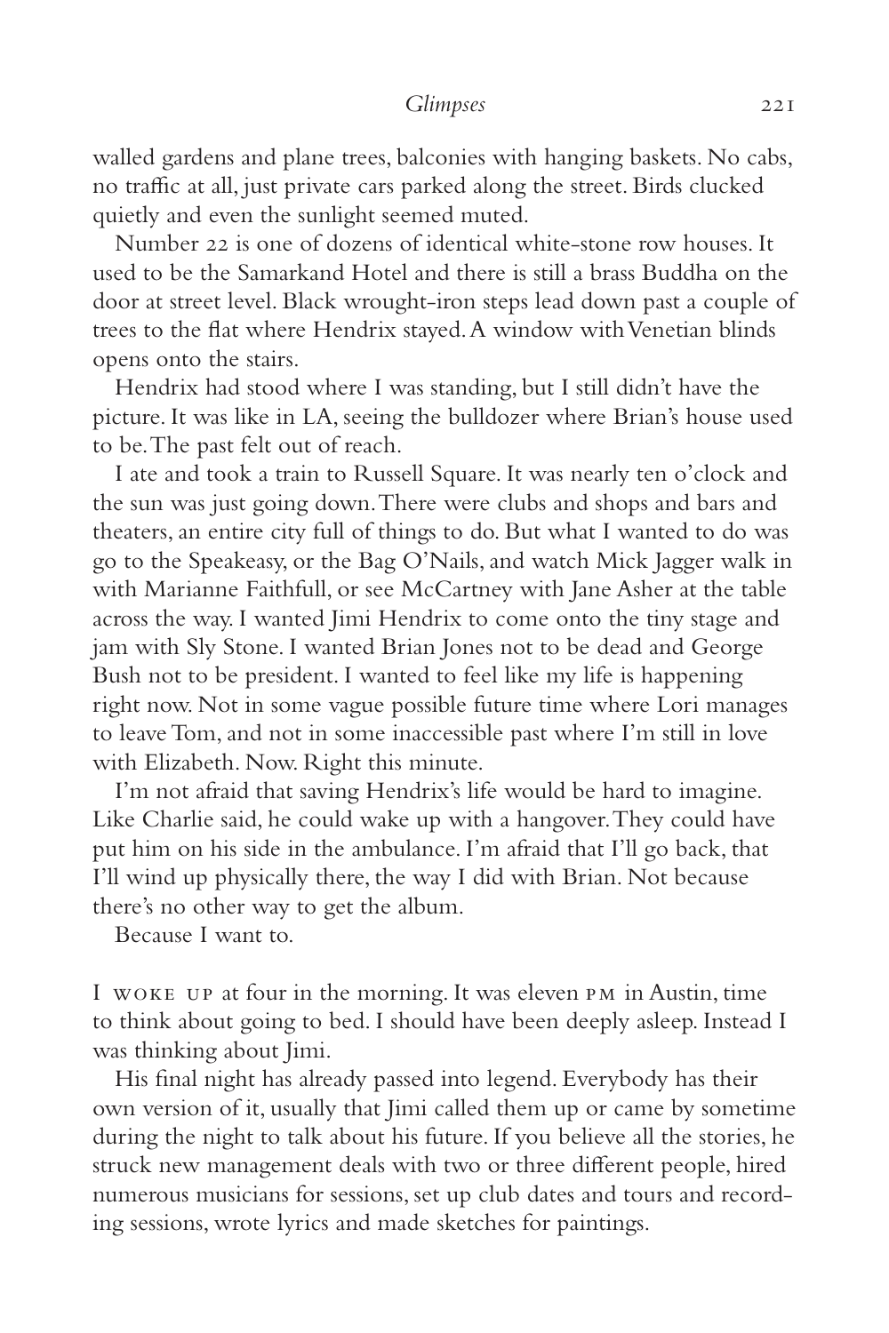walled gardens and plane trees, balconies with hanging baskets. No cabs, no traffic at all, just private cars parked along the street. Birds clucked quietly and even the sunlight seemed muted.

Number 22 is one of dozens of identical white-stone row houses. It used to be the Samarkand Hotel and there is still a brass Buddha on the door at street level. Black wrought-iron steps lead down past a couple of trees to the flat where Hendrix stayed. A window with Venetian blinds opens onto the stairs.

Hendrix had stood where I was standing, but I still didn't have the picture. It was like in LA, seeing the bulldozer where Brian's house used to be. The past felt out of reach.

I ate and took a train to Russell Square. It was nearly ten o'clock and the sun was just going down. There were clubs and shops and bars and theaters, an entire city full of things to do. But what I wanted to do was go to the Speakeasy, or the Bag O'Nails, and watch Mick Jagger walk in with Marianne Faithfull, or see McCartney with Jane Asher at the table across the way. I wanted Jimi Hendrix to come onto the tiny stage and jam with Sly Stone. I wanted Brian Jones not to be dead and George Bush not to be president. I wanted to feel like my life is happening right now. Not in some vague possible future time where Lori manages to leave Tom, and not in some inaccessible past where I'm still in love with Elizabeth. Now. Right this minute.

I'm not afraid that saving Hendrix's life would be hard to imagine. Like Charlie said, he could wake up with a hangover. They could have put him on his side in the ambulance. I'm afraid that I'll go back, that I'll wind up physically there, the way I did with Brian. Not because there's no other way to get the album.

Because I want to.

I WOKE UP at four in the morning. It was eleven PM in Austin, time to think about going to bed. I should have been deeply asleep. Instead I was thinking about Jimi.

His final night has already passed into legend. Everybody has their own version of it, usually that Jimi called them up or came by sometime during the night to talk about his future. If you believe all the stories, he struck new management deals with two or three different people, hired numerous musicians for sessions, set up club dates and tours and recording sessions, wrote lyrics and made sketches for paintings.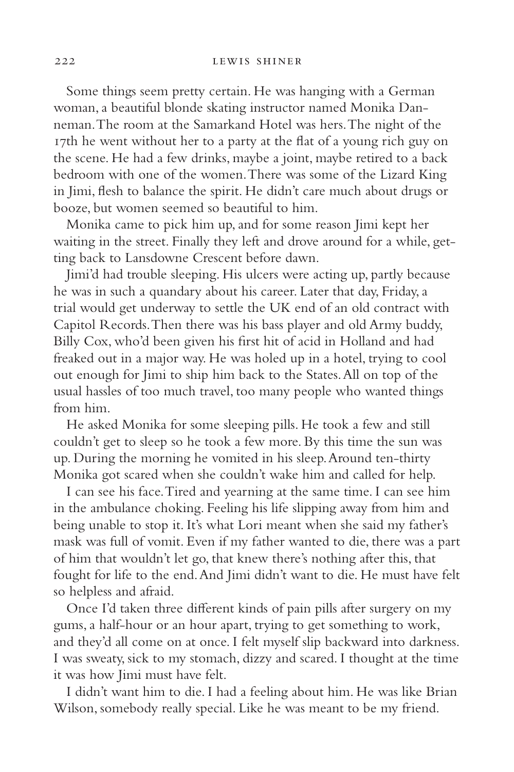Some things seem pretty certain. He was hanging with a German woman, a beautiful blonde skating instructor named Monika Danneman. The room at the Samarkand Hotel was hers. The night of the 17th he went without her to a party at the flat of a young rich guy on the scene. He had a few drinks, maybe a joint, maybe retired to a back bedroom with one of the women. There was some of the Lizard King in Jimi, flesh to balance the spirit. He didn't care much about drugs or booze, but women seemed so beautiful to him.

Monika came to pick him up, and for some reason Jimi kept her waiting in the street. Finally they left and drove around for a while, getting back to Lansdowne Crescent before dawn.

Jimi'd had trouble sleeping. His ulcers were acting up, partly because he was in such a quandary about his career. Later that day, Friday, a trial would get underway to settle the UK end of an old contract with Capitol Records. Then there was his bass player and old Army buddy, Billy Cox, who'd been given his first hit of acid in Holland and had freaked out in a major way. He was holed up in a hotel, trying to cool out enough for Jimi to ship him back to the States. All on top of the usual hassles of too much travel, too many people who wanted things from him.

He asked Monika for some sleeping pills. He took a few and still couldn't get to sleep so he took a few more. By this time the sun was up. During the morning he vomited in his sleep. Around ten-thirty Monika got scared when she couldn't wake him and called for help.

I can see his face. Tired and yearning at the same time. I can see him in the ambulance choking. Feeling his life slipping away from him and being unable to stop it. It's what Lori meant when she said my father's mask was full of vomit. Even if my father wanted to die, there was a part of him that wouldn't let go, that knew there's nothing after this, that fought for life to the end. And Jimi didn't want to die. He must have felt so helpless and afraid.

Once I'd taken three different kinds of pain pills after surgery on my gums, a half-hour or an hour apart, trying to get something to work, and they'd all come on at once. I felt myself slip backward into darkness. I was sweaty, sick to my stomach, dizzy and scared. I thought at the time it was how Jimi must have felt.

I didn't want him to die. I had a feeling about him. He was like Brian Wilson, somebody really special. Like he was meant to be my friend.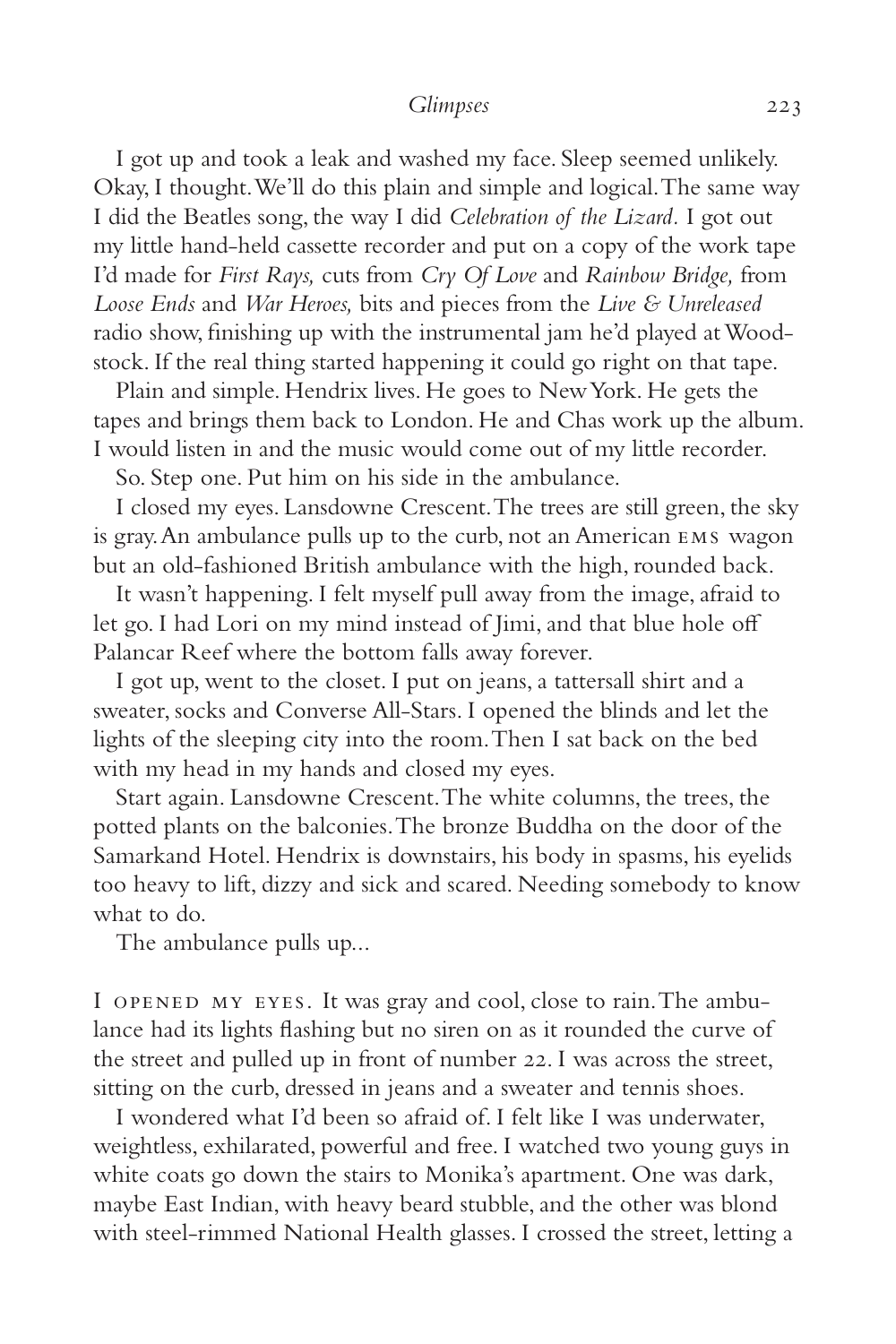I got up and took a leak and washed my face. Sleep seemed unlikely. Okay, I thought. We'll do this plain and simple and logical. The same way I did the Beatles song, the way I did *Celebration of the Lizard.* I got out my little hand-held cassette recorder and put on a copy of the work tape I'd made for *First Rays,* cuts from *Cry Of Love* and *Rainbow Bridge,* from *Loose Ends* and *War Heroes,* bits and pieces from the *Live & Unreleased* radio show, finishing up with the instrumental jam he'd played at Woodstock. If the real thing started happening it could go right on that tape.

Plain and simple. Hendrix lives. He goes to New York. He gets the tapes and brings them back to London. He and Chas work up the album. I would listen in and the music would come out of my little recorder.

So. Step one. Put him on his side in the ambulance.

I closed my eyes. Lansdowne Crescent. The trees are still green, the sky is gray. An ambulance pulls up to the curb, not an American EMS wagon but an old-fashioned British ambulance with the high, rounded back.

It wasn't happening. I felt myself pull away from the image, afraid to let go. I had Lori on my mind instead of Jimi, and that blue hole off Palancar Reef where the bottom falls away forever.

I got up, went to the closet. I put on jeans, a tattersall shirt and a sweater, socks and Converse All-Stars. I opened the blinds and let the lights of the sleeping city into the room. Then I sat back on the bed with my head in my hands and closed my eyes.

Start again. Lansdowne Crescent. The white columns, the trees, the potted plants on the balconies. The bronze Buddha on the door of the Samarkand Hotel. Hendrix is downstairs, his body in spasms, his eyelids too heavy to lift, dizzy and sick and scared. Needing somebody to know what to do.

The ambulance pulls up...

I OPENED MY EYES. It was gray and cool, close to rain. The ambulance had its lights flashing but no siren on as it rounded the curve of the street and pulled up in front of number 22. I was across the street, sitting on the curb, dressed in jeans and a sweater and tennis shoes.

I wondered what I'd been so afraid of. I felt like I was underwater, weightless, exhilarated, powerful and free. I watched two young guys in white coats go down the stairs to Monika's apartment. One was dark, maybe East Indian, with heavy beard stubble, and the other was blond with steel-rimmed National Health glasses. I crossed the street, letting a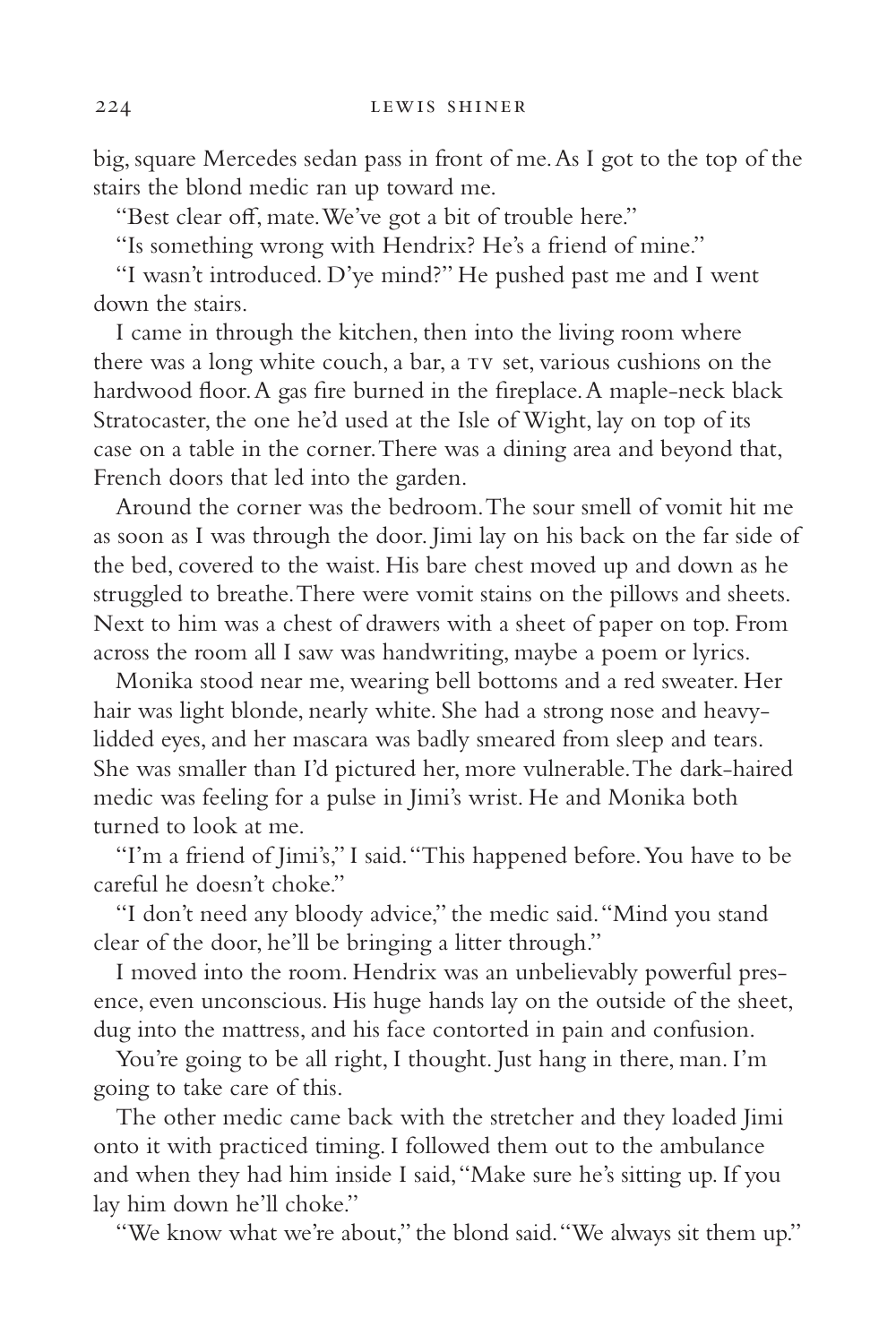big, square Mercedes sedan pass in front of me. As I got to the top of the stairs the blond medic ran up toward me.

"Best clear off, mate. We've got a bit of trouble here."

"Is something wrong with Hendrix? He's a friend of mine."

"I wasn't introduced. D'ye mind?" He pushed past me and I went down the stairs.

I came in through the kitchen, then into the living room where there was a long white couch, a bar, a TV set, various cushions on the hardwood floor. A gas fire burned in the fireplace. A maple-neck black Stratocaster, the one he'd used at the Isle of Wight, lay on top of its case on a table in the corner. There was a dining area and beyond that, French doors that led into the garden.

Around the corner was the bedroom. The sour smell of vomit hit me as soon as I was through the door. Jimi lay on his back on the far side of the bed, covered to the waist. His bare chest moved up and down as he struggled to breathe. There were vomit stains on the pillows and sheets. Next to him was a chest of drawers with a sheet of paper on top. From across the room all I saw was handwriting, maybe a poem or lyrics.

Monika stood near me, wearing bell bottoms and a red sweater. Her hair was light blonde, nearly white. She had a strong nose and heavy-lidded eyes, and her mascara was badly smeared from sleep and tears. She was smaller than I'd pictured her, more vulnerable. The dark-haired medic was feeling for a pulse in Jimi's wrist. He and Monika both turned to look at me.

"I'm a friend of Jimi's," I said. "This happened before. You have to be careful he doesn't choke."

"I don't need any bloody advice," the medic said. "Mind you stand clear of the door, he'll be bringing a litter through."

I moved into the room. Hendrix was an unbelievably powerful presence, even unconscious. His huge hands lay on the outside of the sheet, dug into the mattress, and his face contorted in pain and confusion.

You're going to be all right, I thought. Just hang in there, man. I'm going to take care of this.

The other medic came back with the stretcher and they loaded Jimi onto it with practiced timing. I followed them out to the ambulance and when they had him inside I said, "Make sure he's sitting up. If you lay him down he'll choke."

"We know what we're about," the blond said. "We always sit them up."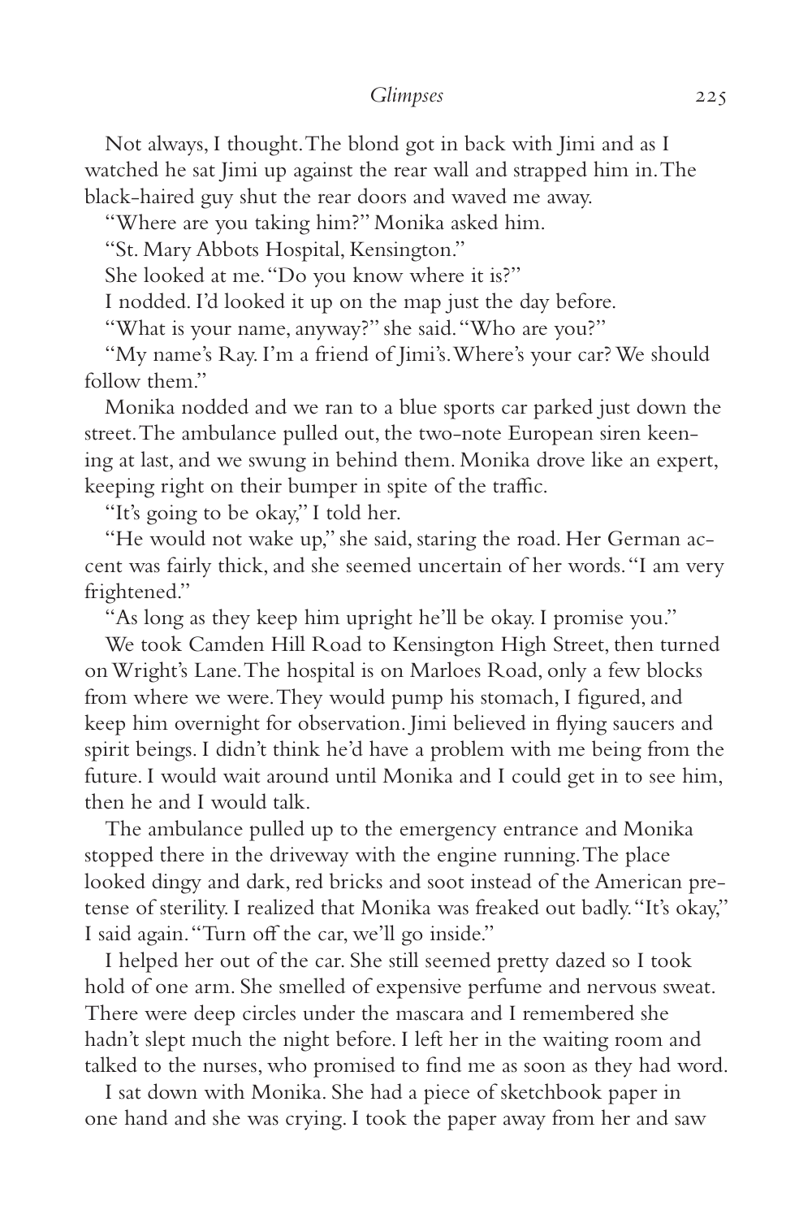Not always, I thought. The blond got in back with Jimi and as I watched he sat Jimi up against the rear wall and strapped him in. The black-haired guy shut the rear doors and waved me away.

"Where are you taking him?" Monika asked him.

"St. Mary Abbots Hospital, Kensington."

She looked at me. "Do you know where it is?"

I nodded. I'd looked it up on the map just the day before.

"What is your name, anyway?" she said. "Who are you?"

"My name's Ray. I'm a friend of Jimi's. Where's your car? We should follow them."

Monika nodded and we ran to a blue sports car parked just down the street. The ambulance pulled out, the two-note European siren keening at last, and we swung in behind them. Monika drove like an expert, keeping right on their bumper in spite of the traffic.

"It's going to be okay," I told her.

"He would not wake up," she said, staring the road. Her German accent was fairly thick, and she seemed uncertain of her words. "I am very frightened."

"As long as they keep him upright he'll be okay. I promise you."

We took Camden Hill Road to Kensington High Street, then turned on Wright's Lane. The hospital is on Marloes Road, only a few blocks from where we were. They would pump his stomach, I figured, and keep him overnight for observation. Jimi believed in flying saucers and spirit beings. I didn't think he'd have a problem with me being from the future. I would wait around until Monika and I could get in to see him, then he and I would talk.

The ambulance pulled up to the emergency entrance and Monika stopped there in the driveway with the engine running. The place looked dingy and dark, red bricks and soot instead of the American pretense of sterility. I realized that Monika was freaked out badly. "It's okay," I said again. "Turn off the car, we'll go inside."

I helped her out of the car. She still seemed pretty dazed so I took hold of one arm. She smelled of expensive perfume and nervous sweat. There were deep circles under the mascara and I remembered she hadn't slept much the night before. I left her in the waiting room and talked to the nurses, who promised to find me as soon as they had word.

I sat down with Monika. She had a piece of sketchbook paper in one hand and she was crying. I took the paper away from her and saw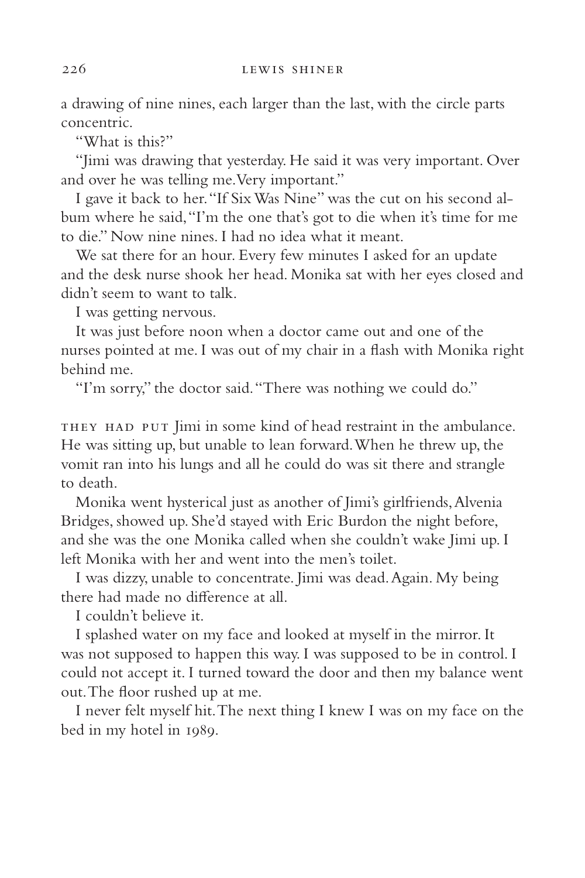a drawing of nine nines, each larger than the last, with the circle parts concentric.

"What is this?"

"Jimi was drawing that yesterday. He said it was very important. Over and over he was telling me. Very important."

I gave it back to her. "If Six Was Nine" was the cut on his second album where he said, "I'm the one that's got to die when it's time for me to die." Now nine nines. I had no idea what it meant.

We sat there for an hour. Every few minutes I asked for an update and the desk nurse shook her head. Monika sat with her eyes closed and didn't seem to want to talk.

I was getting nervous.

It was just before noon when a doctor came out and one of the nurses pointed at me. I was out of my chair in a flash with Monika right behind me.

"I'm sorry," the doctor said. "There was nothing we could do."

THEY HAD PUT Jimi in some kind of head restraint in the ambulance. He was sitting up, but unable to lean forward. When he threw up, the vomit ran into his lungs and all he could do was sit there and strangle to death.

Monika went hysterical just as another of Jimi's girlfriends, Alvenia Bridges, showed up. She'd stayed with Eric Burdon the night before, and she was the one Monika called when she couldn't wake Jimi up. I left Monika with her and went into the men's toilet.

I was dizzy, unable to concentrate. Jimi was dead. Again. My being there had made no difference at all.

I couldn't believe it.

I splashed water on my face and looked at myself in the mirror. It was not supposed to happen this way. I was supposed to be in control. I could not accept it. I turned toward the door and then my balance went out. The floor rushed up at me.

I never felt myself hit. The next thing I knew I was on my face on the bed in my hotel in 1989.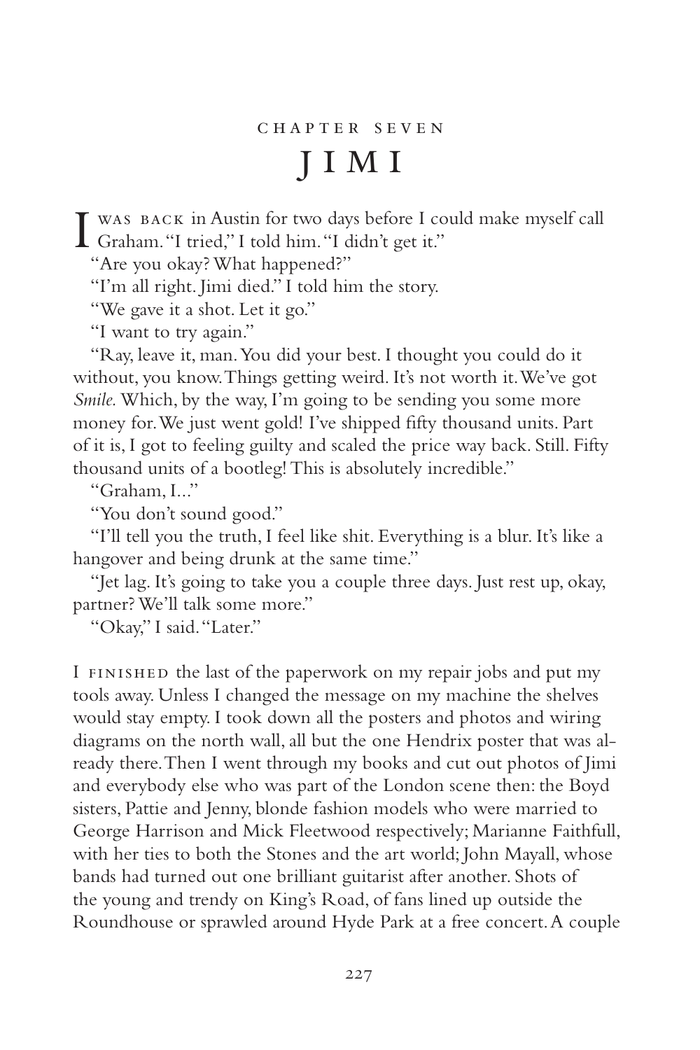CHAPTER SEVEN

# JIMI

I WAS BACK in Austin for two days before I could make myself call Graham. "I tried," I told him. "I didn't get it."

"Are you okay? What happened?"

"I'm all right. Jimi died." I told him the story.

"We gave it a shot. Let it go."

"I want to try again."

"Ray, leave it, man. You did your best. I thought you could do it without, you know. Things getting weird. It's not worth it. We've got *Smile.* Which, by the way, I'm going to be sending you some more money for. We just went gold! I've shipped fifty thousand units. Part of it is, I got to feeling guilty and scaled the price way back. Still. Fifty thousand units of a bootleg! This is absolutely incredible."

"Graham, I..."

"You don't sound good."

"I'll tell you the truth, I feel like shit. Everything is a blur. It's like a hangover and being drunk at the same time."

"Jet lag. It's going to take you a couple three days. Just rest up, okay, partner? We'll talk some more."

"Okay," I said. "Later."

I FINISHED the last of the paperwork on my repair jobs and put my tools away. Unless I changed the message on my machine the shelves would stay empty. I took down all the posters and photos and wiring diagrams on the north wall, all but the one Hendrix poster that was already there. Then I went through my books and cut out photos of Jimi and everybody else who was part of the London scene then: the Boyd sisters, Pattie and Jenny, blonde fashion models who were married to George Harrison and Mick Fleetwood respectively; Marianne Faithfull, with her ties to both the Stones and the art world; John Mayall, whose bands had turned out one brilliant guitarist after another. Shots of the young and trendy on King's Road, of fans lined up outside the Roundhouse or sprawled around Hyde Park at a free concert. A couple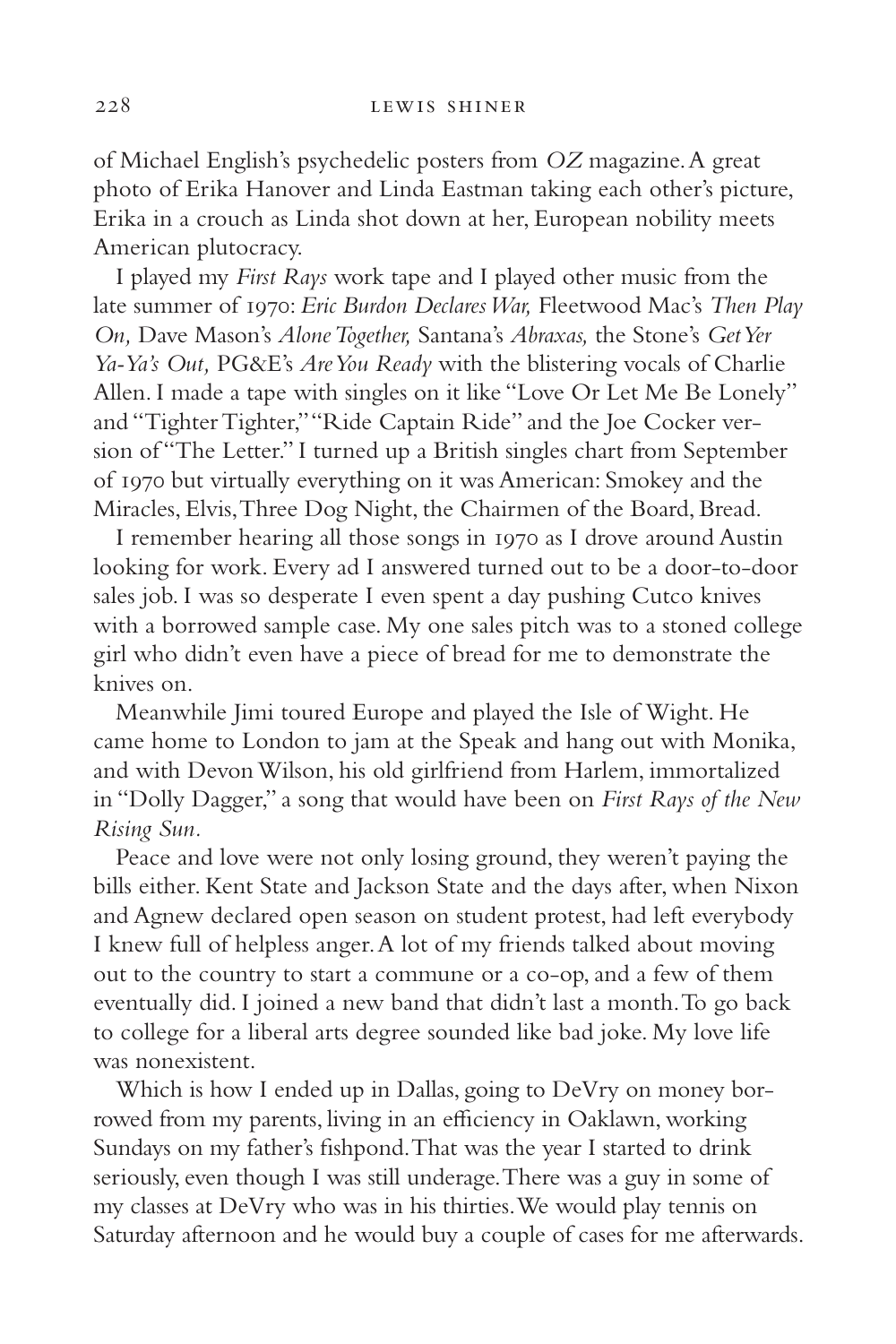of Michael English's psychedelic posters from *OZ* magazine. A great photo of Erika Hanover and Linda Eastman taking each other's picture, Erika in a crouch as Linda shot down at her, European nobility meets American plutocracy.

I played my *First Rays* work tape and I played other music from the late summer of 1970: *Eric Burdon Declares War,* Fleetwood Mac's *Then Play On,* Dave Mason's *Alone Together,* Santana's *Abraxas,* the Stone's *Get Yer Ya-Ya's Out,* PG&E's *Are You Ready* with the blistering vocals of Charlie Allen. I made a tape with singles on it like "Love Or Let Me Be Lonely" and "Tighter Tighter," "Ride Captain Ride" and the Joe Cocker version of "The Letter." I turned up a British singles chart from September of 1970 but virtually everything on it was American: Smokey and the Miracles, Elvis, Three Dog Night, the Chairmen of the Board, Bread.

I remember hearing all those songs in 1970 as I drove around Austin looking for work. Every ad I answered turned out to be a door-to-door sales job. I was so desperate I even spent a day pushing Cutco knives with a borrowed sample case. My one sales pitch was to a stoned college girl who didn't even have a piece of bread for me to demonstrate the knives on.

Meanwhile Jimi toured Europe and played the Isle of Wight. He came home to London to jam at the Speak and hang out with Monika, and with Devon Wilson, his old girlfriend from Harlem, immortalized in "Dolly Dagger," a song that would have been on *First Rays of the New Rising Sun.*

Peace and love were not only losing ground, they weren't paying the bills either. Kent State and Jackson State and the days after, when Nixon and Agnew declared open season on student protest, had left everybody I knew full of helpless anger. A lot of my friends talked about moving out to the country to start a commune or a co-op, and a few of them eventually did. I joined a new band that didn't last a month. To go back to college for a liberal arts degree sounded like bad joke. My love life was nonexistent.

Which is how I ended up in Dallas, going to DeVry on money borrowed from my parents, living in an efficiency in Oaklawn, working Sundays on my father's fishpond. That was the year I started to drink seriously, even though I was still underage. There was a guy in some of my classes at DeVry who was in his thirties. We would play tennis on Saturday afternoon and he would buy a couple of cases for me afterwards.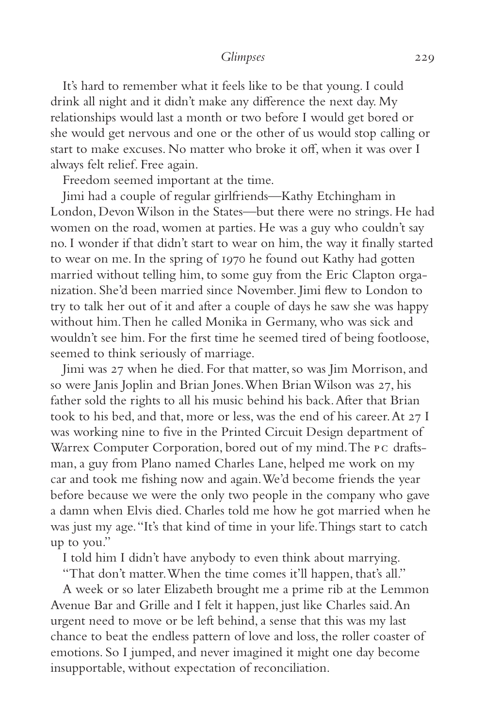It's hard to remember what it feels like to be that young. I could drink all night and it didn't make any difference the next day. My relationships would last a month or two before I would get bored or she would get nervous and one or the other of us would stop calling or start to make excuses. No matter who broke it off, when it was over I always felt relief. Free again.

Freedom seemed important at the time.

Jimi had a couple of regular girlfriends—Kathy Etchingham in London, Devon Wilson in the States—but there were no strings. He had women on the road, women at parties. He was a guy who couldn't say no. I wonder if that didn't start to wear on him, the way it finally started to wear on me. In the spring of 1970 he found out Kathy had gotten married without telling him, to some guy from the Eric Clapton organization. She'd been married since November. Jimi flew to London to try to talk her out of it and after a couple of days he saw she was happy without him. Then he called Monika in Germany, who was sick and wouldn't see him. For the first time he seemed tired of being footloose, seemed to think seriously of marriage.

Jimi was 27 when he died. For that matter, so was Jim Morrison, and so were Janis Joplin and Brian Jones. When Brian Wilson was 27, his father sold the rights to all his music behind his back. After that Brian took to his bed, and that, more or less, was the end of his career. At 27 I was working nine to five in the Printed Circuit Design department of Warrex Computer Corporation, bored out of my mind. The PC draftsman, a guy from Plano named Charles Lane, helped me work on my car and took me fishing now and again. We'd become friends the year before because we were the only two people in the company who gave a damn when Elvis died. Charles told me how he got married when he was just my age. "It's that kind of time in your life. Things start to catch up to you."

I told him I didn't have anybody to even think about marrying.

"That don't matter. When the time comes it'll happen, that's all."

A week or so later Elizabeth brought me a prime rib at the Lemmon Avenue Bar and Grille and I felt it happen, just like Charles said. An urgent need to move or be left behind, a sense that this was my last chance to beat the endless pattern of love and loss, the roller coaster of emotions. So I jumped, and never imagined it might one day become insupportable, without expectation of reconciliation.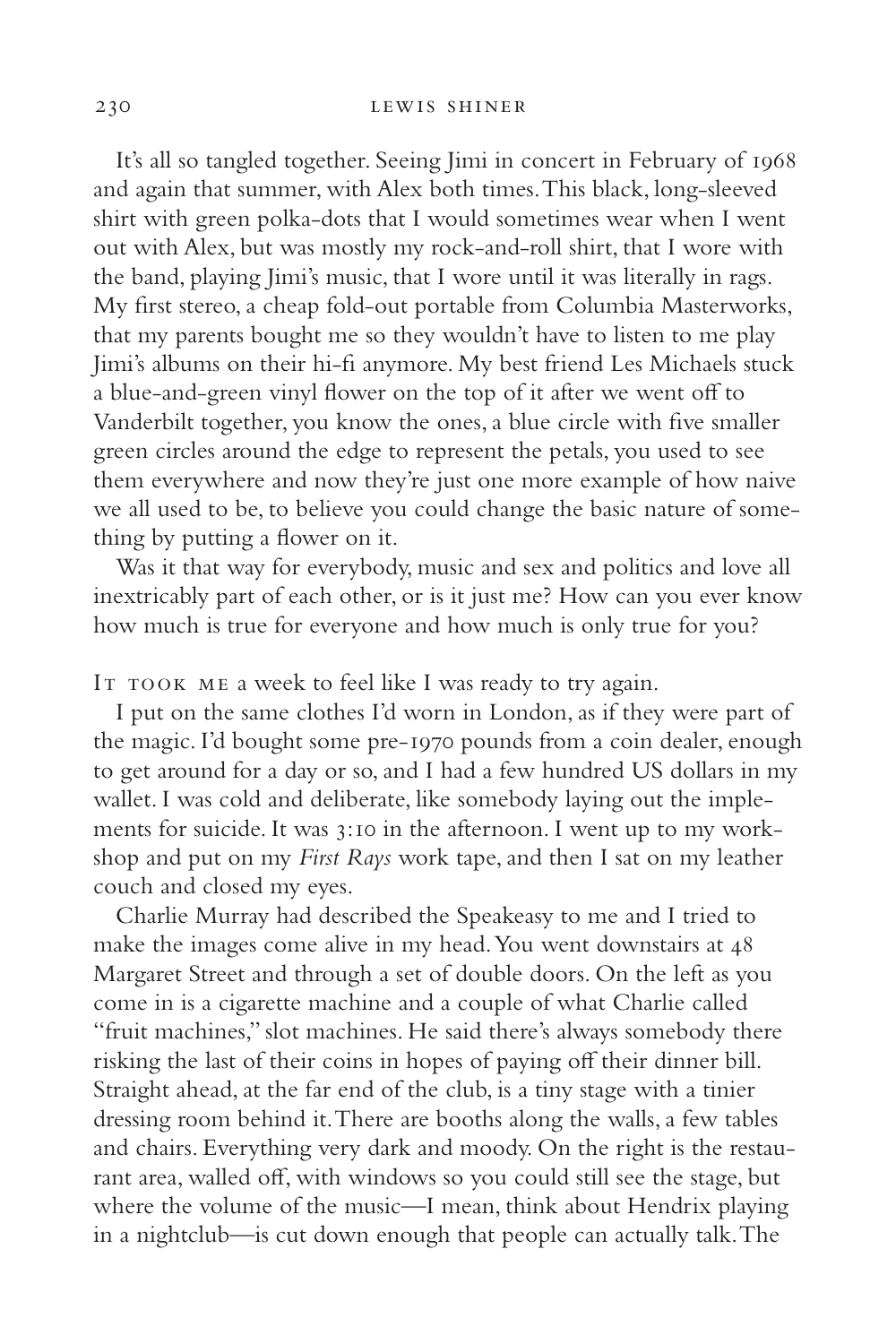It's all so tangled together. Seeing Jimi in concert in February of 1968 and again that summer, with Alex both times. This black, long-sleeved shirt with green polka-dots that I would sometimes wear when I went out with Alex, but was mostly my rock-and-roll shirt, that I wore with the band, playing Jimi's music, that I wore until it was literally in rags. My first stereo, a cheap fold-out portable from Columbia Masterworks, that my parents bought me so they wouldn't have to listen to me play Jimi's albums on their hi-fi anymore. My best friend Les Michaels stuck a blue-and-green vinyl flower on the top of it after we went off to Vanderbilt together, you know the ones, a blue circle with five smaller green circles around the edge to represent the petals, you used to see them everywhere and now they're just one more example of how naive we all used to be, to believe you could change the basic nature of something by putting a flower on it.

Was it that way for everybody, music and sex and politics and love all inextricably part of each other, or is it just me? How can you ever know how much is true for everyone and how much is only true for you?

It took me a week to feel like I was ready to try again.

I put on the same clothes I'd worn in London, as if they were part of the magic. I'd bought some pre-1970 pounds from a coin dealer, enough to get around for a day or so, and I had a few hundred US dollars in my wallet. I was cold and deliberate, like somebody laying out the implements for suicide. It was 3:10 in the afternoon. I went up to my workshop and put on my *First Rays* work tape, and then I sat on my leather couch and closed my eyes.

Charlie Murray had described the Speakeasy to me and I tried to make the images come alive in my head. You went downstairs at 48 Margaret Street and through a set of double doors. On the left as you come in is a cigarette machine and a couple of what Charlie called "fruit machines," slot machines. He said there's always somebody there risking the last of their coins in hopes of paying off their dinner bill. Straight ahead, at the far end of the club, is a tiny stage with a tinier dressing room behind it. There are booths along the walls, a few tables and chairs. Everything very dark and moody. On the right is the restaurant area, walled off, with windows so you could still see the stage, but where the volume of the music—I mean, think about Hendrix playing in a nightclub—is cut down enough that people can actually talk. The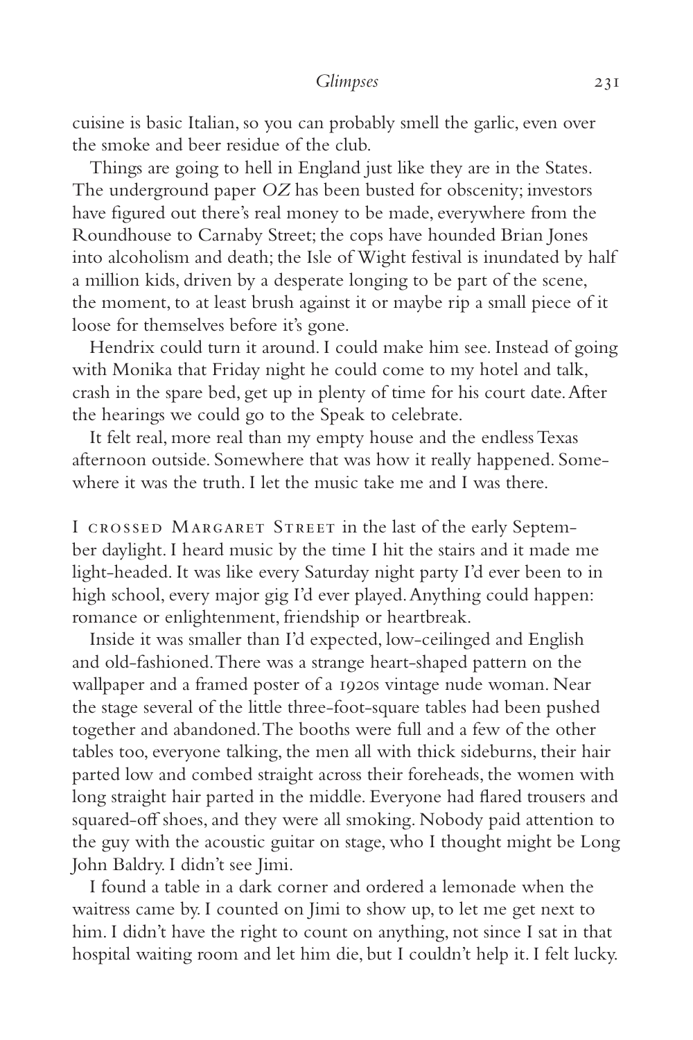cuisine is basic Italian, so you can probably smell the garlic, even over the smoke and beer residue of the club.

Things are going to hell in England just like they are in the States. The underground paper *OZ* has been busted for obscenity; investors have figured out there's real money to be made, everywhere from the Roundhouse to Carnaby Street; the cops have hounded Brian Jones into alcoholism and death; the Isle of Wight festival is inundated by half a million kids, driven by a desperate longing to be part of the scene, the moment, to at least brush against it or maybe rip a small piece of it loose for themselves before it's gone.

Hendrix could turn it around. I could make him see. Instead of going with Monika that Friday night he could come to my hotel and talk, crash in the spare bed, get up in plenty of time for his court date. After the hearings we could go to the Speak to celebrate.

It felt real, more real than my empty house and the endless Texas afternoon outside. Somewhere that was how it really happened. Somewhere it was the truth. I let the music take me and I was there.

I CROSSED MARGARET STREET in the last of the early September daylight. I heard music by the time I hit the stairs and it made me light-headed. It was like every Saturday night party I'd ever been to in high school, every major gig I'd ever played. Anything could happen: romance or enlightenment, friendship or heartbreak.

Inside it was smaller than I'd expected, low-ceilinged and English and old-fashioned. There was a strange heart-shaped pattern on the wallpaper and a framed poster of a 1920s vintage nude woman. Near the stage several of the little three-foot-square tables had been pushed together and abandoned. The booths were full and a few of the other tables too, everyone talking, the men all with thick sideburns, their hair parted low and combed straight across their foreheads, the women with long straight hair parted in the middle. Everyone had flared trousers and squared-off shoes, and they were all smoking. Nobody paid attention to the guy with the acoustic guitar on stage, who I thought might be Long John Baldry. I didn't see Jimi.

I found a table in a dark corner and ordered a lemonade when the waitress came by. I counted on Jimi to show up, to let me get next to him. I didn't have the right to count on anything, not since I sat in that hospital waiting room and let him die, but I couldn't help it. I felt lucky.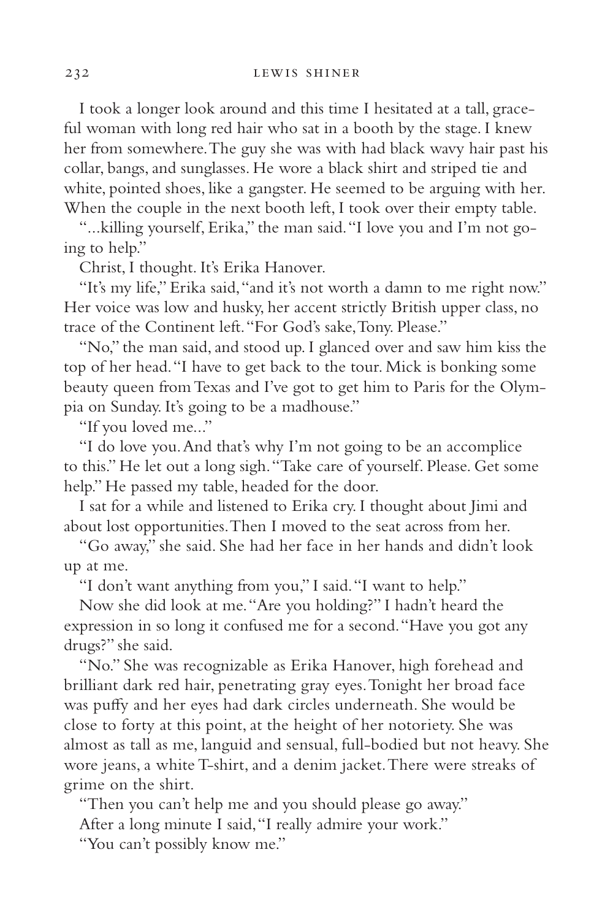I took a longer look around and this time I hesitated at a tall, graceful woman with long red hair who sat in a booth by the stage. I knew her from somewhere. The guy she was with had black wavy hair past his collar, bangs, and sunglasses. He wore a black shirt and striped tie and white, pointed shoes, like a gangster. He seemed to be arguing with her. When the couple in the next booth left, I took over their empty table.

"...killing yourself, Erika," the man said. "I love you and I'm not going to help."

Christ, I thought. It's Erika Hanover.

"It's my life," Erika said, "and it's not worth a damn to me right now." Her voice was low and husky, her accent strictly British upper class, no trace of the Continent left. "For God's sake, Tony. Please."

"No," the man said, and stood up. I glanced over and saw him kiss the top of her head. "I have to get back to the tour. Mick is bonking some beauty queen from Texas and I've got to get him to Paris for the Olympia on Sunday. It's going to be a madhouse."

"If you loved me..."

"I do love you. And that's why I'm not going to be an accomplice to this." He let out a long sigh. "Take care of yourself. Please. Get some help." He passed my table, headed for the door.

I sat for a while and listened to Erika cry. I thought about Jimi and about lost opportunities. Then I moved to the seat across from her.

"Go away," she said. She had her face in her hands and didn't look up at me.

"I don't want anything from you," I said. "I want to help."

Now she did look at me. "Are you holding?" I hadn't heard the expression in so long it confused me for a second. "Have you got any drugs?" she said.

"No." She was recognizable as Erika Hanover, high forehead and brilliant dark red hair, penetrating gray eyes. Tonight her broad face was puffy and her eyes had dark circles underneath. She would be close to forty at this point, at the height of her notoriety. She was almost as tall as me, languid and sensual, full-bodied but not heavy. She wore jeans, a white T-shirt, and a denim jacket. There were streaks of grime on the shirt.

"Then you can't help me and you should please go away."

After a long minute I said, "I really admire your work."

"You can't possibly know me."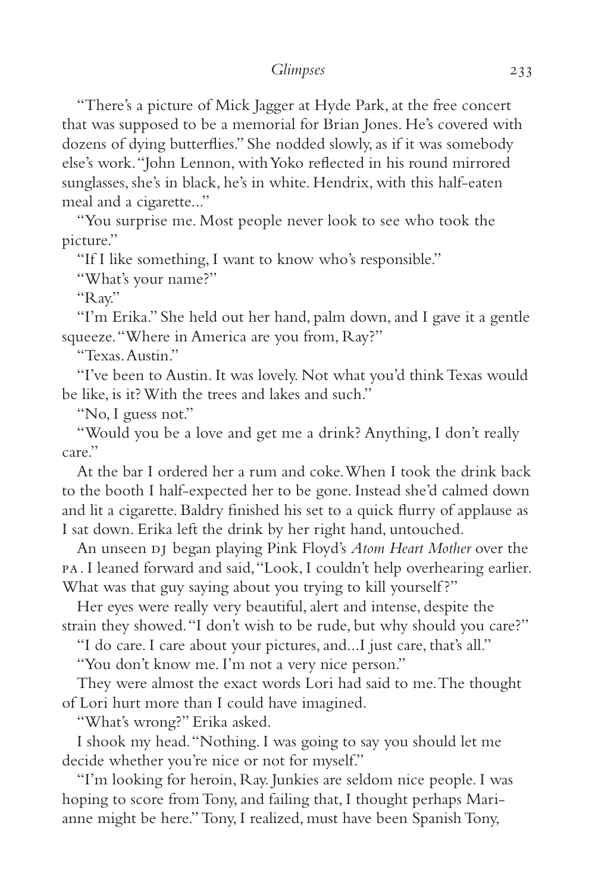"There's a picture of Mick Jagger at Hyde Park, at the free concert that was supposed to be a memorial for Brian Jones. He's covered with dozens of dying butterflies." She nodded slowly, as if it was somebody else's work. "John Lennon, with Yoko reflected in his round mirrored sunglasses, she's in black, he's in white. Hendrix, with this half-eaten meal and a cigarette..."

"You surprise me. Most people never look to see who took the picture."

"If I like something, I want to know who's responsible."

"What's your name?"

"Ray."

"I'm Erika." She held out her hand, palm down, and I gave it a gentle squeeze. "Where in America are you from, Ray?"

"Texas. Austin."

"I've been to Austin. It was lovely. Not what you'd think Texas would be like, is it? With the trees and lakes and such."

"No, I guess not."

"Would you be a love and get me a drink? Anything, I don't really care."

At the bar I ordered her a rum and coke. When I took the drink back to the booth I half-expected her to be gone. Instead she'd calmed down and lit a cigarette. Baldry finished his set to a quick flurry of applause as I sat down. Erika left the drink by her right hand, untouched.

An unseen DJ began playing Pink Floyd's *Atom Heart Mother* over the PA. I leaned forward and said, "Look, I couldn't help overhearing earlier. What was that guy saying about you trying to kill yourself?"

Her eyes were really very beautiful, alert and intense, despite the strain they showed. "I don't wish to be rude, but why should you care?"

"I do care. I care about your pictures, and...I just care, that's all."

"You don't know me. I'm not a very nice person."

They were almost the exact words Lori had said to me. The thought of Lori hurt more than I could have imagined.

"What's wrong?" Erika asked.

I shook my head. "Nothing. I was going to say you should let me decide whether you're nice or not for myself."

"I'm looking for heroin, Ray. Junkies are seldom nice people. I was hoping to score from Tony, and failing that, I thought perhaps Marianne might be here." Tony, I realized, must have been Spanish Tony,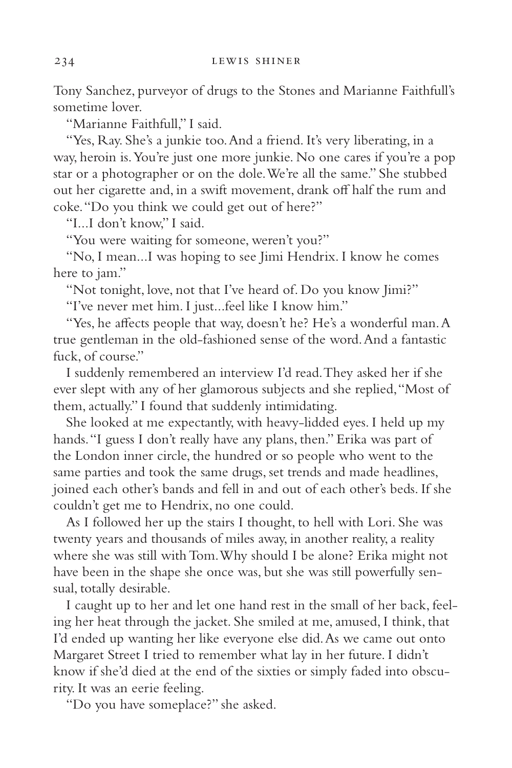Tony Sanchez, purveyor of drugs to the Stones and Marianne Faithfull's sometime lover.

"Marianne Faithfull," I said.

"Yes, Ray. She's a junkie too. And a friend. It's very liberating, in a way, heroin is. You're just one more junkie. No one cares if you're a pop star or a photographer or on the dole. We're all the same." She stubbed out her cigarette and, in a swift movement, drank off half the rum and coke. "Do you think we could get out of here?"

"I...I don't know," I said.

"You were waiting for someone, weren't you?"

"No, I mean...I was hoping to see Jimi Hendrix. I know he comes here to jam."

"Not tonight, love, not that I've heard of. Do you know Jimi?"

"I've never met him. I just...feel like I know him."

"Yes, he affects people that way, doesn't he? He's a wonderful man. A true gentleman in the old-fashioned sense of the word. And a fantastic fuck, of course."

I suddenly remembered an interview I'd read. They asked her if she ever slept with any of her glamorous subjects and she replied, "Most of them, actually." I found that suddenly intimidating.

She looked at me expectantly, with heavy-lidded eyes. I held up my hands. "I guess I don't really have any plans, then." Erika was part of the London inner circle, the hundred or so people who went to the same parties and took the same drugs, set trends and made headlines, joined each other's bands and fell in and out of each other's beds. If she couldn't get me to Hendrix, no one could.

As I followed her up the stairs I thought, to hell with Lori. She was twenty years and thousands of miles away, in another reality, a reality where she was still with Tom. Why should I be alone? Erika might not have been in the shape she once was, but she was still powerfully sensual, totally desirable.

I caught up to her and let one hand rest in the small of her back, feeling her heat through the jacket. She smiled at me, amused, I think, that I'd ended up wanting her like everyone else did. As we came out onto Margaret Street I tried to remember what lay in her future. I didn't know if she'd died at the end of the sixties or simply faded into obscurity. It was an eerie feeling.

"Do you have someplace?" she asked.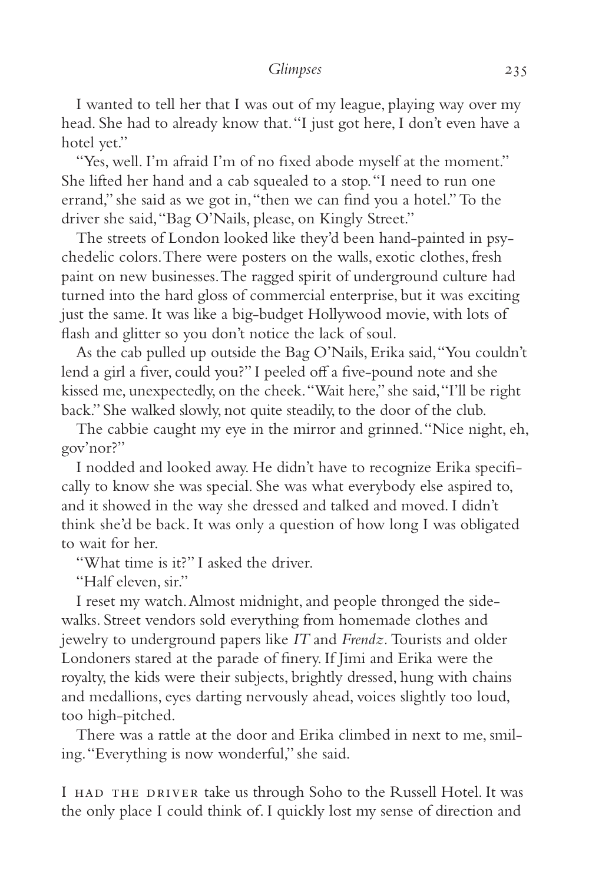I wanted to tell her that I was out of my league, playing way over my head. She had to already know that. "I just got here, I don't even have a hotel yet."

"Yes, well. I'm afraid I'm of no fixed abode myself at the moment." She lifted her hand and a cab squealed to a stop. "I need to run one errand," she said as we got in, "then we can find you a hotel." To the driver she said, "Bag O'Nails, please, on Kingly Street."

The streets of London looked like they'd been hand-painted in psychedelic colors. There were posters on the walls, exotic clothes, fresh paint on new businesses. The ragged spirit of underground culture had turned into the hard gloss of commercial enterprise, but it was exciting just the same. It was like a big-budget Hollywood movie, with lots of flash and glitter so you don't notice the lack of soul.

As the cab pulled up outside the Bag O'Nails, Erika said, "You couldn't lend a girl a fiver, could you?" I peeled off a five-pound note and she kissed me, unexpectedly, on the cheek. "Wait here," she said, "I'll be right back." She walked slowly, not quite steadily, to the door of the club.

The cabbie caught my eye in the mirror and grinned. "Nice night, eh, gov'nor?"

I nodded and looked away. He didn't have to recognize Erika specifically to know she was special. She was what everybody else aspired to, and it showed in the way she dressed and talked and moved. I didn't think she'd be back. It was only a question of how long I was obligated to wait for her.

"What time is it?" I asked the driver.

"Half eleven, sir."

I reset my watch. Almost midnight, and people thronged the sidewalks. Street vendors sold everything from homemade clothes and jewelry to underground papers like *IT* and *Frendz*. Tourists and older Londoners stared at the parade of finery. If Jimi and Erika were the royalty, the kids were their subjects, brightly dressed, hung with chains and medallions, eyes darting nervously ahead, voices slightly too loud, too high-pitched.

There was a rattle at the door and Erika climbed in next to me, smiling. "Everything is now wonderful," she said.

I HAD THE DRIVER take us through Soho to the Russell Hotel. It was the only place I could think of. I quickly lost my sense of direction and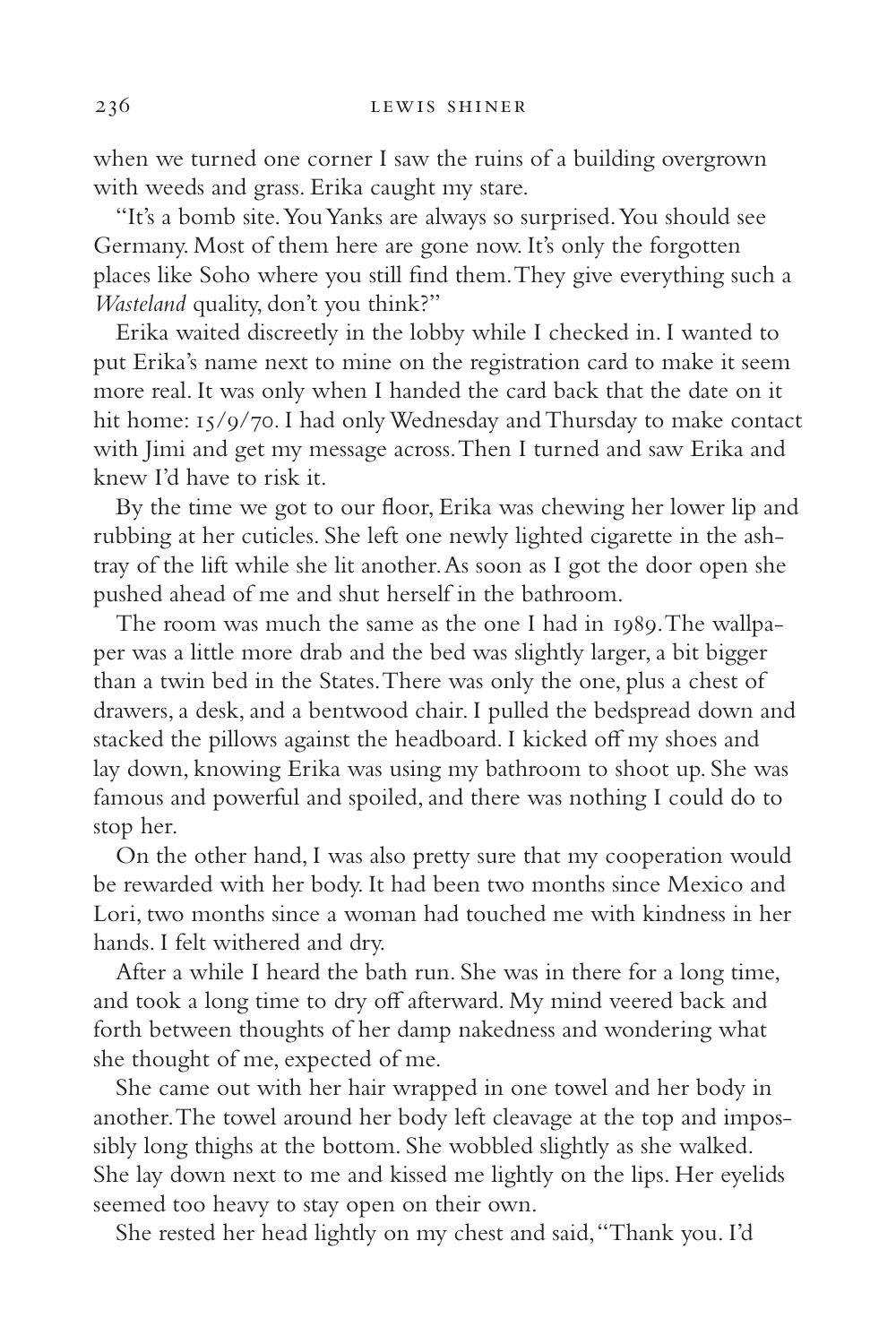when we turned one corner I saw the ruins of a building overgrown with weeds and grass. Erika caught my stare.

"It's a bomb site. You Yanks are always so surprised. You should see Germany. Most of them here are gone now. It's only the forgotten places like Soho where you still find them. They give everything such a *Wasteland* quality, don't you think?"

Erika waited discreetly in the lobby while I checked in. I wanted to put Erika's name next to mine on the registration card to make it seem more real. It was only when I handed the card back that the date on it hit home: 15/9/70. I had only Wednesday and Thursday to make contact with Jimi and get my message across. Then I turned and saw Erika and knew I'd have to risk it.

By the time we got to our floor, Erika was chewing her lower lip and rubbing at her cuticles. She left one newly lighted cigarette in the ashtray of the lift while she lit another. As soon as I got the door open she pushed ahead of me and shut herself in the bathroom.

The room was much the same as the one I had in 1989. The wallpaper was a little more drab and the bed was slightly larger, a bit bigger than a twin bed in the States. There was only the one, plus a chest of drawers, a desk, and a bentwood chair. I pulled the bedspread down and stacked the pillows against the headboard. I kicked off my shoes and lay down, knowing Erika was using my bathroom to shoot up. She was famous and powerful and spoiled, and there was nothing I could do to stop her.

On the other hand, I was also pretty sure that my cooperation would be rewarded with her body. It had been two months since Mexico and Lori, two months since a woman had touched me with kindness in her hands. I felt withered and dry.

After a while I heard the bath run. She was in there for a long time, and took a long time to dry off afterward. My mind veered back and forth between thoughts of her damp nakedness and wondering what she thought of me, expected of me.

She came out with her hair wrapped in one towel and her body in another. The towel around her body left cleavage at the top and impossibly long thighs at the bottom. She wobbled slightly as she walked. She lay down next to me and kissed me lightly on the lips. Her eyelids seemed too heavy to stay open on their own.

She rested her head lightly on my chest and said, "Thank you. I'd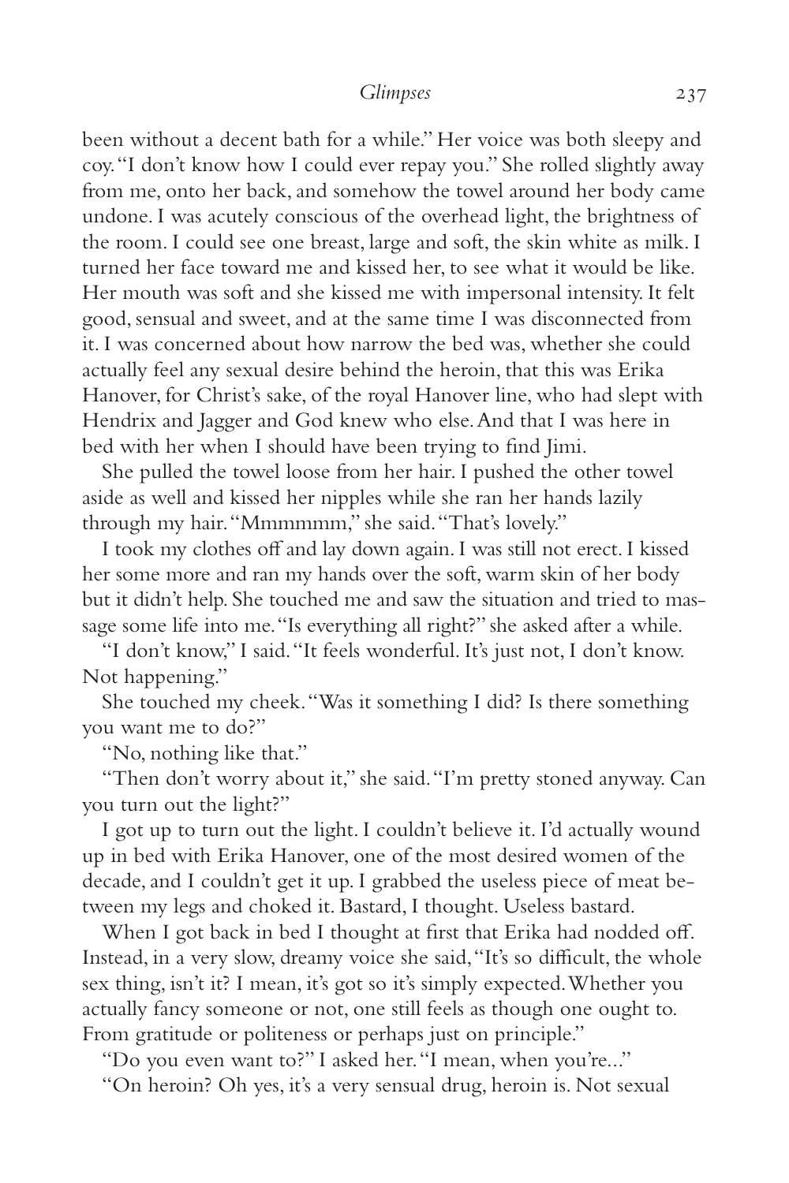been without a decent bath for a while." Her voice was both sleepy and coy. "I don't know how I could ever repay you." She rolled slightly away from me, onto her back, and somehow the towel around her body came undone. I was acutely conscious of the overhead light, the brightness of the room. I could see one breast, large and soft, the skin white as milk. I turned her face toward me and kissed her, to see what it would be like. Her mouth was soft and she kissed me with impersonal intensity. It felt good, sensual and sweet, and at the same time I was disconnected from it. I was concerned about how narrow the bed was, whether she could actually feel any sexual desire behind the heroin, that this was Erika Hanover, for Christ's sake, of the royal Hanover line, who had slept with Hendrix and Jagger and God knew who else. And that I was here in bed with her when I should have been trying to find Jimi.

She pulled the towel loose from her hair. I pushed the other towel aside as well and kissed her nipples while she ran her hands lazily through my hair. "Mmmmmm," she said. "That's lovely."

I took my clothes off and lay down again. I was still not erect. I kissed her some more and ran my hands over the soft, warm skin of her body but it didn't help. She touched me and saw the situation and tried to massage some life into me. "Is everything all right?" she asked after a while.

"I don't know," I said. "It feels wonderful. It's just not, I don't know. Not happening."

She touched my cheek. "Was it something I did? Is there something you want me to do?"

"No, nothing like that."

"Then don't worry about it," she said. "I'm pretty stoned anyway. Can you turn out the light?"

I got up to turn out the light. I couldn't believe it. I'd actually wound up in bed with Erika Hanover, one of the most desired women of the decade, and I couldn't get it up. I grabbed the useless piece of meat between my legs and choked it. Bastard, I thought. Useless bastard.

When I got back in bed I thought at first that Erika had nodded off. Instead, in a very slow, dreamy voice she said, "It's so difficult, the whole sex thing, isn't it? I mean, it's got so it's simply expected. Whether you actually fancy someone or not, one still feels as though one ought to. From gratitude or politeness or perhaps just on principle."

"Do you even want to?" I asked her. "I mean, when you're..."

"On heroin? Oh yes, it's a very sensual drug, heroin is. Not sexual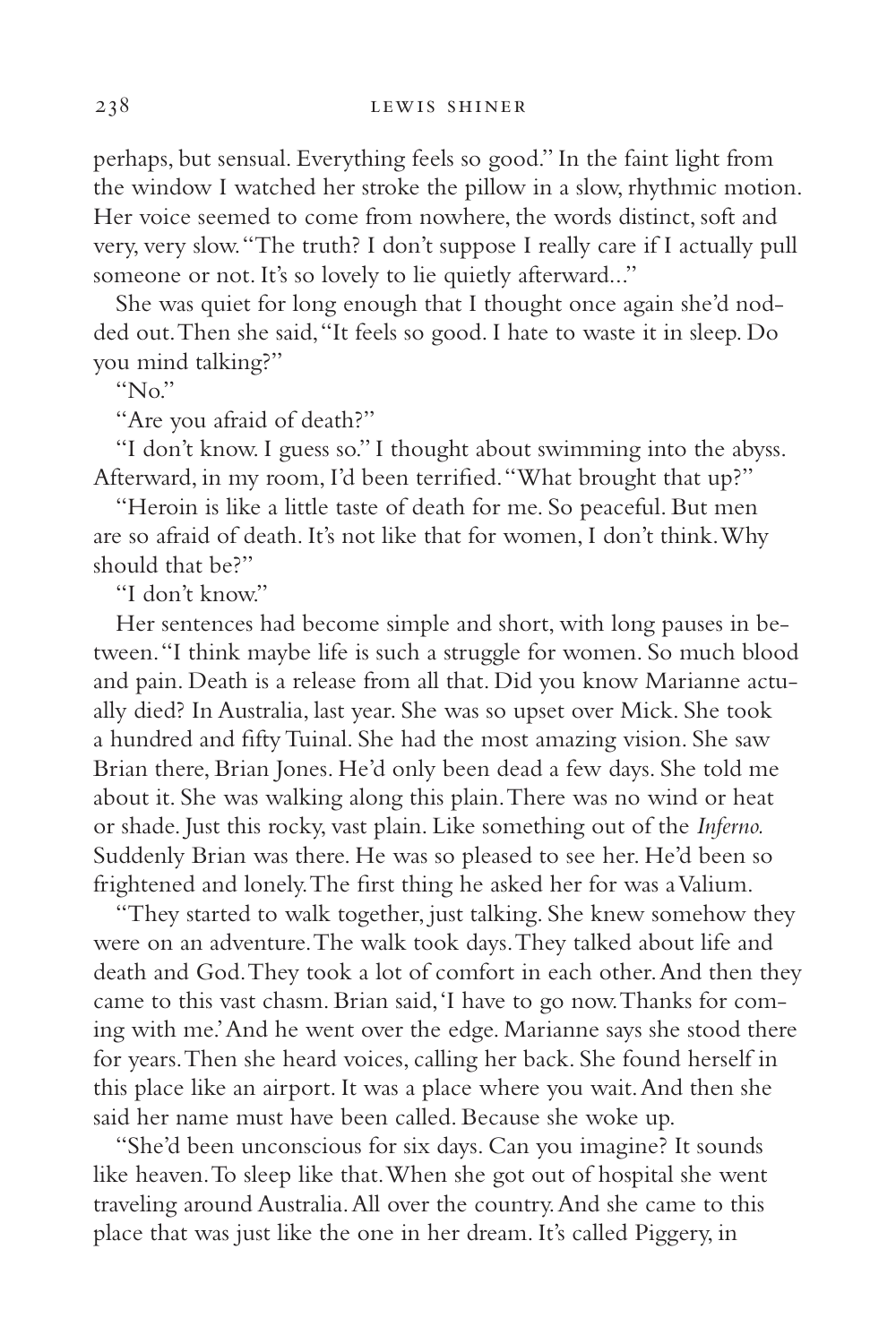perhaps, but sensual. Everything feels so good." In the faint light from the window I watched her stroke the pillow in a slow, rhythmic motion. Her voice seemed to come from nowhere, the words distinct, soft and very, very slow. "The truth? I don't suppose I really care if I actually pull someone or not. It's so lovely to lie quietly afterward..."

She was quiet for long enough that I thought once again she'd nodded out. Then she said, "It feels so good. I hate to waste it in sleep. Do you mind talking?"

"No."

"Are you afraid of death?"

"I don't know. I guess so." I thought about swimming into the abyss. Afterward, in my room, I'd been terrified. "What brought that up?"

"Heroin is like a little taste of death for me. So peaceful. But men are so afraid of death. It's not like that for women, I don't think. Why should that be?"

"I don't know."

Her sentences had become simple and short, with long pauses in between. "I think maybe life is such a struggle for women. So much blood and pain. Death is a release from all that. Did you know Marianne actually died? In Australia, last year. She was so upset over Mick. She took a hundred and fifty Tuinal. She had the most amazing vision. She saw Brian there, Brian Jones. He'd only been dead a few days. She told me about it. She was walking along this plain. There was no wind or heat or shade. Just this rocky, vast plain. Like something out of the *Inferno.* Suddenly Brian was there. He was so pleased to see her. He'd been so frightened and lonely. The first thing he asked her for was a Valium.

"They started to walk together, just talking. She knew somehow they were on an adventure. The walk took days. They talked about life and death and God. They took a lot of comfort in each other. And then they came to this vast chasm. Brian said, 'I have to go now. Thanks for coming with me.' And he went over the edge. Marianne says she stood there for years. Then she heard voices, calling her back. She found herself in this place like an airport. It was a place where you wait. And then she said her name must have been called. Because she woke up.

"She'd been unconscious for six days. Can you imagine? It sounds like heaven. To sleep like that. When she got out of hospital she went traveling around Australia. All over the country. And she came to this place that was just like the one in her dream. It's called Piggery, in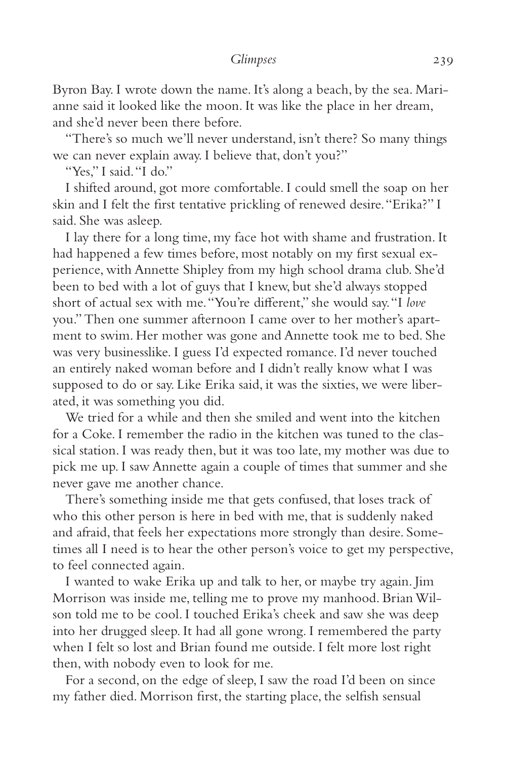Byron Bay. I wrote down the name. It's along a beach, by the sea. Marianne said it looked like the moon. It was like the place in her dream, and she'd never been there before.

"There's so much we'll never understand, isn't there? So many things we can never explain away. I believe that, don't you?"

"Yes," I said. "I do."

I shifted around, got more comfortable. I could smell the soap on her skin and I felt the first tentative prickling of renewed desire. "Erika?" I said. She was asleep.

I lay there for a long time, my face hot with shame and frustration. It had happened a few times before, most notably on my first sexual experience, with Annette Shipley from my high school drama club. She'd been to bed with a lot of guys that I knew, but she'd always stopped short of actual sex with me. "You're different," she would say. "I *love* you." Then one summer afternoon I came over to her mother's apartment to swim. Her mother was gone and Annette took me to bed. She was very businesslike. I guess I'd expected romance. I'd never touched an entirely naked woman before and I didn't really know what I was supposed to do or say. Like Erika said, it was the sixties, we were liberated, it was something you did.

We tried for a while and then she smiled and went into the kitchen for a Coke. I remember the radio in the kitchen was tuned to the classical station. I was ready then, but it was too late, my mother was due to pick me up. I saw Annette again a couple of times that summer and she never gave me another chance.

There's something inside me that gets confused, that loses track of who this other person is here in bed with me, that is suddenly naked and afraid, that feels her expectations more strongly than desire. Sometimes all I need is to hear the other person's voice to get my perspective, to feel connected again.

I wanted to wake Erika up and talk to her, or maybe try again. Jim Morrison was inside me, telling me to prove my manhood. Brian Wilson told me to be cool. I touched Erika's cheek and saw she was deep into her drugged sleep. It had all gone wrong. I remembered the party when I felt so lost and Brian found me outside. I felt more lost right then, with nobody even to look for me.

For a second, on the edge of sleep, I saw the road I'd been on since my father died. Morrison first, the starting place, the selfish sensual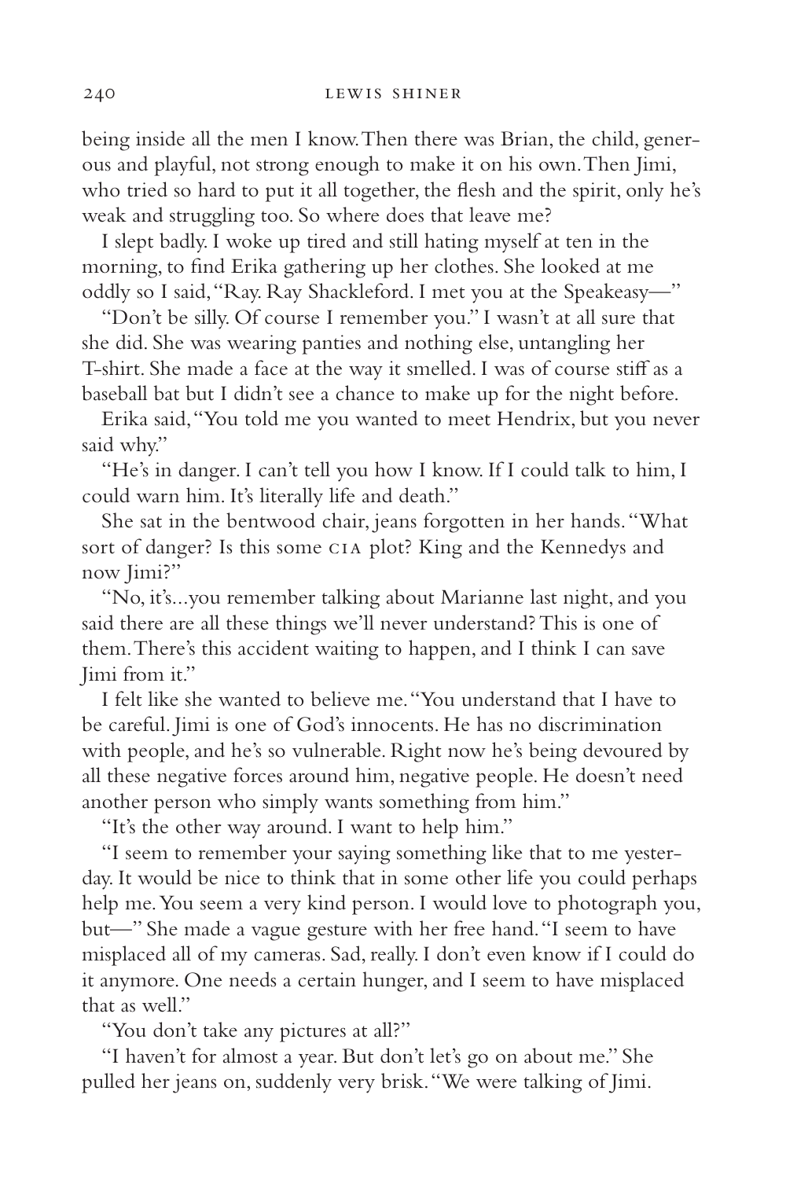being inside all the men I know. Then there was Brian, the child, generous and playful, not strong enough to make it on his own. Then Jimi, who tried so hard to put it all together, the flesh and the spirit, only he's weak and struggling too. So where does that leave me?

I slept badly. I woke up tired and still hating myself at ten in the morning, to find Erika gathering up her clothes. She looked at me oddly so I said, "Ray. Ray Shackleford. I met you at the Speakeasy—"

"Don't be silly. Of course I remember you." I wasn't at all sure that she did. She was wearing panties and nothing else, untangling her T-shirt. She made a face at the way it smelled. I was of course stiff as a baseball bat but I didn't see a chance to make up for the night before.

Erika said, "You told me you wanted to meet Hendrix, but you never said why."

"He's in danger. I can't tell you how I know. If I could talk to him, I could warn him. It's literally life and death."

She sat in the bentwood chair, jeans forgotten in her hands. "What sort of danger? Is this some CIA plot? King and the Kennedys and now Jimi?"

"No, it's...you remember talking about Marianne last night, and you said there are all these things we'll never understand? This is one of them. There's this accident waiting to happen, and I think I can save Jimi from it."

I felt like she wanted to believe me. "You understand that I have to be careful. Jimi is one of God's innocents. He has no discrimination with people, and he's so vulnerable. Right now he's being devoured by all these negative forces around him, negative people. He doesn't need another person who simply wants something from him."

"It's the other way around. I want to help him."

"I seem to remember your saying something like that to me yesterday. It would be nice to think that in some other life you could perhaps help me. You seem a very kind person. I would love to photograph you, but—" She made a vague gesture with her free hand. "I seem to have misplaced all of my cameras. Sad, really. I don't even know if I could do it anymore. One needs a certain hunger, and I seem to have misplaced that as well."

"You don't take any pictures at all?"

"I haven't for almost a year. But don't let's go on about me." She pulled her jeans on, suddenly very brisk. "We were talking of Jimi.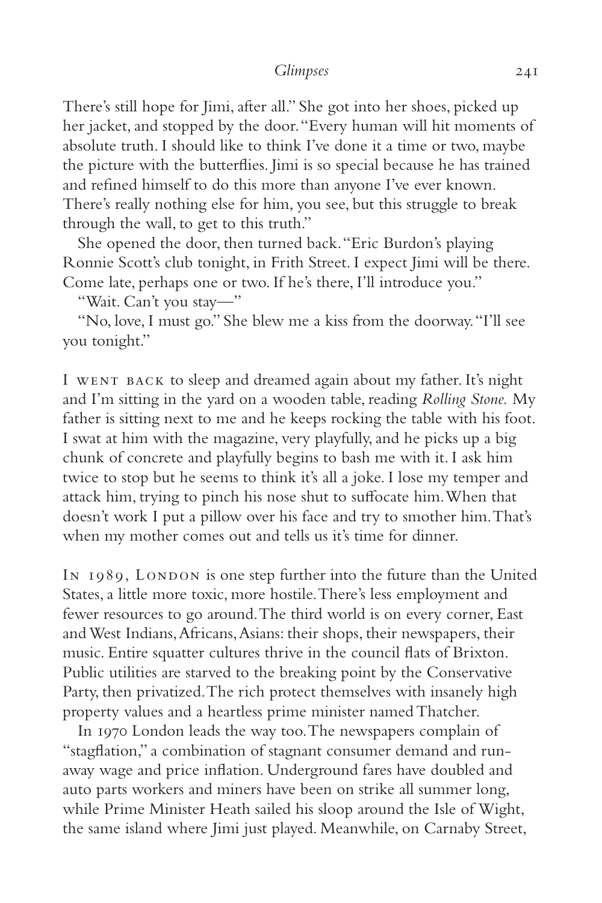There's still hope for Jimi, after all." She got into her shoes, picked up her jacket, and stopped by the door. "Every human will hit moments of absolute truth. I should like to think I've done it a time or two, maybe the picture with the butterflies. Jimi is so special because he has trained and refined himself to do this more than anyone I've ever known. There's really nothing else for him, you see, but this struggle to break through the wall, to get to this truth."

She opened the door, then turned back. "Eric Burdon's playing Ronnie Scott's club tonight, in Frith Street. I expect Jimi will be there. Come late, perhaps one or two. If he's there, I'll introduce you."

"Wait. Can't you stay—"

"No, love, I must go." She blew me a kiss from the doorway. "I'll see you tonight."

I WENT BACK to sleep and dreamed again about my father. It's night and I'm sitting in the yard on a wooden table, reading *Rolling Stone.* My father is sitting next to me and he keeps rocking the table with his foot. I swat at him with the magazine, very playfully, and he picks up a big chunk of concrete and playfully begins to bash me with it. I ask him twice to stop but he seems to think it's all a joke. I lose my temper and attack him, trying to pinch his nose shut to suffocate him. When that doesn't work I put a pillow over his face and try to smother him. That's when my mother comes out and tells us it's time for dinner.

IN 1989, LONDON is one step further into the future than the United States, a little more toxic, more hostile. There's less employment and fewer resources to go around. The third world is on every corner, East and West Indians, Africans, Asians: their shops, their newspapers, their music. Entire squatter cultures thrive in the council flats of Brixton. Public utilities are starved to the breaking point by the Conservative Party, then privatized. The rich protect themselves with insanely high property values and a heartless prime minister named Thatcher.

In 1970 London leads the way too. The newspapers complain of "stagflation," a combination of stagnant consumer demand and runaway wage and price inflation. Underground fares have doubled and auto parts workers and miners have been on strike all summer long, while Prime Minister Heath sailed his sloop around the Isle of Wight, the same island where Jimi just played. Meanwhile, on Carnaby Street,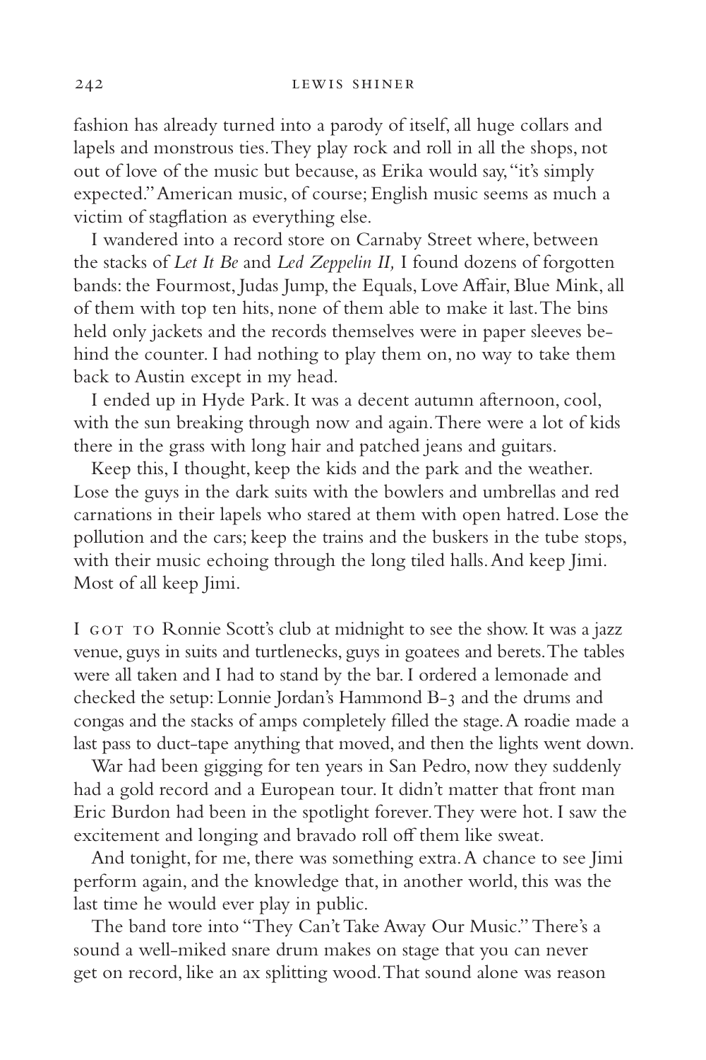fashion has already turned into a parody of itself, all huge collars and lapels and monstrous ties. They play rock and roll in all the shops, not out of love of the music but because, as Erika would say, "it's simply expected." American music, of course; English music seems as much a victim of stagflation as everything else.

I wandered into a record store on Carnaby Street where, between the stacks of *Let It Be* and *Led Zeppelin II,* I found dozens of forgotten bands: the Fourmost, Judas Jump, the Equals, Love Affair, Blue Mink, all of them with top ten hits, none of them able to make it last. The bins held only jackets and the records themselves were in paper sleeves behind the counter. I had nothing to play them on, no way to take them back to Austin except in my head.

I ended up in Hyde Park. It was a decent autumn afternoon, cool, with the sun breaking through now and again. There were a lot of kids there in the grass with long hair and patched jeans and guitars.

Keep this, I thought, keep the kids and the park and the weather. Lose the guys in the dark suits with the bowlers and umbrellas and red carnations in their lapels who stared at them with open hatred. Lose the pollution and the cars; keep the trains and the buskers in the tube stops, with their music echoing through the long tiled halls. And keep Jimi. Most of all keep Jimi.

I GOT TO Ronnie Scott's club at midnight to see the show. It was a jazz venue, guys in suits and turtlenecks, guys in goatees and berets. The tables were all taken and I had to stand by the bar. I ordered a lemonade and checked the setup: Lonnie Jordan's Hammond B-3 and the drums and congas and the stacks of amps completely filled the stage. A roadie made a last pass to duct-tape anything that moved, and then the lights went down.

War had been gigging for ten years in San Pedro, now they suddenly had a gold record and a European tour. It didn't matter that front man Eric Burdon had been in the spotlight forever. They were hot. I saw the excitement and longing and bravado roll off them like sweat.

And tonight, for me, there was something extra. A chance to see Jimi perform again, and the knowledge that, in another world, this was the last time he would ever play in public.

The band tore into "They Can't Take Away Our Music." There's a sound a well-miked snare drum makes on stage that you can never get on record, like an ax splitting wood. That sound alone was reason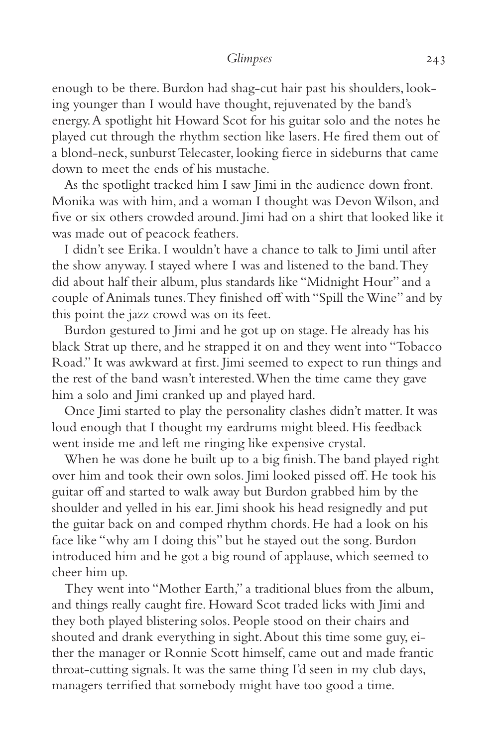enough to be there. Burdon had shag-cut hair past his shoulders, looking younger than I would have thought, rejuvenated by the band's energy. A spotlight hit Howard Scot for his guitar solo and the notes he played cut through the rhythm section like lasers. He fired them out of a blond-neck, sunburst Telecaster, looking fierce in sideburns that came down to meet the ends of his mustache.

As the spotlight tracked him I saw Jimi in the audience down front. Monika was with him, and a woman I thought was Devon Wilson, and five or six others crowded around. Jimi had on a shirt that looked like it was made out of peacock feathers.

I didn't see Erika. I wouldn't have a chance to talk to Jimi until after the show anyway. I stayed where I was and listened to the band. They did about half their album, plus standards like "Midnight Hour" and a couple of Animals tunes. They finished off with "Spill the Wine" and by this point the jazz crowd was on its feet.

Burdon gestured to Jimi and he got up on stage. He already has his black Strat up there, and he strapped it on and they went into "Tobacco Road." It was awkward at first. Jimi seemed to expect to run things and the rest of the band wasn't interested. When the time came they gave him a solo and Jimi cranked up and played hard.

Once Jimi started to play the personality clashes didn't matter. It was loud enough that I thought my eardrums might bleed. His feedback went inside me and left me ringing like expensive crystal.

When he was done he built up to a big finish. The band played right over him and took their own solos. Jimi looked pissed off. He took his guitar off and started to walk away but Burdon grabbed him by the shoulder and yelled in his ear. Jimi shook his head resignedly and put the guitar back on and comped rhythm chords. He had a look on his face like "why am I doing this" but he stayed out the song. Burdon introduced him and he got a big round of applause, which seemed to cheer him up.

They went into "Mother Earth," a traditional blues from the album, and things really caught fire. Howard Scot traded licks with Jimi and they both played blistering solos. People stood on their chairs and shouted and drank everything in sight. About this time some guy, either the manager or Ronnie Scott himself, came out and made frantic throat-cutting signals. It was the same thing I'd seen in my club days, managers terrified that somebody might have too good a time.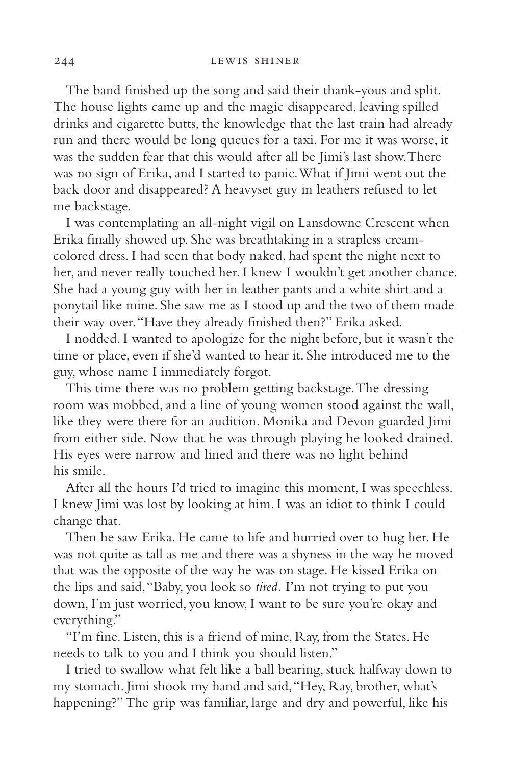The band finished up the song and said their thank-yous and split. The house lights came up and the magic disappeared, leaving spilled drinks and cigarette butts, the knowledge that the last train had already run and there would be long queues for a taxi. For me it was worse, it was the sudden fear that this would after all be Jimi's last show. There was no sign of Erika, and I started to panic. What if Jimi went out the back door and disappeared? A heavyset guy in leathers refused to let me backstage.

I was contemplating an all-night vigil on Lansdowne Crescent when Erika finally showed up. She was breathtaking in a strapless cream-colored dress. I had seen that body naked, had spent the night next to her, and never really touched her. I knew I wouldn't get another chance. She had a young guy with her in leather pants and a white shirt and a ponytail like mine. She saw me as I stood up and the two of them made their way over. "Have they already finished then?" Erika asked.

I nodded. I wanted to apologize for the night before, but it wasn't the time or place, even if she'd wanted to hear it. She introduced me to the guy, whose name I immediately forgot.

This time there was no problem getting backstage. The dressing room was mobbed, and a line of young women stood against the wall, like they were there for an audition. Monika and Devon guarded Jimi from either side. Now that he was through playing he looked drained. His eyes were narrow and lined and there was no light behind his smile.

After all the hours I'd tried to imagine this moment, I was speechless. I knew Jimi was lost by looking at him. I was an idiot to think I could change that.

Then he saw Erika. He came to life and hurried over to hug her. He was not quite as tall as me and there was a shyness in the way he moved that was the opposite of the way he was on stage. He kissed Erika on the lips and said, "Baby, you look so *tired.* I'm not trying to put you down, I'm just worried, you know, I want to be sure you're okay and everything."

"I'm fine. Listen, this is a friend of mine, Ray, from the States. He needs to talk to you and I think you should listen."

I tried to swallow what felt like a ball bearing, stuck halfway down to my stomach. Jimi shook my hand and said, "Hey, Ray, brother, what's happening?" The grip was familiar, large and dry and powerful, like his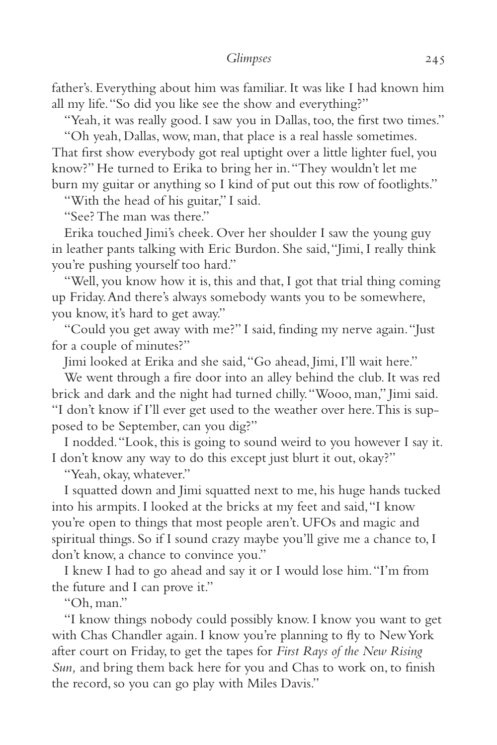father's. Everything about him was familiar. It was like I had known him all my life. "So did you like see the show and everything?"

"Yeah, it was really good. I saw you in Dallas, too, the first two times."

"Oh yeah, Dallas, wow, man, that place is a real hassle sometimes. That first show everybody got real uptight over a little lighter fuel, you know?" He turned to Erika to bring her in. "They wouldn't let me burn my guitar or anything so I kind of put out this row of footlights."

"With the head of his guitar," I said.

"See? The man was there."

Erika touched Jimi's cheek. Over her shoulder I saw the young guy in leather pants talking with Eric Burdon. She said, "Jimi, I really think you're pushing yourself too hard."

"Well, you know how it is, this and that, I got that trial thing coming up Friday. And there's always somebody wants you to be somewhere, you know, it's hard to get away."

"Could you get away with me?" I said, finding my nerve again. "Just for a couple of minutes?"

Jimi looked at Erika and she said, "Go ahead, Jimi, I'll wait here."

We went through a fire door into an alley behind the club. It was red brick and dark and the night had turned chilly. "Wooo, man," Jimi said. "I don't know if I'll ever get used to the weather over here. This is supposed to be September, can you dig?"

I nodded. "Look, this is going to sound weird to you however I say it. I don't know any way to do this except just blurt it out, okay?"

"Yeah, okay, whatever."

I squatted down and Jimi squatted next to me, his huge hands tucked into his armpits. I looked at the bricks at my feet and said, "I know you're open to things that most people aren't. UFOs and magic and spiritual things. So if I sound crazy maybe you'll give me a chance to, I don't know, a chance to convince you."

I knew I had to go ahead and say it or I would lose him. "I'm from the future and I can prove it."

"Oh, man."

"I know things nobody could possibly know. I know you want to get with Chas Chandler again. I know you're planning to fly to New York after court on Friday, to get the tapes for *First Rays of the New Rising Sun,* and bring them back here for you and Chas to work on, to finish the record, so you can go play with Miles Davis."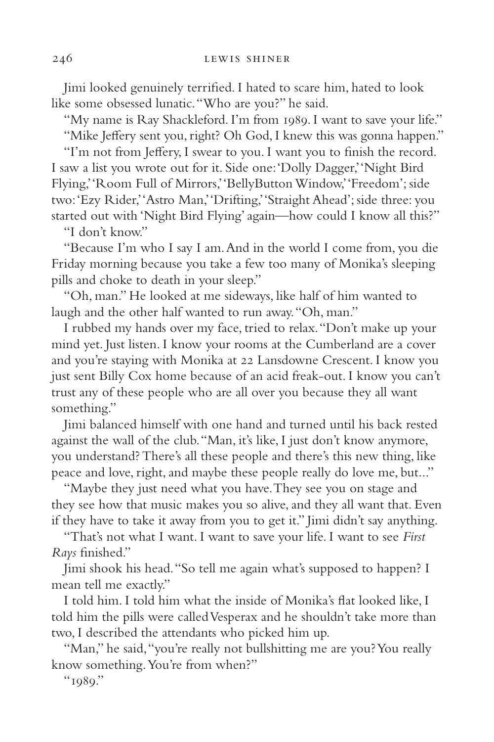Jimi looked genuinely terrified. I hated to scare him, hated to look like some obsessed lunatic. "Who are you?" he said.

"My name is Ray Shackleford. I'm from 1989. I want to save your life."

"Mike Jeffery sent you, right? Oh God, I knew this was gonna happen."

"I'm not from Jeffery, I swear to you. I want you to finish the record. I saw a list you wrote out for it. Side one: 'Dolly Dagger,' 'Night Bird Flying,' 'Room Full of Mirrors,' 'BellyButton Window,' 'Freedom'; side two: 'Ezy Rider,' 'Astro Man,' 'Drifting,' 'Straight Ahead'; side three: you started out with 'Night Bird Flying' again—how could I know all this?"

"I don't know."

"Because I'm who I say I am. And in the world I come from, you die Friday morning because you take a few too many of Monika's sleeping pills and choke to death in your sleep."

"Oh, man." He looked at me sideways, like half of him wanted to laugh and the other half wanted to run away. "Oh, man."

I rubbed my hands over my face, tried to relax. "Don't make up your mind yet. Just listen. I know your rooms at the Cumberland are a cover and you're staying with Monika at 22 Lansdowne Crescent. I know you just sent Billy Cox home because of an acid freak-out. I know you can't trust any of these people who are all over you because they all want something."

Jimi balanced himself with one hand and turned until his back rested against the wall of the club. "Man, it's like, I just don't know anymore, you understand? There's all these people and there's this new thing, like peace and love, right, and maybe these people really do love me, but..."

"Maybe they just need what you have. They see you on stage and they see how that music makes you so alive, and they all want that. Even if they have to take it away from you to get it." Jimi didn't say anything.

"That's not what I want. I want to save your life. I want to see *First Rays* finished."

Jimi shook his head. "So tell me again what's supposed to happen? I mean tell me exactly."

I told him. I told him what the inside of Monika's flat looked like, I told him the pills were called Vesperax and he shouldn't take more than two, I described the attendants who picked him up.

"Man," he said, "you're really not bullshitting me are you? You really know something. You're from when?"

"1989."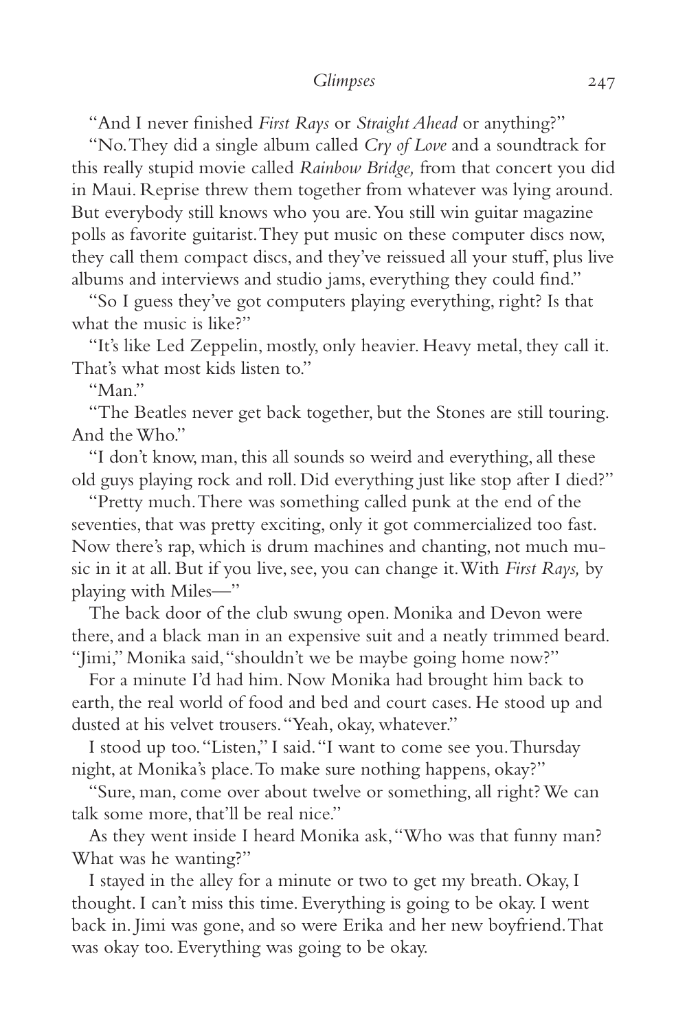"And I never finished *First Rays* or *Straight Ahead* or anything?"

"No. They did a single album called *Cry of Love* and a soundtrack for this really stupid movie called *Rainbow Bridge,* from that concert you did in Maui. Reprise threw them together from whatever was lying around. But everybody still knows who you are. You still win guitar magazine polls as favorite guitarist. They put music on these computer discs now, they call them compact discs, and they've reissued all your stuff, plus live albums and interviews and studio jams, everything they could find."

"So I guess they've got computers playing everything, right? Is that what the music is like?"

"It's like Led Zeppelin, mostly, only heavier. Heavy metal, they call it. That's what most kids listen to."

"Man."

"The Beatles never get back together, but the Stones are still touring. And the Who."

"I don't know, man, this all sounds so weird and everything, all these old guys playing rock and roll. Did everything just like stop after I died?"

"Pretty much. There was something called punk at the end of the seventies, that was pretty exciting, only it got commercialized too fast. Now there's rap, which is drum machines and chanting, not much music in it at all. But if you live, see, you can change it. With *First Rays,* by playing with Miles—"

The back door of the club swung open. Monika and Devon were there, and a black man in an expensive suit and a neatly trimmed beard. "Jimi," Monika said, "shouldn't we be maybe going home now?"

For a minute I'd had him. Now Monika had brought him back to earth, the real world of food and bed and court cases. He stood up and dusted at his velvet trousers. "Yeah, okay, whatever."

I stood up too. "Listen," I said. "I want to come see you. Thursday night, at Monika's place. To make sure nothing happens, okay?"

"Sure, man, come over about twelve or something, all right? We can talk some more, that'll be real nice."

As they went inside I heard Monika ask, "Who was that funny man? What was he wanting?"

I stayed in the alley for a minute or two to get my breath. Okay, I thought. I can't miss this time. Everything is going to be okay. I went back in. Jimi was gone, and so were Erika and her new boyfriend. That was okay too. Everything was going to be okay.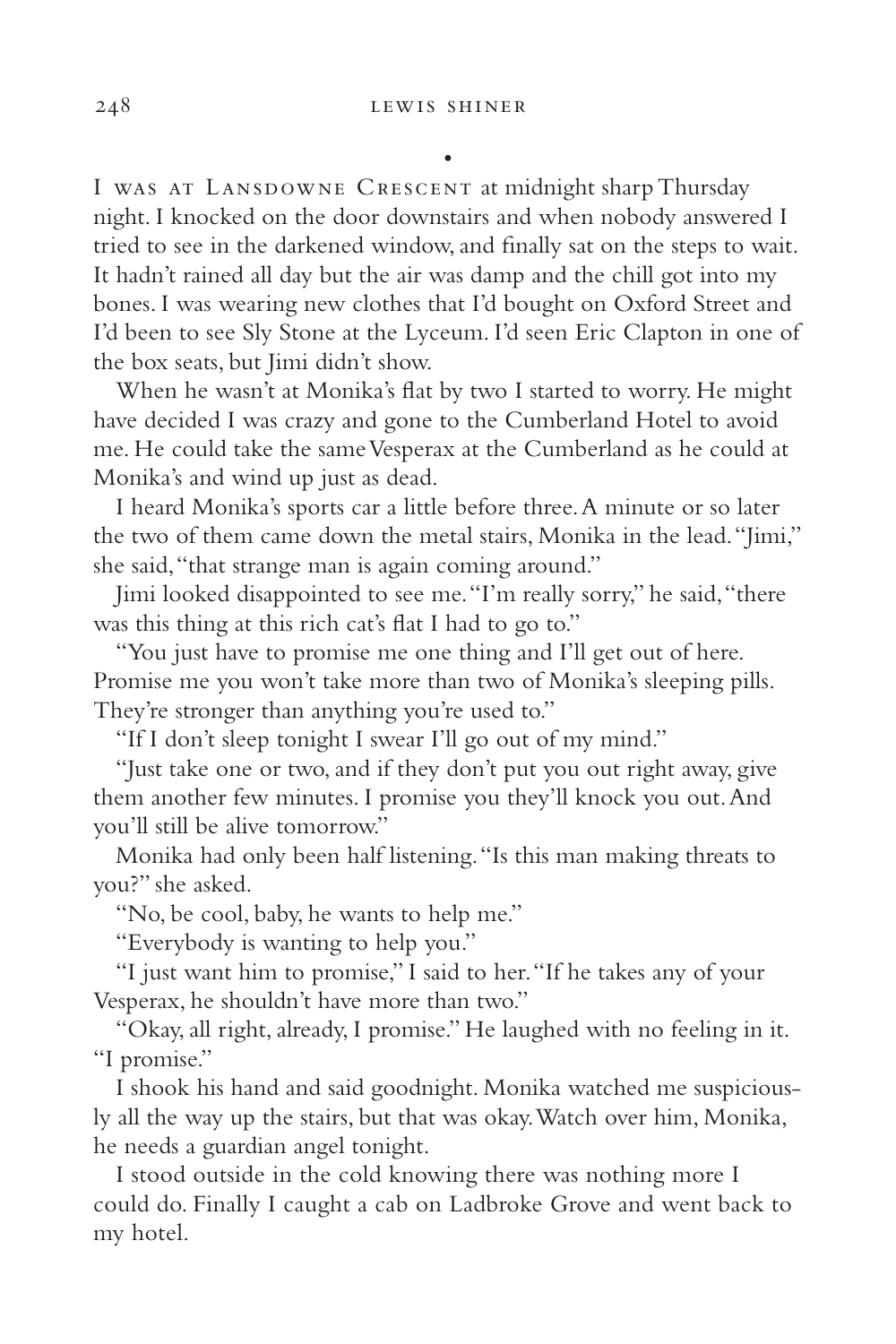•

I was at Lansdowne Crescent at midnight sharp Thursday night. I knocked on the door downstairs and when nobody answered I tried to see in the darkened window, and finally sat on the steps to wait. It hadn't rained all day but the air was damp and the chill got into my bones. I was wearing new clothes that I'd bought on Oxford Street and I'd been to see Sly Stone at the Lyceum. I'd seen Eric Clapton in one of the box seats, but Jimi didn't show.

When he wasn't at Monika's flat by two I started to worry. He might have decided I was crazy and gone to the Cumberland Hotel to avoid me. He could take the same Vesperax at the Cumberland as he could at Monika's and wind up just as dead.

I heard Monika's sports car a little before three. A minute or so later the two of them came down the metal stairs, Monika in the lead. "Jimi," she said, "that strange man is again coming around."

Jimi looked disappointed to see me. "I'm really sorry," he said, "there was this thing at this rich cat's flat I had to go to."

"You just have to promise me one thing and I'll get out of here. Promise me you won't take more than two of Monika's sleeping pills. They're stronger than anything you're used to."

"If I don't sleep tonight I swear I'll go out of my mind."

"Just take one or two, and if they don't put you out right away, give them another few minutes. I promise you they'll knock you out. And you'll still be alive tomorrow."

Monika had only been half listening. "Is this man making threats to you?" she asked.

"No, be cool, baby, he wants to help me."

"Everybody is wanting to help you."

"I just want him to promise," I said to her. "If he takes any of your Vesperax, he shouldn't have more than two."

"Okay, all right, already, I promise." He laughed with no feeling in it. "I promise."

I shook his hand and said goodnight. Monika watched me suspiciously all the way up the stairs, but that was okay. Watch over him, Monika, he needs a guardian angel tonight.

I stood outside in the cold knowing there was nothing more I could do. Finally I caught a cab on Ladbroke Grove and went back to my hotel.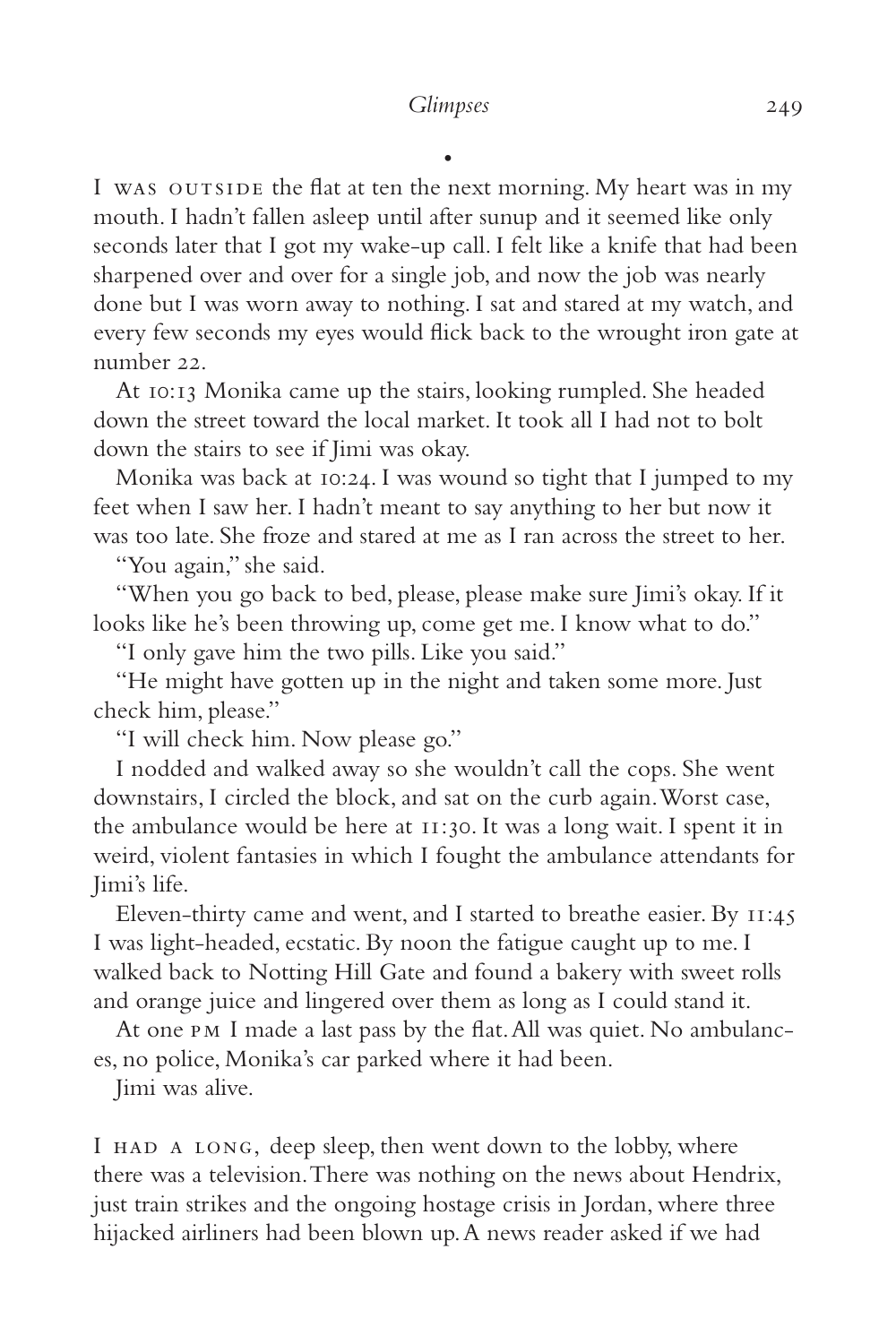•

I WAS OUTSIDE the flat at ten the next morning. My heart was in my mouth. I hadn't fallen asleep until after sunup and it seemed like only seconds later that I got my wake-up call. I felt like a knife that had been sharpened over and over for a single job, and now the job was nearly done but I was worn away to nothing. I sat and stared at my watch, and every few seconds my eyes would flick back to the wrought iron gate at number 22.

At 10:13 Monika came up the stairs, looking rumpled. She headed down the street toward the local market. It took all I had not to bolt down the stairs to see if Jimi was okay.

Monika was back at 10:24. I was wound so tight that I jumped to my feet when I saw her. I hadn't meant to say anything to her but now it was too late. She froze and stared at me as I ran across the street to her.

"You again," she said.

"When you go back to bed, please, please make sure Jimi's okay. If it looks like he's been throwing up, come get me. I know what to do."

"I only gave him the two pills. Like you said."

"He might have gotten up in the night and taken some more. Just check him, please."

"I will check him. Now please go."

I nodded and walked away so she wouldn't call the cops. She went downstairs, I circled the block, and sat on the curb again. Worst case, the ambulance would be here at 11:30. It was a long wait. I spent it in weird, violent fantasies in which I fought the ambulance attendants for Jimi's life.

Eleven-thirty came and went, and I started to breathe easier. By 11:45 I was light-headed, ecstatic. By noon the fatigue caught up to me. I walked back to Notting Hill Gate and found a bakery with sweet rolls and orange juice and lingered over them as long as I could stand it.

At one PM I made a last pass by the flat. All was quiet. No ambulances, no police, Monika's car parked where it had been.

Jimi was alive.

I HAD A LONG, deep sleep, then went down to the lobby, where there was a television. There was nothing on the news about Hendrix, just train strikes and the ongoing hostage crisis in Jordan, where three hijacked airliners had been blown up. A news reader asked if we had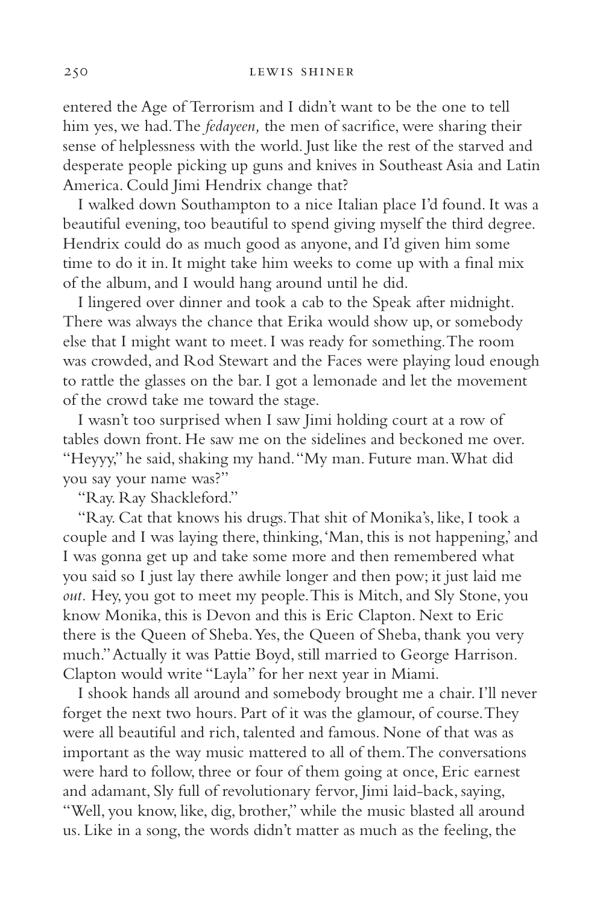entered the Age of Terrorism and I didn't want to be the one to tell him yes, we had. The *fedayeen,* the men of sacrifice, were sharing their sense of helplessness with the world. Just like the rest of the starved and desperate people picking up guns and knives in Southeast Asia and Latin America. Could Jimi Hendrix change that?

I walked down Southampton to a nice Italian place I'd found. It was a beautiful evening, too beautiful to spend giving myself the third degree. Hendrix could do as much good as anyone, and I'd given him some time to do it in. It might take him weeks to come up with a final mix of the album, and I would hang around until he did.

I lingered over dinner and took a cab to the Speak after midnight. There was always the chance that Erika would show up, or somebody else that I might want to meet. I was ready for something. The room was crowded, and Rod Stewart and the Faces were playing loud enough to rattle the glasses on the bar. I got a lemonade and let the movement of the crowd take me toward the stage.

I wasn't too surprised when I saw Jimi holding court at a row of tables down front. He saw me on the sidelines and beckoned me over. "Heyyy," he said, shaking my hand. "My man. Future man. What did you say your name was?"

"Ray. Ray Shackleford."

"Ray. Cat that knows his drugs. That shit of Monika's, like, I took a couple and I was laying there, thinking, 'Man, this is not happening,' and I was gonna get up and take some more and then remembered what you said so I just lay there awhile longer and then pow; it just laid me *out.* Hey, you got to meet my people. This is Mitch, and Sly Stone, you know Monika, this is Devon and this is Eric Clapton. Next to Eric there is the Queen of Sheba. Yes, the Queen of Sheba, thank you very much." Actually it was Pattie Boyd, still married to George Harrison. Clapton would write "Layla" for her next year in Miami.

I shook hands all around and somebody brought me a chair. I'll never forget the next two hours. Part of it was the glamour, of course. They were all beautiful and rich, talented and famous. None of that was as important as the way music mattered to all of them. The conversations were hard to follow, three or four of them going at once, Eric earnest and adamant, Sly full of revolutionary fervor, Jimi laid-back, saying, "Well, you know, like, dig, brother," while the music blasted all around us. Like in a song, the words didn't matter as much as the feeling, the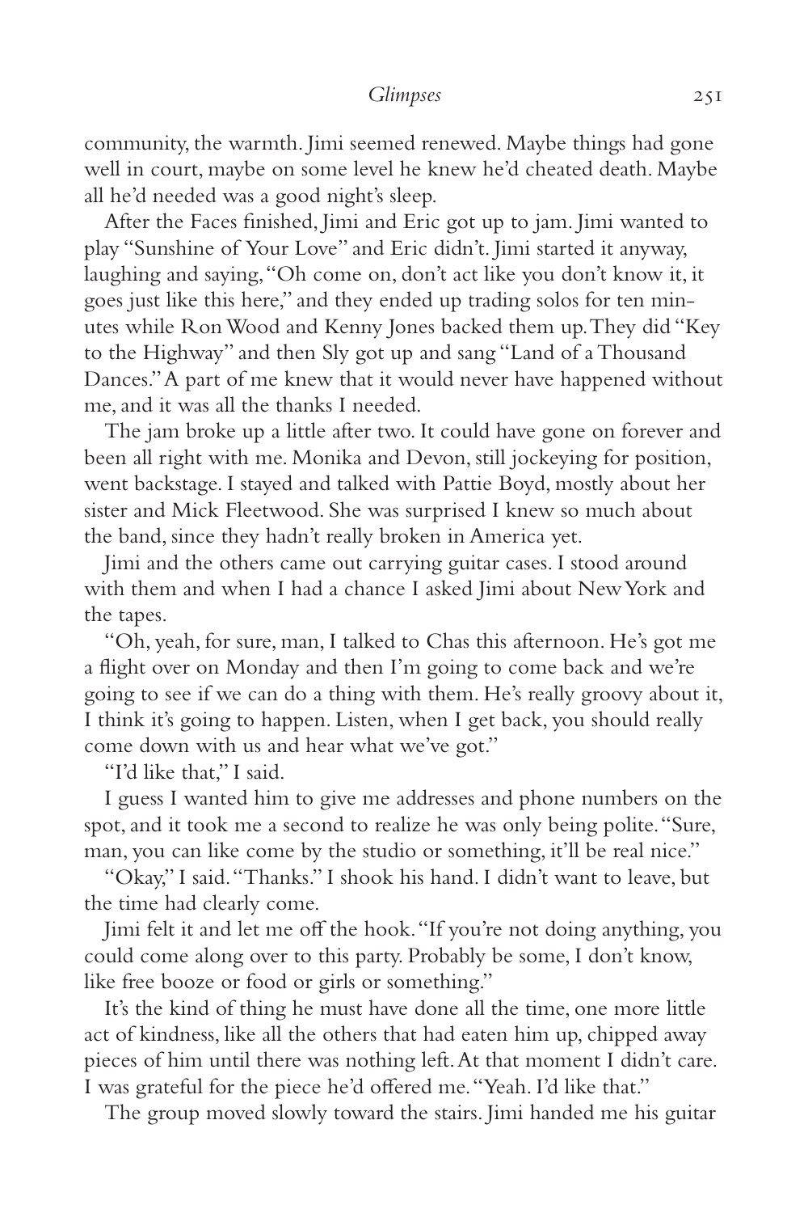community, the warmth. Jimi seemed renewed. Maybe things had gone well in court, maybe on some level he knew he'd cheated death. Maybe all he'd needed was a good night's sleep.

After the Faces finished, Jimi and Eric got up to jam. Jimi wanted to play "Sunshine of Your Love" and Eric didn't. Jimi started it anyway, laughing and saying, "Oh come on, don't act like you don't know it, it goes just like this here," and they ended up trading solos for ten minutes while Ron Wood and Kenny Jones backed them up. They did "Key to the Highway" and then Sly got up and sang "Land of a Thousand Dances." A part of me knew that it would never have happened without me, and it was all the thanks I needed.

The jam broke up a little after two. It could have gone on forever and been all right with me. Monika and Devon, still jockeying for position, went backstage. I stayed and talked with Pattie Boyd, mostly about her sister and Mick Fleetwood. She was surprised I knew so much about the band, since they hadn't really broken in America yet.

Jimi and the others came out carrying guitar cases. I stood around with them and when I had a chance I asked Jimi about New York and the tapes.

"Oh, yeah, for sure, man, I talked to Chas this afternoon. He's got me a flight over on Monday and then I'm going to come back and we're going to see if we can do a thing with them. He's really groovy about it, I think it's going to happen. Listen, when I get back, you should really come down with us and hear what we've got."

"I'd like that," I said.

I guess I wanted him to give me addresses and phone numbers on the spot, and it took me a second to realize he was only being polite. "Sure, man, you can like come by the studio or something, it'll be real nice."

"Okay," I said. "Thanks." I shook his hand. I didn't want to leave, but the time had clearly come.

Jimi felt it and let me off the hook. "If you're not doing anything, you could come along over to this party. Probably be some, I don't know, like free booze or food or girls or something."

It's the kind of thing he must have done all the time, one more little act of kindness, like all the others that had eaten him up, chipped away pieces of him until there was nothing left. At that moment I didn't care. I was grateful for the piece he'd offered me. "Yeah. I'd like that."

The group moved slowly toward the stairs. Jimi handed me his guitar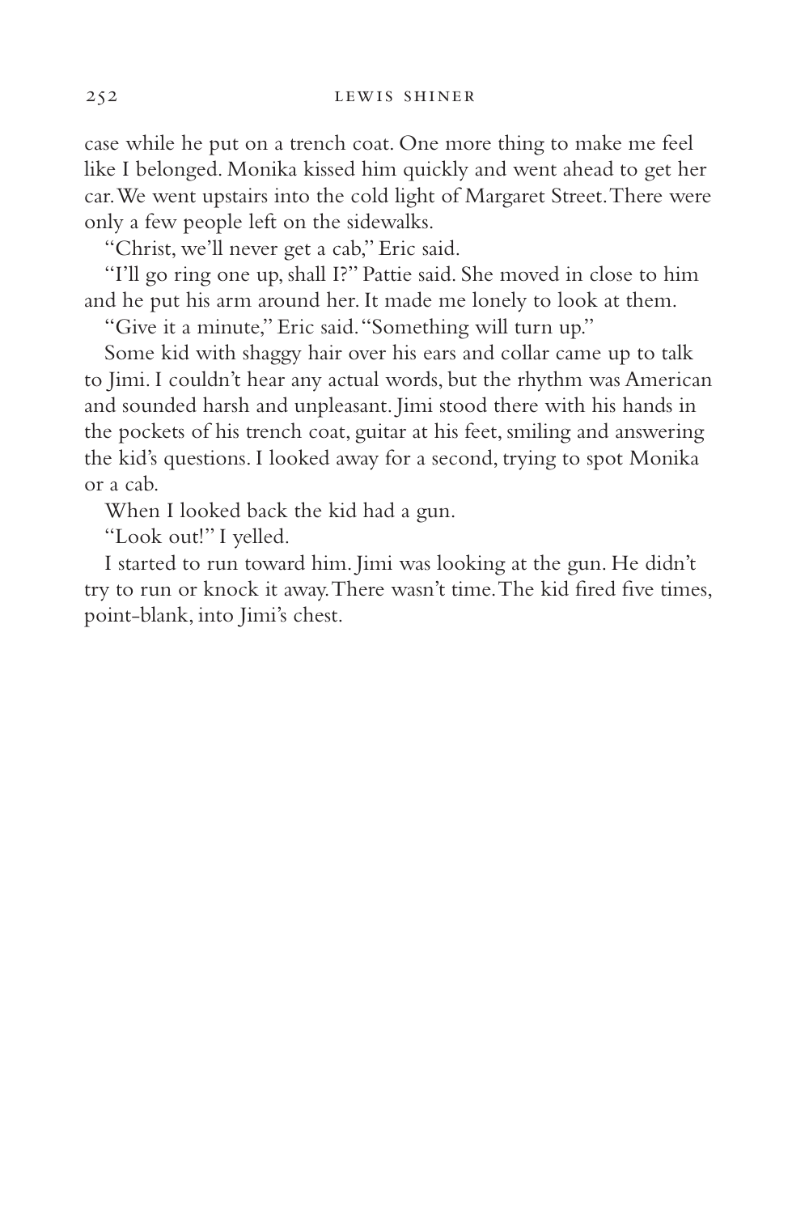case while he put on a trench coat. One more thing to make me feel like I belonged. Monika kissed him quickly and went ahead to get her car. We went upstairs into the cold light of Margaret Street. There were only a few people left on the sidewalks.

"Christ, we'll never get a cab," Eric said.

"I'll go ring one up, shall I?" Pattie said. She moved in close to him and he put his arm around her. It made me lonely to look at them.

"Give it a minute," Eric said. "Something will turn up."

Some kid with shaggy hair over his ears and collar came up to talk to Jimi. I couldn't hear any actual words, but the rhythm was American and sounded harsh and unpleasant. Jimi stood there with his hands in the pockets of his trench coat, guitar at his feet, smiling and answering the kid's questions. I looked away for a second, trying to spot Monika or a cab.

When I looked back the kid had a gun.

"Look out!" I yelled.

I started to run toward him. Jimi was looking at the gun. He didn't try to run or knock it away. There wasn't time. The kid fired five times, point-blank, into Jimi's chest.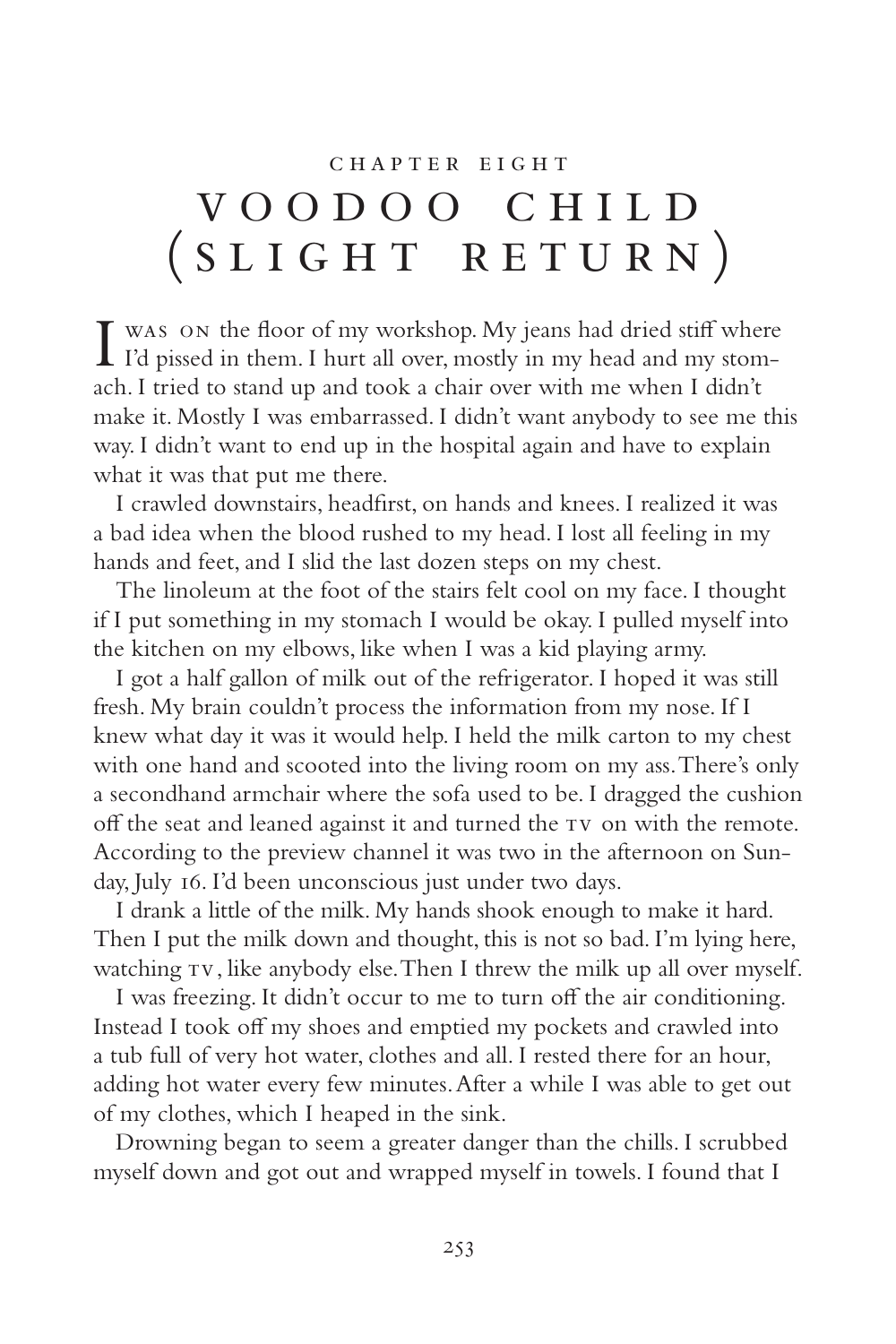CHAPTER EIGHT

# VOODOO CHILD (SLIGHT RETURN)

I WAS ON the floor of my workshop. My jeans had dried stiff where I'd pissed in them. I hurt all over, mostly in my head and my stomach. I tried to stand up and took a chair over with me when I didn't make it. Mostly I was embarrassed. I didn't want anybody to see me this way. I didn't want to end up in the hospital again and have to explain what it was that put me there.

I crawled downstairs, headfirst, on hands and knees. I realized it was a bad idea when the blood rushed to my head. I lost all feeling in my hands and feet, and I slid the last dozen steps on my chest.

The linoleum at the foot of the stairs felt cool on my face. I thought if I put something in my stomach I would be okay. I pulled myself into the kitchen on my elbows, like when I was a kid playing army.

I got a half gallon of milk out of the refrigerator. I hoped it was still fresh. My brain couldn't process the information from my nose. If I knew what day it was it would help. I held the milk carton to my chest with one hand and scooted into the living room on my ass. There's only a secondhand armchair where the sofa used to be. I dragged the cushion off the seat and leaned against it and turned the TV on with the remote. According to the preview channel it was two in the afternoon on Sunday, July 16. I'd been unconscious just under two days.

I drank a little of the milk. My hands shook enough to make it hard. Then I put the milk down and thought, this is not so bad. I'm lying here, watching TV, like anybody else. Then I threw the milk up all over myself.

I was freezing. It didn't occur to me to turn off the air conditioning. Instead I took off my shoes and emptied my pockets and crawled into a tub full of very hot water, clothes and all. I rested there for an hour, adding hot water every few minutes. After a while I was able to get out of my clothes, which I heaped in the sink.

Drowning began to seem a greater danger than the chills. I scrubbed myself down and got out and wrapped myself in towels. I found that I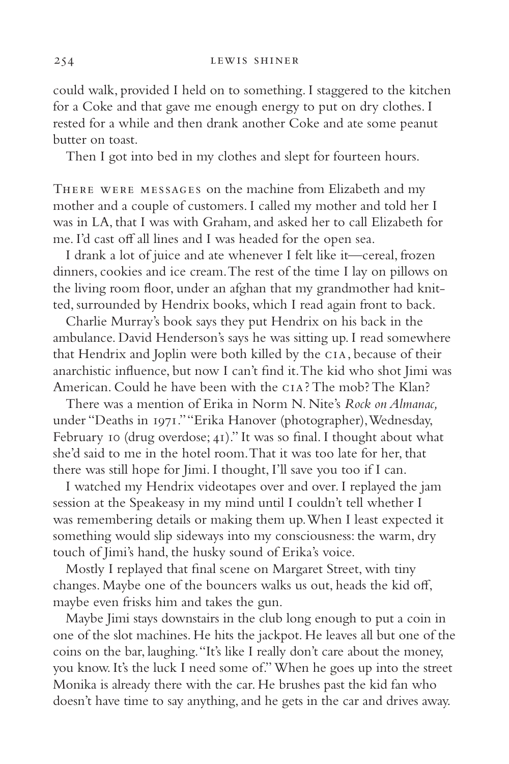could walk, provided I held on to something. I staggered to the kitchen for a Coke and that gave me enough energy to put on dry clothes. I rested for a while and then drank another Coke and ate some peanut butter on toast.

Then I got into bed in my clothes and slept for fourteen hours.

There were messages on the machine from Elizabeth and my mother and a couple of customers. I called my mother and told her I was in LA, that I was with Graham, and asked her to call Elizabeth for me. I'd cast off all lines and I was headed for the open sea.

I drank a lot of juice and ate whenever I felt like it—cereal, frozen dinners, cookies and ice cream. The rest of the time I lay on pillows on the living room floor, under an afghan that my grandmother had knitted, surrounded by Hendrix books, which I read again front to back.

Charlie Murray's book says they put Hendrix on his back in the ambulance. David Henderson's says he was sitting up. I read somewhere that Hendrix and Joplin were both killed by the CIA, because of their anarchistic influence, but now I can't find it. The kid who shot Jimi was American. Could he have been with the CIA? The mob? The Klan?

There was a mention of Erika in Norm N. Nite's *Rock on Almanac,* under "Deaths in 1971." "Erika Hanover (photographer), Wednesday, February 10 (drug overdose; 41)." It was so final. I thought about what she'd said to me in the hotel room. That it was too late for her, that there was still hope for Jimi. I thought, I'll save you too if I can.

I watched my Hendrix videotapes over and over. I replayed the jam session at the Speakeasy in my mind until I couldn't tell whether I was remembering details or making them up. When I least expected it something would slip sideways into my consciousness: the warm, dry touch of Jimi's hand, the husky sound of Erika's voice.

Mostly I replayed that final scene on Margaret Street, with tiny changes. Maybe one of the bouncers walks us out, heads the kid off, maybe even frisks him and takes the gun.

Maybe Jimi stays downstairs in the club long enough to put a coin in one of the slot machines. He hits the jackpot. He leaves all but one of the coins on the bar, laughing. "It's like I really don't care about the money, you know. It's the luck I need some of." When he goes up into the street Monika is already there with the car. He brushes past the kid fan who doesn't have time to say anything, and he gets in the car and drives away.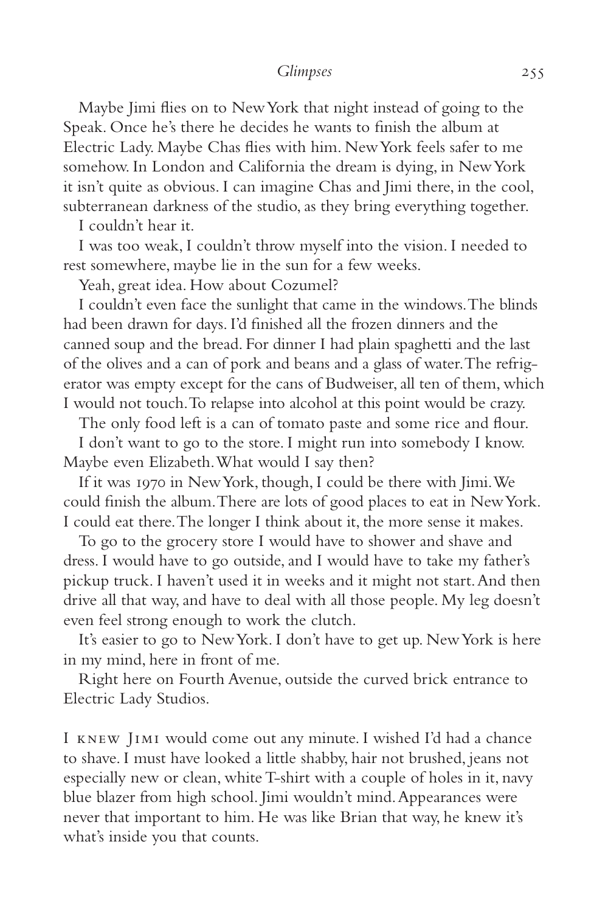Maybe Jimi flies on to New York that night instead of going to the Speak. Once he's there he decides he wants to finish the album at Electric Lady. Maybe Chas flies with him. New York feels safer to me somehow. In London and California the dream is dying, in New York it isn't quite as obvious. I can imagine Chas and Jimi there, in the cool, subterranean darkness of the studio, as they bring everything together.

I couldn't hear it.

I was too weak, I couldn't throw myself into the vision. I needed to rest somewhere, maybe lie in the sun for a few weeks.

Yeah, great idea. How about Cozumel?

I couldn't even face the sunlight that came in the windows. The blinds had been drawn for days. I'd finished all the frozen dinners and the canned soup and the bread. For dinner I had plain spaghetti and the last of the olives and a can of pork and beans and a glass of water. The refrigerator was empty except for the cans of Budweiser, all ten of them, which I would not touch. To relapse into alcohol at this point would be crazy.

The only food left is a can of tomato paste and some rice and flour.

I don't want to go to the store. I might run into somebody I know. Maybe even Elizabeth. What would I say then?

If it was 1970 in New York, though, I could be there with Jimi. We could finish the album. There are lots of good places to eat in New York. I could eat there. The longer I think about it, the more sense it makes.

To go to the grocery store I would have to shower and shave and dress. I would have to go outside, and I would have to take my father's pickup truck. I haven't used it in weeks and it might not start. And then drive all that way, and have to deal with all those people. My leg doesn't even feel strong enough to work the clutch.

It's easier to go to New York. I don't have to get up. New York is here in my mind, here in front of me.

Right here on Fourth Avenue, outside the curved brick entrance to Electric Lady Studios.

I knew Jimi would come out any minute. I wished I'd had a chance to shave. I must have looked a little shabby, hair not brushed, jeans not especially new or clean, white T-shirt with a couple of holes in it, navy blue blazer from high school. Jimi wouldn't mind. Appearances were never that important to him. He was like Brian that way, he knew it's what's inside you that counts.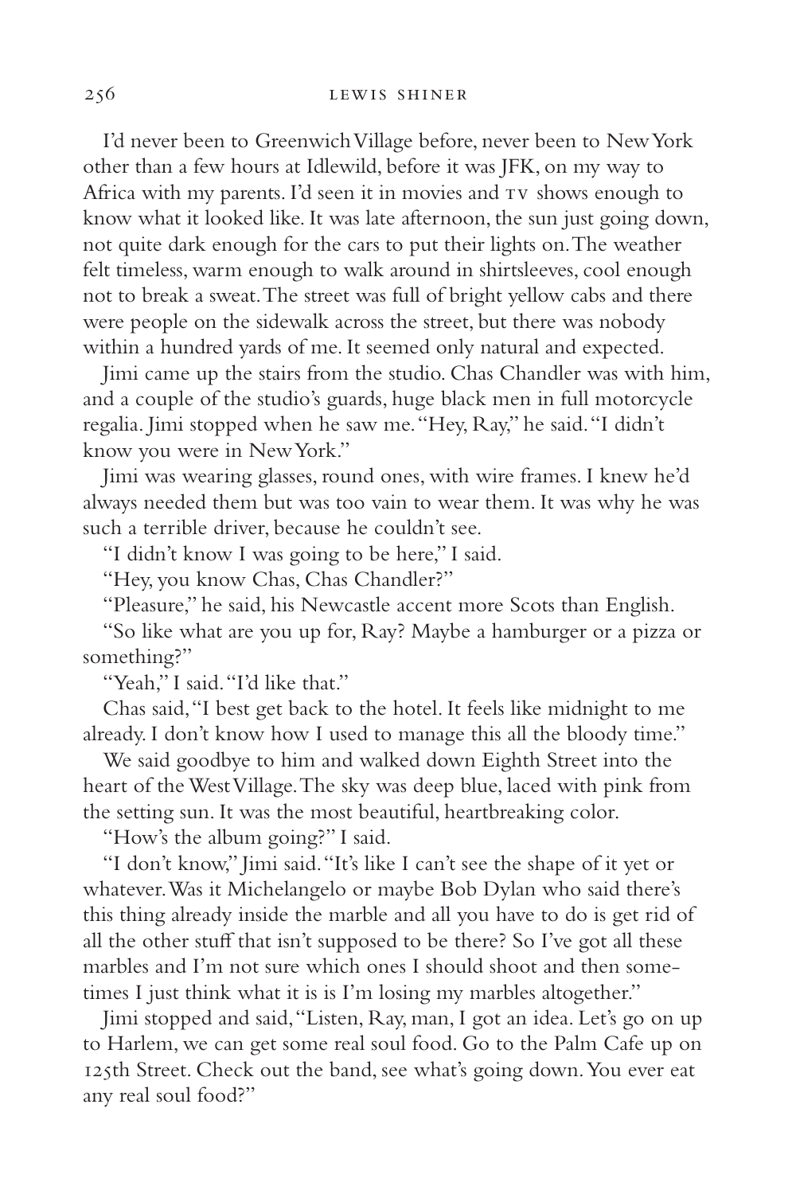I'd never been to Greenwich Village before, never been to New York other than a few hours at Idlewild, before it was JFK, on my way to Africa with my parents. I'd seen it in movies and TV shows enough to know what it looked like. It was late afternoon, the sun just going down, not quite dark enough for the cars to put their lights on. The weather felt timeless, warm enough to walk around in shirtsleeves, cool enough not to break a sweat. The street was full of bright yellow cabs and there were people on the sidewalk across the street, but there was nobody within a hundred yards of me. It seemed only natural and expected.

Jimi came up the stairs from the studio. Chas Chandler was with him, and a couple of the studio's guards, huge black men in full motorcycle regalia. Jimi stopped when he saw me. "Hey, Ray," he said. "I didn't know you were in New York."

Jimi was wearing glasses, round ones, with wire frames. I knew he'd always needed them but was too vain to wear them. It was why he was such a terrible driver, because he couldn't see.

"I didn't know I was going to be here," I said.

"Hey, you know Chas, Chas Chandler?"

"Pleasure," he said, his Newcastle accent more Scots than English.

"So like what are you up for, Ray? Maybe a hamburger or a pizza or something?"

"Yeah," I said. "I'd like that."

Chas said, "I best get back to the hotel. It feels like midnight to me already. I don't know how I used to manage this all the bloody time."

We said goodbye to him and walked down Eighth Street into the heart of the West Village. The sky was deep blue, laced with pink from the setting sun. It was the most beautiful, heartbreaking color.

"How's the album going?" I said.

"I don't know," Jimi said. "It's like I can't see the shape of it yet or whatever. Was it Michelangelo or maybe Bob Dylan who said there's this thing already inside the marble and all you have to do is get rid of all the other stuff that isn't supposed to be there? So I've got all these marbles and I'm not sure which ones I should shoot and then sometimes I just think what it is is I'm losing my marbles altogether."

Jimi stopped and said, "Listen, Ray, man, I got an idea. Let's go on up to Harlem, we can get some real soul food. Go to the Palm Cafe up on 125th Street. Check out the band, see what's going down. You ever eat any real soul food?"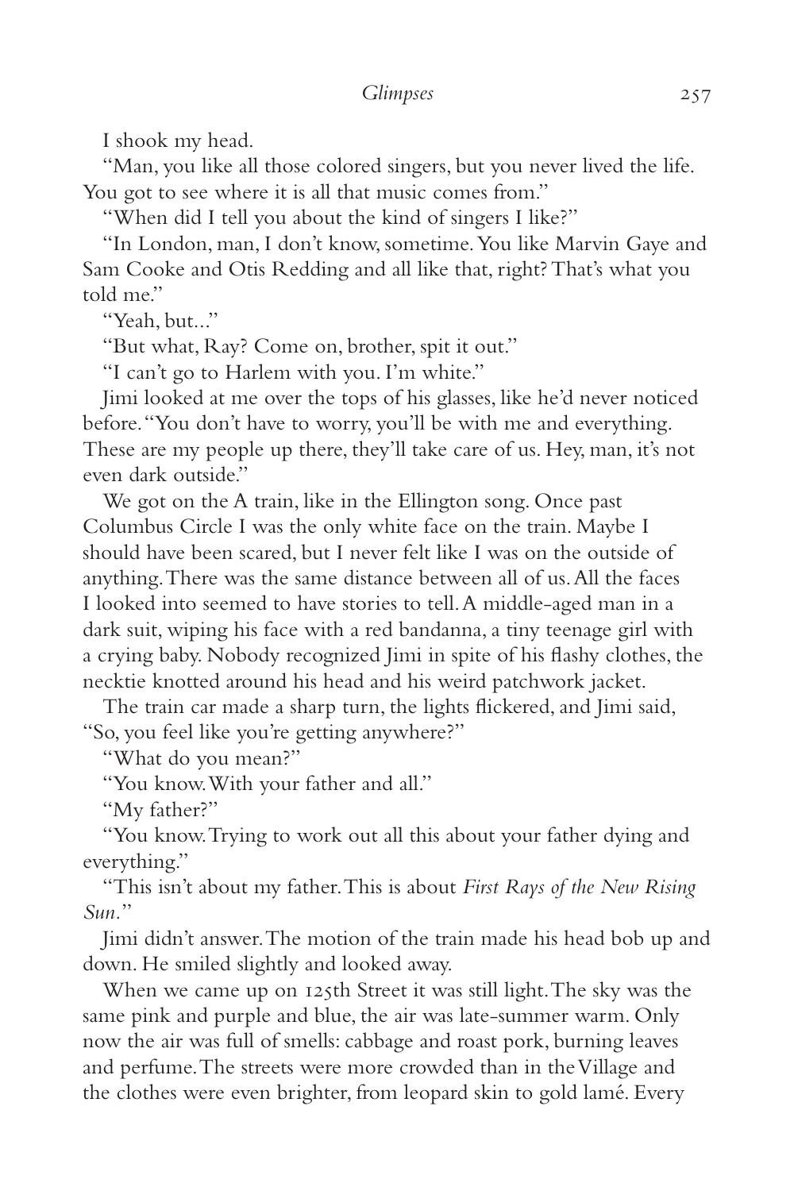I shook my head.

"Man, you like all those colored singers, but you never lived the life. You got to see where it is all that music comes from."

"When did I tell you about the kind of singers I like?"

"In London, man, I don't know, sometime. You like Marvin Gaye and Sam Cooke and Otis Redding and all like that, right? That's what you told me."

"Yeah, but..."

"But what, Ray? Come on, brother, spit it out."

"I can't go to Harlem with you. I'm white."

Jimi looked at me over the tops of his glasses, like he'd never noticed before. "You don't have to worry, you'll be with me and everything. These are my people up there, they'll take care of us. Hey, man, it's not even dark outside."

We got on the A train, like in the Ellington song. Once past Columbus Circle I was the only white face on the train. Maybe I should have been scared, but I never felt like I was on the outside of anything. There was the same distance between all of us. All the faces I looked into seemed to have stories to tell. A middle-aged man in a dark suit, wiping his face with a red bandanna, a tiny teenage girl with a crying baby. Nobody recognized Jimi in spite of his flashy clothes, the necktie knotted around his head and his weird patchwork jacket.

The train car made a sharp turn, the lights flickered, and Jimi said, "So, you feel like you're getting anywhere?"

"What do you mean?"

"You know. With your father and all."

"My father?"

"You know. Trying to work out all this about your father dying and everything."

"This isn't about my father. This is about *First Rays of the New Rising Sun*."

Jimi didn't answer. The motion of the train made his head bob up and down. He smiled slightly and looked away.

When we came up on 125th Street it was still light. The sky was the same pink and purple and blue, the air was late-summer warm. Only now the air was full of smells: cabbage and roast pork, burning leaves and perfume. The streets were more crowded than in the Village and the clothes were even brighter, from leopard skin to gold lamé. Every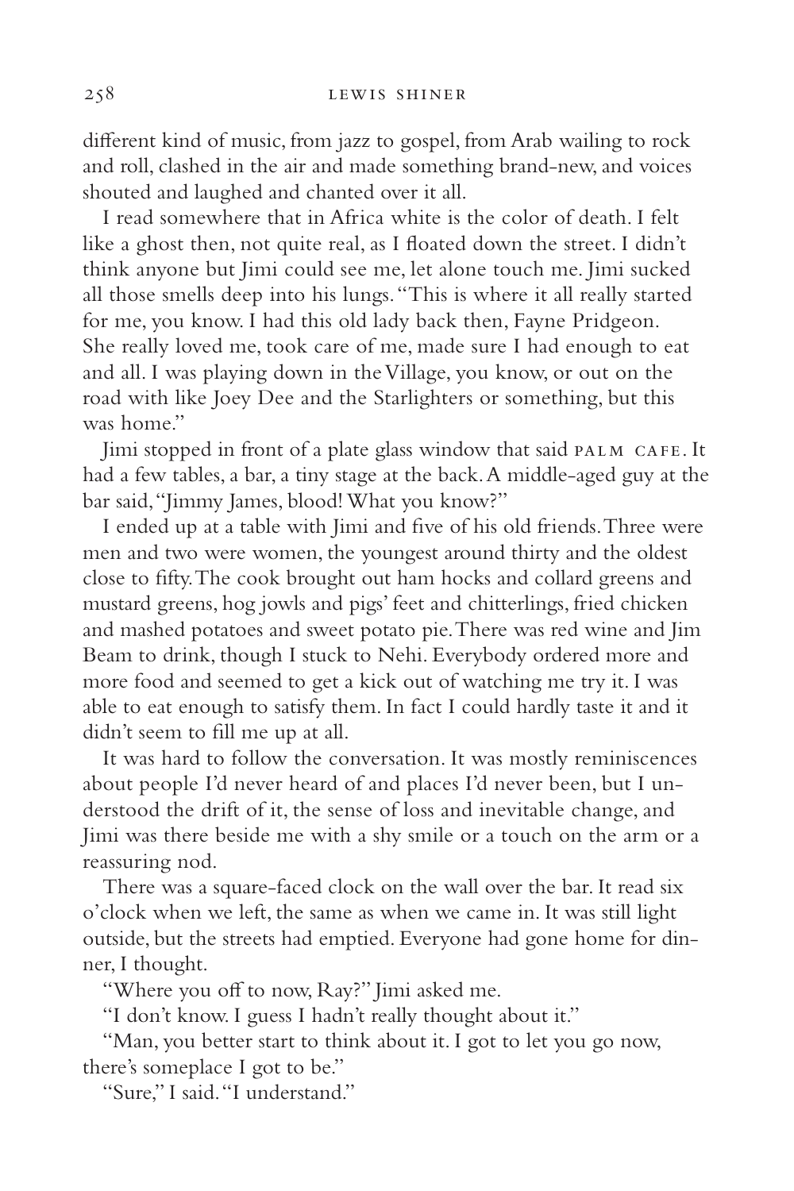different kind of music, from jazz to gospel, from Arab wailing to rock and roll, clashed in the air and made something brand-new, and voices shouted and laughed and chanted over it all.

I read somewhere that in Africa white is the color of death. I felt like a ghost then, not quite real, as I floated down the street. I didn't think anyone but Jimi could see me, let alone touch me. Jimi sucked all those smells deep into his lungs. "This is where it all really started for me, you know. I had this old lady back then, Fayne Pridgeon. She really loved me, took care of me, made sure I had enough to eat and all. I was playing down in the Village, you know, or out on the road with like Joey Dee and the Starlighters or something, but this was home."

Jimi stopped in front of a plate glass window that said PALM CAFE. It had a few tables, a bar, a tiny stage at the back. A middle-aged guy at the bar said, "Jimmy James, blood! What you know?"

I ended up at a table with Jimi and five of his old friends. Three were men and two were women, the youngest around thirty and the oldest close to fifty. The cook brought out ham hocks and collard greens and mustard greens, hog jowls and pigs' feet and chitterlings, fried chicken and mashed potatoes and sweet potato pie. There was red wine and Jim Beam to drink, though I stuck to Nehi. Everybody ordered more and more food and seemed to get a kick out of watching me try it. I was able to eat enough to satisfy them. In fact I could hardly taste it and it didn't seem to fill me up at all.

It was hard to follow the conversation. It was mostly reminiscences about people I'd never heard of and places I'd never been, but I understood the drift of it, the sense of loss and inevitable change, and Jimi was there beside me with a shy smile or a touch on the arm or a reassuring nod.

There was a square-faced clock on the wall over the bar. It read six o'clock when we left, the same as when we came in. It was still light outside, but the streets had emptied. Everyone had gone home for dinner, I thought.

"Where you off to now, Ray?" Jimi asked me.

"I don't know. I guess I hadn't really thought about it."

"Man, you better start to think about it. I got to let you go now, there's someplace I got to be."

"Sure," I said. "I understand."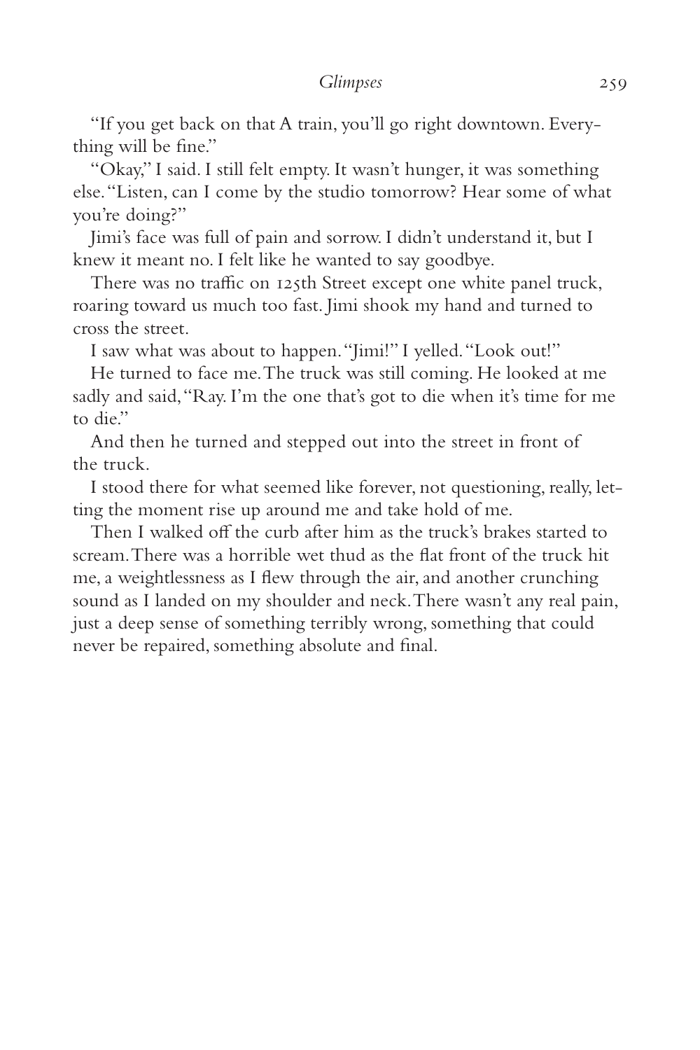"If you get back on that A train, you'll go right downtown. Everything will be fine."

"Okay," I said. I still felt empty. It wasn't hunger, it was something else. "Listen, can I come by the studio tomorrow? Hear some of what you're doing?"

Jimi's face was full of pain and sorrow. I didn't understand it, but I knew it meant no. I felt like he wanted to say goodbye.

There was no traffic on 125th Street except one white panel truck, roaring toward us much too fast. Jimi shook my hand and turned to cross the street.

I saw what was about to happen. "Jimi!" I yelled. "Look out!"

He turned to face me. The truck was still coming. He looked at me sadly and said, "Ray. I'm the one that's got to die when it's time for me to die."

And then he turned and stepped out into the street in front of the truck.

I stood there for what seemed like forever, not questioning, really, letting the moment rise up around me and take hold of me.

Then I walked off the curb after him as the truck's brakes started to scream. There was a horrible wet thud as the flat front of the truck hit me, a weightlessness as I flew through the air, and another crunching sound as I landed on my shoulder and neck. There wasn't any real pain, just a deep sense of something terribly wrong, something that could never be repaired, something absolute and final.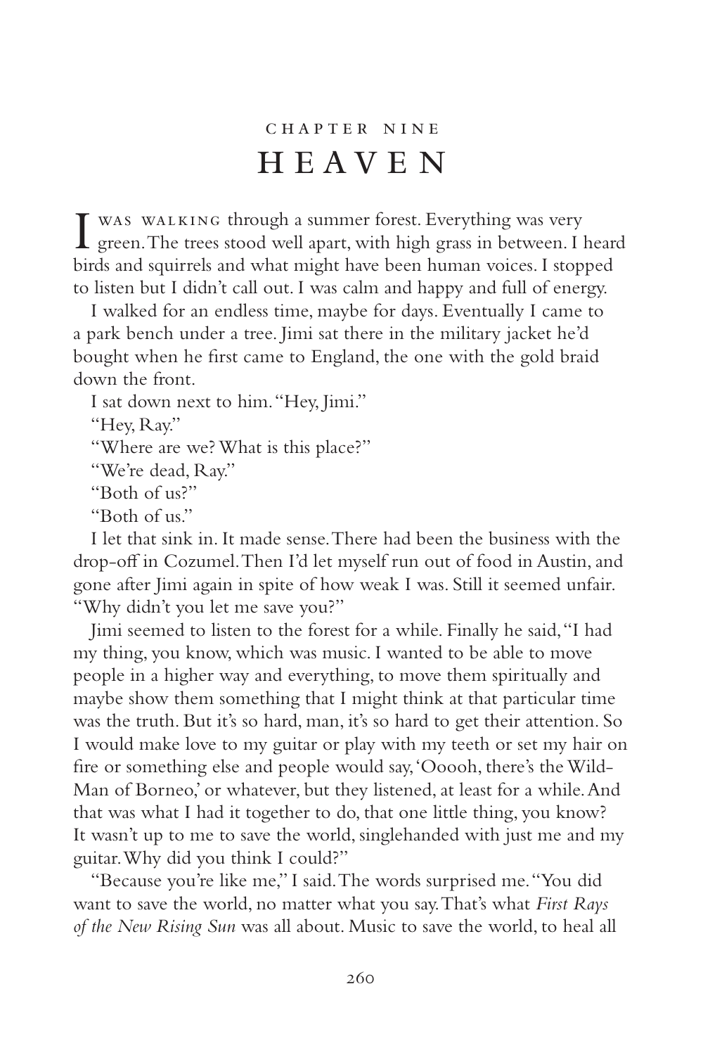# CHAPTER NINE
# HEAVEN

I WAS WALKING through a summer forest. Everything was very green. The trees stood well apart, with high grass in between. I heard birds and squirrels and what might have been human voices. I stopped to listen but I didn't call out. I was calm and happy and full of energy.

I walked for an endless time, maybe for days. Eventually I came to a park bench under a tree. Jimi sat there in the military jacket he'd bought when he first came to England, the one with the gold braid down the front.

I sat down next to him. "Hey, Jimi."

"Hey, Ray."

"Where are we? What is this place?"

"We're dead, Ray."

"Both of us?"

"Both of us."

I let that sink in. It made sense. There had been the business with the drop-off in Cozumel. Then I'd let myself run out of food in Austin, and gone after Jimi again in spite of how weak I was. Still it seemed unfair. "Why didn't you let me save you?"

Jimi seemed to listen to the forest for a while. Finally he said, "I had my thing, you know, which was music. I wanted to be able to move people in a higher way and everything, to move them spiritually and maybe show them something that I might think at that particular time was the truth. But it's so hard, man, it's so hard to get their attention. So I would make love to my guitar or play with my teeth or set my hair on fire or something else and people would say, 'Ooooh, there's the Wild-Man of Borneo,' or whatever, but they listened, at least for a while. And that was what I had it together to do, that one little thing, you know? It wasn't up to me to save the world, singlehanded with just me and my guitar. Why did you think I could?"

"Because you're like me," I said. The words surprised me. "You did want to save the world, no matter what you say. That's what *First Rays of the New Rising Sun* was all about. Music to save the world, to heal all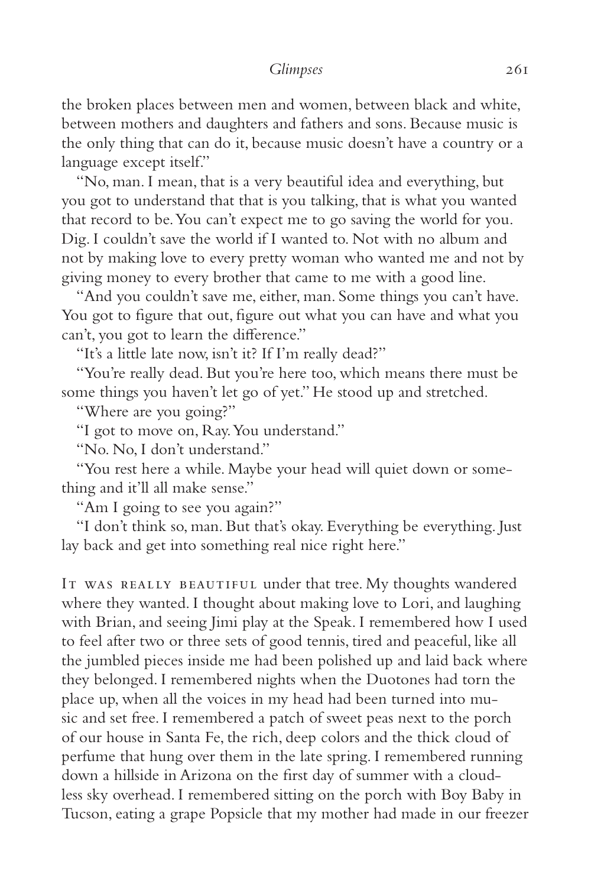the broken places between men and women, between black and white, between mothers and daughters and fathers and sons. Because music is the only thing that can do it, because music doesn't have a country or a language except itself."

"No, man. I mean, that is a very beautiful idea and everything, but you got to understand that that is you talking, that is what you wanted that record to be. You can't expect me to go saving the world for you. Dig. I couldn't save the world if I wanted to. Not with no album and not by making love to every pretty woman who wanted me and not by giving money to every brother that came to me with a good line.

"And you couldn't save me, either, man. Some things you can't have. You got to figure that out, figure out what you can have and what you can't, you got to learn the difference."

"It's a little late now, isn't it? If I'm really dead?"

"You're really dead. But you're here too, which means there must be some things you haven't let go of yet." He stood up and stretched.

"Where are you going?"

"I got to move on, Ray. You understand."

"No. No, I don't understand."

"You rest here a while. Maybe your head will quiet down or something and it'll all make sense."

"Am I going to see you again?"

"I don't think so, man. But that's okay. Everything be everything. Just lay back and get into something real nice right here."

It was really beautiful under that tree. My thoughts wandered where they wanted. I thought about making love to Lori, and laughing with Brian, and seeing Jimi play at the Speak. I remembered how I used to feel after two or three sets of good tennis, tired and peaceful, like all the jumbled pieces inside me had been polished up and laid back where they belonged. I remembered nights when the Duotones had torn the place up, when all the voices in my head had been turned into music and set free. I remembered a patch of sweet peas next to the porch of our house in Santa Fe, the rich, deep colors and the thick cloud of perfume that hung over them in the late spring. I remembered running down a hillside in Arizona on the first day of summer with a cloudless sky overhead. I remembered sitting on the porch with Boy Baby in Tucson, eating a grape Popsicle that my mother had made in our freezer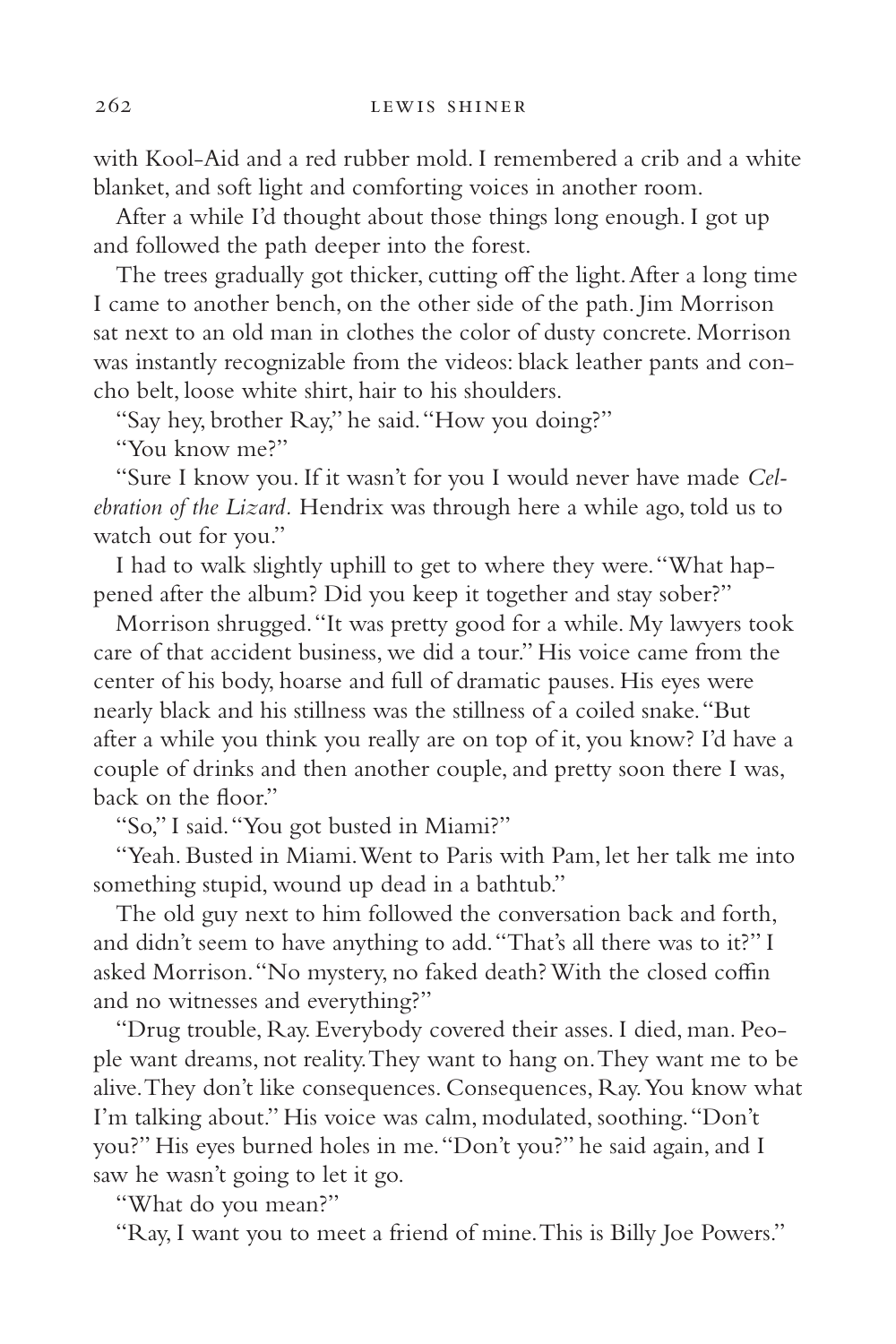with Kool-Aid and a red rubber mold. I remembered a crib and a white blanket, and soft light and comforting voices in another room.

After a while I'd thought about those things long enough. I got up and followed the path deeper into the forest.

The trees gradually got thicker, cutting off the light. After a long time I came to another bench, on the other side of the path. Jim Morrison sat next to an old man in clothes the color of dusty concrete. Morrison was instantly recognizable from the videos: black leather pants and concho belt, loose white shirt, hair to his shoulders.

"Say hey, brother Ray," he said. "How you doing?"

"You know me?"

"Sure I know you. If it wasn't for you I would never have made *Celebration of the Lizard.* Hendrix was through here a while ago, told us to watch out for you."

I had to walk slightly uphill to get to where they were. "What happened after the album? Did you keep it together and stay sober?"

Morrison shrugged. "It was pretty good for a while. My lawyers took care of that accident business, we did a tour." His voice came from the center of his body, hoarse and full of dramatic pauses. His eyes were nearly black and his stillness was the stillness of a coiled snake. "But after a while you think you really are on top of it, you know? I'd have a couple of drinks and then another couple, and pretty soon there I was, back on the floor."

"So," I said. "You got busted in Miami?"

"Yeah. Busted in Miami. Went to Paris with Pam, let her talk me into something stupid, wound up dead in a bathtub."

The old guy next to him followed the conversation back and forth, and didn't seem to have anything to add. "That's all there was to it?" I asked Morrison. "No mystery, no faked death? With the closed coffin and no witnesses and everything?"

"Drug trouble, Ray. Everybody covered their asses. I died, man. People want dreams, not reality. They want to hang on. They want me to be alive. They don't like consequences. Consequences, Ray. You know what I'm talking about." His voice was calm, modulated, soothing. "Don't you?" His eyes burned holes in me. "Don't you?" he said again, and I saw he wasn't going to let it go.

"What do you mean?"

"Ray, I want you to meet a friend of mine. This is Billy Joe Powers."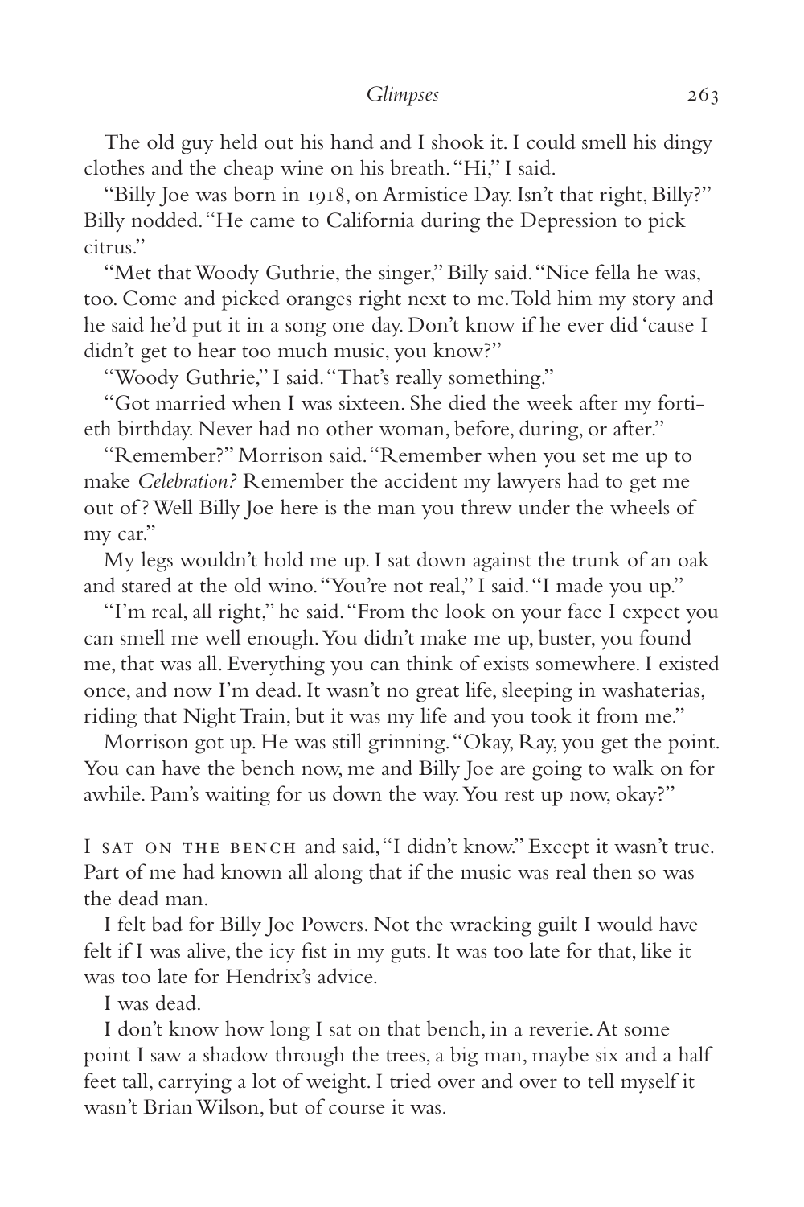The old guy held out his hand and I shook it. I could smell his dingy clothes and the cheap wine on his breath. "Hi," I said.

"Billy Joe was born in 1918, on Armistice Day. Isn't that right, Billy?" Billy nodded. "He came to California during the Depression to pick citrus."

"Met that Woody Guthrie, the singer," Billy said. "Nice fella he was, too. Come and picked oranges right next to me. Told him my story and he said he'd put it in a song one day. Don't know if he ever did 'cause I didn't get to hear too much music, you know?"

"Woody Guthrie," I said. "That's really something."

"Got married when I was sixteen. She died the week after my fortieth birthday. Never had no other woman, before, during, or after."

"Remember?" Morrison said. "Remember when you set me up to make *Celebration?* Remember the accident my lawyers had to get me out of? Well Billy Joe here is the man you threw under the wheels of my car."

My legs wouldn't hold me up. I sat down against the trunk of an oak and stared at the old wino. "You're not real," I said. "I made you up."

"I'm real, all right," he said. "From the look on your face I expect you can smell me well enough. You didn't make me up, buster, you found me, that was all. Everything you can think of exists somewhere. I existed once, and now I'm dead. It wasn't no great life, sleeping in washaterias, riding that Night Train, but it was my life and you took it from me."

Morrison got up. He was still grinning. "Okay, Ray, you get the point. You can have the bench now, me and Billy Joe are going to walk on for awhile. Pam's waiting for us down the way. You rest up now, okay?"

I SAT ON THE BENCH and said, "I didn't know." Except it wasn't true. Part of me had known all along that if the music was real then so was the dead man.

I felt bad for Billy Joe Powers. Not the wracking guilt I would have felt if I was alive, the icy fist in my guts. It was too late for that, like it was too late for Hendrix's advice.

I was dead.

I don't know how long I sat on that bench, in a reverie. At some point I saw a shadow through the trees, a big man, maybe six and a half feet tall, carrying a lot of weight. I tried over and over to tell myself it wasn't Brian Wilson, but of course it was.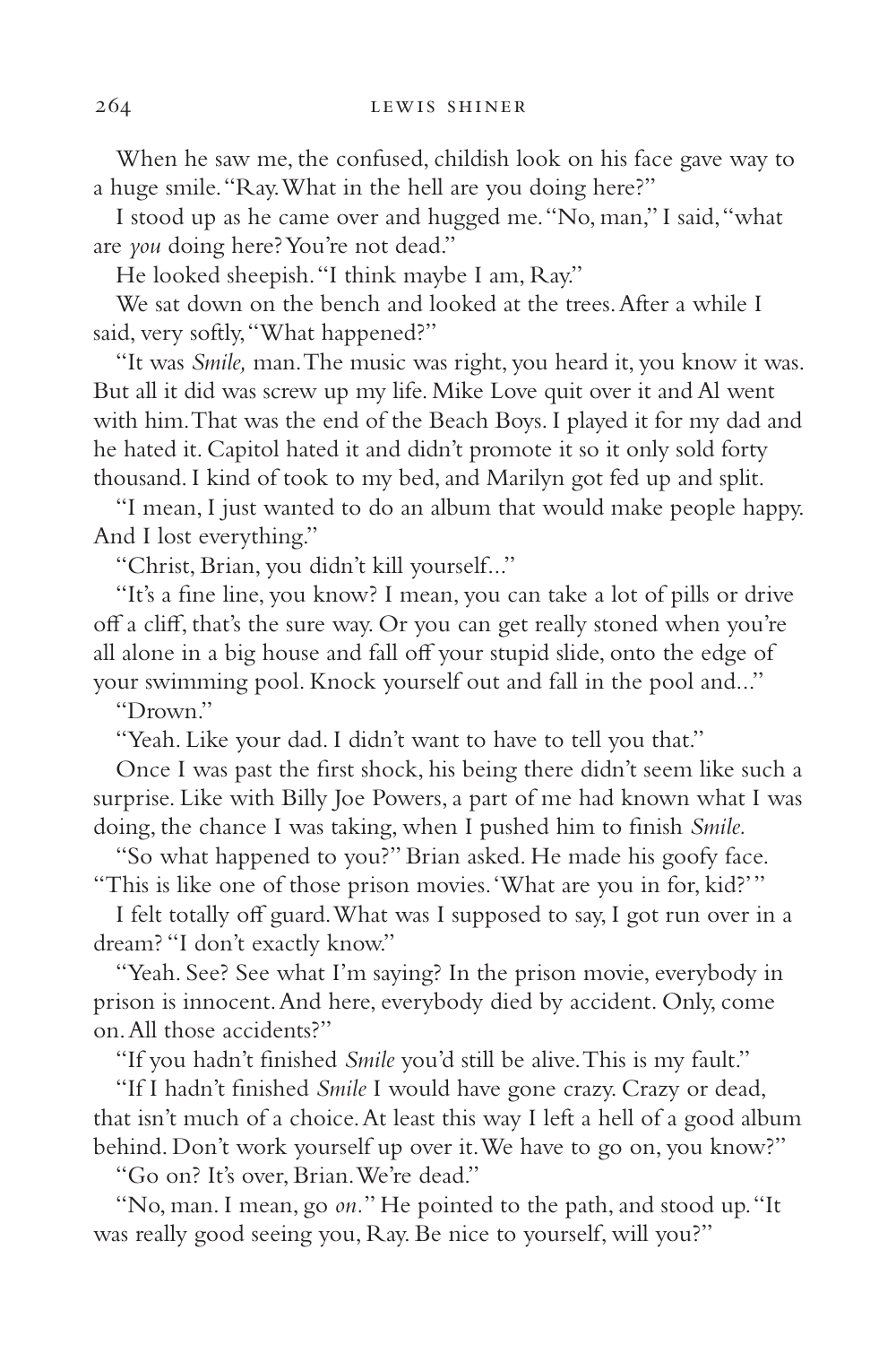When he saw me, the confused, childish look on his face gave way to a huge smile. "Ray. What in the hell are you doing here?"

I stood up as he came over and hugged me. "No, man," I said, "what are *you* doing here? You're not dead."

He looked sheepish. "I think maybe I am, Ray."

We sat down on the bench and looked at the trees. After a while I said, very softly, "What happened?"

"It was *Smile,* man. The music was right, you heard it, you know it was. But all it did was screw up my life. Mike Love quit over it and Al went with him. That was the end of the Beach Boys. I played it for my dad and he hated it. Capitol hated it and didn't promote it so it only sold forty thousand. I kind of took to my bed, and Marilyn got fed up and split.

"I mean, I just wanted to do an album that would make people happy. And I lost everything."

"Christ, Brian, you didn't kill yourself..."

"It's a fine line, you know? I mean, you can take a lot of pills or drive off a cliff, that's the sure way. Or you can get really stoned when you're all alone in a big house and fall off your stupid slide, onto the edge of your swimming pool. Knock yourself out and fall in the pool and..."

"Drown."

"Yeah. Like your dad. I didn't want to have to tell you that."

Once I was past the first shock, his being there didn't seem like such a surprise. Like with Billy Joe Powers, a part of me had known what I was doing, the chance I was taking, when I pushed him to finish *Smile.*

"So what happened to you?" Brian asked. He made his goofy face. "This is like one of those prison movies. 'What are you in for, kid?' "

I felt totally off guard. What was I supposed to say, I got run over in a dream? "I don't exactly know."

"Yeah. See? See what I'm saying? In the prison movie, everybody in prison is innocent. And here, everybody died by accident. Only, come on. All those accidents?"

"If you hadn't finished *Smile* you'd still be alive. This is my fault."

"If I hadn't finished *Smile* I would have gone crazy. Crazy or dead, that isn't much of a choice. At least this way I left a hell of a good album behind. Don't work yourself up over it. We have to go on, you know?"

"Go on? It's over, Brian. We're dead."

"No, man. I mean, go *on.*" He pointed to the path, and stood up. "It was really good seeing you, Ray. Be nice to yourself, will you?"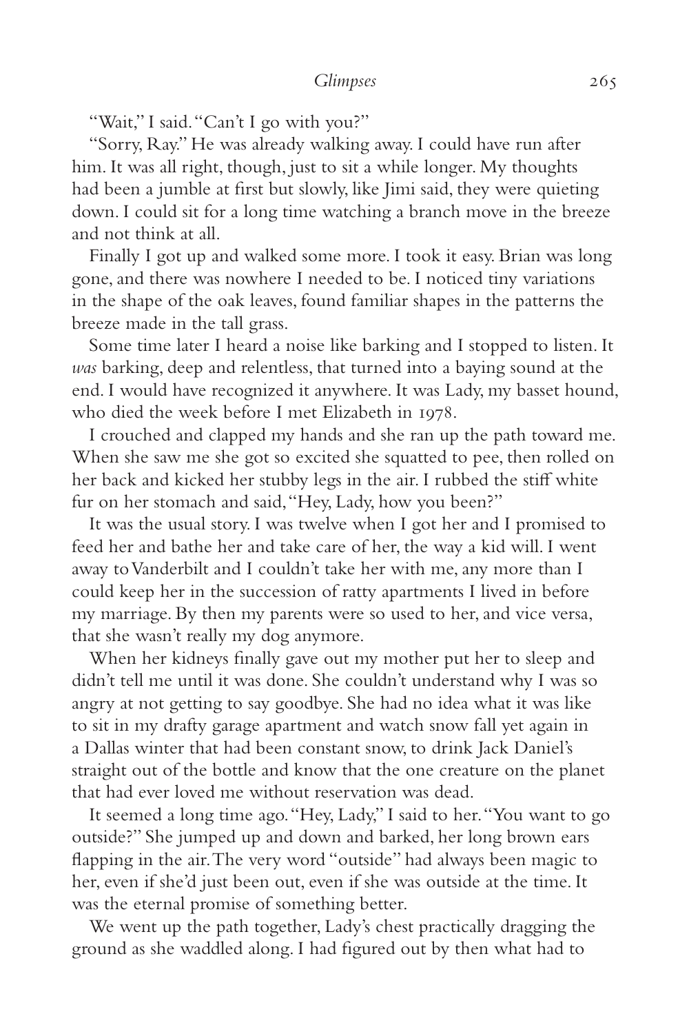"Wait," I said. "Can't I go with you?"

"Sorry, Ray." He was already walking away. I could have run after him. It was all right, though, just to sit a while longer. My thoughts had been a jumble at first but slowly, like Jimi said, they were quieting down. I could sit for a long time watching a branch move in the breeze and not think at all.

Finally I got up and walked some more. I took it easy. Brian was long gone, and there was nowhere I needed to be. I noticed tiny variations in the shape of the oak leaves, found familiar shapes in the patterns the breeze made in the tall grass.

Some time later I heard a noise like barking and I stopped to listen. It *was* barking, deep and relentless, that turned into a baying sound at the end. I would have recognized it anywhere. It was Lady, my basset hound, who died the week before I met Elizabeth in 1978.

I crouched and clapped my hands and she ran up the path toward me. When she saw me she got so excited she squatted to pee, then rolled on her back and kicked her stubby legs in the air. I rubbed the stiff white fur on her stomach and said, "Hey, Lady, how you been?"

It was the usual story. I was twelve when I got her and I promised to feed her and bathe her and take care of her, the way a kid will. I went away to Vanderbilt and I couldn't take her with me, any more than I could keep her in the succession of ratty apartments I lived in before my marriage. By then my parents were so used to her, and vice versa, that she wasn't really my dog anymore.

When her kidneys finally gave out my mother put her to sleep and didn't tell me until it was done. She couldn't understand why I was so angry at not getting to say goodbye. She had no idea what it was like to sit in my drafty garage apartment and watch snow fall yet again in a Dallas winter that had been constant snow, to drink Jack Daniel's straight out of the bottle and know that the one creature on the planet that had ever loved me without reservation was dead.

It seemed a long time ago. "Hey, Lady," I said to her. "You want to go outside?" She jumped up and down and barked, her long brown ears flapping in the air. The very word "outside" had always been magic to her, even if she'd just been out, even if she was outside at the time. It was the eternal promise of something better.

We went up the path together, Lady's chest practically dragging the ground as she waddled along. I had figured out by then what had to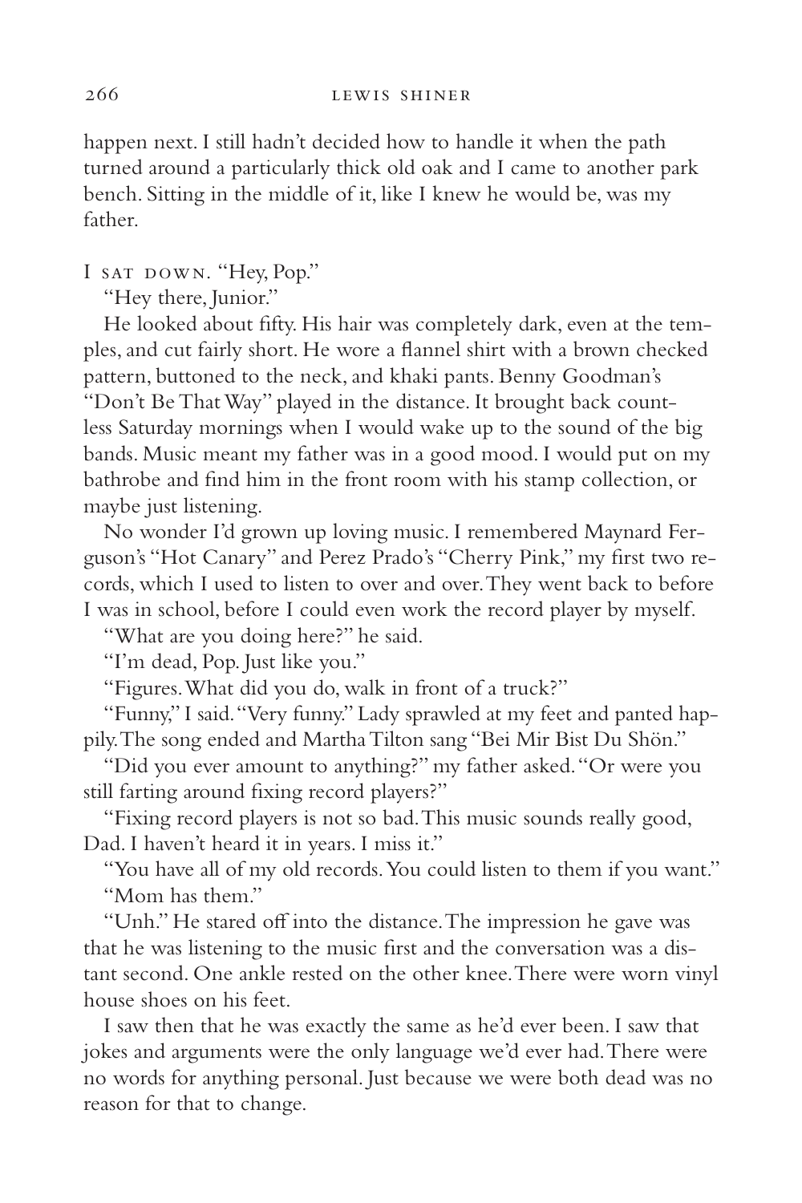happen next. I still hadn't decided how to handle it when the path turned around a particularly thick old oak and I came to another park bench. Sitting in the middle of it, like I knew he would be, was my father.

I SAT DOWN. "Hey, Pop."

"Hey there, Junior."

He looked about fifty. His hair was completely dark, even at the temples, and cut fairly short. He wore a flannel shirt with a brown checked pattern, buttoned to the neck, and khaki pants. Benny Goodman's "Don't Be That Way" played in the distance. It brought back countless Saturday mornings when I would wake up to the sound of the big bands. Music meant my father was in a good mood. I would put on my bathrobe and find him in the front room with his stamp collection, or maybe just listening.

No wonder I'd grown up loving music. I remembered Maynard Ferguson's "Hot Canary" and Perez Prado's "Cherry Pink," my first two records, which I used to listen to over and over. They went back to before I was in school, before I could even work the record player by myself.

"What are you doing here?" he said.

"I'm dead, Pop. Just like you."

"Figures. What did you do, walk in front of a truck?"

"Funny," I said. "Very funny." Lady sprawled at my feet and panted happily. The song ended and Martha Tilton sang "Bei Mir Bist Du Shön."

"Did you ever amount to anything?" my father asked. "Or were you still farting around fixing record players?"

"Fixing record players is not so bad. This music sounds really good, Dad. I haven't heard it in years. I miss it."

"You have all of my old records. You could listen to them if you want."

"Mom has them."

"Unh." He stared off into the distance. The impression he gave was that he was listening to the music first and the conversation was a distant second. One ankle rested on the other knee. There were worn vinyl house shoes on his feet.

I saw then that he was exactly the same as he'd ever been. I saw that jokes and arguments were the only language we'd ever had. There were no words for anything personal. Just because we were both dead was no reason for that to change.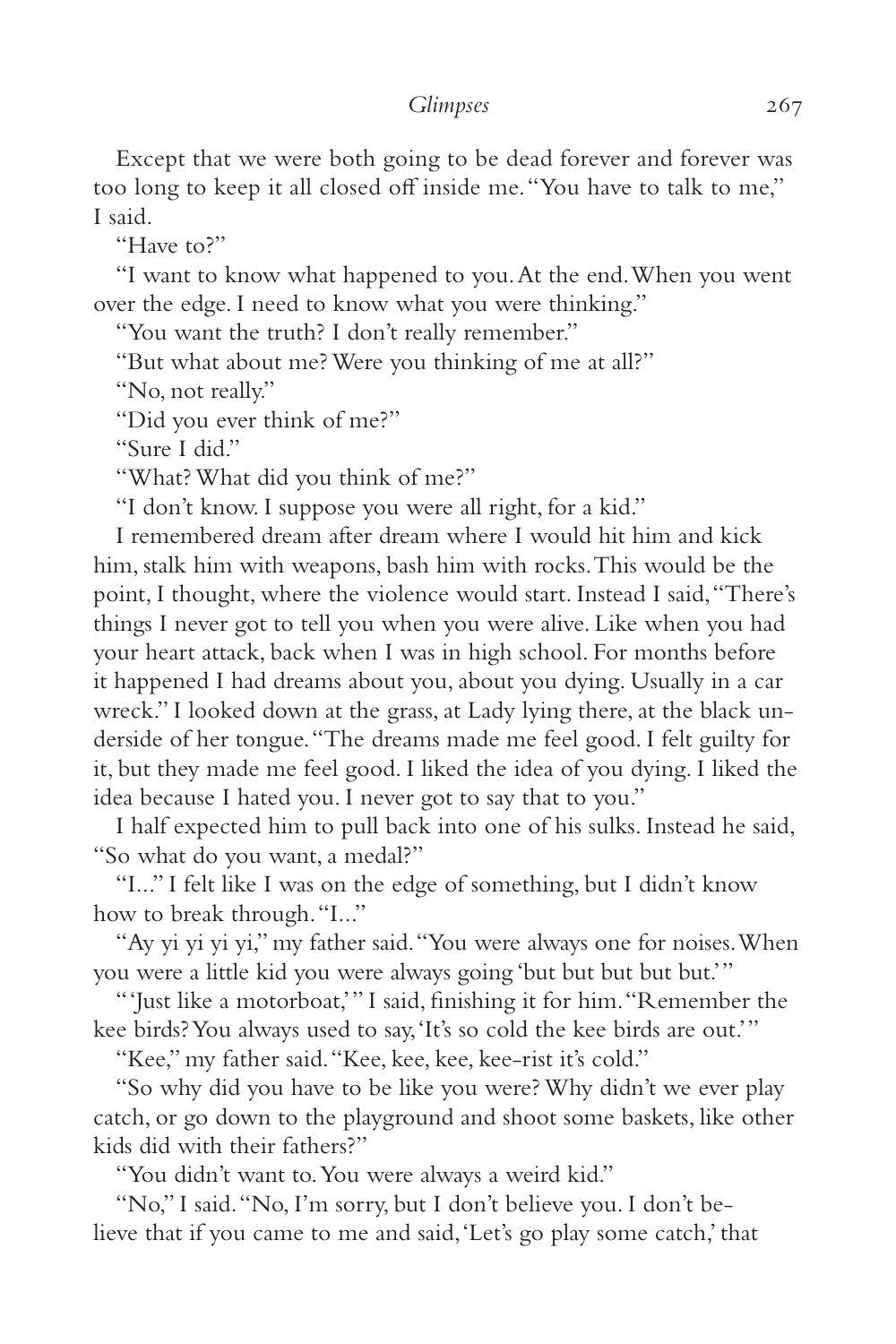Except that we were both going to be dead forever and forever was too long to keep it all closed off inside me. "You have to talk to me," I said.

"Have to?"

"I want to know what happened to you. At the end. When you went over the edge. I need to know what you were thinking."

"You want the truth? I don't really remember."

"But what about me? Were you thinking of me at all?"

"No, not really."

"Did you ever think of me?"

"Sure I did."

"What? What did you think of me?"

"I don't know. I suppose you were all right, for a kid."

I remembered dream after dream where I would hit him and kick him, stalk him with weapons, bash him with rocks. This would be the point, I thought, where the violence would start. Instead I said, "There's things I never got to tell you when you were alive. Like when you had your heart attack, back when I was in high school. For months before it happened I had dreams about you, about you dying. Usually in a car wreck." I looked down at the grass, at Lady lying there, at the black underside of her tongue. "The dreams made me feel good. I felt guilty for it, but they made me feel good. I liked the idea of you dying. I liked the idea because I hated you. I never got to say that to you."

I half expected him to pull back into one of his sulks. Instead he said, "So what do you want, a medal?"

"I..." I felt like I was on the edge of something, but I didn't know how to break through. "I..."

"Ay yi yi yi yi," my father said. "You were always one for noises. When you were a little kid you were always going 'but but but but but.'"

"'Just like a motorboat,'" I said, finishing it for him. "Remember the kee birds? You always used to say, 'It's so cold the kee birds are out.'"

"Kee," my father said. "Kee, kee, kee, kee-rist it's cold."

"So why did you have to be like you were? Why didn't we ever play catch, or go down to the playground and shoot some baskets, like other kids did with their fathers?"

"You didn't want to. You were always a weird kid."

"No," I said. "No, I'm sorry, but I don't believe you. I don't believe that if you came to me and said, 'Let's go play some catch,' that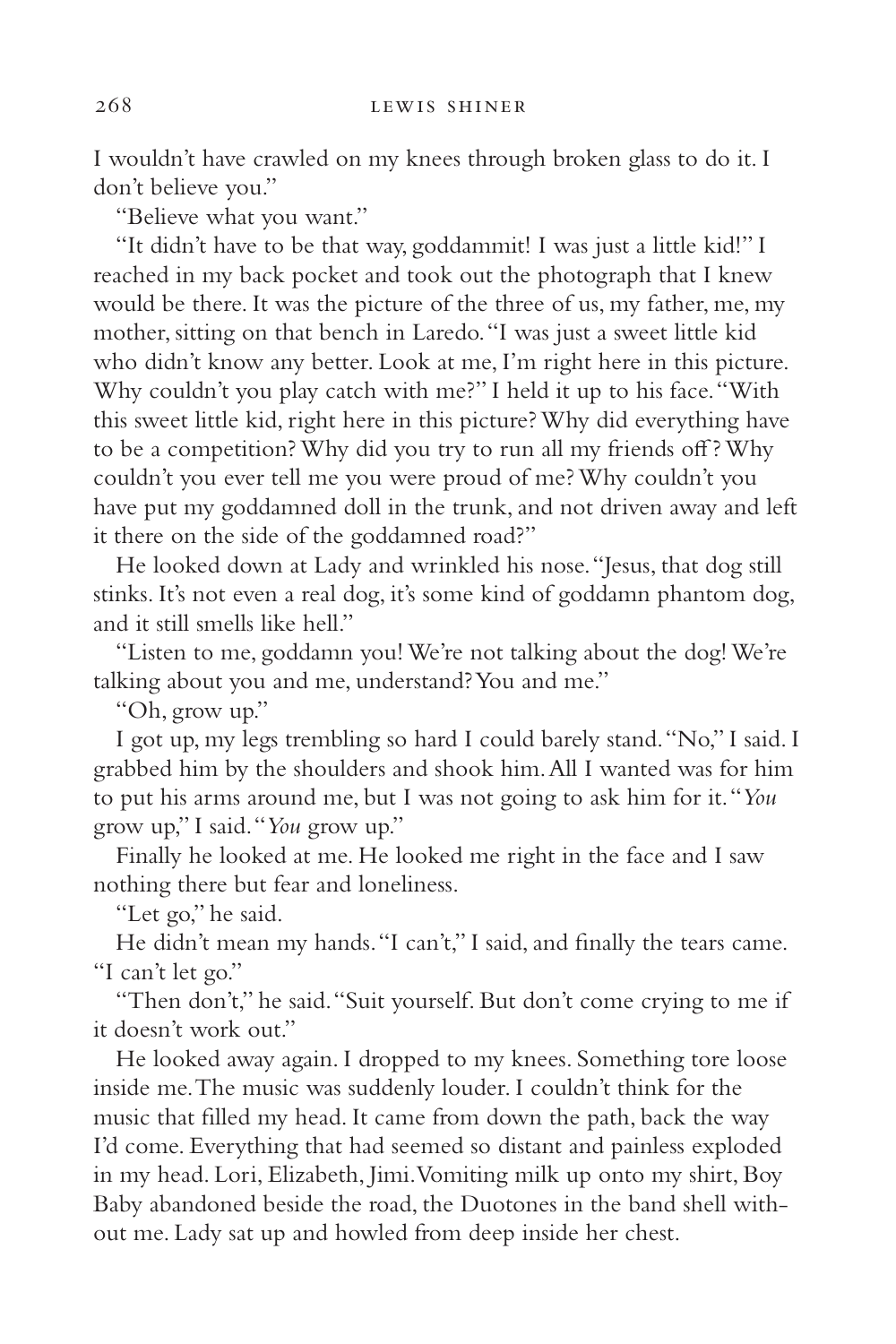I wouldn't have crawled on my knees through broken glass to do it. I don't believe you."

"Believe what you want."

"It didn't have to be that way, goddammit! I was just a little kid!" I reached in my back pocket and took out the photograph that I knew would be there. It was the picture of the three of us, my father, me, my mother, sitting on that bench in Laredo. "I was just a sweet little kid who didn't know any better. Look at me, I'm right here in this picture. Why couldn't you play catch with me?" I held it up to his face. "With this sweet little kid, right here in this picture? Why did everything have to be a competition? Why did you try to run all my friends off? Why couldn't you ever tell me you were proud of me? Why couldn't you have put my goddamned doll in the trunk, and not driven away and left it there on the side of the goddamned road?"

He looked down at Lady and wrinkled his nose. "Jesus, that dog still stinks. It's not even a real dog, it's some kind of goddamn phantom dog, and it still smells like hell."

"Listen to me, goddamn you! We're not talking about the dog! We're talking about you and me, understand? You and me."

"Oh, grow up."

I got up, my legs trembling so hard I could barely stand. "No," I said. I grabbed him by the shoulders and shook him. All I wanted was for him to put his arms around me, but I was not going to ask him for it. "*You* grow up," I said. "*You* grow up."

Finally he looked at me. He looked me right in the face and I saw nothing there but fear and loneliness.

"Let go," he said.

He didn't mean my hands. "I can't," I said, and finally the tears came. "I can't let go."

"Then don't," he said. "Suit yourself. But don't come crying to me if it doesn't work out."

He looked away again. I dropped to my knees. Something tore loose inside me. The music was suddenly louder. I couldn't think for the music that filled my head. It came from down the path, back the way I'd come. Everything that had seemed so distant and painless exploded in my head. Lori, Elizabeth, Jimi. Vomiting milk up onto my shirt, Boy Baby abandoned beside the road, the Duotones in the band shell without me. Lady sat up and howled from deep inside her chest.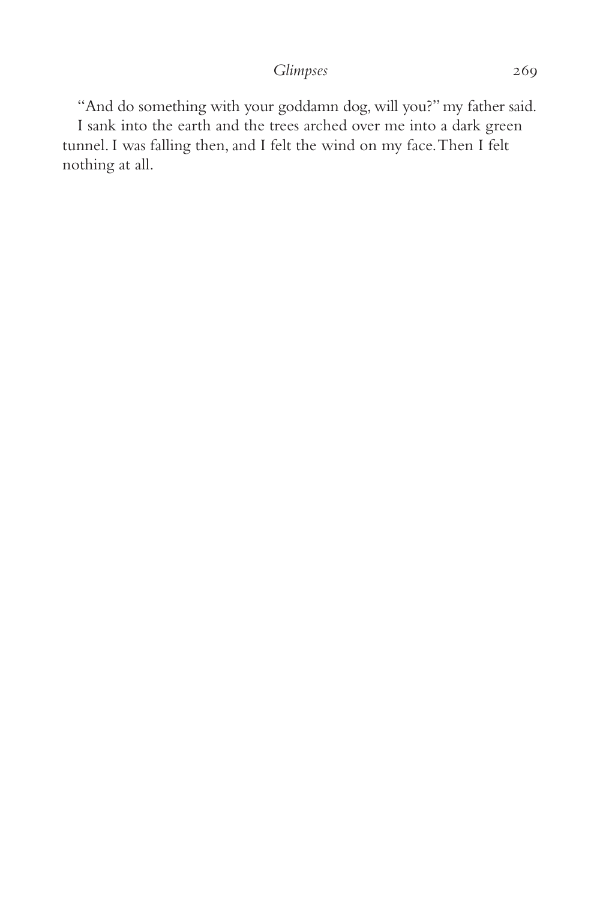"And do something with your goddamn dog, will you?" my father said.

I sank into the earth and the trees arched over me into a dark green tunnel. I was falling then, and I felt the wind on my face. Then I felt nothing at all.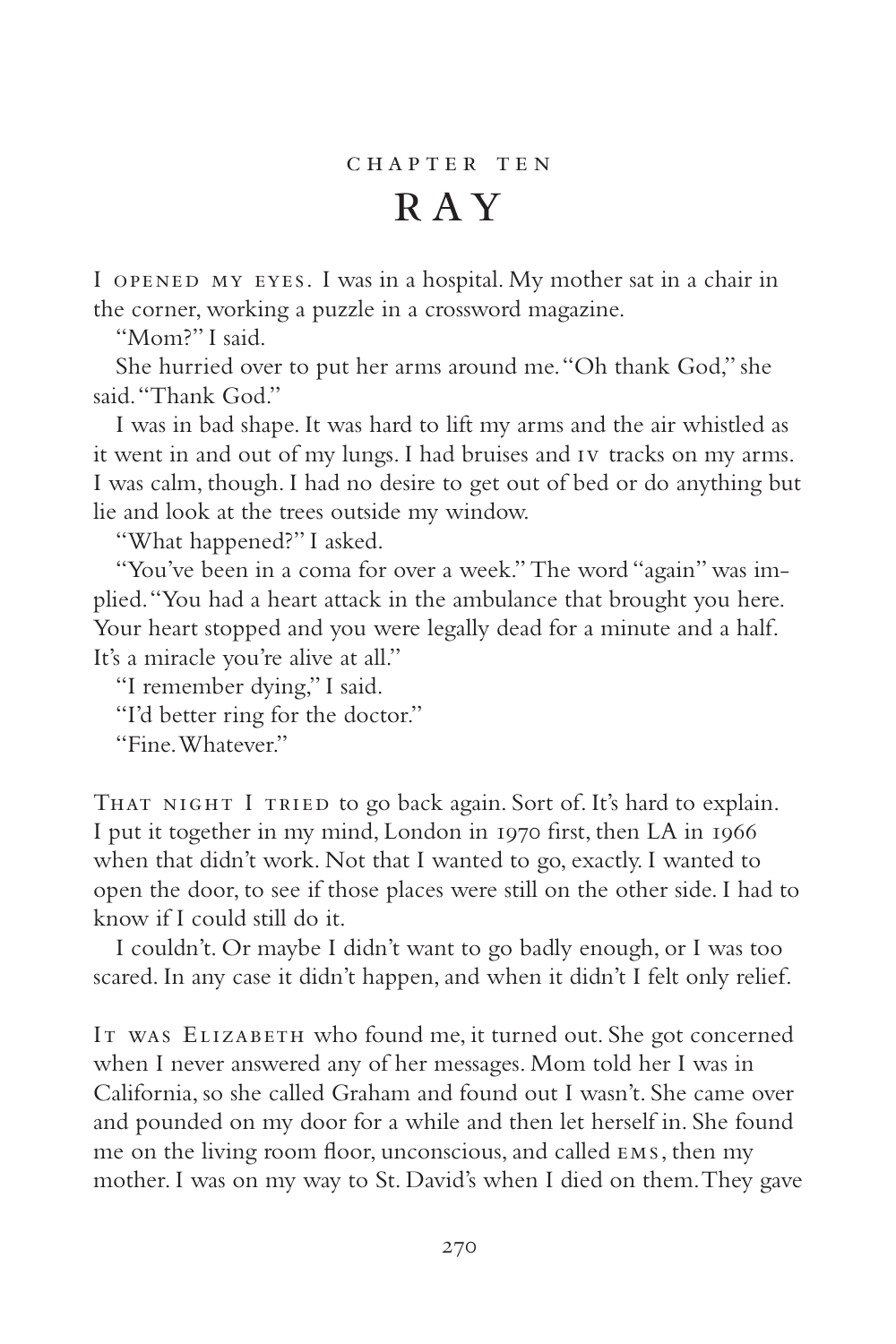# CHAPTER TEN

## RAY

I OPENED MY EYES. I was in a hospital. My mother sat in a chair in the corner, working a puzzle in a crossword magazine.

"Mom?" I said.

She hurried over to put her arms around me. "Oh thank God," she said. "Thank God."

I was in bad shape. It was hard to lift my arms and the air whistled as it went in and out of my lungs. I had bruises and IV tracks on my arms. I was calm, though. I had no desire to get out of bed or do anything but lie and look at the trees outside my window.

"What happened?" I asked.

"You've been in a coma for over a week." The word "again" was implied. "You had a heart attack in the ambulance that brought you here. Your heart stopped and you were legally dead for a minute and a half. It's a miracle you're alive at all."

"I remember dying," I said.

"I'd better ring for the doctor."

"Fine. Whatever."

THAT NIGHT I TRIED to go back again. Sort of. It's hard to explain. I put it together in my mind, London in 1970 first, then LA in 1966 when that didn't work. Not that I wanted to go, exactly. I wanted to open the door, to see if those places were still on the other side. I had to know if I could still do it.

I couldn't. Or maybe I didn't want to go badly enough, or I was too scared. In any case it didn't happen, and when it didn't I felt only relief.

IT WAS ELIZABETH who found me, it turned out. She got concerned when I never answered any of her messages. Mom told her I was in California, so she called Graham and found out I wasn't. She came over and pounded on my door for a while and then let herself in. She found me on the living room floor, unconscious, and called EMS, then my mother. I was on my way to St. David's when I died on them. They gave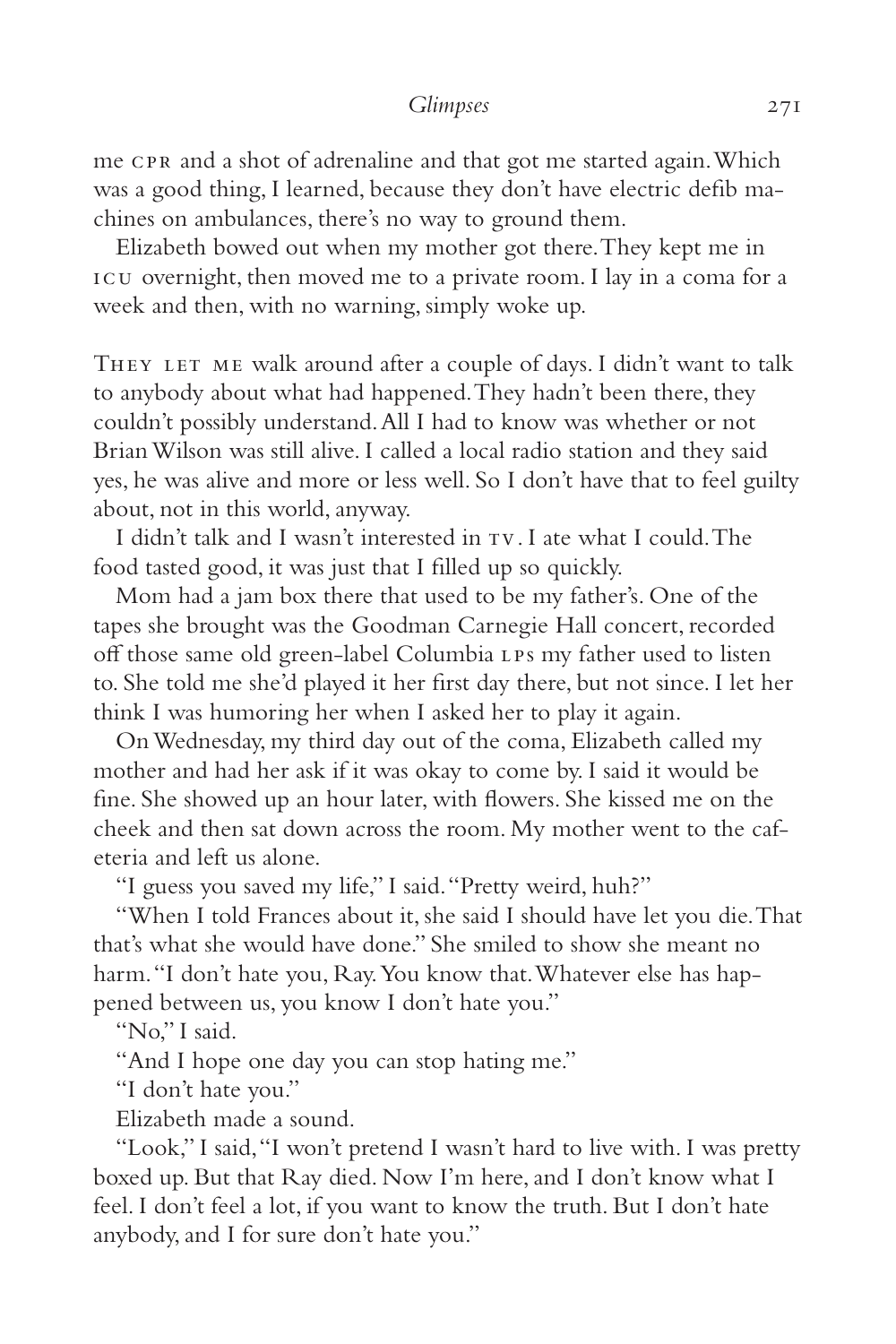me CPR and a shot of adrenaline and that got me started again. Which was a good thing, I learned, because they don't have electric defib machines on ambulances, there's no way to ground them.

Elizabeth bowed out when my mother got there. They kept me in ICU overnight, then moved me to a private room. I lay in a coma for a week and then, with no warning, simply woke up.

THEY LET ME walk around after a couple of days. I didn't want to talk to anybody about what had happened. They hadn't been there, they couldn't possibly understand. All I had to know was whether or not Brian Wilson was still alive. I called a local radio station and they said yes, he was alive and more or less well. So I don't have that to feel guilty about, not in this world, anyway.

I didn't talk and I wasn't interested in TV. I ate what I could. The food tasted good, it was just that I filled up so quickly.

Mom had a jam box there that used to be my father's. One of the tapes she brought was the Goodman Carnegie Hall concert, recorded off those same old green-label Columbia LPs my father used to listen to. She told me she'd played it her first day there, but not since. I let her think I was humoring her when I asked her to play it again.

On Wednesday, my third day out of the coma, Elizabeth called my mother and had her ask if it was okay to come by. I said it would be fine. She showed up an hour later, with flowers. She kissed me on the cheek and then sat down across the room. My mother went to the cafeteria and left us alone.

"I guess you saved my life," I said. "Pretty weird, huh?"

"When I told Frances about it, she said I should have let you die. That that's what she would have done." She smiled to show she meant no harm. "I don't hate you, Ray. You know that. Whatever else has happened between us, you know I don't hate you."

"No," I said.

"And I hope one day you can stop hating me."

"I don't hate you."

Elizabeth made a sound.

"Look," I said, "I won't pretend I wasn't hard to live with. I was pretty boxed up. But that Ray died. Now I'm here, and I don't know what I feel. I don't feel a lot, if you want to know the truth. But I don't hate anybody, and I for sure don't hate you."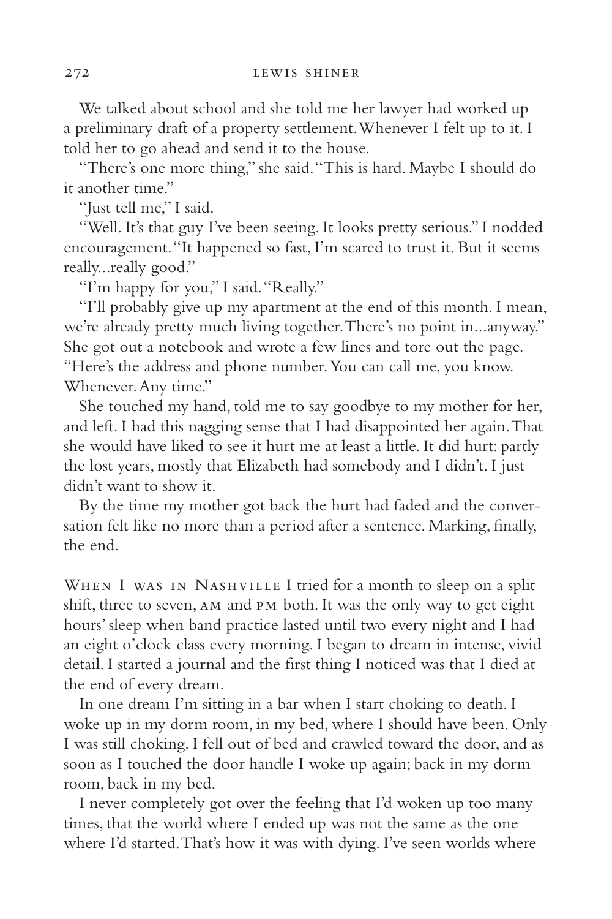We talked about school and she told me her lawyer had worked up a preliminary draft of a property settlement. Whenever I felt up to it. I told her to go ahead and send it to the house.

"There's one more thing," she said. "This is hard. Maybe I should do it another time."

"Just tell me," I said.

"Well. It's that guy I've been seeing. It looks pretty serious." I nodded encouragement. "It happened so fast, I'm scared to trust it. But it seems really...really good."

"I'm happy for you," I said. "Really."

"I'll probably give up my apartment at the end of this month. I mean, we're already pretty much living together. There's no point in...anyway." She got out a notebook and wrote a few lines and tore out the page. "Here's the address and phone number. You can call me, you know. Whenever. Any time."

She touched my hand, told me to say goodbye to my mother for her, and left. I had this nagging sense that I had disappointed her again. That she would have liked to see it hurt me at least a little. It did hurt: partly the lost years, mostly that Elizabeth had somebody and I didn't. I just didn't want to show it.

By the time my mother got back the hurt had faded and the conversation felt like no more than a period after a sentence. Marking, finally, the end.

When I was in Nashville I tried for a month to sleep on a split shift, three to seven, AM and PM both. It was the only way to get eight hours' sleep when band practice lasted until two every night and I had an eight o'clock class every morning. I began to dream in intense, vivid detail. I started a journal and the first thing I noticed was that I died at the end of every dream.

In one dream I'm sitting in a bar when I start choking to death. I woke up in my dorm room, in my bed, where I should have been. Only I was still choking. I fell out of bed and crawled toward the door, and as soon as I touched the door handle I woke up again; back in my dorm room, back in my bed.

I never completely got over the feeling that I'd woken up too many times, that the world where I ended up was not the same as the one where I'd started. That's how it was with dying. I've seen worlds where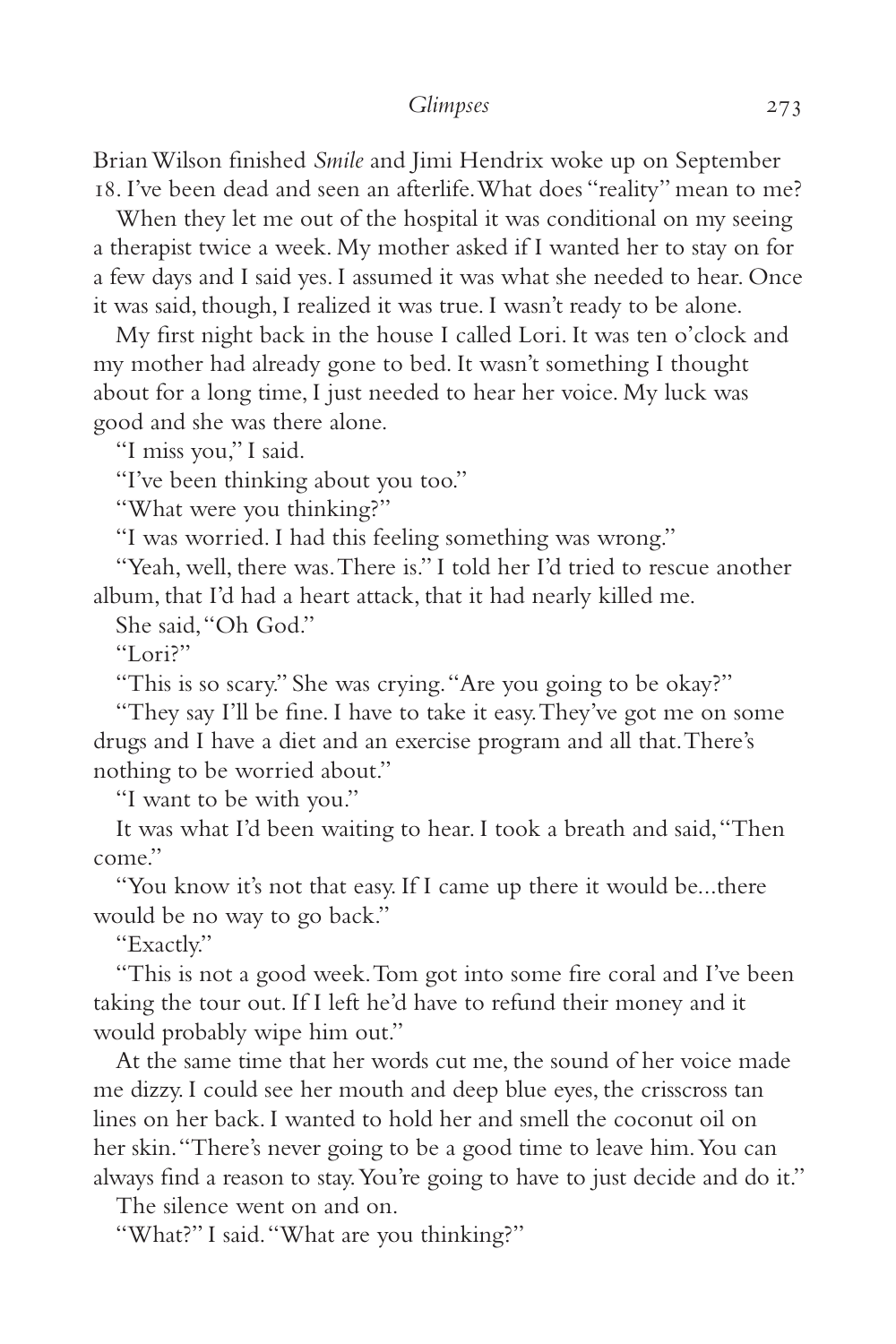Brian Wilson finished *Smile* and Jimi Hendrix woke up on September 18. I've been dead and seen an afterlife. What does "reality" mean to me?

When they let me out of the hospital it was conditional on my seeing a therapist twice a week. My mother asked if I wanted her to stay on for a few days and I said yes. I assumed it was what she needed to hear. Once it was said, though, I realized it was true. I wasn't ready to be alone.

My first night back in the house I called Lori. It was ten o'clock and my mother had already gone to bed. It wasn't something I thought about for a long time, I just needed to hear her voice. My luck was good and she was there alone.

"I miss you," I said.

"I've been thinking about you too."

"What were you thinking?"

"I was worried. I had this feeling something was wrong."

"Yeah, well, there was. There is." I told her I'd tried to rescue another album, that I'd had a heart attack, that it had nearly killed me.

She said, "Oh God."

"Lori?"

"This is so scary." She was crying. "Are you going to be okay?"

"They say I'll be fine. I have to take it easy. They've got me on some drugs and I have a diet and an exercise program and all that. There's nothing to be worried about."

"I want to be with you."

It was what I'd been waiting to hear. I took a breath and said, "Then come."

"You know it's not that easy. If I came up there it would be...there would be no way to go back."

"Exactly."

"This is not a good week. Tom got into some fire coral and I've been taking the tour out. If I left he'd have to refund their money and it would probably wipe him out."

At the same time that her words cut me, the sound of her voice made me dizzy. I could see her mouth and deep blue eyes, the crisscross tan lines on her back. I wanted to hold her and smell the coconut oil on her skin. "There's never going to be a good time to leave him. You can always find a reason to stay. You're going to have to just decide and do it."

The silence went on and on.

"What?" I said. "What are you thinking?"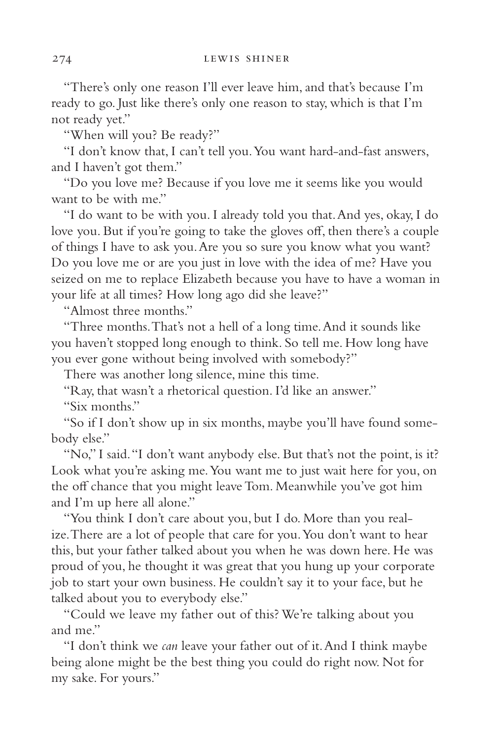"There's only one reason I'll ever leave him, and that's because I'm ready to go. Just like there's only one reason to stay, which is that I'm not ready yet."

"When will you? Be ready?"

"I don't know that, I can't tell you. You want hard-and-fast answers, and I haven't got them."

"Do you love me? Because if you love me it seems like you would want to be with me."

"I do want to be with you. I already told you that. And yes, okay, I do love you. But if you're going to take the gloves off, then there's a couple of things I have to ask you. Are you so sure you know what you want? Do you love me or are you just in love with the idea of me? Have you seized on me to replace Elizabeth because you have to have a woman in your life at all times? How long ago did she leave?"

"Almost three months."

"Three months. That's not a hell of a long time. And it sounds like you haven't stopped long enough to think. So tell me. How long have you ever gone without being involved with somebody?"

There was another long silence, mine this time.

"Ray, that wasn't a rhetorical question. I'd like an answer."

"Six months."

"So if I don't show up in six months, maybe you'll have found somebody else."

"No," I said. "I don't want anybody else. But that's not the point, is it? Look what you're asking me. You want me to just wait here for you, on the off chance that you might leave Tom. Meanwhile you've got him and I'm up here all alone."

"You think I don't care about you, but I do. More than you realize. There are a lot of people that care for you. You don't want to hear this, but your father talked about you when he was down here. He was proud of you, he thought it was great that you hung up your corporate job to start your own business. He couldn't say it to your face, but he talked about you to everybody else."

"Could we leave my father out of this? We're talking about you and me."

"I don't think we *can* leave your father out of it. And I think maybe being alone might be the best thing you could do right now. Not for my sake. For yours."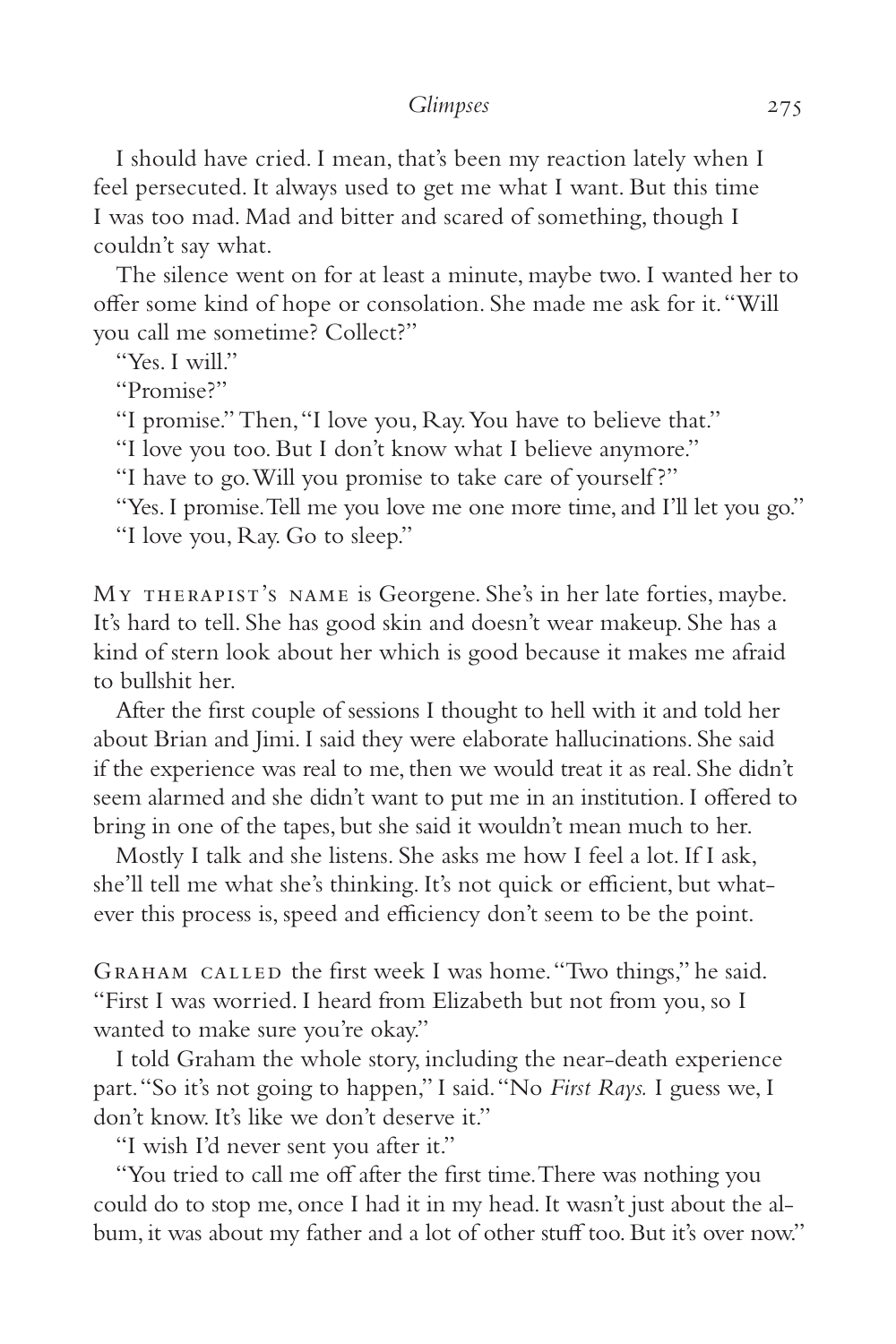I should have cried. I mean, that's been my reaction lately when I feel persecuted. It always used to get me what I want. But this time I was too mad. Mad and bitter and scared of something, though I couldn't say what.

The silence went on for at least a minute, maybe two. I wanted her to offer some kind of hope or consolation. She made me ask for it. "Will you call me sometime? Collect?"

"Yes. I will."

"Promise?"

"I promise." Then, "I love you, Ray. You have to believe that."

"I love you too. But I don't know what I believe anymore."

"I have to go. Will you promise to take care of yourself?"

"Yes. I promise. Tell me you love me one more time, and I'll let you go."

"I love you, Ray. Go to sleep."

My therapist's name is Georgene. She's in her late forties, maybe. It's hard to tell. She has good skin and doesn't wear makeup. She has a kind of stern look about her which is good because it makes me afraid to bullshit her.

After the first couple of sessions I thought to hell with it and told her about Brian and Jimi. I said they were elaborate hallucinations. She said if the experience was real to me, then we would treat it as real. She didn't seem alarmed and she didn't want to put me in an institution. I offered to bring in one of the tapes, but she said it wouldn't mean much to her.

Mostly I talk and she listens. She asks me how I feel a lot. If I ask, she'll tell me what she's thinking. It's not quick or efficient, but whatever this process is, speed and efficiency don't seem to be the point.

Graham called the first week I was home. "Two things," he said. "First I was worried. I heard from Elizabeth but not from you, so I wanted to make sure you're okay."

I told Graham the whole story, including the near-death experience part. "So it's not going to happen," I said. "No *First Rays.* I guess we, I don't know. It's like we don't deserve it."

"I wish I'd never sent you after it."

"You tried to call me off after the first time. There was nothing you could do to stop me, once I had it in my head. It wasn't just about the album, it was about my father and a lot of other stuff too. But it's over now."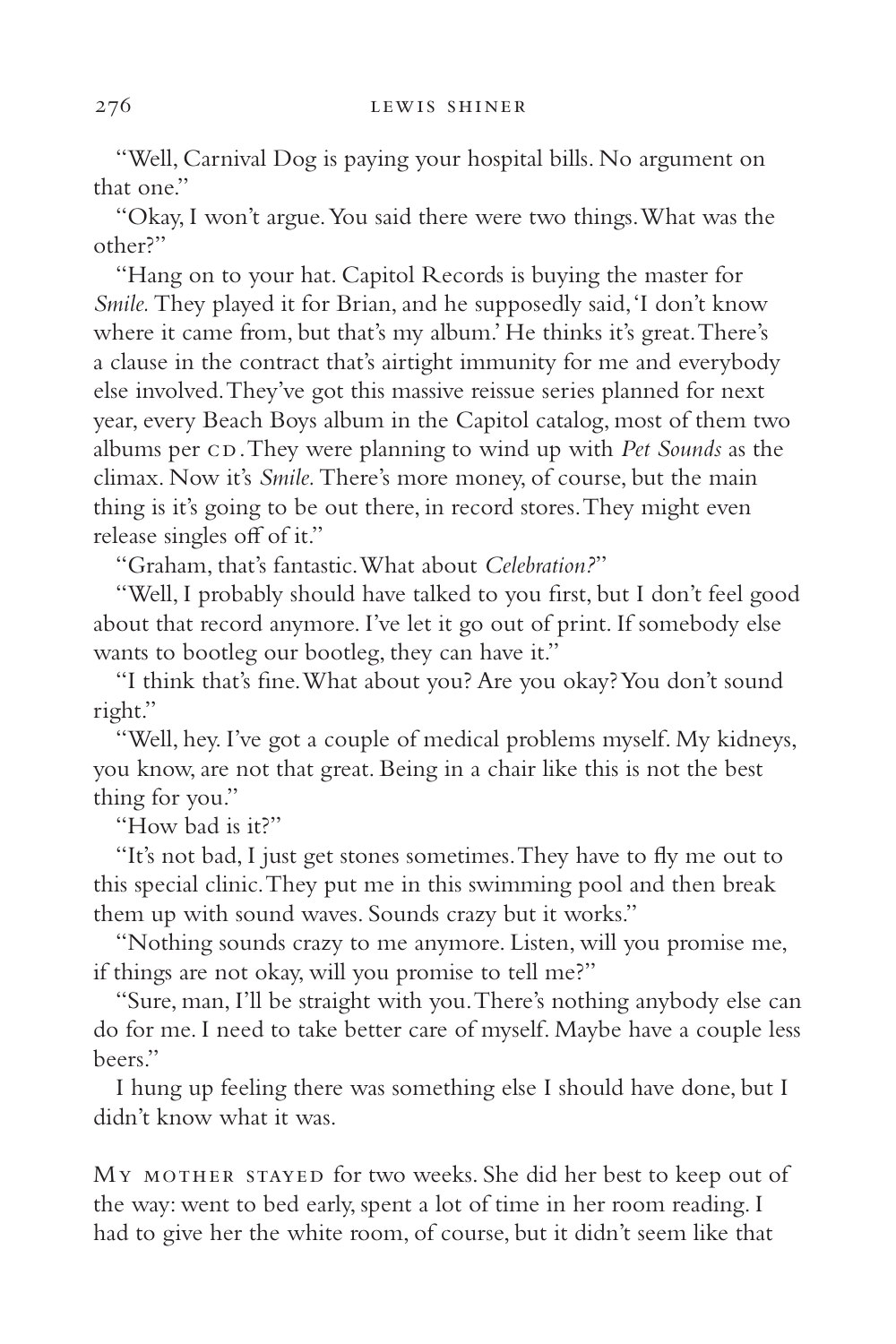"Well, Carnival Dog is paying your hospital bills. No argument on that one."

"Okay, I won't argue. You said there were two things. What was the other?"

"Hang on to your hat. Capitol Records is buying the master for *Smile.* They played it for Brian, and he supposedly said, 'I don't know where it came from, but that's my album.' He thinks it's great. There's a clause in the contract that's airtight immunity for me and everybody else involved. They've got this massive reissue series planned for next year, every Beach Boys album in the Capitol catalog, most of them two albums per CD. They were planning to wind up with *Pet Sounds* as the climax. Now it's *Smile.* There's more money, of course, but the main thing is it's going to be out there, in record stores. They might even release singles off of it."

"Graham, that's fantastic. What about *Celebration?*"

"Well, I probably should have talked to you first, but I don't feel good about that record anymore. I've let it go out of print. If somebody else wants to bootleg our bootleg, they can have it."

"I think that's fine. What about you? Are you okay? You don't sound right."

"Well, hey. I've got a couple of medical problems myself. My kidneys, you know, are not that great. Being in a chair like this is not the best thing for you."

"How bad is it?"

"It's not bad, I just get stones sometimes. They have to fly me out to this special clinic. They put me in this swimming pool and then break them up with sound waves. Sounds crazy but it works."

"Nothing sounds crazy to me anymore. Listen, will you promise me, if things are not okay, will you promise to tell me?"

"Sure, man, I'll be straight with you. There's nothing anybody else can do for me. I need to take better care of myself. Maybe have a couple less beers."

I hung up feeling there was something else I should have done, but I didn't know what it was.

My mother stayed for two weeks. She did her best to keep out of the way: went to bed early, spent a lot of time in her room reading. I had to give her the white room, of course, but it didn't seem like that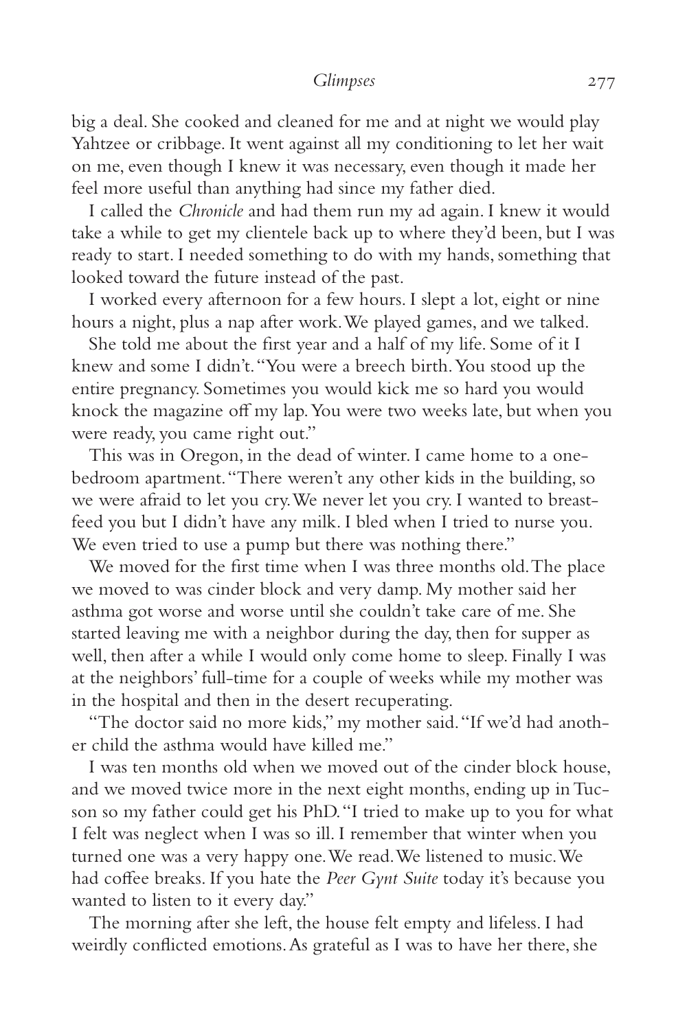big a deal. She cooked and cleaned for me and at night we would play Yahtzee or cribbage. It went against all my conditioning to let her wait on me, even though I knew it was necessary, even though it made her feel more useful than anything had since my father died.

I called the *Chronicle* and had them run my ad again. I knew it would take a while to get my clientele back up to where they'd been, but I was ready to start. I needed something to do with my hands, something that looked toward the future instead of the past.

I worked every afternoon for a few hours. I slept a lot, eight or nine hours a night, plus a nap after work. We played games, and we talked.

She told me about the first year and a half of my life. Some of it I knew and some I didn't. "You were a breech birth. You stood up the entire pregnancy. Sometimes you would kick me so hard you would knock the magazine off my lap. You were two weeks late, but when you were ready, you came right out."

This was in Oregon, in the dead of winter. I came home to a one-bedroom apartment. "There weren't any other kids in the building, so we were afraid to let you cry. We never let you cry. I wanted to breast-feed you but I didn't have any milk. I bled when I tried to nurse you. We even tried to use a pump but there was nothing there."

We moved for the first time when I was three months old. The place we moved to was cinder block and very damp. My mother said her asthma got worse and worse until she couldn't take care of me. She started leaving me with a neighbor during the day, then for supper as well, then after a while I would only come home to sleep. Finally I was at the neighbors' full-time for a couple of weeks while my mother was in the hospital and then in the desert recuperating.

"The doctor said no more kids," my mother said. "If we'd had another child the asthma would have killed me."

I was ten months old when we moved out of the cinder block house, and we moved twice more in the next eight months, ending up in Tucson so my father could get his PhD. "I tried to make up to you for what I felt was neglect when I was so ill. I remember that winter when you turned one was a very happy one. We read. We listened to music. We had coffee breaks. If you hate the *Peer Gynt Suite* today it's because you wanted to listen to it every day."

The morning after she left, the house felt empty and lifeless. I had weirdly conflicted emotions. As grateful as I was to have her there, she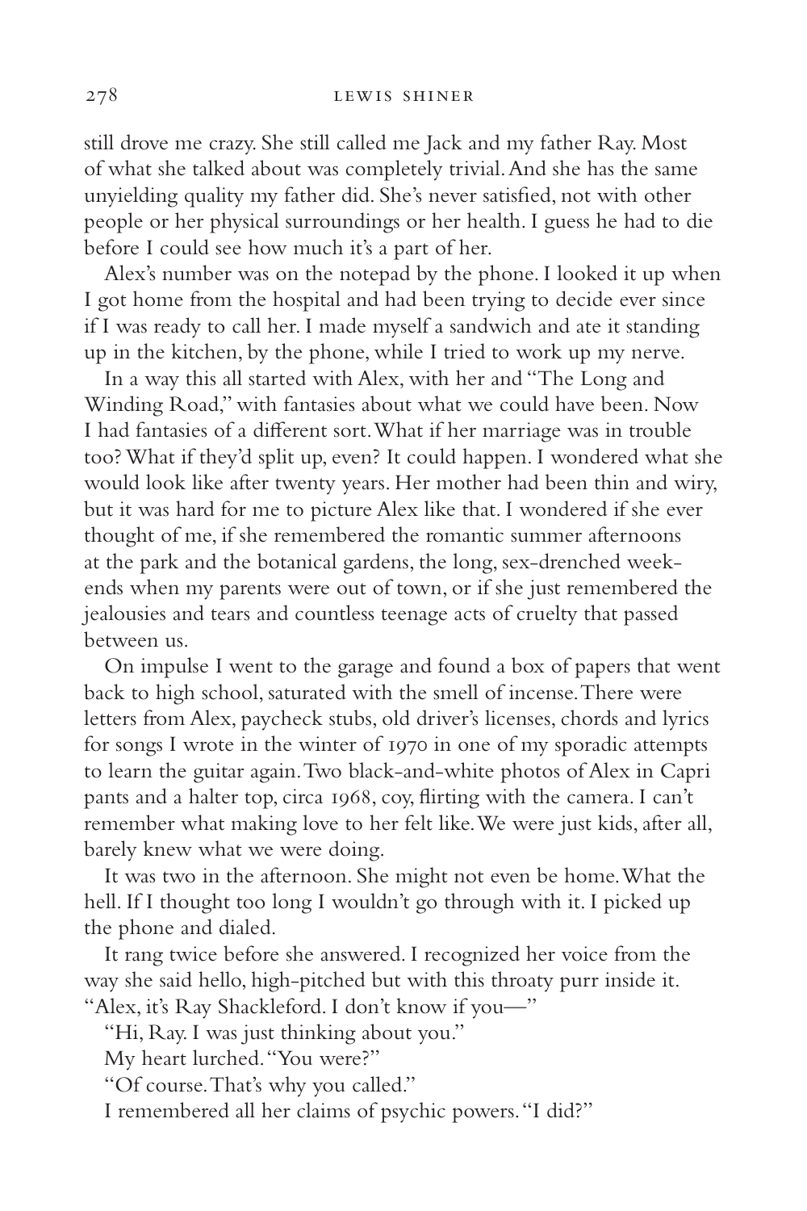still drove me crazy. She still called me Jack and my father Ray. Most of what she talked about was completely trivial. And she has the same unyielding quality my father did. She's never satisfied, not with other people or her physical surroundings or her health. I guess he had to die before I could see how much it's a part of her.

Alex's number was on the notepad by the phone. I looked it up when I got home from the hospital and had been trying to decide ever since if I was ready to call her. I made myself a sandwich and ate it standing up in the kitchen, by the phone, while I tried to work up my nerve.

In a way this all started with Alex, with her and "The Long and Winding Road," with fantasies about what we could have been. Now I had fantasies of a different sort. What if her marriage was in trouble too? What if they'd split up, even? It could happen. I wondered what she would look like after twenty years. Her mother had been thin and wiry, but it was hard for me to picture Alex like that. I wondered if she ever thought of me, if she remembered the romantic summer afternoons at the park and the botanical gardens, the long, sex-drenched weekends when my parents were out of town, or if she just remembered the jealousies and tears and countless teenage acts of cruelty that passed between us.

On impulse I went to the garage and found a box of papers that went back to high school, saturated with the smell of incense. There were letters from Alex, paycheck stubs, old driver's licenses, chords and lyrics for songs I wrote in the winter of 1970 in one of my sporadic attempts to learn the guitar again. Two black-and-white photos of Alex in Capri pants and a halter top, circa 1968, coy, flirting with the camera. I can't remember what making love to her felt like. We were just kids, after all, barely knew what we were doing.

It was two in the afternoon. She might not even be home. What the hell. If I thought too long I wouldn't go through with it. I picked up the phone and dialed.

It rang twice before she answered. I recognized her voice from the way she said hello, high-pitched but with this throaty purr inside it. "Alex, it's Ray Shackleford. I don't know if you—"

"Hi, Ray. I was just thinking about you."

My heart lurched. "You were?"

"Of course. That's why you called."

I remembered all her claims of psychic powers. "I did?"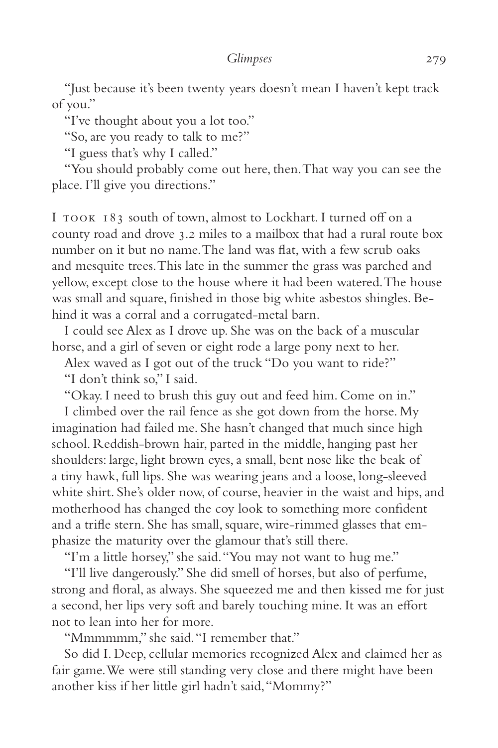"Just because it's been twenty years doesn't mean I haven't kept track of you."

"I've thought about you a lot too."

"So, are you ready to talk to me?"

"I guess that's why I called."

"You should probably come out here, then. That way you can see the place. I'll give you directions."

I TOOK 183 south of town, almost to Lockhart. I turned off on a county road and drove 3.2 miles to a mailbox that had a rural route box number on it but no name. The land was flat, with a few scrub oaks and mesquite trees. This late in the summer the grass was parched and yellow, except close to the house where it had been watered. The house was small and square, finished in those big white asbestos shingles. Behind it was a corral and a corrugated-metal barn.

I could see Alex as I drove up. She was on the back of a muscular horse, and a girl of seven or eight rode a large pony next to her.

Alex waved as I got out of the truck "Do you want to ride?"

"I don't think so," I said.

"Okay. I need to brush this guy out and feed him. Come on in."

I climbed over the rail fence as she got down from the horse. My imagination had failed me. She hasn't changed that much since high school. Reddish-brown hair, parted in the middle, hanging past her shoulders: large, light brown eyes, a small, bent nose like the beak of a tiny hawk, full lips. She was wearing jeans and a loose, long-sleeved white shirt. She's older now, of course, heavier in the waist and hips, and motherhood has changed the coy look to something more confident and a trifle stern. She has small, square, wire-rimmed glasses that emphasize the maturity over the glamour that's still there.

"I'm a little horsey," she said. "You may not want to hug me."

"I'll live dangerously." She did smell of horses, but also of perfume, strong and floral, as always. She squeezed me and then kissed me for just a second, her lips very soft and barely touching mine. It was an effort not to lean into her for more.

"Mmmmmm," she said. "I remember that."

So did I. Deep, cellular memories recognized Alex and claimed her as fair game. We were still standing very close and there might have been another kiss if her little girl hadn't said, "Mommy?"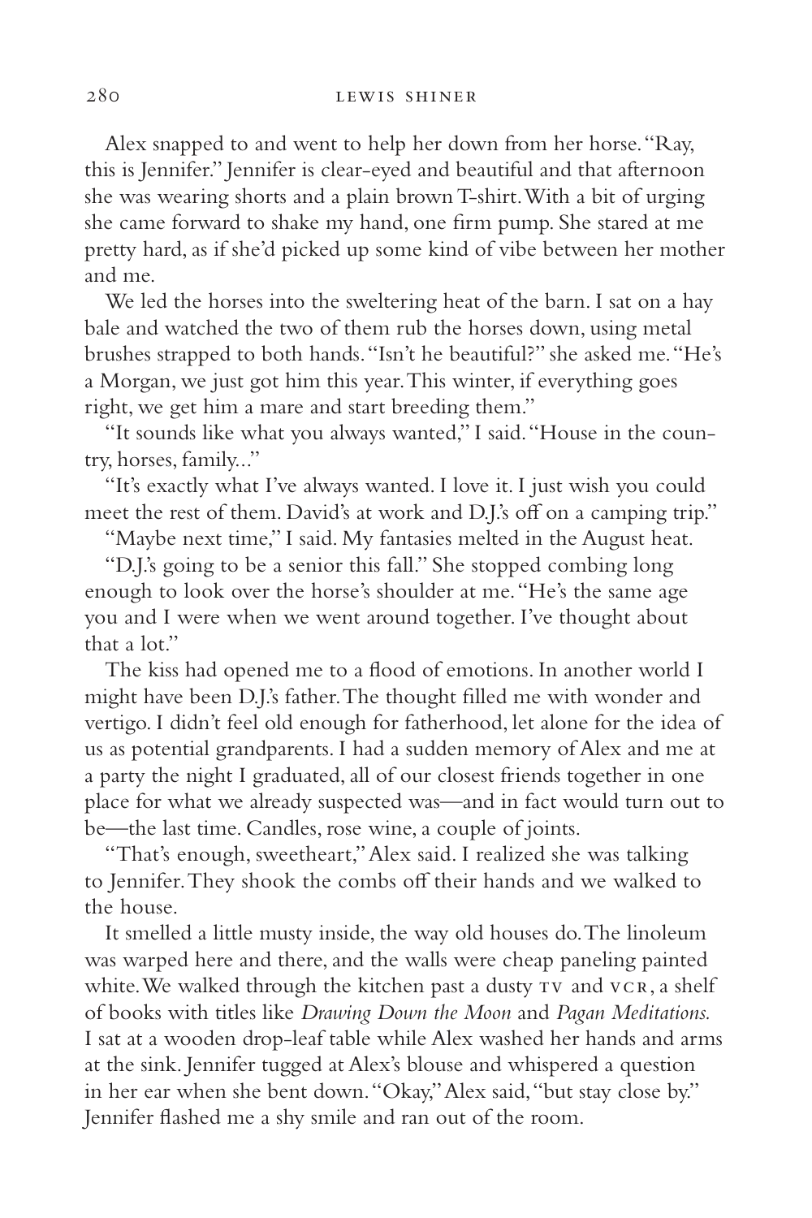Alex snapped to and went to help her down from her horse. "Ray, this is Jennifer." Jennifer is clear-eyed and beautiful and that afternoon she was wearing shorts and a plain brown T-shirt. With a bit of urging she came forward to shake my hand, one firm pump. She stared at me pretty hard, as if she'd picked up some kind of vibe between her mother and me.

We led the horses into the sweltering heat of the barn. I sat on a hay bale and watched the two of them rub the horses down, using metal brushes strapped to both hands. "Isn't he beautiful?" she asked me. "He's a Morgan, we just got him this year. This winter, if everything goes right, we get him a mare and start breeding them."

"It sounds like what you always wanted," I said. "House in the country, horses, family..."

"It's exactly what I've always wanted. I love it. I just wish you could meet the rest of them. David's at work and D.J.'s off on a camping trip."

"Maybe next time," I said. My fantasies melted in the August heat.

"D.J.'s going to be a senior this fall." She stopped combing long enough to look over the horse's shoulder at me. "He's the same age you and I were when we went around together. I've thought about that a lot."

The kiss had opened me to a flood of emotions. In another world I might have been D.J.'s father. The thought filled me with wonder and vertigo. I didn't feel old enough for fatherhood, let alone for the idea of us as potential grandparents. I had a sudden memory of Alex and me at a party the night I graduated, all of our closest friends together in one place for what we already suspected was—and in fact would turn out to be—the last time. Candles, rose wine, a couple of joints.

"That's enough, sweetheart," Alex said. I realized she was talking to Jennifer. They shook the combs off their hands and we walked to the house.

It smelled a little musty inside, the way old houses do. The linoleum was warped here and there, and the walls were cheap paneling painted white. We walked through the kitchen past a dusty TV and VCR, a shelf of books with titles like *Drawing Down the Moon* and *Pagan Meditations.* I sat at a wooden drop-leaf table while Alex washed her hands and arms at the sink. Jennifer tugged at Alex's blouse and whispered a question in her ear when she bent down. "Okay," Alex said, "but stay close by." Jennifer flashed me a shy smile and ran out of the room.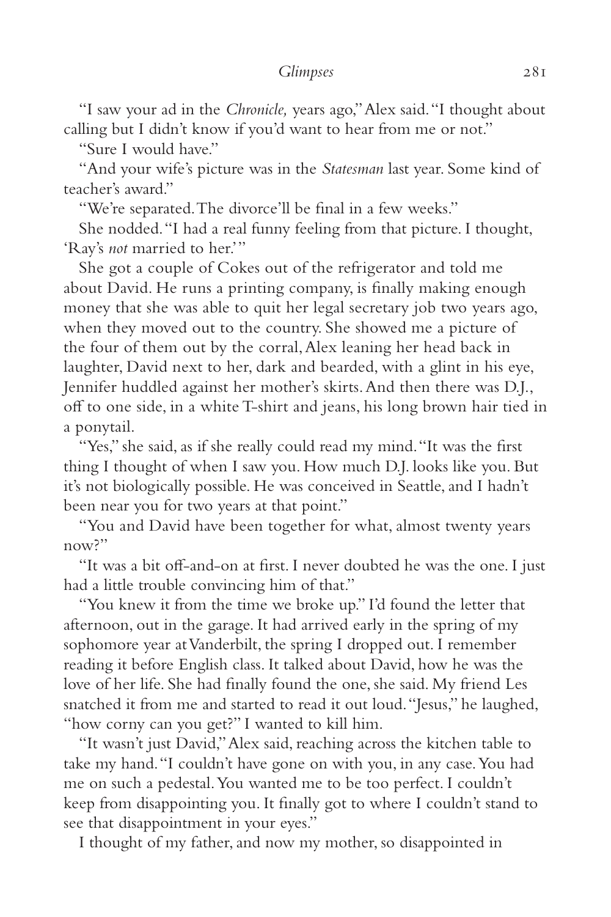"I saw your ad in the *Chronicle,* years ago," Alex said. "I thought about calling but I didn't know if you'd want to hear from me or not."

"Sure I would have."

"And your wife's picture was in the *Statesman* last year. Some kind of teacher's award."

"We're separated. The divorce'll be final in a few weeks."

She nodded. "I had a real funny feeling from that picture. I thought, 'Ray's *not* married to her.'"

She got a couple of Cokes out of the refrigerator and told me about David. He runs a printing company, is finally making enough money that she was able to quit her legal secretary job two years ago, when they moved out to the country. She showed me a picture of the four of them out by the corral, Alex leaning her head back in laughter, David next to her, dark and bearded, with a glint in his eye, Jennifer huddled against her mother's skirts. And then there was D.J., off to one side, in a white T-shirt and jeans, his long brown hair tied in a ponytail.

"Yes," she said, as if she really could read my mind. "It was the first thing I thought of when I saw you. How much D.J. looks like you. But it's not biologically possible. He was conceived in Seattle, and I hadn't been near you for two years at that point."

"You and David have been together for what, almost twenty years now?"

"It was a bit off-and-on at first. I never doubted he was the one. I just had a little trouble convincing him of that."

"You knew it from the time we broke up." I'd found the letter that afternoon, out in the garage. It had arrived early in the spring of my sophomore year at Vanderbilt, the spring I dropped out. I remember reading it before English class. It talked about David, how he was the love of her life. She had finally found the one, she said. My friend Les snatched it from me and started to read it out loud. "Jesus," he laughed, "how corny can you get?" I wanted to kill him.

"It wasn't just David," Alex said, reaching across the kitchen table to take my hand. "I couldn't have gone on with you, in any case. You had me on such a pedestal. You wanted me to be too perfect. I couldn't keep from disappointing you. It finally got to where I couldn't stand to see that disappointment in your eyes."

I thought of my father, and now my mother, so disappointed in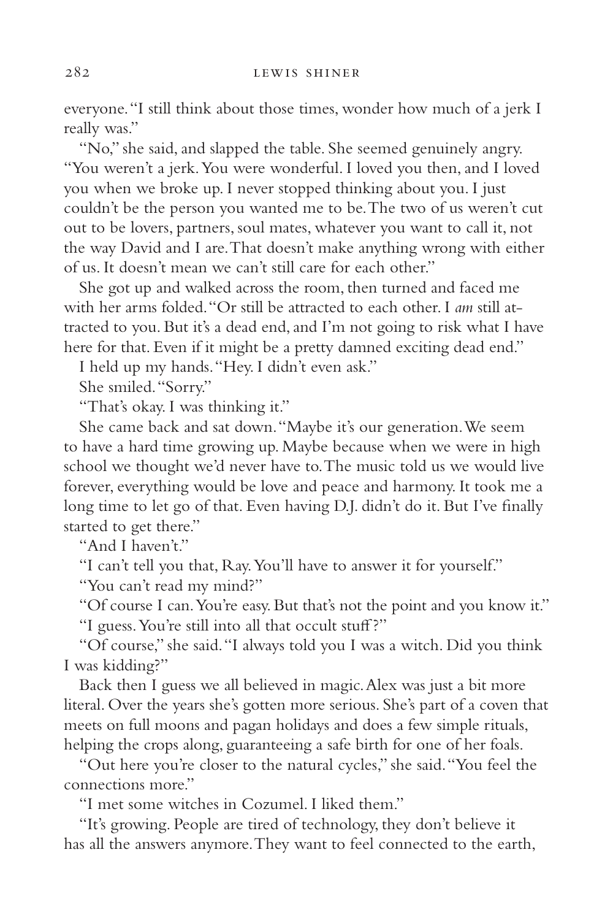everyone. "I still think about those times, wonder how much of a jerk I really was."

"No," she said, and slapped the table. She seemed genuinely angry. "You weren't a jerk. You were wonderful. I loved you then, and I loved you when we broke up. I never stopped thinking about you. I just couldn't be the person you wanted me to be. The two of us weren't cut out to be lovers, partners, soul mates, whatever you want to call it, not the way David and I are. That doesn't make anything wrong with either of us. It doesn't mean we can't still care for each other."

She got up and walked across the room, then turned and faced me with her arms folded. "Or still be attracted to each other. I *am* still attracted to you. But it's a dead end, and I'm not going to risk what I have here for that. Even if it might be a pretty damned exciting dead end."

I held up my hands. "Hey. I didn't even ask."

She smiled. "Sorry."

"That's okay. I was thinking it."

She came back and sat down. "Maybe it's our generation. We seem to have a hard time growing up. Maybe because when we were in high school we thought we'd never have to. The music told us we would live forever, everything would be love and peace and harmony. It took me a long time to let go of that. Even having D.J. didn't do it. But I've finally started to get there."

"And I haven't."

"I can't tell you that, Ray. You'll have to answer it for yourself."

"You can't read my mind?"

"Of course I can. You're easy. But that's not the point and you know it."

"I guess. You're still into all that occult stuff?"

"Of course," she said. "I always told you I was a witch. Did you think I was kidding?"

Back then I guess we all believed in magic. Alex was just a bit more literal. Over the years she's gotten more serious. She's part of a coven that meets on full moons and pagan holidays and does a few simple rituals, helping the crops along, guaranteeing a safe birth for one of her foals.

"Out here you're closer to the natural cycles," she said. "You feel the connections more."

"I met some witches in Cozumel. I liked them."

"It's growing. People are tired of technology, they don't believe it has all the answers anymore. They want to feel connected to the earth,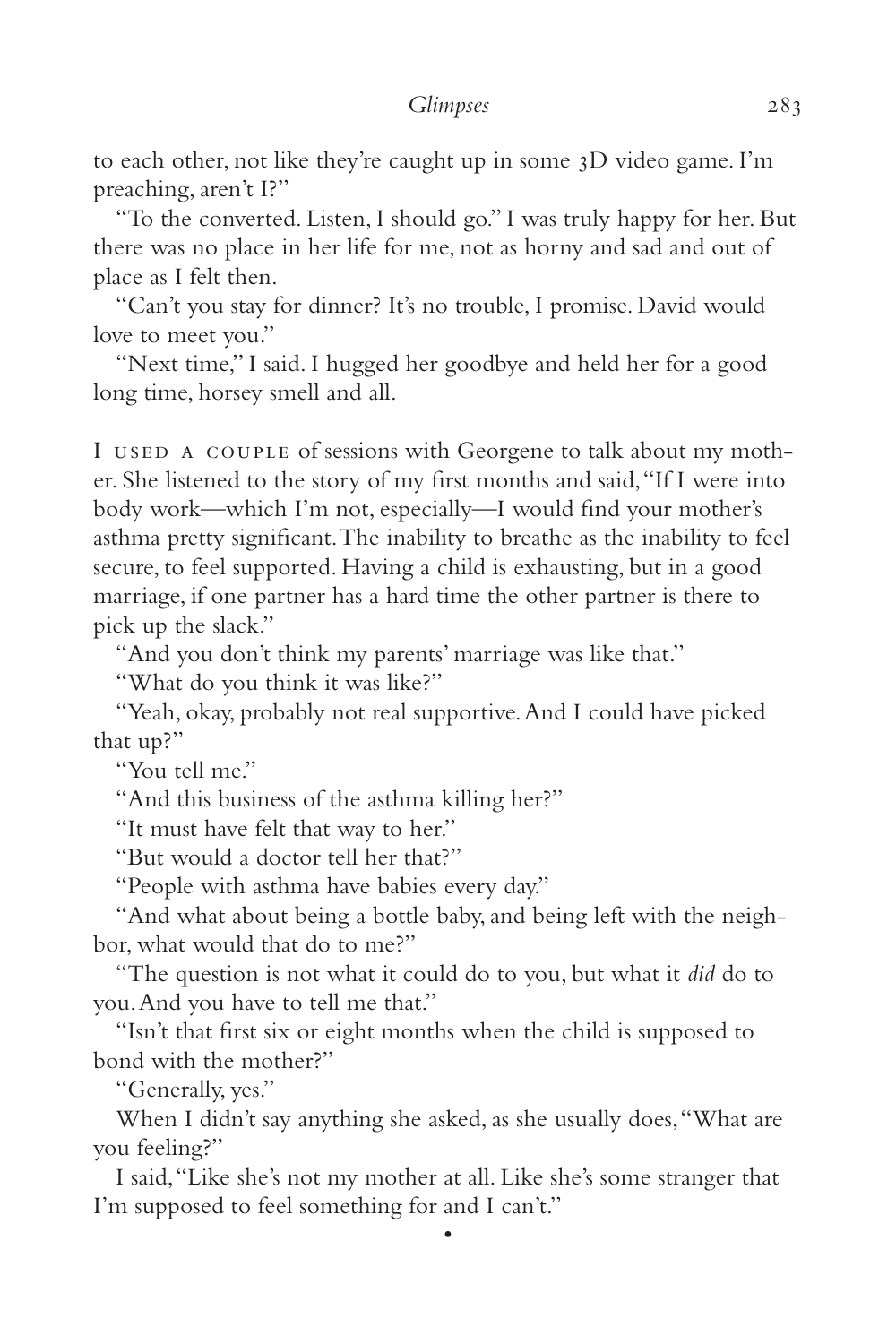to each other, not like they're caught up in some 3D video game. I'm preaching, aren't I?"

"To the converted. Listen, I should go." I was truly happy for her. But there was no place in her life for me, not as horny and sad and out of place as I felt then.

"Can't you stay for dinner? It's no trouble, I promise. David would love to meet you."

"Next time," I said. I hugged her goodbye and held her for a good long time, horsey smell and all.

I USED A COUPLE of sessions with Georgene to talk about my mother. She listened to the story of my first months and said, "If I were into body work—which I'm not, especially—I would find your mother's asthma pretty significant. The inability to breathe as the inability to feel secure, to feel supported. Having a child is exhausting, but in a good marriage, if one partner has a hard time the other partner is there to pick up the slack."

"And you don't think my parents' marriage was like that."

"What do you think it was like?"

"Yeah, okay, probably not real supportive. And I could have picked that up?"

"You tell me."

"And this business of the asthma killing her?"

"It must have felt that way to her."

"But would a doctor tell her that?"

"People with asthma have babies every day."

"And what about being a bottle baby, and being left with the neighbor, what would that do to me?"

"The question is not what it could do to you, but what it *did* do to you. And you have to tell me that."

"Isn't that first six or eight months when the child is supposed to bond with the mother?"

"Generally, yes."

When I didn't say anything she asked, as she usually does, "What are you feeling?"

I said, "Like she's not my mother at all. Like she's some stranger that I'm supposed to feel something for and I can't."

•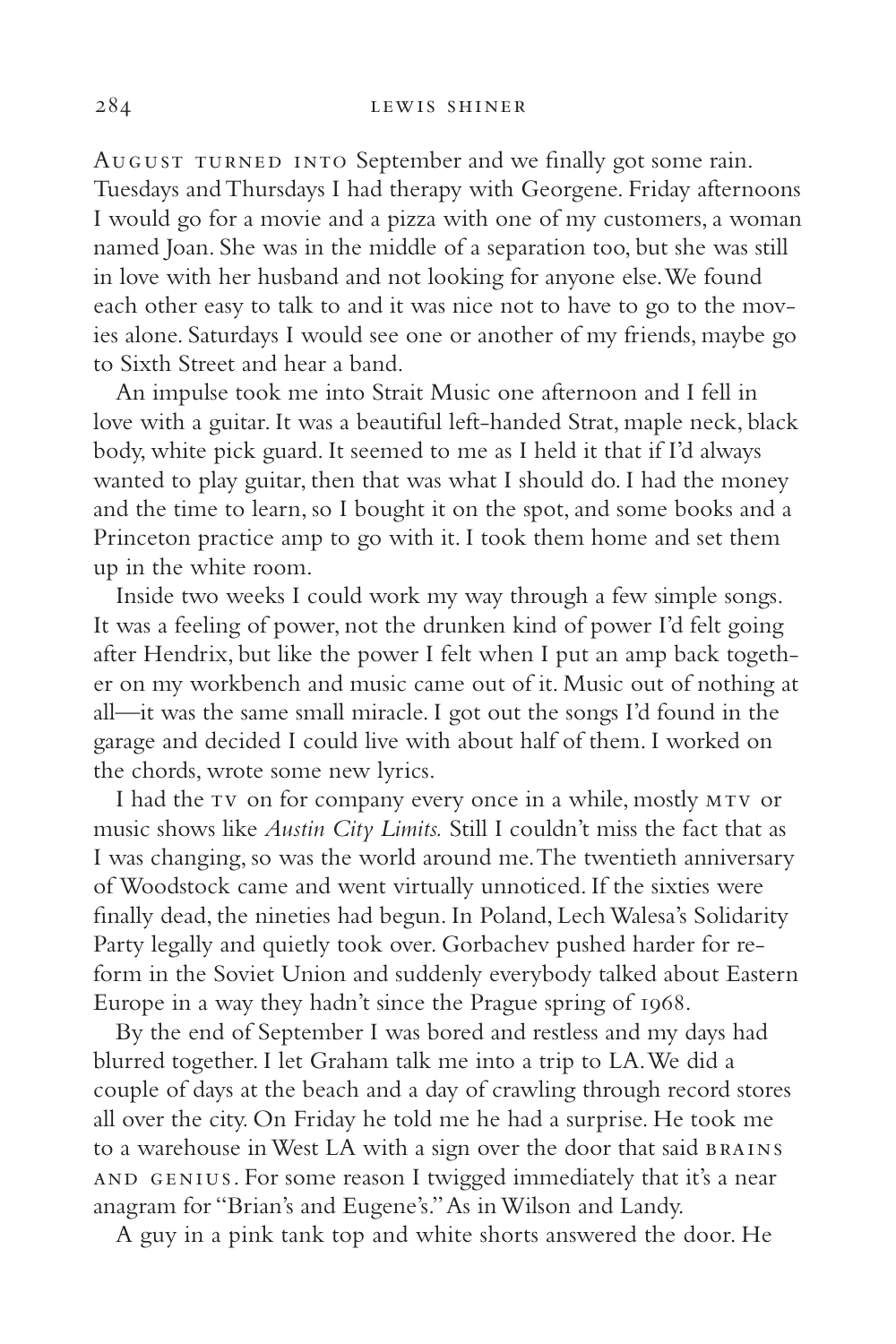August turned into September and we finally got some rain. Tuesdays and Thursdays I had therapy with Georgene. Friday afternoons I would go for a movie and a pizza with one of my customers, a woman named Joan. She was in the middle of a separation too, but she was still in love with her husband and not looking for anyone else. We found each other easy to talk to and it was nice not to have to go to the movies alone. Saturdays I would see one or another of my friends, maybe go to Sixth Street and hear a band.

An impulse took me into Strait Music one afternoon and I fell in love with a guitar. It was a beautiful left-handed Strat, maple neck, black body, white pick guard. It seemed to me as I held it that if I'd always wanted to play guitar, then that was what I should do. I had the money and the time to learn, so I bought it on the spot, and some books and a Princeton practice amp to go with it. I took them home and set them up in the white room.

Inside two weeks I could work my way through a few simple songs. It was a feeling of power, not the drunken kind of power I'd felt going after Hendrix, but like the power I felt when I put an amp back together on my workbench and music came out of it. Music out of nothing at all—it was the same small miracle. I got out the songs I'd found in the garage and decided I could live with about half of them. I worked on the chords, wrote some new lyrics.

I had the TV on for company every once in a while, mostly MTV or music shows like *Austin City Limits.* Still I couldn't miss the fact that as I was changing, so was the world around me. The twentieth anniversary of Woodstock came and went virtually unnoticed. If the sixties were finally dead, the nineties had begun. In Poland, Lech Walesa's Solidarity Party legally and quietly took over. Gorbachev pushed harder for reform in the Soviet Union and suddenly everybody talked about Eastern Europe in a way they hadn't since the Prague spring of 1968.

By the end of September I was bored and restless and my days had blurred together. I let Graham talk me into a trip to LA. We did a couple of days at the beach and a day of crawling through record stores all over the city. On Friday he told me he had a surprise. He took me to a warehouse in West LA with a sign over the door that said BRAINS AND GENIUS. For some reason I twigged immediately that it's a near anagram for "Brian's and Eugene's." As in Wilson and Landy.

A guy in a pink tank top and white shorts answered the door. He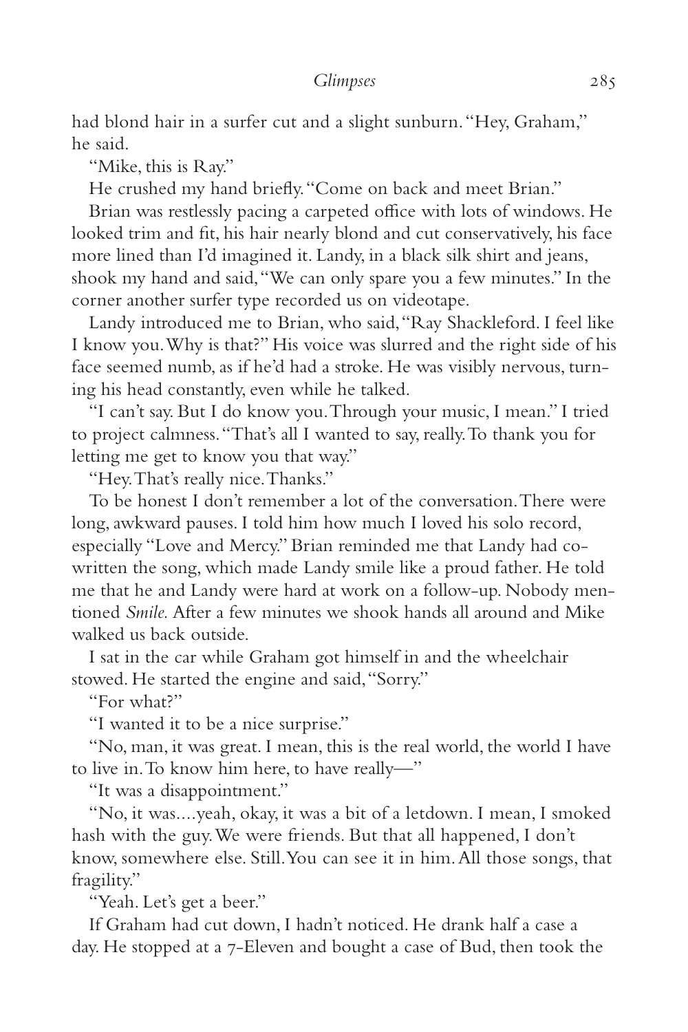had blond hair in a surfer cut and a slight sunburn. "Hey, Graham," he said.

"Mike, this is Ray."

He crushed my hand briefly. "Come on back and meet Brian."

Brian was restlessly pacing a carpeted office with lots of windows. He looked trim and fit, his hair nearly blond and cut conservatively, his face more lined than I'd imagined it. Landy, in a black silk shirt and jeans, shook my hand and said, "We can only spare you a few minutes." In the corner another surfer type recorded us on videotape.

Landy introduced me to Brian, who said, "Ray Shackleford. I feel like I know you. Why is that?" His voice was slurred and the right side of his face seemed numb, as if he'd had a stroke. He was visibly nervous, turning his head constantly, even while he talked.

"I can't say. But I do know you. Through your music, I mean." I tried to project calmness. "That's all I wanted to say, really. To thank you for letting me get to know you that way."

"Hey. That's really nice. Thanks."

To be honest I don't remember a lot of the conversation. There were long, awkward pauses. I told him how much I loved his solo record, especially "Love and Mercy." Brian reminded me that Landy had co-written the song, which made Landy smile like a proud father. He told me that he and Landy were hard at work on a follow-up. Nobody mentioned *Smile.* After a few minutes we shook hands all around and Mike walked us back outside.

I sat in the car while Graham got himself in and the wheelchair stowed. He started the engine and said, "Sorry."

"For what?"

"I wanted it to be a nice surprise."

"No, man, it was great. I mean, this is the real world, the world I have to live in. To know him here, to have really—"

"It was a disappointment."

"No, it was.... yeah, okay, it was a bit of a letdown. I mean, I smoked hash with the guy. We were friends. But that all happened, I don't know, somewhere else. Still. You can see it in him. All those songs, that fragility."

"Yeah. Let's get a beer."

If Graham had cut down, I hadn't noticed. He drank half a case a day. He stopped at a 7-Eleven and bought a case of Bud, then took the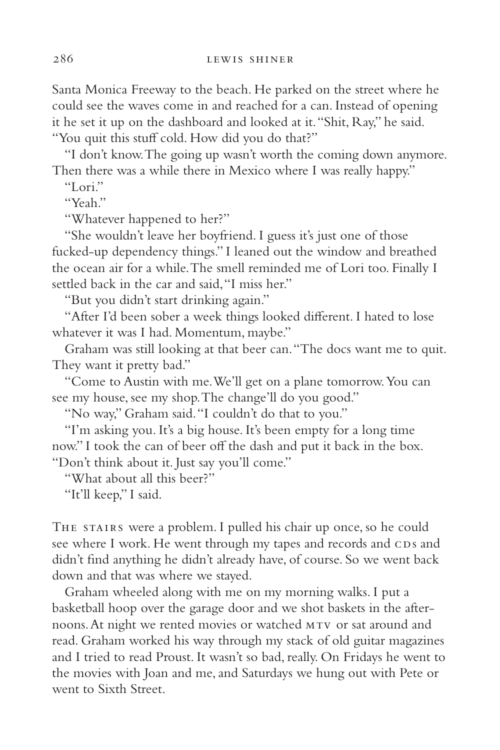Santa Monica Freeway to the beach. He parked on the street where he could see the waves come in and reached for a can. Instead of opening it he set it up on the dashboard and looked at it. "Shit, Ray," he said. "You quit this stuff cold. How did you do that?"

"I don't know. The going up wasn't worth the coming down anymore. Then there was a while there in Mexico where I was really happy."

"Lori."

"Yeah."

"Whatever happened to her?"

"She wouldn't leave her boyfriend. I guess it's just one of those fucked-up dependency things." I leaned out the window and breathed the ocean air for a while. The smell reminded me of Lori too. Finally I settled back in the car and said, "I miss her."

"But you didn't start drinking again."

"After I'd been sober a week things looked different. I hated to lose whatever it was I had. Momentum, maybe."

Graham was still looking at that beer can. "The docs want me to quit. They want it pretty bad."

"Come to Austin with me. We'll get on a plane tomorrow. You can see my house, see my shop. The change'll do you good."

"No way," Graham said. "I couldn't do that to you."

"I'm asking you. It's a big house. It's been empty for a long time now." I took the can of beer off the dash and put it back in the box. "Don't think about it. Just say you'll come."

"What about all this beer?"

"It'll keep," I said.

THE STAIRS were a problem. I pulled his chair up once, so he could see where I work. He went through my tapes and records and CDs and didn't find anything he didn't already have, of course. So we went back down and that was where we stayed.

Graham wheeled along with me on my morning walks. I put a basketball hoop over the garage door and we shot baskets in the afternoons. At night we rented movies or watched MTV or sat around and read. Graham worked his way through my stack of old guitar magazines and I tried to read Proust. It wasn't so bad, really. On Fridays he went to the movies with Joan and me, and Saturdays we hung out with Pete or went to Sixth Street.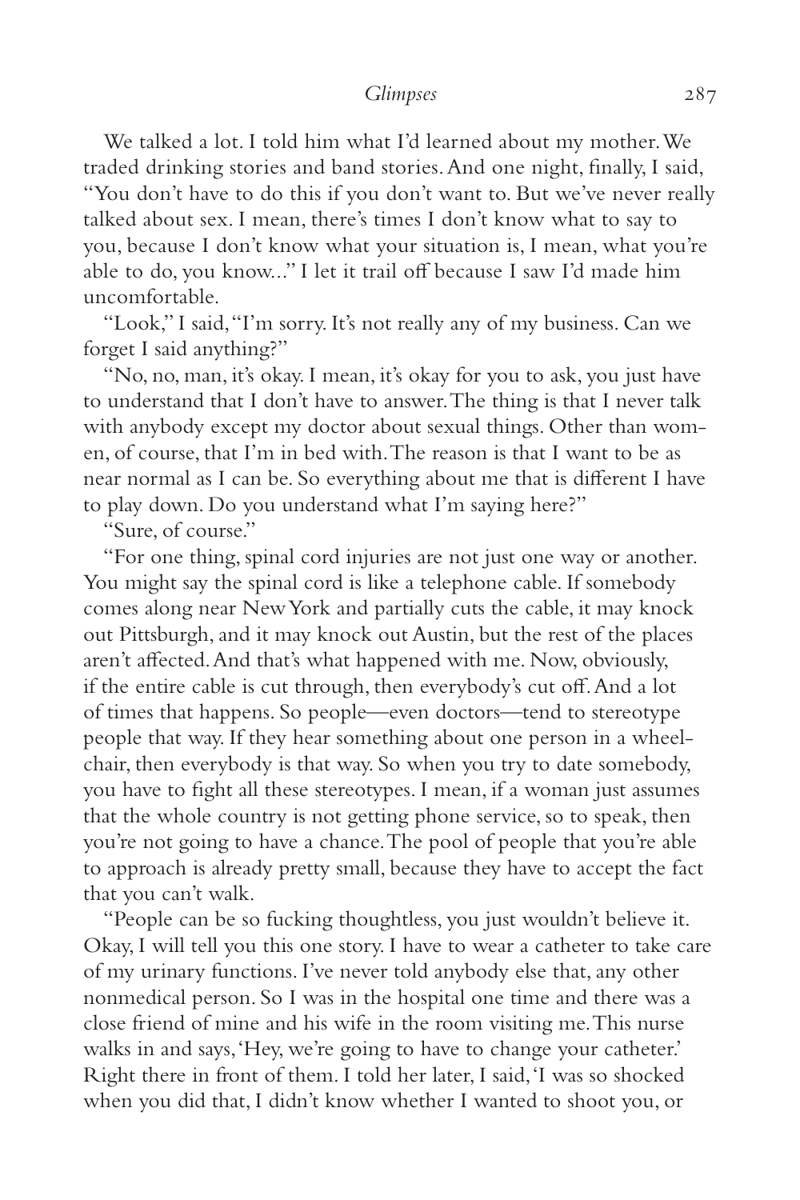We talked a lot. I told him what I'd learned about my mother. We traded drinking stories and band stories. And one night, finally, I said, "You don't have to do this if you don't want to. But we've never really talked about sex. I mean, there's times I don't know what to say to you, because I don't know what your situation is, I mean, what you're able to do, you know..." I let it trail off because I saw I'd made him uncomfortable.

"Look," I said, "I'm sorry. It's not really any of my business. Can we forget I said anything?"

"No, no, man, it's okay. I mean, it's okay for you to ask, you just have to understand that I don't have to answer. The thing is that I never talk with anybody except my doctor about sexual things. Other than women, of course, that I'm in bed with. The reason is that I want to be as near normal as I can be. So everything about me that is different I have to play down. Do you understand what I'm saying here?"

"Sure, of course."

"For one thing, spinal cord injuries are not just one way or another. You might say the spinal cord is like a telephone cable. If somebody comes along near New York and partially cuts the cable, it may knock out Pittsburgh, and it may knock out Austin, but the rest of the places aren't affected. And that's what happened with me. Now, obviously, if the entire cable is cut through, then everybody's cut off. And a lot of times that happens. So people—even doctors—tend to stereotype people that way. If they hear something about one person in a wheelchair, then everybody is that way. So when you try to date somebody, you have to fight all these stereotypes. I mean, if a woman just assumes that the whole country is not getting phone service, so to speak, then you're not going to have a chance. The pool of people that you're able to approach is already pretty small, because they have to accept the fact that you can't walk.

"People can be so fucking thoughtless, you just wouldn't believe it. Okay, I will tell you this one story. I have to wear a catheter to take care of my urinary functions. I've never told anybody else that, any other nonmedical person. So I was in the hospital one time and there was a close friend of mine and his wife in the room visiting me. This nurse walks in and says, 'Hey, we're going to have to change your catheter.' Right there in front of them. I told her later, I said, 'I was so shocked when you did that, I didn't know whether I wanted to shoot you, or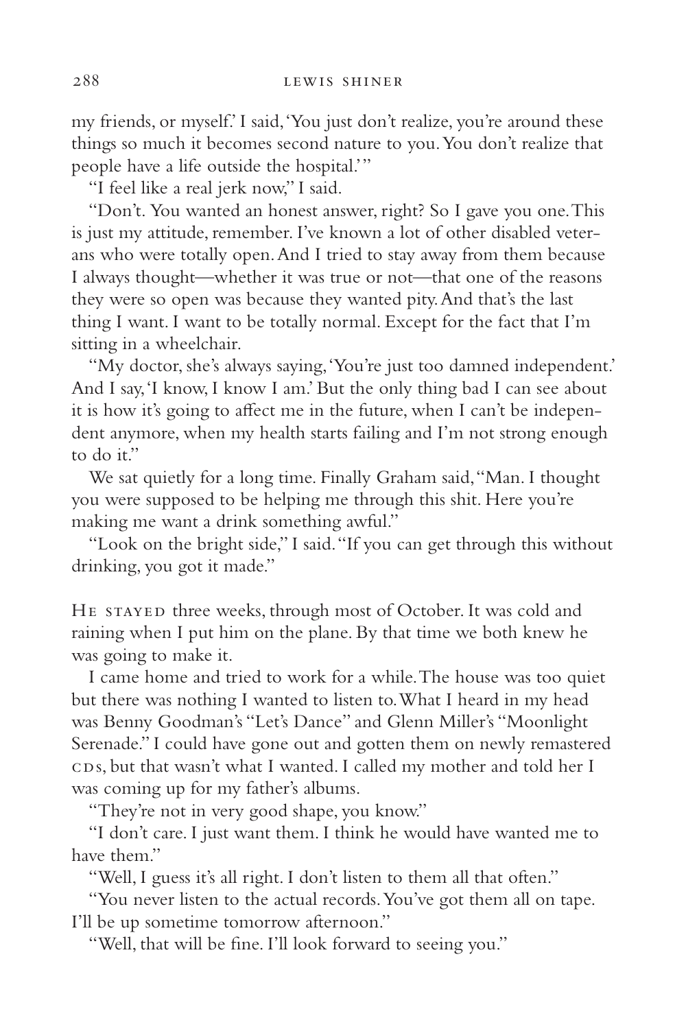my friends, or myself.' I said, 'You just don't realize, you're around these things so much it becomes second nature to you. You don't realize that people have a life outside the hospital.' "

"I feel like a real jerk now," I said.

"Don't. You wanted an honest answer, right? So I gave you one. This is just my attitude, remember. I've known a lot of other disabled veterans who were totally open. And I tried to stay away from them because I always thought—whether it was true or not—that one of the reasons they were so open was because they wanted pity. And that's the last thing I want. I want to be totally normal. Except for the fact that I'm sitting in a wheelchair.

"My doctor, she's always saying, 'You're just too damned independent.' And I say, 'I know, I know I am.' But the only thing bad I can see about it is how it's going to affect me in the future, when I can't be independent anymore, when my health starts failing and I'm not strong enough to do it."

We sat quietly for a long time. Finally Graham said, "Man. I thought you were supposed to be helping me through this shit. Here you're making me want a drink something awful."

"Look on the bright side," I said. "If you can get through this without drinking, you got it made."

He stayed three weeks, through most of October. It was cold and raining when I put him on the plane. By that time we both knew he was going to make it.

I came home and tried to work for a while. The house was too quiet but there was nothing I wanted to listen to. What I heard in my head was Benny Goodman's "Let's Dance" and Glenn Miller's "Moonlight Serenade." I could have gone out and gotten them on newly remastered CDs, but that wasn't what I wanted. I called my mother and told her I was coming up for my father's albums.

"They're not in very good shape, you know."

"I don't care. I just want them. I think he would have wanted me to have them."

"Well, I guess it's all right. I don't listen to them all that often."

"You never listen to the actual records. You've got them all on tape. I'll be up sometime tomorrow afternoon."

"Well, that will be fine. I'll look forward to seeing you."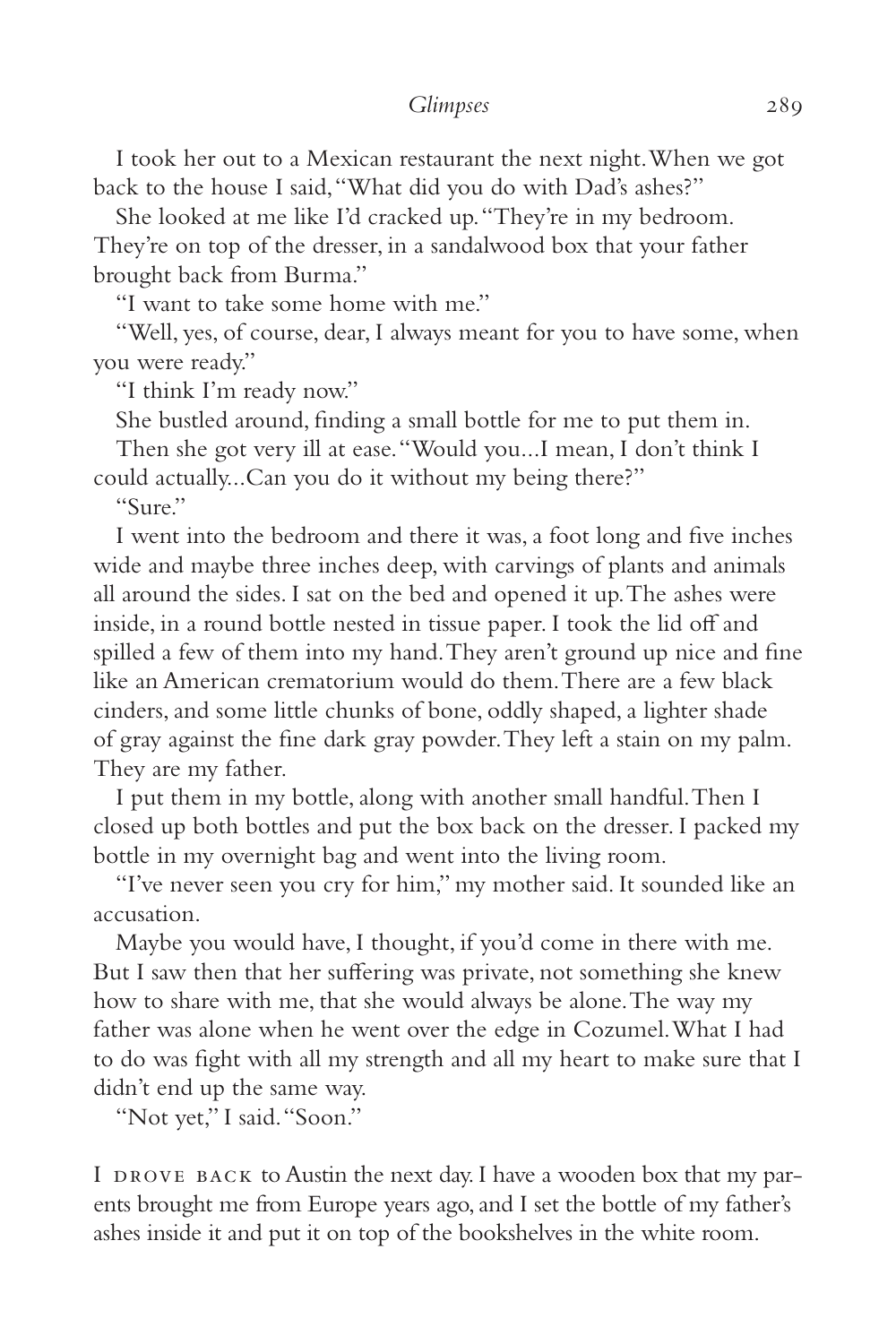I took her out to a Mexican restaurant the next night. When we got back to the house I said, "What did you do with Dad's ashes?"

She looked at me like I'd cracked up. "They're in my bedroom. They're on top of the dresser, in a sandalwood box that your father brought back from Burma."

"I want to take some home with me."

"Well, yes, of course, dear, I always meant for you to have some, when you were ready."

"I think I'm ready now."

She bustled around, finding a small bottle for me to put them in.

Then she got very ill at ease. "Would you...I mean, I don't think I could actually...Can you do it without my being there?"

"Sure."

I went into the bedroom and there it was, a foot long and five inches wide and maybe three inches deep, with carvings of plants and animals all around the sides. I sat on the bed and opened it up. The ashes were inside, in a round bottle nested in tissue paper. I took the lid off and spilled a few of them into my hand. They aren't ground up nice and fine like an American crematorium would do them. There are a few black cinders, and some little chunks of bone, oddly shaped, a lighter shade of gray against the fine dark gray powder. They left a stain on my palm. They are my father.

I put them in my bottle, along with another small handful. Then I closed up both bottles and put the box back on the dresser. I packed my bottle in my overnight bag and went into the living room.

"I've never seen you cry for him," my mother said. It sounded like an accusation.

Maybe you would have, I thought, if you'd come in there with me. But I saw then that her suffering was private, not something she knew how to share with me, that she would always be alone. The way my father was alone when he went over the edge in Cozumel. What I had to do was fight with all my strength and all my heart to make sure that I didn't end up the same way.

"Not yet," I said. "Soon."

I DROVE BACK to Austin the next day. I have a wooden box that my parents brought me from Europe years ago, and I set the bottle of my father's ashes inside it and put it on top of the bookshelves in the white room.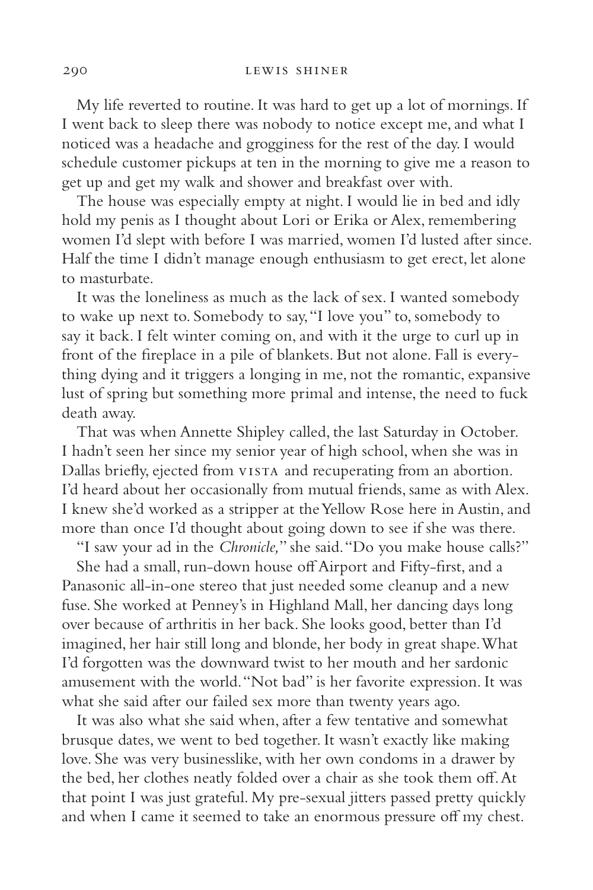My life reverted to routine. It was hard to get up a lot of mornings. If I went back to sleep there was nobody to notice except me, and what I noticed was a headache and grogginess for the rest of the day. I would schedule customer pickups at ten in the morning to give me a reason to get up and get my walk and shower and breakfast over with.

The house was especially empty at night. I would lie in bed and idly hold my penis as I thought about Lori or Erika or Alex, remembering women I'd slept with before I was married, women I'd lusted after since. Half the time I didn't manage enough enthusiasm to get erect, let alone to masturbate.

It was the loneliness as much as the lack of sex. I wanted somebody to wake up next to. Somebody to say, "I love you" to, somebody to say it back. I felt winter coming on, and with it the urge to curl up in front of the fireplace in a pile of blankets. But not alone. Fall is everything dying and it triggers a longing in me, not the romantic, expansive lust of spring but something more primal and intense, the need to fuck death away.

That was when Annette Shipley called, the last Saturday in October. I hadn't seen her since my senior year of high school, when she was in Dallas briefly, ejected from VISTA and recuperating from an abortion. I'd heard about her occasionally from mutual friends, same as with Alex. I knew she'd worked as a stripper at the Yellow Rose here in Austin, and more than once I'd thought about going down to see if she was there.

"I saw your ad in the *Chronicle,*" she said. "Do you make house calls?"

She had a small, run-down house off Airport and Fifty-first, and a Panasonic all-in-one stereo that just needed some cleanup and a new fuse. She worked at Penney's in Highland Mall, her dancing days long over because of arthritis in her back. She looks good, better than I'd imagined, her hair still long and blonde, her body in great shape. What I'd forgotten was the downward twist to her mouth and her sardonic amusement with the world. "Not bad" is her favorite expression. It was what she said after our failed sex more than twenty years ago.

It was also what she said when, after a few tentative and somewhat brusque dates, we went to bed together. It wasn't exactly like making love. She was very businesslike, with her own condoms in a drawer by the bed, her clothes neatly folded over a chair as she took them off. At that point I was just grateful. My pre-sexual jitters passed pretty quickly and when I came it seemed to take an enormous pressure off my chest.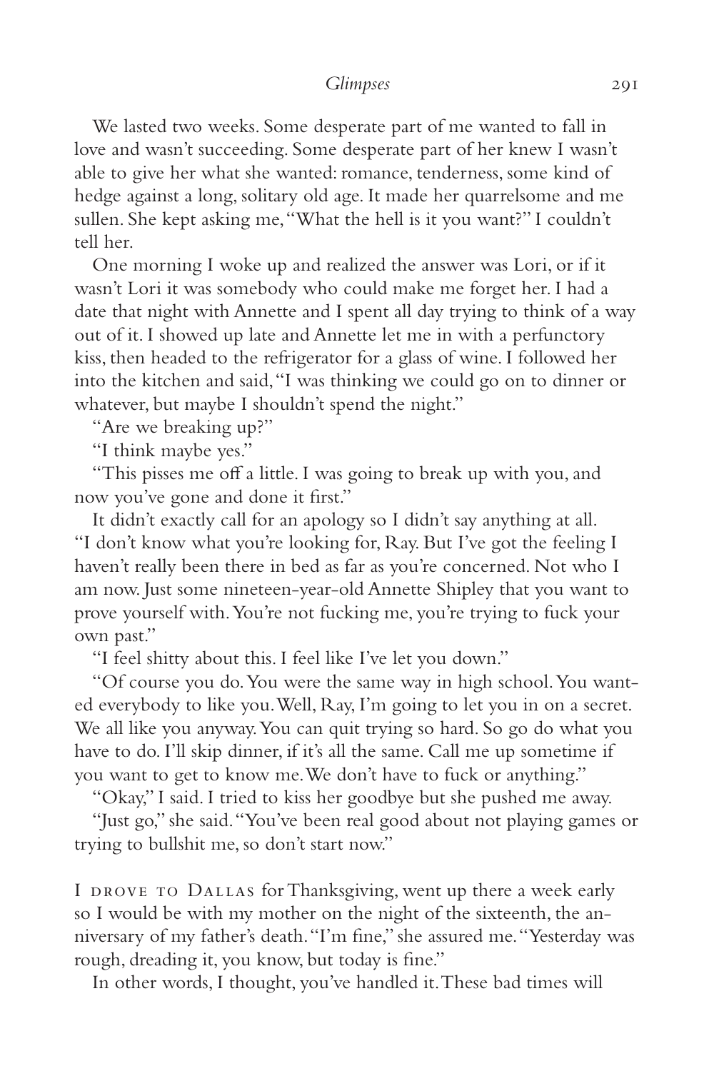We lasted two weeks. Some desperate part of me wanted to fall in love and wasn't succeeding. Some desperate part of her knew I wasn't able to give her what she wanted: romance, tenderness, some kind of hedge against a long, solitary old age. It made her quarrelsome and me sullen. She kept asking me, "What the hell is it you want?" I couldn't tell her.

One morning I woke up and realized the answer was Lori, or if it wasn't Lori it was somebody who could make me forget her. I had a date that night with Annette and I spent all day trying to think of a way out of it. I showed up late and Annette let me in with a perfunctory kiss, then headed to the refrigerator for a glass of wine. I followed her into the kitchen and said, "I was thinking we could go on to dinner or whatever, but maybe I shouldn't spend the night."

"Are we breaking up?"

"I think maybe yes."

"This pisses me off a little. I was going to break up with you, and now you've gone and done it first."

It didn't exactly call for an apology so I didn't say anything at all. "I don't know what you're looking for, Ray. But I've got the feeling I haven't really been there in bed as far as you're concerned. Not who I am now. Just some nineteen-year-old Annette Shipley that you want to prove yourself with. You're not fucking me, you're trying to fuck your own past."

"I feel shitty about this. I feel like I've let you down."

"Of course you do. You were the same way in high school. You wanted everybody to like you. Well, Ray, I'm going to let you in on a secret. We all like you anyway. You can quit trying so hard. So go do what you have to do. I'll skip dinner, if it's all the same. Call me up sometime if you want to get to know me. We don't have to fuck or anything."

"Okay," I said. I tried to kiss her goodbye but she pushed me away.

"Just go," she said. "You've been real good about not playing games or trying to bullshit me, so don't start now."

I DROVE TO DALLAS for Thanksgiving, went up there a week early so I would be with my mother on the night of the sixteenth, the anniversary of my father's death. "I'm fine," she assured me. "Yesterday was rough, dreading it, you know, but today is fine."

In other words, I thought, you've handled it. These bad times will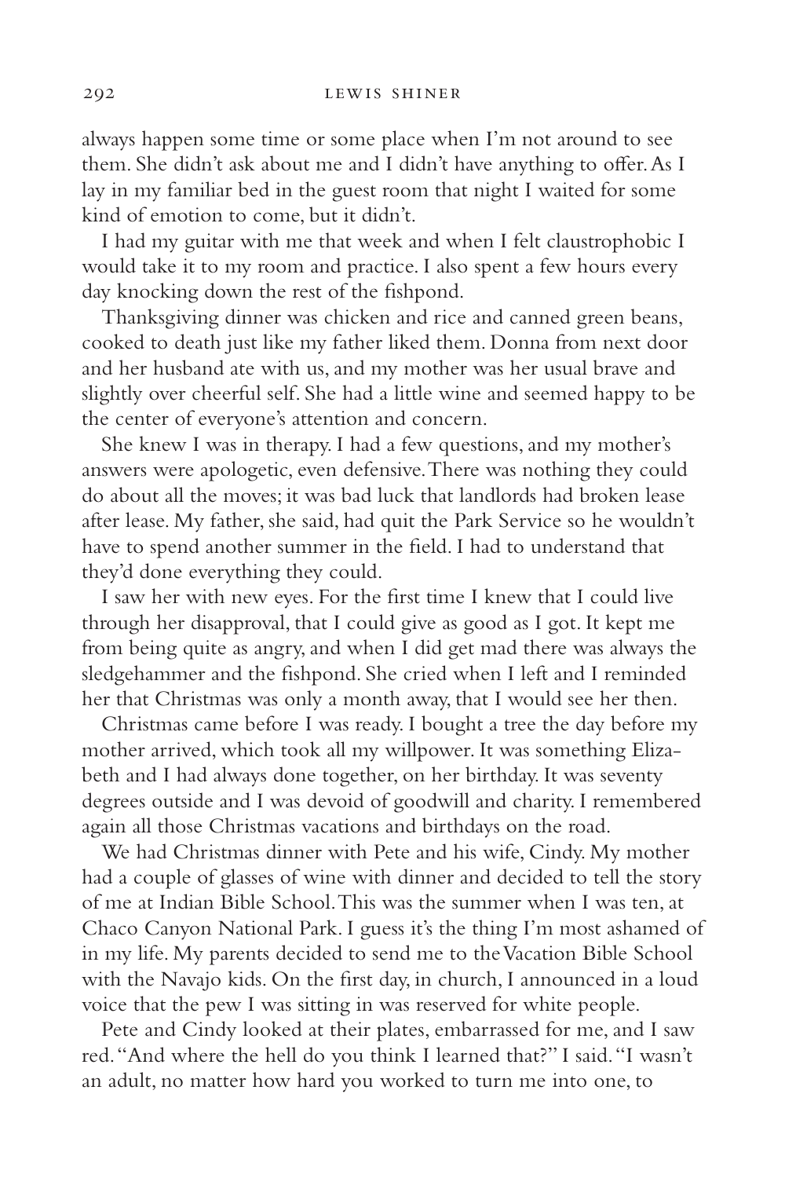always happen some time or some place when I'm not around to see them. She didn't ask about me and I didn't have anything to offer. As I lay in my familiar bed in the guest room that night I waited for some kind of emotion to come, but it didn't.

I had my guitar with me that week and when I felt claustrophobic I would take it to my room and practice. I also spent a few hours every day knocking down the rest of the fishpond.

Thanksgiving dinner was chicken and rice and canned green beans, cooked to death just like my father liked them. Donna from next door and her husband ate with us, and my mother was her usual brave and slightly over cheerful self. She had a little wine and seemed happy to be the center of everyone's attention and concern.

She knew I was in therapy. I had a few questions, and my mother's answers were apologetic, even defensive. There was nothing they could do about all the moves; it was bad luck that landlords had broken lease after lease. My father, she said, had quit the Park Service so he wouldn't have to spend another summer in the field. I had to understand that they'd done everything they could.

I saw her with new eyes. For the first time I knew that I could live through her disapproval, that I could give as good as I got. It kept me from being quite as angry, and when I did get mad there was always the sledgehammer and the fishpond. She cried when I left and I reminded her that Christmas was only a month away, that I would see her then.

Christmas came before I was ready. I bought a tree the day before my mother arrived, which took all my willpower. It was something Elizabeth and I had always done together, on her birthday. It was seventy degrees outside and I was devoid of goodwill and charity. I remembered again all those Christmas vacations and birthdays on the road.

We had Christmas dinner with Pete and his wife, Cindy. My mother had a couple of glasses of wine with dinner and decided to tell the story of me at Indian Bible School. This was the summer when I was ten, at Chaco Canyon National Park. I guess it's the thing I'm most ashamed of in my life. My parents decided to send me to the Vacation Bible School with the Navajo kids. On the first day, in church, I announced in a loud voice that the pew I was sitting in was reserved for white people.

Pete and Cindy looked at their plates, embarrassed for me, and I saw red. "And where the hell do you think I learned that?" I said. "I wasn't an adult, no matter how hard you worked to turn me into one, to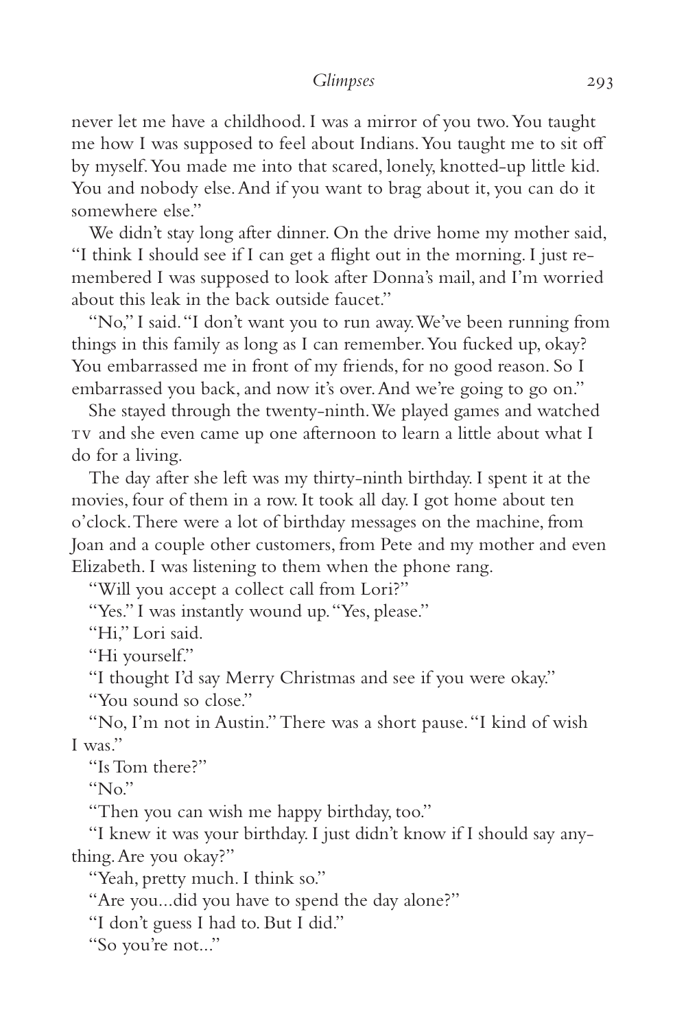never let me have a childhood. I was a mirror of you two. You taught me how I was supposed to feel about Indians. You taught me to sit off by myself. You made me into that scared, lonely, knotted-up little kid. You and nobody else. And if you want to brag about it, you can do it somewhere else."

We didn't stay long after dinner. On the drive home my mother said, "I think I should see if I can get a flight out in the morning. I just remembered I was supposed to look after Donna's mail, and I'm worried about this leak in the back outside faucet."

"No," I said. "I don't want you to run away. We've been running from things in this family as long as I can remember. You fucked up, okay? You embarrassed me in front of my friends, for no good reason. So I embarrassed you back, and now it's over. And we're going to go on."

She stayed through the twenty-ninth. We played games and watched TV and she even came up one afternoon to learn a little about what I do for a living.

The day after she left was my thirty-ninth birthday. I spent it at the movies, four of them in a row. It took all day. I got home about ten o'clock. There were a lot of birthday messages on the machine, from Joan and a couple other customers, from Pete and my mother and even Elizabeth. I was listening to them when the phone rang.

"Will you accept a collect call from Lori?"

"Yes." I was instantly wound up. "Yes, please."

"Hi," Lori said.

"Hi yourself."

"I thought I'd say Merry Christmas and see if you were okay."

"You sound so close."

"No, I'm not in Austin." There was a short pause. "I kind of wish I was."

"Is Tom there?"

"No."

"Then you can wish me happy birthday, too."

"I knew it was your birthday. I just didn't know if I should say anything. Are you okay?"

"Yeah, pretty much. I think so."

"Are you...did you have to spend the day alone?"

"I don't guess I had to. But I did."

"So you're not..."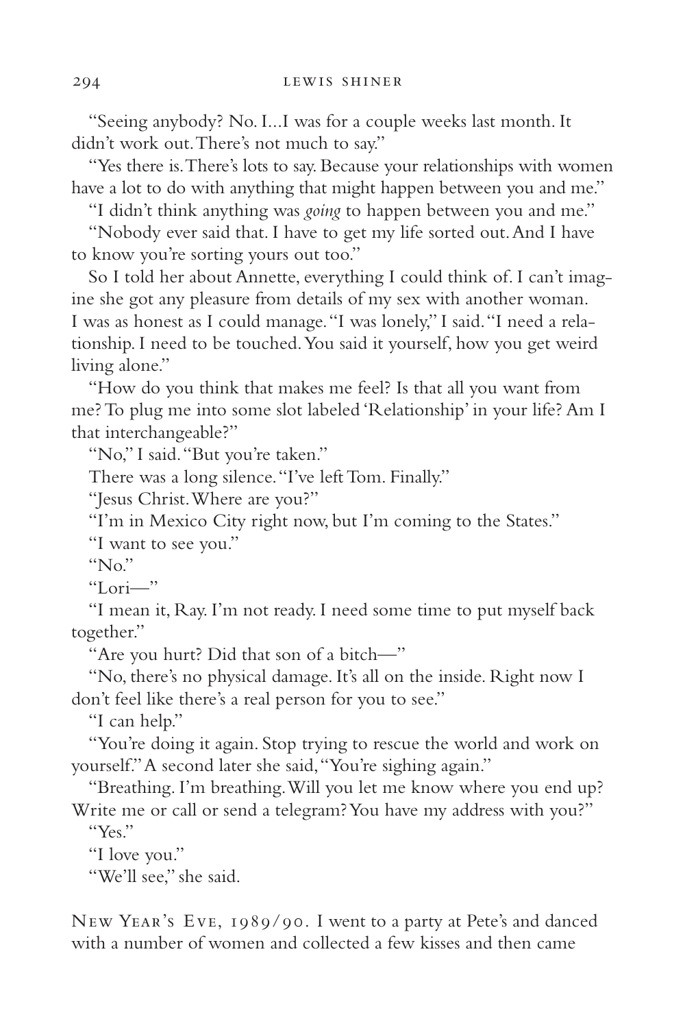"Seeing anybody? No. I...I was for a couple weeks last month. It didn't work out. There's not much to say."

"Yes there is. There's lots to say. Because your relationships with women have a lot to do with anything that might happen between you and me."

"I didn't think anything was *going* to happen between you and me."

"Nobody ever said that. I have to get my life sorted out. And I have to know you're sorting yours out too."

So I told her about Annette, everything I could think of. I can't imagine she got any pleasure from details of my sex with another woman. I was as honest as I could manage. "I was lonely," I said. "I need a relationship. I need to be touched. You said it yourself, how you get weird living alone."

"How do you think that makes me feel? Is that all you want from me? To plug me into some slot labeled 'Relationship' in your life? Am I that interchangeable?"

"No," I said. "But you're taken."

There was a long silence. "I've left Tom. Finally."

"Jesus Christ. Where are you?"

"I'm in Mexico City right now, but I'm coming to the States."

"I want to see you."

"No."

"Lori—"

"I mean it, Ray. I'm not ready. I need some time to put myself back together."

"Are you hurt? Did that son of a bitch—"

"No, there's no physical damage. It's all on the inside. Right now I don't feel like there's a real person for you to see."

"I can help."

"You're doing it again. Stop trying to rescue the world and work on yourself." A second later she said, "You're sighing again."

"Breathing. I'm breathing. Will you let me know where you end up? Write me or call or send a telegram? You have my address with you?"

"Yes."

"I love you."

"We'll see," she said.

New Year's Eve, 1989/90. I went to a party at Pete's and danced with a number of women and collected a few kisses and then came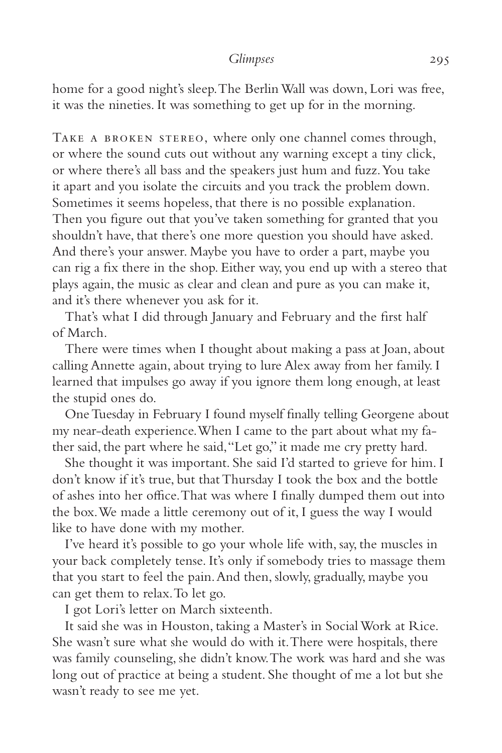home for a good night's sleep. The Berlin Wall was down, Lori was free, it was the nineties. It was something to get up for in the morning.

TAKE A BROKEN STEREO, where only one channel comes through, or where the sound cuts out without any warning except a tiny click, or where there's all bass and the speakers just hum and fuzz. You take it apart and you isolate the circuits and you track the problem down. Sometimes it seems hopeless, that there is no possible explanation. Then you figure out that you've taken something for granted that you shouldn't have, that there's one more question you should have asked. And there's your answer. Maybe you have to order a part, maybe you can rig a fix there in the shop. Either way, you end up with a stereo that plays again, the music as clear and clean and pure as you can make it, and it's there whenever you ask for it.

That's what I did through January and February and the first half of March.

There were times when I thought about making a pass at Joan, about calling Annette again, about trying to lure Alex away from her family. I learned that impulses go away if you ignore them long enough, at least the stupid ones do.

One Tuesday in February I found myself finally telling Georgene about my near-death experience. When I came to the part about what my father said, the part where he said, "Let go," it made me cry pretty hard.

She thought it was important. She said I'd started to grieve for him. I don't know if it's true, but that Thursday I took the box and the bottle of ashes into her office. That was where I finally dumped them out into the box. We made a little ceremony out of it, I guess the way I would like to have done with my mother.

I've heard it's possible to go your whole life with, say, the muscles in your back completely tense. It's only if somebody tries to massage them that you start to feel the pain. And then, slowly, gradually, maybe you can get them to relax. To let go.

I got Lori's letter on March sixteenth.

It said she was in Houston, taking a Master's in Social Work at Rice. She wasn't sure what she would do with it. There were hospitals, there was family counseling, she didn't know. The work was hard and she was long out of practice at being a student. She thought of me a lot but she wasn't ready to see me yet.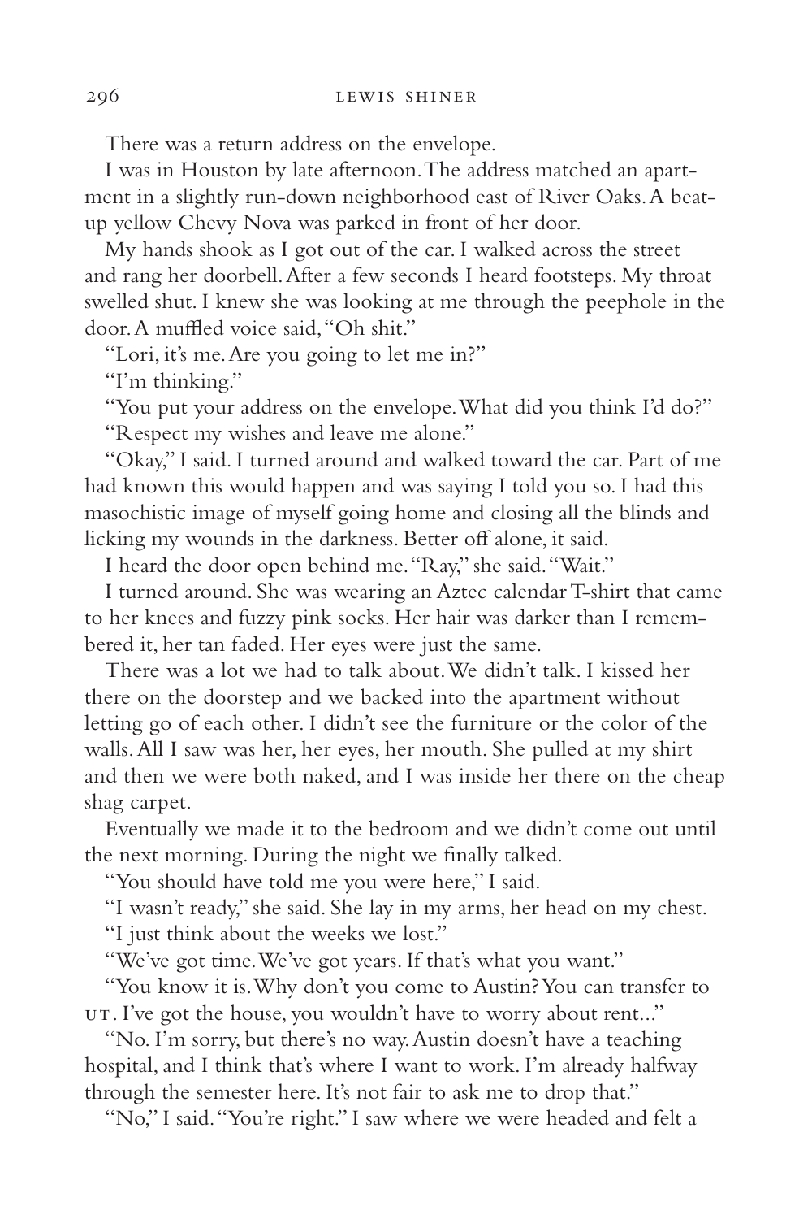There was a return address on the envelope.

I was in Houston by late afternoon. The address matched an apartment in a slightly run-down neighborhood east of River Oaks. A beat-up yellow Chevy Nova was parked in front of her door.

My hands shook as I got out of the car. I walked across the street and rang her doorbell. After a few seconds I heard footsteps. My throat swelled shut. I knew she was looking at me through the peephole in the door. A muffled voice said, "Oh shit."

"Lori, it's me. Are you going to let me in?"

"I'm thinking."

"You put your address on the envelope. What did you think I'd do?"

"Respect my wishes and leave me alone."

"Okay," I said. I turned around and walked toward the car. Part of me had known this would happen and was saying I told you so. I had this masochistic image of myself going home and closing all the blinds and licking my wounds in the darkness. Better off alone, it said.

I heard the door open behind me. "Ray," she said. "Wait."

I turned around. She was wearing an Aztec calendar T-shirt that came to her knees and fuzzy pink socks. Her hair was darker than I remembered it, her tan faded. Her eyes were just the same.

There was a lot we had to talk about. We didn't talk. I kissed her there on the doorstep and we backed into the apartment without letting go of each other. I didn't see the furniture or the color of the walls. All I saw was her, her eyes, her mouth. She pulled at my shirt and then we were both naked, and I was inside her there on the cheap shag carpet.

Eventually we made it to the bedroom and we didn't come out until the next morning. During the night we finally talked.

"You should have told me you were here," I said.

"I wasn't ready," she said. She lay in my arms, her head on my chest.

"I just think about the weeks we lost."

"We've got time. We've got years. If that's what you want."

"You know it is. Why don't you come to Austin? You can transfer to UT. I've got the house, you wouldn't have to worry about rent..."

"No. I'm sorry, but there's no way. Austin doesn't have a teaching hospital, and I think that's where I want to work. I'm already halfway through the semester here. It's not fair to ask me to drop that."

"No," I said. "You're right." I saw where we were headed and felt a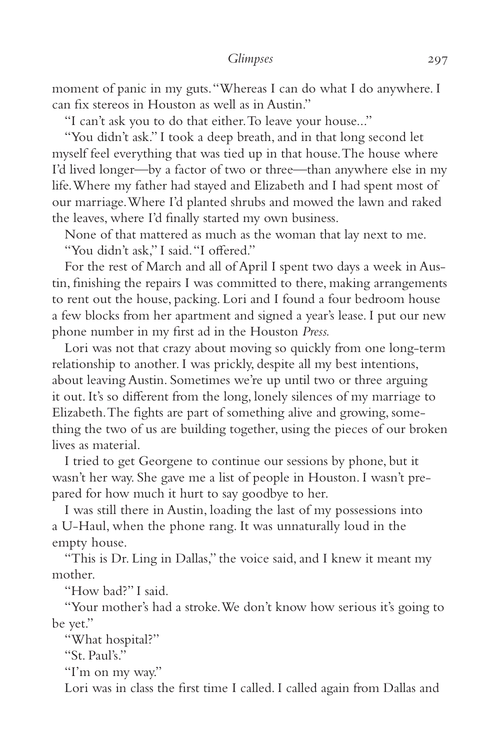moment of panic in my guts. "Whereas I can do what I do anywhere. I can fix stereos in Houston as well as in Austin."

"I can't ask you to do that either. To leave your house..."

"You didn't ask." I took a deep breath, and in that long second let myself feel everything that was tied up in that house. The house where I'd lived longer—by a factor of two or three—than anywhere else in my life. Where my father had stayed and Elizabeth and I had spent most of our marriage. Where I'd planted shrubs and mowed the lawn and raked the leaves, where I'd finally started my own business.

None of that mattered as much as the woman that lay next to me.

"You didn't ask," I said. "I offered."

For the rest of March and all of April I spent two days a week in Austin, finishing the repairs I was committed to there, making arrangements to rent out the house, packing. Lori and I found a four bedroom house a few blocks from her apartment and signed a year's lease. I put our new phone number in my first ad in the Houston *Press.*

Lori was not that crazy about moving so quickly from one long-term relationship to another. I was prickly, despite all my best intentions, about leaving Austin. Sometimes we're up until two or three arguing it out. It's so different from the long, lonely silences of my marriage to Elizabeth. The fights are part of something alive and growing, something the two of us are building together, using the pieces of our broken lives as material.

I tried to get Georgene to continue our sessions by phone, but it wasn't her way. She gave me a list of people in Houston. I wasn't prepared for how much it hurt to say goodbye to her.

I was still there in Austin, loading the last of my possessions into a U-Haul, when the phone rang. It was unnaturally loud in the empty house.

"This is Dr. Ling in Dallas," the voice said, and I knew it meant my mother.

"How bad?" I said.

"Your mother's had a stroke. We don't know how serious it's going to be yet."

"What hospital?"

"St. Paul's."

"I'm on my way."

Lori was in class the first time I called. I called again from Dallas and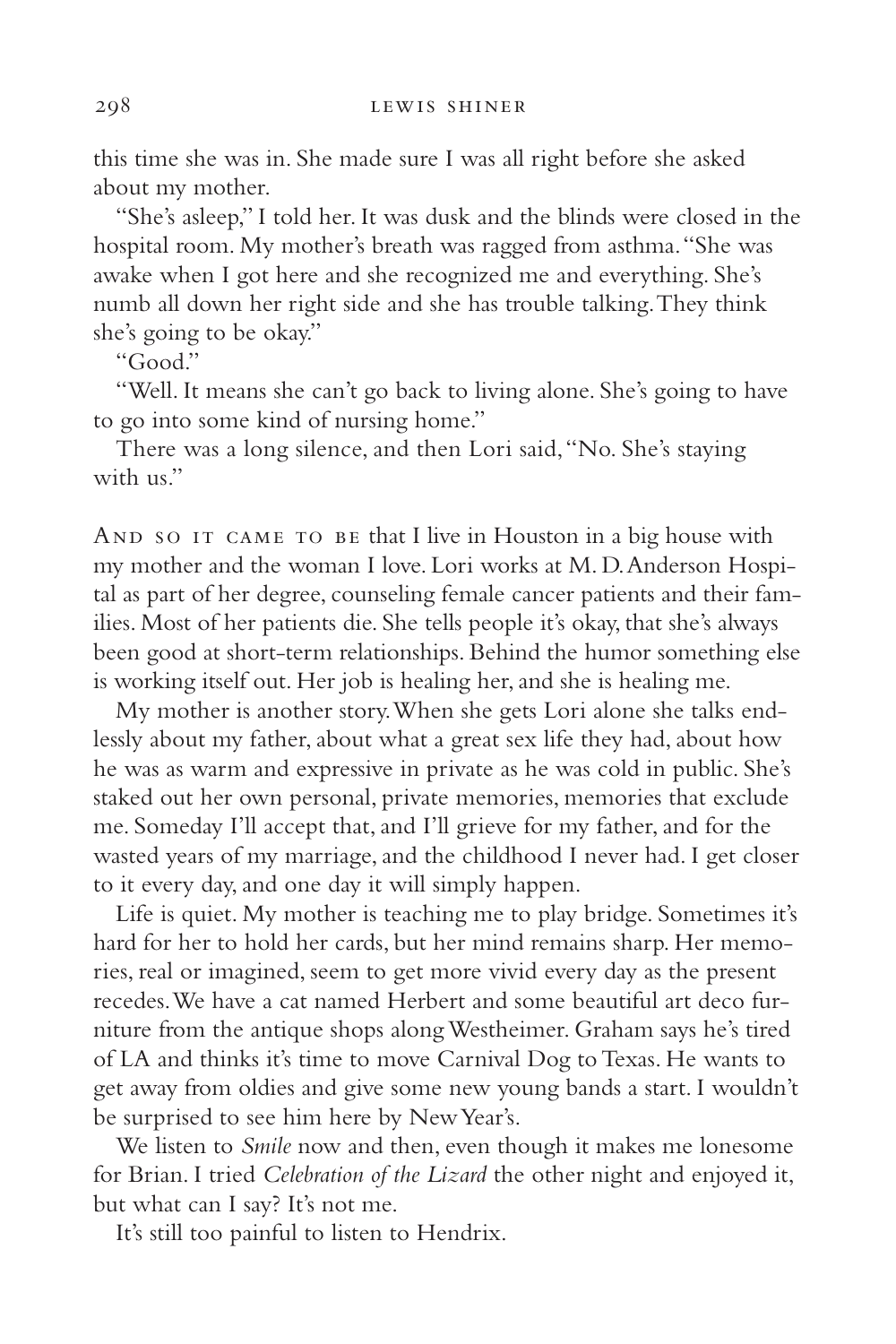this time she was in. She made sure I was all right before she asked about my mother.

"She's asleep," I told her. It was dusk and the blinds were closed in the hospital room. My mother's breath was ragged from asthma. "She was awake when I got here and she recognized me and everything. She's numb all down her right side and she has trouble talking. They think she's going to be okay."

"Good."

"Well. It means she can't go back to living alone. She's going to have to go into some kind of nursing home."

There was a long silence, and then Lori said, "No. She's staying with us."

AND SO IT CAME TO BE that I live in Houston in a big house with my mother and the woman I love. Lori works at M. D. Anderson Hospital as part of her degree, counseling female cancer patients and their families. Most of her patients die. She tells people it's okay, that she's always been good at short-term relationships. Behind the humor something else is working itself out. Her job is healing her, and she is healing me.

My mother is another story. When she gets Lori alone she talks endlessly about my father, about what a great sex life they had, about how he was as warm and expressive in private as he was cold in public. She's staked out her own personal, private memories, memories that exclude me. Someday I'll accept that, and I'll grieve for my father, and for the wasted years of my marriage, and the childhood I never had. I get closer to it every day, and one day it will simply happen.

Life is quiet. My mother is teaching me to play bridge. Sometimes it's hard for her to hold her cards, but her mind remains sharp. Her memories, real or imagined, seem to get more vivid every day as the present recedes. We have a cat named Herbert and some beautiful art deco furniture from the antique shops along Westheimer. Graham says he's tired of LA and thinks it's time to move Carnival Dog to Texas. He wants to get away from oldies and give some new young bands a start. I wouldn't be surprised to see him here by New Year's.

We listen to *Smile* now and then, even though it makes me lonesome for Brian. I tried *Celebration of the Lizard* the other night and enjoyed it, but what can I say? It's not me.

It's still too painful to listen to Hendrix.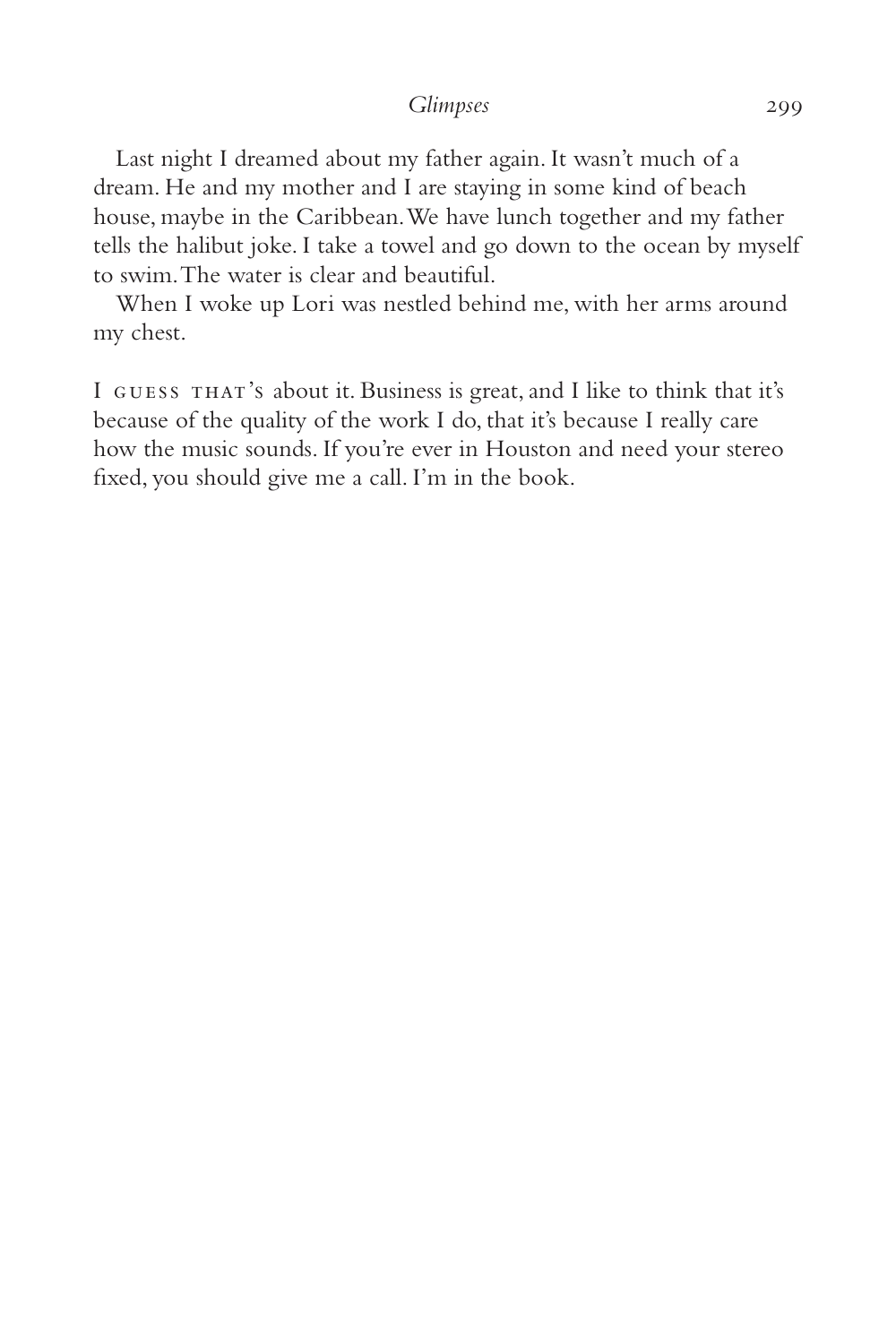Last night I dreamed about my father again. It wasn't much of a dream. He and my mother and I are staying in some kind of beach house, maybe in the Caribbean. We have lunch together and my father tells the halibut joke. I take a towel and go down to the ocean by myself to swim. The water is clear and beautiful.

When I woke up Lori was nestled behind me, with her arms around my chest.

I GUESS THAT'S about it. Business is great, and I like to think that it's because of the quality of the work I do, that it's because I really care how the music sounds. If you're ever in Houston and need your stereo fixed, you should give me a call. I'm in the book.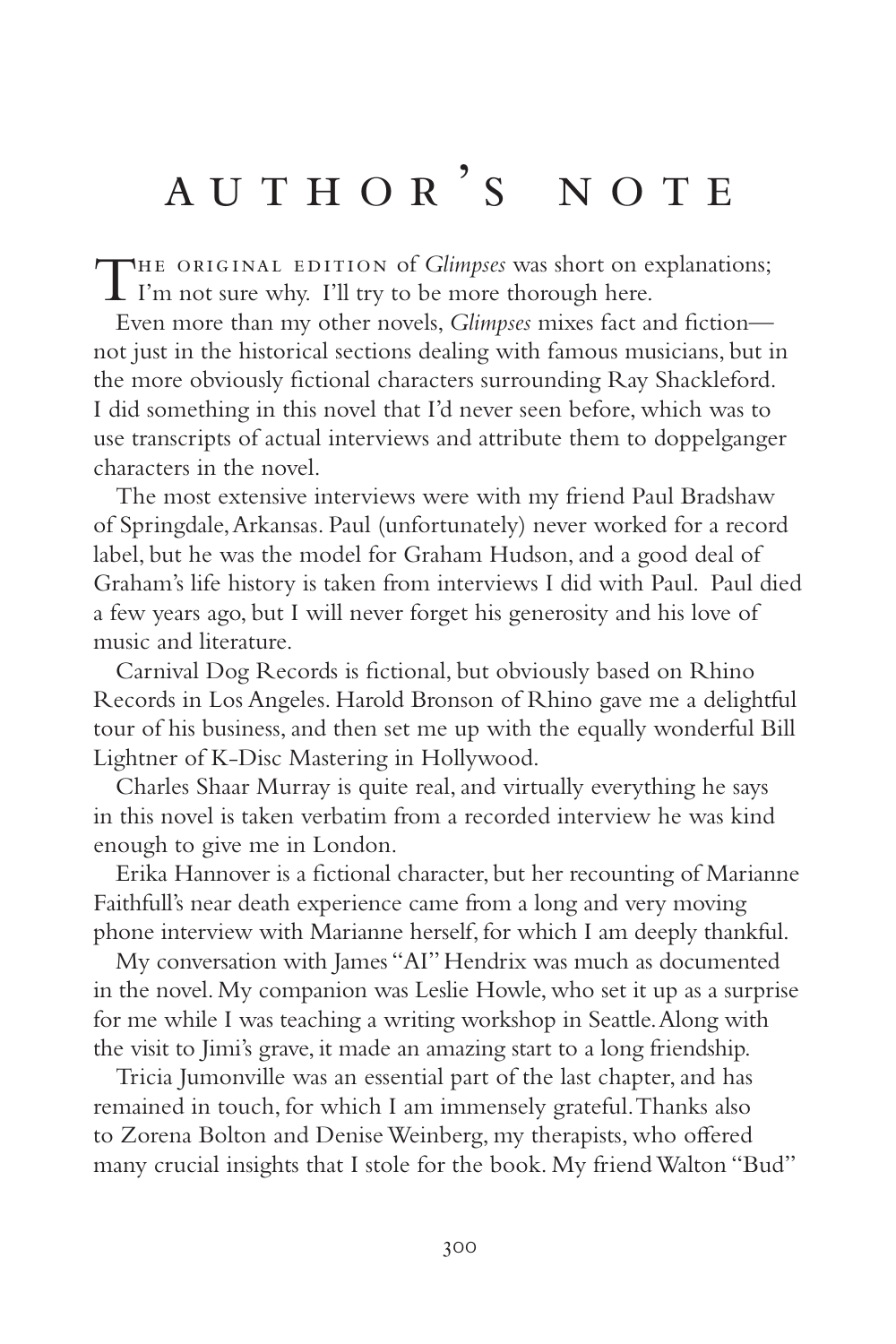# AUTHOR'S NOTE

THE ORIGINAL EDITION of *Glimpses* was short on explanations; I'm not sure why. I'll try to be more thorough here.

Even more than my other novels, *Glimpses* mixes fact and fiction—not just in the historical sections dealing with famous musicians, but in the more obviously fictional characters surrounding Ray Shackleford. I did something in this novel that I'd never seen before, which was to use transcripts of actual interviews and attribute them to doppelganger characters in the novel.

The most extensive interviews were with my friend Paul Bradshaw of Springdale, Arkansas. Paul (unfortunately) never worked for a record label, but he was the model for Graham Hudson, and a good deal of Graham's life history is taken from interviews I did with Paul. Paul died a few years ago, but I will never forget his generosity and his love of music and literature.

Carnival Dog Records is fictional, but obviously based on Rhino Records in Los Angeles. Harold Bronson of Rhino gave me a delightful tour of his business, and then set me up with the equally wonderful Bill Lightner of K-Disc Mastering in Hollywood.

Charles Shaar Murray is quite real, and virtually everything he says in this novel is taken verbatim from a recorded interview he was kind enough to give me in London.

Erika Hannover is a fictional character, but her recounting of Marianne Faithfull's near death experience came from a long and very moving phone interview with Marianne herself, for which I am deeply thankful.

My conversation with James "Al" Hendrix was much as documented in the novel. My companion was Leslie Howle, who set it up as a surprise for me while I was teaching a writing workshop in Seattle. Along with the visit to Jimi's grave, it made an amazing start to a long friendship.

Tricia Jumonville was an essential part of the last chapter, and has remained in touch, for which I am immensely grateful. Thanks also to Zorena Bolton and Denise Weinberg, my therapists, who offered many crucial insights that I stole for the book. My friend Walton "Bud"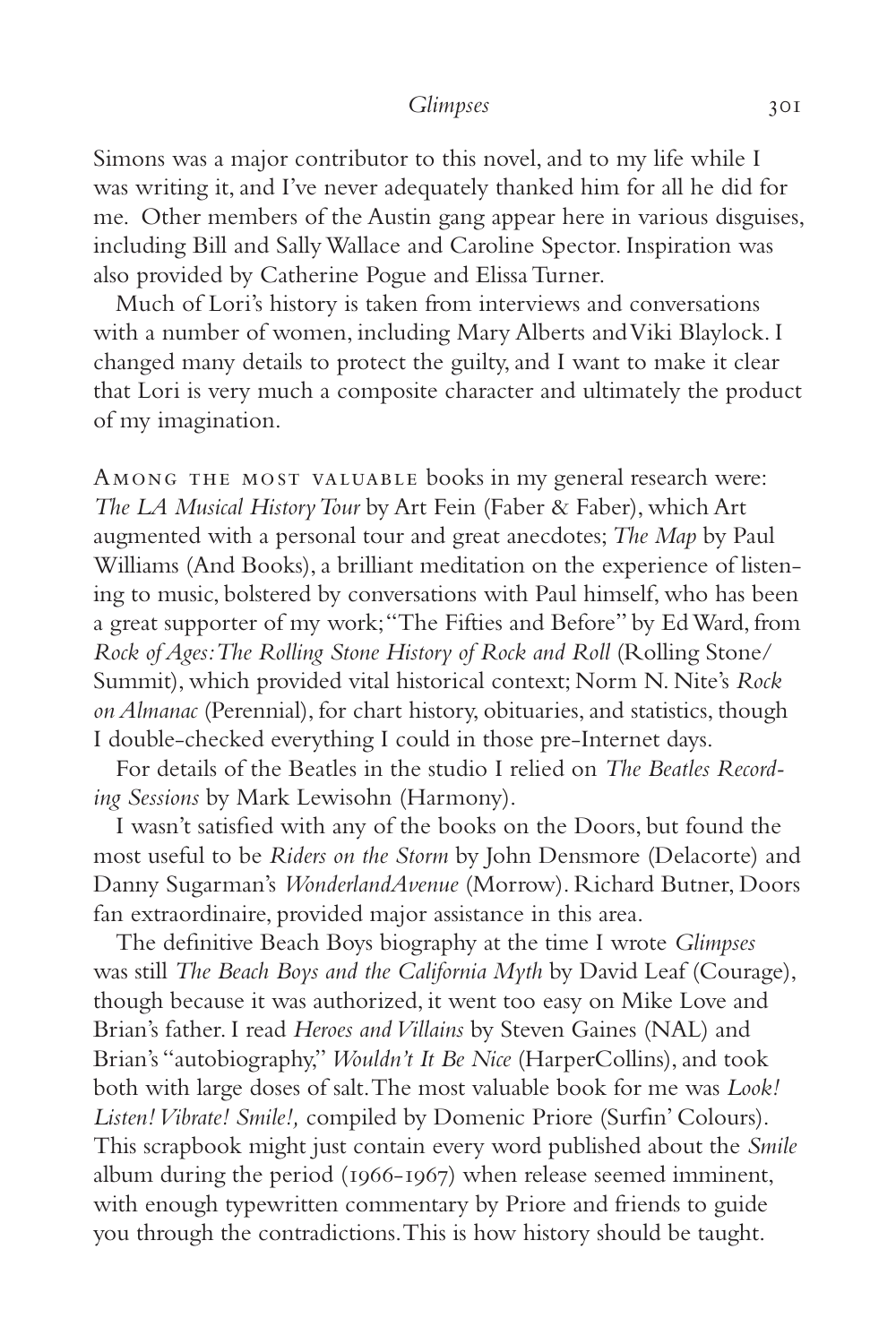Simons was a major contributor to this novel, and to my life while I was writing it, and I've never adequately thanked him for all he did for me. Other members of the Austin gang appear here in various disguises, including Bill and Sally Wallace and Caroline Spector. Inspiration was also provided by Catherine Pogue and Elissa Turner.

Much of Lori's history is taken from interviews and conversations with a number of women, including Mary Alberts and Viki Blaylock. I changed many details to protect the guilty, and I want to make it clear that Lori is very much a composite character and ultimately the product of my imagination.

AMONG THE MOST VALUABLE books in my general research were: *The LA Musical History Tour* by Art Fein (Faber & Faber), which Art augmented with a personal tour and great anecdotes; *The Map* by Paul Williams (And Books), a brilliant meditation on the experience of listening to music, bolstered by conversations with Paul himself, who has been a great supporter of my work; "The Fifties and Before" by Ed Ward, from *Rock of Ages: The Rolling Stone History of Rock and Roll* (Rolling Stone/Summit), which provided vital historical context; Norm N. Nite's *Rock on Almanac* (Perennial), for chart history, obituaries, and statistics, though I double-checked everything I could in those pre-Internet days.

For details of the Beatles in the studio I relied on *The Beatles Recording Sessions* by Mark Lewisohn (Harmony).

I wasn't satisfied with any of the books on the Doors, but found the most useful to be *Riders on the Storm* by John Densmore (Delacorte) and Danny Sugarman's *WonderlandAvenue* (Morrow). Richard Butner, Doors fan extraordinaire, provided major assistance in this area.

The definitive Beach Boys biography at the time I wrote *Glimpses* was still *The Beach Boys and the California Myth* by David Leaf (Courage), though because it was authorized, it went too easy on Mike Love and Brian's father. I read *Heroes and Villains* by Steven Gaines (NAL) and Brian's "autobiography," *Wouldn't It Be Nice* (HarperCollins), and took both with large doses of salt. The most valuable book for me was *Look! Listen! Vibrate! Smile!,* compiled by Domenic Priore (Surfin' Colours). This scrapbook might just contain every word published about the *Smile* album during the period (1966-1967) when release seemed imminent, with enough typewritten commentary by Priore and friends to guide you through the contradictions. This is how history should be taught.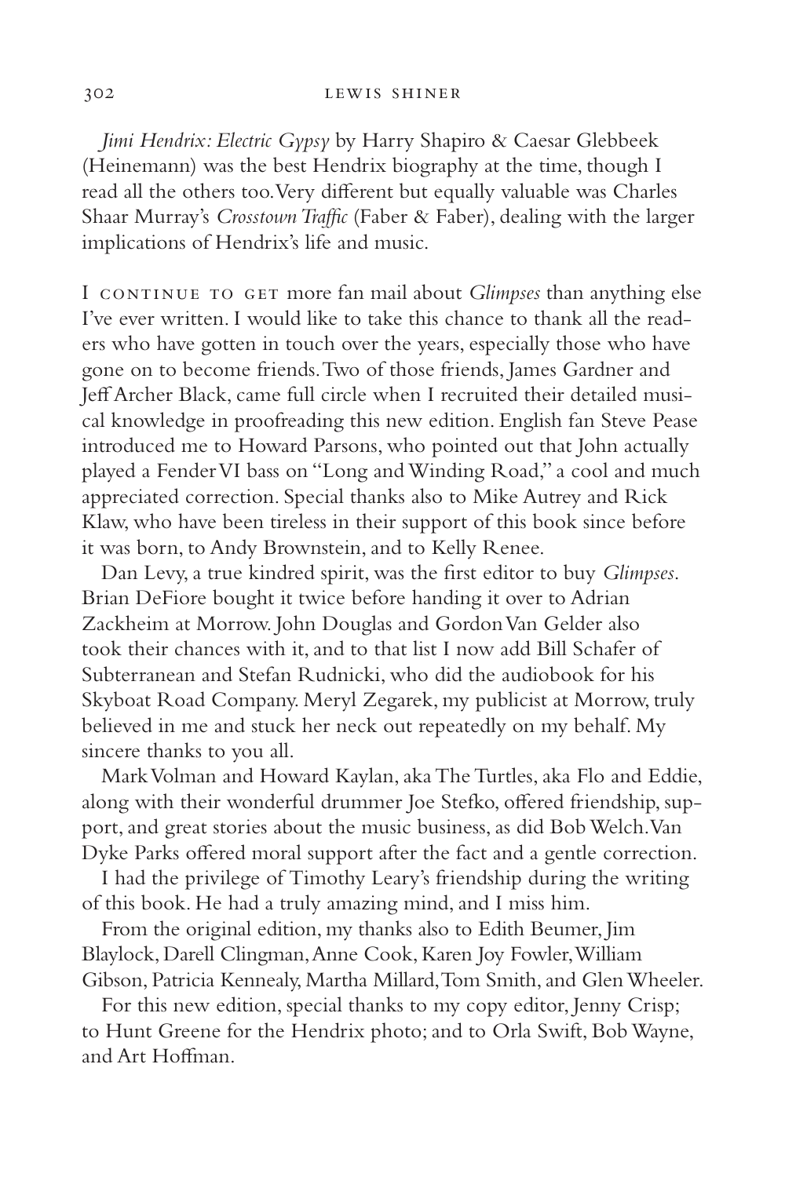*Jimi Hendrix: Electric Gypsy* by Harry Shapiro & Caesar Glebbeek (Heinemann) was the best Hendrix biography at the time, though I read all the others too. Very different but equally valuable was Charles Shaar Murray's *Crosstown Traffic* (Faber & Faber), dealing with the larger implications of Hendrix's life and music.

I continue to get more fan mail about *Glimpses* than anything else I've ever written. I would like to take this chance to thank all the readers who have gotten in touch over the years, especially those who have gone on to become friends. Two of those friends, James Gardner and Jeff Archer Black, came full circle when I recruited their detailed musical knowledge in proofreading this new edition. English fan Steve Pease introduced me to Howard Parsons, who pointed out that John actually played a Fender VI bass on "Long and Winding Road," a cool and much appreciated correction. Special thanks also to Mike Autrey and Rick Klaw, who have been tireless in their support of this book since before it was born, to Andy Brownstein, and to Kelly Renee.

Dan Levy, a true kindred spirit, was the first editor to buy *Glimpses*. Brian DeFiore bought it twice before handing it over to Adrian Zackheim at Morrow. John Douglas and Gordon Van Gelder also took their chances with it, and to that list I now add Bill Schafer of Subterranean and Stefan Rudnicki, who did the audiobook for his Skyboat Road Company. Meryl Zegarek, my publicist at Morrow, truly believed in me and stuck her neck out repeatedly on my behalf. My sincere thanks to you all.

Mark Volman and Howard Kaylan, aka The Turtles, aka Flo and Eddie, along with their wonderful drummer Joe Stefko, offered friendship, support, and great stories about the music business, as did Bob Welch. Van Dyke Parks offered moral support after the fact and a gentle correction.

I had the privilege of Timothy Leary's friendship during the writing of this book. He had a truly amazing mind, and I miss him.

From the original edition, my thanks also to Edith Beumer, Jim Blaylock, Darell Clingman, Anne Cook, Karen Joy Fowler, William Gibson, Patricia Kennealy, Martha Millard, Tom Smith, and Glen Wheeler.

For this new edition, special thanks to my copy editor, Jenny Crisp; to Hunt Greene for the Hendrix photo; and to Orla Swift, Bob Wayne, and Art Hoffman.